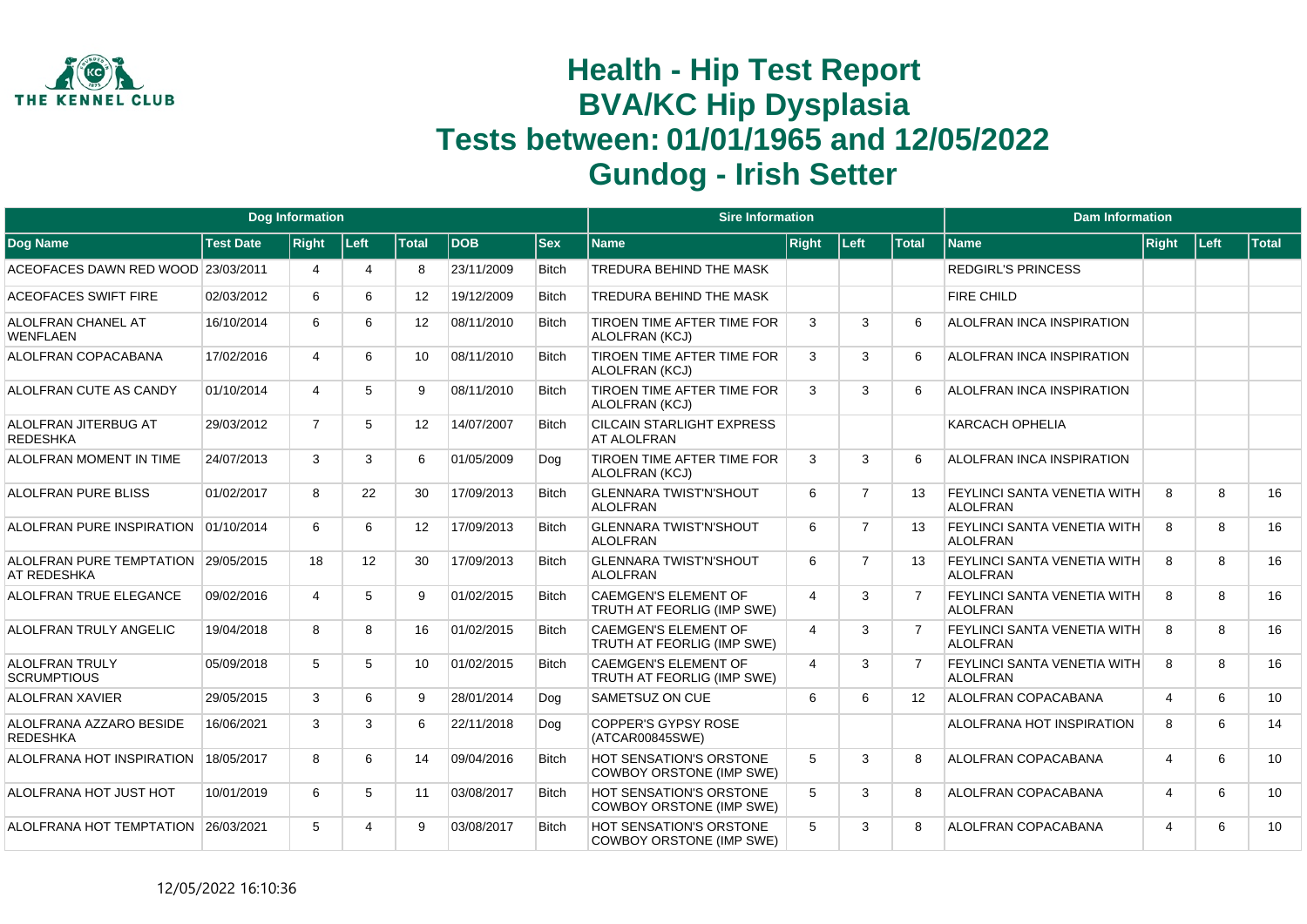# Health - Hip Test Report
# BVA/KC Hip Dysplasia
# Tests between: 01/01/1965 and 12/05/2022
# Gundog - Irish Setter

| Dog Information | | | | | | | Sire Information | | | | Dam Information | | | |
|---|---|---|---|---|---|---|---|---|---|---|---|---|---|---|
| Dog Name | Test Date | Right | Left | Total | DOB | Sex | Name | Right | Left | Total | Name | Right | Left | Total |
| ACEOFACES DAWN RED WOOD | 23/03/2011 | 4 | 4 | 8 | 23/11/2009 | Bitch | TREDURA BEHIND THE MASK | | | | REDGIRL'S PRINCESS | | | |
| ACEOFACES SWIFT FIRE | 02/03/2012 | 6 | 6 | 12 | 19/12/2009 | Bitch | TREDURA BEHIND THE MASK | | | | FIRE CHILD | | | |
| ALOLFRAN CHANEL AT WENFLAEN | 16/10/2014 | 6 | 6 | 12 | 08/11/2010 | Bitch | TIROEN TIME AFTER TIME FOR ALOLFRAN (KCJ) | 3 | 3 | 6 | ALOLFRAN INCA INSPIRATION | | | |
| ALOLFRAN COPACABANA | 17/02/2016 | 4 | 6 | 10 | 08/11/2010 | Bitch | TIROEN TIME AFTER TIME FOR ALOLFRAN (KCJ) | 3 | 3 | 6 | ALOLFRAN INCA INSPIRATION | | | |
| ALOLFRAN CUTE AS CANDY | 01/10/2014 | 4 | 5 | 9 | 08/11/2010 | Bitch | TIROEN TIME AFTER TIME FOR ALOLFRAN (KCJ) | 3 | 3 | 6 | ALOLFRAN INCA INSPIRATION | | | |
| ALOLFRAN JITERBUG AT REDESHKA | 29/03/2012 | 7 | 5 | 12 | 14/07/2007 | Bitch | CILCAIN STARLIGHT EXPRESS AT ALOLFRAN | | | | KARCACH OPHELIA | | | |
| ALOLFRAN MOMENT IN TIME | 24/07/2013 | 3 | 3 | 6 | 01/05/2009 | Dog | TIROEN TIME AFTER TIME FOR ALOLFRAN (KCJ) | 3 | 3 | 6 | ALOLFRAN INCA INSPIRATION | | | |
| ALOLFRAN PURE BLISS | 01/02/2017 | 8 | 22 | 30 | 17/09/2013 | Bitch | GLENNARA TWIST'N'SHOUT ALOLFRAN | 6 | 7 | 13 | FEYLINCI SANTA VENETIA WITH ALOLFRAN | 8 | 8 | 16 |
| ALOLFRAN PURE INSPIRATION | 01/10/2014 | 6 | 6 | 12 | 17/09/2013 | Bitch | GLENNARA TWIST'N'SHOUT ALOLFRAN | 6 | 7 | 13 | FEYLINCI SANTA VENETIA WITH ALOLFRAN | 8 | 8 | 16 |
| ALOLFRAN PURE TEMPTATION AT REDESHKA | 29/05/2015 | 18 | 12 | 30 | 17/09/2013 | Bitch | GLENNARA TWIST'N'SHOUT ALOLFRAN | 6 | 7 | 13 | FEYLINCI SANTA VENETIA WITH ALOLFRAN | 8 | 8 | 16 |
| ALOLFRAN TRUE ELEGANCE | 09/02/2016 | 4 | 5 | 9 | 01/02/2015 | Bitch | CAEMGEN'S ELEMENT OF TRUTH AT FEORLIG (IMP SWE) | 4 | 3 | 7 | FEYLINCI SANTA VENETIA WITH ALOLFRAN | 8 | 8 | 16 |
| ALOLFRAN TRULY ANGELIC | 19/04/2018 | 8 | 8 | 16 | 01/02/2015 | Bitch | CAEMGEN'S ELEMENT OF TRUTH AT FEORLIG (IMP SWE) | 4 | 3 | 7 | FEYLINCI SANTA VENETIA WITH ALOLFRAN | 8 | 8 | 16 |
| ALOLFRAN TRULY SCRUMPTIOUS | 05/09/2018 | 5 | 5 | 10 | 01/02/2015 | Bitch | CAEMGEN'S ELEMENT OF TRUTH AT FEORLIG (IMP SWE) | 4 | 3 | 7 | FEYLINCI SANTA VENETIA WITH ALOLFRAN | 8 | 8 | 16 |
| ALOLFRAN XAVIER | 29/05/2015 | 3 | 6 | 9 | 28/01/2014 | Dog | SAMETSUZ ON CUE | 6 | 6 | 12 | ALOLFRAN COPACABANA | 4 | 6 | 10 |
| ALOLFRANA AZZARO BESIDE REDESHKA | 16/06/2021 | 3 | 3 | 6 | 22/11/2018 | Dog | COPPER'S GYPSY ROSE (ATCAR00845SWE) | | | | ALOLFRANA HOT INSPIRATION | 8 | 6 | 14 |
| ALOLFRANA HOT INSPIRATION | 18/05/2017 | 8 | 6 | 14 | 09/04/2016 | Bitch | HOT SENSATION'S ORSTONE COWBOY ORSTONE (IMP SWE) | 5 | 3 | 8 | ALOLFRAN COPACABANA | 4 | 6 | 10 |
| ALOLFRANA HOT JUST HOT | 10/01/2019 | 6 | 5 | 11 | 03/08/2017 | Bitch | HOT SENSATION'S ORSTONE COWBOY ORSTONE (IMP SWE) | 5 | 3 | 8 | ALOLFRAN COPACABANA | 4 | 6 | 10 |
| ALOLFRANA HOT TEMPTATION | 26/03/2021 | 5 | 4 | 9 | 03/08/2017 | Bitch | HOT SENSATION'S ORSTONE COWBOY ORSTONE (IMP SWE) | 5 | 3 | 8 | ALOLFRAN COPACABANA | 4 | 6 | 10 |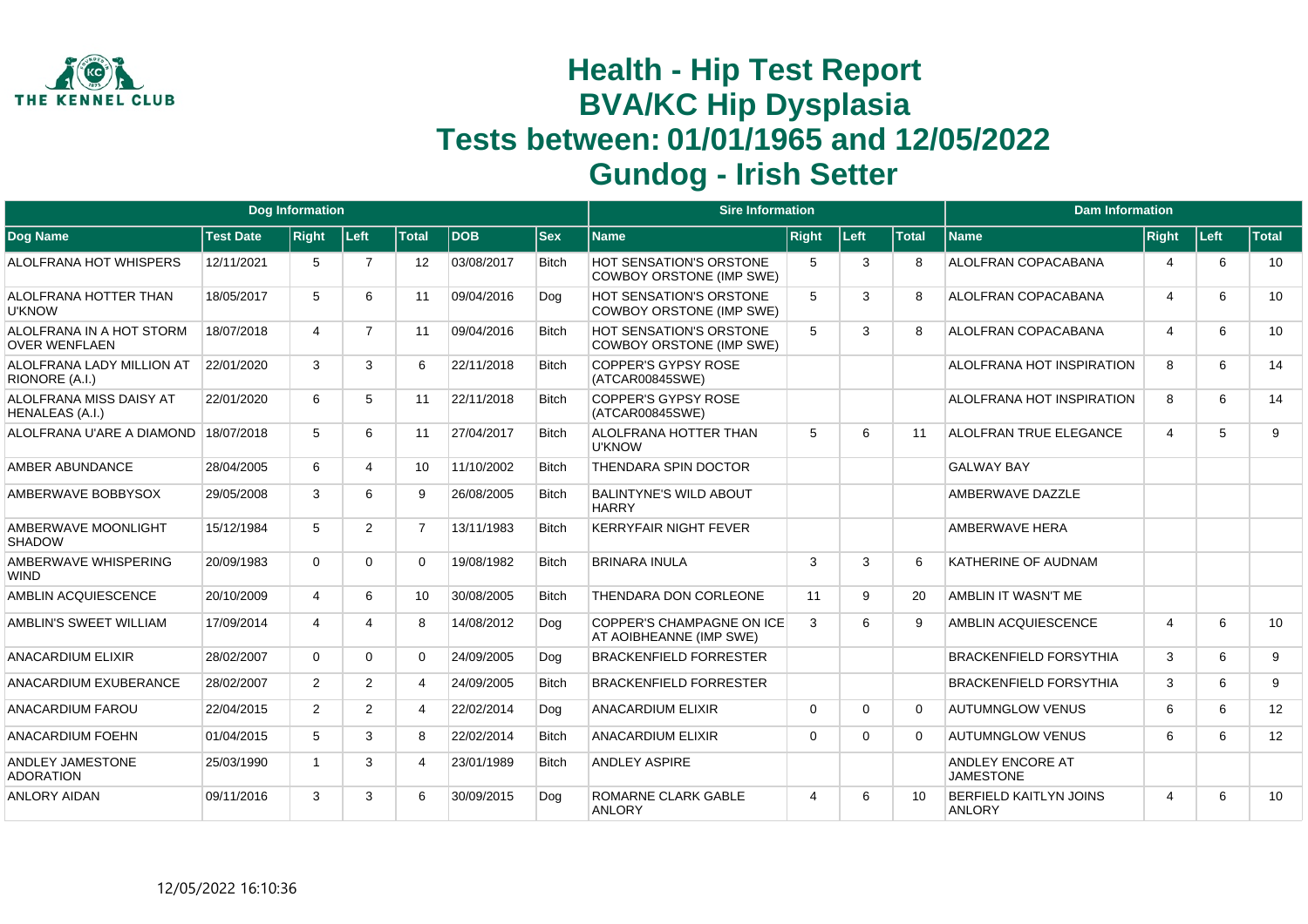# Health - Hip Test Report
# BVA/KC Hip Dysplasia
# Tests between: 01/01/1965 and 12/05/2022
# Gundog - Irish Setter

| Dog Information | | | | | | | Sire Information | | | | Dam Information | | | |
|---|---|---|---|---|---|---|---|---|---|---|---|---|---|---|
| Dog Name | Test Date | Right | Left | Total | DOB | Sex | Name | Right | Left | Total | Name | Right | Left | Total |
| ALOLFRANA HOT WHISPERS | 12/11/2021 | 5 | 7 | 12 | 03/08/2017 | Bitch | HOT SENSATION'S ORSTONE COWBOY ORSTONE (IMP SWE) | 5 | 3 | 8 | ALOLFRAN COPACABANA | 4 | 6 | 10 |
| ALOLFRANA HOTTER THAN U'KNOW | 18/05/2017 | 5 | 6 | 11 | 09/04/2016 | Dog | HOT SENSATION'S ORSTONE COWBOY ORSTONE (IMP SWE) | 5 | 3 | 8 | ALOLFRAN COPACABANA | 4 | 6 | 10 |
| ALOLFRANA IN A HOT STORM OVER WENFLAEN | 18/07/2018 | 4 | 7 | 11 | 09/04/2016 | Bitch | HOT SENSATION'S ORSTONE COWBOY ORSTONE (IMP SWE) | 5 | 3 | 8 | ALOLFRAN COPACABANA | 4 | 6 | 10 |
| ALOLFRANA LADY MILLION AT RIONORE (A.I.) | 22/01/2020 | 3 | 3 | 6 | 22/11/2018 | Bitch | COPPER'S GYPSY ROSE (ATCAR00845SWE) | | | | ALOLFRANA HOT INSPIRATION | 8 | 6 | 14 |
| ALOLFRANA MISS DAISY AT HENALEAS (A.I.) | 22/01/2020 | 6 | 5 | 11 | 22/11/2018 | Bitch | COPPER'S GYPSY ROSE (ATCAR00845SWE) | | | | ALOLFRANA HOT INSPIRATION | 8 | 6 | 14 |
| ALOLFRANA U'ARE A DIAMOND | 18/07/2018 | 5 | 6 | 11 | 27/04/2017 | Bitch | ALOLFRANA HOTTER THAN U'KNOW | 5 | 6 | 11 | ALOLFRAN TRUE ELEGANCE | 4 | 5 | 9 |
| AMBER ABUNDANCE | 28/04/2005 | 6 | 4 | 10 | 11/10/2002 | Bitch | THENDARA SPIN DOCTOR | | | | GALWAY BAY | | | |
| AMBERWAVE BOBBYSOX | 29/05/2008 | 3 | 6 | 9 | 26/08/2005 | Bitch | BALINTYNE'S WILD ABOUT HARRY | | | | AMBERWAVE DAZZLE | | | |
| AMBERWAVE MOONLIGHT SHADOW | 15/12/1984 | 5 | 2 | 7 | 13/11/1983 | Bitch | KERRYFAIR NIGHT FEVER | | | | AMBERWAVE HERA | | | |
| AMBERWAVE WHISPERING WIND | 20/09/1983 | 0 | 0 | 0 | 19/08/1982 | Bitch | BRINARA INULA | 3 | 3 | 6 | KATHERINE OF AUDNAM | | | |
| AMBLIN ACQUIESCENCE | 20/10/2009 | 4 | 6 | 10 | 30/08/2005 | Bitch | THENDARA DON CORLEONE | 11 | 9 | 20 | AMBLIN IT WASN'T ME | | | |
| AMBLIN'S SWEET WILLIAM | 17/09/2014 | 4 | 4 | 8 | 14/08/2012 | Dog | COPPER'S CHAMPAGNE ON ICE AT AOIBHEANNE (IMP SWE) | 3 | 6 | 9 | AMBLIN ACQUIESCENCE | 4 | 6 | 10 |
| ANACARDIUM ELIXIR | 28/02/2007 | 0 | 0 | 0 | 24/09/2005 | Dog | BRACKENFIELD FORRESTER | | | | BRACKENFIELD FORSYTHIA | 3 | 6 | 9 |
| ANACARDIUM EXUBERANCE | 28/02/2007 | 2 | 2 | 4 | 24/09/2005 | Bitch | BRACKENFIELD FORRESTER | | | | BRACKENFIELD FORSYTHIA | 3 | 6 | 9 |
| ANACARDIUM FAROU | 22/04/2015 | 2 | 2 | 4 | 22/02/2014 | Dog | ANACARDIUM ELIXIR | 0 | 0 | 0 | AUTUMNGLOW VENUS | 6 | 6 | 12 |
| ANACARDIUM FOEHN | 01/04/2015 | 5 | 3 | 8 | 22/02/2014 | Bitch | ANACARDIUM ELIXIR | 0 | 0 | 0 | AUTUMNGLOW VENUS | 6 | 6 | 12 |
| ANDLEY JAMESTONE ADORATION | 25/03/1990 | 1 | 3 | 4 | 23/01/1989 | Bitch | ANDLEY ASPIRE | | | | ANDLEY ENCORE AT JAMESTONE | | | |
| ANLORY AIDAN | 09/11/2016 | 3 | 3 | 6 | 30/09/2015 | Dog | ROMARNE CLARK GABLE ANLORY | 4 | 6 | 10 | BERFIELD KAITLYN JOINS ANLORY | 4 | 6 | 10 |

12/05/2022 16:10:36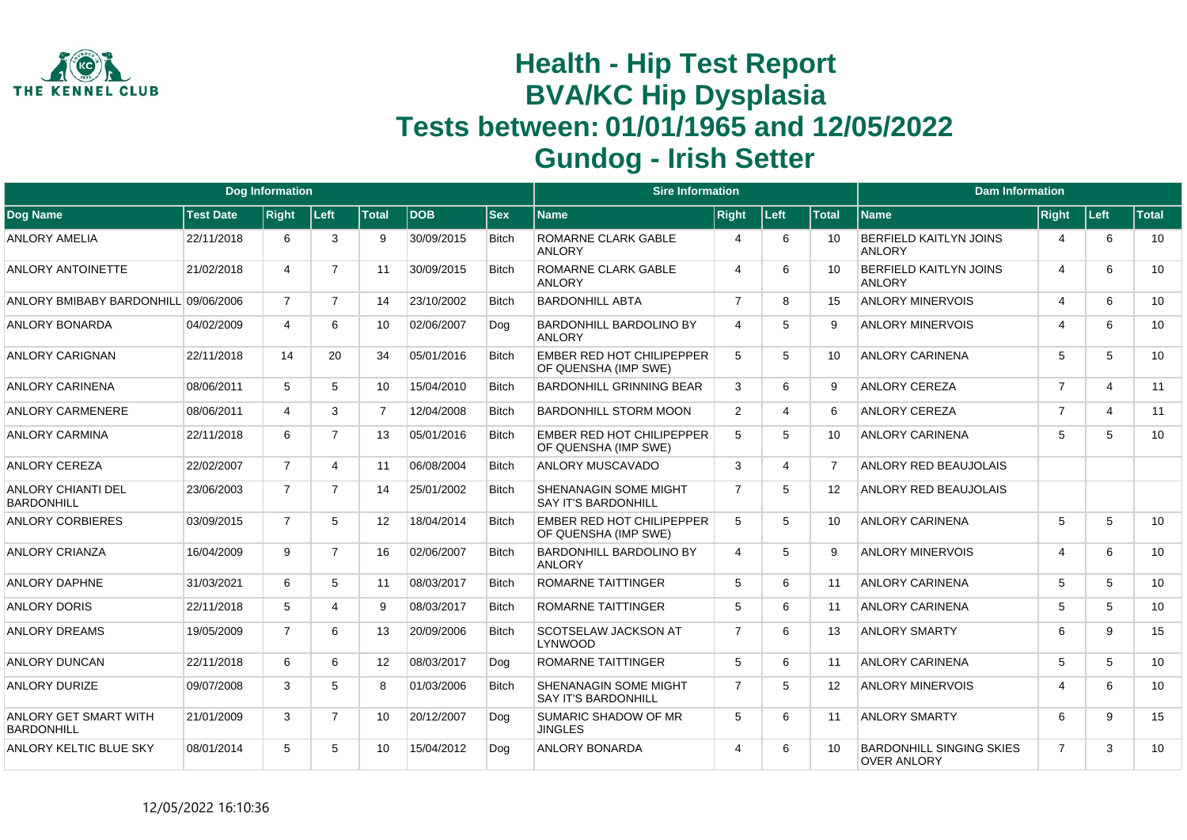# Health - Hip Test Report
# BVA/KC Hip Dysplasia
# Tests between: 01/01/1965 and 12/05/2022
# Gundog - Irish Setter

| Dog Information | | | | | | | Sire Information | | | | Dam Information | | | |
|---|---|---|---|---|---|---|---|---|---|---|---|---|---|---|
| Dog Name | Test Date | Right | Left | Total | DOB | Sex | Name | Right | Left | Total | Name | Right | Left | Total |
| ANLORY AMELIA | 22/11/2018 | 6 | 3 | 9 | 30/09/2015 | Bitch | ROMARNE CLARK GABLE ANLORY | 4 | 6 | 10 | BERFIELD KAITLYN JOINS ANLORY | 4 | 6 | 10 |
| ANLORY ANTOINETTE | 21/02/2018 | 4 | 7 | 11 | 30/09/2015 | Bitch | ROMARNE CLARK GABLE ANLORY | 4 | 6 | 10 | BERFIELD KAITLYN JOINS ANLORY | 4 | 6 | 10 |
| ANLORY BMIBABY BARDONHILL | 09/06/2006 | 7 | 7 | 14 | 23/10/2002 | Bitch | BARDONHILL ABTA | 7 | 8 | 15 | ANLORY MINERVOIS | 4 | 6 | 10 |
| ANLORY BONARDA | 04/02/2009 | 4 | 6 | 10 | 02/06/2007 | Dog | BARDONHILL BARDOLINO BY ANLORY | 4 | 5 | 9 | ANLORY MINERVOIS | 4 | 6 | 10 |
| ANLORY CARIGNAN | 22/11/2018 | 14 | 20 | 34 | 05/01/2016 | Bitch | EMBER RED HOT CHILIPEPPER OF QUENSHA (IMP SWE) | 5 | 5 | 10 | ANLORY CARINENA | 5 | 5 | 10 |
| ANLORY CARINENA | 08/06/2011 | 5 | 5 | 10 | 15/04/2010 | Bitch | BARDONHILL GRINNING BEAR | 3 | 6 | 9 | ANLORY CEREZA | 7 | 4 | 11 |
| ANLORY CARMENERE | 08/06/2011 | 4 | 3 | 7 | 12/04/2008 | Bitch | BARDONHILL STORM MOON | 2 | 4 | 6 | ANLORY CEREZA | 7 | 4 | 11 |
| ANLORY CARMINA | 22/11/2018 | 6 | 7 | 13 | 05/01/2016 | Bitch | EMBER RED HOT CHILIPEPPER OF QUENSHA (IMP SWE) | 5 | 5 | 10 | ANLORY CARINENA | 5 | 5 | 10 |
| ANLORY CEREZA | 22/02/2007 | 7 | 4 | 11 | 06/08/2004 | Bitch | ANLORY MUSCAVADO | 3 | 4 | 7 | ANLORY RED BEAUJOLAIS | | | |
| ANLORY CHIANTI DEL BARDONHILL | 23/06/2003 | 7 | 7 | 14 | 25/01/2002 | Bitch | SHENANAGIN SOME MIGHT SAY IT'S BARDONHILL | 7 | 5 | 12 | ANLORY RED BEAUJOLAIS | | | |
| ANLORY CORBIERES | 03/09/2015 | 7 | 5 | 12 | 18/04/2014 | Bitch | EMBER RED HOT CHILIPEPPER OF QUENSHA (IMP SWE) | 5 | 5 | 10 | ANLORY CARINENA | 5 | 5 | 10 |
| ANLORY CRIANZA | 16/04/2009 | 9 | 7 | 16 | 02/06/2007 | Bitch | BARDONHILL BARDOLINO BY ANLORY | 4 | 5 | 9 | ANLORY MINERVOIS | 4 | 6 | 10 |
| ANLORY DAPHNE | 31/03/2021 | 6 | 5 | 11 | 08/03/2017 | Bitch | ROMARNE TAITTINGER | 5 | 6 | 11 | ANLORY CARINENA | 5 | 5 | 10 |
| ANLORY DORIS | 22/11/2018 | 5 | 4 | 9 | 08/03/2017 | Bitch | ROMARNE TAITTINGER | 5 | 6 | 11 | ANLORY CARINENA | 5 | 5 | 10 |
| ANLORY DREAMS | 19/05/2009 | 7 | 6 | 13 | 20/09/2006 | Bitch | SCOTSELAW JACKSON AT LYNWOOD | 7 | 6 | 13 | ANLORY SMARTY | 6 | 9 | 15 |
| ANLORY DUNCAN | 22/11/2018 | 6 | 6 | 12 | 08/03/2017 | Dog | ROMARNE TAITTINGER | 5 | 6 | 11 | ANLORY CARINENA | 5 | 5 | 10 |
| ANLORY DURIZE | 09/07/2008 | 3 | 5 | 8 | 01/03/2006 | Bitch | SHENANAGIN SOME MIGHT SAY IT'S BARDONHILL | 7 | 5 | 12 | ANLORY MINERVOIS | 4 | 6 | 10 |
| ANLORY GET SMART WITH BARDONHILL | 21/01/2009 | 3 | 7 | 10 | 20/12/2007 | Dog | SUMARIC SHADOW OF MR JINGLES | 5 | 6 | 11 | ANLORY SMARTY | 6 | 9 | 15 |
| ANLORY KELTIC BLUE SKY | 08/01/2014 | 5 | 5 | 10 | 15/04/2012 | Dog | ANLORY BONARDA | 4 | 6 | 10 | BARDONHILL SINGING SKIES OVER ANLORY | 7 | 3 | 10 |

12/05/2022 16:10:36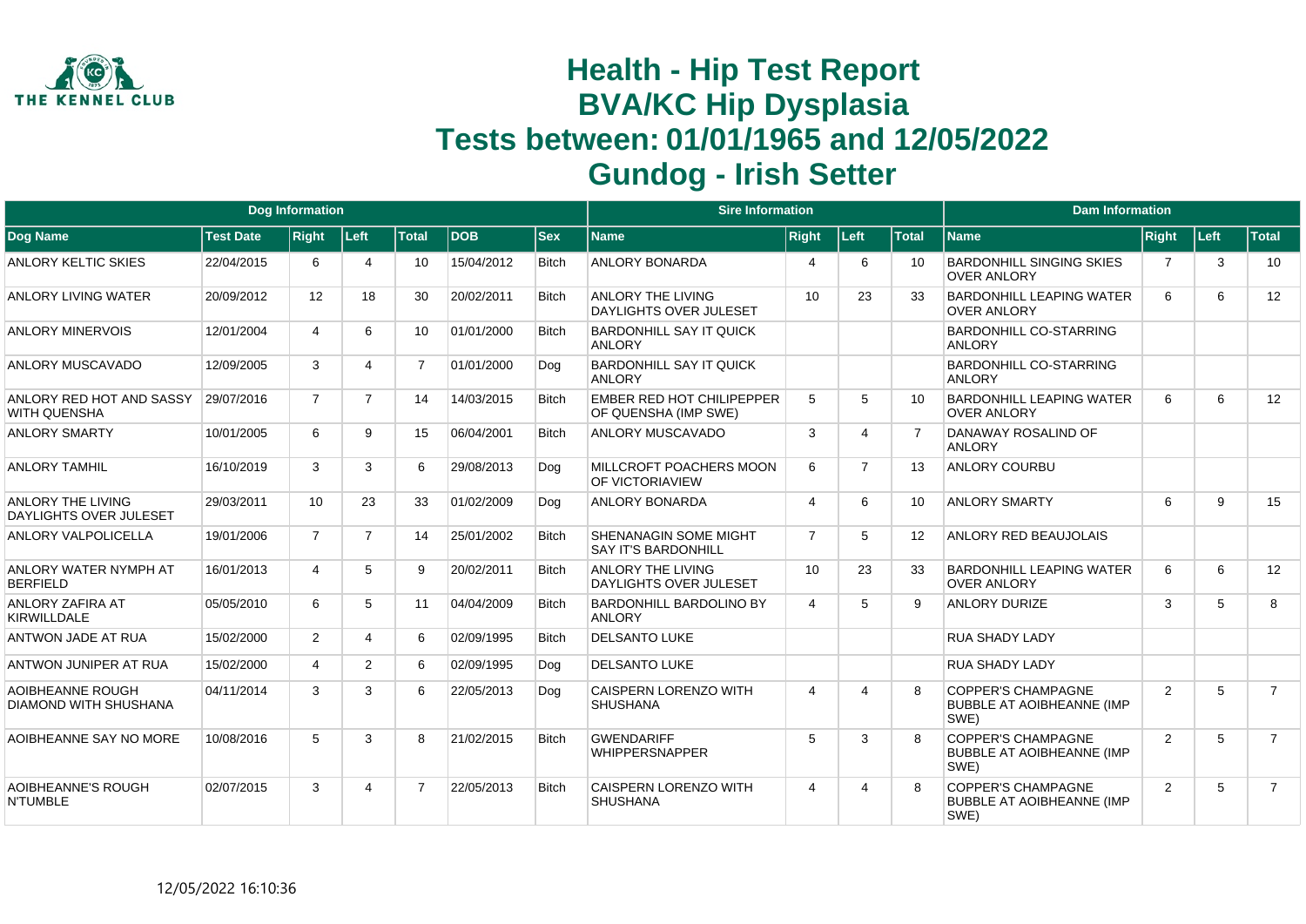# Health - Hip Test Report
# BVA/KC Hip Dysplasia
# Tests between: 01/01/1965 and 12/05/2022
# Gundog - Irish Setter

| Dog Information | | | | | | | Sire Information | | | | Dam Information | | | |
|---|---|---|---|---|---|---|---|---|---|---|---|---|---|---|
| Dog Name | Test Date | Right | Left | Total | DOB | Sex | Name | Right | Left | Total | Name | Right | Left | Total |
| ANLORY KELTIC SKIES | 22/04/2015 | 6 | 4 | 10 | 15/04/2012 | Bitch | ANLORY BONARDA | 4 | 6 | 10 | BARDONHILL SINGING SKIES OVER ANLORY | 7 | 3 | 10 |
| ANLORY LIVING WATER | 20/09/2012 | 12 | 18 | 30 | 20/02/2011 | Bitch | ANLORY THE LIVING DAYLIGHTS OVER JULESET | 10 | 23 | 33 | BARDONHILL LEAPING WATER OVER ANLORY | 6 | 6 | 12 |
| ANLORY MINERVOIS | 12/01/2004 | 4 | 6 | 10 | 01/01/2000 | Bitch | BARDONHILL SAY IT QUICK ANLORY | | | | BARDONHILL CO-STARRING ANLORY | | | |
| ANLORY MUSCAVADO | 12/09/2005 | 3 | 4 | 7 | 01/01/2000 | Dog | BARDONHILL SAY IT QUICK ANLORY | | | | BARDONHILL CO-STARRING ANLORY | | | |
| ANLORY RED HOT AND SASSY WITH QUENSHA | 29/07/2016 | 7 | 7 | 14 | 14/03/2015 | Bitch | EMBER RED HOT CHILIPEPPER OF QUENSHA (IMP SWE) | 5 | 5 | 10 | BARDONHILL LEAPING WATER OVER ANLORY | 6 | 6 | 12 |
| ANLORY SMARTY | 10/01/2005 | 6 | 9 | 15 | 06/04/2001 | Bitch | ANLORY MUSCAVADO | 3 | 4 | 7 | DANAWAY ROSALIND OF ANLORY | | | |
| ANLORY TAMHIL | 16/10/2019 | 3 | 3 | 6 | 29/08/2013 | Dog | MILLCROFT POACHERS MOON OF VICTORIAVIEW | 6 | 7 | 13 | ANLORY COURBU | | | |
| ANLORY THE LIVING DAYLIGHTS OVER JULESET | 29/03/2011 | 10 | 23 | 33 | 01/02/2009 | Dog | ANLORY BONARDA | 4 | 6 | 10 | ANLORY SMARTY | 6 | 9 | 15 |
| ANLORY VALPOLICELLA | 19/01/2006 | 7 | 7 | 14 | 25/01/2002 | Bitch | SHENANAGIN SOME MIGHT SAY IT'S BARDONHILL | 7 | 5 | 12 | ANLORY RED BEAUJOLAIS | | | |
| ANLORY WATER NYMPH AT BERFIELD | 16/01/2013 | 4 | 5 | 9 | 20/02/2011 | Bitch | ANLORY THE LIVING DAYLIGHTS OVER JULESET | 10 | 23 | 33 | BARDONHILL LEAPING WATER OVER ANLORY | 6 | 6 | 12 |
| ANLORY ZAFIRA AT KIRWILLDALE | 05/05/2010 | 6 | 5 | 11 | 04/04/2009 | Bitch | BARDONHILL BARDOLINO BY ANLORY | 4 | 5 | 9 | ANLORY DURIZE | 3 | 5 | 8 |
| ANTWON JADE AT RUA | 15/02/2000 | 2 | 4 | 6 | 02/09/1995 | Bitch | DELSANTO LUKE | | | | RUA SHADY LADY | | | |
| ANTWON JUNIPER AT RUA | 15/02/2000 | 4 | 2 | 6 | 02/09/1995 | Dog | DELSANTO LUKE | | | | RUA SHADY LADY | | | |
| AOIBHEANNE ROUGH DIAMOND WITH SHUSHANA | 04/11/2014 | 3 | 3 | 6 | 22/05/2013 | Dog | CAISPERN LORENZO WITH SHUSHANA | 4 | 4 | 8 | COPPER'S CHAMPAGNE BUBBLE AT AOIBHEANNE (IMP SWE) | 2 | 5 | 7 |
| AOIBHEANNE SAY NO MORE | 10/08/2016 | 5 | 3 | 8 | 21/02/2015 | Bitch | GWENDARIFF WHIPPERSNAPPER | 5 | 3 | 8 | COPPER'S CHAMPAGNE BUBBLE AT AOIBHEANNE (IMP SWE) | 2 | 5 | 7 |
| AOIBHEANNE'S ROUGH N'TUMBLE | 02/07/2015 | 3 | 4 | 7 | 22/05/2013 | Bitch | CAISPERN LORENZO WITH SHUSHANA | 4 | 4 | 8 | COPPER'S CHAMPAGNE BUBBLE AT AOIBHEANNE (IMP SWE) | 2 | 5 | 7 |

12/05/2022 16:10:36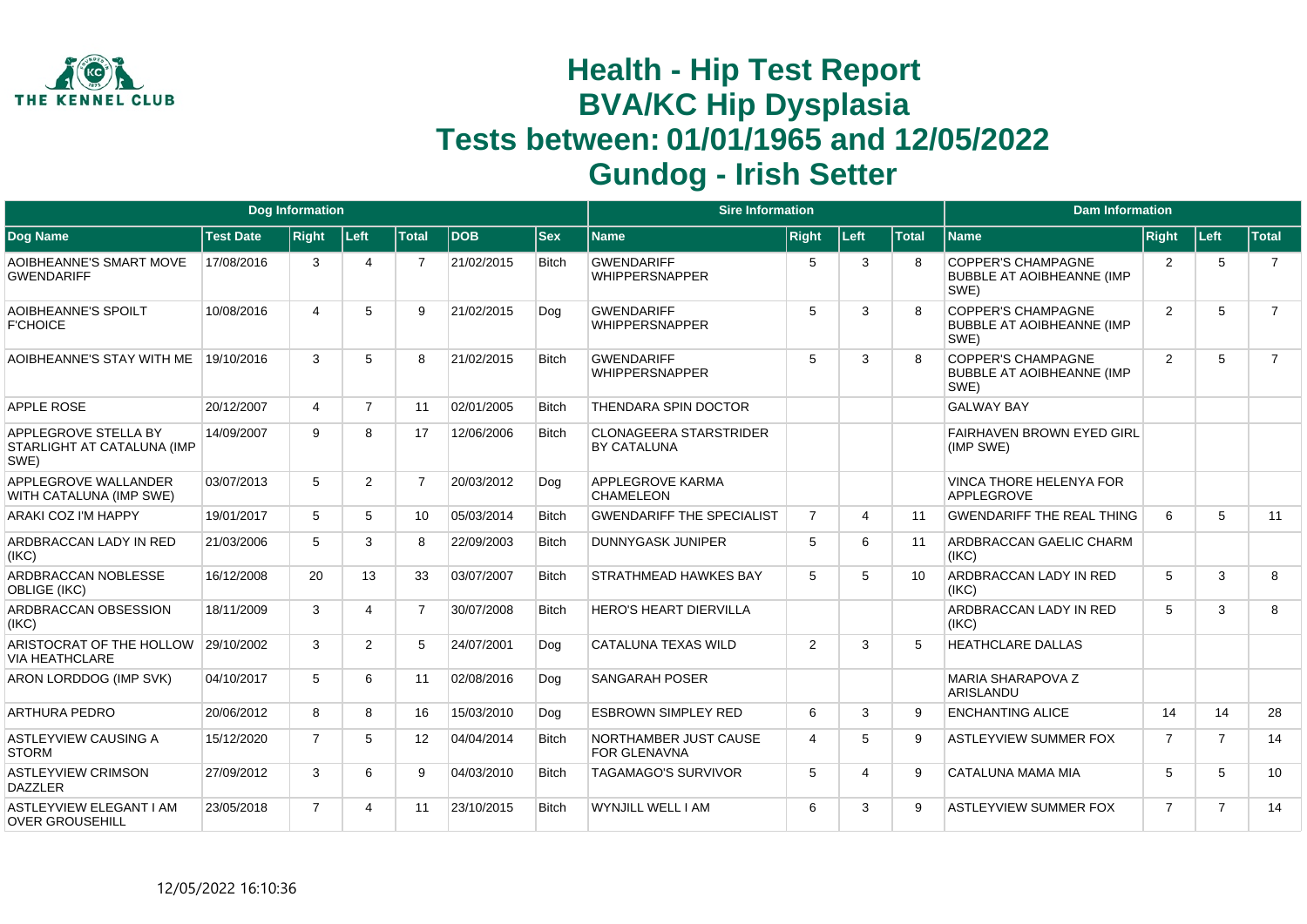# Health - Hip Test Report
# BVA/KC Hip Dysplasia
# Tests between: 01/01/1965 and 12/05/2022
# Gundog - Irish Setter

| Dog Information | | | | | | | Sire Information | | | | Dam Information | | | |
|---|---|---|---|---|---|---|---|---|---|---|---|---|---|---|
| Dog Name | Test Date | Right | Left | Total | DOB | Sex | Name | Right | Left | Total | Name | Right | Left | Total |
| AOIBHEANNE'S SMART MOVE GWENDARIFF | 17/08/2016 | 3 | 4 | 7 | 21/02/2015 | Bitch | GWENDARIFF WHIPPERSNAPPER | 5 | 3 | 8 | COPPER'S CHAMPAGNE BUBBLE AT AOIBHEANNE (IMP SWE) | 2 | 5 | 7 |
| AOIBHEANNE'S SPOILT F'CHOICE | 10/08/2016 | 4 | 5 | 9 | 21/02/2015 | Dog | GWENDARIFF WHIPPERSNAPPER | 5 | 3 | 8 | COPPER'S CHAMPAGNE BUBBLE AT AOIBHEANNE (IMP SWE) | 2 | 5 | 7 |
| AOIBHEANNE'S STAY WITH ME | 19/10/2016 | 3 | 5 | 8 | 21/02/2015 | Bitch | GWENDARIFF WHIPPERSNAPPER | 5 | 3 | 8 | COPPER'S CHAMPAGNE BUBBLE AT AOIBHEANNE (IMP SWE) | 2 | 5 | 7 |
| APPLE ROSE | 20/12/2007 | 4 | 7 | 11 | 02/01/2005 | Bitch | THENDARA SPIN DOCTOR | | | | GALWAY BAY | | | |
| APPLEGROVE STELLA BY STARLIGHT AT CATALUNA (IMP SWE) | 14/09/2007 | 9 | 8 | 17 | 12/06/2006 | Bitch | CLONAGEERA STARSTRIDER BY CATALUNA | | | | FAIRHAVEN BROWN EYED GIRL (IMP SWE) | | | |
| APPLEGROVE WALLANDER WITH CATALUNA (IMP SWE) | 03/07/2013 | 5 | 2 | 7 | 20/03/2012 | Dog | APPLEGROVE KARMA CHAMELEON | | | | VINCA THORE HELENYA FOR APPLEGROVE | | | |
| ARAKI COZ I'M HAPPY | 19/01/2017 | 5 | 5 | 10 | 05/03/2014 | Bitch | GWENDARIFF THE SPECIALIST | 7 | 4 | 11 | GWENDARIFF THE REAL THING | 6 | 5 | 11 |
| ARDBRACCAN LADY IN RED (IKC) | 21/03/2006 | 5 | 3 | 8 | 22/09/2003 | Bitch | DUNNYGASK JUNIPER | 5 | 6 | 11 | ARDBRACCAN GAELIC CHARM (IKC) | | | |
| ARDBRACCAN NOBLESSE OBLIGE (IKC) | 16/12/2008 | 20 | 13 | 33 | 03/07/2007 | Bitch | STRATHMEAD HAWKES BAY | 5 | 5 | 10 | ARDBRACCAN LADY IN RED (IKC) | 5 | 3 | 8 |
| ARDBRACCAN OBSESSION (IKC) | 18/11/2009 | 3 | 4 | 7 | 30/07/2008 | Bitch | HERO'S HEART DIERVILLA | | | | ARDBRACCAN LADY IN RED (IKC) | 5 | 3 | 8 |
| ARISTOCRAT OF THE HOLLOW VIA HEATHCLARE | 29/10/2002 | 3 | 2 | 5 | 24/07/2001 | Dog | CATALUNA TEXAS WILD | 2 | 3 | 5 | HEATHCLARE DALLAS | | | |
| ARON LORDDOG (IMP SVK) | 04/10/2017 | 5 | 6 | 11 | 02/08/2016 | Dog | SANGARAH POSER | | | | MARIA SHARAPOVA Z ARISLANDU | | | |
| ARTHURA PEDRO | 20/06/2012 | 8 | 8 | 16 | 15/03/2010 | Dog | ESBROWN SIMPLEY RED | 6 | 3 | 9 | ENCHANTING ALICE | 14 | 14 | 28 |
| ASTLEYVIEW CAUSING A STORM | 15/12/2020 | 7 | 5 | 12 | 04/04/2014 | Bitch | NORTHAMBER JUST CAUSE FOR GLENAVNA | 4 | 5 | 9 | ASTLEYVIEW SUMMER FOX | 7 | 7 | 14 |
| ASTLEYVIEW CRIMSON DAZZLER | 27/09/2012 | 3 | 6 | 9 | 04/03/2010 | Bitch | TAGAMAGO'S SURVIVOR | 5 | 4 | 9 | CATALUNA MAMA MIA | 5 | 5 | 10 |
| ASTLEYVIEW ELEGANT I AM OVER GROUSEHILL | 23/05/2018 | 7 | 4 | 11 | 23/10/2015 | Bitch | WYNJILL WELL I AM | 6 | 3 | 9 | ASTLEYVIEW SUMMER FOX | 7 | 7 | 14 |

12/05/2022 16:10:36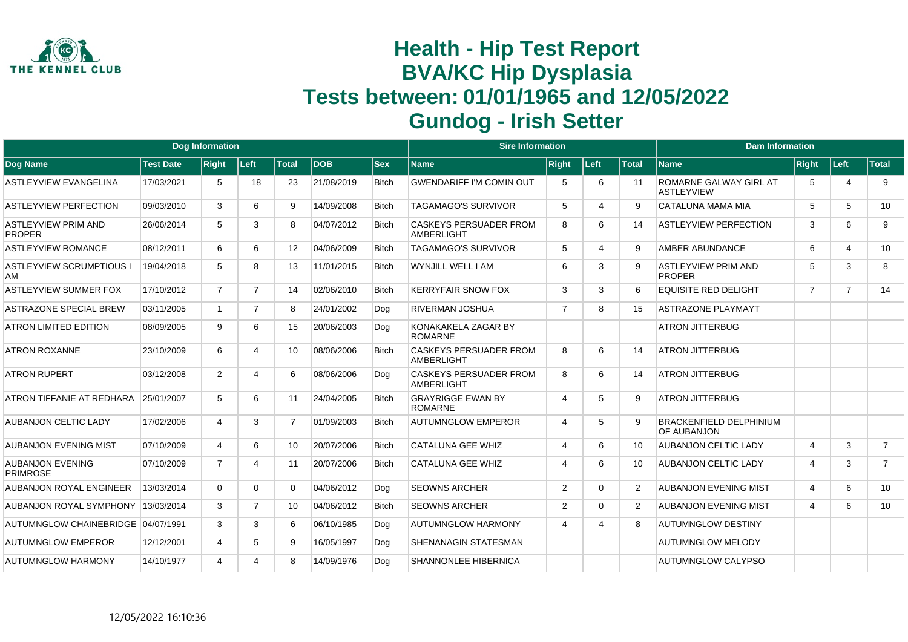# Health - Hip Test Report
# BVA/KC Hip Dysplasia
# Tests between: 01/01/1965 and 12/05/2022
# Gundog - Irish Setter

| Dog Information | | | | | | | Sire Information | | | | Dam Information | | | |
|---|---|---|---|---|---|---|---|---|---|---|---|---|---|---|
| Dog Name | Test Date | Right | Left | Total | DOB | Sex | Name | Right | Left | Total | Name | Right | Left | Total |
| ASTLEYVIEW EVANGELINA | 17/03/2021 | 5 | 18 | 23 | 21/08/2019 | Bitch | GWENDARIFF I'M COMIN OUT | 5 | 6 | 11 | ROMARNE GALWAY GIRL AT ASTLEYVIEW | 5 | 4 | 9 |
| ASTLEYVIEW PERFECTION | 09/03/2010 | 3 | 6 | 9 | 14/09/2008 | Bitch | TAGAMAGO'S SURVIVOR | 5 | 4 | 9 | CATALUNA MAMA MIA | 5 | 5 | 10 |
| ASTLEYVIEW PRIM AND PROPER | 26/06/2014 | 5 | 3 | 8 | 04/07/2012 | Bitch | CASKEYS PERSUADER FROM AMBERLIGHT | 8 | 6 | 14 | ASTLEYVIEW PERFECTION | 3 | 6 | 9 |
| ASTLEYVIEW ROMANCE | 08/12/2011 | 6 | 6 | 12 | 04/06/2009 | Bitch | TAGAMAGO'S SURVIVOR | 5 | 4 | 9 | AMBER ABUNDANCE | 6 | 4 | 10 |
| ASTLEYVIEW SCRUMPTIOUS I AM | 19/04/2018 | 5 | 8 | 13 | 11/01/2015 | Bitch | WYNJILL WELL I AM | 6 | 3 | 9 | ASTLEYVIEW PRIM AND PROPER | 5 | 3 | 8 |
| ASTLEYVIEW SUMMER FOX | 17/10/2012 | 7 | 7 | 14 | 02/06/2010 | Bitch | KERRYFAIR SNOW FOX | 3 | 3 | 6 | EQUISITE RED DELIGHT | 7 | 7 | 14 |
| ASTRAZONE SPECIAL BREW | 03/11/2005 | 1 | 7 | 8 | 24/01/2002 | Dog | RIVERMAN JOSHUA | 7 | 8 | 15 | ASTRAZONE PLAYMAYT | | | |
| ATRON LIMITED EDITION | 08/09/2005 | 9 | 6 | 15 | 20/06/2003 | Dog | KONAKAKELA ZAGAR BY ROMARNE | | | | ATRON JITTERBUG | | | |
| ATRON ROXANNE | 23/10/2009 | 6 | 4 | 10 | 08/06/2006 | Bitch | CASKEYS PERSUADER FROM AMBERLIGHT | 8 | 6 | 14 | ATRON JITTERBUG | | | |
| ATRON RUPERT | 03/12/2008 | 2 | 4 | 6 | 08/06/2006 | Dog | CASKEYS PERSUADER FROM AMBERLIGHT | 8 | 6 | 14 | ATRON JITTERBUG | | | |
| ATRON TIFFANIE AT REDHARA | 25/01/2007 | 5 | 6 | 11 | 24/04/2005 | Bitch | GRAYRIGGE EWAN BY ROMARNE | 4 | 5 | 9 | ATRON JITTERBUG | | | |
| AUBANJON CELTIC LADY | 17/02/2006 | 4 | 3 | 7 | 01/09/2003 | Bitch | AUTUMNGLOW EMPEROR | 4 | 5 | 9 | BRACKENFIELD DELPHINIUM OF AUBANJON | | | |
| AUBANJON EVENING MIST | 07/10/2009 | 4 | 6 | 10 | 20/07/2006 | Bitch | CATALUNA GEE WHIZ | 4 | 6 | 10 | AUBANJON CELTIC LADY | 4 | 3 | 7 |
| AUBANJON EVENING PRIMROSE | 07/10/2009 | 7 | 4 | 11 | 20/07/2006 | Bitch | CATALUNA GEE WHIZ | 4 | 6 | 10 | AUBANJON CELTIC LADY | 4 | 3 | 7 |
| AUBANJON ROYAL ENGINEER | 13/03/2014 | 0 | 0 | 0 | 04/06/2012 | Dog | SEOWNS ARCHER | 2 | 0 | 2 | AUBANJON EVENING MIST | 4 | 6 | 10 |
| AUBANJON ROYAL SYMPHONY | 13/03/2014 | 3 | 7 | 10 | 04/06/2012 | Bitch | SEOWNS ARCHER | 2 | 0 | 2 | AUBANJON EVENING MIST | 4 | 6 | 10 |
| AUTUMNGLOW CHAINEBRIDGE | 04/07/1991 | 3 | 3 | 6 | 06/10/1985 | Dog | AUTUMNGLOW HARMONY | 4 | 4 | 8 | AUTUMNGLOW DESTINY | | | |
| AUTUMNGLOW EMPEROR | 12/12/2001 | 4 | 5 | 9 | 16/05/1997 | Dog | SHENANAGIN STATESMAN | | | | AUTUMNGLOW MELODY | | | |
| AUTUMNGLOW HARMONY | 14/10/1977 | 4 | 4 | 8 | 14/09/1976 | Dog | SHANNONLEE HIBERNICA | | | | AUTUMNGLOW CALYPSO | | | |

12/05/2022 16:10:36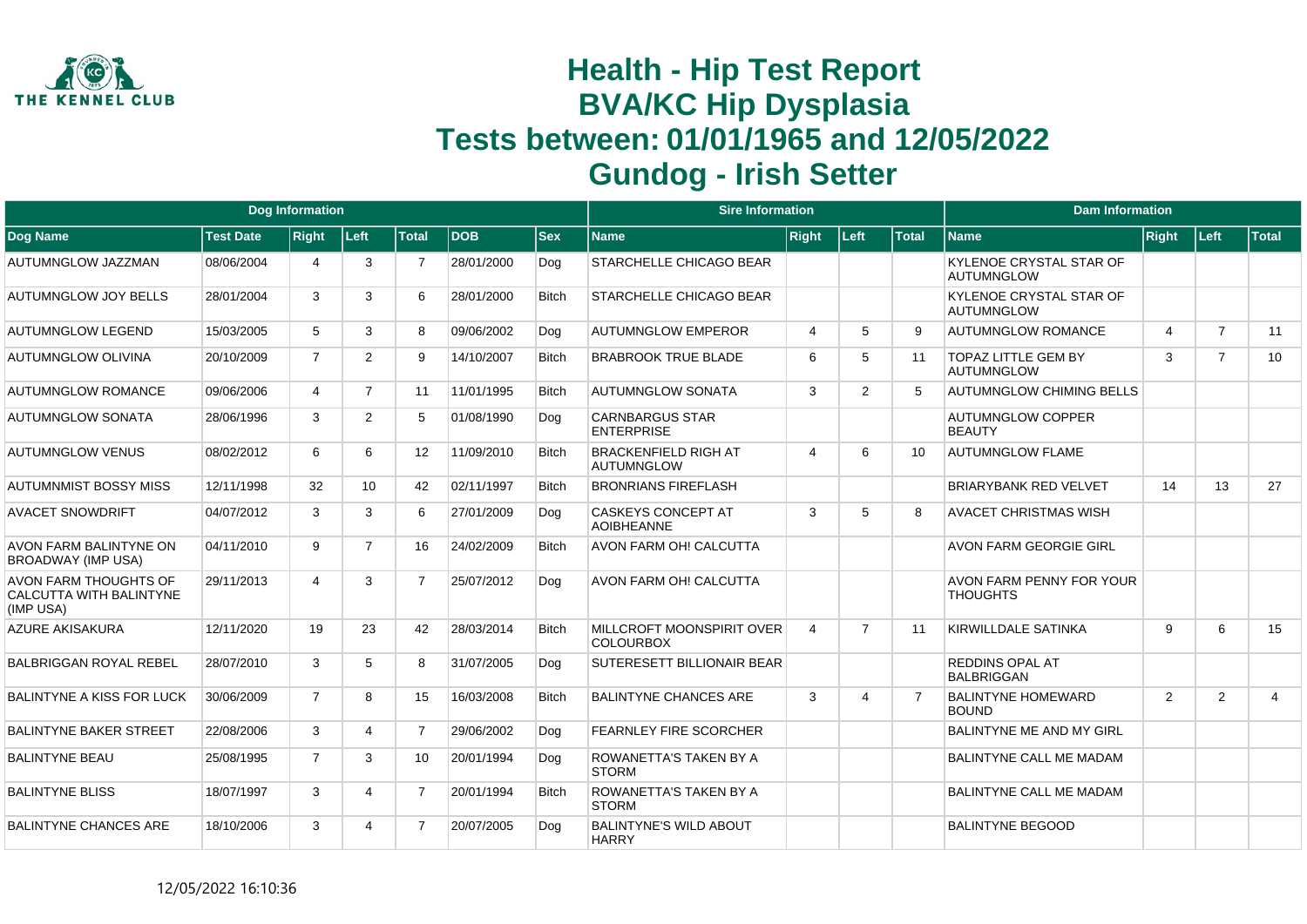# Health - Hip Test Report
# BVA/KC Hip Dysplasia
# Tests between: 01/01/1965 and 12/05/2022
# Gundog - Irish Setter

| Dog Information | | | | | | | Sire Information | | | | Dam Information | | | |
|---|---|---|---|---|---|---|---|---|---|---|---|---|---|---|
| Dog Name | Test Date | Right | Left | Total | DOB | Sex | Name | Right | Left | Total | Name | Right | Left | Total |
| AUTUMNGLOW JAZZMAN | 08/06/2004 | 4 | 3 | 7 | 28/01/2000 | Dog | STARCHELLE CHICAGO BEAR | | | | KYLENOE CRYSTAL STAR OF AUTUMNGLOW | | | |
| AUTUMNGLOW JOY BELLS | 28/01/2004 | 3 | 3 | 6 | 28/01/2000 | Bitch | STARCHELLE CHICAGO BEAR | | | | KYLENOE CRYSTAL STAR OF AUTUMNGLOW | | | |
| AUTUMNGLOW LEGEND | 15/03/2005 | 5 | 3 | 8 | 09/06/2002 | Dog | AUTUMNGLOW EMPEROR | 4 | 5 | 9 | AUTUMNGLOW ROMANCE | 4 | 7 | 11 |
| AUTUMNGLOW OLIVINA | 20/10/2009 | 7 | 2 | 9 | 14/10/2007 | Bitch | BRABROOK TRUE BLADE | 6 | 5 | 11 | TOPAZ LITTLE GEM BY AUTUMNGLOW | 3 | 7 | 10 |
| AUTUMNGLOW ROMANCE | 09/06/2006 | 4 | 7 | 11 | 11/01/1995 | Bitch | AUTUMNGLOW SONATA | 3 | 2 | 5 | AUTUMNGLOW CHIMING BELLS | | | |
| AUTUMNGLOW SONATA | 28/06/1996 | 3 | 2 | 5 | 01/08/1990 | Dog | CARNBARGUS STAR ENTERPRISE | | | | AUTUMNGLOW COPPER BEAUTY | | | |
| AUTUMNGLOW VENUS | 08/02/2012 | 6 | 6 | 12 | 11/09/2010 | Bitch | BRACKENFIELD RIGH AT AUTUMNGLOW | 4 | 6 | 10 | AUTUMNGLOW FLAME | | | |
| AUTUMNMIST BOSSY MISS | 12/11/1998 | 32 | 10 | 42 | 02/11/1997 | Bitch | BRONRIANS FIREFLASH | | | | BRIARYBANK RED VELVET | 14 | 13 | 27 |
| AVACET SNOWDRIFT | 04/07/2012 | 3 | 3 | 6 | 27/01/2009 | Dog | CASKEYS CONCEPT AT AOIBHEANNE | 3 | 5 | 8 | AVACET CHRISTMAS WISH | | | |
| AVON FARM BALINTYNE ON BROADWAY (IMP USA) | 04/11/2010 | 9 | 7 | 16 | 24/02/2009 | Bitch | AVON FARM OH! CALCUTTA | | | | AVON FARM GEORGIE GIRL | | | |
| AVON FARM THOUGHTS OF CALCUTTA WITH BALINTYNE (IMP USA) | 29/11/2013 | 4 | 3 | 7 | 25/07/2012 | Dog | AVON FARM OH! CALCUTTA | | | | AVON FARM PENNY FOR YOUR THOUGHTS | | | |
| AZURE AKISAKURA | 12/11/2020 | 19 | 23 | 42 | 28/03/2014 | Bitch | MILLCROFT MOONSPIRIT OVER COLOURBOX | 4 | 7 | 11 | KIRWILLDALE SATINKA | 9 | 6 | 15 |
| BALBRIGGAN ROYAL REBEL | 28/07/2010 | 3 | 5 | 8 | 31/07/2005 | Dog | SUTERESETT BILLIONAIR BEAR | | | | REDDINS OPAL AT BALBRIGGAN | | | |
| BALINTYNE A KISS FOR LUCK | 30/06/2009 | 7 | 8 | 15 | 16/03/2008 | Bitch | BALINTYNE CHANCES ARE | 3 | 4 | 7 | BALINTYNE HOMEWARD BOUND | 2 | 2 | 4 |
| BALINTYNE BAKER STREET | 22/08/2006 | 3 | 4 | 7 | 29/06/2002 | Dog | FEARNLEY FIRE SCORCHER | | | | BALINTYNE ME AND MY GIRL | | | |
| BALINTYNE BEAU | 25/08/1995 | 7 | 3 | 10 | 20/01/1994 | Dog | ROWANETTA'S TAKEN BY A STORM | | | | BALINTYNE CALL ME MADAM | | | |
| BALINTYNE BLISS | 18/07/1997 | 3 | 4 | 7 | 20/01/1994 | Bitch | ROWANETTA'S TAKEN BY A STORM | | | | BALINTYNE CALL ME MADAM | | | |
| BALINTYNE CHANCES ARE | 18/10/2006 | 3 | 4 | 7 | 20/07/2005 | Dog | BALINTYNE'S WILD ABOUT HARRY | | | | BALINTYNE BEGOOD | | | |

12/05/2022 16:10:36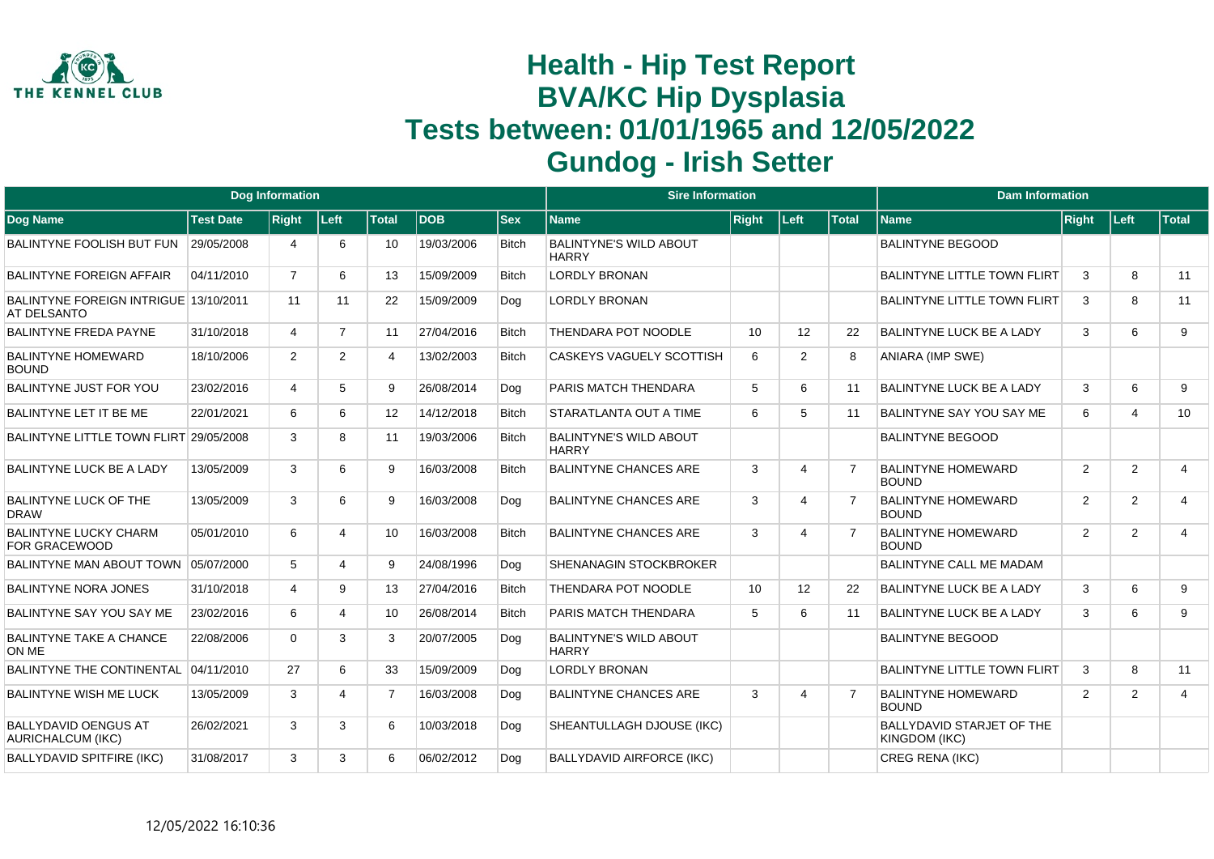# Health - Hip Test Report
# BVA/KC Hip Dysplasia
# Tests between: 01/01/1965 and 12/05/2022
# Gundog - Irish Setter

| Dog Information | | | | | | | Sire Information | | | | Dam Information | | | |
|---|---|---|---|---|---|---|---|---|---|---|---|---|---|---|
| Dog Name | Test Date | Right | Left | Total | DOB | Sex | Name | Right | Left | Total | Name | Right | Left | Total |
| BALINTYNE FOOLISH BUT FUN | 29/05/2008 | 4 | 6 | 10 | 19/03/2006 | Bitch | BALINTYNE'S WILD ABOUT HARRY | | | | BALINTYNE BEGOOD | | | |
| BALINTYNE FOREIGN AFFAIR | 04/11/2010 | 7 | 6 | 13 | 15/09/2009 | Bitch | LORDLY BRONAN | | | | BALINTYNE LITTLE TOWN FLIRT | 3 | 8 | 11 |
| BALINTYNE FOREIGN INTRIGUE AT DELSANTO | 13/10/2011 | 11 | 11 | 22 | 15/09/2009 | Dog | LORDLY BRONAN | | | | BALINTYNE LITTLE TOWN FLIRT | 3 | 8 | 11 |
| BALINTYNE FREDA PAYNE | 31/10/2018 | 4 | 7 | 11 | 27/04/2016 | Bitch | THENDARA POT NOODLE | 10 | 12 | 22 | BALINTYNE LUCK BE A LADY | 3 | 6 | 9 |
| BALINTYNE HOMEWARD BOUND | 18/10/2006 | 2 | 2 | 4 | 13/02/2003 | Bitch | CASKEYS VAGUELY SCOTTISH | 6 | 2 | 8 | ANIARA (IMP SWE) | | | |
| BALINTYNE JUST FOR YOU | 23/02/2016 | 4 | 5 | 9 | 26/08/2014 | Dog | PARIS MATCH THENDARA | 5 | 6 | 11 | BALINTYNE LUCK BE A LADY | 3 | 6 | 9 |
| BALINTYNE LET IT BE ME | 22/01/2021 | 6 | 6 | 12 | 14/12/2018 | Bitch | STARATLANTA OUT A TIME | 6 | 5 | 11 | BALINTYNE SAY YOU SAY ME | 6 | 4 | 10 |
| BALINTYNE LITTLE TOWN FLIRT | 29/05/2008 | 3 | 8 | 11 | 19/03/2006 | Bitch | BALINTYNE'S WILD ABOUT HARRY | | | | BALINTYNE BEGOOD | | | |
| BALINTYNE LUCK BE A LADY | 13/05/2009 | 3 | 6 | 9 | 16/03/2008 | Bitch | BALINTYNE CHANCES ARE | 3 | 4 | 7 | BALINTYNE HOMEWARD BOUND | 2 | 2 | 4 |
| BALINTYNE LUCK OF THE DRAW | 13/05/2009 | 3 | 6 | 9 | 16/03/2008 | Dog | BALINTYNE CHANCES ARE | 3 | 4 | 7 | BALINTYNE HOMEWARD BOUND | 2 | 2 | 4 |
| BALINTYNE LUCKY CHARM FOR GRACEWOOD | 05/01/2010 | 6 | 4 | 10 | 16/03/2008 | Bitch | BALINTYNE CHANCES ARE | 3 | 4 | 7 | BALINTYNE HOMEWARD BOUND | 2 | 2 | 4 |
| BALINTYNE MAN ABOUT TOWN | 05/07/2000 | 5 | 4 | 9 | 24/08/1996 | Dog | SHENANAGIN STOCKBROKER | | | | BALINTYNE CALL ME MADAM | | | |
| BALINTYNE NORA JONES | 31/10/2018 | 4 | 9 | 13 | 27/04/2016 | Bitch | THENDARA POT NOODLE | 10 | 12 | 22 | BALINTYNE LUCK BE A LADY | 3 | 6 | 9 |
| BALINTYNE SAY YOU SAY ME | 23/02/2016 | 6 | 4 | 10 | 26/08/2014 | Bitch | PARIS MATCH THENDARA | 5 | 6 | 11 | BALINTYNE LUCK BE A LADY | 3 | 6 | 9 |
| BALINTYNE TAKE A CHANCE ON ME | 22/08/2006 | 0 | 3 | 3 | 20/07/2005 | Dog | BALINTYNE'S WILD ABOUT HARRY | | | | BALINTYNE BEGOOD | | | |
| BALINTYNE THE CONTINENTAL | 04/11/2010 | 27 | 6 | 33 | 15/09/2009 | Dog | LORDLY BRONAN | | | | BALINTYNE LITTLE TOWN FLIRT | 3 | 8 | 11 |
| BALINTYNE WISH ME LUCK | 13/05/2009 | 3 | 4 | 7 | 16/03/2008 | Dog | BALINTYNE CHANCES ARE | 3 | 4 | 7 | BALINTYNE HOMEWARD BOUND | 2 | 2 | 4 |
| BALLYDAVID OENGUS AT AURICHALCUM (IKC) | 26/02/2021 | 3 | 3 | 6 | 10/03/2018 | Dog | SHEANTULLAGH DJOUSE (IKC) | | | | BALLYDAVID STARJET OF THE KINGDOM (IKC) | | | |
| BALLYDAVID SPITFIRE (IKC) | 31/08/2017 | 3 | 3 | 6 | 06/02/2012 | Dog | BALLYDAVID AIRFORCE (IKC) | | | | CREG RENA (IKC) | | | |

12/05/2022 16:10:36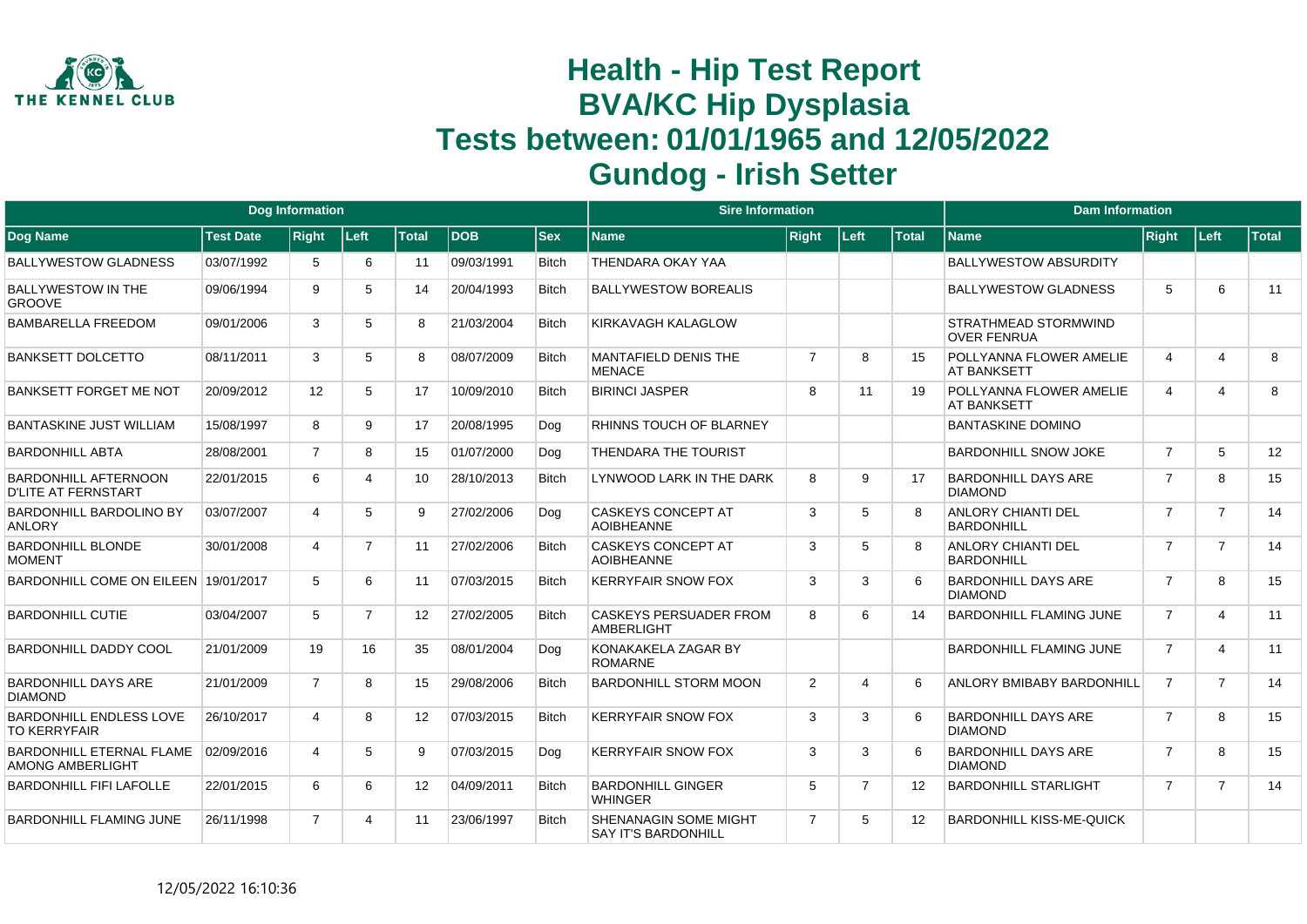# Health - Hip Test Report
# BVA/KC Hip Dysplasia
# Tests between: 01/01/1965 and 12/05/2022
# Gundog - Irish Setter

| Dog Information | | | | | | | Sire Information | | | | Dam Information | | | |
|---|---|---|---|---|---|---|---|---|---|---|---|---|---|---|
| Dog Name | Test Date | Right | Left | Total | DOB | Sex | Name | Right | Left | Total | Name | Right | Left | Total |
| BALLYWESTOW GLADNESS | 03/07/1992 | 5 | 6 | 11 | 09/03/1991 | Bitch | THENDARA OKAY YAA | | | | BALLYWESTOW ABSURDITY | | | |
| BALLYWESTOW IN THE GROOVE | 09/06/1994 | 9 | 5 | 14 | 20/04/1993 | Bitch | BALLYWESTOW BOREALIS | | | | BALLYWESTOW GLADNESS | 5 | 6 | 11 |
| BAMBARELLA FREEDOM | 09/01/2006 | 3 | 5 | 8 | 21/03/2004 | Bitch | KIRKAVAGH KALAGLOW | | | | STRATHMEAD STORMWIND OVER FENRUA | | | |
| BANKSETT DOLCETTO | 08/11/2011 | 3 | 5 | 8 | 08/07/2009 | Bitch | MANTAFIELD DENIS THE MENACE | 7 | 8 | 15 | POLLYANNA FLOWER AMELIE AT BANKSETT | 4 | 4 | 8 |
| BANKSETT FORGET ME NOT | 20/09/2012 | 12 | 5 | 17 | 10/09/2010 | Bitch | BIRINCI JASPER | 8 | 11 | 19 | POLLYANNA FLOWER AMELIE AT BANKSETT | 4 | 4 | 8 |
| BANTASKINE JUST WILLIAM | 15/08/1997 | 8 | 9 | 17 | 20/08/1995 | Dog | RHINNS TOUCH OF BLARNEY | | | | BANTASKINE DOMINO | | | |
| BARDONHILL ABTA | 28/08/2001 | 7 | 8 | 15 | 01/07/2000 | Dog | THENDARA THE TOURIST | | | | BARDONHILL SNOW JOKE | 7 | 5 | 12 |
| BARDONHILL AFTERNOON D'LITE AT FERNSTART | 22/01/2015 | 6 | 4 | 10 | 28/10/2013 | Bitch | LYNWOOD LARK IN THE DARK | 8 | 9 | 17 | BARDONHILL DAYS ARE DIAMOND | 7 | 8 | 15 |
| BARDONHILL BARDOLINO BY ANLORY | 03/07/2007 | 4 | 5 | 9 | 27/02/2006 | Dog | CASKEYS CONCEPT AT AOIBHEANNE | 3 | 5 | 8 | ANLORY CHIANTI DEL BARDONHILL | 7 | 7 | 14 |
| BARDONHILL BLONDE MOMENT | 30/01/2008 | 4 | 7 | 11 | 27/02/2006 | Bitch | CASKEYS CONCEPT AT AOIBHEANNE | 3 | 5 | 8 | ANLORY CHIANTI DEL BARDONHILL | 7 | 7 | 14 |
| BARDONHILL COME ON EILEEN | 19/01/2017 | 5 | 6 | 11 | 07/03/2015 | Bitch | KERRYFAIR SNOW FOX | 3 | 3 | 6 | BARDONHILL DAYS ARE DIAMOND | 7 | 8 | 15 |
| BARDONHILL CUTIE | 03/04/2007 | 5 | 7 | 12 | 27/02/2005 | Bitch | CASKEYS PERSUADER FROM AMBERLIGHT | 8 | 6 | 14 | BARDONHILL FLAMING JUNE | 7 | 4 | 11 |
| BARDONHILL DADDY COOL | 21/01/2009 | 19 | 16 | 35 | 08/01/2004 | Dog | KONAKAKELA ZAGAR BY ROMARNE | | | | BARDONHILL FLAMING JUNE | 7 | 4 | 11 |
| BARDONHILL DAYS ARE DIAMOND | 21/01/2009 | 7 | 8 | 15 | 29/08/2006 | Bitch | BARDONHILL STORM MOON | 2 | 4 | 6 | ANLORY BMIBABY BARDONHILL | 7 | 7 | 14 |
| BARDONHILL ENDLESS LOVE TO KERRYFAIR | 26/10/2017 | 4 | 8 | 12 | 07/03/2015 | Bitch | KERRYFAIR SNOW FOX | 3 | 3 | 6 | BARDONHILL DAYS ARE DIAMOND | 7 | 8 | 15 |
| BARDONHILL ETERNAL FLAME AMONG AMBERLIGHT | 02/09/2016 | 4 | 5 | 9 | 07/03/2015 | Dog | KERRYFAIR SNOW FOX | 3 | 3 | 6 | BARDONHILL DAYS ARE DIAMOND | 7 | 8 | 15 |
| BARDONHILL FIFI LAFOLLE | 22/01/2015 | 6 | 6 | 12 | 04/09/2011 | Bitch | BARDONHILL GINGER WHINGER | 5 | 7 | 12 | BARDONHILL STARLIGHT | 7 | 7 | 14 |
| BARDONHILL FLAMING JUNE | 26/11/1998 | 7 | 4 | 11 | 23/06/1997 | Bitch | SHENANAGIN SOME MIGHT SAY IT'S BARDONHILL | 7 | 5 | 12 | BARDONHILL KISS-ME-QUICK | | | |

12/05/2022 16:10:36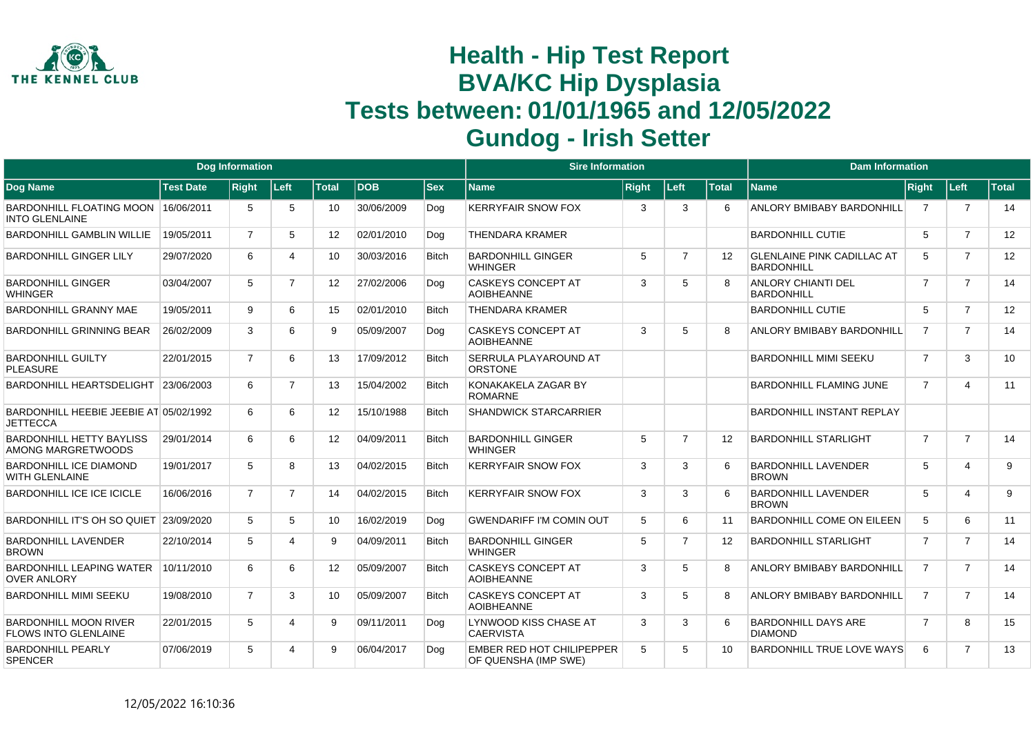# Health - Hip Test Report
# BVA/KC Hip Dysplasia
# Tests between: 01/01/1965 and 12/05/2022
# Gundog - Irish Setter

| Dog Information | | | | | | | Sire Information | | | | Dam Information | | | |
|---|---|---|---|---|---|---|---|---|---|---|---|---|---|---|
| **Dog Name** | **Test Date** | **Right** | **Left** | **Total** | **DOB** | **Sex** | **Name** | **Right** | **Left** | **Total** | **Name** | **Right** | **Left** | **Total** |
| BARDONHILL FLOATING MOON INTO GLENLAINE | 16/06/2011 | 5 | 5 | 10 | 30/06/2009 | Dog | KERRYFAIR SNOW FOX | 3 | 3 | 6 | ANLORY BMIBABY BARDONHILL | 7 | 7 | 14 |
| BARDONHILL GAMBLIN WILLIE | 19/05/2011 | 7 | 5 | 12 | 02/01/2010 | Dog | THENDARA KRAMER | | | | BARDONHILL CUTIE | 5 | 7 | 12 |
| BARDONHILL GINGER LILY | 29/07/2020 | 6 | 4 | 10 | 30/03/2016 | Bitch | BARDONHILL GINGER WHINGER | 5 | 7 | 12 | GLENLAINE PINK CADILLAC AT BARDONHILL | 5 | 7 | 12 |
| BARDONHILL GINGER WHINGER | 03/04/2007 | 5 | 7 | 12 | 27/02/2006 | Dog | CASKEYS CONCEPT AT AOIBHEANNE | 3 | 5 | 8 | ANLORY CHIANTI DEL BARDONHILL | 7 | 7 | 14 |
| BARDONHILL GRANNY MAE | 19/05/2011 | 9 | 6 | 15 | 02/01/2010 | Bitch | THENDARA KRAMER | | | | BARDONHILL CUTIE | 5 | 7 | 12 |
| BARDONHILL GRINNING BEAR | 26/02/2009 | 3 | 6 | 9 | 05/09/2007 | Dog | CASKEYS CONCEPT AT AOIBHEANNE | 3 | 5 | 8 | ANLORY BMIBABY BARDONHILL | 7 | 7 | 14 |
| BARDONHILL GUILTY PLEASURE | 22/01/2015 | 7 | 6 | 13 | 17/09/2012 | Bitch | SERRULA PLAYAROUND AT ORSTONE | | | | BARDONHILL MIMI SEEKU | 7 | 3 | 10 |
| BARDONHILL HEARTSDELIGHT | 23/06/2003 | 6 | 7 | 13 | 15/04/2002 | Bitch | KONAKAKELA ZAGAR BY ROMARNE | | | | BARDONHILL FLAMING JUNE | 7 | 4 | 11 |
| BARDONHILL HEEBIE JEEBIE AT JETTECCA | 05/02/1992 | 6 | 6 | 12 | 15/10/1988 | Bitch | SHANDWICK STARCARRIER | | | | BARDONHILL INSTANT REPLAY | | | |
| BARDONHILL HETTY BAYLISS AMONG MARGRETWOODS | 29/01/2014 | 6 | 6 | 12 | 04/09/2011 | Bitch | BARDONHILL GINGER WHINGER | 5 | 7 | 12 | BARDONHILL STARLIGHT | 7 | 7 | 14 |
| BARDONHILL ICE DIAMOND WITH GLENLAINE | 19/01/2017 | 5 | 8 | 13 | 04/02/2015 | Bitch | KERRYFAIR SNOW FOX | 3 | 3 | 6 | BARDONHILL LAVENDER BROWN | 5 | 4 | 9 |
| BARDONHILL ICE ICE ICICLE | 16/06/2016 | 7 | 7 | 14 | 04/02/2015 | Bitch | KERRYFAIR SNOW FOX | 3 | 3 | 6 | BARDONHILL LAVENDER BROWN | 5 | 4 | 9 |
| BARDONHILL IT'S OH SO QUIET | 23/09/2020 | 5 | 5 | 10 | 16/02/2019 | Dog | GWENDARIFF I'M COMIN OUT | 5 | 6 | 11 | BARDONHILL COME ON EILEEN | 5 | 6 | 11 |
| BARDONHILL LAVENDER BROWN | 22/10/2014 | 5 | 4 | 9 | 04/09/2011 | Bitch | BARDONHILL GINGER WHINGER | 5 | 7 | 12 | BARDONHILL STARLIGHT | 7 | 7 | 14 |
| BARDONHILL LEAPING WATER OVER ANLORY | 10/11/2010 | 6 | 6 | 12 | 05/09/2007 | Bitch | CASKEYS CONCEPT AT AOIBHEANNE | 3 | 5 | 8 | ANLORY BMIBABY BARDONHILL | 7 | 7 | 14 |
| BARDONHILL MIMI SEEKU | 19/08/2010 | 7 | 3 | 10 | 05/09/2007 | Bitch | CASKEYS CONCEPT AT AOIBHEANNE | 3 | 5 | 8 | ANLORY BMIBABY BARDONHILL | 7 | 7 | 14 |
| BARDONHILL MOON RIVER FLOWS INTO GLENLAINE | 22/01/2015 | 5 | 4 | 9 | 09/11/2011 | Dog | LYNWOOD KISS CHASE AT CAERVISTA | 3 | 3 | 6 | BARDONHILL DAYS ARE DIAMOND | 7 | 8 | 15 |
| BARDONHILL PEARLY SPENCER | 07/06/2019 | 5 | 4 | 9 | 06/04/2017 | Dog | EMBER RED HOT CHILIPEPPER OF QUENSHA (IMP SWE) | 5 | 5 | 10 | BARDONHILL TRUE LOVE WAYS | 6 | 7 | 13 |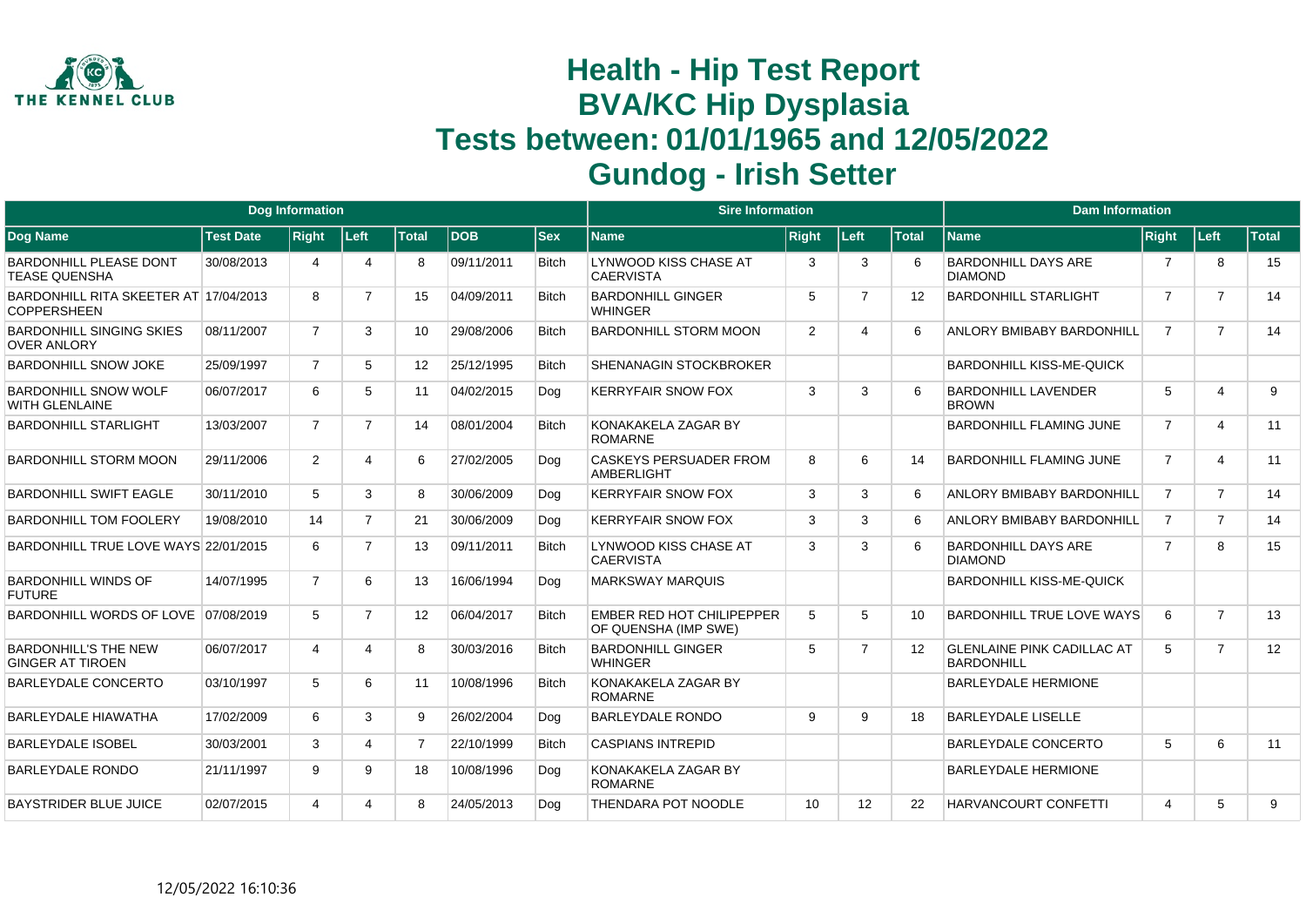# Health - Hip Test Report
# BVA/KC Hip Dysplasia
# Tests between: 01/01/1965 and 12/05/2022
# Gundog - Irish Setter

| Dog Information | | | | | | | Sire Information | | | | Dam Information | | | |
|---|---|---|---|---|---|---|---|---|---|---|---|---|---|---|
| Dog Name | Test Date | Right | Left | Total | DOB | Sex | Name | Right | Left | Total | Name | Right | Left | Total |
| BARDONHILL PLEASE DONT TEASE QUENSHA | 30/08/2013 | 4 | 4 | 8 | 09/11/2011 | Bitch | LYNWOOD KISS CHASE AT CAERVISTA | 3 | 3 | 6 | BARDONHILL DAYS ARE DIAMOND | 7 | 8 | 15 |
| BARDONHILL RITA SKEETER AT COPPERSHEEN | 17/04/2013 | 8 | 7 | 15 | 04/09/2011 | Bitch | BARDONHILL GINGER WHINGER | 5 | 7 | 12 | BARDONHILL STARLIGHT | 7 | 7 | 14 |
| BARDONHILL SINGING SKIES OVER ANLORY | 08/11/2007 | 7 | 3 | 10 | 29/08/2006 | Bitch | BARDONHILL STORM MOON | 2 | 4 | 6 | ANLORY BMIBABY BARDONHILL | 7 | 7 | 14 |
| BARDONHILL SNOW JOKE | 25/09/1997 | 7 | 5 | 12 | 25/12/1995 | Bitch | SHENANAGIN STOCKBROKER | | | | BARDONHILL KISS-ME-QUICK | | | |
| BARDONHILL SNOW WOLF WITH GLENLAINE | 06/07/2017 | 6 | 5 | 11 | 04/02/2015 | Dog | KERRYFAIR SNOW FOX | 3 | 3 | 6 | BARDONHILL LAVENDER BROWN | 5 | 4 | 9 |
| BARDONHILL STARLIGHT | 13/03/2007 | 7 | 7 | 14 | 08/01/2004 | Bitch | KONAKAKELA ZAGAR BY ROMARNE | | | | BARDONHILL FLAMING JUNE | 7 | 4 | 11 |
| BARDONHILL STORM MOON | 29/11/2006 | 2 | 4 | 6 | 27/02/2005 | Dog | CASKEYS PERSUADER FROM AMBERLIGHT | 8 | 6 | 14 | BARDONHILL FLAMING JUNE | 7 | 4 | 11 |
| BARDONHILL SWIFT EAGLE | 30/11/2010 | 5 | 3 | 8 | 30/06/2009 | Dog | KERRYFAIR SNOW FOX | 3 | 3 | 6 | ANLORY BMIBABY BARDONHILL | 7 | 7 | 14 |
| BARDONHILL TOM FOOLERY | 19/08/2010 | 14 | 7 | 21 | 30/06/2009 | Dog | KERRYFAIR SNOW FOX | 3 | 3 | 6 | ANLORY BMIBABY BARDONHILL | 7 | 7 | 14 |
| BARDONHILL TRUE LOVE WAYS | 22/01/2015 | 6 | 7 | 13 | 09/11/2011 | Bitch | LYNWOOD KISS CHASE AT CAERVISTA | 3 | 3 | 6 | BARDONHILL DAYS ARE DIAMOND | 7 | 8 | 15 |
| BARDONHILL WINDS OF FUTURE | 14/07/1995 | 7 | 6 | 13 | 16/06/1994 | Dog | MARKSWAY MARQUIS | | | | BARDONHILL KISS-ME-QUICK | | | |
| BARDONHILL WORDS OF LOVE | 07/08/2019 | 5 | 7 | 12 | 06/04/2017 | Bitch | EMBER RED HOT CHILIPEPPER OF QUENSHA (IMP SWE) | 5 | 5 | 10 | BARDONHILL TRUE LOVE WAYS | 6 | 7 | 13 |
| BARDONHILL'S THE NEW GINGER AT TIROEN | 06/07/2017 | 4 | 4 | 8 | 30/03/2016 | Bitch | BARDONHILL GINGER WHINGER | 5 | 7 | 12 | GLENLAINE PINK CADILLAC AT BARDONHILL | 5 | 7 | 12 |
| BARLEYDALE CONCERTO | 03/10/1997 | 5 | 6 | 11 | 10/08/1996 | Bitch | KONAKAKELA ZAGAR BY ROMARNE | | | | BARLEYDALE HERMIONE | | | |
| BARLEYDALE HIAWATHA | 17/02/2009 | 6 | 3 | 9 | 26/02/2004 | Dog | BARLEYDALE RONDO | 9 | 9 | 18 | BARLEYDALE LISELLE | | | |
| BARLEYDALE ISOBEL | 30/03/2001 | 3 | 4 | 7 | 22/10/1999 | Bitch | CASPIANS INTREPID | | | | BARLEYDALE CONCERTO | 5 | 6 | 11 |
| BARLEYDALE RONDO | 21/11/1997 | 9 | 9 | 18 | 10/08/1996 | Dog | KONAKAKELA ZAGAR BY ROMARNE | | | | BARLEYDALE HERMIONE | | | |
| BAYSTRIDER BLUE JUICE | 02/07/2015 | 4 | 4 | 8 | 24/05/2013 | Dog | THENDARA POT NOODLE | 10 | 12 | 22 | HARVANCOURT CONFETTI | 4 | 5 | 9 |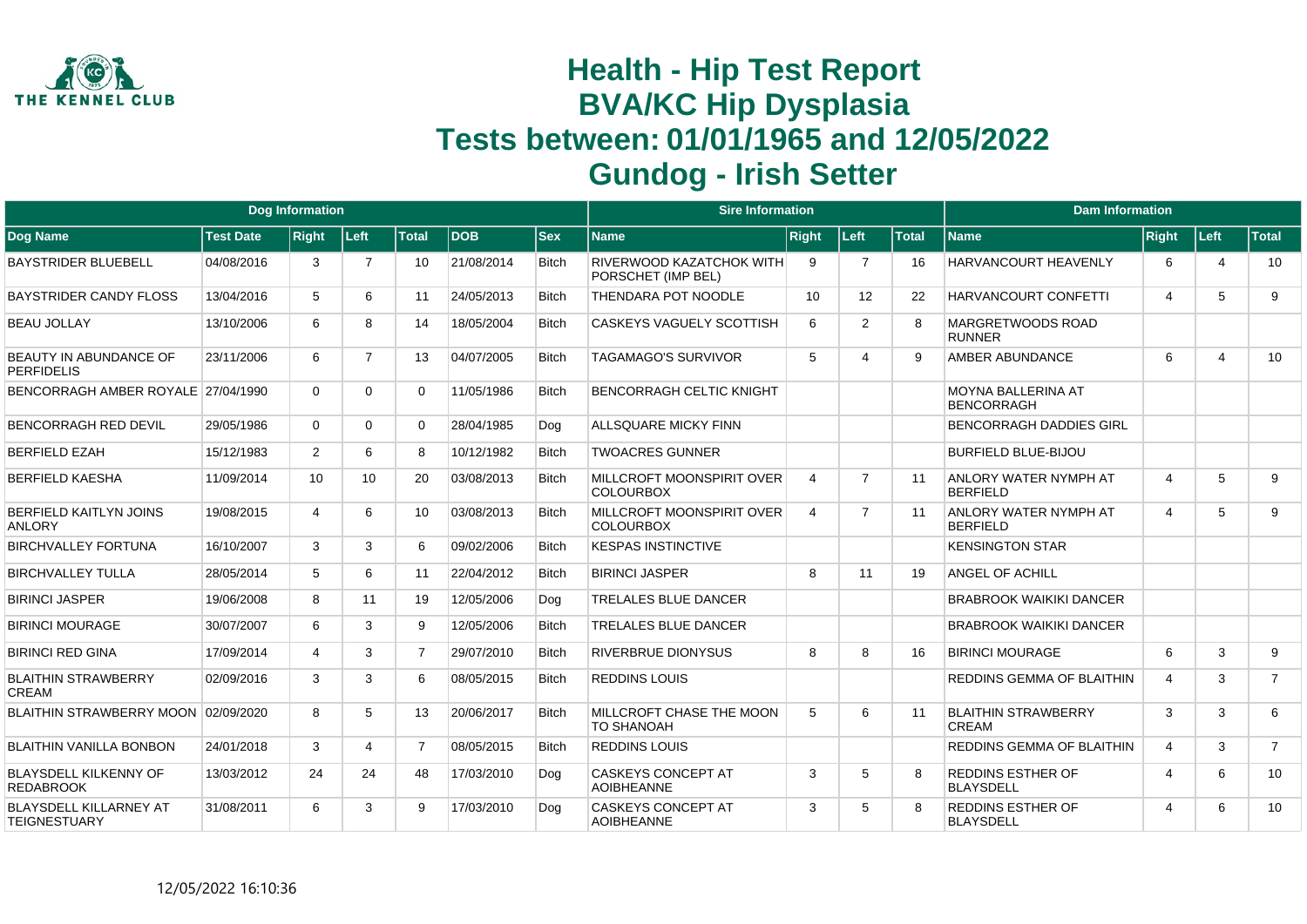# Health - Hip Test Report
# BVA/KC Hip Dysplasia
# Tests between: 01/01/1965 and 12/05/2022
# Gundog - Irish Setter

| Dog Information | | | | | | | Sire Information | | | | Dam Information | | | |
|---|---|---|---|---|---|---|---|---|---|---|---|---|---|---|
| Dog Name | Test Date | Right | Left | Total | DOB | Sex | Name | Right | Left | Total | Name | Right | Left | Total |
| BAYSTRIDER BLUEBELL | 04/08/2016 | 3 | 7 | 10 | 21/08/2014 | Bitch | RIVERWOOD KAZATCHOK WITH PORSCHET (IMP BEL) | 9 | 7 | 16 | HARVANCOURT HEAVENLY | 6 | 4 | 10 |
| BAYSTRIDER CANDY FLOSS | 13/04/2016 | 5 | 6 | 11 | 24/05/2013 | Bitch | THENDARA POT NOODLE | 10 | 12 | 22 | HARVANCOURT CONFETTI | 4 | 5 | 9 |
| BEAU JOLLAY | 13/10/2006 | 6 | 8 | 14 | 18/05/2004 | Bitch | CASKEYS VAGUELY SCOTTISH | 6 | 2 | 8 | MARGRETWOODS ROAD RUNNER | | | |
| BEAUTY IN ABUNDANCE OF PERFIDELIS | 23/11/2006 | 6 | 7 | 13 | 04/07/2005 | Bitch | TAGAMAGO'S SURVIVOR | 5 | 4 | 9 | AMBER ABUNDANCE | 6 | 4 | 10 |
| BENCORRAGH AMBER ROYALE | 27/04/1990 | 0 | 0 | 0 | 11/05/1986 | Bitch | BENCORRAGH CELTIC KNIGHT | | | | MOYNA BALLERINA AT BENCORRAGH | | | |
| BENCORRAGH RED DEVIL | 29/05/1986 | 0 | 0 | 0 | 28/04/1985 | Dog | ALLSQUARE MICKY FINN | | | | BENCORRAGH DADDIES GIRL | | | |
| BERFIELD EZAH | 15/12/1983 | 2 | 6 | 8 | 10/12/1982 | Bitch | TWOACRES GUNNER | | | | BURFIELD BLUE-BIJOU | | | |
| BERFIELD KAESHA | 11/09/2014 | 10 | 10 | 20 | 03/08/2013 | Bitch | MILLCROFT MOONSPIRIT OVER COLOURBOX | 4 | 7 | 11 | ANLORY WATER NYMPH AT BERFIELD | 4 | 5 | 9 |
| BERFIELD KAITLYN JOINS ANLORY | 19/08/2015 | 4 | 6 | 10 | 03/08/2013 | Bitch | MILLCROFT MOONSPIRIT OVER COLOURBOX | 4 | 7 | 11 | ANLORY WATER NYMPH AT BERFIELD | 4 | 5 | 9 |
| BIRCHVALLEY FORTUNA | 16/10/2007 | 3 | 3 | 6 | 09/02/2006 | Bitch | KESPAS INSTINCTIVE | | | | KENSINGTON STAR | | | |
| BIRCHVALLEY TULLA | 28/05/2014 | 5 | 6 | 11 | 22/04/2012 | Bitch | BIRINCI JASPER | 8 | 11 | 19 | ANGEL OF ACHILL | | | |
| BIRINCI JASPER | 19/06/2008 | 8 | 11 | 19 | 12/05/2006 | Dog | TRELALES BLUE DANCER | | | | BRABROOK WAIKIKI DANCER | | | |
| BIRINCI MOURAGE | 30/07/2007 | 6 | 3 | 9 | 12/05/2006 | Bitch | TRELALES BLUE DANCER | | | | BRABROOK WAIKIKI DANCER | | | |
| BIRINCI RED GINA | 17/09/2014 | 4 | 3 | 7 | 29/07/2010 | Bitch | RIVERBRUE DIONYSUS | 8 | 8 | 16 | BIRINCI MOURAGE | 6 | 3 | 9 |
| BLAITHIN STRAWBERRY CREAM | 02/09/2016 | 3 | 3 | 6 | 08/05/2015 | Bitch | REDDINS LOUIS | | | | REDDINS GEMMA OF BLAITHIN | 4 | 3 | 7 |
| BLAITHIN STRAWBERRY MOON | 02/09/2020 | 8 | 5 | 13 | 20/06/2017 | Bitch | MILLCROFT CHASE THE MOON TO SHANOAH | 5 | 6 | 11 | BLAITHIN STRAWBERRY CREAM | 3 | 3 | 6 |
| BLAITHIN VANILLA BONBON | 24/01/2018 | 3 | 4 | 7 | 08/05/2015 | Bitch | REDDINS LOUIS | | | | REDDINS GEMMA OF BLAITHIN | 4 | 3 | 7 |
| BLAYSDELL KILKENNY OF REDABROOK | 13/03/2012 | 24 | 24 | 48 | 17/03/2010 | Dog | CASKEYS CONCEPT AT AOIBHEANNE | 3 | 5 | 8 | REDDINS ESTHER OF BLAYSDELL | 4 | 6 | 10 |
| BLAYSDELL KILLARNEY AT TEIGNESTUARY | 31/08/2011 | 6 | 3 | 9 | 17/03/2010 | Dog | CASKEYS CONCEPT AT AOIBHEANNE | 3 | 5 | 8 | REDDINS ESTHER OF BLAYSDELL | 4 | 6 | 10 |

12/05/2022 16:10:36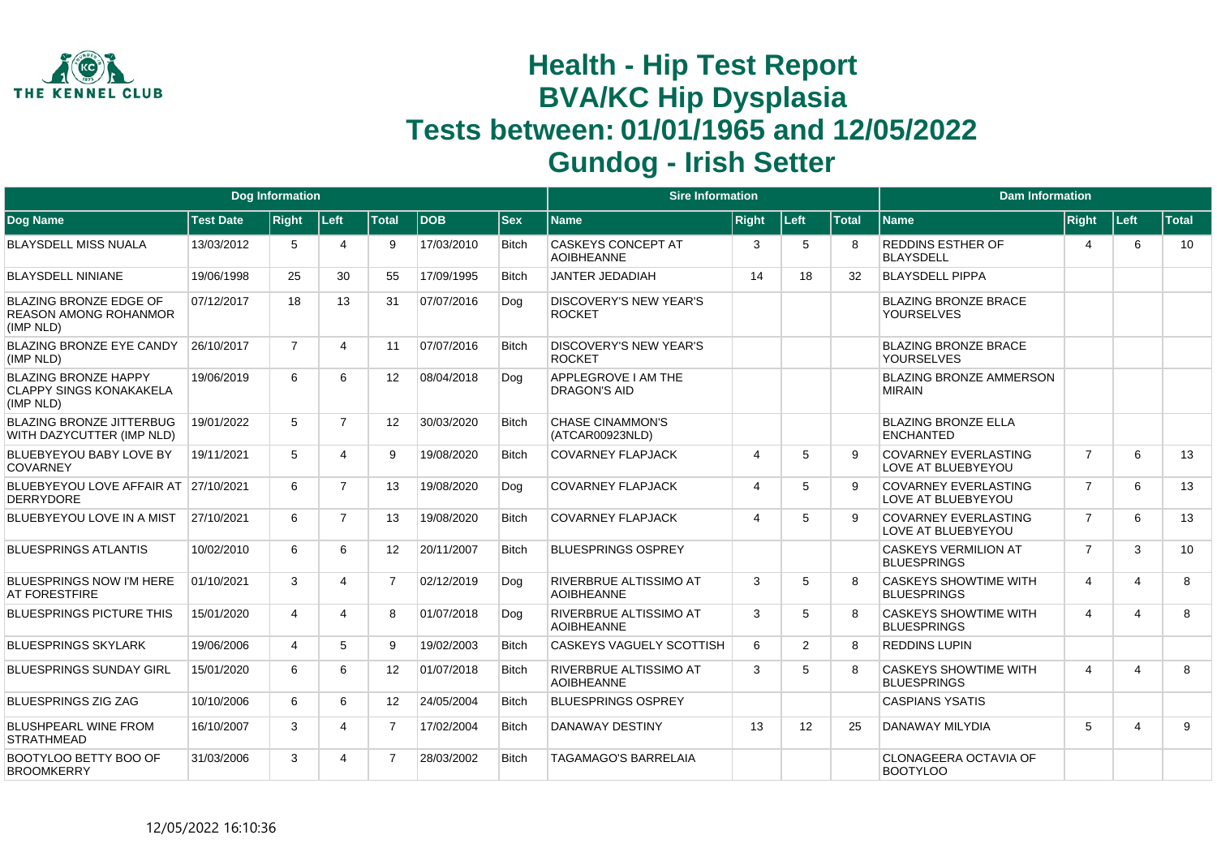# Health - Hip Test Report
# BVA/KC Hip Dysplasia
# Tests between: 01/01/1965 and 12/05/2022
# Gundog - Irish Setter

| Dog Information | | | | | | | Sire Information | | | | Dam Information | | | |
|---|---|---|---|---|---|---|---|---|---|---|---|---|---|---|
| Dog Name | Test Date | Right | Left | Total | DOB | Sex | Name | Right | Left | Total | Name | Right | Left | Total |
| BLAYSDELL MISS NUALA | 13/03/2012 | 5 | 4 | 9 | 17/03/2010 | Bitch | CASKEYS CONCEPT AT AOIBHEANNE | 3 | 5 | 8 | REDDINS ESTHER OF BLAYSDELL | 4 | 6 | 10 |
| BLAYSDELL NINIANE | 19/06/1998 | 25 | 30 | 55 | 17/09/1995 | Bitch | JANTER JEDADIAH | 14 | 18 | 32 | BLAYSDELL PIPPA | | | |
| BLAZING BRONZE EDGE OF REASON AMONG ROHANMOR (IMP NLD) | 07/12/2017 | 18 | 13 | 31 | 07/07/2016 | Dog | DISCOVERY'S NEW YEAR'S ROCKET | | | | BLAZING BRONZE BRACE YOURSELVES | | | |
| BLAZING BRONZE EYE CANDY (IMP NLD) | 26/10/2017 | 7 | 4 | 11 | 07/07/2016 | Bitch | DISCOVERY'S NEW YEAR'S ROCKET | | | | BLAZING BRONZE BRACE YOURSELVES | | | |
| BLAZING BRONZE HAPPY CLAPPY SINGS KONAKAKELA (IMP NLD) | 19/06/2019 | 6 | 6 | 12 | 08/04/2018 | Dog | APPLEGROVE I AM THE DRAGON'S AID | | | | BLAZING BRONZE AMMERSON MIRAIN | | | |
| BLAZING BRONZE JITTERBUG WITH DAZYCUTTER (IMP NLD) | 19/01/2022 | 5 | 7 | 12 | 30/03/2020 | Bitch | CHASE CINAMMON'S (ATCAR00923NLD) | | | | BLAZING BRONZE ELLA ENCHANTED | | | |
| BLUEBYEYOU BABY LOVE BY COVARNEY | 19/11/2021 | 5 | 4 | 9 | 19/08/2020 | Bitch | COVARNEY FLAPJACK | 4 | 5 | 9 | COVARNEY EVERLASTING LOVE AT BLUEBYEYOU | 7 | 6 | 13 |
| BLUEBYEYOU LOVE AFFAIR AT DERRYDORE | 27/10/2021 | 6 | 7 | 13 | 19/08/2020 | Dog | COVARNEY FLAPJACK | 4 | 5 | 9 | COVARNEY EVERLASTING LOVE AT BLUEBYEYOU | 7 | 6 | 13 |
| BLUEBYEYOU LOVE IN A MIST | 27/10/2021 | 6 | 7 | 13 | 19/08/2020 | Bitch | COVARNEY FLAPJACK | 4 | 5 | 9 | COVARNEY EVERLASTING LOVE AT BLUEBYEYOU | 7 | 6 | 13 |
| BLUESPRINGS ATLANTIS | 10/02/2010 | 6 | 6 | 12 | 20/11/2007 | Bitch | BLUESPRINGS OSPREY | | | | CASKEYS VERMILION AT BLUESPRINGS | 7 | 3 | 10 |
| BLUESPRINGS NOW I'M HERE AT FORESTFIRE | 01/10/2021 | 3 | 4 | 7 | 02/12/2019 | Dog | RIVERBRUE ALTISSIMO AT AOIBHEANNE | 3 | 5 | 8 | CASKEYS SHOWTIME WITH BLUESPRINGS | 4 | 4 | 8 |
| BLUESPRINGS PICTURE THIS | 15/01/2020 | 4 | 4 | 8 | 01/07/2018 | Dog | RIVERBRUE ALTISSIMO AT AOIBHEANNE | 3 | 5 | 8 | CASKEYS SHOWTIME WITH BLUESPRINGS | 4 | 4 | 8 |
| BLUESPRINGS SKYLARK | 19/06/2006 | 4 | 5 | 9 | 19/02/2003 | Bitch | CASKEYS VAGUELY SCOTTISH | 6 | 2 | 8 | REDDINS LUPIN | | | |
| BLUESPRINGS SUNDAY GIRL | 15/01/2020 | 6 | 6 | 12 | 01/07/2018 | Bitch | RIVERBRUE ALTISSIMO AT AOIBHEANNE | 3 | 5 | 8 | CASKEYS SHOWTIME WITH BLUESPRINGS | 4 | 4 | 8 |
| BLUESPRINGS ZIG ZAG | 10/10/2006 | 6 | 6 | 12 | 24/05/2004 | Bitch | BLUESPRINGS OSPREY | | | | CASPIANS YSATIS | | | |
| BLUSHPEARL WINE FROM STRATHMEAD | 16/10/2007 | 3 | 4 | 7 | 17/02/2004 | Bitch | DANAWAY DESTINY | 13 | 12 | 25 | DANAWAY MILYDIA | 5 | 4 | 9 |
| BOOTYLOO BETTY BOO OF BROOMKERRY | 31/03/2006 | 3 | 4 | 7 | 28/03/2002 | Bitch | TAGAMAGO'S BARRELAIA | | | | CLONAGEERA OCTAVIA OF BOOTYLOO | | | |

12/05/2022 16:10:36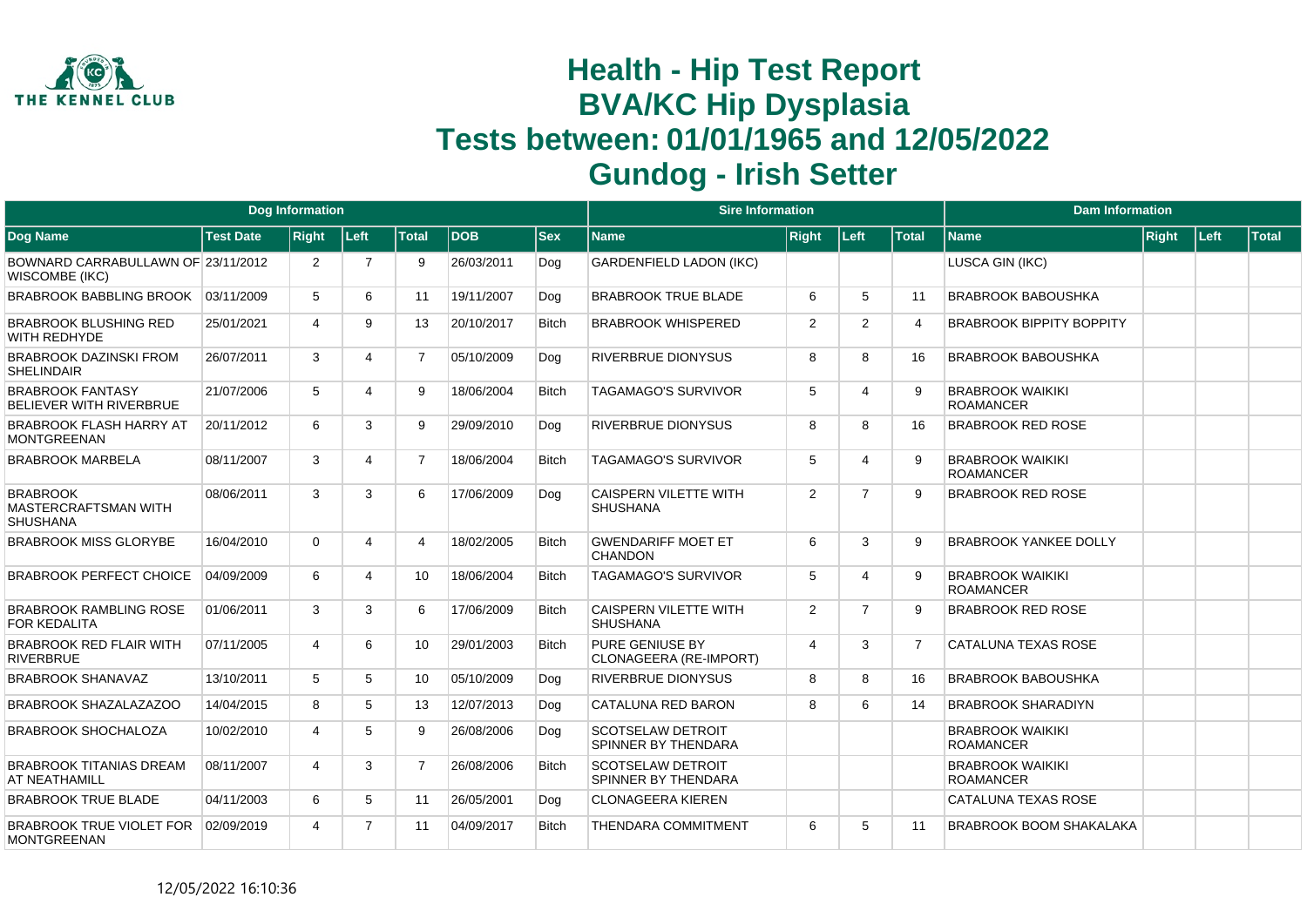# Health - Hip Test Report
# BVA/KC Hip Dysplasia
# Tests between: 01/01/1965 and 12/05/2022
# Gundog - Irish Setter

| Dog Information | | | | | | | Sire Information | | | | Dam Information | | | |
|---|---|---|---|---|---|---|---|---|---|---|---|---|---|---|
| Dog Name | Test Date | Right | Left | Total | DOB | Sex | Name | Right | Left | Total | Name | Right | Left | Total |
| BOWNARD CARRABULLAWN OF WISCOMBE (IKC) | 23/11/2012 | 2 | 7 | 9 | 26/03/2011 | Dog | GARDENFIELD LADON (IKC) | | | | LUSCA GIN (IKC) | | | |
| BRABROOK BABBLING BROOK | 03/11/2009 | 5 | 6 | 11 | 19/11/2007 | Dog | BRABROOK TRUE BLADE | 6 | 5 | 11 | BRABROOK BABOUSHKA | | | |
| BRABROOK BLUSHING RED WITH REDHYDE | 25/01/2021 | 4 | 9 | 13 | 20/10/2017 | Bitch | BRABROOK WHISPERED | 2 | 2 | 4 | BRABROOK BIPPITY BOPPITY | | | |
| BRABROOK DAZINSKI FROM SHELINDAIR | 26/07/2011 | 3 | 4 | 7 | 05/10/2009 | Dog | RIVERBRUE DIONYSUS | 8 | 8 | 16 | BRABROOK BABOUSHKA | | | |
| BRABROOK FANTASY BELIEVER WITH RIVERBRUE | 21/07/2006 | 5 | 4 | 9 | 18/06/2004 | Bitch | TAGAMAGO'S SURVIVOR | 5 | 4 | 9 | BRABROOK WAIKIKI ROAMANCER | | | |
| BRABROOK FLASH HARRY AT MONTGREENAN | 20/11/2012 | 6 | 3 | 9 | 29/09/2010 | Dog | RIVERBRUE DIONYSUS | 8 | 8 | 16 | BRABROOK RED ROSE | | | |
| BRABROOK MARBELA | 08/11/2007 | 3 | 4 | 7 | 18/06/2004 | Bitch | TAGAMAGO'S SURVIVOR | 5 | 4 | 9 | BRABROOK WAIKIKI ROAMANCER | | | |
| BRABROOK MASTERCRAFTSMAN WITH SHUSHANA | 08/06/2011 | 3 | 3 | 6 | 17/06/2009 | Dog | CAISPERN VILETTE WITH SHUSHANA | 2 | 7 | 9 | BRABROOK RED ROSE | | | |
| BRABROOK MISS GLORYBE | 16/04/2010 | 0 | 4 | 4 | 18/02/2005 | Bitch | GWENDARIFF MOET ET CHANDON | 6 | 3 | 9 | BRABROOK YANKEE DOLLY | | | |
| BRABROOK PERFECT CHOICE | 04/09/2009 | 6 | 4 | 10 | 18/06/2004 | Bitch | TAGAMAGO'S SURVIVOR | 5 | 4 | 9 | BRABROOK WAIKIKI ROAMANCER | | | |
| BRABROOK RAMBLING ROSE FOR KEDALITA | 01/06/2011 | 3 | 3 | 6 | 17/06/2009 | Bitch | CAISPERN VILETTE WITH SHUSHANA | 2 | 7 | 9 | BRABROOK RED ROSE | | | |
| BRABROOK RED FLAIR WITH RIVERBRUE | 07/11/2005 | 4 | 6 | 10 | 29/01/2003 | Bitch | PURE GENIUSE BY CLONAGEERA (RE-IMPORT) | 4 | 3 | 7 | CATALUNA TEXAS ROSE | | | |
| BRABROOK SHANAVAZ | 13/10/2011 | 5 | 5 | 10 | 05/10/2009 | Dog | RIVERBRUE DIONYSUS | 8 | 8 | 16 | BRABROOK BABOUSHKA | | | |
| BRABROOK SHAZALAZAZOO | 14/04/2015 | 8 | 5 | 13 | 12/07/2013 | Dog | CATALUNA RED BARON | 8 | 6 | 14 | BRABROOK SHARADIYN | | | |
| BRABROOK SHOCHALOZA | 10/02/2010 | 4 | 5 | 9 | 26/08/2006 | Dog | SCOTSELAW DETROIT SPINNER BY THENDARA | | | | BRABROOK WAIKIKI ROAMANCER | | | |
| BRABROOK TITANIAS DREAM AT NEATHAMILL | 08/11/2007 | 4 | 3 | 7 | 26/08/2006 | Bitch | SCOTSELAW DETROIT SPINNER BY THENDARA | | | | BRABROOK WAIKIKI ROAMANCER | | | |
| BRABROOK TRUE BLADE | 04/11/2003 | 6 | 5 | 11 | 26/05/2001 | Dog | CLONAGEERA KIEREN | | | | CATALUNA TEXAS ROSE | | | |
| BRABROOK TRUE VIOLET FOR MONTGREENAN | 02/09/2019 | 4 | 7 | 11 | 04/09/2017 | Bitch | THENDARA COMMITMENT | 6 | 5 | 11 | BRABROOK BOOM SHAKALAKA | | | |

12/05/2022 16:10:36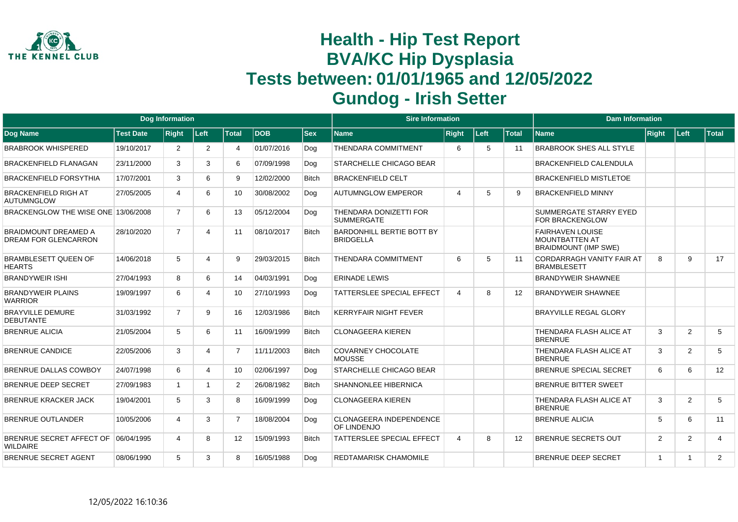# Health - Hip Test Report
# BVA/KC Hip Dysplasia
# Tests between: 01/01/1965 and 12/05/2022
# Gundog - Irish Setter

| Dog Information | | | | | | | Sire Information | | | | Dam Information | | | |
|---|---|---|---|---|---|---|---|---|---|---|---|---|---|---|
| **Dog Name** | **Test Date** | **Right** | **Left** | **Total** | **DOB** | **Sex** | **Name** | **Right** | **Left** | **Total** | **Name** | **Right** | **Left** | **Total** |
| BRABROOK WHISPERED | 19/10/2017 | 2 | 2 | 4 | 01/07/2016 | Dog | THENDARA COMMITMENT | 6 | 5 | 11 | BRABROOK SHES ALL STYLE | | | |
| BRACKENFIELD FLANAGAN | 23/11/2000 | 3 | 3 | 6 | 07/09/1998 | Dog | STARCHELLE CHICAGO BEAR | | | | BRACKENFIELD CALENDULA | | | |
| BRACKENFIELD FORSYTHIA | 17/07/2001 | 3 | 6 | 9 | 12/02/2000 | Bitch | BRACKENFIELD CELT | | | | BRACKENFIELD MISTLETOE | | | |
| BRACKENFIELD RIGH AT AUTUMNGLOW | 27/05/2005 | 4 | 6 | 10 | 30/08/2002 | Dog | AUTUMNGLOW EMPEROR | 4 | 5 | 9 | BRACKENFIELD MINNY | | | |
| BRACKENGLOW THE WISE ONE | 13/06/2008 | 7 | 6 | 13 | 05/12/2004 | Dog | THENDARA DONIZETTI FOR SUMMERGATE | | | | SUMMERGATE STARRY EYED FOR BRACKENGLOW | | | |
| BRAIDMOUNT DREAMED A DREAM FOR GLENCARRON | 28/10/2020 | 7 | 4 | 11 | 08/10/2017 | Bitch | BARDONHILL BERTIE BOTT BY BRIDGELLA | | | | FAIRHAVEN LOUISE MOUNTBATTEN AT BRAIDMOUNT (IMP SWE) | | | |
| BRAMBLESETT QUEEN OF HEARTS | 14/06/2018 | 5 | 4 | 9 | 29/03/2015 | Bitch | THENDARA COMMITMENT | 6 | 5 | 11 | CORDARRAGH VANITY FAIR AT BRAMBLESETT | 8 | 9 | 17 |
| BRANDYWEIR ISHI | 27/04/1993 | 8 | 6 | 14 | 04/03/1991 | Dog | ERINADE LEWIS | | | | BRANDYWEIR SHAWNEE | | | |
| BRANDYWEIR PLAINS WARRIOR | 19/09/1997 | 6 | 4 | 10 | 27/10/1993 | Dog | TATTERSLEE SPECIAL EFFECT | 4 | 8 | 12 | BRANDYWEIR SHAWNEE | | | |
| BRAYVILLE DEMURE DEBUTANTE | 31/03/1992 | 7 | 9 | 16 | 12/03/1986 | Bitch | KERRYFAIR NIGHT FEVER | | | | BRAYVILLE REGAL GLORY | | | |
| BRENRUE ALICIA | 21/05/2004 | 5 | 6 | 11 | 16/09/1999 | Bitch | CLONAGEERA KIEREN | | | | THENDARA FLASH ALICE AT BRENRUE | 3 | 2 | 5 |
| BRENRUE CANDICE | 22/05/2006 | 3 | 4 | 7 | 11/11/2003 | Bitch | COVARNEY CHOCOLATE MOUSSE | | | | THENDARA FLASH ALICE AT BRENRUE | 3 | 2 | 5 |
| BRENRUE DALLAS COWBOY | 24/07/1998 | 6 | 4 | 10 | 02/06/1997 | Dog | STARCHELLE CHICAGO BEAR | | | | BRENRUE SPECIAL SECRET | 6 | 6 | 12 |
| BRENRUE DEEP SECRET | 27/09/1983 | 1 | 1 | 2 | 26/08/1982 | Bitch | SHANNONLEE HIBERNICA | | | | BRENRUE BITTER SWEET | | | |
| BRENRUE KRACKER JACK | 19/04/2001 | 5 | 3 | 8 | 16/09/1999 | Dog | CLONAGEERA KIEREN | | | | THENDARA FLASH ALICE AT BRENRUE | 3 | 2 | 5 |
| BRENRUE OUTLANDER | 10/05/2006 | 4 | 3 | 7 | 18/08/2004 | Dog | CLONAGEERA INDEPENDENCE OF LINDENJO | | | | BRENRUE ALICIA | 5 | 6 | 11 |
| BRENRUE SECRET AFFECT OF WILDAIRE | 06/04/1995 | 4 | 8 | 12 | 15/09/1993 | Bitch | TATTERSLEE SPECIAL EFFECT | 4 | 8 | 12 | BRENRUE SECRETS OUT | 2 | 2 | 4 |
| BRENRUE SECRET AGENT | 08/06/1990 | 5 | 3 | 8 | 16/05/1988 | Dog | REDTAMARISK CHAMOMILE | | | | BRENRUE DEEP SECRET | 1 | 1 | 2 |

12/05/2022 16:10:36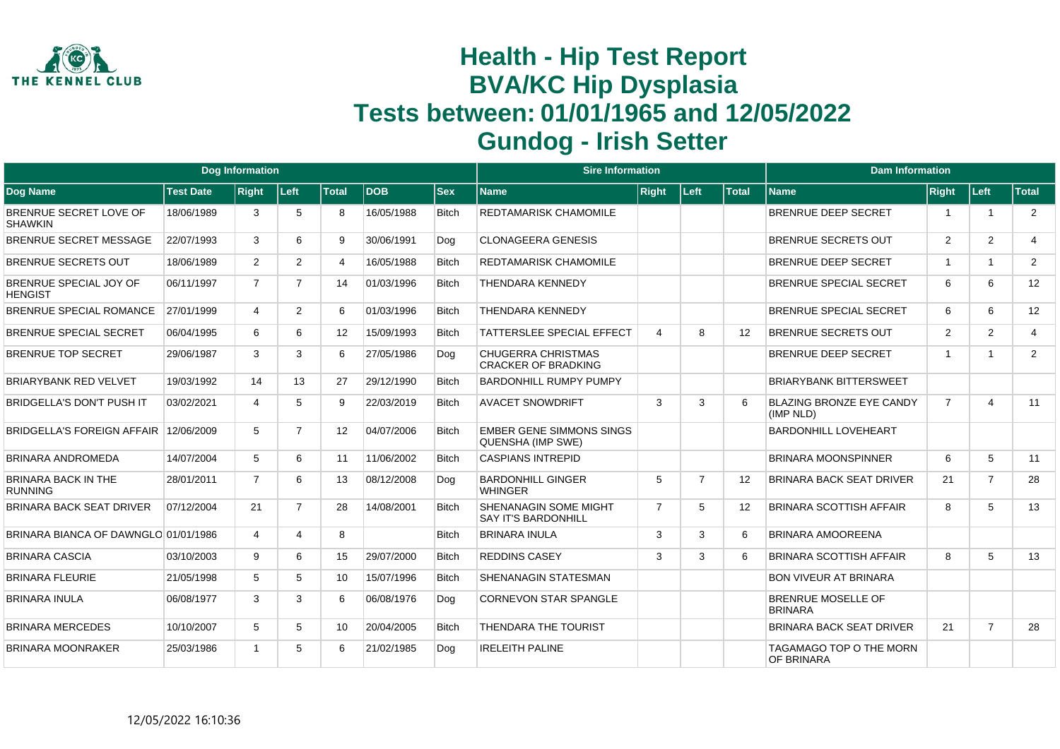# Health - Hip Test Report
# BVA/KC Hip Dysplasia
# Tests between: 01/01/1965 and 12/05/2022
# Gundog - Irish Setter

| Dog Information | | | | | | | Sire Information | | | | Dam Information | | | |
|---|---|---|---|---|---|---|---|---|---|---|---|---|---|---|
| Dog Name | Test Date | Right | Left | Total | DOB | Sex | Name | Right | Left | Total | Name | Right | Left | Total |
| BRENRUE SECRET LOVE OF SHAWKIN | 18/06/1989 | 3 | 5 | 8 | 16/05/1988 | Bitch | REDTAMARISK CHAMOMILE | | | | BRENRUE DEEP SECRET | 1 | 1 | 2 |
| BRENRUE SECRET MESSAGE | 22/07/1993 | 3 | 6 | 9 | 30/06/1991 | Dog | CLONAGEERA GENESIS | | | | BRENRUE SECRETS OUT | 2 | 2 | 4 |
| BRENRUE SECRETS OUT | 18/06/1989 | 2 | 2 | 4 | 16/05/1988 | Bitch | REDTAMARISK CHAMOMILE | | | | BRENRUE DEEP SECRET | 1 | 1 | 2 |
| BRENRUE SPECIAL JOY OF HENGIST | 06/11/1997 | 7 | 7 | 14 | 01/03/1996 | Bitch | THENDARA KENNEDY | | | | BRENRUE SPECIAL SECRET | 6 | 6 | 12 |
| BRENRUE SPECIAL ROMANCE | 27/01/1999 | 4 | 2 | 6 | 01/03/1996 | Bitch | THENDARA KENNEDY | | | | BRENRUE SPECIAL SECRET | 6 | 6 | 12 |
| BRENRUE SPECIAL SECRET | 06/04/1995 | 6 | 6 | 12 | 15/09/1993 | Bitch | TATTERSLEE SPECIAL EFFECT | 4 | 8 | 12 | BRENRUE SECRETS OUT | 2 | 2 | 4 |
| BRENRUE TOP SECRET | 29/06/1987 | 3 | 3 | 6 | 27/05/1986 | Dog | CHUGERRA CHRISTMAS CRACKER OF BRADKING | | | | BRENRUE DEEP SECRET | 1 | 1 | 2 |
| BRIARYBANK RED VELVET | 19/03/1992 | 14 | 13 | 27 | 29/12/1990 | Bitch | BARDONHILL RUMPY PUMPY | | | | BRIARYBANK BITTERSWEET | | | |
| BRIDGELLA'S DON'T PUSH IT | 03/02/2021 | 4 | 5 | 9 | 22/03/2019 | Bitch | AVACET SNOWDRIFT | 3 | 3 | 6 | BLAZING BRONZE EYE CANDY (IMP NLD) | 7 | 4 | 11 |
| BRIDGELLA'S FOREIGN AFFAIR | 12/06/2009 | 5 | 7 | 12 | 04/07/2006 | Bitch | EMBER GENE SIMMONS SINGS QUENSHA (IMP SWE) | | | | BARDONHILL LOVEHEART | | | |
| BRINARA ANDROMEDA | 14/07/2004 | 5 | 6 | 11 | 11/06/2002 | Bitch | CASPIANS INTREPID | | | | BRINARA MOONSPINNER | 6 | 5 | 11 |
| BRINARA BACK IN THE RUNNING | 28/01/2011 | 7 | 6 | 13 | 08/12/2008 | Dog | BARDONHILL GINGER WHINGER | 5 | 7 | 12 | BRINARA BACK SEAT DRIVER | 21 | 7 | 28 |
| BRINARA BACK SEAT DRIVER | 07/12/2004 | 21 | 7 | 28 | 14/08/2001 | Bitch | SHENANAGIN SOME MIGHT SAY IT'S BARDONHILL | 7 | 5 | 12 | BRINARA SCOTTISH AFFAIR | 8 | 5 | 13 |
| BRINARA BIANCA OF DAWNGLO | 01/01/1986 | 4 | 4 | 8 | | Bitch | BRINARA INULA | 3 | 3 | 6 | BRINARA AMOOREENA | | | |
| BRINARA CASCIA | 03/10/2003 | 9 | 6 | 15 | 29/07/2000 | Bitch | REDDINS CASEY | 3 | 3 | 6 | BRINARA SCOTTISH AFFAIR | 8 | 5 | 13 |
| BRINARA FLEURIE | 21/05/1998 | 5 | 5 | 10 | 15/07/1996 | Bitch | SHENANAGIN STATESMAN | | | | BON VIVEUR AT BRINARA | | | |
| BRINARA INULA | 06/08/1977 | 3 | 3 | 6 | 06/08/1976 | Dog | CORNEVON STAR SPANGLE | | | | BRENRUE MOSELLE OF BRINARA | | | |
| BRINARA MERCEDES | 10/10/2007 | 5 | 5 | 10 | 20/04/2005 | Bitch | THENDARA THE TOURIST | | | | BRINARA BACK SEAT DRIVER | 21 | 7 | 28 |
| BRINARA MOONRAKER | 25/03/1986 | 1 | 5 | 6 | 21/02/1985 | Dog | IRELEITH PALINE | | | | TAGAMAGO TOP O THE MORN OF BRINARA | | | |

12/05/2022 16:10:36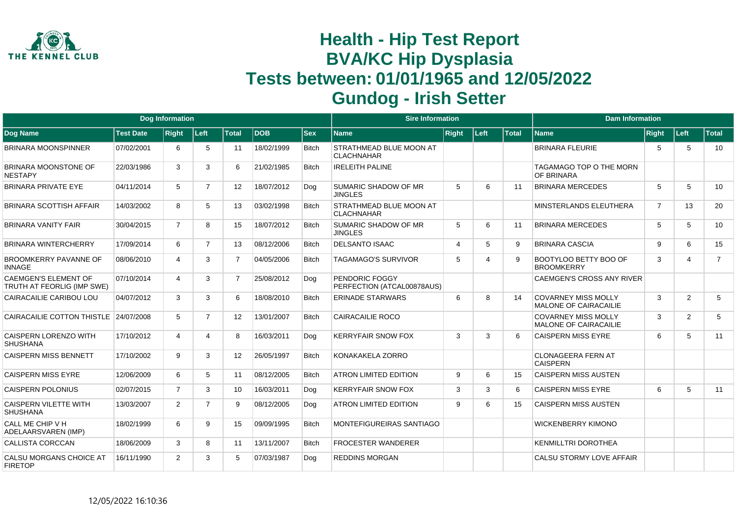# Health - Hip Test Report
# BVA/KC Hip Dysplasia
# Tests between: 01/01/1965 and 12/05/2022
# Gundog - Irish Setter

| Dog Information | | | | | | | Sire Information | | | | Dam Information | | | |
|---|---|---|---|---|---|---|---|---|---|---|---|---|---|---|
| **Dog Name** | **Test Date** | **Right** | **Left** | **Total** | **DOB** | **Sex** | **Name** | **Right** | **Left** | **Total** | **Name** | **Right** | **Left** | **Total** |
| BRINARA MOONSPINNER | 07/02/2001 | 6 | 5 | 11 | 18/02/1999 | Bitch | STRATHMEAD BLUE MOON AT CLACHNAHAR | | | | BRINARA FLEURIE | 5 | 5 | 10 |
| BRINARA MOONSTONE OF NESTAPY | 22/03/1986 | 3 | 3 | 6 | 21/02/1985 | Bitch | IRELEITH PALINE | | | | TAGAMAGO TOP O THE MORN OF BRINARA | | | |
| BRINARA PRIVATE EYE | 04/11/2014 | 5 | 7 | 12 | 18/07/2012 | Dog | SUMARIC SHADOW OF MR JINGLES | 5 | 6 | 11 | BRINARA MERCEDES | 5 | 5 | 10 |
| BRINARA SCOTTISH AFFAIR | 14/03/2002 | 8 | 5 | 13 | 03/02/1998 | Bitch | STRATHMEAD BLUE MOON AT CLACHNAHAR | | | | MINSTERLANDS ELEUTHERA | 7 | 13 | 20 |
| BRINARA VANITY FAIR | 30/04/2015 | 7 | 8 | 15 | 18/07/2012 | Bitch | SUMARIC SHADOW OF MR JINGLES | 5 | 6 | 11 | BRINARA MERCEDES | 5 | 5 | 10 |
| BRINARA WINTERCHERRY | 17/09/2014 | 6 | 7 | 13 | 08/12/2006 | Bitch | DELSANTO ISAAC | 4 | 5 | 9 | BRINARA CASCIA | 9 | 6 | 15 |
| BROOMKERRY PAVANNE OF INNAGE | 08/06/2010 | 4 | 3 | 7 | 04/05/2006 | Bitch | TAGAMAGO'S SURVIVOR | 5 | 4 | 9 | BOOTYLOO BETTY BOO OF BROOMKERRY | 3 | 4 | 7 |
| CAEMGEN'S ELEMENT OF TRUTH AT FEORLIG (IMP SWE) | 07/10/2014 | 4 | 3 | 7 | 25/08/2012 | Dog | PENDORIC FOGGY PERFECTION (ATCAL00878AUS) | | | | CAEMGEN'S CROSS ANY RIVER | | | |
| CAIRACAILIE CARIBOU LOU | 04/07/2012 | 3 | 3 | 6 | 18/08/2010 | Bitch | ERINADE STARWARS | 6 | 8 | 14 | COVARNEY MISS MOLLY MALONE OF CAIRACAILIE | 3 | 2 | 5 |
| CAIRACAILIE COTTON THISTLE | 24/07/2008 | 5 | 7 | 12 | 13/01/2007 | Bitch | CAIRACAILIE ROCO | | | | COVARNEY MISS MOLLY MALONE OF CAIRACAILIE | 3 | 2 | 5 |
| CAISPERN LORENZO WITH SHUSHANA | 17/10/2012 | 4 | 4 | 8 | 16/03/2011 | Dog | KERRYFAIR SNOW FOX | 3 | 3 | 6 | CAISPERN MISS EYRE | 6 | 5 | 11 |
| CAISPERN MISS BENNETT | 17/10/2002 | 9 | 3 | 12 | 26/05/1997 | Bitch | KONAKAKELA ZORRO | | | | CLONAGEERA FERN AT CAISPERN | | | |
| CAISPERN MISS EYRE | 12/06/2009 | 6 | 5 | 11 | 08/12/2005 | Bitch | ATRON LIMITED EDITION | 9 | 6 | 15 | CAISPERN MISS AUSTEN | | | |
| CAISPERN POLONIUS | 02/07/2015 | 7 | 3 | 10 | 16/03/2011 | Dog | KERRYFAIR SNOW FOX | 3 | 3 | 6 | CAISPERN MISS EYRE | 6 | 5 | 11 |
| CAISPERN VILETTE WITH SHUSHANA | 13/03/2007 | 2 | 7 | 9 | 08/12/2005 | Dog | ATRON LIMITED EDITION | 9 | 6 | 15 | CAISPERN MISS AUSTEN | | | |
| CALL ME CHIP V H ADELAARSVAREN (IMP) | 18/02/1999 | 6 | 9 | 15 | 09/09/1995 | Bitch | MONTEFIGUREIRAS SANTIAGO | | | | WICKENBERRY KIMONO | | | |
| CALLISTA CORCCAN | 18/06/2009 | 3 | 8 | 11 | 13/11/2007 | Bitch | FROCESTER WANDERER | | | | KENMILLTRI DOROTHEA | | | |
| CALSU MORGANS CHOICE AT FIRETOP | 16/11/1990 | 2 | 3 | 5 | 07/03/1987 | Dog | REDDINS MORGAN | | | | CALSU STORMY LOVE AFFAIR | | | |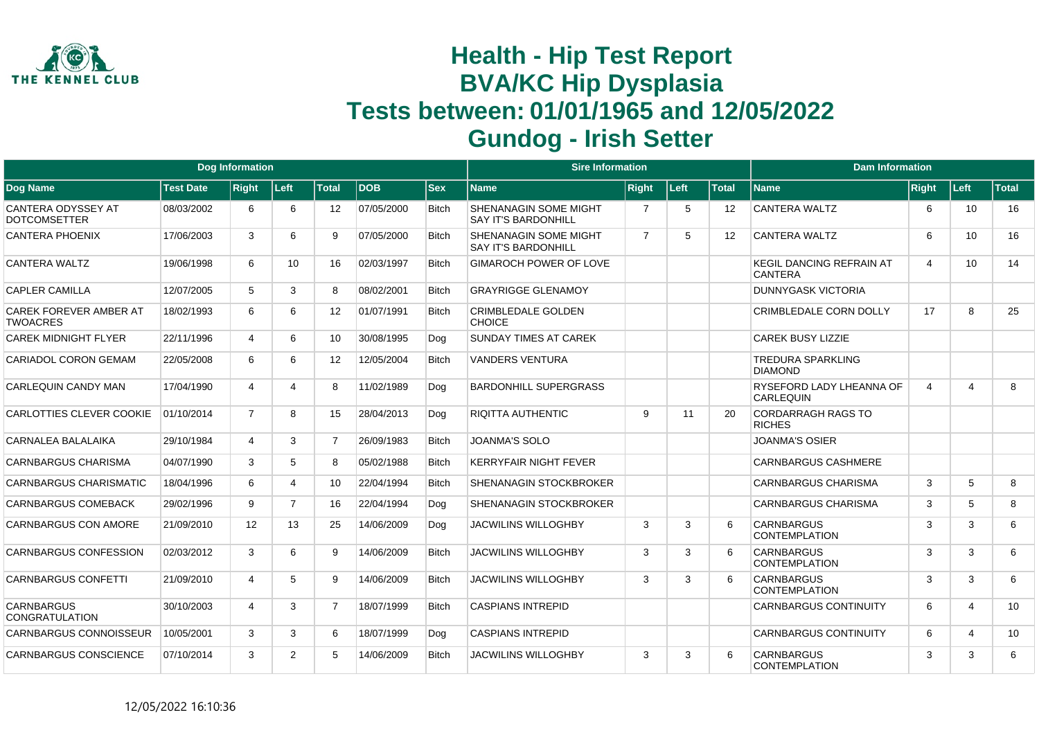# Health - Hip Test Report
# BVA/KC Hip Dysplasia
# Tests between: 01/01/1965 and 12/05/2022
# Gundog - Irish Setter

| Dog Information | | | | | | | Sire Information | | | | Dam Information | | | |
|---|---|---|---|---|---|---|---|---|---|---|---|---|---|---|
| Dog Name | Test Date | Right | Left | Total | DOB | Sex | Name | Right | Left | Total | Name | Right | Left | Total |
| CANTERA ODYSSEY AT DOTCOMSETTER | 08/03/2002 | 6 | 6 | 12 | 07/05/2000 | Bitch | SHENANAGIN SOME MIGHT SAY IT'S BARDONHILL | 7 | 5 | 12 | CANTERA WALTZ | 6 | 10 | 16 |
| CANTERA PHOENIX | 17/06/2003 | 3 | 6 | 9 | 07/05/2000 | Bitch | SHENANAGIN SOME MIGHT SAY IT'S BARDONHILL | 7 | 5 | 12 | CANTERA WALTZ | 6 | 10 | 16 |
| CANTERA WALTZ | 19/06/1998 | 6 | 10 | 16 | 02/03/1997 | Bitch | GIMAROCH POWER OF LOVE | | | | KEGIL DANCING REFRAIN AT CANTERA | 4 | 10 | 14 |
| CAPLER CAMILLA | 12/07/2005 | 5 | 3 | 8 | 08/02/2001 | Bitch | GRAYRIGGE GLENAMOY | | | | DUNNYGASK VICTORIA | | | |
| CAREK FOREVER AMBER AT TWOACRES | 18/02/1993 | 6 | 6 | 12 | 01/07/1991 | Bitch | CRIMBLEDALE GOLDEN CHOICE | | | | CRIMBLEDALE CORN DOLLY | 17 | 8 | 25 |
| CAREK MIDNIGHT FLYER | 22/11/1996 | 4 | 6 | 10 | 30/08/1995 | Dog | SUNDAY TIMES AT CAREK | | | | CAREK BUSY LIZZIE | | | |
| CARIADOL CORON GEMAM | 22/05/2008 | 6 | 6 | 12 | 12/05/2004 | Bitch | VANDERS VENTURA | | | | TREDURA SPARKLING DIAMOND | | | |
| CARLEQUIN CANDY MAN | 17/04/1990 | 4 | 4 | 8 | 11/02/1989 | Dog | BARDONHILL SUPERGRASS | | | | RYSEFORD LADY LHEANNA OF CARLEQUIN | 4 | 4 | 8 |
| CARLOTTIES CLEVER COOKIE | 01/10/2014 | 7 | 8 | 15 | 28/04/2013 | Dog | RIQITTA AUTHENTIC | 9 | 11 | 20 | CORDARRAGH RAGS TO RICHES | | | |
| CARNALEA BALALAIKA | 29/10/1984 | 4 | 3 | 7 | 26/09/1983 | Bitch | JOANMA'S SOLO | | | | JOANMA'S OSIER | | | |
| CARNBARGUS CHARISMA | 04/07/1990 | 3 | 5 | 8 | 05/02/1988 | Bitch | KERRYFAIR NIGHT FEVER | | | | CARNBARGUS CASHMERE | | | |
| CARNBARGUS CHARISMATIC | 18/04/1996 | 6 | 4 | 10 | 22/04/1994 | Bitch | SHENANAGIN STOCKBROKER | | | | CARNBARGUS CHARISMA | 3 | 5 | 8 |
| CARNBARGUS COMEBACK | 29/02/1996 | 9 | 7 | 16 | 22/04/1994 | Dog | SHENANAGIN STOCKBROKER | | | | CARNBARGUS CHARISMA | 3 | 5 | 8 |
| CARNBARGUS CON AMORE | 21/09/2010 | 12 | 13 | 25 | 14/06/2009 | Dog | JACWILINS WILLOGHBY | 3 | 3 | 6 | CARNBARGUS CONTEMPLATION | 3 | 3 | 6 |
| CARNBARGUS CONFESSION | 02/03/2012 | 3 | 6 | 9 | 14/06/2009 | Bitch | JACWILINS WILLOGHBY | 3 | 3 | 6 | CARNBARGUS CONTEMPLATION | 3 | 3 | 6 |
| CARNBARGUS CONFETTI | 21/09/2010 | 4 | 5 | 9 | 14/06/2009 | Bitch | JACWILINS WILLOGHBY | 3 | 3 | 6 | CARNBARGUS CONTEMPLATION | 3 | 3 | 6 |
| CARNBARGUS CONGRATULATION | 30/10/2003 | 4 | 3 | 7 | 18/07/1999 | Bitch | CASPIANS INTREPID | | | | CARNBARGUS CONTINUITY | 6 | 4 | 10 |
| CARNBARGUS CONNOISSEUR | 10/05/2001 | 3 | 3 | 6 | 18/07/1999 | Dog | CASPIANS INTREPID | | | | CARNBARGUS CONTINUITY | 6 | 4 | 10 |
| CARNBARGUS CONSCIENCE | 07/10/2014 | 3 | 2 | 5 | 14/06/2009 | Bitch | JACWILINS WILLOGHBY | 3 | 3 | 6 | CARNBARGUS CONTEMPLATION | 3 | 3 | 6 |

12/05/2022 16:10:36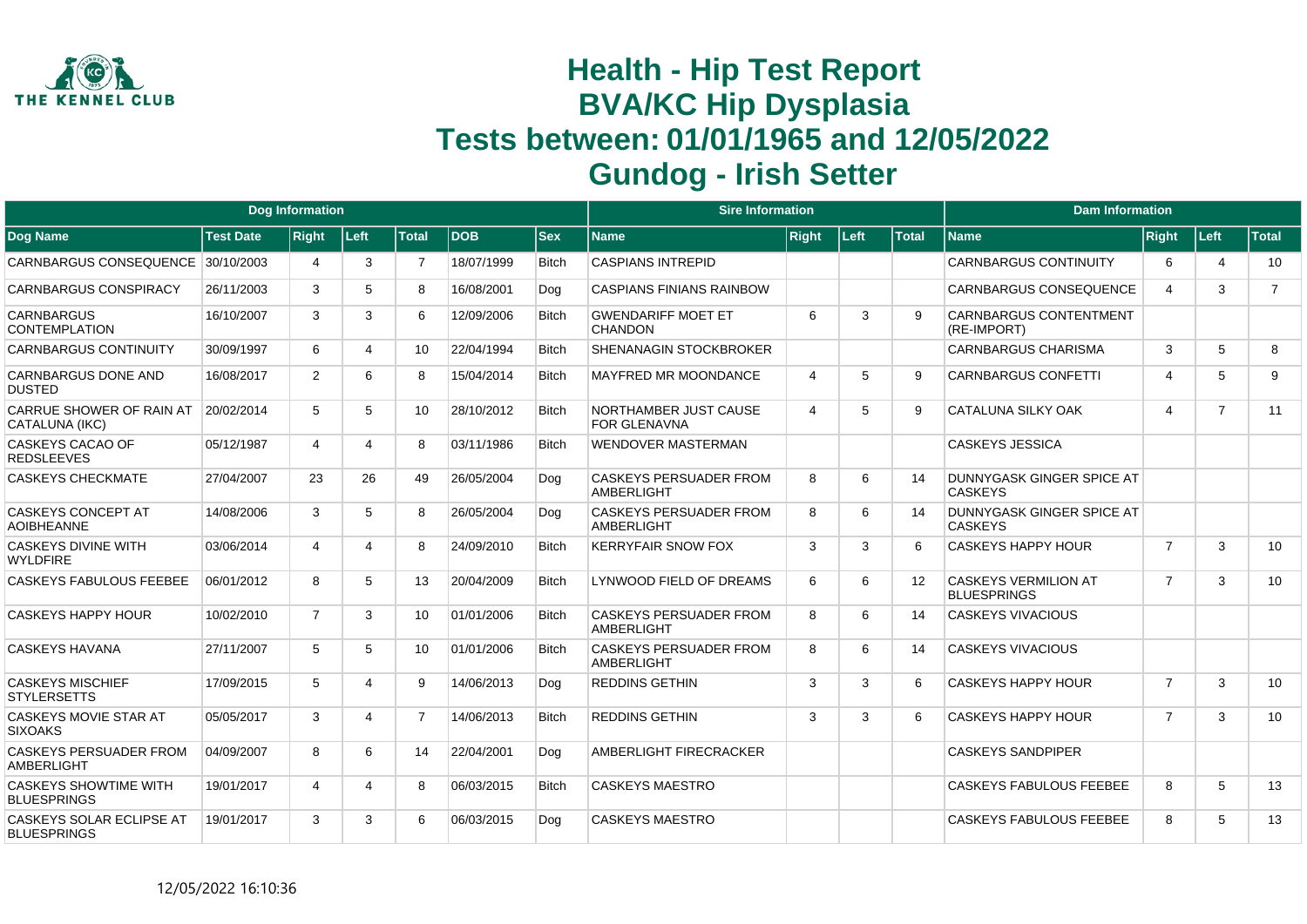# Health - Hip Test Report
# BVA/KC Hip Dysplasia
# Tests between: 01/01/1965 and 12/05/2022
# Gundog - Irish Setter

| Dog Information | | | | | | | Sire Information | | | | Dam Information | | | |
|---|---|---|---|---|---|---|---|---|---|---|---|---|---|---|
| **Dog Name** | **Test Date** | **Right** | **Left** | **Total** | **DOB** | **Sex** | **Name** | **Right** | **Left** | **Total** | **Name** | **Right** | **Left** | **Total** |
| CARNBARGUS CONSEQUENCE | 30/10/2003 | 4 | 3 | 7 | 18/07/1999 | Bitch | CASPIANS INTREPID | | | | CARNBARGUS CONTINUITY | 6 | 4 | 10 |
| CARNBARGUS CONSPIRACY | 26/11/2003 | 3 | 5 | 8 | 16/08/2001 | Dog | CASPIANS FINIANS RAINBOW | | | | CARNBARGUS CONSEQUENCE | 4 | 3 | 7 |
| CARNBARGUS CONTEMPLATION | 16/10/2007 | 3 | 3 | 6 | 12/09/2006 | Bitch | GWENDARIFF MOET ET CHANDON | 6 | 3 | 9 | CARNBARGUS CONTENTMENT (RE-IMPORT) | | | |
| CARNBARGUS CONTINUITY | 30/09/1997 | 6 | 4 | 10 | 22/04/1994 | Bitch | SHENANAGIN STOCKBROKER | | | | CARNBARGUS CHARISMA | 3 | 5 | 8 |
| CARNBARGUS DONE AND DUSTED | 16/08/2017 | 2 | 6 | 8 | 15/04/2014 | Bitch | MAYFRED MR MOONDANCE | 4 | 5 | 9 | CARNBARGUS CONFETTI | 4 | 5 | 9 |
| CARRUE SHOWER OF RAIN AT CATALUNA (IKC) | 20/02/2014 | 5 | 5 | 10 | 28/10/2012 | Bitch | NORTHAMBER JUST CAUSE FOR GLENAVNA | 4 | 5 | 9 | CATALUNA SILKY OAK | 4 | 7 | 11 |
| CASKEYS CACAO OF REDSLEEVES | 05/12/1987 | 4 | 4 | 8 | 03/11/1986 | Bitch | WENDOVER MASTERMAN | | | | CASKEYS JESSICA | | | |
| CASKEYS CHECKMATE | 27/04/2007 | 23 | 26 | 49 | 26/05/2004 | Dog | CASKEYS PERSUADER FROM AMBERLIGHT | 8 | 6 | 14 | DUNNYGASK GINGER SPICE AT CASKEYS | | | |
| CASKEYS CONCEPT AT AOIBHEANNE | 14/08/2006 | 3 | 5 | 8 | 26/05/2004 | Dog | CASKEYS PERSUADER FROM AMBERLIGHT | 8 | 6 | 14 | DUNNYGASK GINGER SPICE AT CASKEYS | | | |
| CASKEYS DIVINE WITH WYLDFIRE | 03/06/2014 | 4 | 4 | 8 | 24/09/2010 | Bitch | KERRYFAIR SNOW FOX | 3 | 3 | 6 | CASKEYS HAPPY HOUR | 7 | 3 | 10 |
| CASKEYS FABULOUS FEEBEE | 06/01/2012 | 8 | 5 | 13 | 20/04/2009 | Bitch | LYNWOOD FIELD OF DREAMS | 6 | 6 | 12 | CASKEYS VERMILION AT BLUESPRINGS | 7 | 3 | 10 |
| CASKEYS HAPPY HOUR | 10/02/2010 | 7 | 3 | 10 | 01/01/2006 | Bitch | CASKEYS PERSUADER FROM AMBERLIGHT | 8 | 6 | 14 | CASKEYS VIVACIOUS | | | |
| CASKEYS HAVANA | 27/11/2007 | 5 | 5 | 10 | 01/01/2006 | Bitch | CASKEYS PERSUADER FROM AMBERLIGHT | 8 | 6 | 14 | CASKEYS VIVACIOUS | | | |
| CASKEYS MISCHIEF STYLERSETTS | 17/09/2015 | 5 | 4 | 9 | 14/06/2013 | Dog | REDDINS GETHIN | 3 | 3 | 6 | CASKEYS HAPPY HOUR | 7 | 3 | 10 |
| CASKEYS MOVIE STAR AT SIXOAKS | 05/05/2017 | 3 | 4 | 7 | 14/06/2013 | Bitch | REDDINS GETHIN | 3 | 3 | 6 | CASKEYS HAPPY HOUR | 7 | 3 | 10 |
| CASKEYS PERSUADER FROM AMBERLIGHT | 04/09/2007 | 8 | 6 | 14 | 22/04/2001 | Dog | AMBERLIGHT FIRECRACKER | | | | CASKEYS SANDPIPER | | | |
| CASKEYS SHOWTIME WITH BLUESPRINGS | 19/01/2017 | 4 | 4 | 8 | 06/03/2015 | Bitch | CASKEYS MAESTRO | | | | CASKEYS FABULOUS FEEBEE | 8 | 5 | 13 |
| CASKEYS SOLAR ECLIPSE AT BLUESPRINGS | 19/01/2017 | 3 | 3 | 6 | 06/03/2015 | Dog | CASKEYS MAESTRO | | | | CASKEYS FABULOUS FEEBEE | 8 | 5 | 13 |

12/05/2022 16:10:36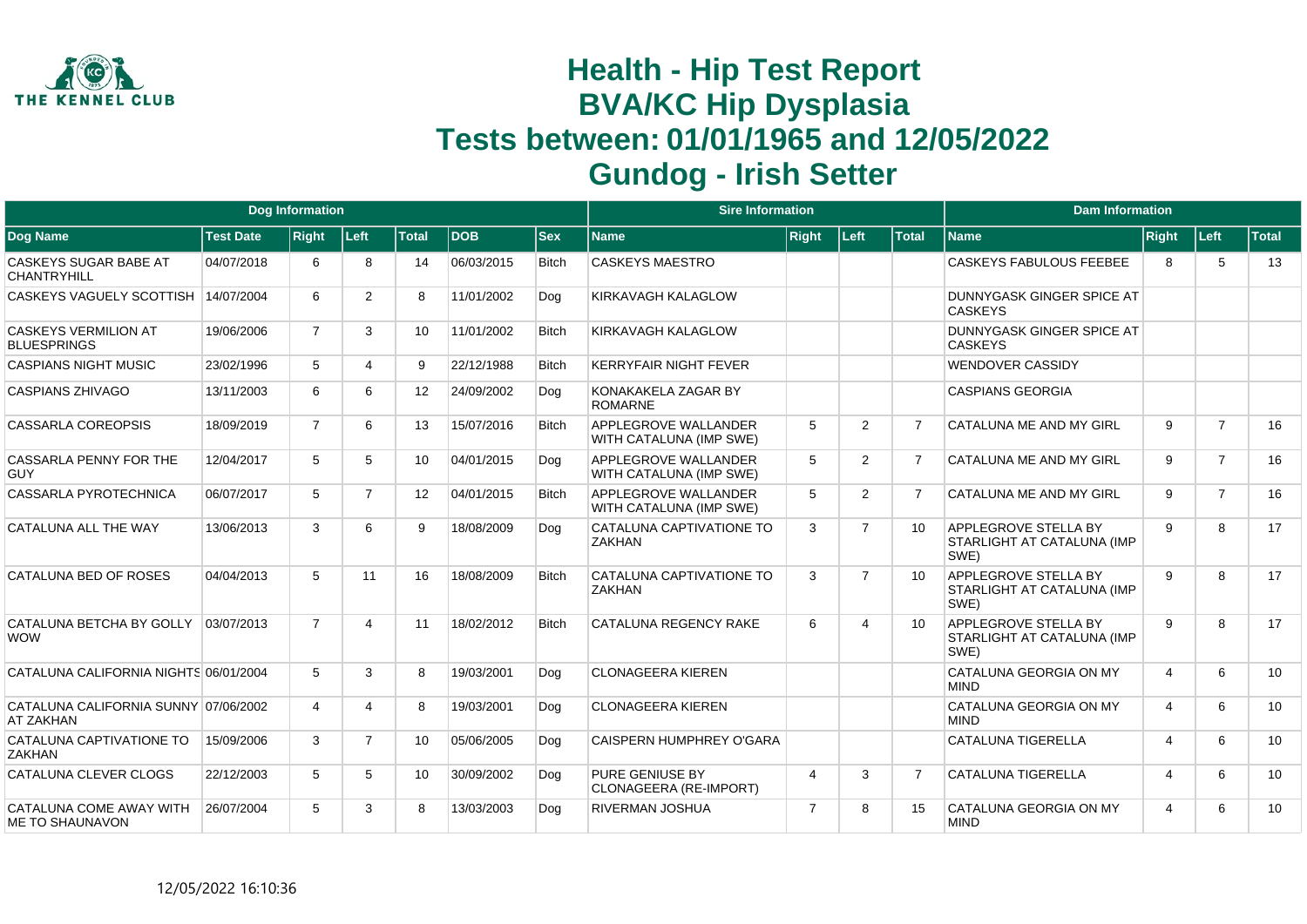# Health - Hip Test Report
# BVA/KC Hip Dysplasia
# Tests between: 01/01/1965 and 12/05/2022
# Gundog - Irish Setter

| Dog Information | | | | | | | Sire Information | | | | Dam Information | | | |
|---|---|---|---|---|---|---|---|---|---|---|---|---|---|---|
| Dog Name | Test Date | Right | Left | Total | DOB | Sex | Name | Right | Left | Total | Name | Right | Left | Total |
| CASKEYS SUGAR BABE AT CHANTRYHILL | 04/07/2018 | 6 | 8 | 14 | 06/03/2015 | Bitch | CASKEYS MAESTRO | | | | CASKEYS FABULOUS FEEBEE | 8 | 5 | 13 |
| CASKEYS VAGUELY SCOTTISH | 14/07/2004 | 6 | 2 | 8 | 11/01/2002 | Dog | KIRKAVAGH KALAGLOW | | | | DUNNYGASK GINGER SPICE AT CASKEYS | | | |
| CASKEYS VERMILION AT BLUESPRINGS | 19/06/2006 | 7 | 3 | 10 | 11/01/2002 | Bitch | KIRKAVAGH KALAGLOW | | | | DUNNYGASK GINGER SPICE AT CASKEYS | | | |
| CASPIANS NIGHT MUSIC | 23/02/1996 | 5 | 4 | 9 | 22/12/1988 | Bitch | KERRYFAIR NIGHT FEVER | | | | WENDOVER CASSIDY | | | |
| CASPIANS ZHIVAGO | 13/11/2003 | 6 | 6 | 12 | 24/09/2002 | Dog | KONAKAKELA ZAGAR BY ROMARNE | | | | CASPIANS GEORGIA | | | |
| CASSARLA COREOPSIS | 18/09/2019 | 7 | 6 | 13 | 15/07/2016 | Bitch | APPLEGROVE WALLANDER WITH CATALUNA (IMP SWE) | 5 | 2 | 7 | CATALUNA ME AND MY GIRL | 9 | 7 | 16 |
| CASSARLA PENNY FOR THE GUY | 12/04/2017 | 5 | 5 | 10 | 04/01/2015 | Dog | APPLEGROVE WALLANDER WITH CATALUNA (IMP SWE) | 5 | 2 | 7 | CATALUNA ME AND MY GIRL | 9 | 7 | 16 |
| CASSARLA PYROTECHNICA | 06/07/2017 | 5 | 7 | 12 | 04/01/2015 | Bitch | APPLEGROVE WALLANDER WITH CATALUNA (IMP SWE) | 5 | 2 | 7 | CATALUNA ME AND MY GIRL | 9 | 7 | 16 |
| CATALUNA ALL THE WAY | 13/06/2013 | 3 | 6 | 9 | 18/08/2009 | Dog | CATALUNA CAPTIVATIONE TO ZAKHAN | 3 | 7 | 10 | APPLEGROVE STELLA BY STARLIGHT AT CATALUNA (IMP SWE) | 9 | 8 | 17 |
| CATALUNA BED OF ROSES | 04/04/2013 | 5 | 11 | 16 | 18/08/2009 | Bitch | CATALUNA CAPTIVATIONE TO ZAKHAN | 3 | 7 | 10 | APPLEGROVE STELLA BY STARLIGHT AT CATALUNA (IMP SWE) | 9 | 8 | 17 |
| CATALUNA BETCHA BY GOLLY WOW | 03/07/2013 | 7 | 4 | 11 | 18/02/2012 | Bitch | CATALUNA REGENCY RAKE | 6 | 4 | 10 | APPLEGROVE STELLA BY STARLIGHT AT CATALUNA (IMP SWE) | 9 | 8 | 17 |
| CATALUNA CALIFORNIA NIGHTS | 06/01/2004 | 5 | 3 | 8 | 19/03/2001 | Dog | CLONAGEERA KIEREN | | | | CATALUNA GEORGIA ON MY MIND | 4 | 6 | 10 |
| CATALUNA CALIFORNIA SUNNY AT ZAKHAN | 07/06/2002 | 4 | 4 | 8 | 19/03/2001 | Dog | CLONAGEERA KIEREN | | | | CATALUNA GEORGIA ON MY MIND | 4 | 6 | 10 |
| CATALUNA CAPTIVATIONE TO ZAKHAN | 15/09/2006 | 3 | 7 | 10 | 05/06/2005 | Dog | CAISPERN HUMPHREY O'GARA | | | | CATALUNA TIGERELLA | 4 | 6 | 10 |
| CATALUNA CLEVER CLOGS | 22/12/2003 | 5 | 5 | 10 | 30/09/2002 | Dog | PURE GENIUSE BY CLONAGEERA (RE-IMPORT) | 4 | 3 | 7 | CATALUNA TIGERELLA | 4 | 6 | 10 |
| CATALUNA COME AWAY WITH ME TO SHAUNAVON | 26/07/2004 | 5 | 3 | 8 | 13/03/2003 | Dog | RIVERMAN JOSHUA | 7 | 8 | 15 | CATALUNA GEORGIA ON MY MIND | 4 | 6 | 10 |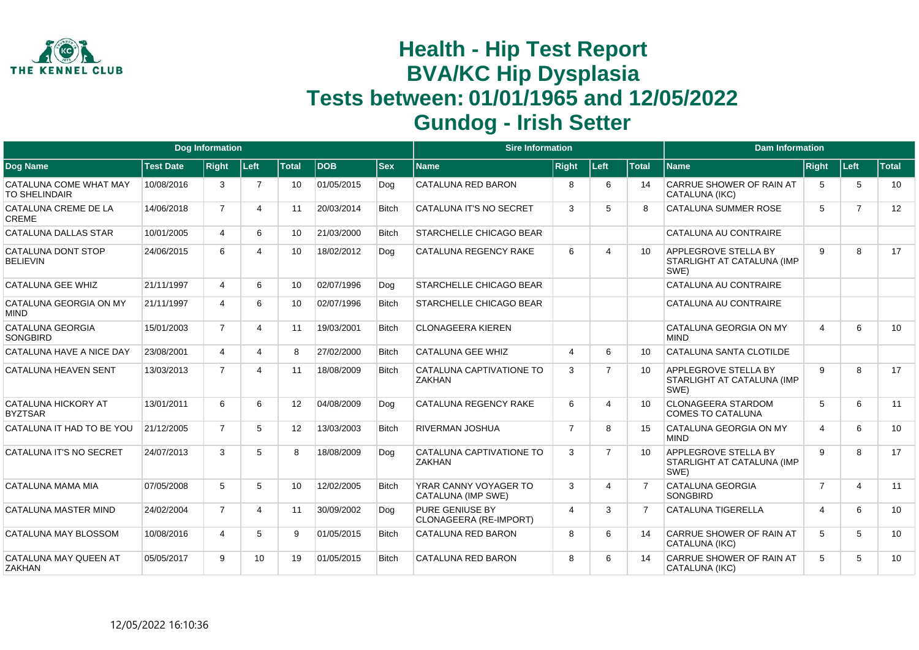# Health - Hip Test Report
# BVA/KC Hip Dysplasia
# Tests between: 01/01/1965 and 12/05/2022
# Gundog - Irish Setter

| Dog Information | | | | | | | Sire Information | | | | Dam Information | | | |
|---|---|---|---|---|---|---|---|---|---|---|---|---|---|---|
| Dog Name | Test Date | Right | Left | Total | DOB | Sex | Name | Right | Left | Total | Name | Right | Left | Total |
| CATALUNA COME WHAT MAY TO SHELINDAIR | 10/08/2016 | 3 | 7 | 10 | 01/05/2015 | Dog | CATALUNA RED BARON | 8 | 6 | 14 | CARRUE SHOWER OF RAIN AT CATALUNA (IKC) | 5 | 5 | 10 |
| CATALUNA CREME DE LA CREME | 14/06/2018 | 7 | 4 | 11 | 20/03/2014 | Bitch | CATALUNA IT'S NO SECRET | 3 | 5 | 8 | CATALUNA SUMMER ROSE | 5 | 7 | 12 |
| CATALUNA DALLAS STAR | 10/01/2005 | 4 | 6 | 10 | 21/03/2000 | Bitch | STARCHELLE CHICAGO BEAR | | | | CATALUNA AU CONTRAIRE | | | |
| CATALUNA DONT STOP BELIEVIN | 24/06/2015 | 6 | 4 | 10 | 18/02/2012 | Dog | CATALUNA REGENCY RAKE | 6 | 4 | 10 | APPLEGROVE STELLA BY STARLIGHT AT CATALUNA (IMP SWE) | 9 | 8 | 17 |
| CATALUNA GEE WHIZ | 21/11/1997 | 4 | 6 | 10 | 02/07/1996 | Dog | STARCHELLE CHICAGO BEAR | | | | CATALUNA AU CONTRAIRE | | | |
| CATALUNA GEORGIA ON MY MIND | 21/11/1997 | 4 | 6 | 10 | 02/07/1996 | Bitch | STARCHELLE CHICAGO BEAR | | | | CATALUNA AU CONTRAIRE | | | |
| CATALUNA GEORGIA SONGBIRD | 15/01/2003 | 7 | 4 | 11 | 19/03/2001 | Bitch | CLONAGEERA KIEREN | | | | CATALUNA GEORGIA ON MY MIND | 4 | 6 | 10 |
| CATALUNA HAVE A NICE DAY | 23/08/2001 | 4 | 4 | 8 | 27/02/2000 | Bitch | CATALUNA GEE WHIZ | 4 | 6 | 10 | CATALUNA SANTA CLOTILDE | | | |
| CATALUNA HEAVEN SENT | 13/03/2013 | 7 | 4 | 11 | 18/08/2009 | Bitch | CATALUNA CAPTIVATIONE TO ZAKHAN | 3 | 7 | 10 | APPLEGROVE STELLA BY STARLIGHT AT CATALUNA (IMP SWE) | 9 | 8 | 17 |
| CATALUNA HICKORY AT BYZTSAR | 13/01/2011 | 6 | 6 | 12 | 04/08/2009 | Dog | CATALUNA REGENCY RAKE | 6 | 4 | 10 | CLONAGEERA STARDOM COMES TO CATALUNA | 5 | 6 | 11 |
| CATALUNA IT HAD TO BE YOU | 21/12/2005 | 7 | 5 | 12 | 13/03/2003 | Bitch | RIVERMAN JOSHUA | 7 | 8 | 15 | CATALUNA GEORGIA ON MY MIND | 4 | 6 | 10 |
| CATALUNA IT'S NO SECRET | 24/07/2013 | 3 | 5 | 8 | 18/08/2009 | Dog | CATALUNA CAPTIVATIONE TO ZAKHAN | 3 | 7 | 10 | APPLEGROVE STELLA BY STARLIGHT AT CATALUNA (IMP SWE) | 9 | 8 | 17 |
| CATALUNA MAMA MIA | 07/05/2008 | 5 | 5 | 10 | 12/02/2005 | Bitch | YRAR CANNY VOYAGER TO CATALUNA (IMP SWE) | 3 | 4 | 7 | CATALUNA GEORGIA SONGBIRD | 7 | 4 | 11 |
| CATALUNA MASTER MIND | 24/02/2004 | 7 | 4 | 11 | 30/09/2002 | Dog | PURE GENIUSE BY CLONAGEERA (RE-IMPORT) | 4 | 3 | 7 | CATALUNA TIGERELLA | 4 | 6 | 10 |
| CATALUNA MAY BLOSSOM | 10/08/2016 | 4 | 5 | 9 | 01/05/2015 | Bitch | CATALUNA RED BARON | 8 | 6 | 14 | CARRUE SHOWER OF RAIN AT CATALUNA (IKC) | 5 | 5 | 10 |
| CATALUNA MAY QUEEN AT ZAKHAN | 05/05/2017 | 9 | 10 | 19 | 01/05/2015 | Bitch | CATALUNA RED BARON | 8 | 6 | 14 | CARRUE SHOWER OF RAIN AT CATALUNA (IKC) | 5 | 5 | 10 |

12/05/2022 16:10:36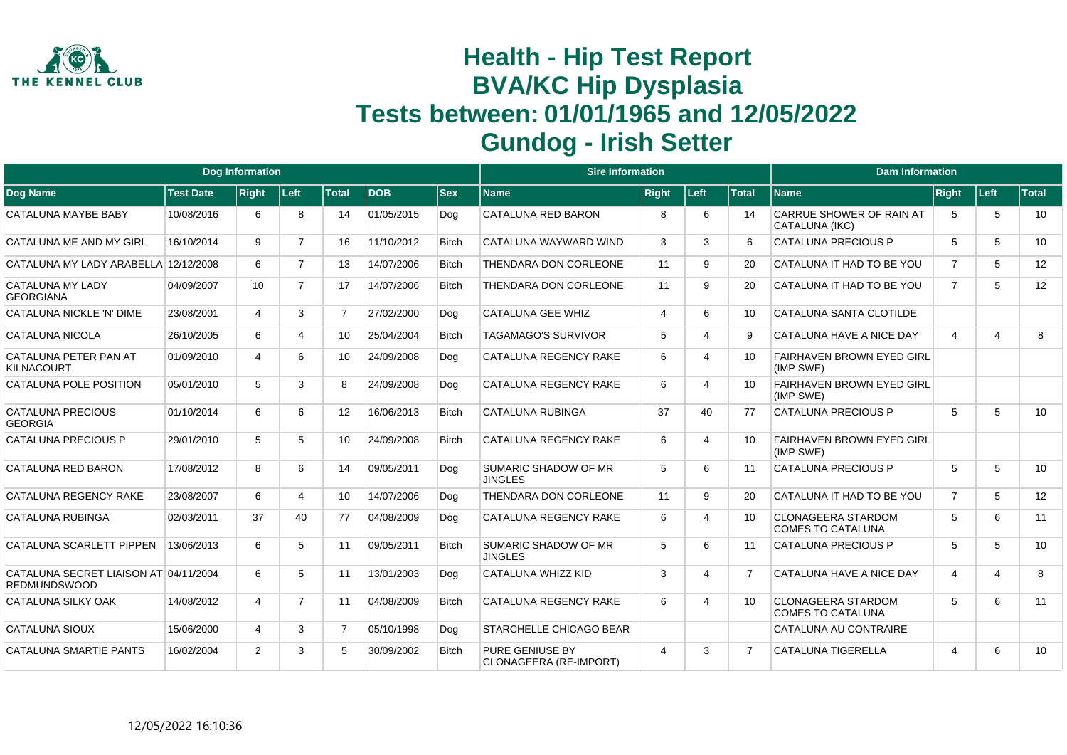# Health - Hip Test Report
# BVA/KC Hip Dysplasia
# Tests between: 01/01/1965 and 12/05/2022
# Gundog - Irish Setter

| Dog Information | | | | | | | Sire Information | | | | Dam Information | | | |
|---|---|---|---|---|---|---|---|---|---|---|---|---|---|---|
| Dog Name | Test Date | Right | Left | Total | DOB | Sex | Name | Right | Left | Total | Name | Right | Left | Total |
| CATALUNA MAYBE BABY | 10/08/2016 | 6 | 8 | 14 | 01/05/2015 | Dog | CATALUNA RED BARON | 8 | 6 | 14 | CARRUE SHOWER OF RAIN AT CATALUNA (IKC) | 5 | 5 | 10 |
| CATALUNA ME AND MY GIRL | 16/10/2014 | 9 | 7 | 16 | 11/10/2012 | Bitch | CATALUNA WAYWARD WIND | 3 | 3 | 6 | CATALUNA PRECIOUS P | 5 | 5 | 10 |
| CATALUNA MY LADY ARABELLA | 12/12/2008 | 6 | 7 | 13 | 14/07/2006 | Bitch | THENDARA DON CORLEONE | 11 | 9 | 20 | CATALUNA IT HAD TO BE YOU | 7 | 5 | 12 |
| CATALUNA MY LADY GEORGIANA | 04/09/2007 | 10 | 7 | 17 | 14/07/2006 | Bitch | THENDARA DON CORLEONE | 11 | 9 | 20 | CATALUNA IT HAD TO BE YOU | 7 | 5 | 12 |
| CATALUNA NICKLE 'N' DIME | 23/08/2001 | 4 | 3 | 7 | 27/02/2000 | Dog | CATALUNA GEE WHIZ | 4 | 6 | 10 | CATALUNA SANTA CLOTILDE | | | |
| CATALUNA NICOLA | 26/10/2005 | 6 | 4 | 10 | 25/04/2004 | Bitch | TAGAMAGO'S SURVIVOR | 5 | 4 | 9 | CATALUNA HAVE A NICE DAY | 4 | 4 | 8 |
| CATALUNA PETER PAN AT KILNACOURT | 01/09/2010 | 4 | 6 | 10 | 24/09/2008 | Dog | CATALUNA REGENCY RAKE | 6 | 4 | 10 | FAIRHAVEN BROWN EYED GIRL (IMP SWE) | | | |
| CATALUNA POLE POSITION | 05/01/2010 | 5 | 3 | 8 | 24/09/2008 | Dog | CATALUNA REGENCY RAKE | 6 | 4 | 10 | FAIRHAVEN BROWN EYED GIRL (IMP SWE) | | | |
| CATALUNA PRECIOUS GEORGIA | 01/10/2014 | 6 | 6 | 12 | 16/06/2013 | Bitch | CATALUNA RUBINGA | 37 | 40 | 77 | CATALUNA PRECIOUS P | 5 | 5 | 10 |
| CATALUNA PRECIOUS P | 29/01/2010 | 5 | 5 | 10 | 24/09/2008 | Bitch | CATALUNA REGENCY RAKE | 6 | 4 | 10 | FAIRHAVEN BROWN EYED GIRL (IMP SWE) | | | |
| CATALUNA RED BARON | 17/08/2012 | 8 | 6 | 14 | 09/05/2011 | Dog | SUMARIC SHADOW OF MR JINGLES | 5 | 6 | 11 | CATALUNA PRECIOUS P | 5 | 5 | 10 |
| CATALUNA REGENCY RAKE | 23/08/2007 | 6 | 4 | 10 | 14/07/2006 | Dog | THENDARA DON CORLEONE | 11 | 9 | 20 | CATALUNA IT HAD TO BE YOU | 7 | 5 | 12 |
| CATALUNA RUBINGA | 02/03/2011 | 37 | 40 | 77 | 04/08/2009 | Dog | CATALUNA REGENCY RAKE | 6 | 4 | 10 | CLONAGEERA STARDOM COMES TO CATALUNA | 5 | 6 | 11 |
| CATALUNA SCARLETT PIPPEN | 13/06/2013 | 6 | 5 | 11 | 09/05/2011 | Bitch | SUMARIC SHADOW OF MR JINGLES | 5 | 6 | 11 | CATALUNA PRECIOUS P | 5 | 5 | 10 |
| CATALUNA SECRET LIAISON AT REDMUNDSWOOD | 04/11/2004 | 6 | 5 | 11 | 13/01/2003 | Dog | CATALUNA WHIZZ KID | 3 | 4 | 7 | CATALUNA HAVE A NICE DAY | 4 | 4 | 8 |
| CATALUNA SILKY OAK | 14/08/2012 | 4 | 7 | 11 | 04/08/2009 | Bitch | CATALUNA REGENCY RAKE | 6 | 4 | 10 | CLONAGEERA STARDOM COMES TO CATALUNA | 5 | 6 | 11 |
| CATALUNA SIOUX | 15/06/2000 | 4 | 3 | 7 | 05/10/1998 | Dog | STARCHELLE CHICAGO BEAR | | | | CATALUNA AU CONTRAIRE | | | |
| CATALUNA SMARTIE PANTS | 16/02/2004 | 2 | 3 | 5 | 30/09/2002 | Bitch | PURE GENIUSE BY CLONAGEERA (RE-IMPORT) | 4 | 3 | 7 | CATALUNA TIGERELLA | 4 | 6 | 10 |

12/05/2022 16:10:36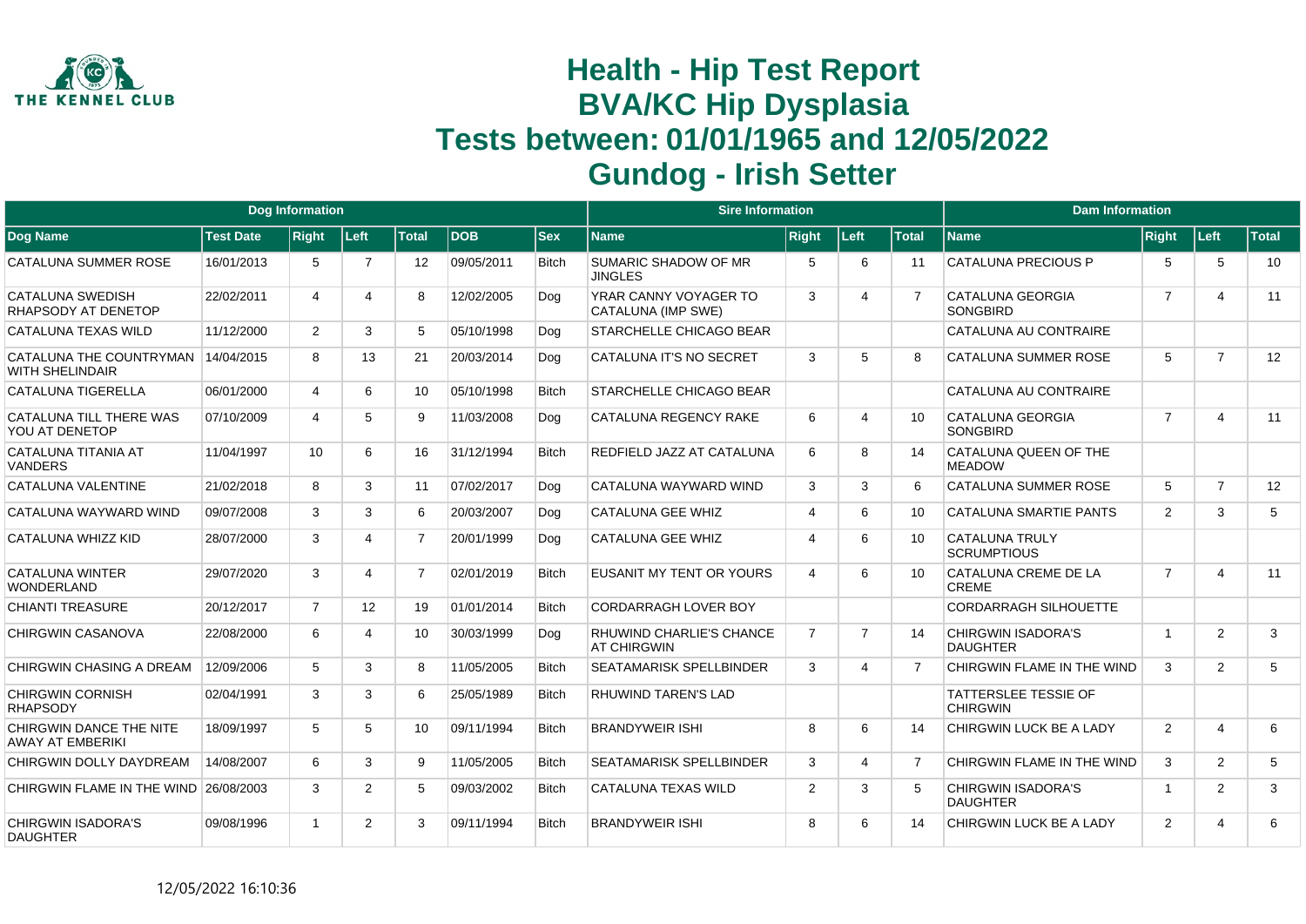# Health - Hip Test Report
# BVA/KC Hip Dysplasia
# Tests between: 01/01/1965 and 12/05/2022
# Gundog - Irish Setter

| Dog Information | | | | | | | Sire Information | | | | Dam Information | | | |
|---|---|---|---|---|---|---|---|---|---|---|---|---|---|---|
| Dog Name | Test Date | Right | Left | Total | DOB | Sex | Name | Right | Left | Total | Name | Right | Left | Total |
| CATALUNA SUMMER ROSE | 16/01/2013 | 5 | 7 | 12 | 09/05/2011 | Bitch | SUMARIC SHADOW OF MR JINGLES | 5 | 6 | 11 | CATALUNA PRECIOUS P | 5 | 5 | 10 |
| CATALUNA SWEDISH RHAPSODY AT DENETOP | 22/02/2011 | 4 | 4 | 8 | 12/02/2005 | Dog | YRAR CANNY VOYAGER TO CATALUNA (IMP SWE) | 3 | 4 | 7 | CATALUNA GEORGIA SONGBIRD | 7 | 4 | 11 |
| CATALUNA TEXAS WILD | 11/12/2000 | 2 | 3 | 5 | 05/10/1998 | Dog | STARCHELLE CHICAGO BEAR | | | | CATALUNA AU CONTRAIRE | | | |
| CATALUNA THE COUNTRYMAN WITH SHELINDAIR | 14/04/2015 | 8 | 13 | 21 | 20/03/2014 | Dog | CATALUNA IT'S NO SECRET | 3 | 5 | 8 | CATALUNA SUMMER ROSE | 5 | 7 | 12 |
| CATALUNA TIGERELLA | 06/01/2000 | 4 | 6 | 10 | 05/10/1998 | Bitch | STARCHELLE CHICAGO BEAR | | | | CATALUNA AU CONTRAIRE | | | |
| CATALUNA TILL THERE WAS YOU AT DENETOP | 07/10/2009 | 4 | 5 | 9 | 11/03/2008 | Dog | CATALUNA REGENCY RAKE | 6 | 4 | 10 | CATALUNA GEORGIA SONGBIRD | 7 | 4 | 11 |
| CATALUNA TITANIA AT VANDERS | 11/04/1997 | 10 | 6 | 16 | 31/12/1994 | Bitch | REDFIELD JAZZ AT CATALUNA | 6 | 8 | 14 | CATALUNA QUEEN OF THE MEADOW | | | |
| CATALUNA VALENTINE | 21/02/2018 | 8 | 3 | 11 | 07/02/2017 | Dog | CATALUNA WAYWARD WIND | 3 | 3 | 6 | CATALUNA SUMMER ROSE | 5 | 7 | 12 |
| CATALUNA WAYWARD WIND | 09/07/2008 | 3 | 3 | 6 | 20/03/2007 | Dog | CATALUNA GEE WHIZ | 4 | 6 | 10 | CATALUNA SMARTIE PANTS | 2 | 3 | 5 |
| CATALUNA WHIZZ KID | 28/07/2000 | 3 | 4 | 7 | 20/01/1999 | Dog | CATALUNA GEE WHIZ | 4 | 6 | 10 | CATALUNA TRULY SCRUMPTIOUS | | | |
| CATALUNA WINTER WONDERLAND | 29/07/2020 | 3 | 4 | 7 | 02/01/2019 | Bitch | EUSANIT MY TENT OR YOURS | 4 | 6 | 10 | CATALUNA CREME DE LA CREME | 7 | 4 | 11 |
| CHIANTI TREASURE | 20/12/2017 | 7 | 12 | 19 | 01/01/2014 | Bitch | CORDARRAGH LOVER BOY | | | | CORDARRAGH SILHOUETTE | | | |
| CHIRGWIN CASANOVA | 22/08/2000 | 6 | 4 | 10 | 30/03/1999 | Dog | RHUWIND CHARLIE'S CHANCE AT CHIRGWIN | 7 | 7 | 14 | CHIRGWIN ISADORA'S DAUGHTER | 1 | 2 | 3 |
| CHIRGWIN CHASING A DREAM | 12/09/2006 | 5 | 3 | 8 | 11/05/2005 | Bitch | SEATAMARISK SPELLBINDER | 3 | 4 | 7 | CHIRGWIN FLAME IN THE WIND | 3 | 2 | 5 |
| CHIRGWIN CORNISH RHAPSODY | 02/04/1991 | 3 | 3 | 6 | 25/05/1989 | Bitch | RHUWIND TAREN'S LAD | | | | TATTERSLEE TESSIE OF CHIRGWIN | | | |
| CHIRGWIN DANCE THE NITE AWAY AT EMBERIKI | 18/09/1997 | 5 | 5 | 10 | 09/11/1994 | Bitch | BRANDYWEIR ISHI | 8 | 6 | 14 | CHIRGWIN LUCK BE A LADY | 2 | 4 | 6 |
| CHIRGWIN DOLLY DAYDREAM | 14/08/2007 | 6 | 3 | 9 | 11/05/2005 | Bitch | SEATAMARISK SPELLBINDER | 3 | 4 | 7 | CHIRGWIN FLAME IN THE WIND | 3 | 2 | 5 |
| CHIRGWIN FLAME IN THE WIND | 26/08/2003 | 3 | 2 | 5 | 09/03/2002 | Bitch | CATALUNA TEXAS WILD | 2 | 3 | 5 | CHIRGWIN ISADORA'S DAUGHTER | 1 | 2 | 3 |
| CHIRGWIN ISADORA'S DAUGHTER | 09/08/1996 | 1 | 2 | 3 | 09/11/1994 | Bitch | BRANDYWEIR ISHI | 8 | 6 | 14 | CHIRGWIN LUCK BE A LADY | 2 | 4 | 6 |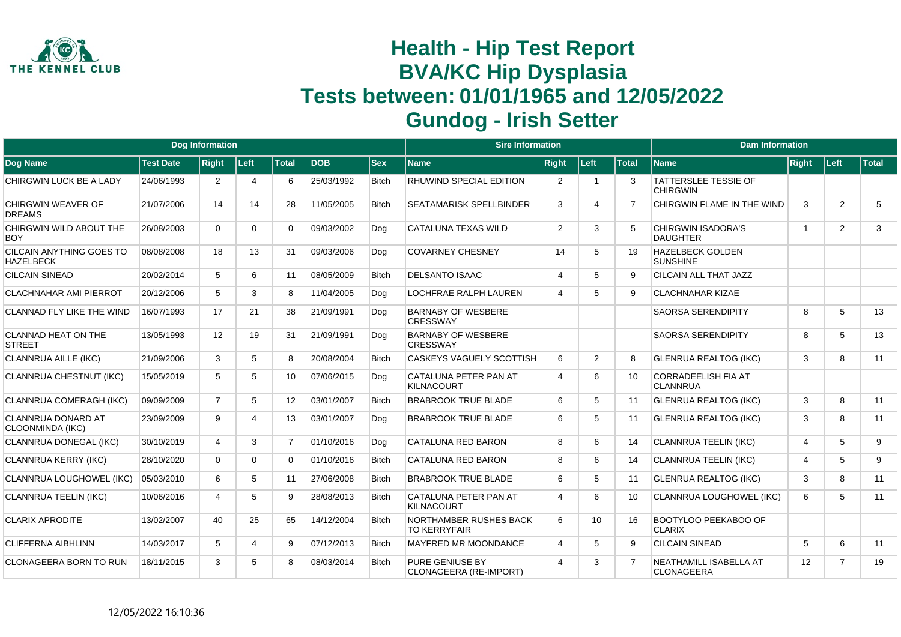# Health - Hip Test Report
# BVA/KC Hip Dysplasia
# Tests between: 01/01/1965 and 12/05/2022
# Gundog - Irish Setter

| Dog Information | | | | | | | Sire Information | | | | Dam Information | | | |
|---|---|---|---|---|---|---|---|---|---|---|---|---|---|---|
| Dog Name | Test Date | Right | Left | Total | DOB | Sex | Name | Right | Left | Total | Name | Right | Left | Total |
| CHIRGWIN LUCK BE A LADY | 24/06/1993 | 2 | 4 | 6 | 25/03/1992 | Bitch | RHUWIND SPECIAL EDITION | 2 | 1 | 3 | TATTERSLEE TESSIE OF CHIRGWIN | | | |
| CHIRGWIN WEAVER OF DREAMS | 21/07/2006 | 14 | 14 | 28 | 11/05/2005 | Bitch | SEATAMARISK SPELLBINDER | 3 | 4 | 7 | CHIRGWIN FLAME IN THE WIND | 3 | 2 | 5 |
| CHIRGWIN WILD ABOUT THE BOY | 26/08/2003 | 0 | 0 | 0 | 09/03/2002 | Dog | CATALUNA TEXAS WILD | 2 | 3 | 5 | CHIRGWIN ISADORA'S DAUGHTER | 1 | 2 | 3 |
| CILCAIN ANYTHING GOES TO HAZELBECK | 08/08/2008 | 18 | 13 | 31 | 09/03/2006 | Dog | COVARNEY CHESNEY | 14 | 5 | 19 | HAZELBECK GOLDEN SUNSHINE | | | |
| CILCAIN SINEAD | 20/02/2014 | 5 | 6 | 11 | 08/05/2009 | Bitch | DELSANTO ISAAC | 4 | 5 | 9 | CILCAIN ALL THAT JAZZ | | | |
| CLACHNAHAR AMI PIERROT | 20/12/2006 | 5 | 3 | 8 | 11/04/2005 | Dog | LOCHFRAE RALPH LAUREN | 4 | 5 | 9 | CLACHNAHAR KIZAE | | | |
| CLANNAD FLY LIKE THE WIND | 16/07/1993 | 17 | 21 | 38 | 21/09/1991 | Dog | BARNABY OF WESBERE CRESSWAY | | | | SAORSA SERENDIPITY | 8 | 5 | 13 |
| CLANNAD HEAT ON THE STREET | 13/05/1993 | 12 | 19 | 31 | 21/09/1991 | Dog | BARNABY OF WESBERE CRESSWAY | | | | SAORSA SERENDIPITY | 8 | 5 | 13 |
| CLANNRUA AILLE (IKC) | 21/09/2006 | 3 | 5 | 8 | 20/08/2004 | Bitch | CASKEYS VAGUELY SCOTTISH | 6 | 2 | 8 | GLENRUA REALTOG (IKC) | 3 | 8 | 11 |
| CLANNRUA CHESTNUT (IKC) | 15/05/2019 | 5 | 5 | 10 | 07/06/2015 | Dog | CATALUNA PETER PAN AT KILNACOURT | 4 | 6 | 10 | CORRADEELISH FIA AT CLANNRUA | | | |
| CLANNRUA COMERAGH (IKC) | 09/09/2009 | 7 | 5 | 12 | 03/01/2007 | Bitch | BRABROOK TRUE BLADE | 6 | 5 | 11 | GLENRUA REALTOG (IKC) | 3 | 8 | 11 |
| CLANNRUA DONARD AT CLOONMINDA (IKC) | 23/09/2009 | 9 | 4 | 13 | 03/01/2007 | Dog | BRABROOK TRUE BLADE | 6 | 5 | 11 | GLENRUA REALTOG (IKC) | 3 | 8 | 11 |
| CLANNRUA DONEGAL (IKC) | 30/10/2019 | 4 | 3 | 7 | 01/10/2016 | Dog | CATALUNA RED BARON | 8 | 6 | 14 | CLANNRUA TEELIN (IKC) | 4 | 5 | 9 |
| CLANNRUA KERRY (IKC) | 28/10/2020 | 0 | 0 | 0 | 01/10/2016 | Bitch | CATALUNA RED BARON | 8 | 6 | 14 | CLANNRUA TEELIN (IKC) | 4 | 5 | 9 |
| CLANNRUA LOUGHOWEL (IKC) | 05/03/2010 | 6 | 5 | 11 | 27/06/2008 | Bitch | BRABROOK TRUE BLADE | 6 | 5 | 11 | GLENRUA REALTOG (IKC) | 3 | 8 | 11 |
| CLANNRUA TEELIN (IKC) | 10/06/2016 | 4 | 5 | 9 | 28/08/2013 | Bitch | CATALUNA PETER PAN AT KILNACOURT | 4 | 6 | 10 | CLANNRUA LOUGHOWEL (IKC) | 6 | 5 | 11 |
| CLARIX APRODITE | 13/02/2007 | 40 | 25 | 65 | 14/12/2004 | Bitch | NORTHAMBER RUSHES BACK TO KERRYFAIR | 6 | 10 | 16 | BOOTYLOO PEEKABOO OF CLARIX | | | |
| CLIFFERNA AIBHLINN | 14/03/2017 | 5 | 4 | 9 | 07/12/2013 | Bitch | MAYFRED MR MOONDANCE | 4 | 5 | 9 | CILCAIN SINEAD | 5 | 6 | 11 |
| CLONAGEERA BORN TO RUN | 18/11/2015 | 3 | 5 | 8 | 08/03/2014 | Bitch | PURE GENIUSE BY CLONAGEERA (RE-IMPORT) | 4 | 3 | 7 | NEATHAMILL ISABELLA AT CLONAGEERA | 12 | 7 | 19 |

12/05/2022 16:10:36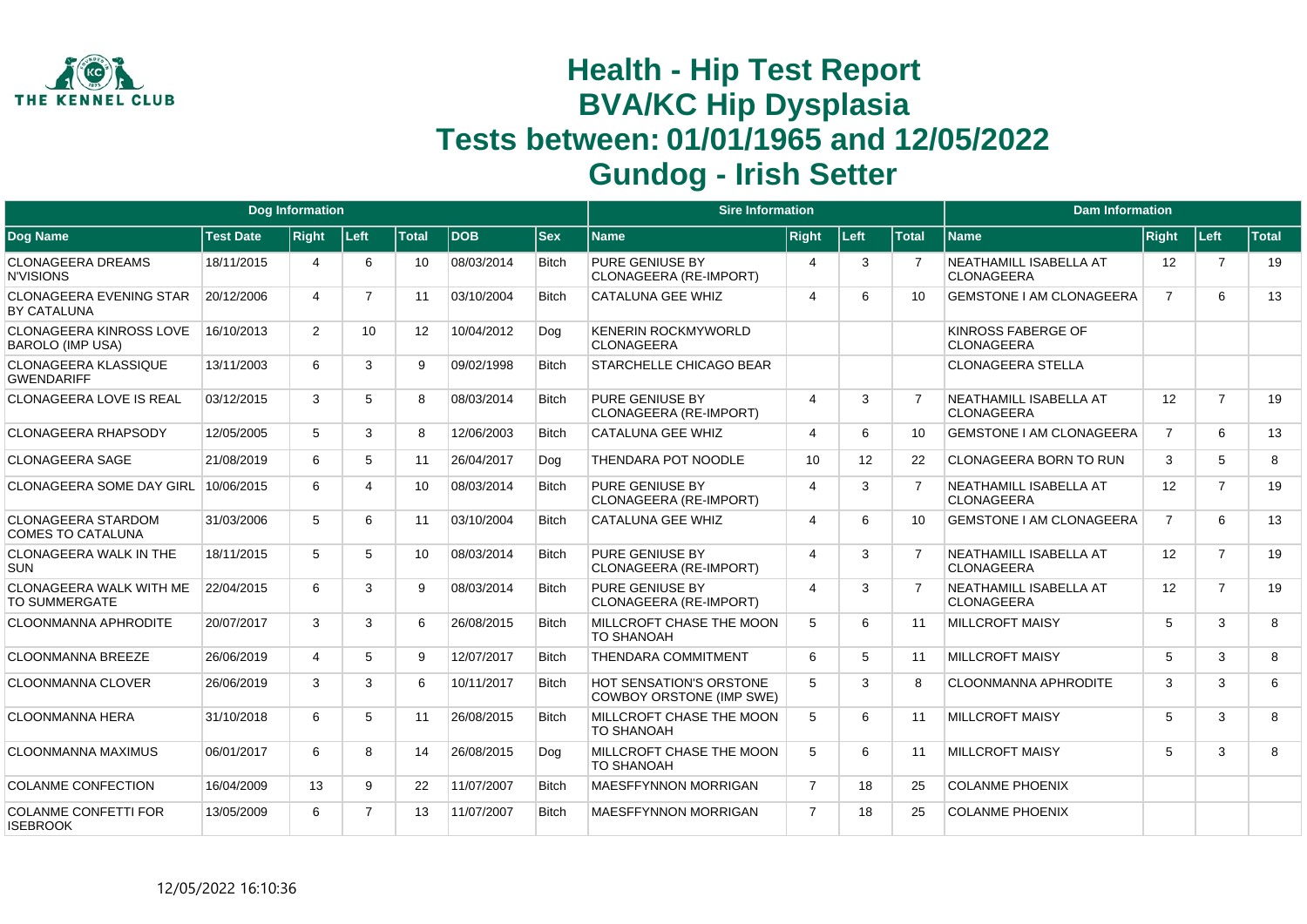# Health - Hip Test Report
# BVA/KC Hip Dysplasia
# Tests between: 01/01/1965 and 12/05/2022
# Gundog - Irish Setter

| Dog Information | | | | | | | Sire Information | | | | Dam Information | | | |
|---|---|---|---|---|---|---|---|---|---|---|---|---|---|---|
| Dog Name | Test Date | Right | Left | Total | DOB | Sex | Name | Right | Left | Total | Name | Right | Left | Total |
| CLONAGEERA DREAMS N'VISIONS | 18/11/2015 | 4 | 6 | 10 | 08/03/2014 | Bitch | PURE GENIUSE BY CLONAGEERA (RE-IMPORT) | 4 | 3 | 7 | NEATHAMILL ISABELLA AT CLONAGEERA | 12 | 7 | 19 |
| CLONAGEERA EVENING STAR BY CATALUNA | 20/12/2006 | 4 | 7 | 11 | 03/10/2004 | Bitch | CATALUNA GEE WHIZ | 4 | 6 | 10 | GEMSTONE I AM CLONAGEERA | 7 | 6 | 13 |
| CLONAGEERA KINROSS LOVE BAROLO (IMP USA) | 16/10/2013 | 2 | 10 | 12 | 10/04/2012 | Dog | KENERIN ROCKMYWORLD CLONAGEERA | | | | KINROSS FABERGE OF CLONAGEERA | | | |
| CLONAGEERA KLASSIQUE GWENDARIFF | 13/11/2003 | 6 | 3 | 9 | 09/02/1998 | Bitch | STARCHELLE CHICAGO BEAR | | | | CLONAGEERA STELLA | | | |
| CLONAGEERA LOVE IS REAL | 03/12/2015 | 3 | 5 | 8 | 08/03/2014 | Bitch | PURE GENIUSE BY CLONAGEERA (RE-IMPORT) | 4 | 3 | 7 | NEATHAMILL ISABELLA AT CLONAGEERA | 12 | 7 | 19 |
| CLONAGEERA RHAPSODY | 12/05/2005 | 5 | 3 | 8 | 12/06/2003 | Bitch | CATALUNA GEE WHIZ | 4 | 6 | 10 | GEMSTONE I AM CLONAGEERA | 7 | 6 | 13 |
| CLONAGEERA SAGE | 21/08/2019 | 6 | 5 | 11 | 26/04/2017 | Dog | THENDARA POT NOODLE | 10 | 12 | 22 | CLONAGEERA BORN TO RUN | 3 | 5 | 8 |
| CLONAGEERA SOME DAY GIRL | 10/06/2015 | 6 | 4 | 10 | 08/03/2014 | Bitch | PURE GENIUSE BY CLONAGEERA (RE-IMPORT) | 4 | 3 | 7 | NEATHAMILL ISABELLA AT CLONAGEERA | 12 | 7 | 19 |
| CLONAGEERA STARDOM COMES TO CATALUNA | 31/03/2006 | 5 | 6 | 11 | 03/10/2004 | Bitch | CATALUNA GEE WHIZ | 4 | 6 | 10 | GEMSTONE I AM CLONAGEERA | 7 | 6 | 13 |
| CLONAGEERA WALK IN THE SUN | 18/11/2015 | 5 | 5 | 10 | 08/03/2014 | Bitch | PURE GENIUSE BY CLONAGEERA (RE-IMPORT) | 4 | 3 | 7 | NEATHAMILL ISABELLA AT CLONAGEERA | 12 | 7 | 19 |
| CLONAGEERA WALK WITH ME TO SUMMERGATE | 22/04/2015 | 6 | 3 | 9 | 08/03/2014 | Bitch | PURE GENIUSE BY CLONAGEERA (RE-IMPORT) | 4 | 3 | 7 | NEATHAMILL ISABELLA AT CLONAGEERA | 12 | 7 | 19 |
| CLOONMANNA APHRODITE | 20/07/2017 | 3 | 3 | 6 | 26/08/2015 | Bitch | MILLCROFT CHASE THE MOON TO SHANOAH | 5 | 6 | 11 | MILLCROFT MAISY | 5 | 3 | 8 |
| CLOONMANNA BREEZE | 26/06/2019 | 4 | 5 | 9 | 12/07/2017 | Bitch | THENDARA COMMITMENT | 6 | 5 | 11 | MILLCROFT MAISY | 5 | 3 | 8 |
| CLOONMANNA CLOVER | 26/06/2019 | 3 | 3 | 6 | 10/11/2017 | Bitch | HOT SENSATION'S ORSTONE COWBOY ORSTONE (IMP SWE) | 5 | 3 | 8 | CLOONMANNA APHRODITE | 3 | 3 | 6 |
| CLOONMANNA HERA | 31/10/2018 | 6 | 5 | 11 | 26/08/2015 | Bitch | MILLCROFT CHASE THE MOON TO SHANOAH | 5 | 6 | 11 | MILLCROFT MAISY | 5 | 3 | 8 |
| CLOONMANNA MAXIMUS | 06/01/2017 | 6 | 8 | 14 | 26/08/2015 | Dog | MILLCROFT CHASE THE MOON TO SHANOAH | 5 | 6 | 11 | MILLCROFT MAISY | 5 | 3 | 8 |
| COLANME CONFECTION | 16/04/2009 | 13 | 9 | 22 | 11/07/2007 | Bitch | MAESFFYNNON MORRIGAN | 7 | 18 | 25 | COLANME PHOENIX | | | |
| COLANME CONFETTI FOR ISEBROOK | 13/05/2009 | 6 | 7 | 13 | 11/07/2007 | Bitch | MAESFFYNNON MORRIGAN | 7 | 18 | 25 | COLANME PHOENIX | | | |

12/05/2022 16:10:36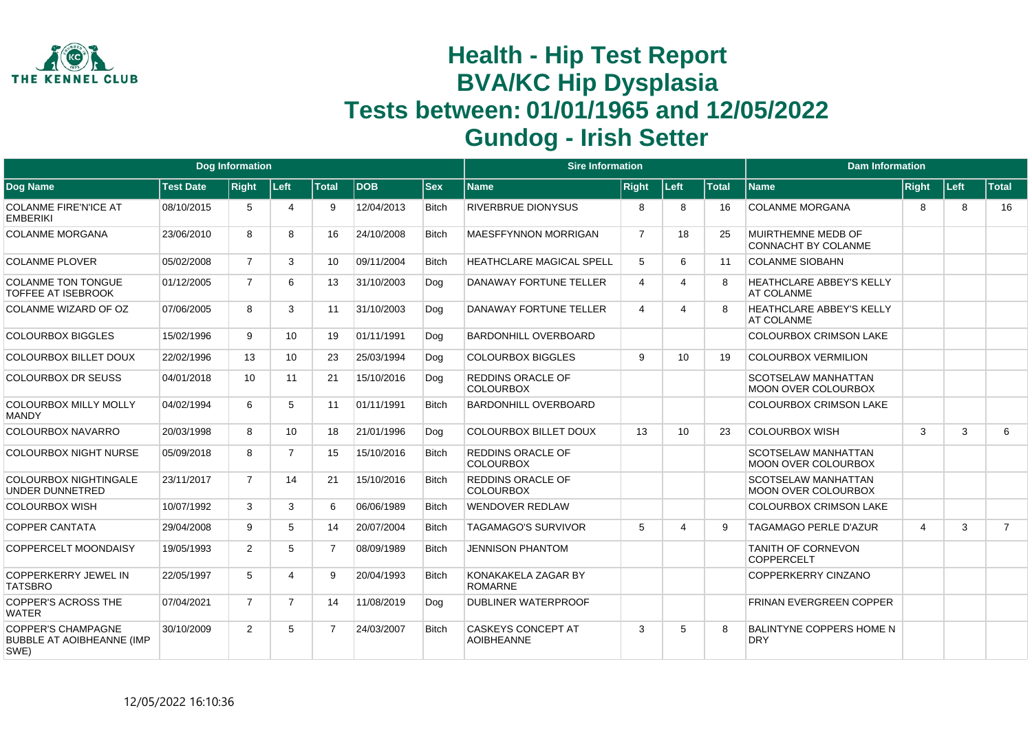# Health - Hip Test Report
# BVA/KC Hip Dysplasia
# Tests between: 01/01/1965 and 12/05/2022
# Gundog - Irish Setter

| Dog Information | | | | | | | Sire Information | | | | Dam Information | | | |
|---|---|---|---|---|---|---|---|---|---|---|---|---|---|---|
| **Dog Name** | **Test Date** | **Right** | **Left** | **Total** | **DOB** | **Sex** | **Name** | **Right** | **Left** | **Total** | **Name** | **Right** | **Left** | **Total** |
| COLANME FIRE'N'ICE AT EMBERIKI | 08/10/2015 | 5 | 4 | 9 | 12/04/2013 | Bitch | RIVERBRUE DIONYSUS | 8 | 8 | 16 | COLANME MORGANA | 8 | 8 | 16 |
| COLANME MORGANA | 23/06/2010 | 8 | 8 | 16 | 24/10/2008 | Bitch | MAESFFYNNON MORRIGAN | 7 | 18 | 25 | MUIRTHEMNE MEDB OF CONNACHT BY COLANME | | | |
| COLANME PLOVER | 05/02/2008 | 7 | 3 | 10 | 09/11/2004 | Bitch | HEATHCLARE MAGICAL SPELL | 5 | 6 | 11 | COLANME SIOBAHN | | | |
| COLANME TON TONGUE TOFFEE AT ISEBROOK | 01/12/2005 | 7 | 6 | 13 | 31/10/2003 | Dog | DANAWAY FORTUNE TELLER | 4 | 4 | 8 | HEATHCLARE ABBEY'S KELLY AT COLANME | | | |
| COLANME WIZARD OF OZ | 07/06/2005 | 8 | 3 | 11 | 31/10/2003 | Dog | DANAWAY FORTUNE TELLER | 4 | 4 | 8 | HEATHCLARE ABBEY'S KELLY AT COLANME | | | |
| COLOURBOX BIGGLES | 15/02/1996 | 9 | 10 | 19 | 01/11/1991 | Dog | BARDONHILL OVERBOARD | | | | COLOURBOX CRIMSON LAKE | | | |
| COLOURBOX BILLET DOUX | 22/02/1996 | 13 | 10 | 23 | 25/03/1994 | Dog | COLOURBOX BIGGLES | 9 | 10 | 19 | COLOURBOX VERMILION | | | |
| COLOURBOX DR SEUSS | 04/01/2018 | 10 | 11 | 21 | 15/10/2016 | Dog | REDDINS ORACLE OF COLOURBOX | | | | SCOTSELAW MANHATTAN MOON OVER COLOURBOX | | | |
| COLOURBOX MILLY MOLLY MANDY | 04/02/1994 | 6 | 5 | 11 | 01/11/1991 | Bitch | BARDONHILL OVERBOARD | | | | COLOURBOX CRIMSON LAKE | | | |
| COLOURBOX NAVARRO | 20/03/1998 | 8 | 10 | 18 | 21/01/1996 | Dog | COLOURBOX BILLET DOUX | 13 | 10 | 23 | COLOURBOX WISH | 3 | 3 | 6 |
| COLOURBOX NIGHT NURSE | 05/09/2018 | 8 | 7 | 15 | 15/10/2016 | Bitch | REDDINS ORACLE OF COLOURBOX | | | | SCOTSELAW MANHATTAN MOON OVER COLOURBOX | | | |
| COLOURBOX NIGHTINGALE UNDER DUNNETRED | 23/11/2017 | 7 | 14 | 21 | 15/10/2016 | Bitch | REDDINS ORACLE OF COLOURBOX | | | | SCOTSELAW MANHATTAN MOON OVER COLOURBOX | | | |
| COLOURBOX WISH | 10/07/1992 | 3 | 3 | 6 | 06/06/1989 | Bitch | WENDOVER REDLAW | | | | COLOURBOX CRIMSON LAKE | | | |
| COPPER CANTATA | 29/04/2008 | 9 | 5 | 14 | 20/07/2004 | Bitch | TAGAMAGO'S SURVIVOR | 5 | 4 | 9 | TAGAMAGO PERLE D'AZUR | 4 | 3 | 7 |
| COPPERCELT MOONDAISY | 19/05/1993 | 2 | 5 | 7 | 08/09/1989 | Bitch | JENNISON PHANTOM | | | | TANITH OF CORNEVON COPPERCELT | | | |
| COPPERKERRY JEWEL IN TATSBRO | 22/05/1997 | 5 | 4 | 9 | 20/04/1993 | Bitch | KONAKAKELA ZAGAR BY ROMARNE | | | | COPPERKERRY CINZANO | | | |
| COPPER'S ACROSS THE WATER | 07/04/2021 | 7 | 7 | 14 | 11/08/2019 | Dog | DUBLINER WATERPROOF | | | | FRINAN EVERGREEN COPPER | | | |
| COPPER'S CHAMPAGNE BUBBLE AT AOIBHEANNE (IMP SWE) | 30/10/2009 | 2 | 5 | 7 | 24/03/2007 | Bitch | CASKEYS CONCEPT AT AOIBHEANNE | 3 | 5 | 8 | BALINTYNE COPPERS HOME N DRY | | | |

12/05/2022 16:10:36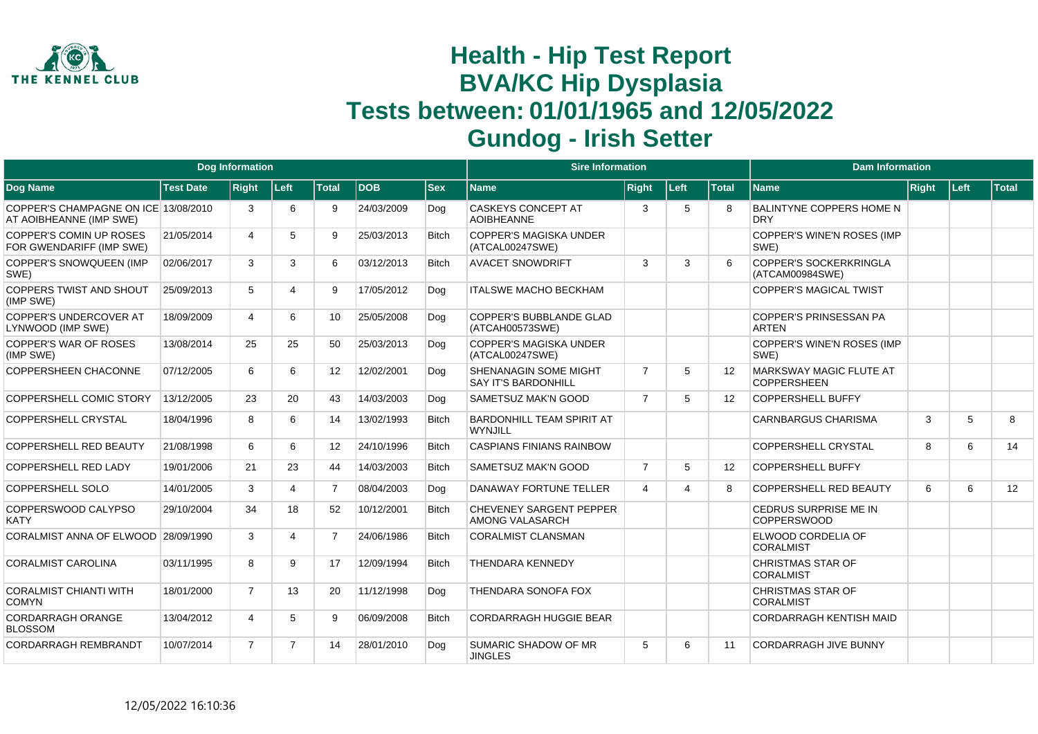# Health - Hip Test Report
# BVA/KC Hip Dysplasia
# Tests between: 01/01/1965 and 12/05/2022
# Gundog - Irish Setter

| Dog Information | | | | | | | Sire Information | | | | Dam Information | | | |
|---|---|---|---|---|---|---|---|---|---|---|---|---|---|---|
| Dog Name | Test Date | Right | Left | Total | DOB | Sex | Name | Right | Left | Total | Name | Right | Left | Total |
| COPPER'S CHAMPAGNE ON ICE AT AOIBHEANNE (IMP SWE) | 13/08/2010 | 3 | 6 | 9 | 24/03/2009 | Dog | CASKEYS CONCEPT AT AOIBHEANNE | 3 | 5 | 8 | BALINTYNE COPPERS HOME N DRY | | | |
| COPPER'S COMIN UP ROSES FOR GWENDARIFF (IMP SWE) | 21/05/2014 | 4 | 5 | 9 | 25/03/2013 | Bitch | COPPER'S MAGISKA UNDER (ATCAL00247SWE) | | | | COPPER'S WINE'N ROSES (IMP SWE) | | | |
| COPPER'S SNOWQUEEN (IMP SWE) | 02/06/2017 | 3 | 3 | 6 | 03/12/2013 | Bitch | AVACET SNOWDRIFT | 3 | 3 | 6 | COPPER'S SOCKERKRINGLA (ATCAM00984SWE) | | | |
| COPPERS TWIST AND SHOUT (IMP SWE) | 25/09/2013 | 5 | 4 | 9 | 17/05/2012 | Dog | ITALSWE MACHO BECKHAM | | | | COPPER'S MAGICAL TWIST | | | |
| COPPER'S UNDERCOVER AT LYNWOOD (IMP SWE) | 18/09/2009 | 4 | 6 | 10 | 25/05/2008 | Dog | COPPER'S BUBBLANDE GLAD (ATCAH00573SWE) | | | | COPPER'S PRINSESSAN PA ARTEN | | | |
| COPPER'S WAR OF ROSES (IMP SWE) | 13/08/2014 | 25 | 25 | 50 | 25/03/2013 | Dog | COPPER'S MAGISKA UNDER (ATCAL00247SWE) | | | | COPPER'S WINE'N ROSES (IMP SWE) | | | |
| COPPERSHEEN CHACONNE | 07/12/2005 | 6 | 6 | 12 | 12/02/2001 | Dog | SHENANAGIN SOME MIGHT SAY IT'S BARDONHILL | 7 | 5 | 12 | MARKSWAY MAGIC FLUTE AT COPPERSHEEN | | | |
| COPPERSHELL COMIC STORY | 13/12/2005 | 23 | 20 | 43 | 14/03/2003 | Dog | SAMETSUZ MAK'N GOOD | 7 | 5 | 12 | COPPERSHELL BUFFY | | | |
| COPPERSHELL CRYSTAL | 18/04/1996 | 8 | 6 | 14 | 13/02/1993 | Bitch | BARDONHILL TEAM SPIRIT AT WYNJILL | | | | CARNBARGUS CHARISMA | 3 | 5 | 8 |
| COPPERSHELL RED BEAUTY | 21/08/1998 | 6 | 6 | 12 | 24/10/1996 | Bitch | CASPIANS FINIANS RAINBOW | | | | COPPERSHELL CRYSTAL | 8 | 6 | 14 |
| COPPERSHELL RED LADY | 19/01/2006 | 21 | 23 | 44 | 14/03/2003 | Bitch | SAMETSUZ MAK'N GOOD | 7 | 5 | 12 | COPPERSHELL BUFFY | | | |
| COPPERSHELL SOLO | 14/01/2005 | 3 | 4 | 7 | 08/04/2003 | Dog | DANAWAY FORTUNE TELLER | 4 | 4 | 8 | COPPERSHELL RED BEAUTY | 6 | 6 | 12 |
| COPPERSWOOD CALYPSO KATY | 29/10/2004 | 34 | 18 | 52 | 10/12/2001 | Bitch | CHEVENEY SARGENT PEPPER AMONG VALASARCH | | | | CEDRUS SURPRISE ME IN COPPERSWOOD | | | |
| CORALMIST ANNA OF ELWOOD | 28/09/1990 | 3 | 4 | 7 | 24/06/1986 | Bitch | CORALMIST CLANSMAN | | | | ELWOOD CORDELIA OF CORALMIST | | | |
| CORALMIST CAROLINA | 03/11/1995 | 8 | 9 | 17 | 12/09/1994 | Bitch | THENDARA KENNEDY | | | | CHRISTMAS STAR OF CORALMIST | | | |
| CORALMIST CHIANTI WITH COMYN | 18/01/2000 | 7 | 13 | 20 | 11/12/1998 | Dog | THENDARA SONOFA FOX | | | | CHRISTMAS STAR OF CORALMIST | | | |
| CORDARRAGH ORANGE BLOSSOM | 13/04/2012 | 4 | 5 | 9 | 06/09/2008 | Bitch | CORDARRAGH HUGGIE BEAR | | | | CORDARRAGH KENTISH MAID | | | |
| CORDARRAGH REMBRANDT | 10/07/2014 | 7 | 7 | 14 | 28/01/2010 | Dog | SUMARIC SHADOW OF MR JINGLES | 5 | 6 | 11 | CORDARRAGH JIVE BUNNY | | | |

12/05/2022 16:10:36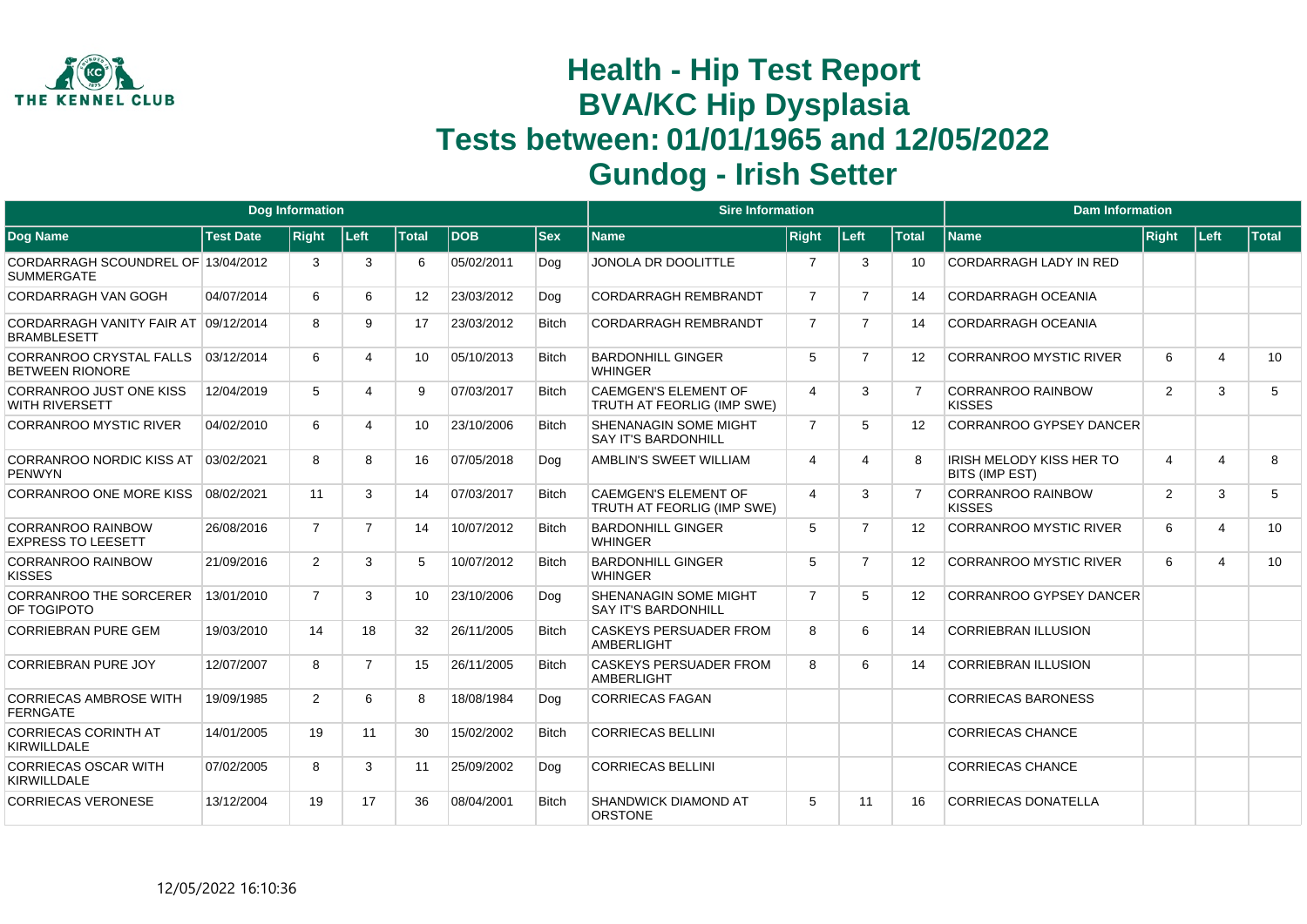# Health - Hip Test Report
# BVA/KC Hip Dysplasia
# Tests between: 01/01/1965 and 12/05/2022
# Gundog - Irish Setter

| Dog Information | | | | | | | Sire Information | | | | Dam Information | | | |
|---|---|---|---|---|---|---|---|---|---|---|---|---|---|---|
| Dog Name | Test Date | Right | Left | Total | DOB | Sex | Name | Right | Left | Total | Name | Right | Left | Total |
| CORDARRAGH SCOUNDREL OF SUMMERGATE | 13/04/2012 | 3 | 3 | 6 | 05/02/2011 | Dog | JONOLA DR DOOLITTLE | 7 | 3 | 10 | CORDARRAGH LADY IN RED | | | |
| CORDARRAGH VAN GOGH | 04/07/2014 | 6 | 6 | 12 | 23/03/2012 | Dog | CORDARRAGH REMBRANDT | 7 | 7 | 14 | CORDARRAGH OCEANIA | | | |
| CORDARRAGH VANITY FAIR AT BRAMBLESETT | 09/12/2014 | 8 | 9 | 17 | 23/03/2012 | Bitch | CORDARRAGH REMBRANDT | 7 | 7 | 14 | CORDARRAGH OCEANIA | | | |
| CORRANROO CRYSTAL FALLS BETWEEN RIONORE | 03/12/2014 | 6 | 4 | 10 | 05/10/2013 | Bitch | BARDONHILL GINGER WHINGER | 5 | 7 | 12 | CORRANROO MYSTIC RIVER | 6 | 4 | 10 |
| CORRANROO JUST ONE KISS WITH RIVERSETT | 12/04/2019 | 5 | 4 | 9 | 07/03/2017 | Bitch | CAEMGEN'S ELEMENT OF TRUTH AT FEORLIG (IMP SWE) | 4 | 3 | 7 | CORRANROO RAINBOW KISSES | 2 | 3 | 5 |
| CORRANROO MYSTIC RIVER | 04/02/2010 | 6 | 4 | 10 | 23/10/2006 | Bitch | SHENANAGIN SOME MIGHT SAY IT'S BARDONHILL | 7 | 5 | 12 | CORRANROO GYPSEY DANCER | | | |
| CORRANROO NORDIC KISS AT PENWYN | 03/02/2021 | 8 | 8 | 16 | 07/05/2018 | Dog | AMBLIN'S SWEET WILLIAM | 4 | 4 | 8 | IRISH MELODY KISS HER TO BITS (IMP EST) | 4 | 4 | 8 |
| CORRANROO ONE MORE KISS | 08/02/2021 | 11 | 3 | 14 | 07/03/2017 | Bitch | CAEMGEN'S ELEMENT OF TRUTH AT FEORLIG (IMP SWE) | 4 | 3 | 7 | CORRANROO RAINBOW KISSES | 2 | 3 | 5 |
| CORRANROO RAINBOW EXPRESS TO LEESETT | 26/08/2016 | 7 | 7 | 14 | 10/07/2012 | Bitch | BARDONHILL GINGER WHINGER | 5 | 7 | 12 | CORRANROO MYSTIC RIVER | 6 | 4 | 10 |
| CORRANROO RAINBOW KISSES | 21/09/2016 | 2 | 3 | 5 | 10/07/2012 | Bitch | BARDONHILL GINGER WHINGER | 5 | 7 | 12 | CORRANROO MYSTIC RIVER | 6 | 4 | 10 |
| CORRANROO THE SORCERER OF TOGIPOTO | 13/01/2010 | 7 | 3 | 10 | 23/10/2006 | Dog | SHENANAGIN SOME MIGHT SAY IT'S BARDONHILL | 7 | 5 | 12 | CORRANROO GYPSEY DANCER | | | |
| CORRIEBRAN PURE GEM | 19/03/2010 | 14 | 18 | 32 | 26/11/2005 | Bitch | CASKEYS PERSUADER FROM AMBERLIGHT | 8 | 6 | 14 | CORRIEBRAN ILLUSION | | | |
| CORRIEBRAN PURE JOY | 12/07/2007 | 8 | 7 | 15 | 26/11/2005 | Bitch | CASKEYS PERSUADER FROM AMBERLIGHT | 8 | 6 | 14 | CORRIEBRAN ILLUSION | | | |
| CORRIECAS AMBROSE WITH FERNGATE | 19/09/1985 | 2 | 6 | 8 | 18/08/1984 | Dog | CORRIECAS FAGAN | | | | CORRIECAS BARONESS | | | |
| CORRIECAS CORINTH AT KIRWILLDALE | 14/01/2005 | 19 | 11 | 30 | 15/02/2002 | Bitch | CORRIECAS BELLINI | | | | CORRIECAS CHANCE | | | |
| CORRIECAS OSCAR WITH KIRWILLDALE | 07/02/2005 | 8 | 3 | 11 | 25/09/2002 | Dog | CORRIECAS BELLINI | | | | CORRIECAS CHANCE | | | |
| CORRIECAS VERONESE | 13/12/2004 | 19 | 17 | 36 | 08/04/2001 | Bitch | SHANDWICK DIAMOND AT ORSTONE | 5 | 11 | 16 | CORRIECAS DONATELLA | | | |

12/05/2022 16:10:36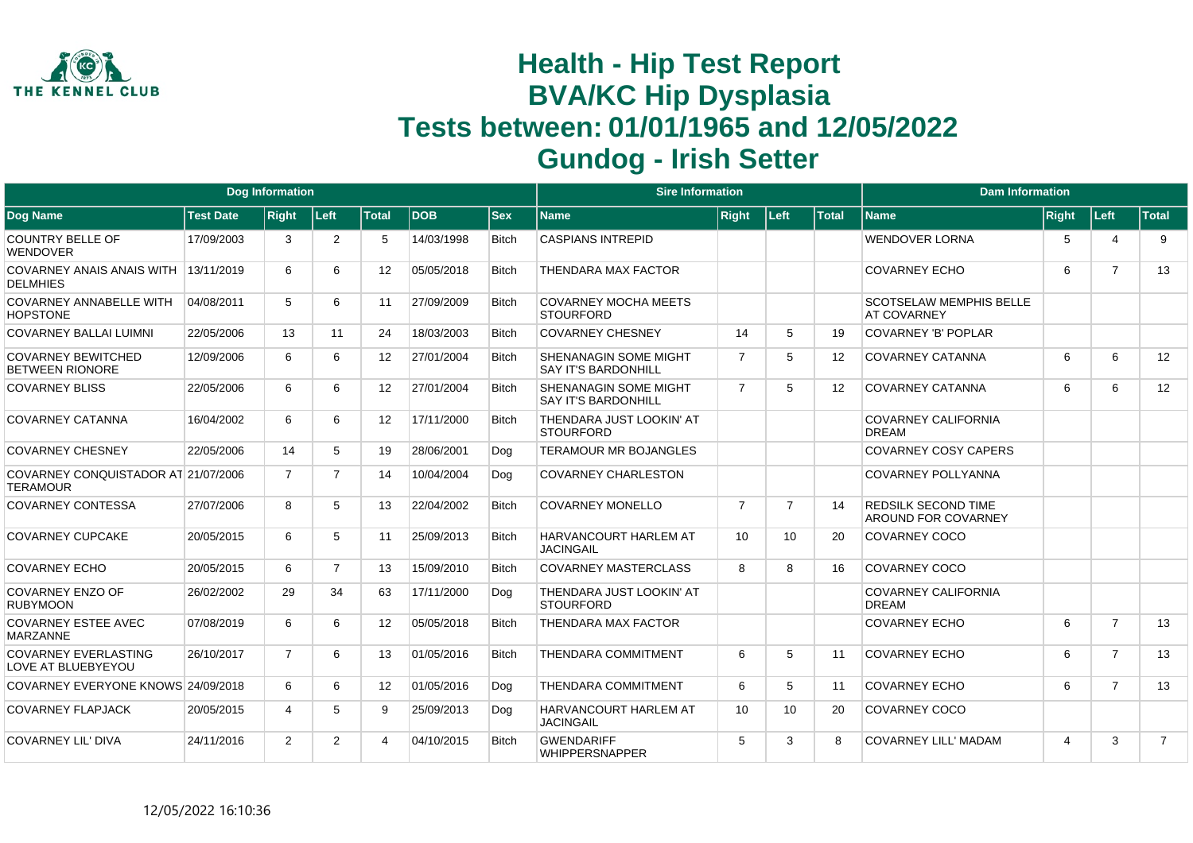# Health - Hip Test Report
# BVA/KC Hip Dysplasia
# Tests between: 01/01/1965 and 12/05/2022
# Gundog - Irish Setter

| Dog Information | | | | | | | Sire Information | | | | Dam Information | | | |
|---|---|---|---|---|---|---|---|---|---|---|---|---|---|---|
| Dog Name | Test Date | Right | Left | Total | DOB | Sex | Name | Right | Left | Total | Name | Right | Left | Total |
| COUNTRY BELLE OF WENDOVER | 17/09/2003 | 3 | 2 | 5 | 14/03/1998 | Bitch | CASPIANS INTREPID | | | | WENDOVER LORNA | 5 | 4 | 9 |
| COVARNEY ANAIS ANAIS WITH DELMHIES | 13/11/2019 | 6 | 6 | 12 | 05/05/2018 | Bitch | THENDARA MAX FACTOR | | | | COVARNEY ECHO | 6 | 7 | 13 |
| COVARNEY ANNABELLE WITH HOPSTONE | 04/08/2011 | 5 | 6 | 11 | 27/09/2009 | Bitch | COVARNEY MOCHA MEETS STOURFORD | | | | SCOTSELAW MEMPHIS BELLE AT COVARNEY | | | |
| COVARNEY BALLAI LUIMNI | 22/05/2006 | 13 | 11 | 24 | 18/03/2003 | Bitch | COVARNEY CHESNEY | 14 | 5 | 19 | COVARNEY 'B' POPLAR | | | |
| COVARNEY BEWITCHED BETWEEN RIONORE | 12/09/2006 | 6 | 6 | 12 | 27/01/2004 | Bitch | SHENANAGIN SOME MIGHT SAY IT'S BARDONHILL | 7 | 5 | 12 | COVARNEY CATANNA | 6 | 6 | 12 |
| COVARNEY BLISS | 22/05/2006 | 6 | 6 | 12 | 27/01/2004 | Bitch | SHENANAGIN SOME MIGHT SAY IT'S BARDONHILL | 7 | 5 | 12 | COVARNEY CATANNA | 6 | 6 | 12 |
| COVARNEY CATANNA | 16/04/2002 | 6 | 6 | 12 | 17/11/2000 | Bitch | THENDARA JUST LOOKIN' AT STOURFORD | | | | COVARNEY CALIFORNIA DREAM | | | |
| COVARNEY CHESNEY | 22/05/2006 | 14 | 5 | 19 | 28/06/2001 | Dog | TERAMOUR MR BOJANGLES | | | | COVARNEY COSY CAPERS | | | |
| COVARNEY CONQUISTADOR AT TERAMOUR | 21/07/2006 | 7 | 7 | 14 | 10/04/2004 | Dog | COVARNEY CHARLESTON | | | | COVARNEY POLLYANNA | | | |
| COVARNEY CONTESSA | 27/07/2006 | 8 | 5 | 13 | 22/04/2002 | Bitch | COVARNEY MONELLO | 7 | 7 | 14 | REDSILK SECOND TIME AROUND FOR COVARNEY | | | |
| COVARNEY CUPCAKE | 20/05/2015 | 6 | 5 | 11 | 25/09/2013 | Bitch | HARVANCOURT HARLEM AT JACINGAIL | 10 | 10 | 20 | COVARNEY COCO | | | |
| COVARNEY ECHO | 20/05/2015 | 6 | 7 | 13 | 15/09/2010 | Bitch | COVARNEY MASTERCLASS | 8 | 8 | 16 | COVARNEY COCO | | | |
| COVARNEY ENZO OF RUBYMOON | 26/02/2002 | 29 | 34 | 63 | 17/11/2000 | Dog | THENDARA JUST LOOKIN' AT STOURFORD | | | | COVARNEY CALIFORNIA DREAM | | | |
| COVARNEY ESTEE AVEC MARZANNE | 07/08/2019 | 6 | 6 | 12 | 05/05/2018 | Bitch | THENDARA MAX FACTOR | | | | COVARNEY ECHO | 6 | 7 | 13 |
| COVARNEY EVERLASTING LOVE AT BLUEBYEYOU | 26/10/2017 | 7 | 6 | 13 | 01/05/2016 | Bitch | THENDARA COMMITMENT | 6 | 5 | 11 | COVARNEY ECHO | 6 | 7 | 13 |
| COVARNEY EVERYONE KNOWS | 24/09/2018 | 6 | 6 | 12 | 01/05/2016 | Dog | THENDARA COMMITMENT | 6 | 5 | 11 | COVARNEY ECHO | 6 | 7 | 13 |
| COVARNEY FLAPJACK | 20/05/2015 | 4 | 5 | 9 | 25/09/2013 | Dog | HARVANCOURT HARLEM AT JACINGAIL | 10 | 10 | 20 | COVARNEY COCO | | | |
| COVARNEY LIL' DIVA | 24/11/2016 | 2 | 2 | 4 | 04/10/2015 | Bitch | GWENDARIFF WHIPPERSNAPPER | 5 | 3 | 8 | COVARNEY LILL' MADAM | 4 | 3 | 7 |

12/05/2022 16:10:36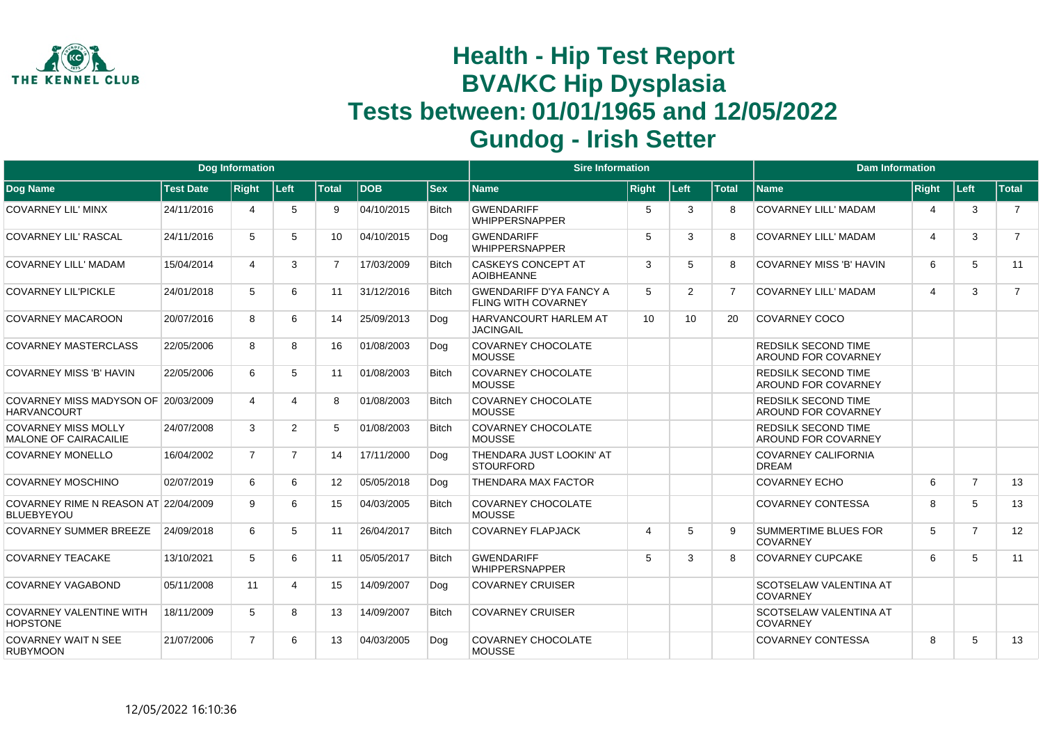# Health - Hip Test Report
# BVA/KC Hip Dysplasia
# Tests between: 01/01/1965 and 12/05/2022
# Gundog - Irish Setter

| Dog Information | | | | | | | Sire Information | | | | Dam Information | | | |
|---|---|---|---|---|---|---|---|---|---|---|---|---|---|---|
| Dog Name | Test Date | Right | Left | Total | DOB | Sex | Name | Right | Left | Total | Name | Right | Left | Total |
| COVARNEY LIL' MINX | 24/11/2016 | 4 | 5 | 9 | 04/10/2015 | Bitch | GWENDARIFF WHIPPERSNAPPER | 5 | 3 | 8 | COVARNEY LILL' MADAM | 4 | 3 | 7 |
| COVARNEY LIL' RASCAL | 24/11/2016 | 5 | 5 | 10 | 04/10/2015 | Dog | GWENDARIFF WHIPPERSNAPPER | 5 | 3 | 8 | COVARNEY LILL' MADAM | 4 | 3 | 7 |
| COVARNEY LILL' MADAM | 15/04/2014 | 4 | 3 | 7 | 17/03/2009 | Bitch | CASKEYS CONCEPT AT AOIBHEANNE | 3 | 5 | 8 | COVARNEY MISS 'B' HAVIN | 6 | 5 | 11 |
| COVARNEY LIL'PICKLE | 24/01/2018 | 5 | 6 | 11 | 31/12/2016 | Bitch | GWENDARIFF D'YA FANCY A FLING WITH COVARNEY | 5 | 2 | 7 | COVARNEY LILL' MADAM | 4 | 3 | 7 |
| COVARNEY MACAROON | 20/07/2016 | 8 | 6 | 14 | 25/09/2013 | Dog | HARVANCOURT HARLEM AT JACINGAIL | 10 | 10 | 20 | COVARNEY COCO | | | |
| COVARNEY MASTERCLASS | 22/05/2006 | 8 | 8 | 16 | 01/08/2003 | Dog | COVARNEY CHOCOLATE MOUSSE | | | | REDSILK SECOND TIME AROUND FOR COVARNEY | | | |
| COVARNEY MISS 'B' HAVIN | 22/05/2006 | 6 | 5 | 11 | 01/08/2003 | Bitch | COVARNEY CHOCOLATE MOUSSE | | | | REDSILK SECOND TIME AROUND FOR COVARNEY | | | |
| COVARNEY MISS MADYSON OF HARVANCOURT | 20/03/2009 | 4 | 4 | 8 | 01/08/2003 | Bitch | COVARNEY CHOCOLATE MOUSSE | | | | REDSILK SECOND TIME AROUND FOR COVARNEY | | | |
| COVARNEY MISS MOLLY MALONE OF CAIRACAILIE | 24/07/2008 | 3 | 2 | 5 | 01/08/2003 | Bitch | COVARNEY CHOCOLATE MOUSSE | | | | REDSILK SECOND TIME AROUND FOR COVARNEY | | | |
| COVARNEY MONELLO | 16/04/2002 | 7 | 7 | 14 | 17/11/2000 | Dog | THENDARA JUST LOOKIN' AT STOURFORD | | | | COVARNEY CALIFORNIA DREAM | | | |
| COVARNEY MOSCHINO | 02/07/2019 | 6 | 6 | 12 | 05/05/2018 | Dog | THENDARA MAX FACTOR | | | | COVARNEY ECHO | 6 | 7 | 13 |
| COVARNEY RIME N REASON AT BLUEBYEYOU | 22/04/2009 | 9 | 6 | 15 | 04/03/2005 | Bitch | COVARNEY CHOCOLATE MOUSSE | | | | COVARNEY CONTESSA | 8 | 5 | 13 |
| COVARNEY SUMMER BREEZE | 24/09/2018 | 6 | 5 | 11 | 26/04/2017 | Bitch | COVARNEY FLAPJACK | 4 | 5 | 9 | SUMMERTIME BLUES FOR COVARNEY | 5 | 7 | 12 |
| COVARNEY TEACAKE | 13/10/2021 | 5 | 6 | 11 | 05/05/2017 | Bitch | GWENDARIFF WHIPPERSNAPPER | 5 | 3 | 8 | COVARNEY CUPCAKE | 6 | 5 | 11 |
| COVARNEY VAGABOND | 05/11/2008 | 11 | 4 | 15 | 14/09/2007 | Dog | COVARNEY CRUISER | | | | SCOTSELAW VALENTINA AT COVARNEY | | | |
| COVARNEY VALENTINE WITH HOPSTONE | 18/11/2009 | 5 | 8 | 13 | 14/09/2007 | Bitch | COVARNEY CRUISER | | | | SCOTSELAW VALENTINA AT COVARNEY | | | |
| COVARNEY WAIT N SEE RUBYMOON | 21/07/2006 | 7 | 6 | 13 | 04/03/2005 | Dog | COVARNEY CHOCOLATE MOUSSE | | | | COVARNEY CONTESSA | 8 | 5 | 13 |

12/05/2022 16:10:36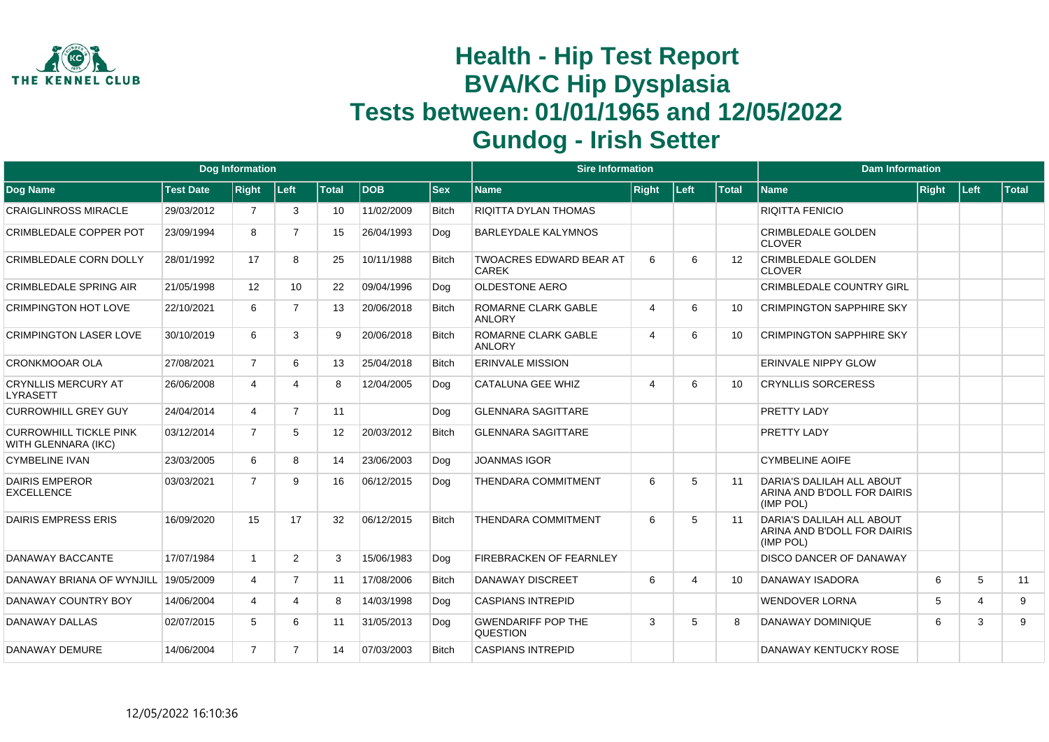# Health - Hip Test Report
# BVA/KC Hip Dysplasia
# Tests between: 01/01/1965 and 12/05/2022
# Gundog - Irish Setter

| Dog Information | | | | | | | Sire Information | | | | Dam Information | | | |
|---|---|---|---|---|---|---|---|---|---|---|---|---|---|---|
| Dog Name | Test Date | Right | Left | Total | DOB | Sex | Name | Right | Left | Total | Name | Right | Left | Total |
| CRAIGLINROSS MIRACLE | 29/03/2012 | 7 | 3 | 10 | 11/02/2009 | Bitch | RIQITTA DYLAN THOMAS | | | | RIQITTA FENICIO | | | |
| CRIMBLEDALE COPPER POT | 23/09/1994 | 8 | 7 | 15 | 26/04/1993 | Dog | BARLEYDALE KALYMNOS | | | | CRIMBLEDALE GOLDEN CLOVER | | | |
| CRIMBLEDALE CORN DOLLY | 28/01/1992 | 17 | 8 | 25 | 10/11/1988 | Bitch | TWOACRES EDWARD BEAR AT CAREK | 6 | 6 | 12 | CRIMBLEDALE GOLDEN CLOVER | | | |
| CRIMBLEDALE SPRING AIR | 21/05/1998 | 12 | 10 | 22 | 09/04/1996 | Dog | OLDESTONE AERO | | | | CRIMBLEDALE COUNTRY GIRL | | | |
| CRIMPINGTON HOT LOVE | 22/10/2021 | 6 | 7 | 13 | 20/06/2018 | Bitch | ROMARNE CLARK GABLE ANLORY | 4 | 6 | 10 | CRIMPINGTON SAPPHIRE SKY | | | |
| CRIMPINGTON LASER LOVE | 30/10/2019 | 6 | 3 | 9 | 20/06/2018 | Bitch | ROMARNE CLARK GABLE ANLORY | 4 | 6 | 10 | CRIMPINGTON SAPPHIRE SKY | | | |
| CRONKMOOAR OLA | 27/08/2021 | 7 | 6 | 13 | 25/04/2018 | Bitch | ERINVALE MISSION | | | | ERINVALE NIPPY GLOW | | | |
| CRYNLLIS MERCURY AT LYRASETT | 26/06/2008 | 4 | 4 | 8 | 12/04/2005 | Dog | CATALUNA GEE WHIZ | 4 | 6 | 10 | CRYNLLIS SORCERESS | | | |
| CURROWHILL GREY GUY | 24/04/2014 | 4 | 7 | 11 | | Dog | GLENNARA SAGITTARE | | | | PRETTY LADY | | | |
| CURROWHILL TICKLE PINK WITH GLENNARA (IKC) | 03/12/2014 | 7 | 5 | 12 | 20/03/2012 | Bitch | GLENNARA SAGITTARE | | | | PRETTY LADY | | | |
| CYMBELINE IVAN | 23/03/2005 | 6 | 8 | 14 | 23/06/2003 | Dog | JOANMAS IGOR | | | | CYMBELINE AOIFE | | | |
| DAIRIS EMPEROR EXCELLENCE | 03/03/2021 | 7 | 9 | 16 | 06/12/2015 | Dog | THENDARA COMMITMENT | 6 | 5 | 11 | DARIA'S DALILAH ALL ABOUT ARINA AND B'DOLL FOR DAIRIS (IMP POL) | | | |
| DAIRIS EMPRESS ERIS | 16/09/2020 | 15 | 17 | 32 | 06/12/2015 | Bitch | THENDARA COMMITMENT | 6 | 5 | 11 | DARIA'S DALILAH ALL ABOUT ARINA AND B'DOLL FOR DAIRIS (IMP POL) | | | |
| DANAWAY BACCANTE | 17/07/1984 | 1 | 2 | 3 | 15/06/1983 | Dog | FIREBRACKEN OF FEARNLEY | | | | DISCO DANCER OF DANAWAY | | | |
| DANAWAY BRIANA OF WYNJILL | 19/05/2009 | 4 | 7 | 11 | 17/08/2006 | Bitch | DANAWAY DISCREET | 6 | 4 | 10 | DANAWAY ISADORA | 6 | 5 | 11 |
| DANAWAY COUNTRY BOY | 14/06/2004 | 4 | 4 | 8 | 14/03/1998 | Dog | CASPIANS INTREPID | | | | WENDOVER LORNA | 5 | 4 | 9 |
| DANAWAY DALLAS | 02/07/2015 | 5 | 6 | 11 | 31/05/2013 | Dog | GWENDARIFF POP THE QUESTION | 3 | 5 | 8 | DANAWAY DOMINIQUE | 6 | 3 | 9 |
| DANAWAY DEMURE | 14/06/2004 | 7 | 7 | 14 | 07/03/2003 | Bitch | CASPIANS INTREPID | | | | DANAWAY KENTUCKY ROSE | | | |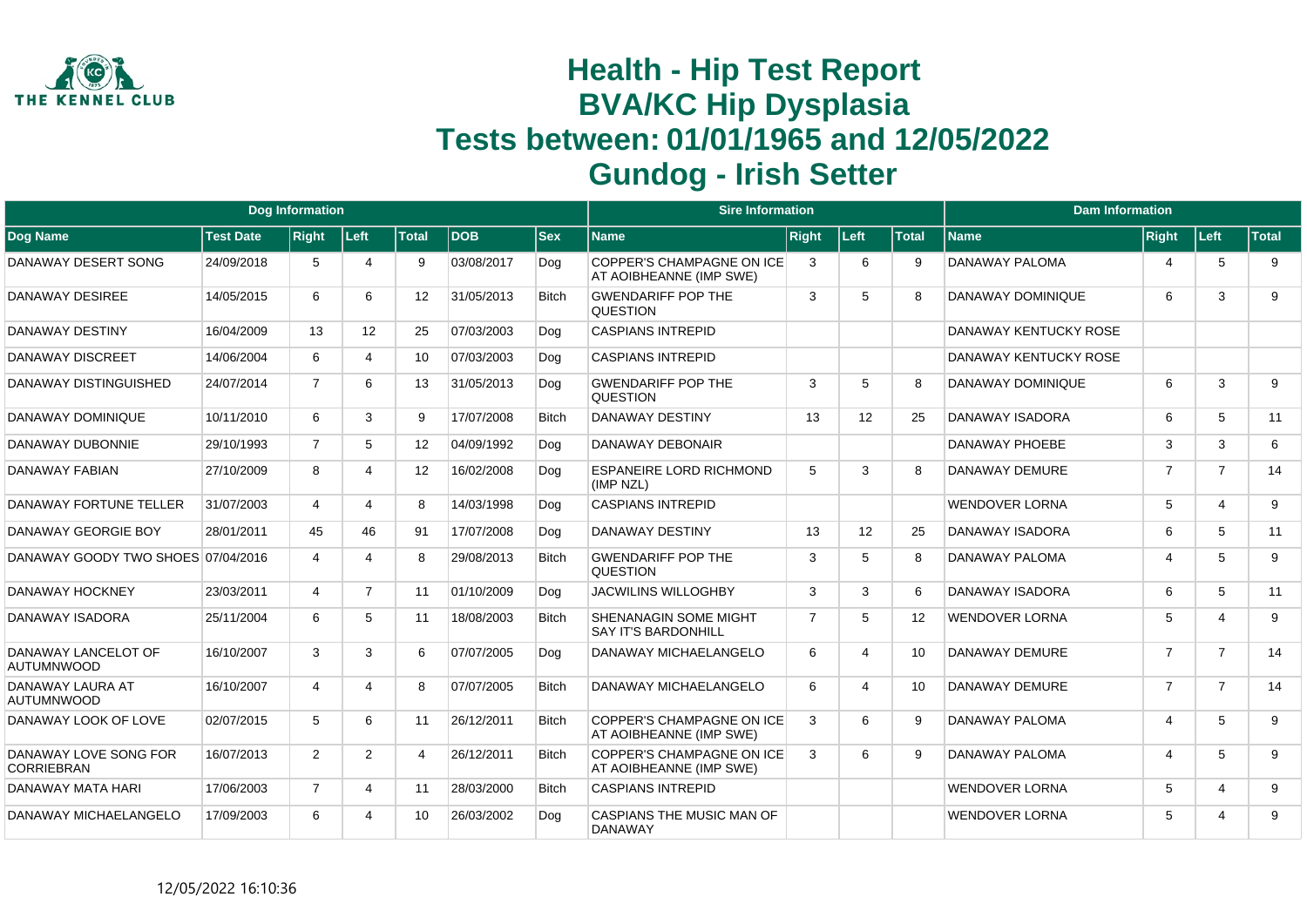# Health - Hip Test Report
# BVA/KC Hip Dysplasia
# Tests between: 01/01/1965 and 12/05/2022
# Gundog - Irish Setter

| Dog Information | | | | | | | Sire Information | | | | Dam Information | | | |
|---|---|---|---|---|---|---|---|---|---|---|---|---|---|---|
| Dog Name | Test Date | Right | Left | Total | DOB | Sex | Name | Right | Left | Total | Name | Right | Left | Total |
| DANAWAY DESERT SONG | 24/09/2018 | 5 | 4 | 9 | 03/08/2017 | Dog | COPPER'S CHAMPAGNE ON ICE AT AOIBHEANNE (IMP SWE) | 3 | 6 | 9 | DANAWAY PALOMA | 4 | 5 | 9 |
| DANAWAY DESIREE | 14/05/2015 | 6 | 6 | 12 | 31/05/2013 | Bitch | GWENDARIFF POP THE QUESTION | 3 | 5 | 8 | DANAWAY DOMINIQUE | 6 | 3 | 9 |
| DANAWAY DESTINY | 16/04/2009 | 13 | 12 | 25 | 07/03/2003 | Dog | CASPIANS INTREPID | | | | DANAWAY KENTUCKY ROSE | | | |
| DANAWAY DISCREET | 14/06/2004 | 6 | 4 | 10 | 07/03/2003 | Dog | CASPIANS INTREPID | | | | DANAWAY KENTUCKY ROSE | | | |
| DANAWAY DISTINGUISHED | 24/07/2014 | 7 | 6 | 13 | 31/05/2013 | Dog | GWENDARIFF POP THE QUESTION | 3 | 5 | 8 | DANAWAY DOMINIQUE | 6 | 3 | 9 |
| DANAWAY DOMINIQUE | 10/11/2010 | 6 | 3 | 9 | 17/07/2008 | Bitch | DANAWAY DESTINY | 13 | 12 | 25 | DANAWAY ISADORA | 6 | 5 | 11 |
| DANAWAY DUBONNIE | 29/10/1993 | 7 | 5 | 12 | 04/09/1992 | Dog | DANAWAY DEBONAIR | | | | DANAWAY PHOEBE | 3 | 3 | 6 |
| DANAWAY FABIAN | 27/10/2009 | 8 | 4 | 12 | 16/02/2008 | Dog | ESPANEIRE LORD RICHMOND (IMP NZL) | 5 | 3 | 8 | DANAWAY DEMURE | 7 | 7 | 14 |
| DANAWAY FORTUNE TELLER | 31/07/2003 | 4 | 4 | 8 | 14/03/1998 | Dog | CASPIANS INTREPID | | | | WENDOVER LORNA | 5 | 4 | 9 |
| DANAWAY GEORGIE BOY | 28/01/2011 | 45 | 46 | 91 | 17/07/2008 | Dog | DANAWAY DESTINY | 13 | 12 | 25 | DANAWAY ISADORA | 6 | 5 | 11 |
| DANAWAY GOODY TWO SHOES | 07/04/2016 | 4 | 4 | 8 | 29/08/2013 | Bitch | GWENDARIFF POP THE QUESTION | 3 | 5 | 8 | DANAWAY PALOMA | 4 | 5 | 9 |
| DANAWAY HOCKNEY | 23/03/2011 | 4 | 7 | 11 | 01/10/2009 | Dog | JACWILINS WILLOGHBY | 3 | 3 | 6 | DANAWAY ISADORA | 6 | 5 | 11 |
| DANAWAY ISADORA | 25/11/2004 | 6 | 5 | 11 | 18/08/2003 | Bitch | SHENANAGIN SOME MIGHT SAY IT'S BARDONHILL | 7 | 5 | 12 | WENDOVER LORNA | 5 | 4 | 9 |
| DANAWAY LANCELOT OF AUTUMNWOOD | 16/10/2007 | 3 | 3 | 6 | 07/07/2005 | Dog | DANAWAY MICHAELANGELO | 6 | 4 | 10 | DANAWAY DEMURE | 7 | 7 | 14 |
| DANAWAY LAURA AT AUTUMNWOOD | 16/10/2007 | 4 | 4 | 8 | 07/07/2005 | Bitch | DANAWAY MICHAELANGELO | 6 | 4 | 10 | DANAWAY DEMURE | 7 | 7 | 14 |
| DANAWAY LOOK OF LOVE | 02/07/2015 | 5 | 6 | 11 | 26/12/2011 | Bitch | COPPER'S CHAMPAGNE ON ICE AT AOIBHEANNE (IMP SWE) | 3 | 6 | 9 | DANAWAY PALOMA | 4 | 5 | 9 |
| DANAWAY LOVE SONG FOR CORRIEBRAN | 16/07/2013 | 2 | 2 | 4 | 26/12/2011 | Bitch | COPPER'S CHAMPAGNE ON ICE AT AOIBHEANNE (IMP SWE) | 3 | 6 | 9 | DANAWAY PALOMA | 4 | 5 | 9 |
| DANAWAY MATA HARI | 17/06/2003 | 7 | 4 | 11 | 28/03/2000 | Bitch | CASPIANS INTREPID | | | | WENDOVER LORNA | 5 | 4 | 9 |
| DANAWAY MICHAELANGELO | 17/09/2003 | 6 | 4 | 10 | 26/03/2002 | Dog | CASPIANS THE MUSIC MAN OF DANAWAY | | | | WENDOVER LORNA | 5 | 4 | 9 |

12/05/2022 16:10:36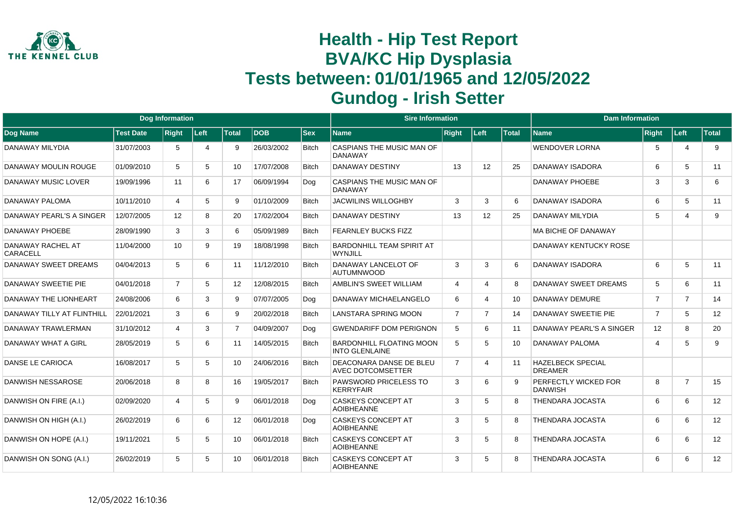# Health - Hip Test Report
# BVA/KC Hip Dysplasia
# Tests between: 01/01/1965 and 12/05/2022
# Gundog - Irish Setter

| Dog Information | | | | | | | Sire Information | | | | Dam Information | | | |
|---|---|---|---|---|---|---|---|---|---|---|---|---|---|---|
| **Dog Name** | **Test Date** | **Right** | **Left** | **Total** | **DOB** | **Sex** | **Name** | **Right** | **Left** | **Total** | **Name** | **Right** | **Left** | **Total** |
| DANAWAY MILYDIA | 31/07/2003 | 5 | 4 | 9 | 26/03/2002 | Bitch | CASPIANS THE MUSIC MAN OF DANAWAY | | | | WENDOVER LORNA | 5 | 4 | 9 |
| DANAWAY MOULIN ROUGE | 01/09/2010 | 5 | 5 | 10 | 17/07/2008 | Bitch | DANAWAY DESTINY | 13 | 12 | 25 | DANAWAY ISADORA | 6 | 5 | 11 |
| DANAWAY MUSIC LOVER | 19/09/1996 | 11 | 6 | 17 | 06/09/1994 | Dog | CASPIANS THE MUSIC MAN OF DANAWAY | | | | DANAWAY PHOEBE | 3 | 3 | 6 |
| DANAWAY PALOMA | 10/11/2010 | 4 | 5 | 9 | 01/10/2009 | Bitch | JACWILINS WILLOGHBY | 3 | 3 | 6 | DANAWAY ISADORA | 6 | 5 | 11 |
| DANAWAY PEARL'S A SINGER | 12/07/2005 | 12 | 8 | 20 | 17/02/2004 | Bitch | DANAWAY DESTINY | 13 | 12 | 25 | DANAWAY MILYDIA | 5 | 4 | 9 |
| DANAWAY PHOEBE | 28/09/1990 | 3 | 3 | 6 | 05/09/1989 | Bitch | FEARNLEY BUCKS FIZZ | | | | MA BICHE OF DANAWAY | | | |
| DANAWAY RACHEL AT CARACELL | 11/04/2000 | 10 | 9 | 19 | 18/08/1998 | Bitch | BARDONHILL TEAM SPIRIT AT WYNJILL | | | | DANAWAY KENTUCKY ROSE | | | |
| DANAWAY SWEET DREAMS | 04/04/2013 | 5 | 6 | 11 | 11/12/2010 | Bitch | DANAWAY LANCELOT OF AUTUMNWOOD | 3 | 3 | 6 | DANAWAY ISADORA | 6 | 5 | 11 |
| DANAWAY SWEETIE PIE | 04/01/2018 | 7 | 5 | 12 | 12/08/2015 | Bitch | AMBLIN'S SWEET WILLIAM | 4 | 4 | 8 | DANAWAY SWEET DREAMS | 5 | 6 | 11 |
| DANAWAY THE LIONHEART | 24/08/2006 | 6 | 3 | 9 | 07/07/2005 | Dog | DANAWAY MICHAELANGELO | 6 | 4 | 10 | DANAWAY DEMURE | 7 | 7 | 14 |
| DANAWAY TILLY AT FLINTHILL | 22/01/2021 | 3 | 6 | 9 | 20/02/2018 | Bitch | LANSTARA SPRING MOON | 7 | 7 | 14 | DANAWAY SWEETIE PIE | 7 | 5 | 12 |
| DANAWAY TRAWLERMAN | 31/10/2012 | 4 | 3 | 7 | 04/09/2007 | Dog | GWENDARIFF DOM PERIGNON | 5 | 6 | 11 | DANAWAY PEARL'S A SINGER | 12 | 8 | 20 |
| DANAWAY WHAT A GIRL | 28/05/2019 | 5 | 6 | 11 | 14/05/2015 | Bitch | BARDONHILL FLOATING MOON INTO GLENLAINE | 5 | 5 | 10 | DANAWAY PALOMA | 4 | 5 | 9 |
| DANSE LE CARIOCA | 16/08/2017 | 5 | 5 | 10 | 24/06/2016 | Bitch | DEACONARA DANSE DE BLEU AVEC DOTCOMSETTER | 7 | 4 | 11 | HAZELBECK SPECIAL DREAMER | | | |
| DANWISH NESSAROSE | 20/06/2018 | 8 | 8 | 16 | 19/05/2017 | Bitch | PAWSWORD PRICELESS TO KERRYFAIR | 3 | 6 | 9 | PERFECTLY WICKED FOR DANWISH | 8 | 7 | 15 |
| DANWISH ON FIRE (A.I.) | 02/09/2020 | 4 | 5 | 9 | 06/01/2018 | Dog | CASKEYS CONCEPT AT AOIBHEANNE | 3 | 5 | 8 | THENDARA JOCASTA | 6 | 6 | 12 |
| DANWISH ON HIGH (A.I.) | 26/02/2019 | 6 | 6 | 12 | 06/01/2018 | Dog | CASKEYS CONCEPT AT AOIBHEANNE | 3 | 5 | 8 | THENDARA JOCASTA | 6 | 6 | 12 |
| DANWISH ON HOPE (A.I.) | 19/11/2021 | 5 | 5 | 10 | 06/01/2018 | Bitch | CASKEYS CONCEPT AT AOIBHEANNE | 3 | 5 | 8 | THENDARA JOCASTA | 6 | 6 | 12 |
| DANWISH ON SONG (A.I.) | 26/02/2019 | 5 | 5 | 10 | 06/01/2018 | Bitch | CASKEYS CONCEPT AT AOIBHEANNE | 3 | 5 | 8 | THENDARA JOCASTA | 6 | 6 | 12 |

12/05/2022 16:10:36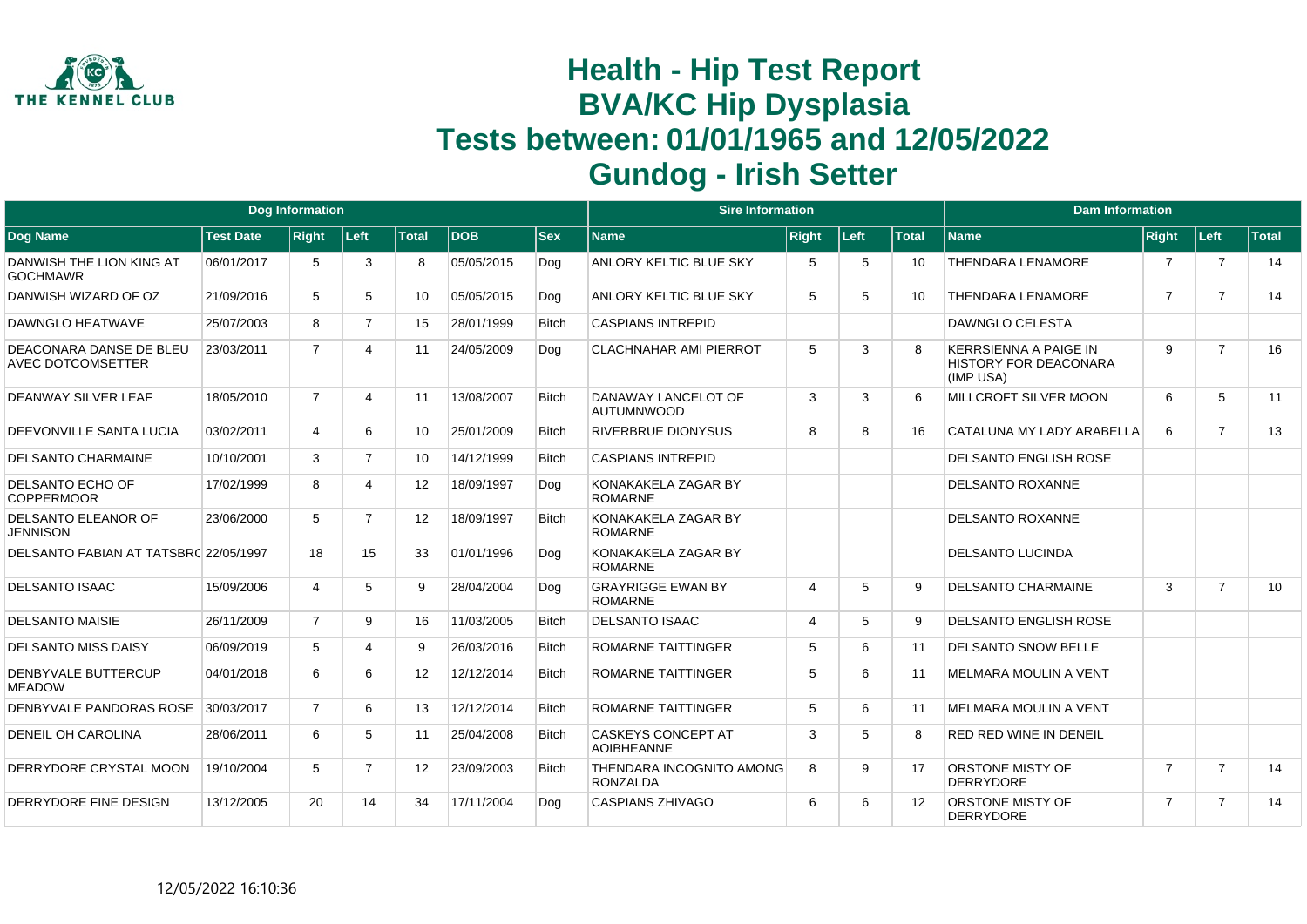# Health - Hip Test Report
# BVA/KC Hip Dysplasia
# Tests between: 01/01/1965 and 12/05/2022
# Gundog - Irish Setter

| Dog Information | | | | | | | Sire Information | | | | Dam Information | | | |
|---|---|---|---|---|---|---|---|---|---|---|---|---|---|---|
| **Dog Name** | **Test Date** | **Right** | **Left** | **Total** | **DOB** | **Sex** | **Name** | **Right** | **Left** | **Total** | **Name** | **Right** | **Left** | **Total** |
| DANWISH THE LION KING AT GOCHMAWR | 06/01/2017 | 5 | 3 | 8 | 05/05/2015 | Dog | ANLORY KELTIC BLUE SKY | 5 | 5 | 10 | THENDARA LENAMORE | 7 | 7 | 14 |
| DANWISH WIZARD OF OZ | 21/09/2016 | 5 | 5 | 10 | 05/05/2015 | Dog | ANLORY KELTIC BLUE SKY | 5 | 5 | 10 | THENDARA LENAMORE | 7 | 7 | 14 |
| DAWNGLO HEATWAVE | 25/07/2003 | 8 | 7 | 15 | 28/01/1999 | Bitch | CASPIANS INTREPID | | | | DAWNGLO CELESTA | | | |
| DEACONARA DANSE DE BLEU AVEC DOTCOMSETTER | 23/03/2011 | 7 | 4 | 11 | 24/05/2009 | Dog | CLACHNAHAR AMI PIERROT | 5 | 3 | 8 | KERRSIENNA A PAIGE IN HISTORY FOR DEACONARA (IMP USA) | 9 | 7 | 16 |
| DEANWAY SILVER LEAF | 18/05/2010 | 7 | 4 | 11 | 13/08/2007 | Bitch | DANAWAY LANCELOT OF AUTUMNWOOD | 3 | 3 | 6 | MILLCROFT SILVER MOON | 6 | 5 | 11 |
| DEEVONVILLE SANTA LUCIA | 03/02/2011 | 4 | 6 | 10 | 25/01/2009 | Bitch | RIVERBRUE DIONYSUS | 8 | 8 | 16 | CATALUNA MY LADY ARABELLA | 6 | 7 | 13 |
| DELSANTO CHARMAINE | 10/10/2001 | 3 | 7 | 10 | 14/12/1999 | Bitch | CASPIANS INTREPID | | | | DELSANTO ENGLISH ROSE | | | |
| DELSANTO ECHO OF COPPERMOOR | 17/02/1999 | 8 | 4 | 12 | 18/09/1997 | Dog | KONAKAKELA ZAGAR BY ROMARNE | | | | DELSANTO ROXANNE | | | |
| DELSANTO ELEANOR OF JENNISON | 23/06/2000 | 5 | 7 | 12 | 18/09/1997 | Bitch | KONAKAKELA ZAGAR BY ROMARNE | | | | DELSANTO ROXANNE | | | |
| DELSANTO FABIAN AT TATSBR( | 22/05/1997 | 18 | 15 | 33 | 01/01/1996 | Dog | KONAKAKELA ZAGAR BY ROMARNE | | | | DELSANTO LUCINDA | | | |
| DELSANTO ISAAC | 15/09/2006 | 4 | 5 | 9 | 28/04/2004 | Dog | GRAYRIGGE EWAN BY ROMARNE | 4 | 5 | 9 | DELSANTO CHARMAINE | 3 | 7 | 10 |
| DELSANTO MAISIE | 26/11/2009 | 7 | 9 | 16 | 11/03/2005 | Bitch | DELSANTO ISAAC | 4 | 5 | 9 | DELSANTO ENGLISH ROSE | | | |
| DELSANTO MISS DAISY | 06/09/2019 | 5 | 4 | 9 | 26/03/2016 | Bitch | ROMARNE TAITTINGER | 5 | 6 | 11 | DELSANTO SNOW BELLE | | | |
| DENBYVALE BUTTERCUP MEADOW | 04/01/2018 | 6 | 6 | 12 | 12/12/2014 | Bitch | ROMARNE TAITTINGER | 5 | 6 | 11 | MELMARA MOULIN A VENT | | | |
| DENBYVALE PANDORAS ROSE | 30/03/2017 | 7 | 6 | 13 | 12/12/2014 | Bitch | ROMARNE TAITTINGER | 5 | 6 | 11 | MELMARA MOULIN A VENT | | | |
| DENEIL OH CAROLINA | 28/06/2011 | 6 | 5 | 11 | 25/04/2008 | Bitch | CASKEYS CONCEPT AT AOIBHEANNE | 3 | 5 | 8 | RED RED WINE IN DENEIL | | | |
| DERRYDORE CRYSTAL MOON | 19/10/2004 | 5 | 7 | 12 | 23/09/2003 | Bitch | THENDARA INCOGNITO AMONG RONZALDA | 8 | 9 | 17 | ORSTONE MISTY OF DERRYDORE | 7 | 7 | 14 |
| DERRYDORE FINE DESIGN | 13/12/2005 | 20 | 14 | 34 | 17/11/2004 | Dog | CASPIANS ZHIVAGO | 6 | 6 | 12 | ORSTONE MISTY OF DERRYDORE | 7 | 7 | 14 |

12/05/2022 16:10:36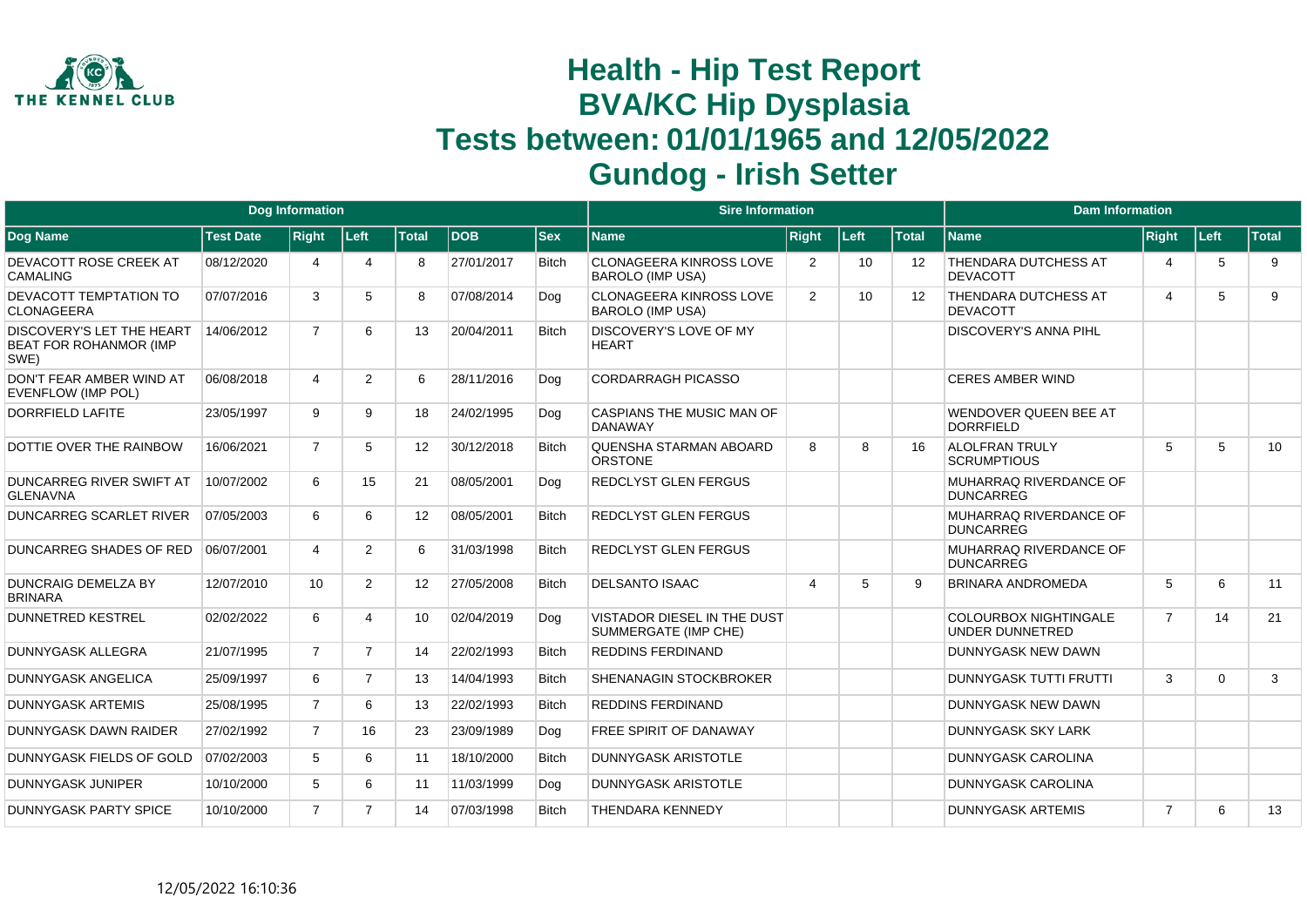# Health - Hip Test Report
# BVA/KC Hip Dysplasia
# Tests between: 01/01/1965 and 12/05/2022
# Gundog - Irish Setter

| Dog Information | | | | | | | Sire Information | | | | Dam Information | | | |
|---|---|---|---|---|---|---|---|---|---|---|---|---|---|---|
| Dog Name | Test Date | Right | Left | Total | DOB | Sex | Name | Right | Left | Total | Name | Right | Left | Total |
| DEVACOTT ROSE CREEK AT CAMALING | 08/12/2020 | 4 | 4 | 8 | 27/01/2017 | Bitch | CLONAGEERA KINROSS LOVE BAROLO (IMP USA) | 2 | 10 | 12 | THENDARA DUTCHESS AT DEVACOTT | 4 | 5 | 9 |
| DEVACOTT TEMPTATION TO CLONAGEERA | 07/07/2016 | 3 | 5 | 8 | 07/08/2014 | Dog | CLONAGEERA KINROSS LOVE BAROLO (IMP USA) | 2 | 10 | 12 | THENDARA DUTCHESS AT DEVACOTT | 4 | 5 | 9 |
| DISCOVERY'S LET THE HEART BEAT FOR ROHANMOR (IMP SWE) | 14/06/2012 | 7 | 6 | 13 | 20/04/2011 | Bitch | DISCOVERY'S LOVE OF MY HEART | | | | DISCOVERY'S ANNA PIHL | | | |
| DON'T FEAR AMBER WIND AT EVENFLOW (IMP POL) | 06/08/2018 | 4 | 2 | 6 | 28/11/2016 | Dog | CORDARRAGH PICASSO | | | | CERES AMBER WIND | | | |
| DORRFIELD LAFITE | 23/05/1997 | 9 | 9 | 18 | 24/02/1995 | Dog | CASPIANS THE MUSIC MAN OF DANAWAY | | | | WENDOVER QUEEN BEE AT DORRFIELD | | | |
| DOTTIE OVER THE RAINBOW | 16/06/2021 | 7 | 5 | 12 | 30/12/2018 | Bitch | QUENSHA STARMAN ABOARD ORSTONE | 8 | 8 | 16 | ALOLFRAN TRULY SCRUMPTIOUS | 5 | 5 | 10 |
| DUNCARREG RIVER SWIFT AT GLENAVNA | 10/07/2002 | 6 | 15 | 21 | 08/05/2001 | Dog | REDCLYST GLEN FERGUS | | | | MUHARRAQ RIVERDANCE OF DUNCARREG | | | |
| DUNCARREG SCARLET RIVER | 07/05/2003 | 6 | 6 | 12 | 08/05/2001 | Bitch | REDCLYST GLEN FERGUS | | | | MUHARRAQ RIVERDANCE OF DUNCARREG | | | |
| DUNCARREG SHADES OF RED | 06/07/2001 | 4 | 2 | 6 | 31/03/1998 | Bitch | REDCLYST GLEN FERGUS | | | | MUHARRAQ RIVERDANCE OF DUNCARREG | | | |
| DUNCRAIG DEMELZA BY BRINARA | 12/07/2010 | 10 | 2 | 12 | 27/05/2008 | Bitch | DELSANTO ISAAC | 4 | 5 | 9 | BRINARA ANDROMEDA | 5 | 6 | 11 |
| DUNNETRED KESTREL | 02/02/2022 | 6 | 4 | 10 | 02/04/2019 | Dog | VISTADOR DIESEL IN THE DUST SUMMERGATE (IMP CHE) | | | | COLOURBOX NIGHTINGALE UNDER DUNNETRED | 7 | 14 | 21 |
| DUNNYGASK ALLEGRA | 21/07/1995 | 7 | 7 | 14 | 22/02/1993 | Bitch | REDDINS FERDINAND | | | | DUNNYGASK NEW DAWN | | | |
| DUNNYGASK ANGELICA | 25/09/1997 | 6 | 7 | 13 | 14/04/1993 | Bitch | SHENANAGIN STOCKBROKER | | | | DUNNYGASK TUTTI FRUTTI | 3 | 0 | 3 |
| DUNNYGASK ARTEMIS | 25/08/1995 | 7 | 6 | 13 | 22/02/1993 | Bitch | REDDINS FERDINAND | | | | DUNNYGASK NEW DAWN | | | |
| DUNNYGASK DAWN RAIDER | 27/02/1992 | 7 | 16 | 23 | 23/09/1989 | Dog | FREE SPIRIT OF DANAWAY | | | | DUNNYGASK SKY LARK | | | |
| DUNNYGASK FIELDS OF GOLD | 07/02/2003 | 5 | 6 | 11 | 18/10/2000 | Bitch | DUNNYGASK ARISTOTLE | | | | DUNNYGASK CAROLINA | | | |
| DUNNYGASK JUNIPER | 10/10/2000 | 5 | 6 | 11 | 11/03/1999 | Dog | DUNNYGASK ARISTOTLE | | | | DUNNYGASK CAROLINA | | | |
| DUNNYGASK PARTY SPICE | 10/10/2000 | 7 | 7 | 14 | 07/03/1998 | Bitch | THENDARA KENNEDY | | | | DUNNYGASK ARTEMIS | 7 | 6 | 13 |

12/05/2022 16:10:36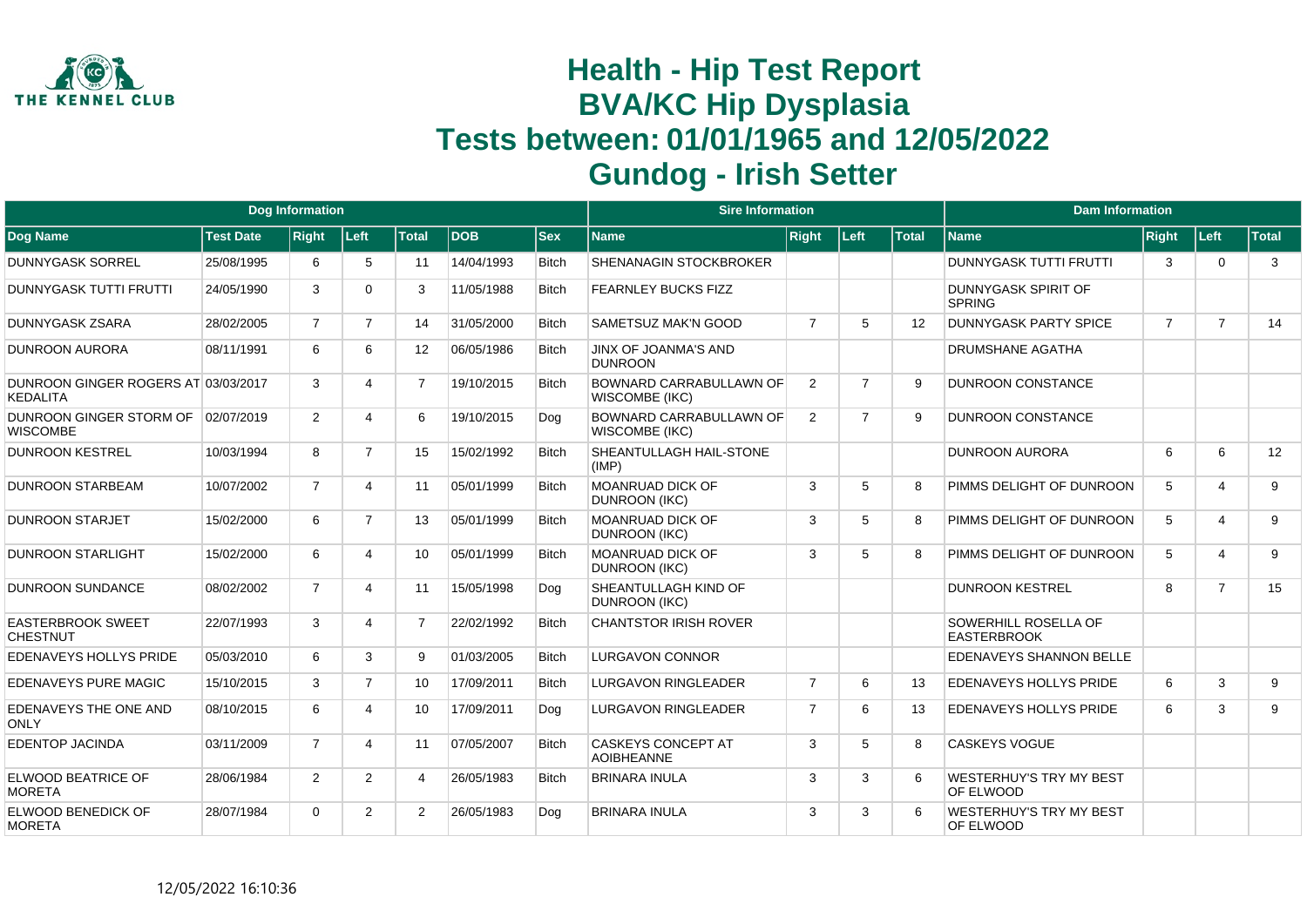# Health - Hip Test Report
# BVA/KC Hip Dysplasia
# Tests between: 01/01/1965 and 12/05/2022
# Gundog - Irish Setter

| Dog Information | | | | | | | Sire Information | | | | Dam Information | | | |
|---|---|---|---|---|---|---|---|---|---|---|---|---|---|---|
| **Dog Name** | **Test Date** | **Right** | **Left** | **Total** | **DOB** | **Sex** | **Name** | **Right** | **Left** | **Total** | **Name** | **Right** | **Left** | **Total** |
| DUNNYGASK SORREL | 25/08/1995 | 6 | 5 | 11 | 14/04/1993 | Bitch | SHENANAGIN STOCKBROKER | | | | DUNNYGASK TUTTI FRUTTI | 3 | 0 | 3 |
| DUNNYGASK TUTTI FRUTTI | 24/05/1990 | 3 | 0 | 3 | 11/05/1988 | Bitch | FEARNLEY BUCKS FIZZ | | | | DUNNYGASK SPIRIT OF SPRING | | | |
| DUNNYGASK ZSARA | 28/02/2005 | 7 | 7 | 14 | 31/05/2000 | Bitch | SAMETSUZ MAK'N GOOD | 7 | 5 | 12 | DUNNYGASK PARTY SPICE | 7 | 7 | 14 |
| DUNROON AURORA | 08/11/1991 | 6 | 6 | 12 | 06/05/1986 | Bitch | JINX OF JOANMA'S AND DUNROON | | | | DRUMSHANE AGATHA | | | |
| DUNROON GINGER ROGERS AT KEDALITA | 03/03/2017 | 3 | 4 | 7 | 19/10/2015 | Bitch | BOWNARD CARRABULLAWN OF WISCOMBE (IKC) | 2 | 7 | 9 | DUNROON CONSTANCE | | | |
| DUNROON GINGER STORM OF WISCOMBE | 02/07/2019 | 2 | 4 | 6 | 19/10/2015 | Dog | BOWNARD CARRABULLAWN OF WISCOMBE (IKC) | 2 | 7 | 9 | DUNROON CONSTANCE | | | |
| DUNROON KESTREL | 10/03/1994 | 8 | 7 | 15 | 15/02/1992 | Bitch | SHEANTULLAGH HAIL-STONE (IMP) | | | | DUNROON AURORA | 6 | 6 | 12 |
| DUNROON STARBEAM | 10/07/2002 | 7 | 4 | 11 | 05/01/1999 | Bitch | MOANRUAD DICK OF DUNROON (IKC) | 3 | 5 | 8 | PIMMS DELIGHT OF DUNROON | 5 | 4 | 9 |
| DUNROON STARJET | 15/02/2000 | 6 | 7 | 13 | 05/01/1999 | Bitch | MOANRUAD DICK OF DUNROON (IKC) | 3 | 5 | 8 | PIMMS DELIGHT OF DUNROON | 5 | 4 | 9 |
| DUNROON STARLIGHT | 15/02/2000 | 6 | 4 | 10 | 05/01/1999 | Bitch | MOANRUAD DICK OF DUNROON (IKC) | 3 | 5 | 8 | PIMMS DELIGHT OF DUNROON | 5 | 4 | 9 |
| DUNROON SUNDANCE | 08/02/2002 | 7 | 4 | 11 | 15/05/1998 | Dog | SHEANTULLAGH KIND OF DUNROON (IKC) | | | | DUNROON KESTREL | 8 | 7 | 15 |
| EASTERBROOK SWEET CHESTNUT | 22/07/1993 | 3 | 4 | 7 | 22/02/1992 | Bitch | CHANTSTOR IRISH ROVER | | | | SOWERHILL ROSELLA OF EASTERBROOK | | | |
| EDENAVEYS HOLLYS PRIDE | 05/03/2010 | 6 | 3 | 9 | 01/03/2005 | Bitch | LURGAVON CONNOR | | | | EDENAVEYS SHANNON BELLE | | | |
| EDENAVEYS PURE MAGIC | 15/10/2015 | 3 | 7 | 10 | 17/09/2011 | Bitch | LURGAVON RINGLEADER | 7 | 6 | 13 | EDENAVEYS HOLLYS PRIDE | 6 | 3 | 9 |
| EDENAVEYS THE ONE AND ONLY | 08/10/2015 | 6 | 4 | 10 | 17/09/2011 | Dog | LURGAVON RINGLEADER | 7 | 6 | 13 | EDENAVEYS HOLLYS PRIDE | 6 | 3 | 9 |
| EDENTOP JACINDA | 03/11/2009 | 7 | 4 | 11 | 07/05/2007 | Bitch | CASKEYS CONCEPT AT AOIBHEANNE | 3 | 5 | 8 | CASKEYS VOGUE | | | |
| ELWOOD BEATRICE OF MORETA | 28/06/1984 | 2 | 2 | 4 | 26/05/1983 | Bitch | BRINARA INULA | 3 | 3 | 6 | WESTERHUY'S TRY MY BEST OF ELWOOD | | | |
| ELWOOD BENEDICK OF MORETA | 28/07/1984 | 0 | 2 | 2 | 26/05/1983 | Dog | BRINARA INULA | 3 | 3 | 6 | WESTERHUY'S TRY MY BEST OF ELWOOD | | | |

12/05/2022 16:10:36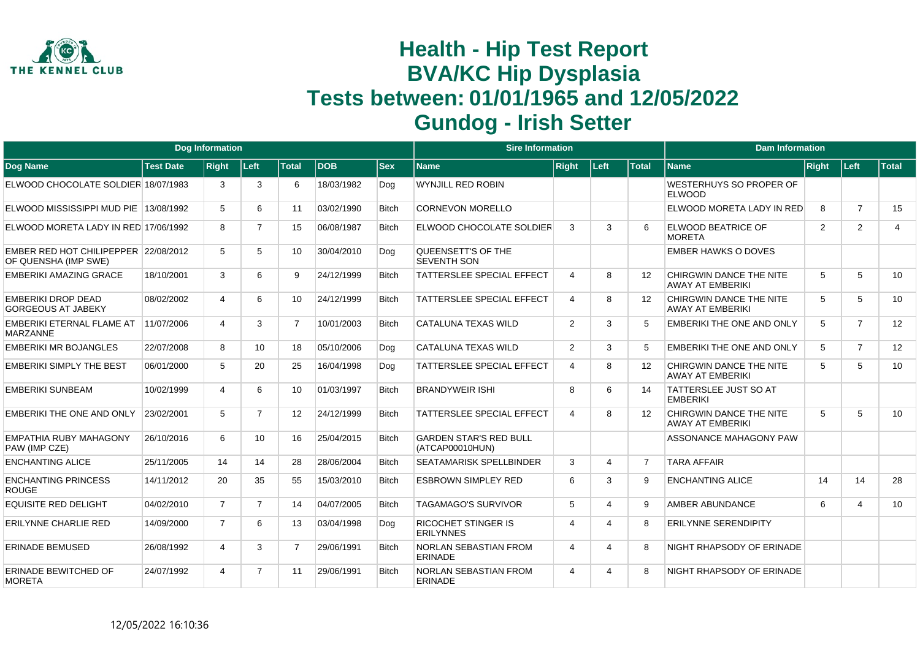# Health - Hip Test Report
# BVA/KC Hip Dysplasia
# Tests between: 01/01/1965 and 12/05/2022
# Gundog - Irish Setter

| Dog Information | | | | | | | Sire Information | | | | Dam Information | | | |
|---|---|---|---|---|---|---|---|---|---|---|---|---|---|---|
| Dog Name | Test Date | Right | Left | Total | DOB | Sex | Name | Right | Left | Total | Name | Right | Left | Total |
| ELWOOD CHOCOLATE SOLDIER | 18/07/1983 | 3 | 3 | 6 | 18/03/1982 | Dog | WYNJILL RED ROBIN | | | | WESTERHUYS SO PROPER OF ELWOOD | | | |
| ELWOOD MISSISSIPPI MUD PIE | 13/08/1992 | 5 | 6 | 11 | 03/02/1990 | Bitch | CORNEVON MORELLO | | | | ELWOOD MORETA LADY IN RED | 8 | 7 | 15 |
| ELWOOD MORETA LADY IN RED | 17/06/1992 | 8 | 7 | 15 | 06/08/1987 | Bitch | ELWOOD CHOCOLATE SOLDIER | 3 | 3 | 6 | ELWOOD BEATRICE OF MORETA | 2 | 2 | 4 |
| EMBER RED HOT CHILIPEPPER OF QUENSHA (IMP SWE) | 22/08/2012 | 5 | 5 | 10 | 30/04/2010 | Dog | QUEENSETT'S OF THE SEVENTH SON | | | | EMBER HAWKS O DOVES | | | |
| EMBERIKI AMAZING GRACE | 18/10/2001 | 3 | 6 | 9 | 24/12/1999 | Bitch | TATTERSLEE SPECIAL EFFECT | 4 | 8 | 12 | CHIRGWIN DANCE THE NITE AWAY AT EMBERIKI | 5 | 5 | 10 |
| EMBERIKI DROP DEAD GORGEOUS AT JABEKY | 08/02/2002 | 4 | 6 | 10 | 24/12/1999 | Bitch | TATTERSLEE SPECIAL EFFECT | 4 | 8 | 12 | CHIRGWIN DANCE THE NITE AWAY AT EMBERIKI | 5 | 5 | 10 |
| EMBERIKI ETERNAL FLAME AT MARZANNE | 11/07/2006 | 4 | 3 | 7 | 10/01/2003 | Bitch | CATALUNA TEXAS WILD | 2 | 3 | 5 | EMBERIKI THE ONE AND ONLY | 5 | 7 | 12 |
| EMBERIKI MR BOJANGLES | 22/07/2008 | 8 | 10 | 18 | 05/10/2006 | Dog | CATALUNA TEXAS WILD | 2 | 3 | 5 | EMBERIKI THE ONE AND ONLY | 5 | 7 | 12 |
| EMBERIKI SIMPLY THE BEST | 06/01/2000 | 5 | 20 | 25 | 16/04/1998 | Dog | TATTERSLEE SPECIAL EFFECT | 4 | 8 | 12 | CHIRGWIN DANCE THE NITE AWAY AT EMBERIKI | 5 | 5 | 10 |
| EMBERIKI SUNBEAM | 10/02/1999 | 4 | 6 | 10 | 01/03/1997 | Bitch | BRANDYWEIR ISHI | 8 | 6 | 14 | TATTERSLEE JUST SO AT EMBERIKI | | | |
| EMBERIKI THE ONE AND ONLY | 23/02/2001 | 5 | 7 | 12 | 24/12/1999 | Bitch | TATTERSLEE SPECIAL EFFECT | 4 | 8 | 12 | CHIRGWIN DANCE THE NITE AWAY AT EMBERIKI | 5 | 5 | 10 |
| EMPATHIA RUBY MAHAGONY PAW (IMP CZE) | 26/10/2016 | 6 | 10 | 16 | 25/04/2015 | Bitch | GARDEN STAR'S RED BULL (ATCAP00010HUN) | | | | ASSONANCE MAHAGONY PAW | | | |
| ENCHANTING ALICE | 25/11/2005 | 14 | 14 | 28 | 28/06/2004 | Bitch | SEATAMARISK SPELLBINDER | 3 | 4 | 7 | TARA AFFAIR | | | |
| ENCHANTING PRINCESS ROUGE | 14/11/2012 | 20 | 35 | 55 | 15/03/2010 | Bitch | ESBROWN SIMPLEY RED | 6 | 3 | 9 | ENCHANTING ALICE | 14 | 14 | 28 |
| EQUISITE RED DELIGHT | 04/02/2010 | 7 | 7 | 14 | 04/07/2005 | Bitch | TAGAMAGO'S SURVIVOR | 5 | 4 | 9 | AMBER ABUNDANCE | 6 | 4 | 10 |
| ERILYNNE CHARLIE RED | 14/09/2000 | 7 | 6 | 13 | 03/04/1998 | Dog | RICOCHET STINGER IS ERILYNNES | 4 | 4 | 8 | ERILYNNE SERENDIPITY | | | |
| ERINADE BEMUSED | 26/08/1992 | 4 | 3 | 7 | 29/06/1991 | Bitch | NORLAN SEBASTIAN FROM ERINADE | 4 | 4 | 8 | NIGHT RHAPSODY OF ERINADE | | | |
| ERINADE BEWITCHED OF MORETA | 24/07/1992 | 4 | 7 | 11 | 29/06/1991 | Bitch | NORLAN SEBASTIAN FROM ERINADE | 4 | 4 | 8 | NIGHT RHAPSODY OF ERINADE | | | |

12/05/2022 16:10:36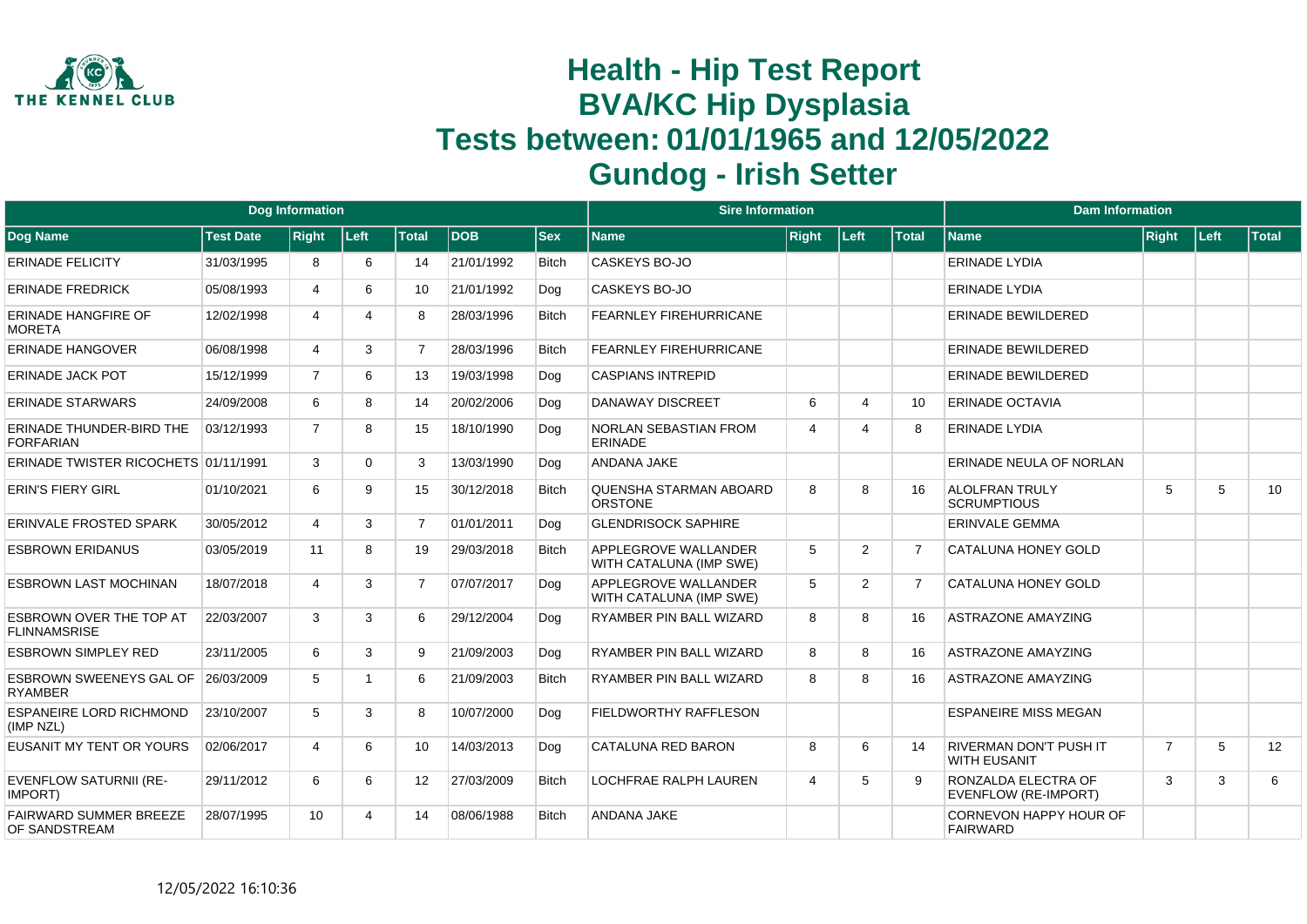# Health - Hip Test Report
# BVA/KC Hip Dysplasia
# Tests between: 01/01/1965 and 12/05/2022
# Gundog - Irish Setter

| Dog Information | | | | | | | Sire Information | | | | Dam Information | | | |
|---|---|---|---|---|---|---|---|---|---|---|---|---|---|---|
| Dog Name | Test Date | Right | Left | Total | DOB | Sex | Name | Right | Left | Total | Name | Right | Left | Total |
| ERINADE FELICITY | 31/03/1995 | 8 | 6 | 14 | 21/01/1992 | Bitch | CASKEYS BO-JO | | | | ERINADE LYDIA | | | |
| ERINADE FREDRICK | 05/08/1993 | 4 | 6 | 10 | 21/01/1992 | Dog | CASKEYS BO-JO | | | | ERINADE LYDIA | | | |
| ERINADE HANGFIRE OF MORETA | 12/02/1998 | 4 | 4 | 8 | 28/03/1996 | Bitch | FEARNLEY FIREHURRICANE | | | | ERINADE BEWILDERED | | | |
| ERINADE HANGOVER | 06/08/1998 | 4 | 3 | 7 | 28/03/1996 | Bitch | FEARNLEY FIREHURRICANE | | | | ERINADE BEWILDERED | | | |
| ERINADE JACK POT | 15/12/1999 | 7 | 6 | 13 | 19/03/1998 | Dog | CASPIANS INTREPID | | | | ERINADE BEWILDERED | | | |
| ERINADE STARWARS | 24/09/2008 | 6 | 8 | 14 | 20/02/2006 | Dog | DANAWAY DISCREET | 6 | 4 | 10 | ERINADE OCTAVIA | | | |
| ERINADE THUNDER-BIRD THE FORFARIAN | 03/12/1993 | 7 | 8 | 15 | 18/10/1990 | Dog | NORLAN SEBASTIAN FROM ERINADE | 4 | 4 | 8 | ERINADE LYDIA | | | |
| ERINADE TWISTER RICOCHETS | 01/11/1991 | 3 | 0 | 3 | 13/03/1990 | Dog | ANDANA JAKE | | | | ERINADE NEULA OF NORLAN | | | |
| ERIN'S FIERY GIRL | 01/10/2021 | 6 | 9 | 15 | 30/12/2018 | Bitch | QUENSHA STARMAN ABOARD ORSTONE | 8 | 8 | 16 | ALOLFRAN TRULY SCRUMPTIOUS | 5 | 5 | 10 |
| ERINVALE FROSTED SPARK | 30/05/2012 | 4 | 3 | 7 | 01/01/2011 | Dog | GLENDRISOCK SAPHIRE | | | | ERINVALE GEMMA | | | |
| ESBROWN ERIDANUS | 03/05/2019 | 11 | 8 | 19 | 29/03/2018 | Bitch | APPLEGROVE WALLANDER WITH CATALUNA (IMP SWE) | 5 | 2 | 7 | CATALUNA HONEY GOLD | | | |
| ESBROWN LAST MOCHINAN | 18/07/2018 | 4 | 3 | 7 | 07/07/2017 | Dog | APPLEGROVE WALLANDER WITH CATALUNA (IMP SWE) | 5 | 2 | 7 | CATALUNA HONEY GOLD | | | |
| ESBROWN OVER THE TOP AT FLINNAMSRISE | 22/03/2007 | 3 | 3 | 6 | 29/12/2004 | Dog | RYAMBER PIN BALL WIZARD | 8 | 8 | 16 | ASTRAZONE AMAYZING | | | |
| ESBROWN SIMPLEY RED | 23/11/2005 | 6 | 3 | 9 | 21/09/2003 | Dog | RYAMBER PIN BALL WIZARD | 8 | 8 | 16 | ASTRAZONE AMAYZING | | | |
| ESBROWN SWEENEYS GAL OF RYAMBER | 26/03/2009 | 5 | 1 | 6 | 21/09/2003 | Bitch | RYAMBER PIN BALL WIZARD | 8 | 8 | 16 | ASTRAZONE AMAYZING | | | |
| ESPANEIRE LORD RICHMOND (IMP NZL) | 23/10/2007 | 5 | 3 | 8 | 10/07/2000 | Dog | FIELDWORTHY RAFFLESON | | | | ESPANEIRE MISS MEGAN | | | |
| EUSANIT MY TENT OR YOURS | 02/06/2017 | 4 | 6 | 10 | 14/03/2013 | Dog | CATALUNA RED BARON | 8 | 6 | 14 | RIVERMAN DON'T PUSH IT WITH EUSANIT | 7 | 5 | 12 |
| EVENFLOW SATURNII (RE-IMPORT) | 29/11/2012 | 6 | 6 | 12 | 27/03/2009 | Bitch | LOCHFRAE RALPH LAUREN | 4 | 5 | 9 | RONZALDA ELECTRA OF EVENFLOW (RE-IMPORT) | 3 | 3 | 6 |
| FAIRWARD SUMMER BREEZE OF SANDSTREAM | 28/07/1995 | 10 | 4 | 14 | 08/06/1988 | Bitch | ANDANA JAKE | | | | CORNEVON HAPPY HOUR OF FAIRWARD | | | |

12/05/2022 16:10:36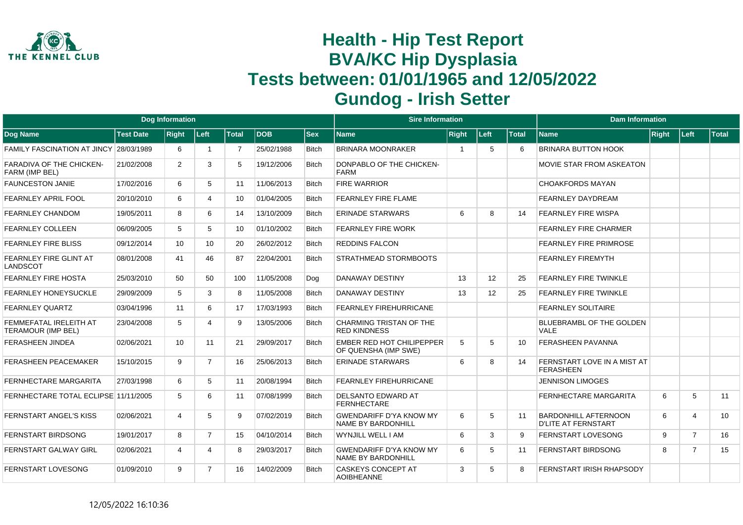# Health - Hip Test Report
# BVA/KC Hip Dysplasia
# Tests between: 01/01/1965 and 12/05/2022
# Gundog - Irish Setter

| Dog Information | | | | | | | Sire Information | | | | Dam Information | | | |
|---|---|---|---|---|---|---|---|---|---|---|---|---|---|---|
| Dog Name | Test Date | Right | Left | Total | DOB | Sex | Name | Right | Left | Total | Name | Right | Left | Total |
| FAMILY FASCINATION AT JINCY | 28/03/1989 | 6 | 1 | 7 | 25/02/1988 | Bitch | BRINARA MOONRAKER | 1 | 5 | 6 | BRINARA BUTTON HOOK | | | |
| FARADIVA OF THE CHICKEN-FARM (IMP BEL) | 21/02/2008 | 2 | 3 | 5 | 19/12/2006 | Bitch | DONPABLO OF THE CHICKEN-FARM | | | | MOVIE STAR FROM ASKEATON | | | |
| FAUNCESTON JANIE | 17/02/2016 | 6 | 5 | 11 | 11/06/2013 | Bitch | FIRE WARRIOR | | | | CHOAKFORDS MAYAN | | | |
| FEARNLEY APRIL FOOL | 20/10/2010 | 6 | 4 | 10 | 01/04/2005 | Bitch | FEARNLEY FIRE FLAME | | | | FEARNLEY DAYDREAM | | | |
| FEARNLEY CHANDOM | 19/05/2011 | 8 | 6 | 14 | 13/10/2009 | Bitch | ERINADE STARWARS | 6 | 8 | 14 | FEARNLEY FIRE WISPA | | | |
| FEARNLEY COLLEEN | 06/09/2005 | 5 | 5 | 10 | 01/10/2002 | Bitch | FEARNLEY FIRE WORK | | | | FEARNLEY FIRE CHARMER | | | |
| FEARNLEY FIRE BLISS | 09/12/2014 | 10 | 10 | 20 | 26/02/2012 | Bitch | REDDINS FALCON | | | | FEARNLEY FIRE PRIMROSE | | | |
| FEARNLEY FIRE GLINT AT LANDSCOT | 08/01/2008 | 41 | 46 | 87 | 22/04/2001 | Bitch | STRATHMEAD STORMBOOTS | | | | FEARNLEY FIREMYTH | | | |
| FEARNLEY FIRE HOSTA | 25/03/2010 | 50 | 50 | 100 | 11/05/2008 | Dog | DANAWAY DESTINY | 13 | 12 | 25 | FEARNLEY FIRE TWINKLE | | | |
| FEARNLEY HONEYSUCKLE | 29/09/2009 | 5 | 3 | 8 | 11/05/2008 | Bitch | DANAWAY DESTINY | 13 | 12 | 25 | FEARNLEY FIRE TWINKLE | | | |
| FEARNLEY QUARTZ | 03/04/1996 | 11 | 6 | 17 | 17/03/1993 | Bitch | FEARNLEY FIREHURRICANE | | | | FEARNLEY SOLITAIRE | | | |
| FEMMEFATAL IRELEITH AT TERAMOUR (IMP BEL) | 23/04/2008 | 5 | 4 | 9 | 13/05/2006 | Bitch | CHARMING TRISTAN OF THE RED KINDNESS | | | | BLUEBRAMBL OF THE GOLDEN VALE | | | |
| FERASHEEN JINDEA | 02/06/2021 | 10 | 11 | 21 | 29/09/2017 | Bitch | EMBER RED HOT CHILIPEPPER OF QUENSHA (IMP SWE) | 5 | 5 | 10 | FERASHEEN PAVANNA | | | |
| FERASHEEN PEACEMAKER | 15/10/2015 | 9 | 7 | 16 | 25/06/2013 | Bitch | ERINADE STARWARS | 6 | 8 | 14 | FERNSTART LOVE IN A MIST AT FERASHEEN | | | |
| FERNHECTARE MARGARITA | 27/03/1998 | 6 | 5 | 11 | 20/08/1994 | Bitch | FEARNLEY FIREHURRICANE | | | | JENNISON LIMOGES | | | |
| FERNHECTARE TOTAL ECLIPSE | 11/11/2005 | 5 | 6 | 11 | 07/08/1999 | Bitch | DELSANTO EDWARD AT FERNHECTARE | | | | FERNHECTARE MARGARITA | 6 | 5 | 11 |
| FERNSTART ANGEL'S KISS | 02/06/2021 | 4 | 5 | 9 | 07/02/2019 | Bitch | GWENDARIFF D'YA KNOW MY NAME BY BARDONHILL | 6 | 5 | 11 | BARDONHILL AFTERNOON D'LITE AT FERNSTART | 6 | 4 | 10 |
| FERNSTART BIRDSONG | 19/01/2017 | 8 | 7 | 15 | 04/10/2014 | Bitch | WYNJILL WELL I AM | 6 | 3 | 9 | FERNSTART LOVESONG | 9 | 7 | 16 |
| FERNSTART GALWAY GIRL | 02/06/2021 | 4 | 4 | 8 | 29/03/2017 | Bitch | GWENDARIFF D'YA KNOW MY NAME BY BARDONHILL | 6 | 5 | 11 | FERNSTART BIRDSONG | 8 | 7 | 15 |
| FERNSTART LOVESONG | 01/09/2010 | 9 | 7 | 16 | 14/02/2009 | Bitch | CASKEYS CONCEPT AT AOIBHEANNE | 3 | 5 | 8 | FERNSTART IRISH RHAPSODY | | | |

12/05/2022 16:10:36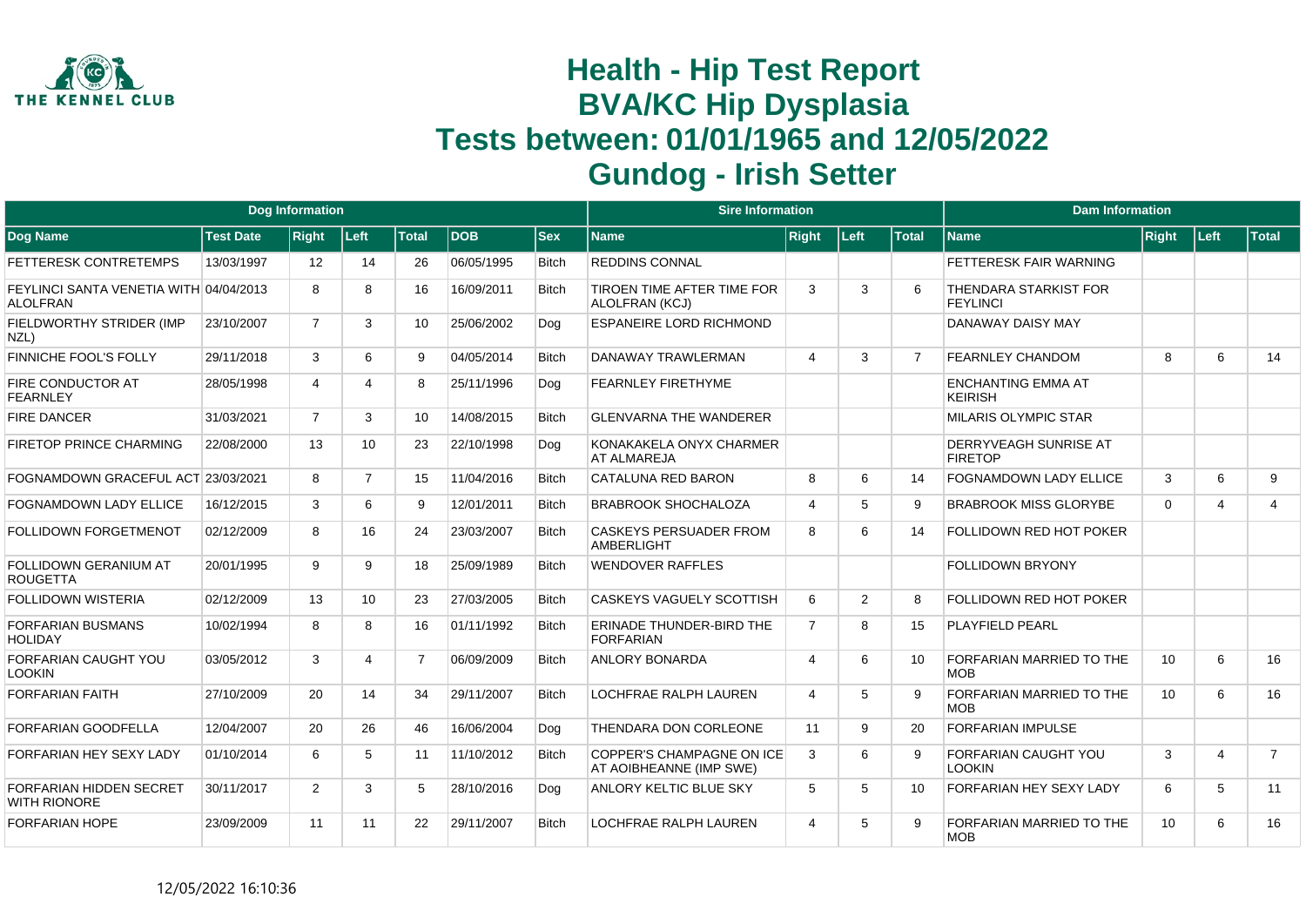# Health - Hip Test Report
# BVA/KC Hip Dysplasia
# Tests between: 01/01/1965 and 12/05/2022
# Gundog - Irish Setter

| Dog Information | | | | | | | Sire Information | | | | Dam Information | | | |
|---|---|---|---|---|---|---|---|---|---|---|---|---|---|---|
| Dog Name | Test Date | Right | Left | Total | DOB | Sex | Name | Right | Left | Total | Name | Right | Left | Total |
| FETTERESK CONTRETEMPS | 13/03/1997 | 12 | 14 | 26 | 06/05/1995 | Bitch | REDDINS CONNAL | | | | FETTERESK FAIR WARNING | | | |
| FEYLINCI SANTA VENETIA WITH ALOLFRAN | 04/04/2013 | 8 | 8 | 16 | 16/09/2011 | Bitch | TIROEN TIME AFTER TIME FOR ALOLFRAN (KCJ) | 3 | 3 | 6 | THENDARA STARKIST FOR FEYLINCI | | | |
| FIELDWORTHY STRIDER (IMP NZL) | 23/10/2007 | 7 | 3 | 10 | 25/06/2002 | Dog | ESPANEIRE LORD RICHMOND | | | | DANAWAY DAISY MAY | | | |
| FINNICHE FOOL'S FOLLY | 29/11/2018 | 3 | 6 | 9 | 04/05/2014 | Bitch | DANAWAY TRAWLERMAN | 4 | 3 | 7 | FEARNLEY CHANDOM | 8 | 6 | 14 |
| FIRE CONDUCTOR AT FEARNLEY | 28/05/1998 | 4 | 4 | 8 | 25/11/1996 | Dog | FEARNLEY FIRETHYME | | | | ENCHANTING EMMA AT KEIRISH | | | |
| FIRE DANCER | 31/03/2021 | 7 | 3 | 10 | 14/08/2015 | Bitch | GLENVARNA THE WANDERER | | | | MILARIS OLYMPIC STAR | | | |
| FIRETOP PRINCE CHARMING | 22/08/2000 | 13 | 10 | 23 | 22/10/1998 | Dog | KONAKAKELA ONYX CHARMER AT ALMAREJA | | | | DERRYVEAGH SUNRISE AT FIRETOP | | | |
| FOGNAMDOWN GRACEFUL ACT | 23/03/2021 | 8 | 7 | 15 | 11/04/2016 | Bitch | CATALUNA RED BARON | 8 | 6 | 14 | FOGNAMDOWN LADY ELLICE | 3 | 6 | 9 |
| FOGNAMDOWN LADY ELLICE | 16/12/2015 | 3 | 6 | 9 | 12/01/2011 | Bitch | BRABROOK SHOCHALOZA | 4 | 5 | 9 | BRABROOK MISS GLORYBE | 0 | 4 | 4 |
| FOLLIDOWN FORGETMENOT | 02/12/2009 | 8 | 16 | 24 | 23/03/2007 | Bitch | CASKEYS PERSUADER FROM AMBERLIGHT | 8 | 6 | 14 | FOLLIDOWN RED HOT POKER | | | |
| FOLLIDOWN GERANIUM AT ROUGETTA | 20/01/1995 | 9 | 9 | 18 | 25/09/1989 | Bitch | WENDOVER RAFFLES | | | | FOLLIDOWN BRYONY | | | |
| FOLLIDOWN WISTERIA | 02/12/2009 | 13 | 10 | 23 | 27/03/2005 | Bitch | CASKEYS VAGUELY SCOTTISH | 6 | 2 | 8 | FOLLIDOWN RED HOT POKER | | | |
| FORFARIAN BUSMANS HOLIDAY | 10/02/1994 | 8 | 8 | 16 | 01/11/1992 | Bitch | ERINADE THUNDER-BIRD THE FORFARIAN | 7 | 8 | 15 | PLAYFIELD PEARL | | | |
| FORFARIAN CAUGHT YOU LOOKIN | 03/05/2012 | 3 | 4 | 7 | 06/09/2009 | Bitch | ANLORY BONARDA | 4 | 6 | 10 | FORFARIAN MARRIED TO THE MOB | 10 | 6 | 16 |
| FORFARIAN FAITH | 27/10/2009 | 20 | 14 | 34 | 29/11/2007 | Bitch | LOCHFRAE RALPH LAUREN | 4 | 5 | 9 | FORFARIAN MARRIED TO THE MOB | 10 | 6 | 16 |
| FORFARIAN GOODFELLA | 12/04/2007 | 20 | 26 | 46 | 16/06/2004 | Dog | THENDARA DON CORLEONE | 11 | 9 | 20 | FORFARIAN IMPULSE | | | |
| FORFARIAN HEY SEXY LADY | 01/10/2014 | 6 | 5 | 11 | 11/10/2012 | Bitch | COPPER'S CHAMPAGNE ON ICE AT AOIBHEANNE (IMP SWE) | 3 | 6 | 9 | FORFARIAN CAUGHT YOU LOOKIN | 3 | 4 | 7 |
| FORFARIAN HIDDEN SECRET WITH RIONORE | 30/11/2017 | 2 | 3 | 5 | 28/10/2016 | Dog | ANLORY KELTIC BLUE SKY | 5 | 5 | 10 | FORFARIAN HEY SEXY LADY | 6 | 5 | 11 |
| FORFARIAN HOPE | 23/09/2009 | 11 | 11 | 22 | 29/11/2007 | Bitch | LOCHFRAE RALPH LAUREN | 4 | 5 | 9 | FORFARIAN MARRIED TO THE MOB | 10 | 6 | 16 |

12/05/2022 16:10:36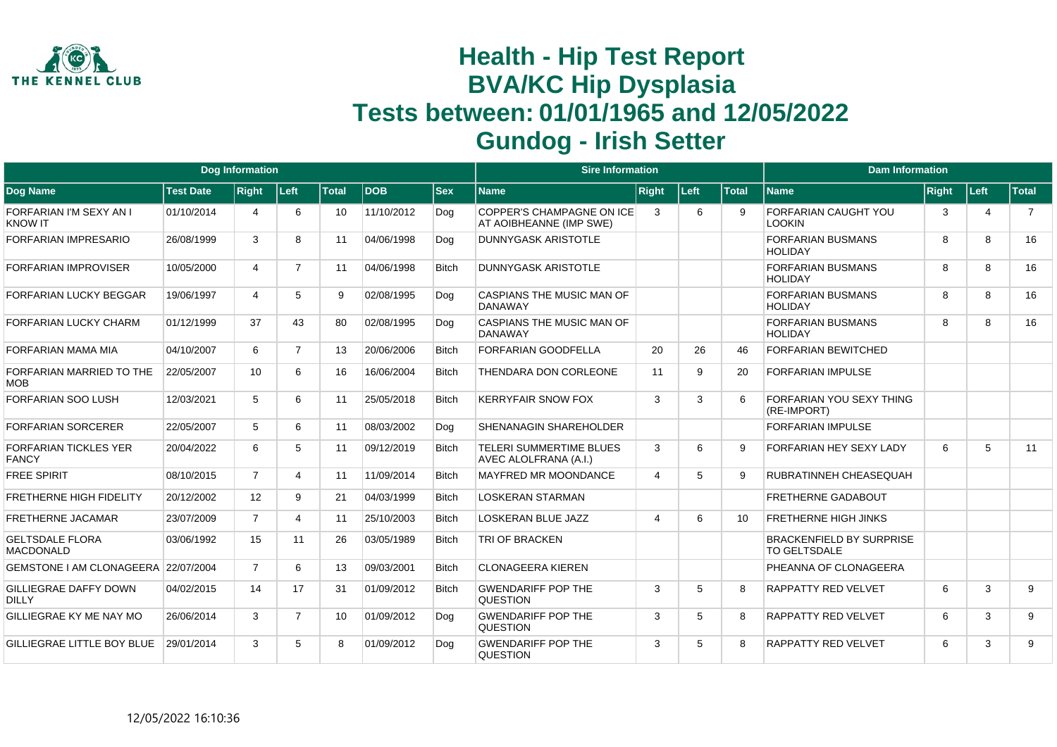# Health - Hip Test Report
# BVA/KC Hip Dysplasia
# Tests between: 01/01/1965 and 12/05/2022
# Gundog - Irish Setter

| Dog Information | | | | | | | Sire Information | | | | Dam Information | | | |
|---|---|---|---|---|---|---|---|---|---|---|---|---|---|---|
| **Dog Name** | **Test Date** | **Right** | **Left** | **Total** | **DOB** | **Sex** | **Name** | **Right** | **Left** | **Total** | **Name** | **Right** | **Left** | **Total** |
| FORFARIAN I'M SEXY AN I KNOW IT | 01/10/2014 | 4 | 6 | 10 | 11/10/2012 | Dog | COPPER'S CHAMPAGNE ON ICE AT AOIBHEANNE (IMP SWE) | 3 | 6 | 9 | FORFARIAN CAUGHT YOU LOOKIN | 3 | 4 | 7 |
| FORFARIAN IMPRESARIO | 26/08/1999 | 3 | 8 | 11 | 04/06/1998 | Dog | DUNNYGASK ARISTOTLE | | | | FORFARIAN BUSMANS HOLIDAY | 8 | 8 | 16 |
| FORFARIAN IMPROVISER | 10/05/2000 | 4 | 7 | 11 | 04/06/1998 | Bitch | DUNNYGASK ARISTOTLE | | | | FORFARIAN BUSMANS HOLIDAY | 8 | 8 | 16 |
| FORFARIAN LUCKY BEGGAR | 19/06/1997 | 4 | 5 | 9 | 02/08/1995 | Dog | CASPIANS THE MUSIC MAN OF DANAWAY | | | | FORFARIAN BUSMANS HOLIDAY | 8 | 8 | 16 |
| FORFARIAN LUCKY CHARM | 01/12/1999 | 37 | 43 | 80 | 02/08/1995 | Dog | CASPIANS THE MUSIC MAN OF DANAWAY | | | | FORFARIAN BUSMANS HOLIDAY | 8 | 8 | 16 |
| FORFARIAN MAMA MIA | 04/10/2007 | 6 | 7 | 13 | 20/06/2006 | Bitch | FORFARIAN GOODFELLA | 20 | 26 | 46 | FORFARIAN BEWITCHED | | | |
| FORFARIAN MARRIED TO THE MOB | 22/05/2007 | 10 | 6 | 16 | 16/06/2004 | Bitch | THENDARA DON CORLEONE | 11 | 9 | 20 | FORFARIAN IMPULSE | | | |
| FORFARIAN SOO LUSH | 12/03/2021 | 5 | 6 | 11 | 25/05/2018 | Bitch | KERRYFAIR SNOW FOX | 3 | 3 | 6 | FORFARIAN YOU SEXY THING (RE-IMPORT) | | | |
| FORFARIAN SORCERER | 22/05/2007 | 5 | 6 | 11 | 08/03/2002 | Dog | SHENANAGIN SHAREHOLDER | | | | FORFARIAN IMPULSE | | | |
| FORFARIAN TICKLES YER FANCY | 20/04/2022 | 6 | 5 | 11 | 09/12/2019 | Bitch | TELERI SUMMERTIME BLUES AVEC ALOLFRANA (A.I.) | 3 | 6 | 9 | FORFARIAN HEY SEXY LADY | 6 | 5 | 11 |
| FREE SPIRIT | 08/10/2015 | 7 | 4 | 11 | 11/09/2014 | Bitch | MAYFRED MR MOONDANCE | 4 | 5 | 9 | RUBRATINNEH CHEASEQUAH | | | |
| FRETHERNE HIGH FIDELITY | 20/12/2002 | 12 | 9 | 21 | 04/03/1999 | Bitch | LOSKERAN STARMAN | | | | FRETHERNE GADABOUT | | | |
| FRETHERNE JACAMAR | 23/07/2009 | 7 | 4 | 11 | 25/10/2003 | Bitch | LOSKERAN BLUE JAZZ | 4 | 6 | 10 | FRETHERNE HIGH JINKS | | | |
| GELTSDALE FLORA MACDONALD | 03/06/1992 | 15 | 11 | 26 | 03/05/1989 | Bitch | TRI OF BRACKEN | | | | BRACKENFIELD BY SURPRISE TO GELTSDALE | | | |
| GEMSTONE I AM CLONAGEERA | 22/07/2004 | 7 | 6 | 13 | 09/03/2001 | Bitch | CLONAGEERA KIEREN | | | | PHEANNA OF CLONAGEERA | | | |
| GILLIEGRAE DAFFY DOWN DILLY | 04/02/2015 | 14 | 17 | 31 | 01/09/2012 | Bitch | GWENDARIFF POP THE QUESTION | 3 | 5 | 8 | RAPPATTY RED VELVET | 6 | 3 | 9 |
| GILLIEGRAE KY ME NAY MO | 26/06/2014 | 3 | 7 | 10 | 01/09/2012 | Dog | GWENDARIFF POP THE QUESTION | 3 | 5 | 8 | RAPPATTY RED VELVET | 6 | 3 | 9 |
| GILLIEGRAE LITTLE BOY BLUE | 29/01/2014 | 3 | 5 | 8 | 01/09/2012 | Dog | GWENDARIFF POP THE QUESTION | 3 | 5 | 8 | RAPPATTY RED VELVET | 6 | 3 | 9 |

12/05/2022 16:10:36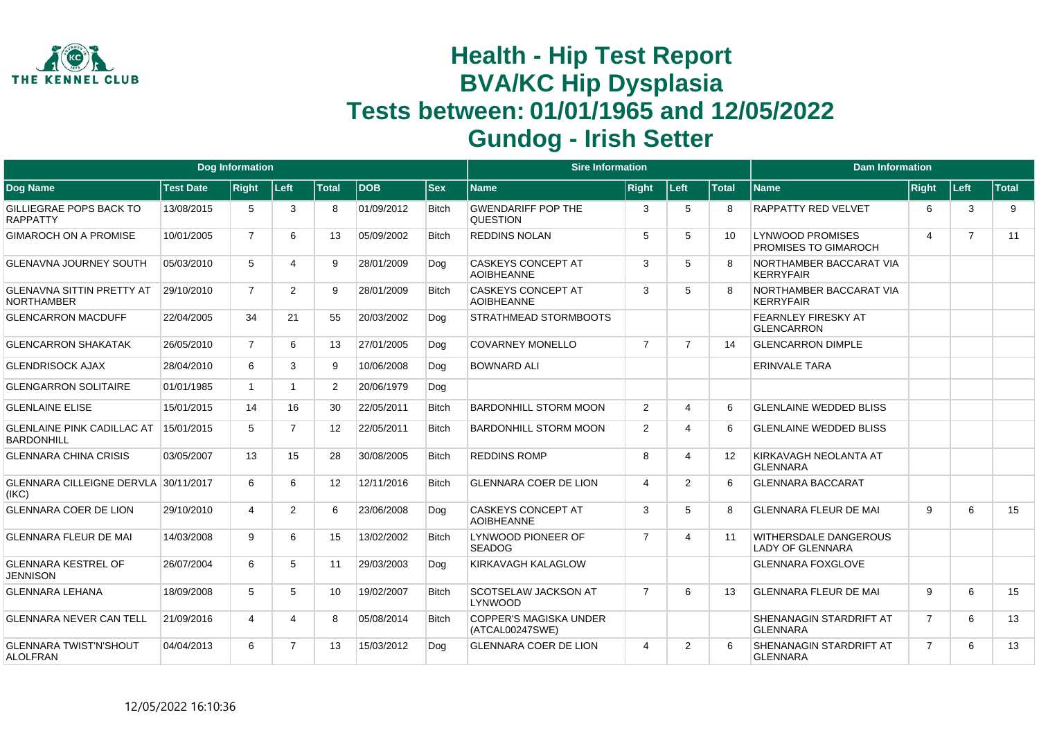# Health - Hip Test Report
# BVA/KC Hip Dysplasia
# Tests between: 01/01/1965 and 12/05/2022
# Gundog - Irish Setter

| Dog Information | | | | | | | Sire Information | | | | Dam Information | | | |
|---|---|---|---|---|---|---|---|---|---|---|---|---|---|---|
| Dog Name | Test Date | Right | Left | Total | DOB | Sex | Name | Right | Left | Total | Name | Right | Left | Total |
| GILLIEGRAE POPS BACK TO RAPPATTY | 13/08/2015 | 5 | 3 | 8 | 01/09/2012 | Bitch | GWENDARIFF POP THE QUESTION | 3 | 5 | 8 | RAPPATTY RED VELVET | 6 | 3 | 9 |
| GIMAROCH ON A PROMISE | 10/01/2005 | 7 | 6 | 13 | 05/09/2002 | Bitch | REDDINS NOLAN | 5 | 5 | 10 | LYNWOOD PROMISES PROMISES TO GIMAROCH | 4 | 7 | 11 |
| GLENAVNA JOURNEY SOUTH | 05/03/2010 | 5 | 4 | 9 | 28/01/2009 | Dog | CASKEYS CONCEPT AT AOIBHEANNE | 3 | 5 | 8 | NORTHAMBER BACCARAT VIA KERRYFAIR | | | |
| GLENAVNA SITTIN PRETTY AT NORTHAMBER | 29/10/2010 | 7 | 2 | 9 | 28/01/2009 | Bitch | CASKEYS CONCEPT AT AOIBHEANNE | 3 | 5 | 8 | NORTHAMBER BACCARAT VIA KERRYFAIR | | | |
| GLENCARRON MACDUFF | 22/04/2005 | 34 | 21 | 55 | 20/03/2002 | Dog | STRATHMEAD STORMBOOTS | | | | FEARNLEY FIRESKY AT GLENCARRON | | | |
| GLENCARRON SHAKATAK | 26/05/2010 | 7 | 6 | 13 | 27/01/2005 | Dog | COVARNEY MONELLO | 7 | 7 | 14 | GLENCARRON DIMPLE | | | |
| GLENDRISOCK AJAX | 28/04/2010 | 6 | 3 | 9 | 10/06/2008 | Dog | BOWNARD ALI | | | | ERINVALE TARA | | | |
| GLENGARRON SOLITAIRE | 01/01/1985 | 1 | 1 | 2 | 20/06/1979 | Dog | | | | | | | | |
| GLENLAINE ELISE | 15/01/2015 | 14 | 16 | 30 | 22/05/2011 | Bitch | BARDONHILL STORM MOON | 2 | 4 | 6 | GLENLAINE WEDDED BLISS | | | |
| GLENLAINE PINK CADILLAC AT BARDONHILL | 15/01/2015 | 5 | 7 | 12 | 22/05/2011 | Bitch | BARDONHILL STORM MOON | 2 | 4 | 6 | GLENLAINE WEDDED BLISS | | | |
| GLENNARA CHINA CRISIS | 03/05/2007 | 13 | 15 | 28 | 30/08/2005 | Bitch | REDDINS ROMP | 8 | 4 | 12 | KIRKAVAGH NEOLANTA AT GLENNARA | | | |
| GLENNARA CILLEIGNE DERVLA (IKC) | 30/11/2017 | 6 | 6 | 12 | 12/11/2016 | Bitch | GLENNARA COER DE LION | 4 | 2 | 6 | GLENNARA BACCARAT | | | |
| GLENNARA COER DE LION | 29/10/2010 | 4 | 2 | 6 | 23/06/2008 | Dog | CASKEYS CONCEPT AT AOIBHEANNE | 3 | 5 | 8 | GLENNARA FLEUR DE MAI | 9 | 6 | 15 |
| GLENNARA FLEUR DE MAI | 14/03/2008 | 9 | 6 | 15 | 13/02/2002 | Bitch | LYNWOOD PIONEER OF SEADOG | 7 | 4 | 11 | WITHERSDALE DANGEROUS LADY OF GLENNARA | | | |
| GLENNARA KESTREL OF JENNISON | 26/07/2004 | 6 | 5 | 11 | 29/03/2003 | Dog | KIRKAVAGH KALAGLOW | | | | GLENNARA FOXGLOVE | | | |
| GLENNARA LEHANA | 18/09/2008 | 5 | 5 | 10 | 19/02/2007 | Bitch | SCOTSELAW JACKSON AT LYNWOOD | 7 | 6 | 13 | GLENNARA FLEUR DE MAI | 9 | 6 | 15 |
| GLENNARA NEVER CAN TELL | 21/09/2016 | 4 | 4 | 8 | 05/08/2014 | Bitch | COPPER'S MAGISKA UNDER (ATCAL00247SWE) | | | | SHENANAGIN STARDRIFT AT GLENNARA | 7 | 6 | 13 |
| GLENNARA TWIST'N'SHOUT ALOLFRAN | 04/04/2013 | 6 | 7 | 13 | 15/03/2012 | Dog | GLENNARA COER DE LION | 4 | 2 | 6 | SHENANAGIN STARDRIFT AT GLENNARA | 7 | 6 | 13 |

12/05/2022 16:10:36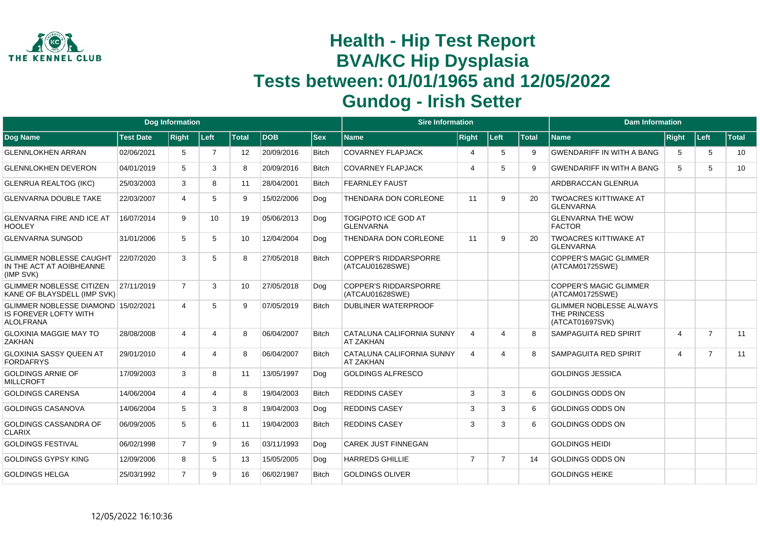# Health - Hip Test Report
# BVA/KC Hip Dysplasia
# Tests between: 01/01/1965 and 12/05/2022
# Gundog - Irish Setter

| Dog Information | | | | | | | Sire Information | | | | Dam Information | | | |
|---|---|---|---|---|---|---|---|---|---|---|---|---|---|---|
| Dog Name | Test Date | Right | Left | Total | DOB | Sex | Name | Right | Left | Total | Name | Right | Left | Total |
| GLENNLOKHEN ARRAN | 02/06/2021 | 5 | 7 | 12 | 20/09/2016 | Bitch | COVARNEY FLAPJACK | 4 | 5 | 9 | GWENDARIFF IN WITH A BANG | 5 | 5 | 10 |
| GLENNLOKHEN DEVERON | 04/01/2019 | 5 | 3 | 8 | 20/09/2016 | Bitch | COVARNEY FLAPJACK | 4 | 5 | 9 | GWENDARIFF IN WITH A BANG | 5 | 5 | 10 |
| GLENRUA REALTOG (IKC) | 25/03/2003 | 3 | 8 | 11 | 28/04/2001 | Bitch | FEARNLEY FAUST | | | | ARDBRACCAN GLENRUA | | | |
| GLENVARNA DOUBLE TAKE | 22/03/2007 | 4 | 5 | 9 | 15/02/2006 | Dog | THENDARA DON CORLEONE | 11 | 9 | 20 | TWOACRES KITTIWAKE AT GLENVARNA | | | |
| GLENVARNA FIRE AND ICE AT HOOLEY | 16/07/2014 | 9 | 10 | 19 | 05/06/2013 | Dog | TOGIPOTO ICE GOD AT GLENVARNA | | | | GLENVARNA THE WOW FACTOR | | | |
| GLENVARNA SUNGOD | 31/01/2006 | 5 | 5 | 10 | 12/04/2004 | Dog | THENDARA DON CORLEONE | 11 | 9 | 20 | TWOACRES KITTIWAKE AT GLENVARNA | | | |
| GLIMMER NOBLESSE CAUGHT IN THE ACT AT AOIBHEANNE (IMP SVK) | 22/07/2020 | 3 | 5 | 8 | 27/05/2018 | Bitch | COPPER'S RIDDARSPORRE (ATCAU01628SWE) | | | | COPPER'S MAGIC GLIMMER (ATCAM01725SWE) | | | |
| GLIMMER NOBLESSE CITIZEN KANE OF BLAYSDELL (IMP SVK) | 27/11/2019 | 7 | 3 | 10 | 27/05/2018 | Dog | COPPER'S RIDDARSPORRE (ATCAU01628SWE) | | | | COPPER'S MAGIC GLIMMER (ATCAM01725SWE) | | | |
| GLIMMER NOBLESSE DIAMOND IS FOREVER LOFTY WITH ALOLFRANA | 15/02/2021 | 4 | 5 | 9 | 07/05/2019 | Bitch | DUBLINER WATERPROOF | | | | GLIMMER NOBLESSE ALWAYS THE PRINCESS (ATCAT01697SVK) | | | |
| GLOXINIA MAGGIE MAY TO ZAKHAN | 28/08/2008 | 4 | 4 | 8 | 06/04/2007 | Bitch | CATALUNA CALIFORNIA SUNNY AT ZAKHAN | 4 | 4 | 8 | SAMPAGUITA RED SPIRIT | 4 | 7 | 11 |
| GLOXINIA SASSY QUEEN AT FORDAFRYS | 29/01/2010 | 4 | 4 | 8 | 06/04/2007 | Bitch | CATALUNA CALIFORNIA SUNNY AT ZAKHAN | 4 | 4 | 8 | SAMPAGUITA RED SPIRIT | 4 | 7 | 11 |
| GOLDINGS ARNIE OF MILLCROFT | 17/09/2003 | 3 | 8 | 11 | 13/05/1997 | Dog | GOLDINGS ALFRESCO | | | | GOLDINGS JESSICA | | | |
| GOLDINGS CARENSA | 14/06/2004 | 4 | 4 | 8 | 19/04/2003 | Bitch | REDDINS CASEY | 3 | 3 | 6 | GOLDINGS ODDS ON | | | |
| GOLDINGS CASANOVA | 14/06/2004 | 5 | 3 | 8 | 19/04/2003 | Dog | REDDINS CASEY | 3 | 3 | 6 | GOLDINGS ODDS ON | | | |
| GOLDINGS CASSANDRA OF CLARIX | 06/09/2005 | 5 | 6 | 11 | 19/04/2003 | Bitch | REDDINS CASEY | 3 | 3 | 6 | GOLDINGS ODDS ON | | | |
| GOLDINGS FESTIVAL | 06/02/1998 | 7 | 9 | 16 | 03/11/1993 | Dog | CAREK JUST FINNEGAN | | | | GOLDINGS HEIDI | | | |
| GOLDINGS GYPSY KING | 12/09/2006 | 8 | 5 | 13 | 15/05/2005 | Dog | HARREDS GHILLIE | 7 | 7 | 14 | GOLDINGS ODDS ON | | | |
| GOLDINGS HELGA | 25/03/1992 | 7 | 9 | 16 | 06/02/1987 | Bitch | GOLDINGS OLIVER | | | | GOLDINGS HEIKE | | | |

12/05/2022 16:10:36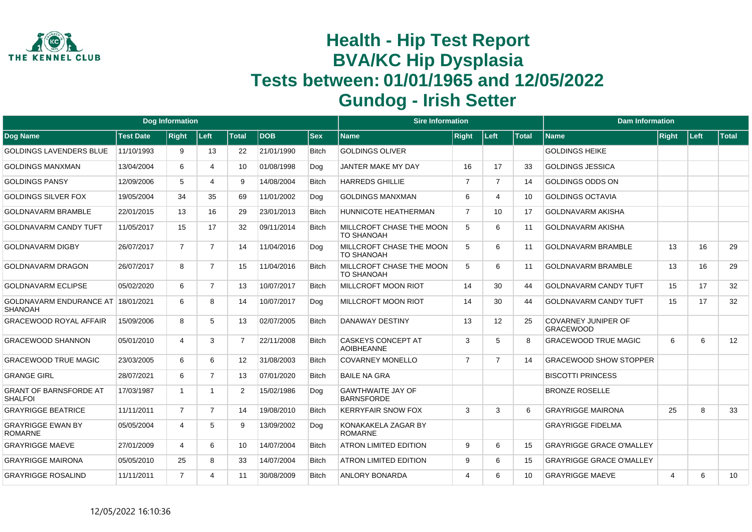# Health - Hip Test Report
# BVA/KC Hip Dysplasia
# Tests between: 01/01/1965 and 12/05/2022
# Gundog - Irish Setter

| Dog Information | | | | | | | Sire Information | | | | Dam Information | | | |
|---|---|---|---|---|---|---|---|---|---|---|---|---|---|---|
| **Dog Name** | **Test Date** | **Right** | **Left** | **Total** | **DOB** | **Sex** | **Name** | **Right** | **Left** | **Total** | **Name** | **Right** | **Left** | **Total** |
| GOLDINGS LAVENDERS BLUE | 11/10/1993 | 9 | 13 | 22 | 21/01/1990 | Bitch | GOLDINGS OLIVER | | | | GOLDINGS HEIKE | | | |
| GOLDINGS MANXMAN | 13/04/2004 | 6 | 4 | 10 | 01/08/1998 | Dog | JANTER MAKE MY DAY | 16 | 17 | 33 | GOLDINGS JESSICA | | | |
| GOLDINGS PANSY | 12/09/2006 | 5 | 4 | 9 | 14/08/2004 | Bitch | HARREDS GHILLIE | 7 | 7 | 14 | GOLDINGS ODDS ON | | | |
| GOLDINGS SILVER FOX | 19/05/2004 | 34 | 35 | 69 | 11/01/2002 | Dog | GOLDINGS MANXMAN | 6 | 4 | 10 | GOLDINGS OCTAVIA | | | |
| GOLDNAVARM BRAMBLE | 22/01/2015 | 13 | 16 | 29 | 23/01/2013 | Bitch | HUNNICOTE HEATHERMAN | 7 | 10 | 17 | GOLDNAVARM AKISHA | | | |
| GOLDNAVARM CANDY TUFT | 11/05/2017 | 15 | 17 | 32 | 09/11/2014 | Bitch | MILLCROFT CHASE THE MOON TO SHANOAH | 5 | 6 | 11 | GOLDNAVARM AKISHA | | | |
| GOLDNAVARM DIGBY | 26/07/2017 | 7 | 7 | 14 | 11/04/2016 | Dog | MILLCROFT CHASE THE MOON TO SHANOAH | 5 | 6 | 11 | GOLDNAVARM BRAMBLE | 13 | 16 | 29 |
| GOLDNAVARM DRAGON | 26/07/2017 | 8 | 7 | 15 | 11/04/2016 | Bitch | MILLCROFT CHASE THE MOON TO SHANOAH | 5 | 6 | 11 | GOLDNAVARM BRAMBLE | 13 | 16 | 29 |
| GOLDNAVARM ECLIPSE | 05/02/2020 | 6 | 7 | 13 | 10/07/2017 | Bitch | MILLCROFT MOON RIOT | 14 | 30 | 44 | GOLDNAVARM CANDY TUFT | 15 | 17 | 32 |
| GOLDNAVARM ENDURANCE AT SHANOAH | 18/01/2021 | 6 | 8 | 14 | 10/07/2017 | Dog | MILLCROFT MOON RIOT | 14 | 30 | 44 | GOLDNAVARM CANDY TUFT | 15 | 17 | 32 |
| GRACEWOOD ROYAL AFFAIR | 15/09/2006 | 8 | 5 | 13 | 02/07/2005 | Bitch | DANAWAY DESTINY | 13 | 12 | 25 | COVARNEY JUNIPER OF GRACEWOOD | | | |
| GRACEWOOD SHANNON | 05/01/2010 | 4 | 3 | 7 | 22/11/2008 | Bitch | CASKEYS CONCEPT AT AOIBHEANNE | 3 | 5 | 8 | GRACEWOOD TRUE MAGIC | 6 | 6 | 12 |
| GRACEWOOD TRUE MAGIC | 23/03/2005 | 6 | 6 | 12 | 31/08/2003 | Bitch | COVARNEY MONELLO | 7 | 7 | 14 | GRACEWOOD SHOW STOPPER | | | |
| GRANGE GIRL | 28/07/2021 | 6 | 7 | 13 | 07/01/2020 | Bitch | BAILE NA GRA | | | | BISCOTTI PRINCESS | | | |
| GRANT OF BARNSFORDE AT SHALFOI | 17/03/1987 | 1 | 1 | 2 | 15/02/1986 | Dog | GAWTHWAITE JAY OF BARNSFORDE | | | | BRONZE ROSELLE | | | |
| GRAYRIGGE BEATRICE | 11/11/2011 | 7 | 7 | 14 | 19/08/2010 | Bitch | KERRYFAIR SNOW FOX | 3 | 3 | 6 | GRAYRIGGE MAIRONA | 25 | 8 | 33 |
| GRAYRIGGE EWAN BY ROMARNE | 05/05/2004 | 4 | 5 | 9 | 13/09/2002 | Dog | KONAKAKELA ZAGAR BY ROMARNE | | | | GRAYRIGGE FIDELMA | | | |
| GRAYRIGGE MAEVE | 27/01/2009 | 4 | 6 | 10 | 14/07/2004 | Bitch | ATRON LIMITED EDITION | 9 | 6 | 15 | GRAYRIGGE GRACE O'MALLEY | | | |
| GRAYRIGGE MAIRONA | 05/05/2010 | 25 | 8 | 33 | 14/07/2004 | Bitch | ATRON LIMITED EDITION | 9 | 6 | 15 | GRAYRIGGE GRACE O'MALLEY | | | |
| GRAYRIGGE ROSALIND | 11/11/2011 | 7 | 4 | 11 | 30/08/2009 | Bitch | ANLORY BONARDA | 4 | 6 | 10 | GRAYRIGGE MAEVE | 4 | 6 | 10 |

12/05/2022 16:10:36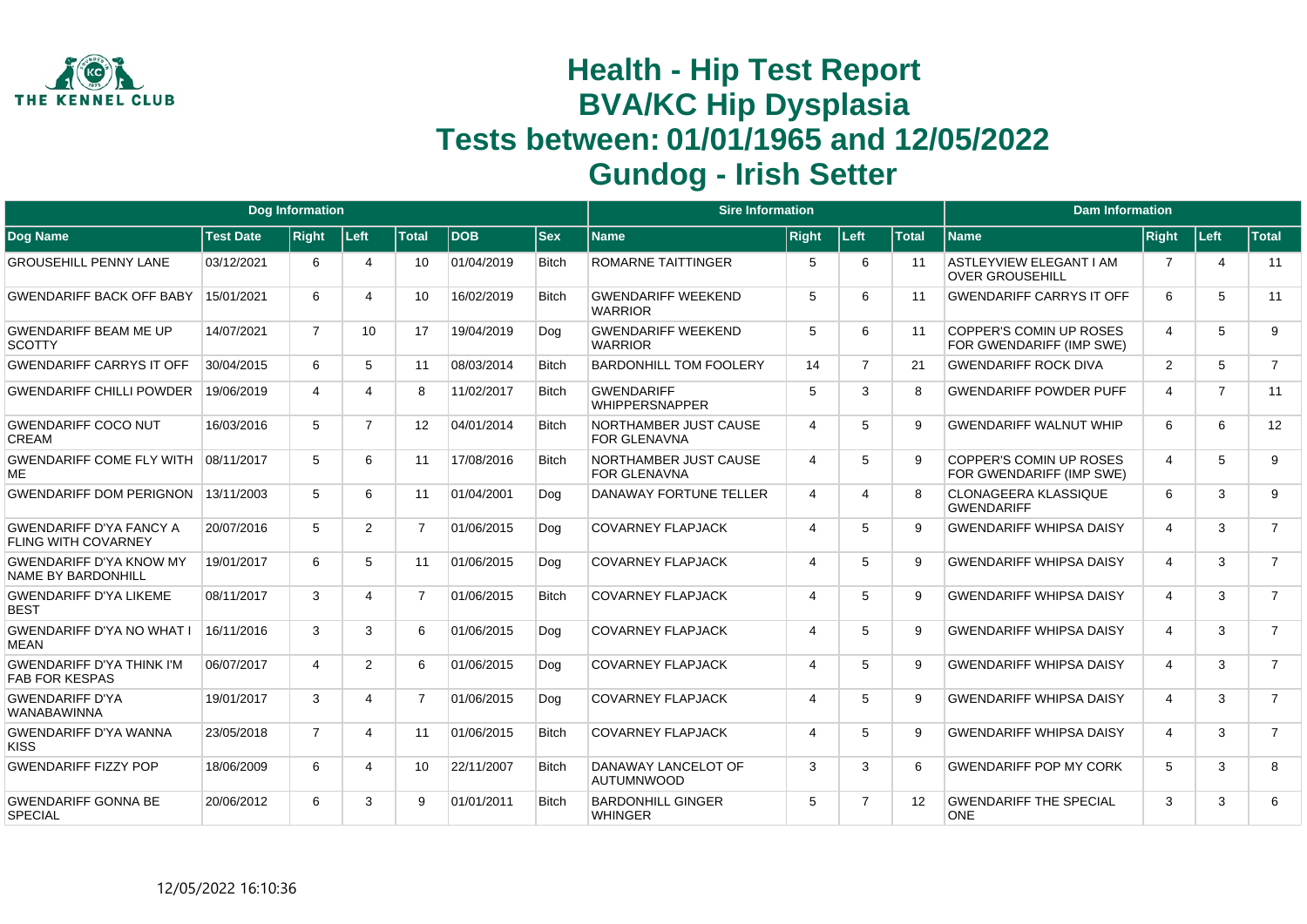# Health - Hip Test Report
# BVA/KC Hip Dysplasia
# Tests between: 01/01/1965 and 12/05/2022
# Gundog - Irish Setter

| Dog Information | | | | | | | Sire Information | | | | Dam Information | | | |
|---|---|---|---|---|---|---|---|---|---|---|---|---|---|---|
| Dog Name | Test Date | Right | Left | Total | DOB | Sex | Name | Right | Left | Total | Name | Right | Left | Total |
| GROUSEHILL PENNY LANE | 03/12/2021 | 6 | 4 | 10 | 01/04/2019 | Bitch | ROMARNE TAITTINGER | 5 | 6 | 11 | ASTLEYVIEW ELEGANT I AM OVER GROUSEHILL | 7 | 4 | 11 |
| GWENDARIFF BACK OFF BABY | 15/01/2021 | 6 | 4 | 10 | 16/02/2019 | Bitch | GWENDARIFF WEEKEND WARRIOR | 5 | 6 | 11 | GWENDARIFF CARRYS IT OFF | 6 | 5 | 11 |
| GWENDARIFF BEAM ME UP SCOTTY | 14/07/2021 | 7 | 10 | 17 | 19/04/2019 | Dog | GWENDARIFF WEEKEND WARRIOR | 5 | 6 | 11 | COPPER'S COMIN UP ROSES FOR GWENDARIFF (IMP SWE) | 4 | 5 | 9 |
| GWENDARIFF CARRYS IT OFF | 30/04/2015 | 6 | 5 | 11 | 08/03/2014 | Bitch | BARDONHILL TOM FOOLERY | 14 | 7 | 21 | GWENDARIFF ROCK DIVA | 2 | 5 | 7 |
| GWENDARIFF CHILLI POWDER | 19/06/2019 | 4 | 4 | 8 | 11/02/2017 | Bitch | GWENDARIFF WHIPPERSNAPPER | 5 | 3 | 8 | GWENDARIFF POWDER PUFF | 4 | 7 | 11 |
| GWENDARIFF COCO NUT CREAM | 16/03/2016 | 5 | 7 | 12 | 04/01/2014 | Bitch | NORTHAMBER JUST CAUSE FOR GLENAVNA | 4 | 5 | 9 | GWENDARIFF WALNUT WHIP | 6 | 6 | 12 |
| GWENDARIFF COME FLY WITH ME | 08/11/2017 | 5 | 6 | 11 | 17/08/2016 | Bitch | NORTHAMBER JUST CAUSE FOR GLENAVNA | 4 | 5 | 9 | COPPER'S COMIN UP ROSES FOR GWENDARIFF (IMP SWE) | 4 | 5 | 9 |
| GWENDARIFF DOM PERIGNON | 13/11/2003 | 5 | 6 | 11 | 01/04/2001 | Dog | DANAWAY FORTUNE TELLER | 4 | 4 | 8 | CLONAGEERA KLASSIQUE GWENDARIFF | 6 | 3 | 9 |
| GWENDARIFF D'YA FANCY A FLING WITH COVARNEY | 20/07/2016 | 5 | 2 | 7 | 01/06/2015 | Dog | COVARNEY FLAPJACK | 4 | 5 | 9 | GWENDARIFF WHIPSA DAISY | 4 | 3 | 7 |
| GWENDARIFF D'YA KNOW MY NAME BY BARDONHILL | 19/01/2017 | 6 | 5 | 11 | 01/06/2015 | Dog | COVARNEY FLAPJACK | 4 | 5 | 9 | GWENDARIFF WHIPSA DAISY | 4 | 3 | 7 |
| GWENDARIFF D'YA LIKEME BEST | 08/11/2017 | 3 | 4 | 7 | 01/06/2015 | Bitch | COVARNEY FLAPJACK | 4 | 5 | 9 | GWENDARIFF WHIPSA DAISY | 4 | 3 | 7 |
| GWENDARIFF D'YA NO WHAT I MEAN | 16/11/2016 | 3 | 3 | 6 | 01/06/2015 | Dog | COVARNEY FLAPJACK | 4 | 5 | 9 | GWENDARIFF WHIPSA DAISY | 4 | 3 | 7 |
| GWENDARIFF D'YA THINK I'M FAB FOR KESPAS | 06/07/2017 | 4 | 2 | 6 | 01/06/2015 | Dog | COVARNEY FLAPJACK | 4 | 5 | 9 | GWENDARIFF WHIPSA DAISY | 4 | 3 | 7 |
| GWENDARIFF D'YA WANABAWINNA | 19/01/2017 | 3 | 4 | 7 | 01/06/2015 | Dog | COVARNEY FLAPJACK | 4 | 5 | 9 | GWENDARIFF WHIPSA DAISY | 4 | 3 | 7 |
| GWENDARIFF D'YA WANNA KISS | 23/05/2018 | 7 | 4 | 11 | 01/06/2015 | Bitch | COVARNEY FLAPJACK | 4 | 5 | 9 | GWENDARIFF WHIPSA DAISY | 4 | 3 | 7 |
| GWENDARIFF FIZZY POP | 18/06/2009 | 6 | 4 | 10 | 22/11/2007 | Bitch | DANAWAY LANCELOT OF AUTUMNWOOD | 3 | 3 | 6 | GWENDARIFF POP MY CORK | 5 | 3 | 8 |
| GWENDARIFF GONNA BE SPECIAL | 20/06/2012 | 6 | 3 | 9 | 01/01/2011 | Bitch | BARDONHILL GINGER WHINGER | 5 | 7 | 12 | GWENDARIFF THE SPECIAL ONE | 3 | 3 | 6 |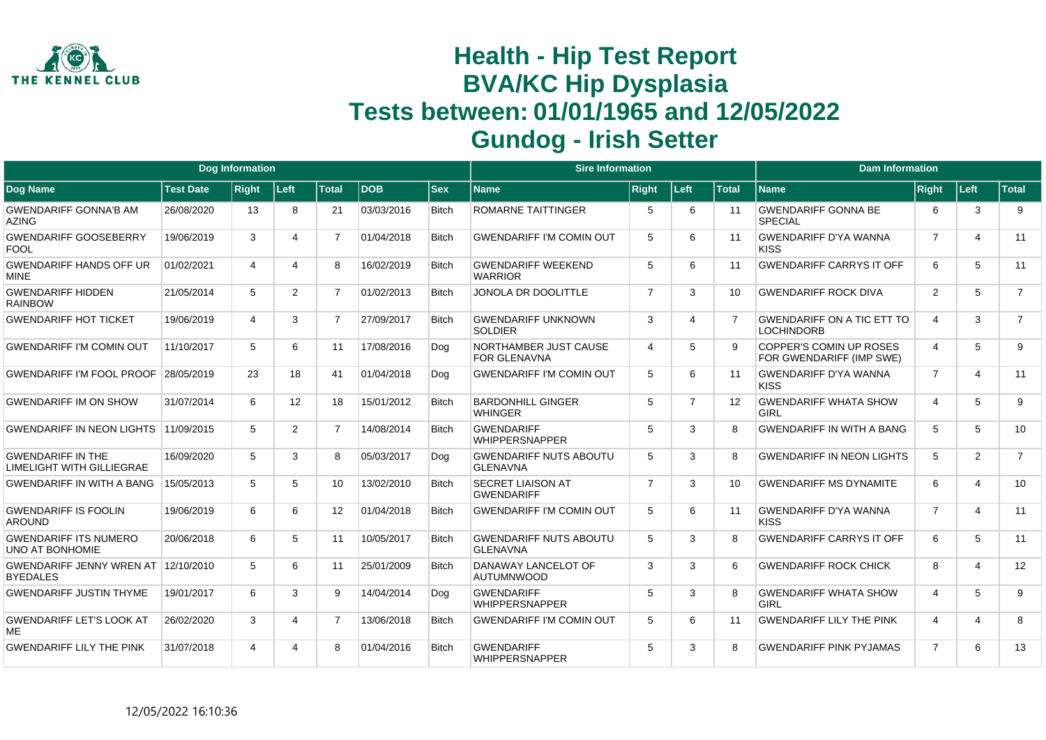# Health - Hip Test Report
# BVA/KC Hip Dysplasia
# Tests between: 01/01/1965 and 12/05/2022
# Gundog - Irish Setter

| Dog Information | | | | | | | Sire Information | | | | Dam Information | | | |
|---|---|---|---|---|---|---|---|---|---|---|---|---|---|---|
| Dog Name | Test Date | Right | Left | Total | DOB | Sex | Name | Right | Left | Total | Name | Right | Left | Total |
| GWENDARIFF GONNA'B AM AZING | 26/08/2020 | 13 | 8 | 21 | 03/03/2016 | Bitch | ROMARNE TAITTINGER | 5 | 6 | 11 | GWENDARIFF GONNA BE SPECIAL | 6 | 3 | 9 |
| GWENDARIFF GOOSEBERRY FOOL | 19/06/2019 | 3 | 4 | 7 | 01/04/2018 | Bitch | GWENDARIFF I'M COMIN OUT | 5 | 6 | 11 | GWENDARIFF D'YA WANNA KISS | 7 | 4 | 11 |
| GWENDARIFF HANDS OFF UR MINE | 01/02/2021 | 4 | 4 | 8 | 16/02/2019 | Bitch | GWENDARIFF WEEKEND WARRIOR | 5 | 6 | 11 | GWENDARIFF CARRYS IT OFF | 6 | 5 | 11 |
| GWENDARIFF HIDDEN RAINBOW | 21/05/2014 | 5 | 2 | 7 | 01/02/2013 | Bitch | JONOLA DR DOOLITTLE | 7 | 3 | 10 | GWENDARIFF ROCK DIVA | 2 | 5 | 7 |
| GWENDARIFF HOT TICKET | 19/06/2019 | 4 | 3 | 7 | 27/09/2017 | Bitch | GWENDARIFF UNKNOWN SOLDIER | 3 | 4 | 7 | GWENDARIFF ON A TIC ETT TO LOCHINDORB | 4 | 3 | 7 |
| GWENDARIFF I'M COMIN OUT | 11/10/2017 | 5 | 6 | 11 | 17/08/2016 | Dog | NORTHAMBER JUST CAUSE FOR GLENAVNA | 4 | 5 | 9 | COPPER'S COMIN UP ROSES FOR GWENDARIFF (IMP SWE) | 4 | 5 | 9 |
| GWENDARIFF I'M FOOL PROOF | 28/05/2019 | 23 | 18 | 41 | 01/04/2018 | Dog | GWENDARIFF I'M COMIN OUT | 5 | 6 | 11 | GWENDARIFF D'YA WANNA KISS | 7 | 4 | 11 |
| GWENDARIFF IM ON SHOW | 31/07/2014 | 6 | 12 | 18 | 15/01/2012 | Bitch | BARDONHILL GINGER WHINGER | 5 | 7 | 12 | GWENDARIFF WHATA SHOW GIRL | 4 | 5 | 9 |
| GWENDARIFF IN NEON LIGHTS | 11/09/2015 | 5 | 2 | 7 | 14/08/2014 | Bitch | GWENDARIFF WHIPPERSNAPPER | 5 | 3 | 8 | GWENDARIFF IN WITH A BANG | 5 | 5 | 10 |
| GWENDARIFF IN THE LIMELIGHT WITH GILLIEGRAE | 16/09/2020 | 5 | 3 | 8 | 05/03/2017 | Dog | GWENDARIFF NUTS ABOUTU GLENAVNA | 5 | 3 | 8 | GWENDARIFF IN NEON LIGHTS | 5 | 2 | 7 |
| GWENDARIFF IN WITH A BANG | 15/05/2013 | 5 | 5 | 10 | 13/02/2010 | Bitch | SECRET LIAISON AT GWENDARIFF | 7 | 3 | 10 | GWENDARIFF MS DYNAMITE | 6 | 4 | 10 |
| GWENDARIFF IS FOOLIN AROUND | 19/06/2019 | 6 | 6 | 12 | 01/04/2018 | Bitch | GWENDARIFF I'M COMIN OUT | 5 | 6 | 11 | GWENDARIFF D'YA WANNA KISS | 7 | 4 | 11 |
| GWENDARIFF ITS NUMERO UNO AT BONHOMIE | 20/06/2018 | 6 | 5 | 11 | 10/05/2017 | Bitch | GWENDARIFF NUTS ABOUTU GLENAVNA | 5 | 3 | 8 | GWENDARIFF CARRYS IT OFF | 6 | 5 | 11 |
| GWENDARIFF JENNY WREN AT BYEDALES | 12/10/2010 | 5 | 6 | 11 | 25/01/2009 | Bitch | DANAWAY LANCELOT OF AUTUMNWOOD | 3 | 3 | 6 | GWENDARIFF ROCK CHICK | 8 | 4 | 12 |
| GWENDARIFF JUSTIN THYME | 19/01/2017 | 6 | 3 | 9 | 14/04/2014 | Dog | GWENDARIFF WHIPPERSNAPPER | 5 | 3 | 8 | GWENDARIFF WHATA SHOW GIRL | 4 | 5 | 9 |
| GWENDARIFF LET'S LOOK AT ME | 26/02/2020 | 3 | 4 | 7 | 13/06/2018 | Bitch | GWENDARIFF I'M COMIN OUT | 5 | 6 | 11 | GWENDARIFF LILY THE PINK | 4 | 4 | 8 |
| GWENDARIFF LILY THE PINK | 31/07/2018 | 4 | 4 | 8 | 01/04/2016 | Bitch | GWENDARIFF WHIPPERSNAPPER | 5 | 3 | 8 | GWENDARIFF PINK PYJAMAS | 7 | 6 | 13 |

12/05/2022 16:10:36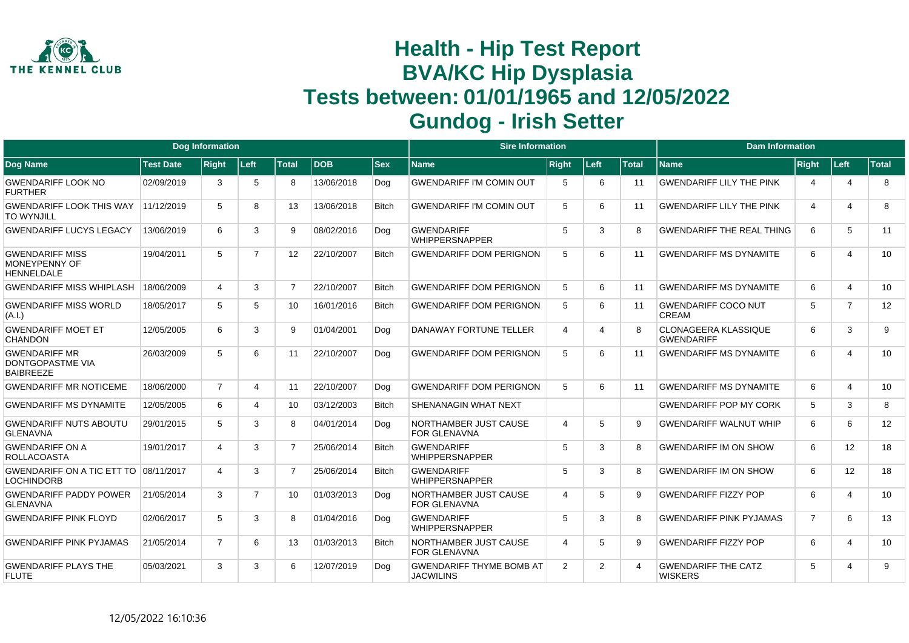# Health - Hip Test Report
# BVA/KC Hip Dysplasia
# Tests between: 01/01/1965 and 12/05/2022
# Gundog - Irish Setter

| Dog Information | | | | | | | Sire Information | | | | Dam Information | | | |
|---|---|---|---|---|---|---|---|---|---|---|---|---|---|---|
| Dog Name | Test Date | Right | Left | Total | DOB | Sex | Name | Right | Left | Total | Name | Right | Left | Total |
| GWENDARIFF LOOK NO FURTHER | 02/09/2019 | 3 | 5 | 8 | 13/06/2018 | Dog | GWENDARIFF I'M COMIN OUT | 5 | 6 | 11 | GWENDARIFF LILY THE PINK | 4 | 4 | 8 |
| GWENDARIFF LOOK THIS WAY TO WYNJILL | 11/12/2019 | 5 | 8 | 13 | 13/06/2018 | Bitch | GWENDARIFF I'M COMIN OUT | 5 | 6 | 11 | GWENDARIFF LILY THE PINK | 4 | 4 | 8 |
| GWENDARIFF LUCYS LEGACY | 13/06/2019 | 6 | 3 | 9 | 08/02/2016 | Dog | GWENDARIFF WHIPPERSNAPPER | 5 | 3 | 8 | GWENDARIFF THE REAL THING | 6 | 5 | 11 |
| GWENDARIFF MISS MONEYPENNY OF HENNELDALE | 19/04/2011 | 5 | 7 | 12 | 22/10/2007 | Bitch | GWENDARIFF DOM PERIGNON | 5 | 6 | 11 | GWENDARIFF MS DYNAMITE | 6 | 4 | 10 |
| GWENDARIFF MISS WHIPLASH | 18/06/2009 | 4 | 3 | 7 | 22/10/2007 | Bitch | GWENDARIFF DOM PERIGNON | 5 | 6 | 11 | GWENDARIFF MS DYNAMITE | 6 | 4 | 10 |
| GWENDARIFF MISS WORLD (A.I.) | 18/05/2017 | 5 | 5 | 10 | 16/01/2016 | Bitch | GWENDARIFF DOM PERIGNON | 5 | 6 | 11 | GWENDARIFF COCO NUT CREAM | 5 | 7 | 12 |
| GWENDARIFF MOET ET CHANDON | 12/05/2005 | 6 | 3 | 9 | 01/04/2001 | Dog | DANAWAY FORTUNE TELLER | 4 | 4 | 8 | CLONAGEERA KLASSIQUE GWENDARIFF | 6 | 3 | 9 |
| GWENDARIFF MR DONTGOPASTME VIA BAIBREEZE | 26/03/2009 | 5 | 6 | 11 | 22/10/2007 | Dog | GWENDARIFF DOM PERIGNON | 5 | 6 | 11 | GWENDARIFF MS DYNAMITE | 6 | 4 | 10 |
| GWENDARIFF MR NOTICEME | 18/06/2000 | 7 | 4 | 11 | 22/10/2007 | Dog | GWENDARIFF DOM PERIGNON | 5 | 6 | 11 | GWENDARIFF MS DYNAMITE | 6 | 4 | 10 |
| GWENDARIFF MS DYNAMITE | 12/05/2005 | 6 | 4 | 10 | 03/12/2003 | Bitch | SHENANAGIN WHAT NEXT | | | | GWENDARIFF POP MY CORK | 5 | 3 | 8 |
| GWENDARIFF NUTS ABOUTU GLENAVNA | 29/01/2015 | 5 | 3 | 8 | 04/01/2014 | Dog | NORTHAMBER JUST CAUSE FOR GLENAVNA | 4 | 5 | 9 | GWENDARIFF WALNUT WHIP | 6 | 6 | 12 |
| GWENDARIFF ON A ROLLACOASTA | 19/01/2017 | 4 | 3 | 7 | 25/06/2014 | Bitch | GWENDARIFF WHIPPERSNAPPER | 5 | 3 | 8 | GWENDARIFF IM ON SHOW | 6 | 12 | 18 |
| GWENDARIFF ON A TIC ETT TO LOCHINDORB | 08/11/2017 | 4 | 3 | 7 | 25/06/2014 | Bitch | GWENDARIFF WHIPPERSNAPPER | 5 | 3 | 8 | GWENDARIFF IM ON SHOW | 6 | 12 | 18 |
| GWENDARIFF PADDY POWER GLENAVNA | 21/05/2014 | 3 | 7 | 10 | 01/03/2013 | Dog | NORTHAMBER JUST CAUSE FOR GLENAVNA | 4 | 5 | 9 | GWENDARIFF FIZZY POP | 6 | 4 | 10 |
| GWENDARIFF PINK FLOYD | 02/06/2017 | 5 | 3 | 8 | 01/04/2016 | Dog | GWENDARIFF WHIPPERSNAPPER | 5 | 3 | 8 | GWENDARIFF PINK PYJAMAS | 7 | 6 | 13 |
| GWENDARIFF PINK PYJAMAS | 21/05/2014 | 7 | 6 | 13 | 01/03/2013 | Bitch | NORTHAMBER JUST CAUSE FOR GLENAVNA | 4 | 5 | 9 | GWENDARIFF FIZZY POP | 6 | 4 | 10 |
| GWENDARIFF PLAYS THE FLUTE | 05/03/2021 | 3 | 3 | 6 | 12/07/2019 | Dog | GWENDARIFF THYME BOMB AT JACWILINS | 2 | 2 | 4 | GWENDARIFF THE CATZ WISKERS | 5 | 4 | 9 |

12/05/2022 16:10:36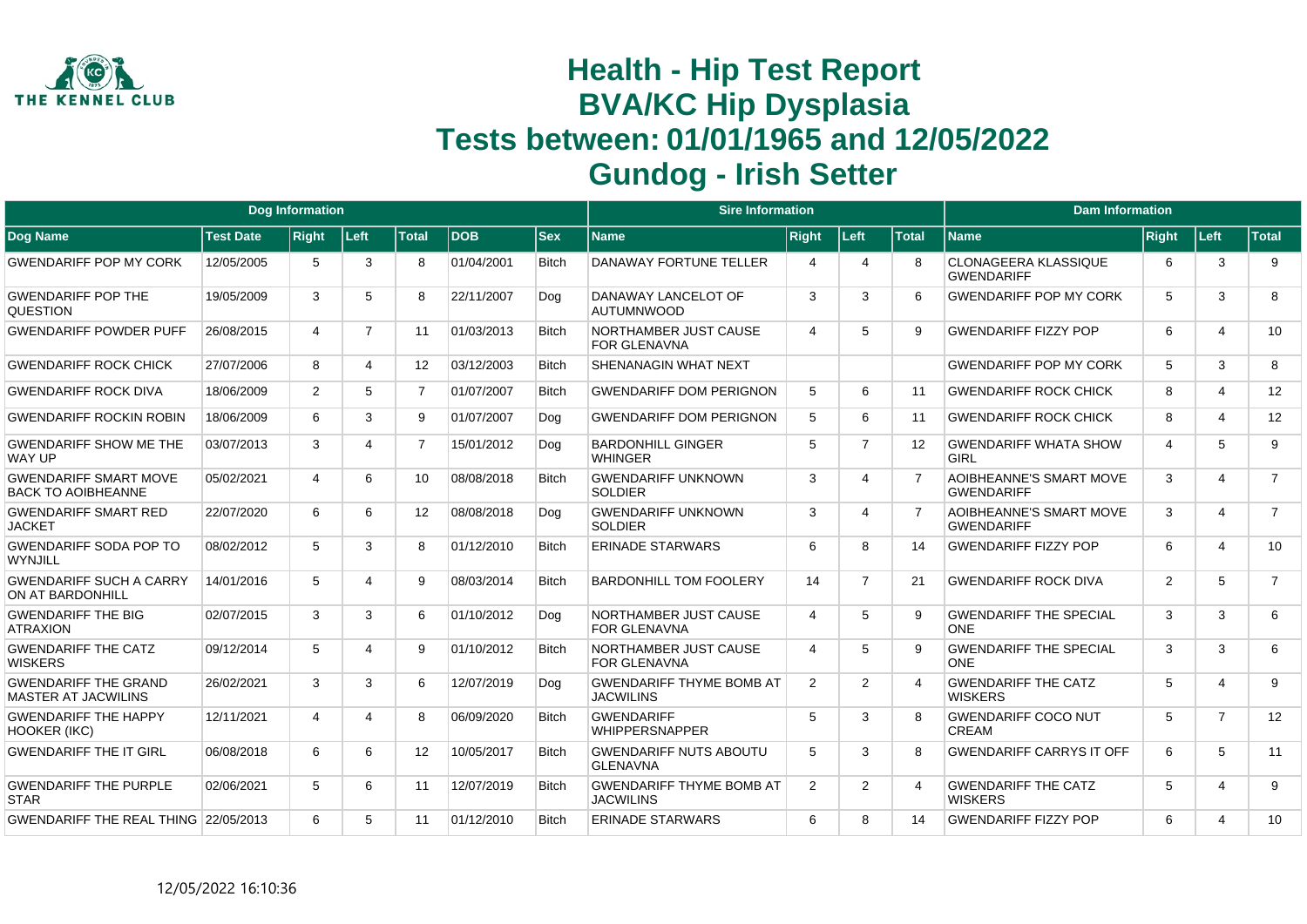# Health - Hip Test Report
# BVA/KC Hip Dysplasia
# Tests between: 01/01/1965 and 12/05/2022
# Gundog - Irish Setter

| Dog Information | | | | | | | Sire Information | | | | Dam Information | | | |
|---|---|---|---|---|---|---|---|---|---|---|---|---|---|---|
| Dog Name | Test Date | Right | Left | Total | DOB | Sex | Name | Right | Left | Total | Name | Right | Left | Total |
| GWENDARIFF POP MY CORK | 12/05/2005 | 5 | 3 | 8 | 01/04/2001 | Bitch | DANAWAY FORTUNE TELLER | 4 | 4 | 8 | CLONAGEERA KLASSIQUE GWENDARIFF | 6 | 3 | 9 |
| GWENDARIFF POP THE QUESTION | 19/05/2009 | 3 | 5 | 8 | 22/11/2007 | Dog | DANAWAY LANCELOT OF AUTUMNWOOD | 3 | 3 | 6 | GWENDARIFF POP MY CORK | 5 | 3 | 8 |
| GWENDARIFF POWDER PUFF | 26/08/2015 | 4 | 7 | 11 | 01/03/2013 | Bitch | NORTHAMBER JUST CAUSE FOR GLENAVNA | 4 | 5 | 9 | GWENDARIFF FIZZY POP | 6 | 4 | 10 |
| GWENDARIFF ROCK CHICK | 27/07/2006 | 8 | 4 | 12 | 03/12/2003 | Bitch | SHENANAGIN WHAT NEXT | | | | GWENDARIFF POP MY CORK | 5 | 3 | 8 |
| GWENDARIFF ROCK DIVA | 18/06/2009 | 2 | 5 | 7 | 01/07/2007 | Bitch | GWENDARIFF DOM PERIGNON | 5 | 6 | 11 | GWENDARIFF ROCK CHICK | 8 | 4 | 12 |
| GWENDARIFF ROCKIN ROBIN | 18/06/2009 | 6 | 3 | 9 | 01/07/2007 | Dog | GWENDARIFF DOM PERIGNON | 5 | 6 | 11 | GWENDARIFF ROCK CHICK | 8 | 4 | 12 |
| GWENDARIFF SHOW ME THE WAY UP | 03/07/2013 | 3 | 4 | 7 | 15/01/2012 | Dog | BARDONHILL GINGER WHINGER | 5 | 7 | 12 | GWENDARIFF WHATA SHOW GIRL | 4 | 5 | 9 |
| GWENDARIFF SMART MOVE BACK TO AOIBHEANNE | 05/02/2021 | 4 | 6 | 10 | 08/08/2018 | Bitch | GWENDARIFF UNKNOWN SOLDIER | 3 | 4 | 7 | AOIBHEANNE'S SMART MOVE GWENDARIFF | 3 | 4 | 7 |
| GWENDARIFF SMART RED JACKET | 22/07/2020 | 6 | 6 | 12 | 08/08/2018 | Dog | GWENDARIFF UNKNOWN SOLDIER | 3 | 4 | 7 | AOIBHEANNE'S SMART MOVE GWENDARIFF | 3 | 4 | 7 |
| GWENDARIFF SODA POP TO WYNJILL | 08/02/2012 | 5 | 3 | 8 | 01/12/2010 | Bitch | ERINADE STARWARS | 6 | 8 | 14 | GWENDARIFF FIZZY POP | 6 | 4 | 10 |
| GWENDARIFF SUCH A CARRY ON AT BARDONHILL | 14/01/2016 | 5 | 4 | 9 | 08/03/2014 | Bitch | BARDONHILL TOM FOOLERY | 14 | 7 | 21 | GWENDARIFF ROCK DIVA | 2 | 5 | 7 |
| GWENDARIFF THE BIG ATRAXION | 02/07/2015 | 3 | 3 | 6 | 01/10/2012 | Dog | NORTHAMBER JUST CAUSE FOR GLENAVNA | 4 | 5 | 9 | GWENDARIFF THE SPECIAL ONE | 3 | 3 | 6 |
| GWENDARIFF THE CATZ WISKERS | 09/12/2014 | 5 | 4 | 9 | 01/10/2012 | Bitch | NORTHAMBER JUST CAUSE FOR GLENAVNA | 4 | 5 | 9 | GWENDARIFF THE SPECIAL ONE | 3 | 3 | 6 |
| GWENDARIFF THE GRAND MASTER AT JACWILINS | 26/02/2021 | 3 | 3 | 6 | 12/07/2019 | Dog | GWENDARIFF THYME BOMB AT JACWILINS | 2 | 2 | 4 | GWENDARIFF THE CATZ WISKERS | 5 | 4 | 9 |
| GWENDARIFF THE HAPPY HOOKER (IKC) | 12/11/2021 | 4 | 4 | 8 | 06/09/2020 | Bitch | GWENDARIFF WHIPPERSNAPPER | 5 | 3 | 8 | GWENDARIFF COCO NUT CREAM | 5 | 7 | 12 |
| GWENDARIFF THE IT GIRL | 06/08/2018 | 6 | 6 | 12 | 10/05/2017 | Bitch | GWENDARIFF NUTS ABOUTU GLENAVNA | 5 | 3 | 8 | GWENDARIFF CARRYS IT OFF | 6 | 5 | 11 |
| GWENDARIFF THE PURPLE STAR | 02/06/2021 | 5 | 6 | 11 | 12/07/2019 | Bitch | GWENDARIFF THYME BOMB AT JACWILINS | 2 | 2 | 4 | GWENDARIFF THE CATZ WISKERS | 5 | 4 | 9 |
| GWENDARIFF THE REAL THING | 22/05/2013 | 6 | 5 | 11 | 01/12/2010 | Bitch | ERINADE STARWARS | 6 | 8 | 14 | GWENDARIFF FIZZY POP | 6 | 4 | 10 |

12/05/2022 16:10:36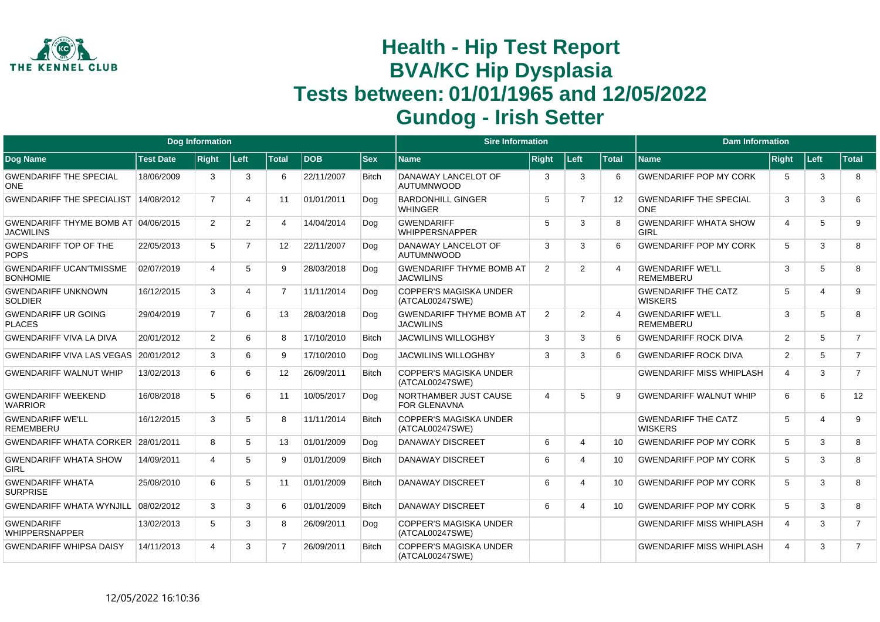# Health - Hip Test Report
# BVA/KC Hip Dysplasia
# Tests between: 01/01/1965 and 12/05/2022
# Gundog - Irish Setter

| Dog Information | | | | | | | Sire Information | | | | Dam Information | | | |
|---|---|---|---|---|---|---|---|---|---|---|---|---|---|---|
| Dog Name | Test Date | Right | Left | Total | DOB | Sex | Name | Right | Left | Total | Name | Right | Left | Total |
| GWENDARIFF THE SPECIAL ONE | 18/06/2009 | 3 | 3 | 6 | 22/11/2007 | Bitch | DANAWAY LANCELOT OF AUTUMNWOOD | 3 | 3 | 6 | GWENDARIFF POP MY CORK | 5 | 3 | 8 |
| GWENDARIFF THE SPECIALIST | 14/08/2012 | 7 | 4 | 11 | 01/01/2011 | Dog | BARDONHILL GINGER WHINGER | 5 | 7 | 12 | GWENDARIFF THE SPECIAL ONE | 3 | 3 | 6 |
| GWENDARIFF THYME BOMB AT JACWILINS | 04/06/2015 | 2 | 2 | 4 | 14/04/2014 | Dog | GWENDARIFF WHIPPERSNAPPER | 5 | 3 | 8 | GWENDARIFF WHATA SHOW GIRL | 4 | 5 | 9 |
| GWENDARIFF TOP OF THE POPS | 22/05/2013 | 5 | 7 | 12 | 22/11/2007 | Dog | DANAWAY LANCELOT OF AUTUMNWOOD | 3 | 3 | 6 | GWENDARIFF POP MY CORK | 5 | 3 | 8 |
| GWENDARIFF UCAN'TMISSME BONHOMIE | 02/07/2019 | 4 | 5 | 9 | 28/03/2018 | Dog | GWENDARIFF THYME BOMB AT JACWILINS | 2 | 2 | 4 | GWENDARIFF WE'LL REMEMBERU | 3 | 5 | 8 |
| GWENDARIFF UNKNOWN SOLDIER | 16/12/2015 | 3 | 4 | 7 | 11/11/2014 | Dog | COPPER'S MAGISKA UNDER (ATCAL00247SWE) | | | | GWENDARIFF THE CATZ WISKERS | 5 | 4 | 9 |
| GWENDARIFF UR GOING PLACES | 29/04/2019 | 7 | 6 | 13 | 28/03/2018 | Dog | GWENDARIFF THYME BOMB AT JACWILINS | 2 | 2 | 4 | GWENDARIFF WE'LL REMEMBERU | 3 | 5 | 8 |
| GWENDARIFF VIVA LA DIVA | 20/01/2012 | 2 | 6 | 8 | 17/10/2010 | Bitch | JACWILINS WILLOGHBY | 3 | 3 | 6 | GWENDARIFF ROCK DIVA | 2 | 5 | 7 |
| GWENDARIFF VIVA LAS VEGAS | 20/01/2012 | 3 | 6 | 9 | 17/10/2010 | Dog | JACWILINS WILLOGHBY | 3 | 3 | 6 | GWENDARIFF ROCK DIVA | 2 | 5 | 7 |
| GWENDARIFF WALNUT WHIP | 13/02/2013 | 6 | 6 | 12 | 26/09/2011 | Bitch | COPPER'S MAGISKA UNDER (ATCAL00247SWE) | | | | GWENDARIFF MISS WHIPLASH | 4 | 3 | 7 |
| GWENDARIFF WEEKEND WARRIOR | 16/08/2018 | 5 | 6 | 11 | 10/05/2017 | Dog | NORTHAMBER JUST CAUSE FOR GLENAVNA | 4 | 5 | 9 | GWENDARIFF WALNUT WHIP | 6 | 6 | 12 |
| GWENDARIFF WE'LL REMEMBERU | 16/12/2015 | 3 | 5 | 8 | 11/11/2014 | Bitch | COPPER'S MAGISKA UNDER (ATCAL00247SWE) | | | | GWENDARIFF THE CATZ WISKERS | 5 | 4 | 9 |
| GWENDARIFF WHATA CORKER | 28/01/2011 | 8 | 5 | 13 | 01/01/2009 | Dog | DANAWAY DISCREET | 6 | 4 | 10 | GWENDARIFF POP MY CORK | 5 | 3 | 8 |
| GWENDARIFF WHATA SHOW GIRL | 14/09/2011 | 4 | 5 | 9 | 01/01/2009 | Bitch | DANAWAY DISCREET | 6 | 4 | 10 | GWENDARIFF POP MY CORK | 5 | 3 | 8 |
| GWENDARIFF WHATA SURPRISE | 25/08/2010 | 6 | 5 | 11 | 01/01/2009 | Bitch | DANAWAY DISCREET | 6 | 4 | 10 | GWENDARIFF POP MY CORK | 5 | 3 | 8 |
| GWENDARIFF WHATA WYNJILL | 08/02/2012 | 3 | 3 | 6 | 01/01/2009 | Bitch | DANAWAY DISCREET | 6 | 4 | 10 | GWENDARIFF POP MY CORK | 5 | 3 | 8 |
| GWENDARIFF WHIPPERSNAPPER | 13/02/2013 | 5 | 3 | 8 | 26/09/2011 | Dog | COPPER'S MAGISKA UNDER (ATCAL00247SWE) | | | | GWENDARIFF MISS WHIPLASH | 4 | 3 | 7 |
| GWENDARIFF WHIPSA DAISY | 14/11/2013 | 4 | 3 | 7 | 26/09/2011 | Bitch | COPPER'S MAGISKA UNDER (ATCAL00247SWE) | | | | GWENDARIFF MISS WHIPLASH | 4 | 3 | 7 |

12/05/2022 16:10:36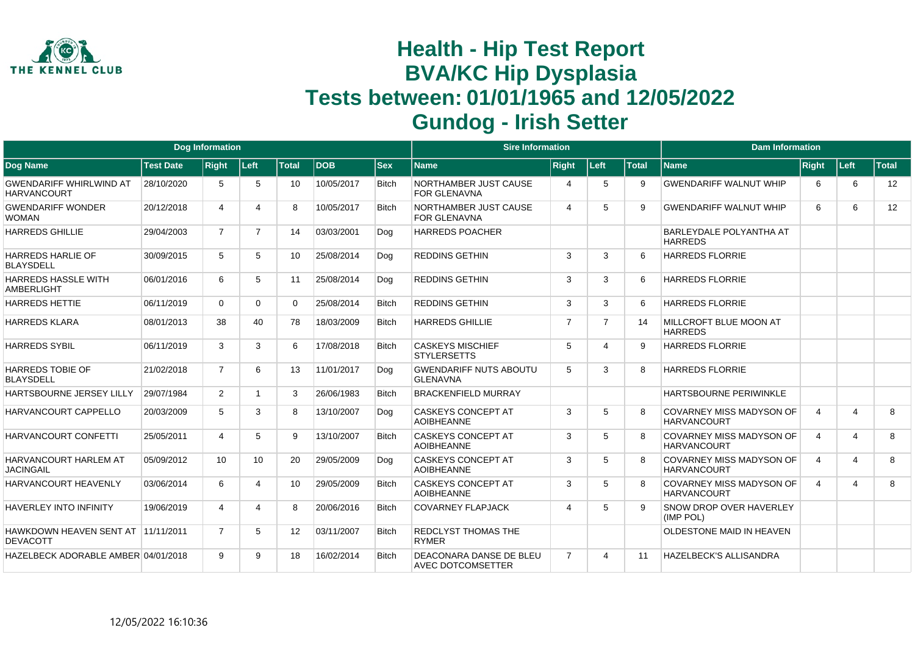# Health - Hip Test Report
# BVA/KC Hip Dysplasia
# Tests between: 01/01/1965 and 12/05/2022
# Gundog - Irish Setter

| Dog Information | | | | | | | Sire Information | | | | Dam Information | | | |
|---|---|---|---|---|---|---|---|---|---|---|---|---|---|---|
| Dog Name | Test Date | Right | Left | Total | DOB | Sex | Name | Right | Left | Total | Name | Right | Left | Total |
| GWENDARIFF WHIRLWIND AT HARVANCOURT | 28/10/2020 | 5 | 5 | 10 | 10/05/2017 | Bitch | NORTHAMBER JUST CAUSE FOR GLENAVNA | 4 | 5 | 9 | GWENDARIFF WALNUT WHIP | 6 | 6 | 12 |
| GWENDARIFF WONDER WOMAN | 20/12/2018 | 4 | 4 | 8 | 10/05/2017 | Bitch | NORTHAMBER JUST CAUSE FOR GLENAVNA | 4 | 5 | 9 | GWENDARIFF WALNUT WHIP | 6 | 6 | 12 |
| HARREDS GHILLIE | 29/04/2003 | 7 | 7 | 14 | 03/03/2001 | Dog | HARREDS POACHER | | | | BARLEYDALE POLYANTHA AT HARREDS | | | |
| HARREDS HARLIE OF BLAYSDELL | 30/09/2015 | 5 | 5 | 10 | 25/08/2014 | Dog | REDDINS GETHIN | 3 | 3 | 6 | HARREDS FLORRIE | | | |
| HARREDS HASSLE WITH AMBERLIGHT | 06/01/2016 | 6 | 5 | 11 | 25/08/2014 | Dog | REDDINS GETHIN | 3 | 3 | 6 | HARREDS FLORRIE | | | |
| HARREDS HETTIE | 06/11/2019 | 0 | 0 | 0 | 25/08/2014 | Bitch | REDDINS GETHIN | 3 | 3 | 6 | HARREDS FLORRIE | | | |
| HARREDS KLARA | 08/01/2013 | 38 | 40 | 78 | 18/03/2009 | Bitch | HARREDS GHILLIE | 7 | 7 | 14 | MILLCROFT BLUE MOON AT HARREDS | | | |
| HARREDS SYBIL | 06/11/2019 | 3 | 3 | 6 | 17/08/2018 | Bitch | CASKEYS MISCHIEF STYLERSETTS | 5 | 4 | 9 | HARREDS FLORRIE | | | |
| HARREDS TOBIE OF BLAYSDELL | 21/02/2018 | 7 | 6 | 13 | 11/01/2017 | Dog | GWENDARIFF NUTS ABOUTU GLENAVNA | 5 | 3 | 8 | HARREDS FLORRIE | | | |
| HARTSBOURNE JERSEY LILLY | 29/07/1984 | 2 | 1 | 3 | 26/06/1983 | Bitch | BRACKENFIELD MURRAY | | | | HARTSBOURNE PERIWINKLE | | | |
| HARVANCOURT CAPPELLO | 20/03/2009 | 5 | 3 | 8 | 13/10/2007 | Dog | CASKEYS CONCEPT AT AOIBHEANNE | 3 | 5 | 8 | COVARNEY MISS MADYSON OF HARVANCOURT | 4 | 4 | 8 |
| HARVANCOURT CONFETTI | 25/05/2011 | 4 | 5 | 9 | 13/10/2007 | Bitch | CASKEYS CONCEPT AT AOIBHEANNE | 3 | 5 | 8 | COVARNEY MISS MADYSON OF HARVANCOURT | 4 | 4 | 8 |
| HARVANCOURT HARLEM AT JACINGAIL | 05/09/2012 | 10 | 10 | 20 | 29/05/2009 | Dog | CASKEYS CONCEPT AT AOIBHEANNE | 3 | 5 | 8 | COVARNEY MISS MADYSON OF HARVANCOURT | 4 | 4 | 8 |
| HARVANCOURT HEAVENLY | 03/06/2014 | 6 | 4 | 10 | 29/05/2009 | Bitch | CASKEYS CONCEPT AT AOIBHEANNE | 3 | 5 | 8 | COVARNEY MISS MADYSON OF HARVANCOURT | 4 | 4 | 8 |
| HAVERLEY INTO INFINITY | 19/06/2019 | 4 | 4 | 8 | 20/06/2016 | Bitch | COVARNEY FLAPJACK | 4 | 5 | 9 | SNOW DROP OVER HAVERLEY (IMP POL) | | | |
| HAWKDOWN HEAVEN SENT AT DEVACOTT | 11/11/2011 | 7 | 5 | 12 | 03/11/2007 | Bitch | REDCLYST THOMAS THE RYMER | | | | OLDESTONE MAID IN HEAVEN | | | |
| HAZELBECK ADORABLE AMBER | 04/01/2018 | 9 | 9 | 18 | 16/02/2014 | Bitch | DEACONARA DANSE DE BLEU AVEC DOTCOMSETTER | 7 | 4 | 11 | HAZELBECK'S ALLISANDRA | | | |

12/05/2022 16:10:36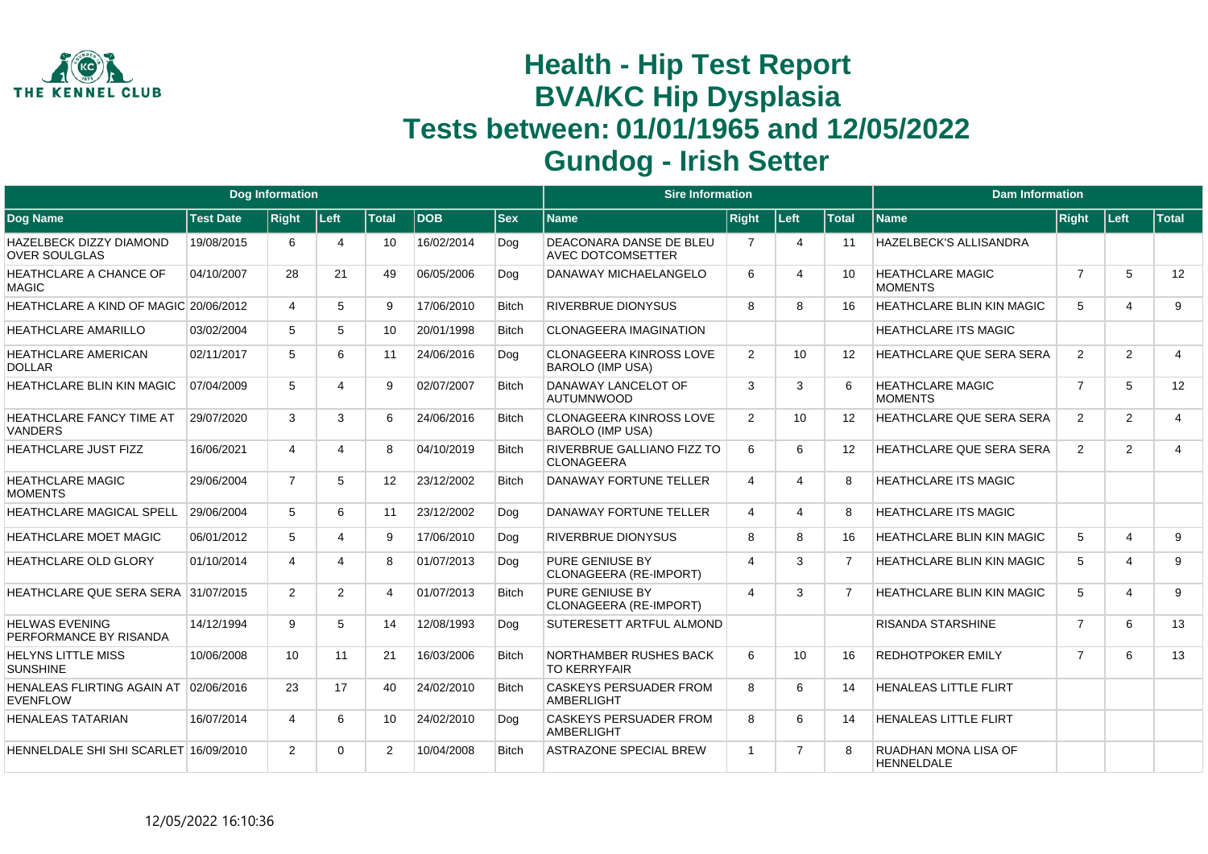# Health - Hip Test Report
# BVA/KC Hip Dysplasia
# Tests between: 01/01/1965 and 12/05/2022
# Gundog - Irish Setter

| Dog Information | | | | | | | Sire Information | | | | Dam Information | | | |
|---|---|---|---|---|---|---|---|---|---|---|---|---|---|---|
| Dog Name | Test Date | Right | Left | Total | DOB | Sex | Name | Right | Left | Total | Name | Right | Left | Total |
| HAZELBECK DIZZY DIAMOND OVER SOULGLAS | 19/08/2015 | 6 | 4 | 10 | 16/02/2014 | Dog | DEACONARA DANSE DE BLEU AVEC DOTCOMSETTER | 7 | 4 | 11 | HAZELBECK'S ALLISANDRA | | | |
| HEATHCLARE A CHANCE OF MAGIC | 04/10/2007 | 28 | 21 | 49 | 06/05/2006 | Dog | DANAWAY MICHAELANGELO | 6 | 4 | 10 | HEATHCLARE MAGIC MOMENTS | 7 | 5 | 12 |
| HEATHCLARE A KIND OF MAGIC | 20/06/2012 | 4 | 5 | 9 | 17/06/2010 | Bitch | RIVERBRUE DIONYSUS | 8 | 8 | 16 | HEATHCLARE BLIN KIN MAGIC | 5 | 4 | 9 |
| HEATHCLARE AMARILLO | 03/02/2004 | 5 | 5 | 10 | 20/01/1998 | Bitch | CLONAGEERA IMAGINATION | | | | HEATHCLARE ITS MAGIC | | | |
| HEATHCLARE AMERICAN DOLLAR | 02/11/2017 | 5 | 6 | 11 | 24/06/2016 | Dog | CLONAGEERA KINROSS LOVE BAROLO (IMP USA) | 2 | 10 | 12 | HEATHCLARE QUE SERA SERA | 2 | 2 | 4 |
| HEATHCLARE BLIN KIN MAGIC | 07/04/2009 | 5 | 4 | 9 | 02/07/2007 | Bitch | DANAWAY LANCELOT OF AUTUMNWOOD | 3 | 3 | 6 | HEATHCLARE MAGIC MOMENTS | 7 | 5 | 12 |
| HEATHCLARE FANCY TIME AT VANDERS | 29/07/2020 | 3 | 3 | 6 | 24/06/2016 | Bitch | CLONAGEERA KINROSS LOVE BAROLO (IMP USA) | 2 | 10 | 12 | HEATHCLARE QUE SERA SERA | 2 | 2 | 4 |
| HEATHCLARE JUST FIZZ | 16/06/2021 | 4 | 4 | 8 | 04/10/2019 | Bitch | RIVERBRUE GALLIANO FIZZ TO CLONAGEERA | 6 | 6 | 12 | HEATHCLARE QUE SERA SERA | 2 | 2 | 4 |
| HEATHCLARE MAGIC MOMENTS | 29/06/2004 | 7 | 5 | 12 | 23/12/2002 | Bitch | DANAWAY FORTUNE TELLER | 4 | 4 | 8 | HEATHCLARE ITS MAGIC | | | |
| HEATHCLARE MAGICAL SPELL | 29/06/2004 | 5 | 6 | 11 | 23/12/2002 | Dog | DANAWAY FORTUNE TELLER | 4 | 4 | 8 | HEATHCLARE ITS MAGIC | | | |
| HEATHCLARE MOET MAGIC | 06/01/2012 | 5 | 4 | 9 | 17/06/2010 | Dog | RIVERBRUE DIONYSUS | 8 | 8 | 16 | HEATHCLARE BLIN KIN MAGIC | 5 | 4 | 9 |
| HEATHCLARE OLD GLORY | 01/10/2014 | 4 | 4 | 8 | 01/07/2013 | Dog | PURE GENIUSE BY CLONAGEERA (RE-IMPORT) | 4 | 3 | 7 | HEATHCLARE BLIN KIN MAGIC | 5 | 4 | 9 |
| HEATHCLARE QUE SERA SERA | 31/07/2015 | 2 | 2 | 4 | 01/07/2013 | Bitch | PURE GENIUSE BY CLONAGEERA (RE-IMPORT) | 4 | 3 | 7 | HEATHCLARE BLIN KIN MAGIC | 5 | 4 | 9 |
| HELWAS EVENING PERFORMANCE BY RISANDA | 14/12/1994 | 9 | 5 | 14 | 12/08/1993 | Dog | SUTERESETT ARTFUL ALMOND | | | | RISANDA STARSHINE | 7 | 6 | 13 |
| HELYNS LITTLE MISS SUNSHINE | 10/06/2008 | 10 | 11 | 21 | 16/03/2006 | Bitch | NORTHAMBER RUSHES BACK TO KERRYFAIR | 6 | 10 | 16 | REDHOTPOKER EMILY | 7 | 6 | 13 |
| HENALEAS FLIRTING AGAIN AT EVENFLOW | 02/06/2016 | 23 | 17 | 40 | 24/02/2010 | Bitch | CASKEYS PERSUADER FROM AMBERLIGHT | 8 | 6 | 14 | HENALEAS LITTLE FLIRT | | | |
| HENALEAS TATARIAN | 16/07/2014 | 4 | 6 | 10 | 24/02/2010 | Dog | CASKEYS PERSUADER FROM AMBERLIGHT | 8 | 6 | 14 | HENALEAS LITTLE FLIRT | | | |
| HENNELDALE SHI SHI SCARLET | 16/09/2010 | 2 | 0 | 2 | 10/04/2008 | Bitch | ASTRAZONE SPECIAL BREW | 1 | 7 | 8 | RUADHAN MONA LISA OF HENNELDALE | | | |

12/05/2022 16:10:36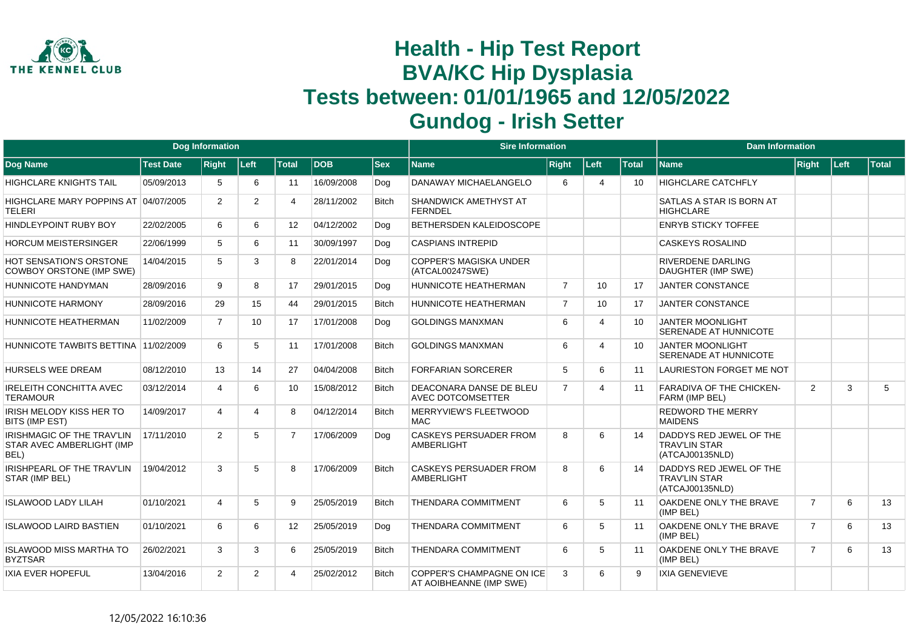# Health - Hip Test Report
# BVA/KC Hip Dysplasia
# Tests between: 01/01/1965 and 12/05/2022
# Gundog - Irish Setter

| Dog Information | | | | | | | Sire Information | | | | Dam Information | | | |
|---|---|---|---|---|---|---|---|---|---|---|---|---|---|---|
| **Dog Name** | **Test Date** | **Right** | **Left** | **Total** | **DOB** | **Sex** | **Name** | **Right** | **Left** | **Total** | **Name** | **Right** | **Left** | **Total** |
| HIGHCLARE KNIGHTS TAIL | 05/09/2013 | 5 | 6 | 11 | 16/09/2008 | Dog | DANAWAY MICHAELANGELO | 6 | 4 | 10 | HIGHCLARE CATCHFLY | | | |
| HIGHCLARE MARY POPPINS AT TELERI | 04/07/2005 | 2 | 2 | 4 | 28/11/2002 | Bitch | SHANDWICK AMETHYST AT FERNDEL | | | | SATLAS A STAR IS BORN AT HIGHCLARE | | | |
| HINDLEYPOINT RUBY BOY | 22/02/2005 | 6 | 6 | 12 | 04/12/2002 | Dog | BETHERSDEN KALEIDOSCOPE | | | | ENRYB STICKY TOFFEE | | | |
| HORCUM MEISTERSINGER | 22/06/1999 | 5 | 6 | 11 | 30/09/1997 | Dog | CASPIANS INTREPID | | | | CASKEYS ROSALIND | | | |
| HOT SENSATION'S ORSTONE COWBOY ORSTONE (IMP SWE) | 14/04/2015 | 5 | 3 | 8 | 22/01/2014 | Dog | COPPER'S MAGISKA UNDER (ATCAL00247SWE) | | | | RIVERDENE DARLING DAUGHTER (IMP SWE) | | | |
| HUNNICOTE HANDYMAN | 28/09/2016 | 9 | 8 | 17 | 29/01/2015 | Dog | HUNNICOTE HEATHERMAN | 7 | 10 | 17 | JANTER CONSTANCE | | | |
| HUNNICOTE HARMONY | 28/09/2016 | 29 | 15 | 44 | 29/01/2015 | Bitch | HUNNICOTE HEATHERMAN | 7 | 10 | 17 | JANTER CONSTANCE | | | |
| HUNNICOTE HEATHERMAN | 11/02/2009 | 7 | 10 | 17 | 17/01/2008 | Dog | GOLDINGS MANXMAN | 6 | 4 | 10 | JANTER MOONLIGHT SERENADE AT HUNNICOTE | | | |
| HUNNICOTE TAWBITS BETTINA | 11/02/2009 | 6 | 5 | 11 | 17/01/2008 | Bitch | GOLDINGS MANXMAN | 6 | 4 | 10 | JANTER MOONLIGHT SERENADE AT HUNNICOTE | | | |
| HURSELS WEE DREAM | 08/12/2010 | 13 | 14 | 27 | 04/04/2008 | Bitch | FORFARIAN SORCERER | 5 | 6 | 11 | LAURIESTON FORGET ME NOT | | | |
| IRELEITH CONCHITTA AVEC TERAMOUR | 03/12/2014 | 4 | 6 | 10 | 15/08/2012 | Bitch | DEACONARA DANSE DE BLEU AVEC DOTCOMSETTER | 7 | 4 | 11 | FARADIVA OF THE CHICKEN-FARM (IMP BEL) | 2 | 3 | 5 |
| IRISH MELODY KISS HER TO BITS (IMP EST) | 14/09/2017 | 4 | 4 | 8 | 04/12/2014 | Bitch | MERRYVIEW'S FLEETWOOD MAC | | | | REDWORD THE MERRY MAIDENS | | | |
| IRISHMAGIC OF THE TRAV'LIN STAR AVEC AMBERLIGHT (IMP BEL) | 17/11/2010 | 2 | 5 | 7 | 17/06/2009 | Dog | CASKEYS PERSUADER FROM AMBERLIGHT | 8 | 6 | 14 | DADDYS RED JEWEL OF THE TRAV'LIN STAR (ATCAJ00135NLD) | | | |
| IRISHPEARL OF THE TRAV'LIN STAR (IMP BEL) | 19/04/2012 | 3 | 5 | 8 | 17/06/2009 | Bitch | CASKEYS PERSUADER FROM AMBERLIGHT | 8 | 6 | 14 | DADDYS RED JEWEL OF THE TRAV'LIN STAR (ATCAJ00135NLD) | | | |
| ISLAWOOD LADY LILAH | 01/10/2021 | 4 | 5 | 9 | 25/05/2019 | Bitch | THENDARA COMMITMENT | 6 | 5 | 11 | OAKDENE ONLY THE BRAVE (IMP BEL) | 7 | 6 | 13 |
| ISLAWOOD LAIRD BASTIEN | 01/10/2021 | 6 | 6 | 12 | 25/05/2019 | Dog | THENDARA COMMITMENT | 6 | 5 | 11 | OAKDENE ONLY THE BRAVE (IMP BEL) | 7 | 6 | 13 |
| ISLAWOOD MISS MARTHA TO BYZTSAR | 26/02/2021 | 3 | 3 | 6 | 25/05/2019 | Bitch | THENDARA COMMITMENT | 6 | 5 | 11 | OAKDENE ONLY THE BRAVE (IMP BEL) | 7 | 6 | 13 |
| IXIA EVER HOPEFUL | 13/04/2016 | 2 | 2 | 4 | 25/02/2012 | Bitch | COPPER'S CHAMPAGNE ON ICE AT AOIBHEANNE (IMP SWE) | 3 | 6 | 9 | IXIA GENEVIEVE | | | |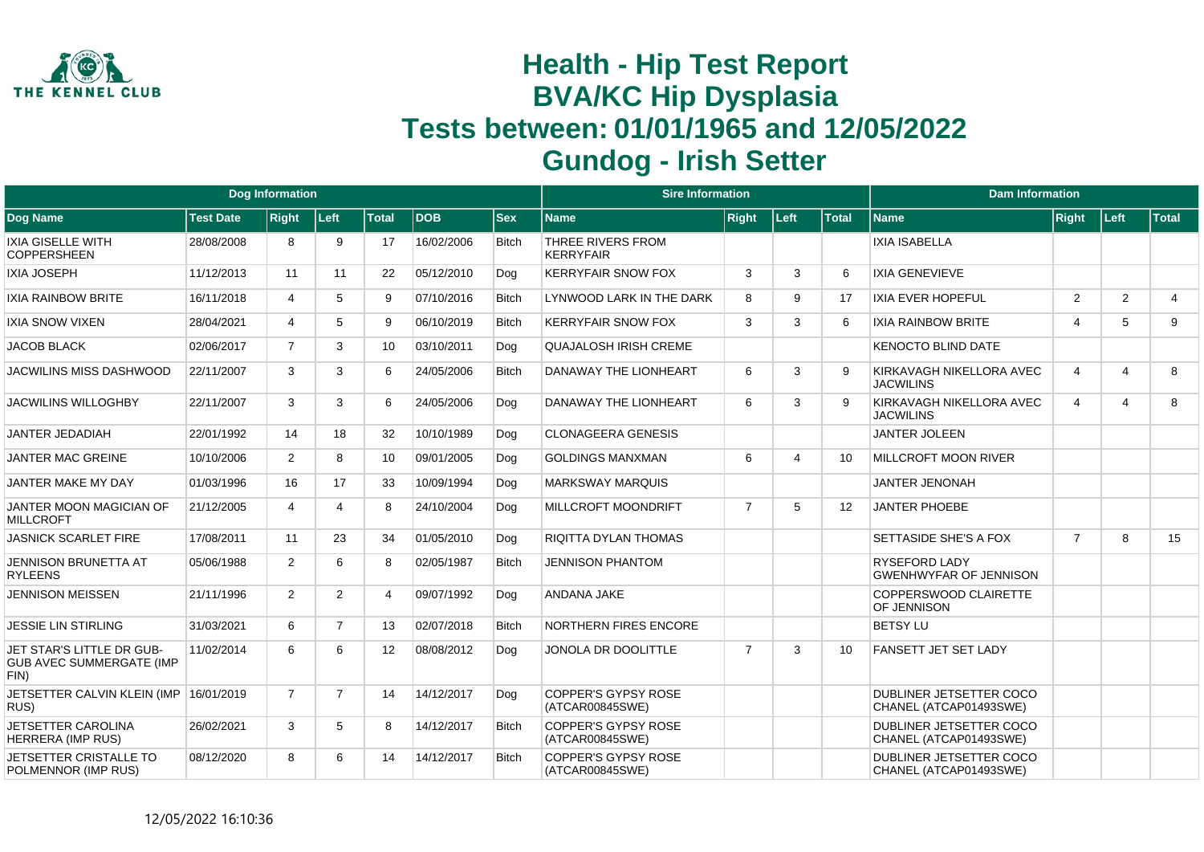# Health - Hip Test Report
# BVA/KC Hip Dysplasia
# Tests between: 01/01/1965 and 12/05/2022
# Gundog - Irish Setter

| Dog Information | | | | | | | Sire Information | | | | Dam Information | | | |
|---|---|---|---|---|---|---|---|---|---|---|---|---|---|---|
| Dog Name | Test Date | Right | Left | Total | DOB | Sex | Name | Right | Left | Total | Name | Right | Left | Total |
| IXIA GISELLE WITH COPPERSHEEN | 28/08/2008 | 8 | 9 | 17 | 16/02/2006 | Bitch | THREE RIVERS FROM KERRYFAIR | | | | IXIA ISABELLA | | | |
| IXIA JOSEPH | 11/12/2013 | 11 | 11 | 22 | 05/12/2010 | Dog | KERRYFAIR SNOW FOX | 3 | 3 | 6 | IXIA GENEVIEVE | | | |
| IXIA RAINBOW BRITE | 16/11/2018 | 4 | 5 | 9 | 07/10/2016 | Bitch | LYNWOOD LARK IN THE DARK | 8 | 9 | 17 | IXIA EVER HOPEFUL | 2 | 2 | 4 |
| IXIA SNOW VIXEN | 28/04/2021 | 4 | 5 | 9 | 06/10/2019 | Bitch | KERRYFAIR SNOW FOX | 3 | 3 | 6 | IXIA RAINBOW BRITE | 4 | 5 | 9 |
| JACOB BLACK | 02/06/2017 | 7 | 3 | 10 | 03/10/2011 | Dog | QUAJALOSH IRISH CREME | | | | KENOCTO BLIND DATE | | | |
| JACWILINS MISS DASHWOOD | 22/11/2007 | 3 | 3 | 6 | 24/05/2006 | Bitch | DANAWAY THE LIONHEART | 6 | 3 | 9 | KIRKAVAGH NIKELLORA AVEC JACWILINS | 4 | 4 | 8 |
| JACWILINS WILLOGHBY | 22/11/2007 | 3 | 3 | 6 | 24/05/2006 | Dog | DANAWAY THE LIONHEART | 6 | 3 | 9 | KIRKAVAGH NIKELLORA AVEC JACWILINS | 4 | 4 | 8 |
| JANTER JEDADIAH | 22/01/1992 | 14 | 18 | 32 | 10/10/1989 | Dog | CLONAGEERA GENESIS | | | | JANTER JOLEEN | | | |
| JANTER MAC GREINE | 10/10/2006 | 2 | 8 | 10 | 09/01/2005 | Dog | GOLDINGS MANXMAN | 6 | 4 | 10 | MILLCROFT MOON RIVER | | | |
| JANTER MAKE MY DAY | 01/03/1996 | 16 | 17 | 33 | 10/09/1994 | Dog | MARKSWAY MARQUIS | | | | JANTER JENONAH | | | |
| JANTER MOON MAGICIAN OF MILLCROFT | 21/12/2005 | 4 | 4 | 8 | 24/10/2004 | Dog | MILLCROFT MOONDRIFT | 7 | 5 | 12 | JANTER PHOEBE | | | |
| JASNICK SCARLET FIRE | 17/08/2011 | 11 | 23 | 34 | 01/05/2010 | Dog | RIQITTA DYLAN THOMAS | | | | SETTASIDE SHE'S A FOX | 7 | 8 | 15 |
| JENNISON BRUNETTA AT RYLEENS | 05/06/1988 | 2 | 6 | 8 | 02/05/1987 | Bitch | JENNISON PHANTOM | | | | RYSEFORD LADY GWENHWYFAR OF JENNISON | | | |
| JENNISON MEISSEN | 21/11/1996 | 2 | 2 | 4 | 09/07/1992 | Dog | ANDANA JAKE | | | | COPPERSWOOD CLAIRETTE OF JENNISON | | | |
| JESSIE LIN STIRLING | 31/03/2021 | 6 | 7 | 13 | 02/07/2018 | Bitch | NORTHERN FIRES ENCORE | | | | BETSY LU | | | |
| JET STAR'S LITTLE DR GUB-GUB AVEC SUMMERGATE (IMP FIN) | 11/02/2014 | 6 | 6 | 12 | 08/08/2012 | Dog | JONOLA DR DOOLITTLE | 7 | 3 | 10 | FANSETT JET SET LADY | | | |
| JETSETTER CALVIN KLEIN (IMP RUS) | 16/01/2019 | 7 | 7 | 14 | 14/12/2017 | Dog | COPPER'S GYPSY ROSE (ATCAR00845SWE) | | | | DUBLINER JETSETTER COCO CHANEL (ATCAP01493SWE) | | | |
| JETSETTER CAROLINA HERRERA (IMP RUS) | 26/02/2021 | 3 | 5 | 8 | 14/12/2017 | Bitch | COPPER'S GYPSY ROSE (ATCAR00845SWE) | | | | DUBLINER JETSETTER COCO CHANEL (ATCAP01493SWE) | | | |
| JETSETTER CRISTALLE TO POLMENNOR (IMP RUS) | 08/12/2020 | 8 | 6 | 14 | 14/12/2017 | Bitch | COPPER'S GYPSY ROSE (ATCAR00845SWE) | | | | DUBLINER JETSETTER COCO CHANEL (ATCAP01493SWE) | | | |

12/05/2022 16:10:36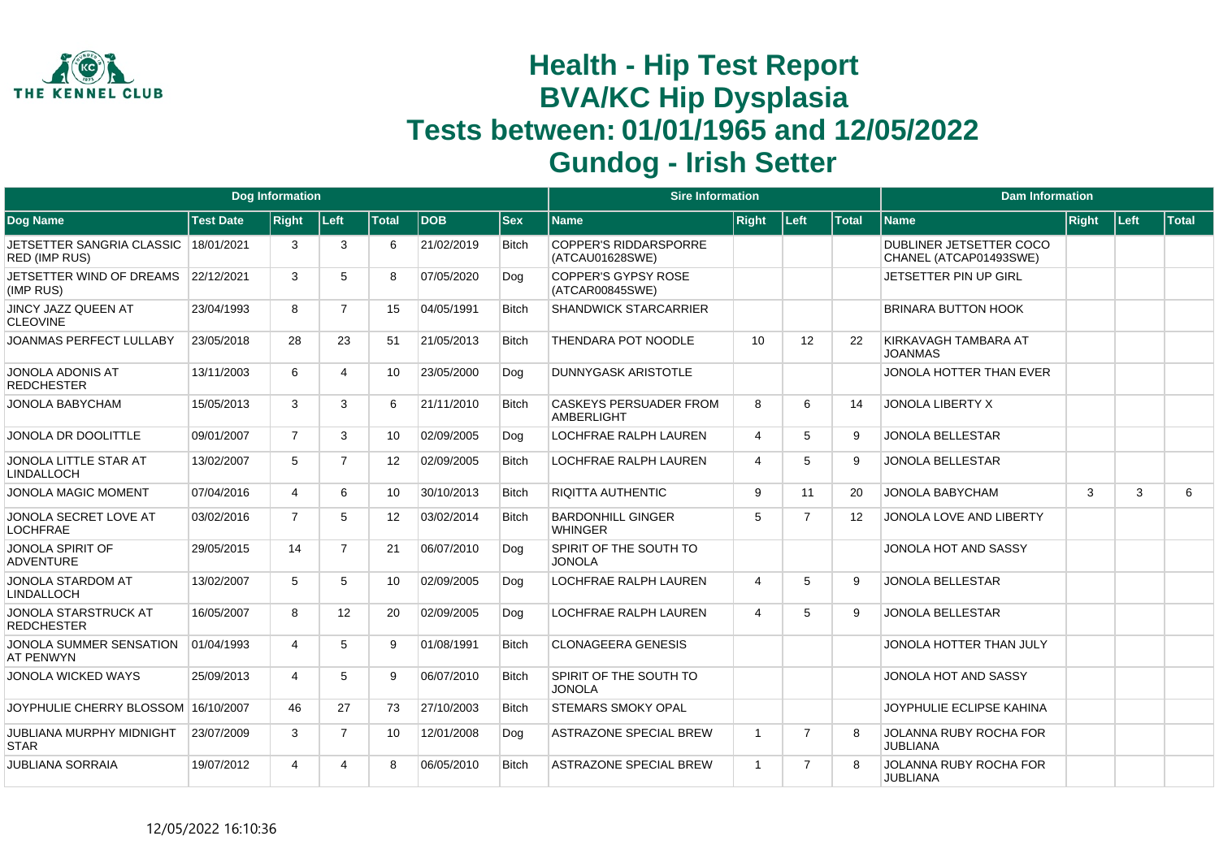# Health - Hip Test Report
# BVA/KC Hip Dysplasia
# Tests between: 01/01/1965 and 12/05/2022
# Gundog - Irish Setter

| Dog Information | | | | | | | Sire Information | | | | Dam Information | | | |
|---|---|---|---|---|---|---|---|---|---|---|---|---|---|---|
| Dog Name | Test Date | Right | Left | Total | DOB | Sex | Name | Right | Left | Total | Name | Right | Left | Total |
| JETSETTER SANGRIA CLASSIC RED (IMP RUS) | 18/01/2021 | 3 | 3 | 6 | 21/02/2019 | Bitch | COPPER'S RIDDARSPORRE (ATCAU01628SWE) | | | | DUBLINER JETSETTER COCO CHANEL (ATCAP01493SWE) | | | |
| JETSETTER WIND OF DREAMS (IMP RUS) | 22/12/2021 | 3 | 5 | 8 | 07/05/2020 | Dog | COPPER'S GYPSY ROSE (ATCAR00845SWE) | | | | JETSETTER PIN UP GIRL | | | |
| JINCY JAZZ QUEEN AT CLEOVINE | 23/04/1993 | 8 | 7 | 15 | 04/05/1991 | Bitch | SHANDWICK STARCARRIER | | | | BRINARA BUTTON HOOK | | | |
| JOANMAS PERFECT LULLABY | 23/05/2018 | 28 | 23 | 51 | 21/05/2013 | Bitch | THENDARA POT NOODLE | 10 | 12 | 22 | KIRKAVAGH TAMBARA AT JOANMAS | | | |
| JONOLA ADONIS AT REDCHESTER | 13/11/2003 | 6 | 4 | 10 | 23/05/2000 | Dog | DUNNYGASK ARISTOTLE | | | | JONOLA HOTTER THAN EVER | | | |
| JONOLA BABYCHAM | 15/05/2013 | 3 | 3 | 6 | 21/11/2010 | Bitch | CASKEYS PERSUADER FROM AMBERLIGHT | 8 | 6 | 14 | JONOLA LIBERTY X | | | |
| JONOLA DR DOOLITTLE | 09/01/2007 | 7 | 3 | 10 | 02/09/2005 | Dog | LOCHFRAE RALPH LAUREN | 4 | 5 | 9 | JONOLA BELLESTAR | | | |
| JONOLA LITTLE STAR AT LINDALLOCH | 13/02/2007 | 5 | 7 | 12 | 02/09/2005 | Bitch | LOCHFRAE RALPH LAUREN | 4 | 5 | 9 | JONOLA BELLESTAR | | | |
| JONOLA MAGIC MOMENT | 07/04/2016 | 4 | 6 | 10 | 30/10/2013 | Bitch | RIQITTA AUTHENTIC | 9 | 11 | 20 | JONOLA BABYCHAM | 3 | 3 | 6 |
| JONOLA SECRET LOVE AT LOCHFRAE | 03/02/2016 | 7 | 5 | 12 | 03/02/2014 | Bitch | BARDONHILL GINGER WHINGER | 5 | 7 | 12 | JONOLA LOVE AND LIBERTY | | | |
| JONOLA SPIRIT OF ADVENTURE | 29/05/2015 | 14 | 7 | 21 | 06/07/2010 | Dog | SPIRIT OF THE SOUTH TO JONOLA | | | | JONOLA HOT AND SASSY | | | |
| JONOLA STARDOM AT LINDALLOCH | 13/02/2007 | 5 | 5 | 10 | 02/09/2005 | Dog | LOCHFRAE RALPH LAUREN | 4 | 5 | 9 | JONOLA BELLESTAR | | | |
| JONOLA STARSTRUCK AT REDCHESTER | 16/05/2007 | 8 | 12 | 20 | 02/09/2005 | Dog | LOCHFRAE RALPH LAUREN | 4 | 5 | 9 | JONOLA BELLESTAR | | | |
| JONOLA SUMMER SENSATION AT PENWYN | 01/04/1993 | 4 | 5 | 9 | 01/08/1991 | Bitch | CLONAGEERA GENESIS | | | | JONOLA HOTTER THAN JULY | | | |
| JONOLA WICKED WAYS | 25/09/2013 | 4 | 5 | 9 | 06/07/2010 | Bitch | SPIRIT OF THE SOUTH TO JONOLA | | | | JONOLA HOT AND SASSY | | | |
| JOYPHULIE CHERRY BLOSSOM | 16/10/2007 | 46 | 27 | 73 | 27/10/2003 | Bitch | STEMARS SMOKY OPAL | | | | JOYPHULIE ECLIPSE KAHINA | | | |
| JUBLIANA MURPHY MIDNIGHT STAR | 23/07/2009 | 3 | 7 | 10 | 12/01/2008 | Dog | ASTRAZONE SPECIAL BREW | 1 | 7 | 8 | JOLANNA RUBY ROCHA FOR JUBLIANA | | | |
| JUBLIANA SORRAIA | 19/07/2012 | 4 | 4 | 8 | 06/05/2010 | Bitch | ASTRAZONE SPECIAL BREW | 1 | 7 | 8 | JOLANNA RUBY ROCHA FOR JUBLIANA | | | |

12/05/2022 16:10:36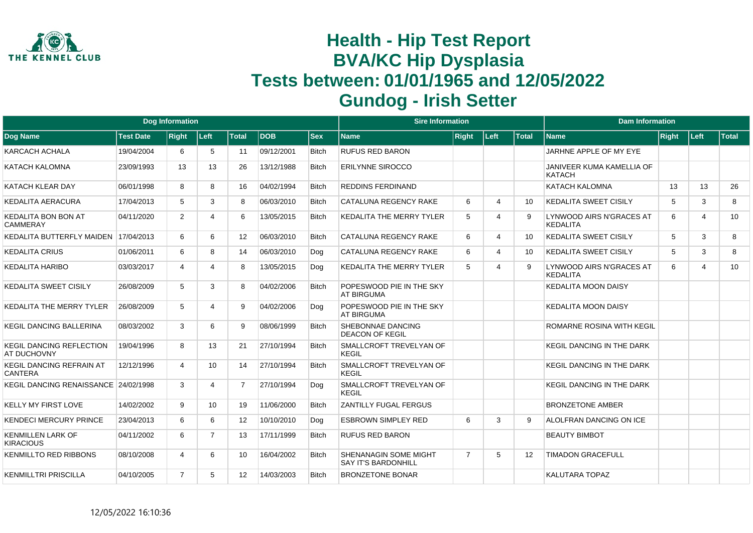# Health - Hip Test Report
# BVA/KC Hip Dysplasia
# Tests between: 01/01/1965 and 12/05/2022
# Gundog - Irish Setter

| Dog Information | | | | | | | Sire Information | | | | Dam Information | | | |
|---|---|---|---|---|---|---|---|---|---|---|---|---|---|---|
| Dog Name | Test Date | Right | Left | Total | DOB | Sex | Name | Right | Left | Total | Name | Right | Left | Total |
| KARCACH ACHALA | 19/04/2004 | 6 | 5 | 11 | 09/12/2001 | Bitch | RUFUS RED BARON | | | | JARHNE APPLE OF MY EYE | | | |
| KATACH KALOMNA | 23/09/1993 | 13 | 13 | 26 | 13/12/1988 | Bitch | ERILYNNE SIROCCO | | | | JANIVEER KUMA KAMELLIA OF KATACH | | | |
| KATACH KLEAR DAY | 06/01/1998 | 8 | 8 | 16 | 04/02/1994 | Bitch | REDDINS FERDINAND | | | | KATACH KALOMNA | 13 | 13 | 26 |
| KEDALITA AERACURA | 17/04/2013 | 5 | 3 | 8 | 06/03/2010 | Bitch | CATALUNA REGENCY RAKE | 6 | 4 | 10 | KEDALITA SWEET CISILY | 5 | 3 | 8 |
| KEDALITA BON BON AT CAMMERAY | 04/11/2020 | 2 | 4 | 6 | 13/05/2015 | Bitch | KEDALITA THE MERRY TYLER | 5 | 4 | 9 | LYNWOOD AIRS N'GRACES AT KEDALITA | 6 | 4 | 10 |
| KEDALITA BUTTERFLY MAIDEN | 17/04/2013 | 6 | 6 | 12 | 06/03/2010 | Bitch | CATALUNA REGENCY RAKE | 6 | 4 | 10 | KEDALITA SWEET CISILY | 5 | 3 | 8 |
| KEDALITA CRIUS | 01/06/2011 | 6 | 8 | 14 | 06/03/2010 | Dog | CATALUNA REGENCY RAKE | 6 | 4 | 10 | KEDALITA SWEET CISILY | 5 | 3 | 8 |
| KEDALITA HARIBO | 03/03/2017 | 4 | 4 | 8 | 13/05/2015 | Dog | KEDALITA THE MERRY TYLER | 5 | 4 | 9 | LYNWOOD AIRS N'GRACES AT KEDALITA | 6 | 4 | 10 |
| KEDALITA SWEET CISILY | 26/08/2009 | 5 | 3 | 8 | 04/02/2006 | Bitch | POPESWOOD PIE IN THE SKY AT BIRGUMA | | | | KEDALITA MOON DAISY | | | |
| KEDALITA THE MERRY TYLER | 26/08/2009 | 5 | 4 | 9 | 04/02/2006 | Dog | POPESWOOD PIE IN THE SKY AT BIRGUMA | | | | KEDALITA MOON DAISY | | | |
| KEGIL DANCING BALLERINA | 08/03/2002 | 3 | 6 | 9 | 08/06/1999 | Bitch | SHEBONNAE DANCING DEACON OF KEGIL | | | | ROMARNE ROSINA WITH KEGIL | | | |
| KEGIL DANCING REFLECTION AT DUCHOVNY | 19/04/1996 | 8 | 13 | 21 | 27/10/1994 | Bitch | SMALLCROFT TREVELYAN OF KEGIL | | | | KEGIL DANCING IN THE DARK | | | |
| KEGIL DANCING REFRAIN AT CANTERA | 12/12/1996 | 4 | 10 | 14 | 27/10/1994 | Bitch | SMALLCROFT TREVELYAN OF KEGIL | | | | KEGIL DANCING IN THE DARK | | | |
| KEGIL DANCING RENAISSANCE | 24/02/1998 | 3 | 4 | 7 | 27/10/1994 | Dog | SMALLCROFT TREVELYAN OF KEGIL | | | | KEGIL DANCING IN THE DARK | | | |
| KELLY MY FIRST LOVE | 14/02/2002 | 9 | 10 | 19 | 11/06/2000 | Bitch | ZANTILLY FUGAL FERGUS | | | | BRONZETONE AMBER | | | |
| KENDECI MERCURY PRINCE | 23/04/2013 | 6 | 6 | 12 | 10/10/2010 | Dog | ESBROWN SIMPLEY RED | 6 | 3 | 9 | ALOLFRAN DANCING ON ICE | | | |
| KENMILLEN LARK OF KIRACIOUS | 04/11/2002 | 6 | 7 | 13 | 17/11/1999 | Bitch | RUFUS RED BARON | | | | BEAUTY BIMBOT | | | |
| KENMILLTO RED RIBBONS | 08/10/2008 | 4 | 6 | 10 | 16/04/2002 | Bitch | SHENANAGIN SOME MIGHT SAY IT'S BARDONHILL | 7 | 5 | 12 | TIMADON GRACEFULL | | | |
| KENMILLTRI PRISCILLA | 04/10/2005 | 7 | 5 | 12 | 14/03/2003 | Bitch | BRONZETONE BONAR | | | | KALUTARA TOPAZ | | | |

12/05/2022 16:10:36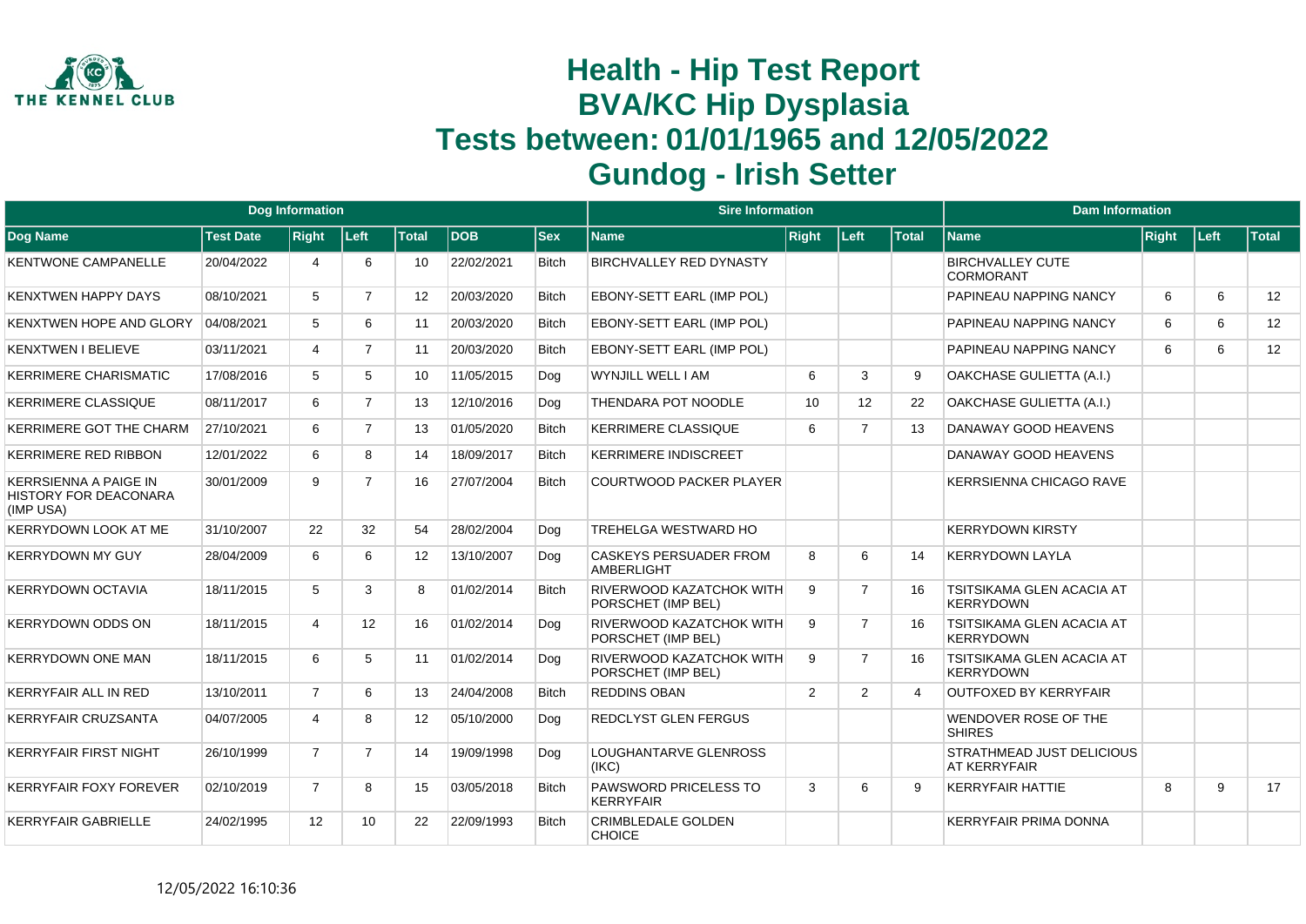# Health - Hip Test Report
# BVA/KC Hip Dysplasia
# Tests between: 01/01/1965 and 12/05/2022
# Gundog - Irish Setter

| Dog Information | | | | | | | Sire Information | | | | Dam Information | | | |
|---|---|---|---|---|---|---|---|---|---|---|---|---|---|---|
| Dog Name | Test Date | Right | Left | Total | DOB | Sex | Name | Right | Left | Total | Name | Right | Left | Total |
| KENTWONE CAMPANELLE | 20/04/2022 | 4 | 6 | 10 | 22/02/2021 | Bitch | BIRCHVALLEY RED DYNASTY | | | | BIRCHVALLEY CUTE CORMORANT | | | |
| KENXTWEN HAPPY DAYS | 08/10/2021 | 5 | 7 | 12 | 20/03/2020 | Bitch | EBONY-SETT EARL (IMP POL) | | | | PAPINEAU NAPPING NANCY | 6 | 6 | 12 |
| KENXTWEN HOPE AND GLORY | 04/08/2021 | 5 | 6 | 11 | 20/03/2020 | Bitch | EBONY-SETT EARL (IMP POL) | | | | PAPINEAU NAPPING NANCY | 6 | 6 | 12 |
| KENXTWEN I BELIEVE | 03/11/2021 | 4 | 7 | 11 | 20/03/2020 | Bitch | EBONY-SETT EARL (IMP POL) | | | | PAPINEAU NAPPING NANCY | 6 | 6 | 12 |
| KERRIMERE CHARISMATIC | 17/08/2016 | 5 | 5 | 10 | 11/05/2015 | Dog | WYNJILL WELL I AM | 6 | 3 | 9 | OAKCHASE GULIETTA (A.I.) | | | |
| KERRIMERE CLASSIQUE | 08/11/2017 | 6 | 7 | 13 | 12/10/2016 | Dog | THENDARA POT NOODLE | 10 | 12 | 22 | OAKCHASE GULIETTA (A.I.) | | | |
| KERRIMERE GOT THE CHARM | 27/10/2021 | 6 | 7 | 13 | 01/05/2020 | Bitch | KERRIMERE CLASSIQUE | 6 | 7 | 13 | DANAWAY GOOD HEAVENS | | | |
| KERRIMERE RED RIBBON | 12/01/2022 | 6 | 8 | 14 | 18/09/2017 | Bitch | KERRIMERE INDISCREET | | | | DANAWAY GOOD HEAVENS | | | |
| KERRSIENNA A PAIGE IN HISTORY FOR DEACONARA (IMP USA) | 30/01/2009 | 9 | 7 | 16 | 27/07/2004 | Bitch | COURTWOOD PACKER PLAYER | | | | KERRSIENNA CHICAGO RAVE | | | |
| KERRYDOWN LOOK AT ME | 31/10/2007 | 22 | 32 | 54 | 28/02/2004 | Dog | TREHELGA WESTWARD HO | | | | KERRYDOWN KIRSTY | | | |
| KERRYDOWN MY GUY | 28/04/2009 | 6 | 6 | 12 | 13/10/2007 | Dog | CASKEYS PERSUADER FROM AMBERLIGHT | 8 | 6 | 14 | KERRYDOWN LAYLA | | | |
| KERRYDOWN OCTAVIA | 18/11/2015 | 5 | 3 | 8 | 01/02/2014 | Bitch | RIVERWOOD KAZATCHOK WITH PORSCHET (IMP BEL) | 9 | 7 | 16 | TSITSIKAMA GLEN ACACIA AT KERRYDOWN | | | |
| KERRYDOWN ODDS ON | 18/11/2015 | 4 | 12 | 16 | 01/02/2014 | Dog | RIVERWOOD KAZATCHOK WITH PORSCHET (IMP BEL) | 9 | 7 | 16 | TSITSIKAMA GLEN ACACIA AT KERRYDOWN | | | |
| KERRYDOWN ONE MAN | 18/11/2015 | 6 | 5 | 11 | 01/02/2014 | Dog | RIVERWOOD KAZATCHOK WITH PORSCHET (IMP BEL) | 9 | 7 | 16 | TSITSIKAMA GLEN ACACIA AT KERRYDOWN | | | |
| KERRYFAIR ALL IN RED | 13/10/2011 | 7 | 6 | 13 | 24/04/2008 | Bitch | REDDINS OBAN | 2 | 2 | 4 | OUTFOXED BY KERRYFAIR | | | |
| KERRYFAIR CRUZSANTA | 04/07/2005 | 4 | 8 | 12 | 05/10/2000 | Dog | REDCLYST GLEN FERGUS | | | | WENDOVER ROSE OF THE SHIRES | | | |
| KERRYFAIR FIRST NIGHT | 26/10/1999 | 7 | 7 | 14 | 19/09/1998 | Dog | LOUGHANTARVE GLENROSS (IKC) | | | | STRATHMEAD JUST DELICIOUS AT KERRYFAIR | | | |
| KERRYFAIR FOXY FOREVER | 02/10/2019 | 7 | 8 | 15 | 03/05/2018 | Bitch | PAWSWORD PRICELESS TO KERRYFAIR | 3 | 6 | 9 | KERRYFAIR HATTIE | 8 | 9 | 17 |
| KERRYFAIR GABRIELLE | 24/02/1995 | 12 | 10 | 22 | 22/09/1993 | Bitch | CRIMBLEDALE GOLDEN CHOICE | | | | KERRYFAIR PRIMA DONNA | | | |

12/05/2022 16:10:36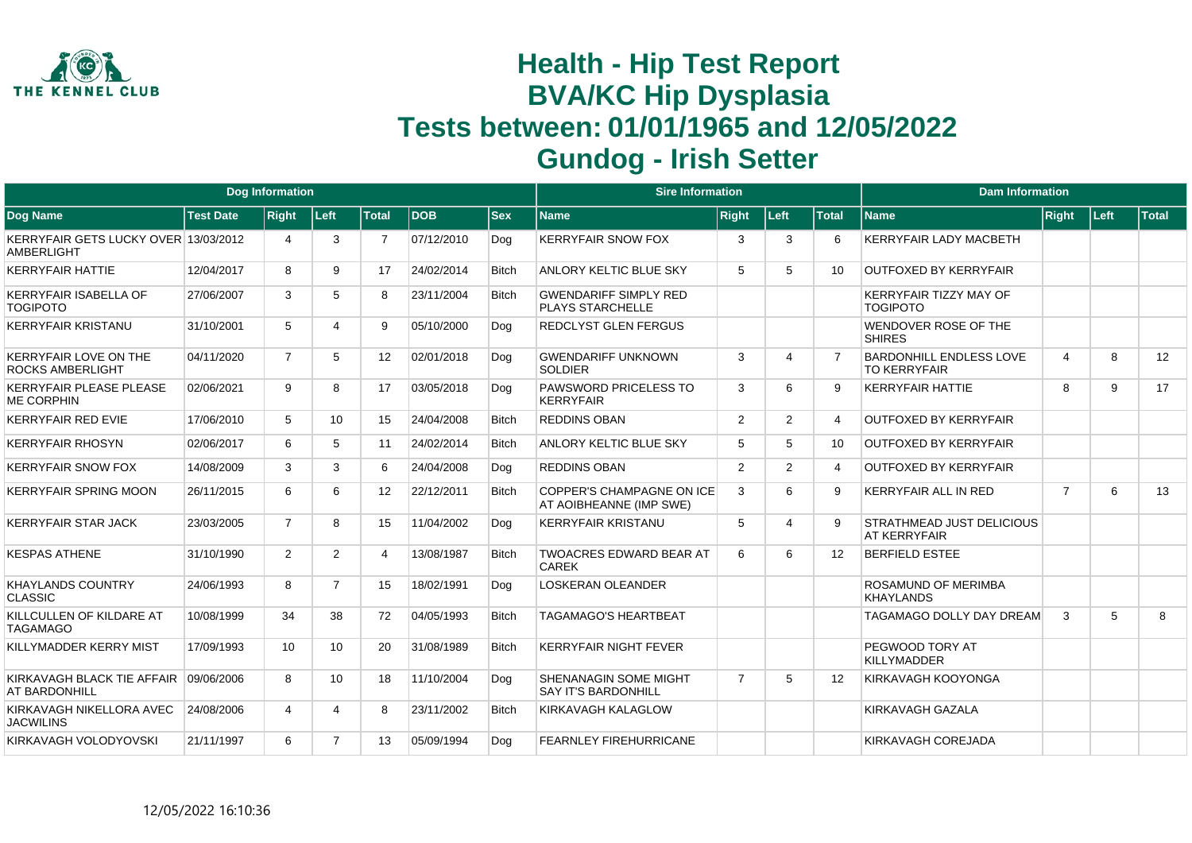# Health - Hip Test Report
# BVA/KC Hip Dysplasia
# Tests between: 01/01/1965 and 12/05/2022
# Gundog - Irish Setter

| Dog Information | | | | | | | Sire Information | | | | Dam Information | | | |
|---|---|---|---|---|---|---|---|---|---|---|---|---|---|---|
| Dog Name | Test Date | Right | Left | Total | DOB | Sex | Name | Right | Left | Total | Name | Right | Left | Total |
| KERRYFAIR GETS LUCKY OVER AMBERLIGHT | 13/03/2012 | 4 | 3 | 7 | 07/12/2010 | Dog | KERRYFAIR SNOW FOX | 3 | 3 | 6 | KERRYFAIR LADY MACBETH | | | |
| KERRYFAIR HATTIE | 12/04/2017 | 8 | 9 | 17 | 24/02/2014 | Bitch | ANLORY KELTIC BLUE SKY | 5 | 5 | 10 | OUTFOXED BY KERRYFAIR | | | |
| KERRYFAIR ISABELLA OF TOGIPOTO | 27/06/2007 | 3 | 5 | 8 | 23/11/2004 | Bitch | GWENDARIFF SIMPLY RED PLAYS STARCHELLE | | | | KERRYFAIR TIZZY MAY OF TOGIPOTO | | | |
| KERRYFAIR KRISTANU | 31/10/2001 | 5 | 4 | 9 | 05/10/2000 | Dog | REDCLYST GLEN FERGUS | | | | WENDOVER ROSE OF THE SHIRES | | | |
| KERRYFAIR LOVE ON THE ROCKS AMBERLIGHT | 04/11/2020 | 7 | 5 | 12 | 02/01/2018 | Dog | GWENDARIFF UNKNOWN SOLDIER | 3 | 4 | 7 | BARDONHILL ENDLESS LOVE TO KERRYFAIR | 4 | 8 | 12 |
| KERRYFAIR PLEASE PLEASE ME CORPHIN | 02/06/2021 | 9 | 8 | 17 | 03/05/2018 | Dog | PAWSWORD PRICELESS TO KERRYFAIR | 3 | 6 | 9 | KERRYFAIR HATTIE | 8 | 9 | 17 |
| KERRYFAIR RED EVIE | 17/06/2010 | 5 | 10 | 15 | 24/04/2008 | Bitch | REDDINS OBAN | 2 | 2 | 4 | OUTFOXED BY KERRYFAIR | | | |
| KERRYFAIR RHOSYN | 02/06/2017 | 6 | 5 | 11 | 24/02/2014 | Bitch | ANLORY KELTIC BLUE SKY | 5 | 5 | 10 | OUTFOXED BY KERRYFAIR | | | |
| KERRYFAIR SNOW FOX | 14/08/2009 | 3 | 3 | 6 | 24/04/2008 | Dog | REDDINS OBAN | 2 | 2 | 4 | OUTFOXED BY KERRYFAIR | | | |
| KERRYFAIR SPRING MOON | 26/11/2015 | 6 | 6 | 12 | 22/12/2011 | Bitch | COPPER'S CHAMPAGNE ON ICE AT AOIBHEANNE (IMP SWE) | 3 | 6 | 9 | KERRYFAIR ALL IN RED | 7 | 6 | 13 |
| KERRYFAIR STAR JACK | 23/03/2005 | 7 | 8 | 15 | 11/04/2002 | Dog | KERRYFAIR KRISTANU | 5 | 4 | 9 | STRATHMEAD JUST DELICIOUS AT KERRYFAIR | | | |
| KESPAS ATHENE | 31/10/1990 | 2 | 2 | 4 | 13/08/1987 | Bitch | TWOACRES EDWARD BEAR AT CAREK | 6 | 6 | 12 | BERFIELD ESTEE | | | |
| KHAYLANDS COUNTRY CLASSIC | 24/06/1993 | 8 | 7 | 15 | 18/02/1991 | Dog | LOSKERAN OLEANDER | | | | ROSAMUND OF MERIMBA KHAYLANDS | | | |
| KILLCULLEN OF KILDARE AT TAGAMAGO | 10/08/1999 | 34 | 38 | 72 | 04/05/1993 | Bitch | TAGAMAGO'S HEARTBEAT | | | | TAGAMAGO DOLLY DAY DREAM | 3 | 5 | 8 |
| KILLYMADDER KERRY MIST | 17/09/1993 | 10 | 10 | 20 | 31/08/1989 | Bitch | KERRYFAIR NIGHT FEVER | | | | PEGWOOD TORY AT KILLYMADDER | | | |
| KIRKAVAGH BLACK TIE AFFAIR AT BARDONHILL | 09/06/2006 | 8 | 10 | 18 | 11/10/2004 | Dog | SHENANAGIN SOME MIGHT SAY IT'S BARDONHILL | 7 | 5 | 12 | KIRKAVAGH KOOYONGA | | | |
| KIRKAVAGH NIKELLORA AVEC JACWILINS | 24/08/2006 | 4 | 4 | 8 | 23/11/2002 | Bitch | KIRKAVAGH KALAGLOW | | | | KIRKAVAGH GAZALA | | | |
| KIRKAVAGH VOLODYOVSKI | 21/11/1997 | 6 | 7 | 13 | 05/09/1994 | Dog | FEARNLEY FIREHURRICANE | | | | KIRKAVAGH COREJADA | | | |

12/05/2022 16:10:36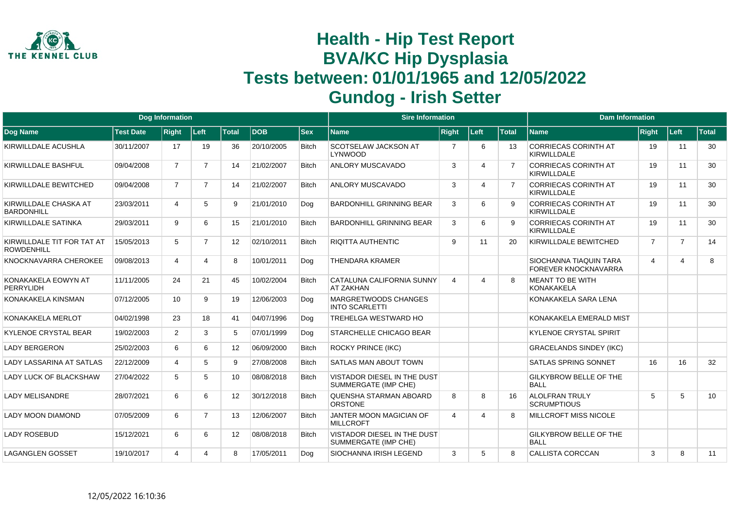# Health - Hip Test Report
# BVA/KC Hip Dysplasia
# Tests between: 01/01/1965 and 12/05/2022
# Gundog - Irish Setter

| Dog Information | | | | | | | Sire Information | | | | Dam Information | | | |
|---|---|---|---|---|---|---|---|---|---|---|---|---|---|---|
| **Dog Name** | **Test Date** | **Right** | **Left** | **Total** | **DOB** | **Sex** | **Name** | **Right** | **Left** | **Total** | **Name** | **Right** | **Left** | **Total** |
| KIRWILLDALE ACUSHLA | 30/11/2007 | 17 | 19 | 36 | 20/10/2005 | Bitch | SCOTSELAW JACKSON AT LYNWOOD | 7 | 6 | 13 | CORRIECAS CORINTH AT KIRWILLDALE | 19 | 11 | 30 |
| KIRWILLDALE BASHFUL | 09/04/2008 | 7 | 7 | 14 | 21/02/2007 | Bitch | ANLORY MUSCAVADO | 3 | 4 | 7 | CORRIECAS CORINTH AT KIRWILLDALE | 19 | 11 | 30 |
| KIRWILLDALE BEWITCHED | 09/04/2008 | 7 | 7 | 14 | 21/02/2007 | Bitch | ANLORY MUSCAVADO | 3 | 4 | 7 | CORRIECAS CORINTH AT KIRWILLDALE | 19 | 11 | 30 |
| KIRWILLDALE CHASKA AT BARDONHILL | 23/03/2011 | 4 | 5 | 9 | 21/01/2010 | Dog | BARDONHILL GRINNING BEAR | 3 | 6 | 9 | CORRIECAS CORINTH AT KIRWILLDALE | 19 | 11 | 30 |
| KIRWILLDALE SATINKA | 29/03/2011 | 9 | 6 | 15 | 21/01/2010 | Bitch | BARDONHILL GRINNING BEAR | 3 | 6 | 9 | CORRIECAS CORINTH AT KIRWILLDALE | 19 | 11 | 30 |
| KIRWILLDALE TIT FOR TAT AT ROWDENHILL | 15/05/2013 | 5 | 7 | 12 | 02/10/2011 | Bitch | RIQITTA AUTHENTIC | 9 | 11 | 20 | KIRWILLDALE BEWITCHED | 7 | 7 | 14 |
| KNOCKNAVARRA CHEROKEE | 09/08/2013 | 4 | 4 | 8 | 10/01/2011 | Dog | THENDARA KRAMER | | | | SIOCHANNA TIAQUIN TARA FOREVER KNOCKNAVARRA | 4 | 4 | 8 |
| KONAKAKELA EOWYN AT PERRYLIDH | 11/11/2005 | 24 | 21 | 45 | 10/02/2004 | Bitch | CATALUNA CALIFORNIA SUNNY AT ZAKHAN | 4 | 4 | 8 | MEANT TO BE WITH KONAKAKELA | | | |
| KONAKAKELA KINSMAN | 07/12/2005 | 10 | 9 | 19 | 12/06/2003 | Dog | MARGRETWOODS CHANGES INTO SCARLETTI | | | | KONAKAKELA SARA LENA | | | |
| KONAKAKELA MERLOT | 04/02/1998 | 23 | 18 | 41 | 04/07/1996 | Dog | TREHELGA WESTWARD HO | | | | KONAKAKELA EMERALD MIST | | | |
| KYLENOE CRYSTAL BEAR | 19/02/2003 | 2 | 3 | 5 | 07/01/1999 | Dog | STARCHELLE CHICAGO BEAR | | | | KYLENOE CRYSTAL SPIRIT | | | |
| LADY BERGERON | 25/02/2003 | 6 | 6 | 12 | 06/09/2000 | Bitch | ROCKY PRINCE (IKC) | | | | GRACELANDS SINDEY (IKC) | | | |
| LADY LASSARINA AT SATLAS | 22/12/2009 | 4 | 5 | 9 | 27/08/2008 | Bitch | SATLAS MAN ABOUT TOWN | | | | SATLAS SPRING SONNET | 16 | 16 | 32 |
| LADY LUCK OF BLACKSHAW | 27/04/2022 | 5 | 5 | 10 | 08/08/2018 | Bitch | VISTADOR DIESEL IN THE DUST SUMMERGATE (IMP CHE) | | | | GILKYBROW BELLE OF THE BALL | | | |
| LADY MELISANDRE | 28/07/2021 | 6 | 6 | 12 | 30/12/2018 | Bitch | QUENSHA STARMAN ABOARD ORSTONE | 8 | 8 | 16 | ALOLFRAN TRULY SCRUMPTIOUS | 5 | 5 | 10 |
| LADY MOON DIAMOND | 07/05/2009 | 6 | 7 | 13 | 12/06/2007 | Bitch | JANTER MOON MAGICIAN OF MILLCROFT | 4 | 4 | 8 | MILLCROFT MISS NICOLE | | | |
| LADY ROSEBUD | 15/12/2021 | 6 | 6 | 12 | 08/08/2018 | Bitch | VISTADOR DIESEL IN THE DUST SUMMERGATE (IMP CHE) | | | | GILKYBROW BELLE OF THE BALL | | | |
| LAGANGLEN GOSSET | 19/10/2017 | 4 | 4 | 8 | 17/05/2011 | Dog | SIOCHANNA IRISH LEGEND | 3 | 5 | 8 | CALLISTA CORCCAN | 3 | 8 | 11 |

12/05/2022 16:10:36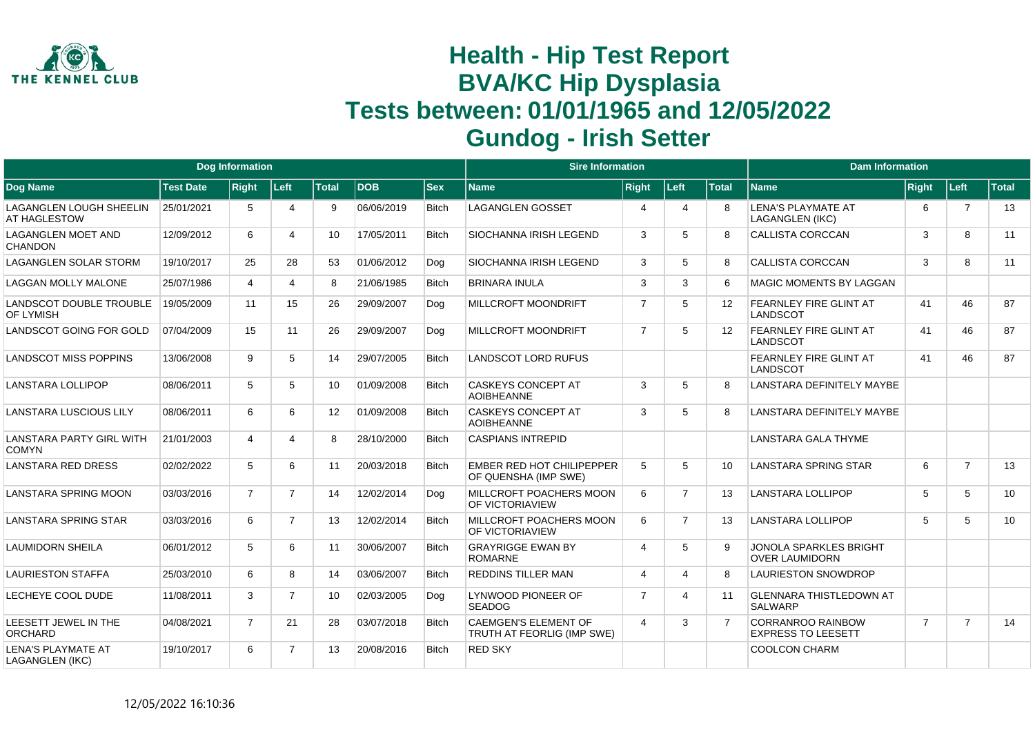# Health - Hip Test Report
# BVA/KC Hip Dysplasia
# Tests between: 01/01/1965 and 12/05/2022
# Gundog - Irish Setter

| Dog Information | | | | | | | Sire Information | | | | Dam Information | | | |
|---|---|---|---|---|---|---|---|---|---|---|---|---|---|---|
| Dog Name | Test Date | Right | Left | Total | DOB | Sex | Name | Right | Left | Total | Name | Right | Left | Total |
| LAGANGLEN LOUGH SHEELIN AT HAGLESTOW | 25/01/2021 | 5 | 4 | 9 | 06/06/2019 | Bitch | LAGANGLEN GOSSET | 4 | 4 | 8 | LENA'S PLAYMATE AT LAGANGLEN (IKC) | 6 | 7 | 13 |
| LAGANGLEN MOET AND CHANDON | 12/09/2012 | 6 | 4 | 10 | 17/05/2011 | Bitch | SIOCHANNA IRISH LEGEND | 3 | 5 | 8 | CALLISTA CORCCAN | 3 | 8 | 11 |
| LAGANGLEN SOLAR STORM | 19/10/2017 | 25 | 28 | 53 | 01/06/2012 | Dog | SIOCHANNA IRISH LEGEND | 3 | 5 | 8 | CALLISTA CORCCAN | 3 | 8 | 11 |
| LAGGAN MOLLY MALONE | 25/07/1986 | 4 | 4 | 8 | 21/06/1985 | Bitch | BRINARA INULA | 3 | 3 | 6 | MAGIC MOMENTS BY LAGGAN | | | |
| LANDSCOT DOUBLE TROUBLE OF LYMISH | 19/05/2009 | 11 | 15 | 26 | 29/09/2007 | Dog | MILLCROFT MOONDRIFT | 7 | 5 | 12 | FEARNLEY FIRE GLINT AT LANDSCOT | 41 | 46 | 87 |
| LANDSCOT GOING FOR GOLD | 07/04/2009 | 15 | 11 | 26 | 29/09/2007 | Dog | MILLCROFT MOONDRIFT | 7 | 5 | 12 | FEARNLEY FIRE GLINT AT LANDSCOT | 41 | 46 | 87 |
| LANDSCOT MISS POPPINS | 13/06/2008 | 9 | 5 | 14 | 29/07/2005 | Bitch | LANDSCOT LORD RUFUS | | | | FEARNLEY FIRE GLINT AT LANDSCOT | 41 | 46 | 87 |
| LANSTARA LOLLIPOP | 08/06/2011 | 5 | 5 | 10 | 01/09/2008 | Bitch | CASKEYS CONCEPT AT AOIBHEANNE | 3 | 5 | 8 | LANSTARA DEFINITELY MAYBE | | | |
| LANSTARA LUSCIOUS LILY | 08/06/2011 | 6 | 6 | 12 | 01/09/2008 | Bitch | CASKEYS CONCEPT AT AOIBHEANNE | 3 | 5 | 8 | LANSTARA DEFINITELY MAYBE | | | |
| LANSTARA PARTY GIRL WITH COMYN | 21/01/2003 | 4 | 4 | 8 | 28/10/2000 | Bitch | CASPIANS INTREPID | | | | LANSTARA GALA THYME | | | |
| LANSTARA RED DRESS | 02/02/2022 | 5 | 6 | 11 | 20/03/2018 | Bitch | EMBER RED HOT CHILIPEPPER OF QUENSHA (IMP SWE) | 5 | 5 | 10 | LANSTARA SPRING STAR | 6 | 7 | 13 |
| LANSTARA SPRING MOON | 03/03/2016 | 7 | 7 | 14 | 12/02/2014 | Dog | MILLCROFT POACHERS MOON OF VICTORIAVIEW | 6 | 7 | 13 | LANSTARA LOLLIPOP | 5 | 5 | 10 |
| LANSTARA SPRING STAR | 03/03/2016 | 6 | 7 | 13 | 12/02/2014 | Bitch | MILLCROFT POACHERS MOON OF VICTORIAVIEW | 6 | 7 | 13 | LANSTARA LOLLIPOP | 5 | 5 | 10 |
| LAUMIDORN SHEILA | 06/01/2012 | 5 | 6 | 11 | 30/06/2007 | Bitch | GRAYRIGGE EWAN BY ROMARNE | 4 | 5 | 9 | JONOLA SPARKLES BRIGHT OVER LAUMIDORN | | | |
| LAURIESTON STAFFA | 25/03/2010 | 6 | 8 | 14 | 03/06/2007 | Bitch | REDDINS TILLER MAN | 4 | 4 | 8 | LAURIESTON SNOWDROP | | | |
| LECHEYE COOL DUDE | 11/08/2011 | 3 | 7 | 10 | 02/03/2005 | Dog | LYNWOOD PIONEER OF SEADOG | 7 | 4 | 11 | GLENNARA THISTLEDOWN AT SALWARP | | | |
| LEESETT JEWEL IN THE ORCHARD | 04/08/2021 | 7 | 21 | 28 | 03/07/2018 | Bitch | CAEMGEN'S ELEMENT OF TRUTH AT FEORLIG (IMP SWE) | 4 | 3 | 7 | CORRANROO RAINBOW EXPRESS TO LEESETT | 7 | 7 | 14 |
| LENA'S PLAYMATE AT LAGANGLEN (IKC) | 19/10/2017 | 6 | 7 | 13 | 20/08/2016 | Bitch | RED SKY | | | | COOLCON CHARM | | | |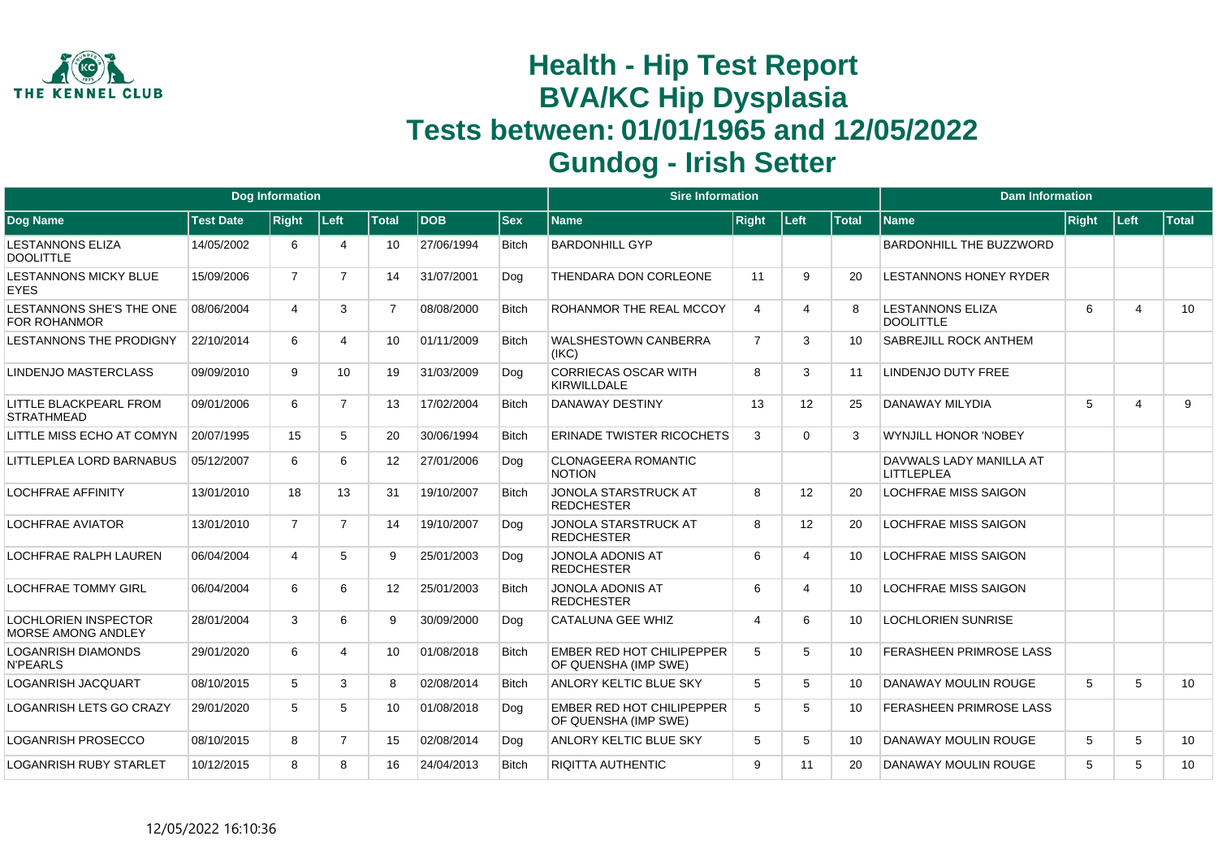# Health - Hip Test Report
# BVA/KC Hip Dysplasia
# Tests between: 01/01/1965 and 12/05/2022
# Gundog - Irish Setter

| Dog Information | | | | | | | Sire Information | | | | Dam Information | | | |
|---|---|---|---|---|---|---|---|---|---|---|---|---|---|---|
| Dog Name | Test Date | Right | Left | Total | DOB | Sex | Name | Right | Left | Total | Name | Right | Left | Total |
| LESTANNONS ELIZA DOOLITTLE | 14/05/2002 | 6 | 4 | 10 | 27/06/1994 | Bitch | BARDONHILL GYP | | | | BARDONHILL THE BUZZWORD | | | |
| LESTANNONS MICKY BLUE EYES | 15/09/2006 | 7 | 7 | 14 | 31/07/2001 | Dog | THENDARA DON CORLEONE | 11 | 9 | 20 | LESTANNONS HONEY RYDER | | | |
| LESTANNONS SHE'S THE ONE FOR ROHANMOR | 08/06/2004 | 4 | 3 | 7 | 08/08/2000 | Bitch | ROHANMOR THE REAL MCCOY | 4 | 4 | 8 | LESTANNONS ELIZA DOOLITTLE | 6 | 4 | 10 |
| LESTANNONS THE PRODIGNY | 22/10/2014 | 6 | 4 | 10 | 01/11/2009 | Bitch | WALSHESTOWN CANBERRA (IKC) | 7 | 3 | 10 | SABREJILL ROCK ANTHEM | | | |
| LINDENJO MASTERCLASS | 09/09/2010 | 9 | 10 | 19 | 31/03/2009 | Dog | CORRIECAS OSCAR WITH KIRWILLDALE | 8 | 3 | 11 | LINDENJO DUTY FREE | | | |
| LITTLE BLACKPEARL FROM STRATHMEAD | 09/01/2006 | 6 | 7 | 13 | 17/02/2004 | Bitch | DANAWAY DESTINY | 13 | 12 | 25 | DANAWAY MILYDIA | 5 | 4 | 9 |
| LITTLE MISS ECHO AT COMYN | 20/07/1995 | 15 | 5 | 20 | 30/06/1994 | Bitch | ERINADE TWISTER RICOCHETS | 3 | 0 | 3 | WYNJILL HONOR 'NOBEY | | | |
| LITTLEPLEA LORD BARNABUS | 05/12/2007 | 6 | 6 | 12 | 27/01/2006 | Dog | CLONAGEERA ROMANTIC NOTION | | | | DAVWALS LADY MANILLA AT LITTLEPLEA | | | |
| LOCHFRAE AFFINITY | 13/01/2010 | 18 | 13 | 31 | 19/10/2007 | Bitch | JONOLA STARSTRUCK AT REDCHESTER | 8 | 12 | 20 | LOCHFRAE MISS SAIGON | | | |
| LOCHFRAE AVIATOR | 13/01/2010 | 7 | 7 | 14 | 19/10/2007 | Dog | JONOLA STARSTRUCK AT REDCHESTER | 8 | 12 | 20 | LOCHFRAE MISS SAIGON | | | |
| LOCHFRAE RALPH LAUREN | 06/04/2004 | 4 | 5 | 9 | 25/01/2003 | Dog | JONOLA ADONIS AT REDCHESTER | 6 | 4 | 10 | LOCHFRAE MISS SAIGON | | | |
| LOCHFRAE TOMMY GIRL | 06/04/2004 | 6 | 6 | 12 | 25/01/2003 | Bitch | JONOLA ADONIS AT REDCHESTER | 6 | 4 | 10 | LOCHFRAE MISS SAIGON | | | |
| LOCHLORIEN INSPECTOR MORSE AMONG ANDLEY | 28/01/2004 | 3 | 6 | 9 | 30/09/2000 | Dog | CATALUNA GEE WHIZ | 4 | 6 | 10 | LOCHLORIEN SUNRISE | | | |
| LOGANRISH DIAMONDS N'PEARLS | 29/01/2020 | 6 | 4 | 10 | 01/08/2018 | Bitch | EMBER RED HOT CHILIPEPPER OF QUENSHA (IMP SWE) | 5 | 5 | 10 | FERASHEEN PRIMROSE LASS | | | |
| LOGANRISH JACQUART | 08/10/2015 | 5 | 3 | 8 | 02/08/2014 | Bitch | ANLORY KELTIC BLUE SKY | 5 | 5 | 10 | DANAWAY MOULIN ROUGE | 5 | 5 | 10 |
| LOGANRISH LETS GO CRAZY | 29/01/2020 | 5 | 5 | 10 | 01/08/2018 | Dog | EMBER RED HOT CHILIPEPPER OF QUENSHA (IMP SWE) | 5 | 5 | 10 | FERASHEEN PRIMROSE LASS | | | |
| LOGANRISH PROSECCO | 08/10/2015 | 8 | 7 | 15 | 02/08/2014 | Dog | ANLORY KELTIC BLUE SKY | 5 | 5 | 10 | DANAWAY MOULIN ROUGE | 5 | 5 | 10 |
| LOGANRISH RUBY STARLET | 10/12/2015 | 8 | 8 | 16 | 24/04/2013 | Bitch | RIQITTA AUTHENTIC | 9 | 11 | 20 | DANAWAY MOULIN ROUGE | 5 | 5 | 10 |

12/05/2022 16:10:36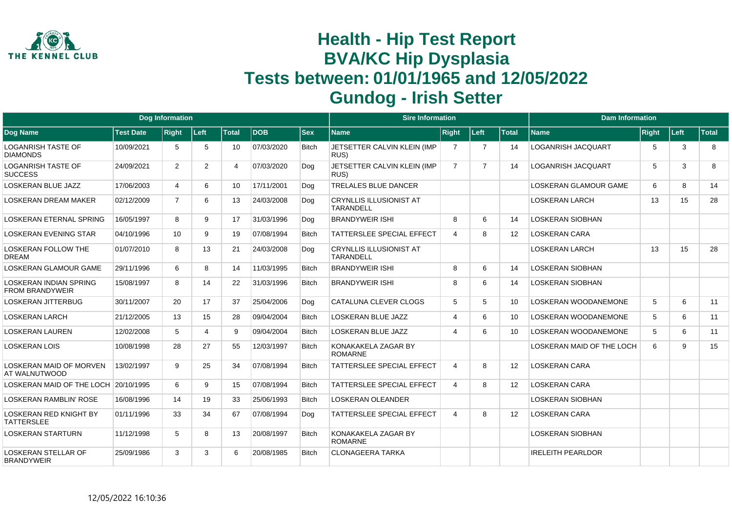# Health - Hip Test Report
# BVA/KC Hip Dysplasia
# Tests between: 01/01/1965 and 12/05/2022
# Gundog - Irish Setter

| Dog Information | | | | | | | Sire Information | | | | Dam Information | | | |
|---|---|---|---|---|---|---|---|---|---|---|---|---|---|---|
| **Dog Name** | **Test Date** | **Right** | **Left** | **Total** | **DOB** | **Sex** | **Name** | **Right** | **Left** | **Total** | **Name** | **Right** | **Left** | **Total** |
| LOGANRISH TASTE OF DIAMONDS | 10/09/2021 | 5 | 5 | 10 | 07/03/2020 | Bitch | JETSETTER CALVIN KLEIN (IMP RUS) | 7 | 7 | 14 | LOGANRISH JACQUART | 5 | 3 | 8 |
| LOGANRISH TASTE OF SUCCESS | 24/09/2021 | 2 | 2 | 4 | 07/03/2020 | Dog | JETSETTER CALVIN KLEIN (IMP RUS) | 7 | 7 | 14 | LOGANRISH JACQUART | 5 | 3 | 8 |
| LOSKERAN BLUE JAZZ | 17/06/2003 | 4 | 6 | 10 | 17/11/2001 | Dog | TRELALES BLUE DANCER | | | | LOSKERAN GLAMOUR GAME | 6 | 8 | 14 |
| LOSKERAN DREAM MAKER | 02/12/2009 | 7 | 6 | 13 | 24/03/2008 | Dog | CRYNLLIS ILLUSIONIST AT TARANDELL | | | | LOSKERAN LARCH | 13 | 15 | 28 |
| LOSKERAN ETERNAL SPRING | 16/05/1997 | 8 | 9 | 17 | 31/03/1996 | Dog | BRANDYWEIR ISHI | 8 | 6 | 14 | LOSKERAN SIOBHAN | | | |
| LOSKERAN EVENING STAR | 04/10/1996 | 10 | 9 | 19 | 07/08/1994 | Bitch | TATTERSLEE SPECIAL EFFECT | 4 | 8 | 12 | LOSKERAN CARA | | | |
| LOSKERAN FOLLOW THE DREAM | 01/07/2010 | 8 | 13 | 21 | 24/03/2008 | Dog | CRYNLLIS ILLUSIONIST AT TARANDELL | | | | LOSKERAN LARCH | 13 | 15 | 28 |
| LOSKERAN GLAMOUR GAME | 29/11/1996 | 6 | 8 | 14 | 11/03/1995 | Bitch | BRANDYWEIR ISHI | 8 | 6 | 14 | LOSKERAN SIOBHAN | | | |
| LOSKERAN INDIAN SPRING FROM BRANDYWEIR | 15/08/1997 | 8 | 14 | 22 | 31/03/1996 | Bitch | BRANDYWEIR ISHI | 8 | 6 | 14 | LOSKERAN SIOBHAN | | | |
| LOSKERAN JITTERBUG | 30/11/2007 | 20 | 17 | 37 | 25/04/2006 | Dog | CATALUNA CLEVER CLOGS | 5 | 5 | 10 | LOSKERAN WOODANEMONE | 5 | 6 | 11 |
| LOSKERAN LARCH | 21/12/2005 | 13 | 15 | 28 | 09/04/2004 | Bitch | LOSKERAN BLUE JAZZ | 4 | 6 | 10 | LOSKERAN WOODANEMONE | 5 | 6 | 11 |
| LOSKERAN LAUREN | 12/02/2008 | 5 | 4 | 9 | 09/04/2004 | Bitch | LOSKERAN BLUE JAZZ | 4 | 6 | 10 | LOSKERAN WOODANEMONE | 5 | 6 | 11 |
| LOSKERAN LOIS | 10/08/1998 | 28 | 27 | 55 | 12/03/1997 | Bitch | KONAKAKELA ZAGAR BY ROMARNE | | | | LOSKERAN MAID OF THE LOCH | 6 | 9 | 15 |
| LOSKERAN MAID OF MORVEN AT WALNUTWOOD | 13/02/1997 | 9 | 25 | 34 | 07/08/1994 | Bitch | TATTERSLEE SPECIAL EFFECT | 4 | 8 | 12 | LOSKERAN CARA | | | |
| LOSKERAN MAID OF THE LOCH | 20/10/1995 | 6 | 9 | 15 | 07/08/1994 | Bitch | TATTERSLEE SPECIAL EFFECT | 4 | 8 | 12 | LOSKERAN CARA | | | |
| LOSKERAN RAMBLIN' ROSE | 16/08/1996 | 14 | 19 | 33 | 25/06/1993 | Bitch | LOSKERAN OLEANDER | | | | LOSKERAN SIOBHAN | | | |
| LOSKERAN RED KNIGHT BY TATTERSLEE | 01/11/1996 | 33 | 34 | 67 | 07/08/1994 | Dog | TATTERSLEE SPECIAL EFFECT | 4 | 8 | 12 | LOSKERAN CARA | | | |
| LOSKERAN STARTURN | 11/12/1998 | 5 | 8 | 13 | 20/08/1997 | Bitch | KONAKAKELA ZAGAR BY ROMARNE | | | | LOSKERAN SIOBHAN | | | |
| LOSKERAN STELLAR OF BRANDYWEIR | 25/09/1986 | 3 | 3 | 6 | 20/08/1985 | Bitch | CLONAGEERA TARKA | | | | IRELEITH PEARLDOR | | | |

12/05/2022 16:10:36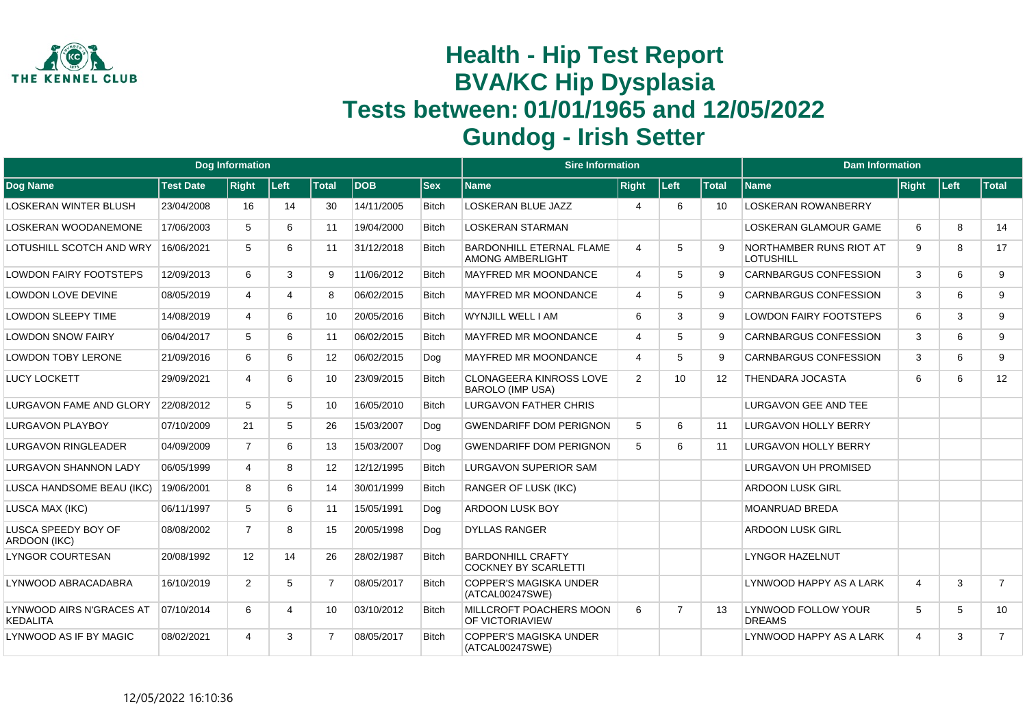# Health - Hip Test Report
# BVA/KC Hip Dysplasia
# Tests between: 01/01/1965 and 12/05/2022
# Gundog - Irish Setter

| Dog Information | | | | | | | Sire Information | | | | Dam Information | | | |
|---|---|---|---|---|---|---|---|---|---|---|---|---|---|---|
| Dog Name | Test Date | Right | Left | Total | DOB | Sex | Name | Right | Left | Total | Name | Right | Left | Total |
| LOSKERAN WINTER BLUSH | 23/04/2008 | 16 | 14 | 30 | 14/11/2005 | Bitch | LOSKERAN BLUE JAZZ | 4 | 6 | 10 | LOSKERAN ROWANBERRY | | | |
| LOSKERAN WOODANEMONE | 17/06/2003 | 5 | 6 | 11 | 19/04/2000 | Bitch | LOSKERAN STARMAN | | | | LOSKERAN GLAMOUR GAME | 6 | 8 | 14 |
| LOTUSHILL SCOTCH AND WRY | 16/06/2021 | 5 | 6 | 11 | 31/12/2018 | Bitch | BARDONHILL ETERNAL FLAME AMONG AMBERLIGHT | 4 | 5 | 9 | NORTHAMBER RUNS RIOT AT LOTUSHILL | 9 | 8 | 17 |
| LOWDON FAIRY FOOTSTEPS | 12/09/2013 | 6 | 3 | 9 | 11/06/2012 | Bitch | MAYFRED MR MOONDANCE | 4 | 5 | 9 | CARNBARGUS CONFESSION | 3 | 6 | 9 |
| LOWDON LOVE DEVINE | 08/05/2019 | 4 | 4 | 8 | 06/02/2015 | Bitch | MAYFRED MR MOONDANCE | 4 | 5 | 9 | CARNBARGUS CONFESSION | 3 | 6 | 9 |
| LOWDON SLEEPY TIME | 14/08/2019 | 4 | 6 | 10 | 20/05/2016 | Bitch | WYNJILL WELL I AM | 6 | 3 | 9 | LOWDON FAIRY FOOTSTEPS | 6 | 3 | 9 |
| LOWDON SNOW FAIRY | 06/04/2017 | 5 | 6 | 11 | 06/02/2015 | Bitch | MAYFRED MR MOONDANCE | 4 | 5 | 9 | CARNBARGUS CONFESSION | 3 | 6 | 9 |
| LOWDON TOBY LERONE | 21/09/2016 | 6 | 6 | 12 | 06/02/2015 | Dog | MAYFRED MR MOONDANCE | 4 | 5 | 9 | CARNBARGUS CONFESSION | 3 | 6 | 9 |
| LUCY LOCKETT | 29/09/2021 | 4 | 6 | 10 | 23/09/2015 | Bitch | CLONAGEERA KINROSS LOVE BAROLO (IMP USA) | 2 | 10 | 12 | THENDARA JOCASTA | 6 | 6 | 12 |
| LURGAVON FAME AND GLORY | 22/08/2012 | 5 | 5 | 10 | 16/05/2010 | Bitch | LURGAVON FATHER CHRIS | | | | LURGAVON GEE AND TEE | | | |
| LURGAVON PLAYBOY | 07/10/2009 | 21 | 5 | 26 | 15/03/2007 | Dog | GWENDARIFF DOM PERIGNON | 5 | 6 | 11 | LURGAVON HOLLY BERRY | | | |
| LURGAVON RINGLEADER | 04/09/2009 | 7 | 6 | 13 | 15/03/2007 | Dog | GWENDARIFF DOM PERIGNON | 5 | 6 | 11 | LURGAVON HOLLY BERRY | | | |
| LURGAVON SHANNON LADY | 06/05/1999 | 4 | 8 | 12 | 12/12/1995 | Bitch | LURGAVON SUPERIOR SAM | | | | LURGAVON UH PROMISED | | | |
| LUSCA HANDSOME BEAU (IKC) | 19/06/2001 | 8 | 6 | 14 | 30/01/1999 | Bitch | RANGER OF LUSK (IKC) | | | | ARDOON LUSK GIRL | | | |
| LUSCA MAX (IKC) | 06/11/1997 | 5 | 6 | 11 | 15/05/1991 | Dog | ARDOON LUSK BOY | | | | MOANRUAD BREDA | | | |
| LUSCA SPEEDY BOY OF ARDOON (IKC) | 08/08/2002 | 7 | 8 | 15 | 20/05/1998 | Dog | DYLLAS RANGER | | | | ARDOON LUSK GIRL | | | |
| LYNGOR COURTESAN | 20/08/1992 | 12 | 14 | 26 | 28/02/1987 | Bitch | BARDONHILL CRAFTY COCKNEY BY SCARLETTI | | | | LYNGOR HAZELNUT | | | |
| LYNWOOD ABRACADABRA | 16/10/2019 | 2 | 5 | 7 | 08/05/2017 | Bitch | COPPER'S MAGISKA UNDER (ATCAL00247SWE) | | | | LYNWOOD HAPPY AS A LARK | 4 | 3 | 7 |
| LYNWOOD AIRS N'GRACES AT KEDALITA | 07/10/2014 | 6 | 4 | 10 | 03/10/2012 | Bitch | MILLCROFT POACHERS MOON OF VICTORIAVIEW | 6 | 7 | 13 | LYNWOOD FOLLOW YOUR DREAMS | 5 | 5 | 10 |
| LYNWOOD AS IF BY MAGIC | 08/02/2021 | 4 | 3 | 7 | 08/05/2017 | Bitch | COPPER'S MAGISKA UNDER (ATCAL00247SWE) | | | | LYNWOOD HAPPY AS A LARK | 4 | 3 | 7 |

12/05/2022 16:10:36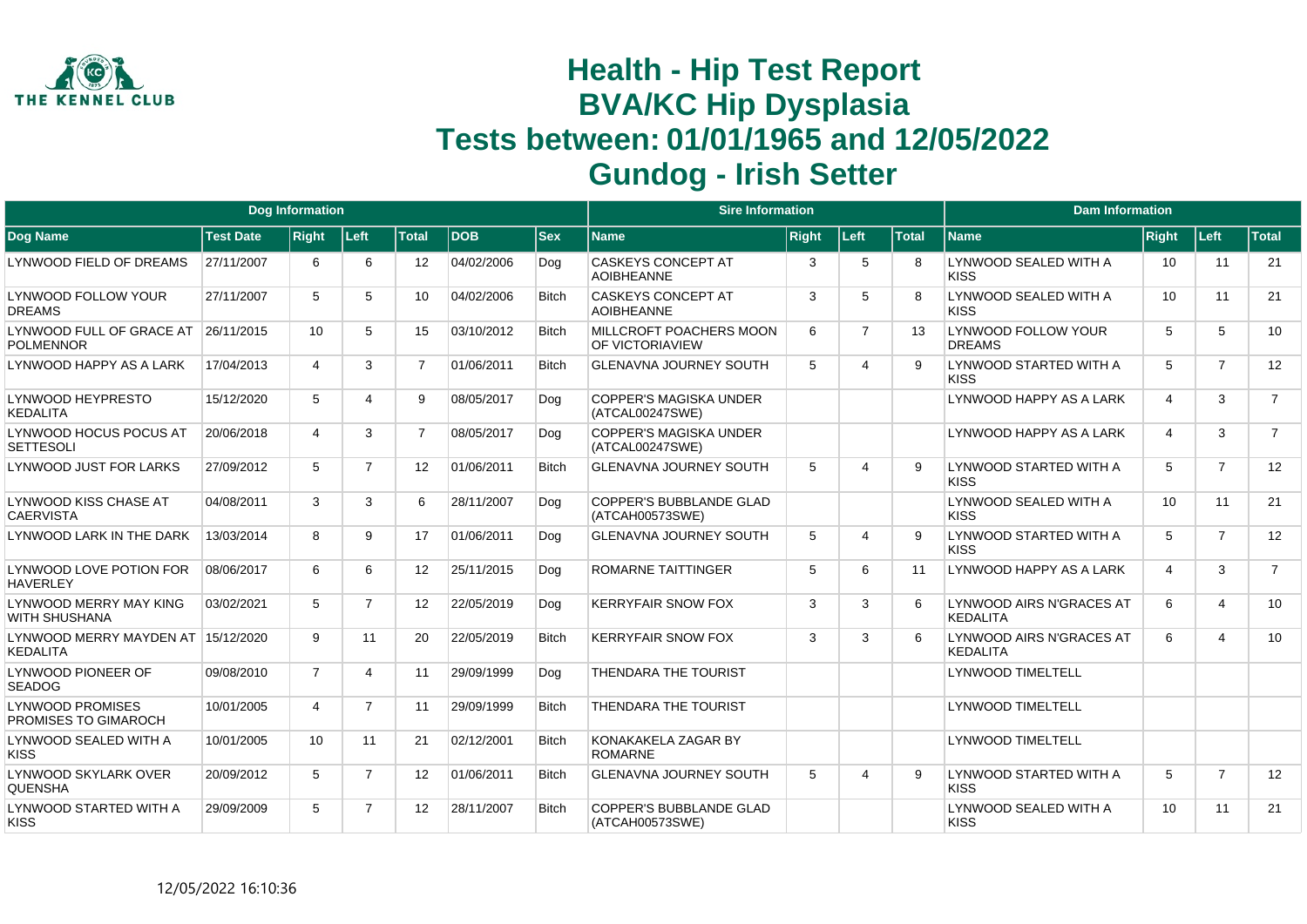# Health - Hip Test Report
# BVA/KC Hip Dysplasia
# Tests between: 01/01/1965 and 12/05/2022
# Gundog - Irish Setter

| Dog Information | | | | | | | Sire Information | | | | Dam Information | | | |
|---|---|---|---|---|---|---|---|---|---|---|---|---|---|---|
| Dog Name | Test Date | Right | Left | Total | DOB | Sex | Name | Right | Left | Total | Name | Right | Left | Total |
| LYNWOOD FIELD OF DREAMS | 27/11/2007 | 6 | 6 | 12 | 04/02/2006 | Dog | CASKEYS CONCEPT AT AOIBHEANNE | 3 | 5 | 8 | LYNWOOD SEALED WITH A KISS | 10 | 11 | 21 |
| LYNWOOD FOLLOW YOUR DREAMS | 27/11/2007 | 5 | 5 | 10 | 04/02/2006 | Bitch | CASKEYS CONCEPT AT AOIBHEANNE | 3 | 5 | 8 | LYNWOOD SEALED WITH A KISS | 10 | 11 | 21 |
| LYNWOOD FULL OF GRACE AT POLMENNOR | 26/11/2015 | 10 | 5 | 15 | 03/10/2012 | Bitch | MILLCROFT POACHERS MOON OF VICTORIAVIEW | 6 | 7 | 13 | LYNWOOD FOLLOW YOUR DREAMS | 5 | 5 | 10 |
| LYNWOOD HAPPY AS A LARK | 17/04/2013 | 4 | 3 | 7 | 01/06/2011 | Bitch | GLENAVNA JOURNEY SOUTH | 5 | 4 | 9 | LYNWOOD STARTED WITH A KISS | 5 | 7 | 12 |
| LYNWOOD HEYPRESTO KEDALITA | 15/12/2020 | 5 | 4 | 9 | 08/05/2017 | Dog | COPPER'S MAGISKA UNDER (ATCAL00247SWE) | | | | LYNWOOD HAPPY AS A LARK | 4 | 3 | 7 |
| LYNWOOD HOCUS POCUS AT SETTESOLI | 20/06/2018 | 4 | 3 | 7 | 08/05/2017 | Dog | COPPER'S MAGISKA UNDER (ATCAL00247SWE) | | | | LYNWOOD HAPPY AS A LARK | 4 | 3 | 7 |
| LYNWOOD JUST FOR LARKS | 27/09/2012 | 5 | 7 | 12 | 01/06/2011 | Bitch | GLENAVNA JOURNEY SOUTH | 5 | 4 | 9 | LYNWOOD STARTED WITH A KISS | 5 | 7 | 12 |
| LYNWOOD KISS CHASE AT CAERVISTA | 04/08/2011 | 3 | 3 | 6 | 28/11/2007 | Dog | COPPER'S BUBBLANDE GLAD (ATCAH00573SWE) | | | | LYNWOOD SEALED WITH A KISS | 10 | 11 | 21 |
| LYNWOOD LARK IN THE DARK | 13/03/2014 | 8 | 9 | 17 | 01/06/2011 | Dog | GLENAVNA JOURNEY SOUTH | 5 | 4 | 9 | LYNWOOD STARTED WITH A KISS | 5 | 7 | 12 |
| LYNWOOD LOVE POTION FOR HAVERLEY | 08/06/2017 | 6 | 6 | 12 | 25/11/2015 | Dog | ROMARNE TAITTINGER | 5 | 6 | 11 | LYNWOOD HAPPY AS A LARK | 4 | 3 | 7 |
| LYNWOOD MERRY MAY KING WITH SHUSHANA | 03/02/2021 | 5 | 7 | 12 | 22/05/2019 | Dog | KERRYFAIR SNOW FOX | 3 | 3 | 6 | LYNWOOD AIRS N'GRACES AT KEDALITA | 6 | 4 | 10 |
| LYNWOOD MERRY MAYDEN AT KEDALITA | 15/12/2020 | 9 | 11 | 20 | 22/05/2019 | Bitch | KERRYFAIR SNOW FOX | 3 | 3 | 6 | LYNWOOD AIRS N'GRACES AT KEDALITA | 6 | 4 | 10 |
| LYNWOOD PIONEER OF SEADOG | 09/08/2010 | 7 | 4 | 11 | 29/09/1999 | Dog | THENDARA THE TOURIST | | | | LYNWOOD TIMELTELL | | | |
| LYNWOOD PROMISES PROMISES TO GIMAROCH | 10/01/2005 | 4 | 7 | 11 | 29/09/1999 | Bitch | THENDARA THE TOURIST | | | | LYNWOOD TIMELTELL | | | |
| LYNWOOD SEALED WITH A KISS | 10/01/2005 | 10 | 11 | 21 | 02/12/2001 | Bitch | KONAKAKELA ZAGAR BY ROMARNE | | | | LYNWOOD TIMELTELL | | | |
| LYNWOOD SKYLARK OVER QUENSHA | 20/09/2012 | 5 | 7 | 12 | 01/06/2011 | Bitch | GLENAVNA JOURNEY SOUTH | 5 | 4 | 9 | LYNWOOD STARTED WITH A KISS | 5 | 7 | 12 |
| LYNWOOD STARTED WITH A KISS | 29/09/2009 | 5 | 7 | 12 | 28/11/2007 | Bitch | COPPER'S BUBBLANDE GLAD (ATCAH00573SWE) | | | | LYNWOOD SEALED WITH A KISS | 10 | 11 | 21 |

12/05/2022 16:10:36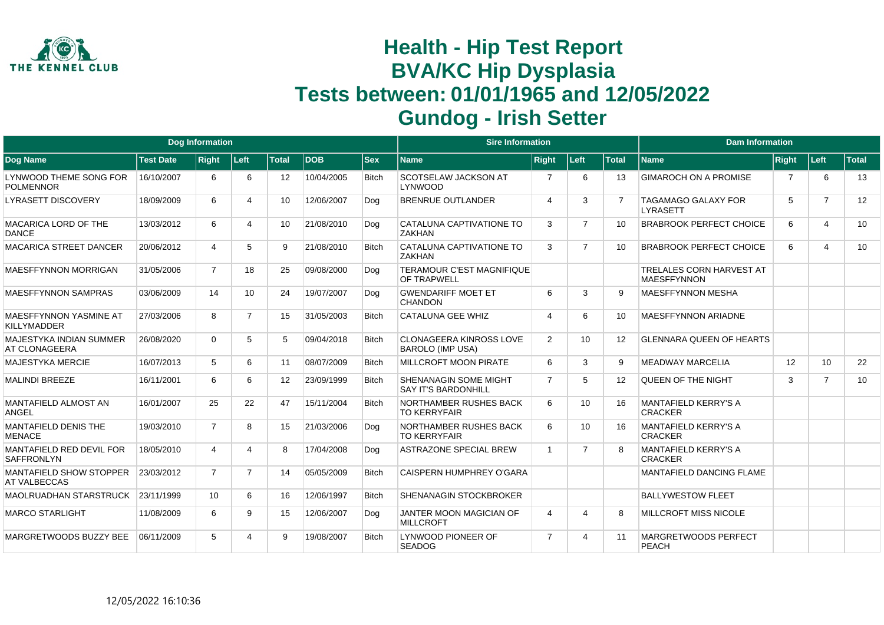# Health - Hip Test Report
# BVA/KC Hip Dysplasia
# Tests between: 01/01/1965 and 12/05/2022
# Gundog - Irish Setter

| Dog Information | | | | | | | Sire Information | | | | Dam Information | | | |
|---|---|---|---|---|---|---|---|---|---|---|---|---|---|---|
| Dog Name | Test Date | Right | Left | Total | DOB | Sex | Name | Right | Left | Total | Name | Right | Left | Total |
| LYNWOOD THEME SONG FOR POLMENNOR | 16/10/2007 | 6 | 6 | 12 | 10/04/2005 | Bitch | SCOTSELAW JACKSON AT LYNWOOD | 7 | 6 | 13 | GIMAROCH ON A PROMISE | 7 | 6 | 13 |
| LYRASETT DISCOVERY | 18/09/2009 | 6 | 4 | 10 | 12/06/2007 | Dog | BRENRUE OUTLANDER | 4 | 3 | 7 | TAGAMAGO GALAXY FOR LYRASETT | 5 | 7 | 12 |
| MACARICA LORD OF THE DANCE | 13/03/2012 | 6 | 4 | 10 | 21/08/2010 | Dog | CATALUNA CAPTIVATIONE TO ZAKHAN | 3 | 7 | 10 | BRABROOK PERFECT CHOICE | 6 | 4 | 10 |
| MACARICA STREET DANCER | 20/06/2012 | 4 | 5 | 9 | 21/08/2010 | Bitch | CATALUNA CAPTIVATIONE TO ZAKHAN | 3 | 7 | 10 | BRABROOK PERFECT CHOICE | 6 | 4 | 10 |
| MAESFFYNNON MORRIGAN | 31/05/2006 | 7 | 18 | 25 | 09/08/2000 | Dog | TERAMOUR C'EST MAGNIFIQUE OF TRAPWELL | | | | TRELALES CORN HARVEST AT MAESFFYNNON | | | |
| MAESFFYNNON SAMPRAS | 03/06/2009 | 14 | 10 | 24 | 19/07/2007 | Dog | GWENDARIFF MOET ET CHANDON | 6 | 3 | 9 | MAESFFYNNON MESHA | | | |
| MAESFFYNNON YASMINE AT KILLYMADDER | 27/03/2006 | 8 | 7 | 15 | 31/05/2003 | Bitch | CATALUNA GEE WHIZ | 4 | 6 | 10 | MAESFFYNNON ARIADNE | | | |
| MAJESTYKA INDIAN SUMMER AT CLONAGEERA | 26/08/2020 | 0 | 5 | 5 | 09/04/2018 | Bitch | CLONAGEERA KINROSS LOVE BAROLO (IMP USA) | 2 | 10 | 12 | GLENNARA QUEEN OF HEARTS | | | |
| MAJESTYKA MERCIE | 16/07/2013 | 5 | 6 | 11 | 08/07/2009 | Bitch | MILLCROFT MOON PIRATE | 6 | 3 | 9 | MEADWAY MARCELIA | 12 | 10 | 22 |
| MALINDI BREEZE | 16/11/2001 | 6 | 6 | 12 | 23/09/1999 | Bitch | SHENANAGIN SOME MIGHT SAY IT'S BARDONHILL | 7 | 5 | 12 | QUEEN OF THE NIGHT | 3 | 7 | 10 |
| MANTAFIELD ALMOST AN ANGEL | 16/01/2007 | 25 | 22 | 47 | 15/11/2004 | Bitch | NORTHAMBER RUSHES BACK TO KERRYFAIR | 6 | 10 | 16 | MANTAFIELD KERRY'S A CRACKER | | | |
| MANTAFIELD DENIS THE MENACE | 19/03/2010 | 7 | 8 | 15 | 21/03/2006 | Dog | NORTHAMBER RUSHES BACK TO KERRYFAIR | 6 | 10 | 16 | MANTAFIELD KERRY'S A CRACKER | | | |
| MANTAFIELD RED DEVIL FOR SAFFRONLYN | 18/05/2010 | 4 | 4 | 8 | 17/04/2008 | Dog | ASTRAZONE SPECIAL BREW | 1 | 7 | 8 | MANTAFIELD KERRY'S A CRACKER | | | |
| MANTAFIELD SHOW STOPPER AT VALBECCAS | 23/03/2012 | 7 | 7 | 14 | 05/05/2009 | Bitch | CAISPERN HUMPHREY O'GARA | | | | MANTAFIELD DANCING FLAME | | | |
| MAOLRUADHAN STARSTRUCK | 23/11/1999 | 10 | 6 | 16 | 12/06/1997 | Bitch | SHENANAGIN STOCKBROKER | | | | BALLYWESTOW FLEET | | | |
| MARCO STARLIGHT | 11/08/2009 | 6 | 9 | 15 | 12/06/2007 | Dog | JANTER MOON MAGICIAN OF MILLCROFT | 4 | 4 | 8 | MILLCROFT MISS NICOLE | | | |
| MARGRETWOODS BUZZY BEE | 06/11/2009 | 5 | 4 | 9 | 19/08/2007 | Bitch | LYNWOOD PIONEER OF SEADOG | 7 | 4 | 11 | MARGRETWOODS PERFECT PEACH | | | |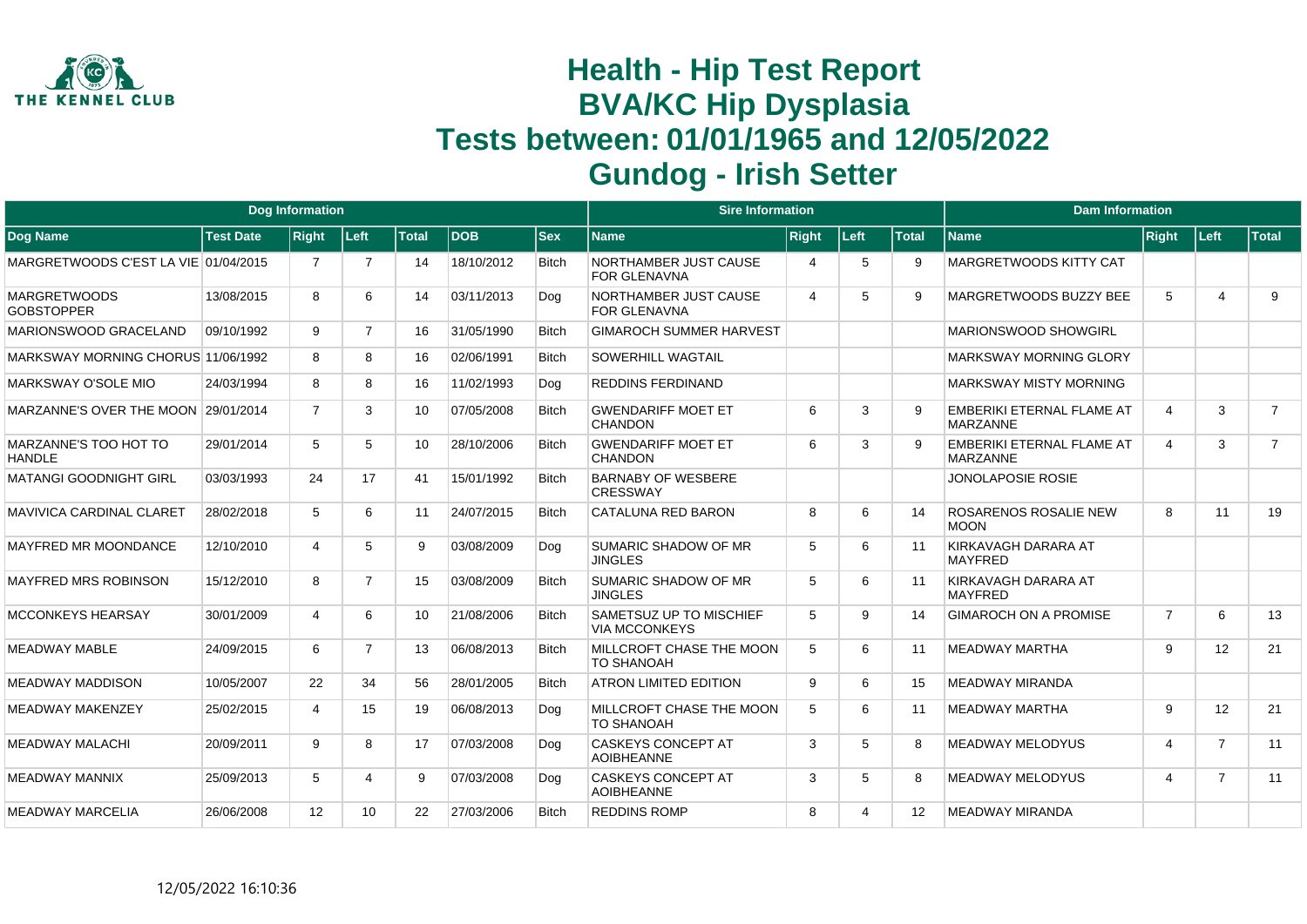# Health - Hip Test Report
# BVA/KC Hip Dysplasia
# Tests between: 01/01/1965 and 12/05/2022
# Gundog - Irish Setter

| Dog Information | | | | | | | Sire Information | | | | Dam Information | | | |
|---|---|---|---|---|---|---|---|---|---|---|---|---|---|---|
| Dog Name | Test Date | Right | Left | Total | DOB | Sex | Name | Right | Left | Total | Name | Right | Left | Total |
| MARGRETWOODS C'EST LA VIE | 01/04/2015 | 7 | 7 | 14 | 18/10/2012 | Bitch | NORTHAMBER JUST CAUSE FOR GLENAVNA | 4 | 5 | 9 | MARGRETWOODS KITTY CAT | | | |
| MARGRETWOODS GOBSTOPPER | 13/08/2015 | 8 | 6 | 14 | 03/11/2013 | Dog | NORTHAMBER JUST CAUSE FOR GLENAVNA | 4 | 5 | 9 | MARGRETWOODS BUZZY BEE | 5 | 4 | 9 |
| MARIONSWOOD GRACELAND | 09/10/1992 | 9 | 7 | 16 | 31/05/1990 | Bitch | GIMAROCH SUMMER HARVEST | | | | MARIONSWOOD SHOWGIRL | | | |
| MARKSWAY MORNING CHORUS | 11/06/1992 | 8 | 8 | 16 | 02/06/1991 | Bitch | SOWERHILL WAGTAIL | | | | MARKSWAY MORNING GLORY | | | |
| MARKSWAY O'SOLE MIO | 24/03/1994 | 8 | 8 | 16 | 11/02/1993 | Dog | REDDINS FERDINAND | | | | MARKSWAY MISTY MORNING | | | |
| MARZANNE'S OVER THE MOON | 29/01/2014 | 7 | 3 | 10 | 07/05/2008 | Bitch | GWENDARIFF MOET ET CHANDON | 6 | 3 | 9 | EMBERIKI ETERNAL FLAME AT MARZANNE | 4 | 3 | 7 |
| MARZANNE'S TOO HOT TO HANDLE | 29/01/2014 | 5 | 5 | 10 | 28/10/2006 | Bitch | GWENDARIFF MOET ET CHANDON | 6 | 3 | 9 | EMBERIKI ETERNAL FLAME AT MARZANNE | 4 | 3 | 7 |
| MATANGI GOODNIGHT GIRL | 03/03/1993 | 24 | 17 | 41 | 15/01/1992 | Bitch | BARNABY OF WESBERE CRESSWAY | | | | JONOLAPOSIE ROSIE | | | |
| MAVIVICA CARDINAL CLARET | 28/02/2018 | 5 | 6 | 11 | 24/07/2015 | Bitch | CATALUNA RED BARON | 8 | 6 | 14 | ROSARENOS ROSALIE NEW MOON | 8 | 11 | 19 |
| MAYFRED MR MOONDANCE | 12/10/2010 | 4 | 5 | 9 | 03/08/2009 | Dog | SUMARIC SHADOW OF MR JINGLES | 5 | 6 | 11 | KIRKAVAGH DARARA AT MAYFRED | | | |
| MAYFRED MRS ROBINSON | 15/12/2010 | 8 | 7 | 15 | 03/08/2009 | Bitch | SUMARIC SHADOW OF MR JINGLES | 5 | 6 | 11 | KIRKAVAGH DARARA AT MAYFRED | | | |
| MCCONKEYS HEARSAY | 30/01/2009 | 4 | 6 | 10 | 21/08/2006 | Bitch | SAMETSUZ UP TO MISCHIEF VIA MCCONKEYS | 5 | 9 | 14 | GIMAROCH ON A PROMISE | 7 | 6 | 13 |
| MEADWAY MABLE | 24/09/2015 | 6 | 7 | 13 | 06/08/2013 | Bitch | MILLCROFT CHASE THE MOON TO SHANOAH | 5 | 6 | 11 | MEADWAY MARTHA | 9 | 12 | 21 |
| MEADWAY MADDISON | 10/05/2007 | 22 | 34 | 56 | 28/01/2005 | Bitch | ATRON LIMITED EDITION | 9 | 6 | 15 | MEADWAY MIRANDA | | | |
| MEADWAY MAKENZEY | 25/02/2015 | 4 | 15 | 19 | 06/08/2013 | Dog | MILLCROFT CHASE THE MOON TO SHANOAH | 5 | 6 | 11 | MEADWAY MARTHA | 9 | 12 | 21 |
| MEADWAY MALACHI | 20/09/2011 | 9 | 8 | 17 | 07/03/2008 | Dog | CASKEYS CONCEPT AT AOIBHEANNE | 3 | 5 | 8 | MEADWAY MELODYUS | 4 | 7 | 11 |
| MEADWAY MANNIX | 25/09/2013 | 5 | 4 | 9 | 07/03/2008 | Dog | CASKEYS CONCEPT AT AOIBHEANNE | 3 | 5 | 8 | MEADWAY MELODYUS | 4 | 7 | 11 |
| MEADWAY MARCELIA | 26/06/2008 | 12 | 10 | 22 | 27/03/2006 | Bitch | REDDINS ROMP | 8 | 4 | 12 | MEADWAY MIRANDA | | | |

12/05/2022 16:10:36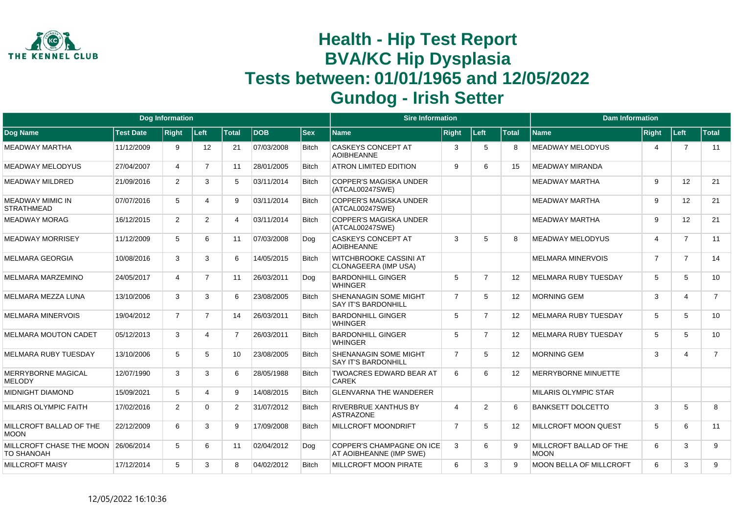# Health - Hip Test Report
# BVA/KC Hip Dysplasia
# Tests between: 01/01/1965 and 12/05/2022
# Gundog - Irish Setter

| Dog Information | | | | | | | Sire Information | | | | Dam Information | | | |
|---|---|---|---|---|---|---|---|---|---|---|---|---|---|---|
| Dog Name | Test Date | Right | Left | Total | DOB | Sex | Name | Right | Left | Total | Name | Right | Left | Total |
| MEADWAY MARTHA | 11/12/2009 | 9 | 12 | 21 | 07/03/2008 | Bitch | CASKEYS CONCEPT AT AOIBHEANNE | 3 | 5 | 8 | MEADWAY MELODYUS | 4 | 7 | 11 |
| MEADWAY MELODYUS | 27/04/2007 | 4 | 7 | 11 | 28/01/2005 | Bitch | ATRON LIMITED EDITION | 9 | 6 | 15 | MEADWAY MIRANDA | | | |
| MEADWAY MILDRED | 21/09/2016 | 2 | 3 | 5 | 03/11/2014 | Bitch | COPPER'S MAGISKA UNDER (ATCAL00247SWE) | | | | MEADWAY MARTHA | 9 | 12 | 21 |
| MEADWAY MIMIC IN STRATHMEAD | 07/07/2016 | 5 | 4 | 9 | 03/11/2014 | Bitch | COPPER'S MAGISKA UNDER (ATCAL00247SWE) | | | | MEADWAY MARTHA | 9 | 12 | 21 |
| MEADWAY MORAG | 16/12/2015 | 2 | 2 | 4 | 03/11/2014 | Bitch | COPPER'S MAGISKA UNDER (ATCAL00247SWE) | | | | MEADWAY MARTHA | 9 | 12 | 21 |
| MEADWAY MORRISEY | 11/12/2009 | 5 | 6 | 11 | 07/03/2008 | Dog | CASKEYS CONCEPT AT AOIBHEANNE | 3 | 5 | 8 | MEADWAY MELODYUS | 4 | 7 | 11 |
| MELMARA GEORGIA | 10/08/2016 | 3 | 3 | 6 | 14/05/2015 | Bitch | WITCHBROOKE CASSINI AT CLONAGEERA (IMP USA) | | | | MELMARA MINERVOIS | 7 | 7 | 14 |
| MELMARA MARZEMINO | 24/05/2017 | 4 | 7 | 11 | 26/03/2011 | Dog | BARDONHILL GINGER WHINGER | 5 | 7 | 12 | MELMARA RUBY TUESDAY | 5 | 5 | 10 |
| MELMARA MEZZA LUNA | 13/10/2006 | 3 | 3 | 6 | 23/08/2005 | Bitch | SHENANAGIN SOME MIGHT SAY IT'S BARDONHILL | 7 | 5 | 12 | MORNING GEM | 3 | 4 | 7 |
| MELMARA MINERVOIS | 19/04/2012 | 7 | 7 | 14 | 26/03/2011 | Bitch | BARDONHILL GINGER WHINGER | 5 | 7 | 12 | MELMARA RUBY TUESDAY | 5 | 5 | 10 |
| MELMARA MOUTON CADET | 05/12/2013 | 3 | 4 | 7 | 26/03/2011 | Bitch | BARDONHILL GINGER WHINGER | 5 | 7 | 12 | MELMARA RUBY TUESDAY | 5 | 5 | 10 |
| MELMARA RUBY TUESDAY | 13/10/2006 | 5 | 5 | 10 | 23/08/2005 | Bitch | SHENANAGIN SOME MIGHT SAY IT'S BARDONHILL | 7 | 5 | 12 | MORNING GEM | 3 | 4 | 7 |
| MERRYBORNE MAGICAL MELODY | 12/07/1990 | 3 | 3 | 6 | 28/05/1988 | Bitch | TWOACRES EDWARD BEAR AT CAREK | 6 | 6 | 12 | MERRYBORNE MINUETTE | | | |
| MIDNIGHT DIAMOND | 15/09/2021 | 5 | 4 | 9 | 14/08/2015 | Bitch | GLENVARNA THE WANDERER | | | | MILARIS OLYMPIC STAR | | | |
| MILARIS OLYMPIC FAITH | 17/02/2016 | 2 | 0 | 2 | 31/07/2012 | Bitch | RIVERBRUE XANTHUS BY ASTRAZONE | 4 | 2 | 6 | BANKSETT DOLCETTO | 3 | 5 | 8 |
| MILLCROFT BALLAD OF THE MOON | 22/12/2009 | 6 | 3 | 9 | 17/09/2008 | Bitch | MILLCROFT MOONDRIFT | 7 | 5 | 12 | MILLCROFT MOON QUEST | 5 | 6 | 11 |
| MILLCROFT CHASE THE MOON TO SHANOAH | 26/06/2014 | 5 | 6 | 11 | 02/04/2012 | Dog | COPPER'S CHAMPAGNE ON ICE AT AOIBHEANNE (IMP SWE) | 3 | 6 | 9 | MILLCROFT BALLAD OF THE MOON | 6 | 3 | 9 |
| MILLCROFT MAISY | 17/12/2014 | 5 | 3 | 8 | 04/02/2012 | Bitch | MILLCROFT MOON PIRATE | 6 | 3 | 9 | MOON BELLA OF MILLCROFT | 6 | 3 | 9 |

12/05/2022 16:10:36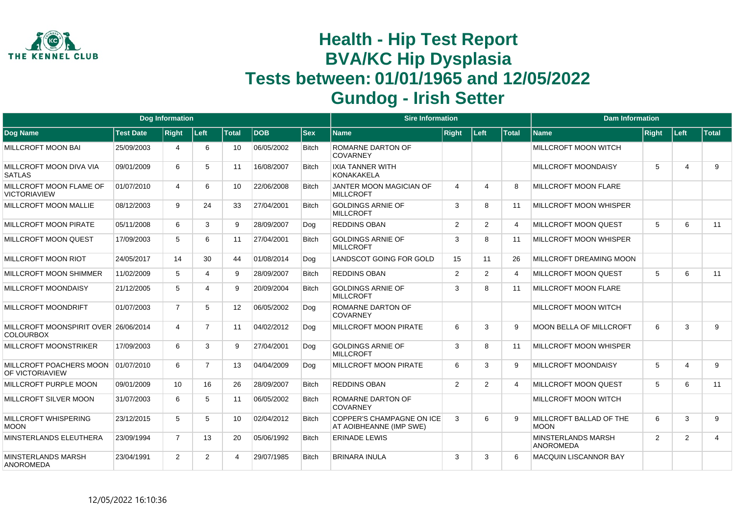# Health - Hip Test Report
# BVA/KC Hip Dysplasia
# Tests between: 01/01/1965 and 12/05/2022
# Gundog - Irish Setter

| Dog Information | | | | | | | Sire Information | | | | Dam Information | | | |
|---|---|---|---|---|---|---|---|---|---|---|---|---|---|---|
| **Dog Name** | **Test Date** | **Right** | **Left** | **Total** | **DOB** | **Sex** | **Name** | **Right** | **Left** | **Total** | **Name** | **Right** | **Left** | **Total** |
| MILLCROFT MOON BAI | 25/09/2003 | 4 | 6 | 10 | 06/05/2002 | Bitch | ROMARNE DARTON OF COVARNEY | | | | MILLCROFT MOON WITCH | | | |
| MILLCROFT MOON DIVA VIA SATLAS | 09/01/2009 | 6 | 5 | 11 | 16/08/2007 | Bitch | IXIA TANNER WITH KONAKAKELA | | | | MILLCROFT MOONDAISY | 5 | 4 | 9 |
| MILLCROFT MOON FLAME OF VICTORIAVIEW | 01/07/2010 | 4 | 6 | 10 | 22/06/2008 | Bitch | JANTER MOON MAGICIAN OF MILLCROFT | 4 | 4 | 8 | MILLCROFT MOON FLARE | | | |
| MILLCROFT MOON MALLIE | 08/12/2003 | 9 | 24 | 33 | 27/04/2001 | Bitch | GOLDINGS ARNIE OF MILLCROFT | 3 | 8 | 11 | MILLCROFT MOON WHISPER | | | |
| MILLCROFT MOON PIRATE | 05/11/2008 | 6 | 3 | 9 | 28/09/2007 | Dog | REDDINS OBAN | 2 | 2 | 4 | MILLCROFT MOON QUEST | 5 | 6 | 11 |
| MILLCROFT MOON QUEST | 17/09/2003 | 5 | 6 | 11 | 27/04/2001 | Bitch | GOLDINGS ARNIE OF MILLCROFT | 3 | 8 | 11 | MILLCROFT MOON WHISPER | | | |
| MILLCROFT MOON RIOT | 24/05/2017 | 14 | 30 | 44 | 01/08/2014 | Dog | LANDSCOT GOING FOR GOLD | 15 | 11 | 26 | MILLCROFT DREAMING MOON | | | |
| MILLCROFT MOON SHIMMER | 11/02/2009 | 5 | 4 | 9 | 28/09/2007 | Bitch | REDDINS OBAN | 2 | 2 | 4 | MILLCROFT MOON QUEST | 5 | 6 | 11 |
| MILLCROFT MOONDAISY | 21/12/2005 | 5 | 4 | 9 | 20/09/2004 | Bitch | GOLDINGS ARNIE OF MILLCROFT | 3 | 8 | 11 | MILLCROFT MOON FLARE | | | |
| MILLCROFT MOONDRIFT | 01/07/2003 | 7 | 5 | 12 | 06/05/2002 | Dog | ROMARNE DARTON OF COVARNEY | | | | MILLCROFT MOON WITCH | | | |
| MILLCROFT MOONSPIRIT OVER COLOURBOX | 26/06/2014 | 4 | 7 | 11 | 04/02/2012 | Dog | MILLCROFT MOON PIRATE | 6 | 3 | 9 | MOON BELLA OF MILLCROFT | 6 | 3 | 9 |
| MILLCROFT MOONSTRIKER | 17/09/2003 | 6 | 3 | 9 | 27/04/2001 | Dog | GOLDINGS ARNIE OF MILLCROFT | 3 | 8 | 11 | MILLCROFT MOON WHISPER | | | |
| MILLCROFT POACHERS MOON OF VICTORIAVIEW | 01/07/2010 | 6 | 7 | 13 | 04/04/2009 | Dog | MILLCROFT MOON PIRATE | 6 | 3 | 9 | MILLCROFT MOONDAISY | 5 | 4 | 9 |
| MILLCROFT PURPLE MOON | 09/01/2009 | 10 | 16 | 26 | 28/09/2007 | Bitch | REDDINS OBAN | 2 | 2 | 4 | MILLCROFT MOON QUEST | 5 | 6 | 11 |
| MILLCROFT SILVER MOON | 31/07/2003 | 6 | 5 | 11 | 06/05/2002 | Bitch | ROMARNE DARTON OF COVARNEY | | | | MILLCROFT MOON WITCH | | | |
| MILLCROFT WHISPERING MOON | 23/12/2015 | 5 | 5 | 10 | 02/04/2012 | Bitch | COPPER'S CHAMPAGNE ON ICE AT AOIBHEANNE (IMP SWE) | 3 | 6 | 9 | MILLCROFT BALLAD OF THE MOON | 6 | 3 | 9 |
| MINSTERLANDS ELEUTHERA | 23/09/1994 | 7 | 13 | 20 | 05/06/1992 | Bitch | ERINADE LEWIS | | | | MINSTERLANDS MARSH ANOROMEDA | 2 | 2 | 4 |
| MINSTERLANDS MARSH ANOROMEDA | 23/04/1991 | 2 | 2 | 4 | 29/07/1985 | Bitch | BRINARA INULA | 3 | 3 | 6 | MACQUIN LISCANNOR BAY | | | |

12/05/2022 16:10:36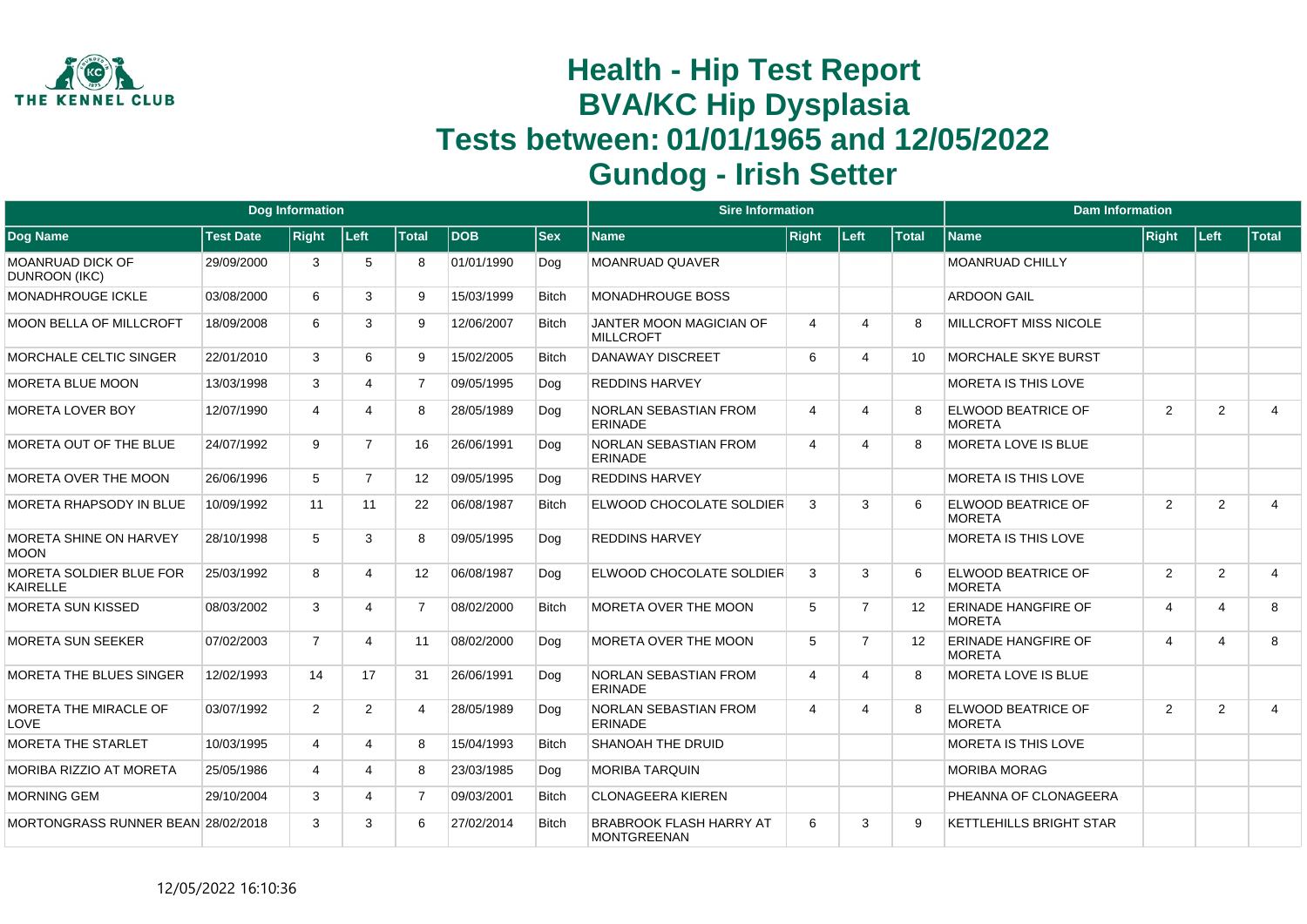# Health - Hip Test Report
# BVA/KC Hip Dysplasia
# Tests between: 01/01/1965 and 12/05/2022
# Gundog - Irish Setter

| Dog Information | | | | | | | Sire Information | | | | Dam Information | | | |
|---|---|---|---|---|---|---|---|---|---|---|---|---|---|---|
| Dog Name | Test Date | Right | Left | Total | DOB | Sex | Name | Right | Left | Total | Name | Right | Left | Total |
| MOANRUAD DICK OF DUNROON (IKC) | 29/09/2000 | 3 | 5 | 8 | 01/01/1990 | Dog | MOANRUAD QUAVER | | | | MOANRUAD CHILLY | | | |
| MONADHROUGE ICKLE | 03/08/2000 | 6 | 3 | 9 | 15/03/1999 | Bitch | MONADHROUGE BOSS | | | | ARDOON GAIL | | | |
| MOON BELLA OF MILLCROFT | 18/09/2008 | 6 | 3 | 9 | 12/06/2007 | Bitch | JANTER MOON MAGICIAN OF MILLCROFT | 4 | 4 | 8 | MILLCROFT MISS NICOLE | | | |
| MORCHALE CELTIC SINGER | 22/01/2010 | 3 | 6 | 9 | 15/02/2005 | Bitch | DANAWAY DISCREET | 6 | 4 | 10 | MORCHALE SKYE BURST | | | |
| MORETA BLUE MOON | 13/03/1998 | 3 | 4 | 7 | 09/05/1995 | Dog | REDDINS HARVEY | | | | MORETA IS THIS LOVE | | | |
| MORETA LOVER BOY | 12/07/1990 | 4 | 4 | 8 | 28/05/1989 | Dog | NORLAN SEBASTIAN FROM ERINADE | 4 | 4 | 8 | ELWOOD BEATRICE OF MORETA | 2 | 2 | 4 |
| MORETA OUT OF THE BLUE | 24/07/1992 | 9 | 7 | 16 | 26/06/1991 | Dog | NORLAN SEBASTIAN FROM ERINADE | 4 | 4 | 8 | MORETA LOVE IS BLUE | | | |
| MORETA OVER THE MOON | 26/06/1996 | 5 | 7 | 12 | 09/05/1995 | Dog | REDDINS HARVEY | | | | MORETA IS THIS LOVE | | | |
| MORETA RHAPSODY IN BLUE | 10/09/1992 | 11 | 11 | 22 | 06/08/1987 | Bitch | ELWOOD CHOCOLATE SOLDIER | 3 | 3 | 6 | ELWOOD BEATRICE OF MORETA | 2 | 2 | 4 |
| MORETA SHINE ON HARVEY MOON | 28/10/1998 | 5 | 3 | 8 | 09/05/1995 | Dog | REDDINS HARVEY | | | | MORETA IS THIS LOVE | | | |
| MORETA SOLDIER BLUE FOR KAIRELLE | 25/03/1992 | 8 | 4 | 12 | 06/08/1987 | Dog | ELWOOD CHOCOLATE SOLDIER | 3 | 3 | 6 | ELWOOD BEATRICE OF MORETA | 2 | 2 | 4 |
| MORETA SUN KISSED | 08/03/2002 | 3 | 4 | 7 | 08/02/2000 | Bitch | MORETA OVER THE MOON | 5 | 7 | 12 | ERINADE HANGFIRE OF MORETA | 4 | 4 | 8 |
| MORETA SUN SEEKER | 07/02/2003 | 7 | 4 | 11 | 08/02/2000 | Dog | MORETA OVER THE MOON | 5 | 7 | 12 | ERINADE HANGFIRE OF MORETA | 4 | 4 | 8 |
| MORETA THE BLUES SINGER | 12/02/1993 | 14 | 17 | 31 | 26/06/1991 | Dog | NORLAN SEBASTIAN FROM ERINADE | 4 | 4 | 8 | MORETA LOVE IS BLUE | | | |
| MORETA THE MIRACLE OF LOVE | 03/07/1992 | 2 | 2 | 4 | 28/05/1989 | Dog | NORLAN SEBASTIAN FROM ERINADE | 4 | 4 | 8 | ELWOOD BEATRICE OF MORETA | 2 | 2 | 4 |
| MORETA THE STARLET | 10/03/1995 | 4 | 4 | 8 | 15/04/1993 | Bitch | SHANOAH THE DRUID | | | | MORETA IS THIS LOVE | | | |
| MORIBA RIZZIO AT MORETA | 25/05/1986 | 4 | 4 | 8 | 23/03/1985 | Dog | MORIBA TARQUIN | | | | MORIBA MORAG | | | |
| MORNING GEM | 29/10/2004 | 3 | 4 | 7 | 09/03/2001 | Bitch | CLONAGEERA KIEREN | | | | PHEANNA OF CLONAGEERA | | | |
| MORTONGRASS RUNNER BEAN | 28/02/2018 | 3 | 3 | 6 | 27/02/2014 | Bitch | BRABROOK FLASH HARRY AT MONTGREENAN | 6 | 3 | 9 | KETTLEHILLS BRIGHT STAR | | | |

12/05/2022 16:10:36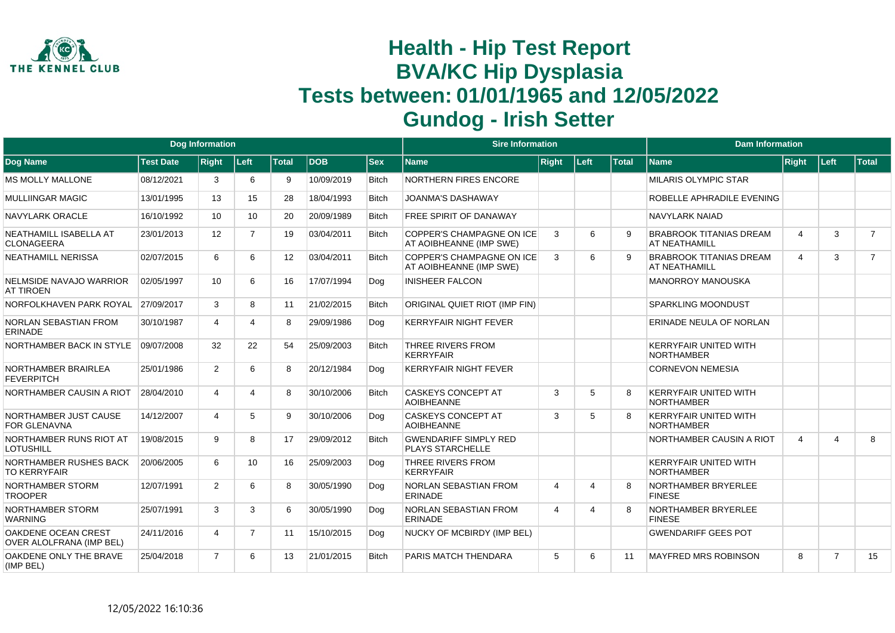# Health - Hip Test Report
# BVA/KC Hip Dysplasia
# Tests between: 01/01/1965 and 12/05/2022
# Gundog - Irish Setter

| Dog Information | | | | | | | Sire Information | | | | Dam Information | | | |
|---|---|---|---|---|---|---|---|---|---|---|---|---|---|---|
| Dog Name | Test Date | Right | Left | Total | DOB | Sex | Name | Right | Left | Total | Name | Right | Left | Total |
| MS MOLLY MALLONE | 08/12/2021 | 3 | 6 | 9 | 10/09/2019 | Bitch | NORTHERN FIRES ENCORE | | | | MILARIS OLYMPIC STAR | | | |
| MULLIINGAR MAGIC | 13/01/1995 | 13 | 15 | 28 | 18/04/1993 | Bitch | JOANMA'S DASHAWAY | | | | ROBELLE APHRADILE EVENING | | | |
| NAVYLARK ORACLE | 16/10/1992 | 10 | 10 | 20 | 20/09/1989 | Bitch | FREE SPIRIT OF DANAWAY | | | | NAVYLARK NAIAD | | | |
| NEATHAMILL ISABELLA AT CLONAGEERA | 23/01/2013 | 12 | 7 | 19 | 03/04/2011 | Bitch | COPPER'S CHAMPAGNE ON ICE AT AOIBHEANNE (IMP SWE) | 3 | 6 | 9 | BRABROOK TITANIAS DREAM AT NEATHAMILL | 4 | 3 | 7 |
| NEATHAMILL NERISSA | 02/07/2015 | 6 | 6 | 12 | 03/04/2011 | Bitch | COPPER'S CHAMPAGNE ON ICE AT AOIBHEANNE (IMP SWE) | 3 | 6 | 9 | BRABROOK TITANIAS DREAM AT NEATHAMILL | 4 | 3 | 7 |
| NELMSIDE NAVAJO WARRIOR AT TIROEN | 02/05/1997 | 10 | 6 | 16 | 17/07/1994 | Dog | INISHEER FALCON | | | | MANORROY MANOUSKA | | | |
| NORFOLKHAVEN PARK ROYAL | 27/09/2017 | 3 | 8 | 11 | 21/02/2015 | Bitch | ORIGINAL QUIET RIOT (IMP FIN) | | | | SPARKLING MOONDUST | | | |
| NORLAN SEBASTIAN FROM ERINADE | 30/10/1987 | 4 | 4 | 8 | 29/09/1986 | Dog | KERRYFAIR NIGHT FEVER | | | | ERINADE NEULA OF NORLAN | | | |
| NORTHAMBER BACK IN STYLE | 09/07/2008 | 32 | 22 | 54 | 25/09/2003 | Bitch | THREE RIVERS FROM KERRYFAIR | | | | KERRYFAIR UNITED WITH NORTHAMBER | | | |
| NORTHAMBER BRAIRLEA FEVERPITCH | 25/01/1986 | 2 | 6 | 8 | 20/12/1984 | Dog | KERRYFAIR NIGHT FEVER | | | | CORNEVON NEMESIA | | | |
| NORTHAMBER CAUSIN A RIOT | 28/04/2010 | 4 | 4 | 8 | 30/10/2006 | Bitch | CASKEYS CONCEPT AT AOIBHEANNE | 3 | 5 | 8 | KERRYFAIR UNITED WITH NORTHAMBER | | | |
| NORTHAMBER JUST CAUSE FOR GLENAVNA | 14/12/2007 | 4 | 5 | 9 | 30/10/2006 | Dog | CASKEYS CONCEPT AT AOIBHEANNE | 3 | 5 | 8 | KERRYFAIR UNITED WITH NORTHAMBER | | | |
| NORTHAMBER RUNS RIOT AT LOTUSHILL | 19/08/2015 | 9 | 8 | 17 | 29/09/2012 | Bitch | GWENDARIFF SIMPLY RED PLAYS STARCHELLE | | | | NORTHAMBER CAUSIN A RIOT | 4 | 4 | 8 |
| NORTHAMBER RUSHES BACK TO KERRYFAIR | 20/06/2005 | 6 | 10 | 16 | 25/09/2003 | Dog | THREE RIVERS FROM KERRYFAIR | | | | KERRYFAIR UNITED WITH NORTHAMBER | | | |
| NORTHAMBER STORM TROOPER | 12/07/1991 | 2 | 6 | 8 | 30/05/1990 | Dog | NORLAN SEBASTIAN FROM ERINADE | 4 | 4 | 8 | NORTHAMBER BRYERLEE FINESE | | | |
| NORTHAMBER STORM WARNING | 25/07/1991 | 3 | 3 | 6 | 30/05/1990 | Dog | NORLAN SEBASTIAN FROM ERINADE | 4 | 4 | 8 | NORTHAMBER BRYERLEE FINESE | | | |
| OAKDENE OCEAN CREST OVER ALOLFRANA (IMP BEL) | 24/11/2016 | 4 | 7 | 11 | 15/10/2015 | Dog | NUCKY OF MCBIRDY (IMP BEL) | | | | GWENDARIFF GEES POT | | | |
| OAKDENE ONLY THE BRAVE (IMP BEL) | 25/04/2018 | 7 | 6 | 13 | 21/01/2015 | Bitch | PARIS MATCH THENDARA | 5 | 6 | 11 | MAYFRED MRS ROBINSON | 8 | 7 | 15 |

12/05/2022 16:10:36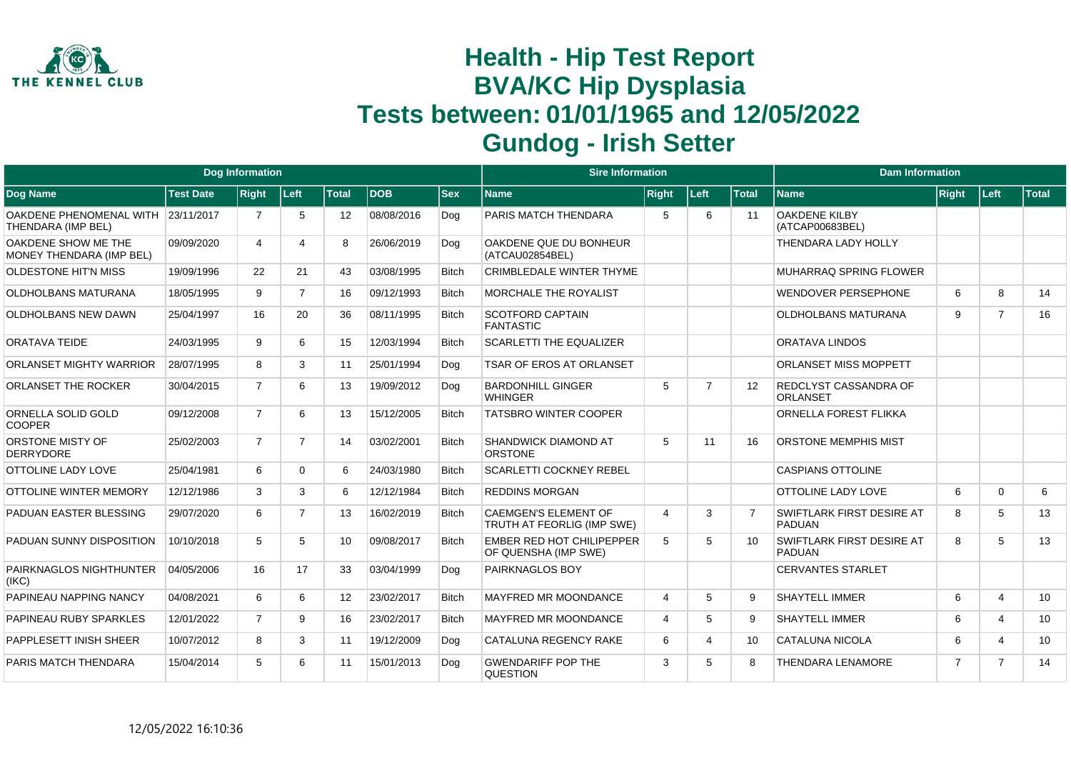# Health - Hip Test Report
# BVA/KC Hip Dysplasia
# Tests between: 01/01/1965 and 12/05/2022
# Gundog - Irish Setter

| Dog Information | | | | | | | Sire Information | | | | Dam Information | | | |
|---|---|---|---|---|---|---|---|---|---|---|---|---|---|---|
| **Dog Name** | **Test Date** | **Right** | **Left** | **Total** | **DOB** | **Sex** | **Name** | **Right** | **Left** | **Total** | **Name** | **Right** | **Left** | **Total** |
| OAKDENE PHENOMENAL WITH THENDARA (IMP BEL) | 23/11/2017 | 7 | 5 | 12 | 08/08/2016 | Dog | PARIS MATCH THENDARA | 5 | 6 | 11 | OAKDENE KILBY (ATCAP00683BEL) | | | |
| OAKDENE SHOW ME THE MONEY THENDARA (IMP BEL) | 09/09/2020 | 4 | 4 | 8 | 26/06/2019 | Dog | OAKDENE QUE DU BONHEUR (ATCAU02854BEL) | | | | THENDARA LADY HOLLY | | | |
| OLDESTONE HIT'N MISS | 19/09/1996 | 22 | 21 | 43 | 03/08/1995 | Bitch | CRIMBLEDALE WINTER THYME | | | | MUHARRAQ SPRING FLOWER | | | |
| OLDHOLBANS MATURANA | 18/05/1995 | 9 | 7 | 16 | 09/12/1993 | Bitch | MORCHALE THE ROYALIST | | | | WENDOVER PERSEPHONE | 6 | 8 | 14 |
| OLDHOLBANS NEW DAWN | 25/04/1997 | 16 | 20 | 36 | 08/11/1995 | Bitch | SCOTFORD CAPTAIN FANTASTIC | | | | OLDHOLBANS MATURANA | 9 | 7 | 16 |
| ORATAVA TEIDE | 24/03/1995 | 9 | 6 | 15 | 12/03/1994 | Bitch | SCARLETTI THE EQUALIZER | | | | ORATAVA LINDOS | | | |
| ORLANSET MIGHTY WARRIOR | 28/07/1995 | 8 | 3 | 11 | 25/01/1994 | Dog | TSAR OF EROS AT ORLANSET | | | | ORLANSET MISS MOPPETT | | | |
| ORLANSET THE ROCKER | 30/04/2015 | 7 | 6 | 13 | 19/09/2012 | Dog | BARDONHILL GINGER WHINGER | 5 | 7 | 12 | REDCLYST CASSANDRA OF ORLANSET | | | |
| ORNELLA SOLID GOLD COOPER | 09/12/2008 | 7 | 6 | 13 | 15/12/2005 | Bitch | TATSBRO WINTER COOPER | | | | ORNELLA FOREST FLIKKA | | | |
| ORSTONE MISTY OF DERRYDORE | 25/02/2003 | 7 | 7 | 14 | 03/02/2001 | Bitch | SHANDWICK DIAMOND AT ORSTONE | 5 | 11 | 16 | ORSTONE MEMPHIS MIST | | | |
| OTTOLINE LADY LOVE | 25/04/1981 | 6 | 0 | 6 | 24/03/1980 | Bitch | SCARLETTI COCKNEY REBEL | | | | CASPIANS OTTOLINE | | | |
| OTTOLINE WINTER MEMORY | 12/12/1986 | 3 | 3 | 6 | 12/12/1984 | Bitch | REDDINS MORGAN | | | | OTTOLINE LADY LOVE | 6 | 0 | 6 |
| PADUAN EASTER BLESSING | 29/07/2020 | 6 | 7 | 13 | 16/02/2019 | Bitch | CAEMGEN'S ELEMENT OF TRUTH AT FEORLIG (IMP SWE) | 4 | 3 | 7 | SWIFTLARK FIRST DESIRE AT PADUAN | 8 | 5 | 13 |
| PADUAN SUNNY DISPOSITION | 10/10/2018 | 5 | 5 | 10 | 09/08/2017 | Bitch | EMBER RED HOT CHILIPEPPER OF QUENSHA (IMP SWE) | 5 | 5 | 10 | SWIFTLARK FIRST DESIRE AT PADUAN | 8 | 5 | 13 |
| PAIRKNAGLOS NIGHTHUNTER (IKC) | 04/05/2006 | 16 | 17 | 33 | 03/04/1999 | Dog | PAIRKNAGLOS BOY | | | | CERVANTES STARLET | | | |
| PAPINEAU NAPPING NANCY | 04/08/2021 | 6 | 6 | 12 | 23/02/2017 | Bitch | MAYFRED MR MOONDANCE | 4 | 5 | 9 | SHAYTELL IMMER | 6 | 4 | 10 |
| PAPINEAU RUBY SPARKLES | 12/01/2022 | 7 | 9 | 16 | 23/02/2017 | Bitch | MAYFRED MR MOONDANCE | 4 | 5 | 9 | SHAYTELL IMMER | 6 | 4 | 10 |
| PAPPLESETT INISH SHEER | 10/07/2012 | 8 | 3 | 11 | 19/12/2009 | Dog | CATALUNA REGENCY RAKE | 6 | 4 | 10 | CATALUNA NICOLA | 6 | 4 | 10 |
| PARIS MATCH THENDARA | 15/04/2014 | 5 | 6 | 11 | 15/01/2013 | Dog | GWENDARIFF POP THE QUESTION | 3 | 5 | 8 | THENDARA LENAMORE | 7 | 7 | 14 |

12/05/2022 16:10:36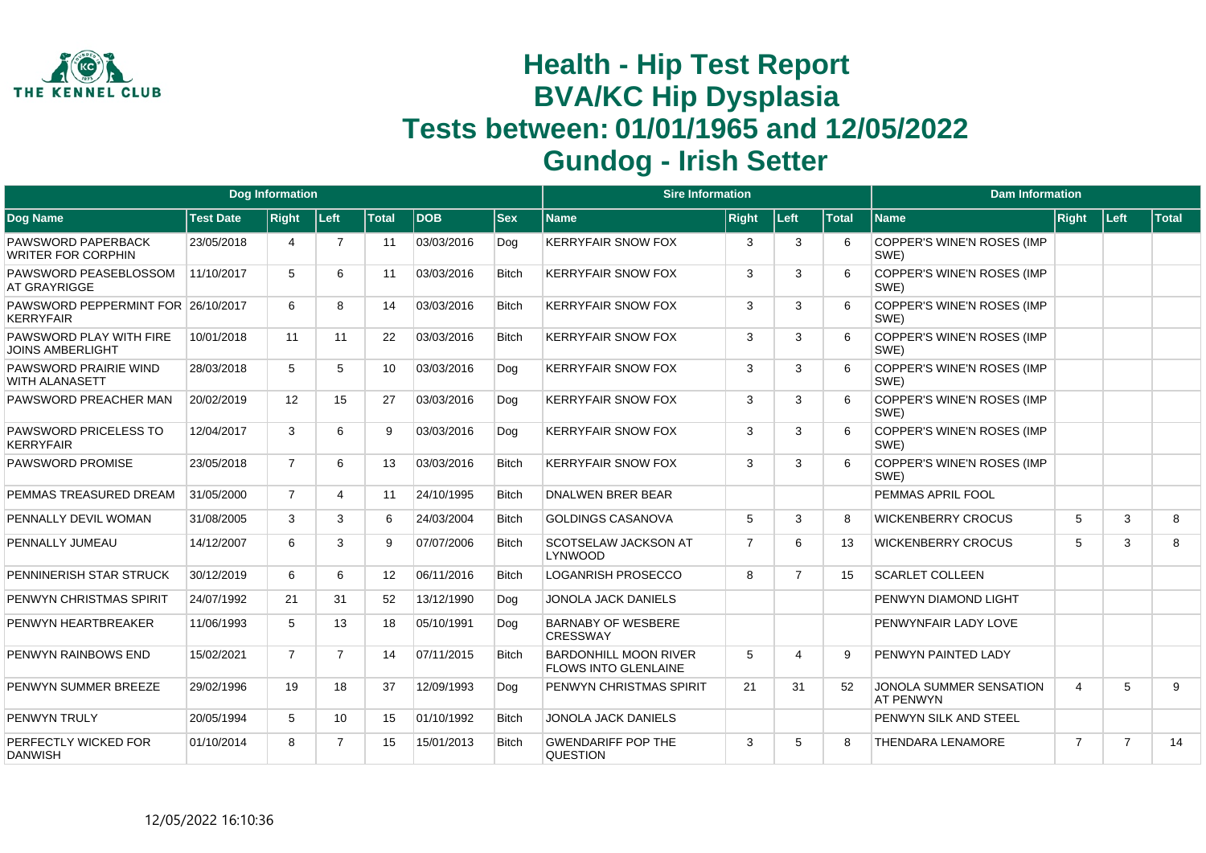# Health - Hip Test Report
# BVA/KC Hip Dysplasia
# Tests between: 01/01/1965 and 12/05/2022
# Gundog - Irish Setter

| Dog Information | | | | | | | Sire Information | | | | Dam Information | | | |
|---|---|---|---|---|---|---|---|---|---|---|---|---|---|---|
| Dog Name | Test Date | Right | Left | Total | DOB | Sex | Name | Right | Left | Total | Name | Right | Left | Total |
| PAWSWORD PAPERBACK WRITER FOR CORPHIN | 23/05/2018 | 4 | 7 | 11 | 03/03/2016 | Dog | KERRYFAIR SNOW FOX | 3 | 3 | 6 | COPPER'S WINE'N ROSES (IMP SWE) | | | |
| PAWSWORD PEASEBLOSSOM AT GRAYRIGGE | 11/10/2017 | 5 | 6 | 11 | 03/03/2016 | Bitch | KERRYFAIR SNOW FOX | 3 | 3 | 6 | COPPER'S WINE'N ROSES (IMP SWE) | | | |
| PAWSWORD PEPPERMINT FOR KERRYFAIR | 26/10/2017 | 6 | 8 | 14 | 03/03/2016 | Bitch | KERRYFAIR SNOW FOX | 3 | 3 | 6 | COPPER'S WINE'N ROSES (IMP SWE) | | | |
| PAWSWORD PLAY WITH FIRE JOINS AMBERLIGHT | 10/01/2018 | 11 | 11 | 22 | 03/03/2016 | Bitch | KERRYFAIR SNOW FOX | 3 | 3 | 6 | COPPER'S WINE'N ROSES (IMP SWE) | | | |
| PAWSWORD PRAIRIE WIND WITH ALANASETT | 28/03/2018 | 5 | 5 | 10 | 03/03/2016 | Dog | KERRYFAIR SNOW FOX | 3 | 3 | 6 | COPPER'S WINE'N ROSES (IMP SWE) | | | |
| PAWSWORD PREACHER MAN | 20/02/2019 | 12 | 15 | 27 | 03/03/2016 | Dog | KERRYFAIR SNOW FOX | 3 | 3 | 6 | COPPER'S WINE'N ROSES (IMP SWE) | | | |
| PAWSWORD PRICELESS TO KERRYFAIR | 12/04/2017 | 3 | 6 | 9 | 03/03/2016 | Dog | KERRYFAIR SNOW FOX | 3 | 3 | 6 | COPPER'S WINE'N ROSES (IMP SWE) | | | |
| PAWSWORD PROMISE | 23/05/2018 | 7 | 6 | 13 | 03/03/2016 | Bitch | KERRYFAIR SNOW FOX | 3 | 3 | 6 | COPPER'S WINE'N ROSES (IMP SWE) | | | |
| PEMMAS TREASURED DREAM | 31/05/2000 | 7 | 4 | 11 | 24/10/1995 | Bitch | DNALWEN BRER BEAR | | | | PEMMAS APRIL FOOL | | | |
| PENNALLY DEVIL WOMAN | 31/08/2005 | 3 | 3 | 6 | 24/03/2004 | Bitch | GOLDINGS CASANOVA | 5 | 3 | 8 | WICKENBERRY CROCUS | 5 | 3 | 8 |
| PENNALLY JUMEAU | 14/12/2007 | 6 | 3 | 9 | 07/07/2006 | Bitch | SCOTSELAW JACKSON AT LYNWOOD | 7 | 6 | 13 | WICKENBERRY CROCUS | 5 | 3 | 8 |
| PENNINERISH STAR STRUCK | 30/12/2019 | 6 | 6 | 12 | 06/11/2016 | Bitch | LOGANRISH PROSECCO | 8 | 7 | 15 | SCARLET COLLEEN | | | |
| PENWYN CHRISTMAS SPIRIT | 24/07/1992 | 21 | 31 | 52 | 13/12/1990 | Dog | JONOLA JACK DANIELS | | | | PENWYN DIAMOND LIGHT | | | |
| PENWYN HEARTBREAKER | 11/06/1993 | 5 | 13 | 18 | 05/10/1991 | Dog | BARNABY OF WESBERE CRESSWAY | | | | PENWYNFAIR LADY LOVE | | | |
| PENWYN RAINBOWS END | 15/02/2021 | 7 | 7 | 14 | 07/11/2015 | Bitch | BARDONHILL MOON RIVER FLOWS INTO GLENLAINE | 5 | 4 | 9 | PENWYN PAINTED LADY | | | |
| PENWYN SUMMER BREEZE | 29/02/1996 | 19 | 18 | 37 | 12/09/1993 | Dog | PENWYN CHRISTMAS SPIRIT | 21 | 31 | 52 | JONOLA SUMMER SENSATION AT PENWYN | 4 | 5 | 9 |
| PENWYN TRULY | 20/05/1994 | 5 | 10 | 15 | 01/10/1992 | Bitch | JONOLA JACK DANIELS | | | | PENWYN SILK AND STEEL | | | |
| PERFECTLY WICKED FOR DANWISH | 01/10/2014 | 8 | 7 | 15 | 15/01/2013 | Bitch | GWENDARIFF POP THE QUESTION | 3 | 5 | 8 | THENDARA LENAMORE | 7 | 7 | 14 |

12/05/2022 16:10:36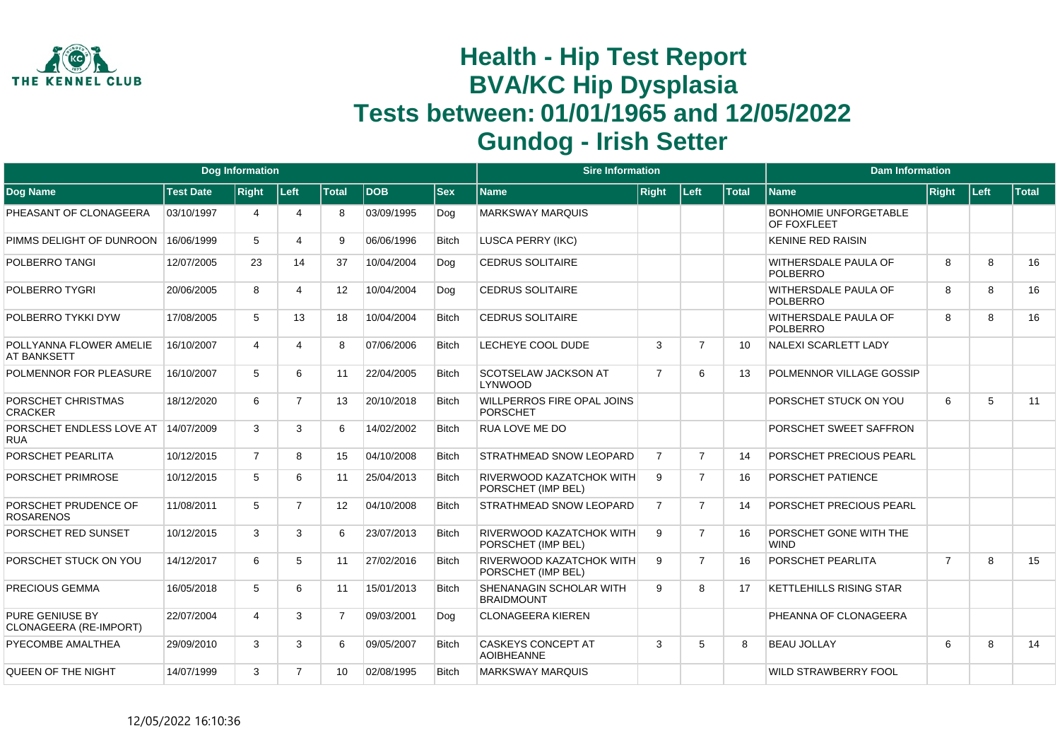# Health - Hip Test Report
# BVA/KC Hip Dysplasia
# Tests between: 01/01/1965 and 12/05/2022
# Gundog - Irish Setter

| Dog Information | | | | | | | Sire Information | | | | Dam Information | | | |
|---|---|---|---|---|---|---|---|---|---|---|---|---|---|---|
| Dog Name | Test Date | Right | Left | Total | DOB | Sex | Name | Right | Left | Total | Name | Right | Left | Total |
| PHEASANT OF CLONAGEERA | 03/10/1997 | 4 | 4 | 8 | 03/09/1995 | Dog | MARKSWAY MARQUIS | | | | BONHOMIE UNFORGETABLE OF FOXFLEET | | | |
| PIMMS DELIGHT OF DUNROON | 16/06/1999 | 5 | 4 | 9 | 06/06/1996 | Bitch | LUSCA PERRY (IKC) | | | | KENINE RED RAISIN | | | |
| POLBERRO TANGI | 12/07/2005 | 23 | 14 | 37 | 10/04/2004 | Dog | CEDRUS SOLITAIRE | | | | WITHERSDALE PAULA OF POLBERRO | 8 | 8 | 16 |
| POLBERRO TYGRI | 20/06/2005 | 8 | 4 | 12 | 10/04/2004 | Dog | CEDRUS SOLITAIRE | | | | WITHERSDALE PAULA OF POLBERRO | 8 | 8 | 16 |
| POLBERRO TYKKI DYW | 17/08/2005 | 5 | 13 | 18 | 10/04/2004 | Bitch | CEDRUS SOLITAIRE | | | | WITHERSDALE PAULA OF POLBERRO | 8 | 8 | 16 |
| POLLYANNA FLOWER AMELIE AT BANKSETT | 16/10/2007 | 4 | 4 | 8 | 07/06/2006 | Bitch | LECHEYE COOL DUDE | 3 | 7 | 10 | NALEXI SCARLETT LADY | | | |
| POLMENNOR FOR PLEASURE | 16/10/2007 | 5 | 6 | 11 | 22/04/2005 | Bitch | SCOTSELAW JACKSON AT LYNWOOD | 7 | 6 | 13 | POLMENNOR VILLAGE GOSSIP | | | |
| PORSCHET CHRISTMAS CRACKER | 18/12/2020 | 6 | 7 | 13 | 20/10/2018 | Bitch | WILLPERROS FIRE OPAL JOINS PORSCHET | | | | PORSCHET STUCK ON YOU | 6 | 5 | 11 |
| PORSCHET ENDLESS LOVE AT RUA | 14/07/2009 | 3 | 3 | 6 | 14/02/2002 | Bitch | RUA LOVE ME DO | | | | PORSCHET SWEET SAFFRON | | | |
| PORSCHET PEARLITA | 10/12/2015 | 7 | 8 | 15 | 04/10/2008 | Bitch | STRATHMEAD SNOW LEOPARD | 7 | 7 | 14 | PORSCHET PRECIOUS PEARL | | | |
| PORSCHET PRIMROSE | 10/12/2015 | 5 | 6 | 11 | 25/04/2013 | Bitch | RIVERWOOD KAZATCHOK WITH PORSCHET (IMP BEL) | 9 | 7 | 16 | PORSCHET PATIENCE | | | |
| PORSCHET PRUDENCE OF ROSARENOS | 11/08/2011 | 5 | 7 | 12 | 04/10/2008 | Bitch | STRATHMEAD SNOW LEOPARD | 7 | 7 | 14 | PORSCHET PRECIOUS PEARL | | | |
| PORSCHET RED SUNSET | 10/12/2015 | 3 | 3 | 6 | 23/07/2013 | Bitch | RIVERWOOD KAZATCHOK WITH PORSCHET (IMP BEL) | 9 | 7 | 16 | PORSCHET GONE WITH THE WIND | | | |
| PORSCHET STUCK ON YOU | 14/12/2017 | 6 | 5 | 11 | 27/02/2016 | Bitch | RIVERWOOD KAZATCHOK WITH PORSCHET (IMP BEL) | 9 | 7 | 16 | PORSCHET PEARLITA | 7 | 8 | 15 |
| PRECIOUS GEMMA | 16/05/2018 | 5 | 6 | 11 | 15/01/2013 | Bitch | SHENANAGIN SCHOLAR WITH BRAIDMOUNT | 9 | 8 | 17 | KETTLEHILLS RISING STAR | | | |
| PURE GENIUSE BY CLONAGEERA (RE-IMPORT) | 22/07/2004 | 4 | 3 | 7 | 09/03/2001 | Dog | CLONAGEERA KIEREN | | | | PHEANNA OF CLONAGEERA | | | |
| PYECOMBE AMALTHEA | 29/09/2010 | 3 | 3 | 6 | 09/05/2007 | Bitch | CASKEYS CONCEPT AT AOIBHEANNE | 3 | 5 | 8 | BEAU JOLLAY | 6 | 8 | 14 |
| QUEEN OF THE NIGHT | 14/07/1999 | 3 | 7 | 10 | 02/08/1995 | Bitch | MARKSWAY MARQUIS | | | | WILD STRAWBERRY FOOL | | | |

12/05/2022 16:10:36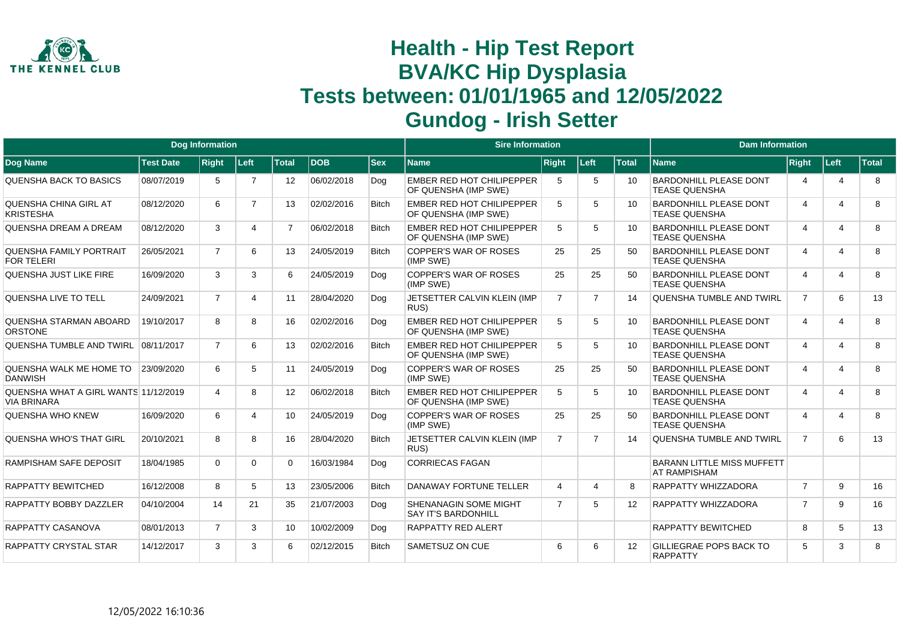# Health - Hip Test Report
# BVA/KC Hip Dysplasia
# Tests between: 01/01/1965 and 12/05/2022
# Gundog - Irish Setter

| Dog Information | | | | | | | Sire Information | | | | Dam Information | | | |
|---|---|---|---|---|---|---|---|---|---|---|---|---|---|---|
| Dog Name | Test Date | Right | Left | Total | DOB | Sex | Name | Right | Left | Total | Name | Right | Left | Total |
| QUENSHA BACK TO BASICS | 08/07/2019 | 5 | 7 | 12 | 06/02/2018 | Dog | EMBER RED HOT CHILIPEPPER OF QUENSHA (IMP SWE) | 5 | 5 | 10 | BARDONHILL PLEASE DONT TEASE QUENSHA | 4 | 4 | 8 |
| QUENSHA CHINA GIRL AT KRISTESHA | 08/12/2020 | 6 | 7 | 13 | 02/02/2016 | Bitch | EMBER RED HOT CHILIPEPPER OF QUENSHA (IMP SWE) | 5 | 5 | 10 | BARDONHILL PLEASE DONT TEASE QUENSHA | 4 | 4 | 8 |
| QUENSHA DREAM A DREAM | 08/12/2020 | 3 | 4 | 7 | 06/02/2018 | Bitch | EMBER RED HOT CHILIPEPPER OF QUENSHA (IMP SWE) | 5 | 5 | 10 | BARDONHILL PLEASE DONT TEASE QUENSHA | 4 | 4 | 8 |
| QUENSHA FAMILY PORTRAIT FOR TELERI | 26/05/2021 | 7 | 6 | 13 | 24/05/2019 | Bitch | COPPER'S WAR OF ROSES (IMP SWE) | 25 | 25 | 50 | BARDONHILL PLEASE DONT TEASE QUENSHA | 4 | 4 | 8 |
| QUENSHA JUST LIKE FIRE | 16/09/2020 | 3 | 3 | 6 | 24/05/2019 | Dog | COPPER'S WAR OF ROSES (IMP SWE) | 25 | 25 | 50 | BARDONHILL PLEASE DONT TEASE QUENSHA | 4 | 4 | 8 |
| QUENSHA LIVE TO TELL | 24/09/2021 | 7 | 4 | 11 | 28/04/2020 | Dog | JETSETTER CALVIN KLEIN (IMP RUS) | 7 | 7 | 14 | QUENSHA TUMBLE AND TWIRL | 7 | 6 | 13 |
| QUENSHA STARMAN ABOARD ORSTONE | 19/10/2017 | 8 | 8 | 16 | 02/02/2016 | Dog | EMBER RED HOT CHILIPEPPER OF QUENSHA (IMP SWE) | 5 | 5 | 10 | BARDONHILL PLEASE DONT TEASE QUENSHA | 4 | 4 | 8 |
| QUENSHA TUMBLE AND TWIRL | 08/11/2017 | 7 | 6 | 13 | 02/02/2016 | Bitch | EMBER RED HOT CHILIPEPPER OF QUENSHA (IMP SWE) | 5 | 5 | 10 | BARDONHILL PLEASE DONT TEASE QUENSHA | 4 | 4 | 8 |
| QUENSHA WALK ME HOME TO DANWISH | 23/09/2020 | 6 | 5 | 11 | 24/05/2019 | Dog | COPPER'S WAR OF ROSES (IMP SWE) | 25 | 25 | 50 | BARDONHILL PLEASE DONT TEASE QUENSHA | 4 | 4 | 8 |
| QUENSHA WHAT A GIRL WANTS VIA BRINARA | 11/12/2019 | 4 | 8 | 12 | 06/02/2018 | Bitch | EMBER RED HOT CHILIPEPPER OF QUENSHA (IMP SWE) | 5 | 5 | 10 | BARDONHILL PLEASE DONT TEASE QUENSHA | 4 | 4 | 8 |
| QUENSHA WHO KNEW | 16/09/2020 | 6 | 4 | 10 | 24/05/2019 | Dog | COPPER'S WAR OF ROSES (IMP SWE) | 25 | 25 | 50 | BARDONHILL PLEASE DONT TEASE QUENSHA | 4 | 4 | 8 |
| QUENSHA WHO'S THAT GIRL | 20/10/2021 | 8 | 8 | 16 | 28/04/2020 | Bitch | JETSETTER CALVIN KLEIN (IMP RUS) | 7 | 7 | 14 | QUENSHA TUMBLE AND TWIRL | 7 | 6 | 13 |
| RAMPISHAM SAFE DEPOSIT | 18/04/1985 | 0 | 0 | 0 | 16/03/1984 | Dog | CORRIECAS FAGAN | | | | BARANN LITTLE MISS MUFFETT AT RAMPISHAM | | | |
| RAPPATTY BEWITCHED | 16/12/2008 | 8 | 5 | 13 | 23/05/2006 | Bitch | DANAWAY FORTUNE TELLER | 4 | 4 | 8 | RAPPATTY WHIZZADORA | 7 | 9 | 16 |
| RAPPATTY BOBBY DAZZLER | 04/10/2004 | 14 | 21 | 35 | 21/07/2003 | Dog | SHENANAGIN SOME MIGHT SAY IT'S BARDONHILL | 7 | 5 | 12 | RAPPATTY WHIZZADORA | 7 | 9 | 16 |
| RAPPATTY CASANOVA | 08/01/2013 | 7 | 3 | 10 | 10/02/2009 | Dog | RAPPATTY RED ALERT | | | | RAPPATTY BEWITCHED | 8 | 5 | 13 |
| RAPPATTY CRYSTAL STAR | 14/12/2017 | 3 | 3 | 6 | 02/12/2015 | Bitch | SAMETSUZ ON CUE | 6 | 6 | 12 | GILLIEGRAE POPS BACK TO RAPPATTY | 5 | 3 | 8 |

12/05/2022 16:10:36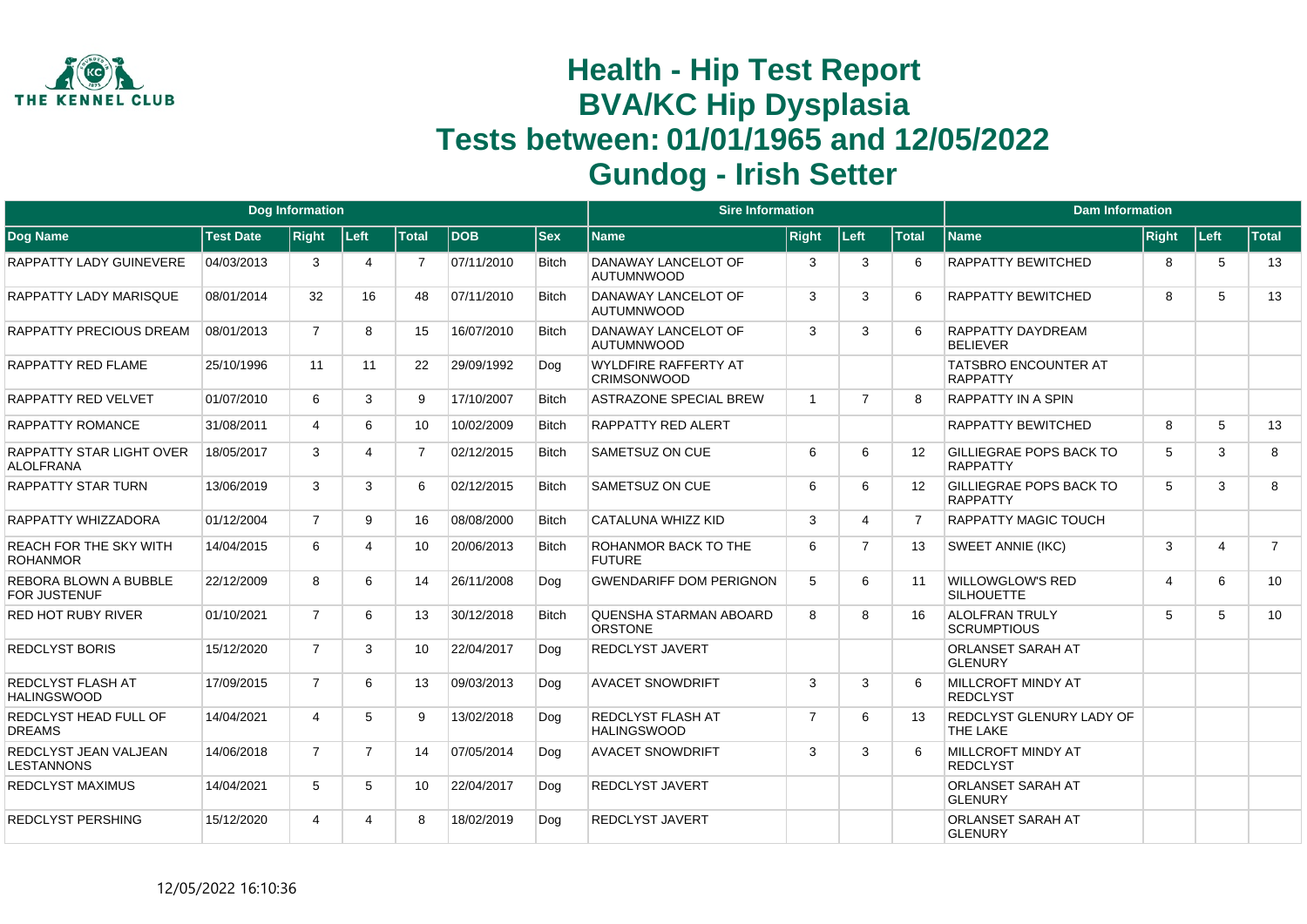# Health - Hip Test Report
# BVA/KC Hip Dysplasia
# Tests between: 01/01/1965 and 12/05/2022
# Gundog - Irish Setter

| Dog Information | | | | | | | Sire Information | | | | Dam Information | | | |
|---|---|---|---|---|---|---|---|---|---|---|---|---|---|---|
| Dog Name | Test Date | Right | Left | Total | DOB | Sex | Name | Right | Left | Total | Name | Right | Left | Total |
| RAPPATTY LADY GUINEVERE | 04/03/2013 | 3 | 4 | 7 | 07/11/2010 | Bitch | DANAWAY LANCELOT OF AUTUMNWOOD | 3 | 3 | 6 | RAPPATTY BEWITCHED | 8 | 5 | 13 |
| RAPPATTY LADY MARISQUE | 08/01/2014 | 32 | 16 | 48 | 07/11/2010 | Bitch | DANAWAY LANCELOT OF AUTUMNWOOD | 3 | 3 | 6 | RAPPATTY BEWITCHED | 8 | 5 | 13 |
| RAPPATTY PRECIOUS DREAM | 08/01/2013 | 7 | 8 | 15 | 16/07/2010 | Bitch | DANAWAY LANCELOT OF AUTUMNWOOD | 3 | 3 | 6 | RAPPATTY DAYDREAM BELIEVER | | | |
| RAPPATTY RED FLAME | 25/10/1996 | 11 | 11 | 22 | 29/09/1992 | Dog | WYLDFIRE RAFFERTY AT CRIMSONWOOD | | | | TATSBRO ENCOUNTER AT RAPPATTY | | | |
| RAPPATTY RED VELVET | 01/07/2010 | 6 | 3 | 9 | 17/10/2007 | Bitch | ASTRAZONE SPECIAL BREW | 1 | 7 | 8 | RAPPATTY IN A SPIN | | | |
| RAPPATTY ROMANCE | 31/08/2011 | 4 | 6 | 10 | 10/02/2009 | Bitch | RAPPATTY RED ALERT | | | | RAPPATTY BEWITCHED | 8 | 5 | 13 |
| RAPPATTY STAR LIGHT OVER ALOLFRANA | 18/05/2017 | 3 | 4 | 7 | 02/12/2015 | Bitch | SAMETSUZ ON CUE | 6 | 6 | 12 | GILLIEGRAE POPS BACK TO RAPPATTY | 5 | 3 | 8 |
| RAPPATTY STAR TURN | 13/06/2019 | 3 | 3 | 6 | 02/12/2015 | Bitch | SAMETSUZ ON CUE | 6 | 6 | 12 | GILLIEGRAE POPS BACK TO RAPPATTY | 5 | 3 | 8 |
| RAPPATTY WHIZZADORA | 01/12/2004 | 7 | 9 | 16 | 08/08/2000 | Bitch | CATALUNA WHIZZ KID | 3 | 4 | 7 | RAPPATTY MAGIC TOUCH | | | |
| REACH FOR THE SKY WITH ROHANMOR | 14/04/2015 | 6 | 4 | 10 | 20/06/2013 | Bitch | ROHANMOR BACK TO THE FUTURE | 6 | 7 | 13 | SWEET ANNIE (IKC) | 3 | 4 | 7 |
| REBORA BLOWN A BUBBLE FOR JUSTENUF | 22/12/2009 | 8 | 6 | 14 | 26/11/2008 | Dog | GWENDARIFF DOM PERIGNON | 5 | 6 | 11 | WILLOWGLOW'S RED SILHOUETTE | 4 | 6 | 10 |
| RED HOT RUBY RIVER | 01/10/2021 | 7 | 6 | 13 | 30/12/2018 | Bitch | QUENSHA STARMAN ABOARD ORSTONE | 8 | 8 | 16 | ALOLFRAN TRULY SCRUMPTIOUS | 5 | 5 | 10 |
| REDCLYST BORIS | 15/12/2020 | 7 | 3 | 10 | 22/04/2017 | Dog | REDCLYST JAVERT | | | | ORLANSET SARAH AT GLENURY | | | |
| REDCLYST FLASH AT HALINGSWOOD | 17/09/2015 | 7 | 6 | 13 | 09/03/2013 | Dog | AVACET SNOWDRIFT | 3 | 3 | 6 | MILLCROFT MINDY AT REDCLYST | | | |
| REDCLYST HEAD FULL OF DREAMS | 14/04/2021 | 4 | 5 | 9 | 13/02/2018 | Dog | REDCLYST FLASH AT HALINGSWOOD | 7 | 6 | 13 | REDCLYST GLENURY LADY OF THE LAKE | | | |
| REDCLYST JEAN VALJEAN LESTANNONS | 14/06/2018 | 7 | 7 | 14 | 07/05/2014 | Dog | AVACET SNOWDRIFT | 3 | 3 | 6 | MILLCROFT MINDY AT REDCLYST | | | |
| REDCLYST MAXIMUS | 14/04/2021 | 5 | 5 | 10 | 22/04/2017 | Dog | REDCLYST JAVERT | | | | ORLANSET SARAH AT GLENURY | | | |
| REDCLYST PERSHING | 15/12/2020 | 4 | 4 | 8 | 18/02/2019 | Dog | REDCLYST JAVERT | | | | ORLANSET SARAH AT GLENURY | | | |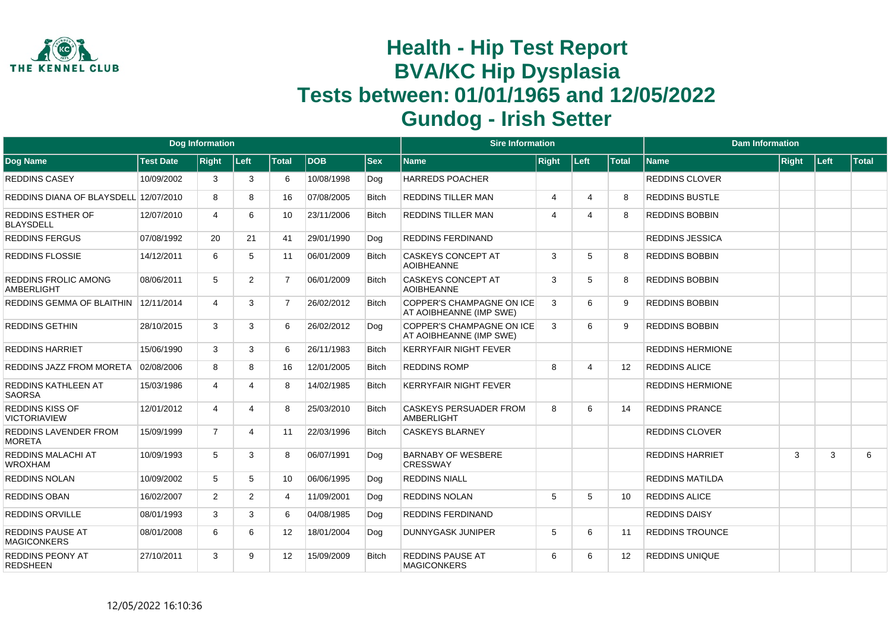# Health - Hip Test Report
# BVA/KC Hip Dysplasia
# Tests between: 01/01/1965 and 12/05/2022
# Gundog - Irish Setter

| Dog Information | | | | | | | Sire Information | | | | Dam Information | | | |
|---|---|---|---|---|---|---|---|---|---|---|---|---|---|---|
| Dog Name | Test Date | Right | Left | Total | DOB | Sex | Name | Right | Left | Total | Name | Right | Left | Total |
| REDDINS CASEY | 10/09/2002 | 3 | 3 | 6 | 10/08/1998 | Dog | HARREDS POACHER | | | | REDDINS CLOVER | | | |
| REDDINS DIANA OF BLAYSDELL | 12/07/2010 | 8 | 8 | 16 | 07/08/2005 | Bitch | REDDINS TILLER MAN | 4 | 4 | 8 | REDDINS BUSTLE | | | |
| REDDINS ESTHER OF BLAYSDELL | 12/07/2010 | 4 | 6 | 10 | 23/11/2006 | Bitch | REDDINS TILLER MAN | 4 | 4 | 8 | REDDINS BOBBIN | | | |
| REDDINS FERGUS | 07/08/1992 | 20 | 21 | 41 | 29/01/1990 | Dog | REDDINS FERDINAND | | | | REDDINS JESSICA | | | |
| REDDINS FLOSSIE | 14/12/2011 | 6 | 5 | 11 | 06/01/2009 | Bitch | CASKEYS CONCEPT AT AOIBHEANNE | 3 | 5 | 8 | REDDINS BOBBIN | | | |
| REDDINS FROLIC AMONG AMBERLIGHT | 08/06/2011 | 5 | 2 | 7 | 06/01/2009 | Bitch | CASKEYS CONCEPT AT AOIBHEANNE | 3 | 5 | 8 | REDDINS BOBBIN | | | |
| REDDINS GEMMA OF BLAITHIN | 12/11/2014 | 4 | 3 | 7 | 26/02/2012 | Bitch | COPPER'S CHAMPAGNE ON ICE AT AOIBHEANNE (IMP SWE) | 3 | 6 | 9 | REDDINS BOBBIN | | | |
| REDDINS GETHIN | 28/10/2015 | 3 | 3 | 6 | 26/02/2012 | Dog | COPPER'S CHAMPAGNE ON ICE AT AOIBHEANNE (IMP SWE) | 3 | 6 | 9 | REDDINS BOBBIN | | | |
| REDDINS HARRIET | 15/06/1990 | 3 | 3 | 6 | 26/11/1983 | Bitch | KERRYFAIR NIGHT FEVER | | | | REDDINS HERMIONE | | | |
| REDDINS JAZZ FROM MORETA | 02/08/2006 | 8 | 8 | 16 | 12/01/2005 | Bitch | REDDINS ROMP | 8 | 4 | 12 | REDDINS ALICE | | | |
| REDDINS KATHLEEN AT SAORSA | 15/03/1986 | 4 | 4 | 8 | 14/02/1985 | Bitch | KERRYFAIR NIGHT FEVER | | | | REDDINS HERMIONE | | | |
| REDDINS KISS OF VICTORIAVIEW | 12/01/2012 | 4 | 4 | 8 | 25/03/2010 | Bitch | CASKEYS PERSUADER FROM AMBERLIGHT | 8 | 6 | 14 | REDDINS PRANCE | | | |
| REDDINS LAVENDER FROM MORETA | 15/09/1999 | 7 | 4 | 11 | 22/03/1996 | Bitch | CASKEYS BLARNEY | | | | REDDINS CLOVER | | | |
| REDDINS MALACHI AT WROXHAM | 10/09/1993 | 5 | 3 | 8 | 06/07/1991 | Dog | BARNABY OF WESBERE CRESSWAY | | | | REDDINS HARRIET | 3 | 3 | 6 |
| REDDINS NOLAN | 10/09/2002 | 5 | 5 | 10 | 06/06/1995 | Dog | REDDINS NIALL | | | | REDDINS MATILDA | | | |
| REDDINS OBAN | 16/02/2007 | 2 | 2 | 4 | 11/09/2001 | Dog | REDDINS NOLAN | 5 | 5 | 10 | REDDINS ALICE | | | |
| REDDINS ORVILLE | 08/01/1993 | 3 | 3 | 6 | 04/08/1985 | Dog | REDDINS FERDINAND | | | | REDDINS DAISY | | | |
| REDDINS PAUSE AT MAGICONKERS | 08/01/2008 | 6 | 6 | 12 | 18/01/2004 | Dog | DUNNYGASK JUNIPER | 5 | 6 | 11 | REDDINS TROUNCE | | | |
| REDDINS PEONY AT REDSHEEN | 27/10/2011 | 3 | 9 | 12 | 15/09/2009 | Bitch | REDDINS PAUSE AT MAGICONKERS | 6 | 6 | 12 | REDDINS UNIQUE | | | |

12/05/2022 16:10:36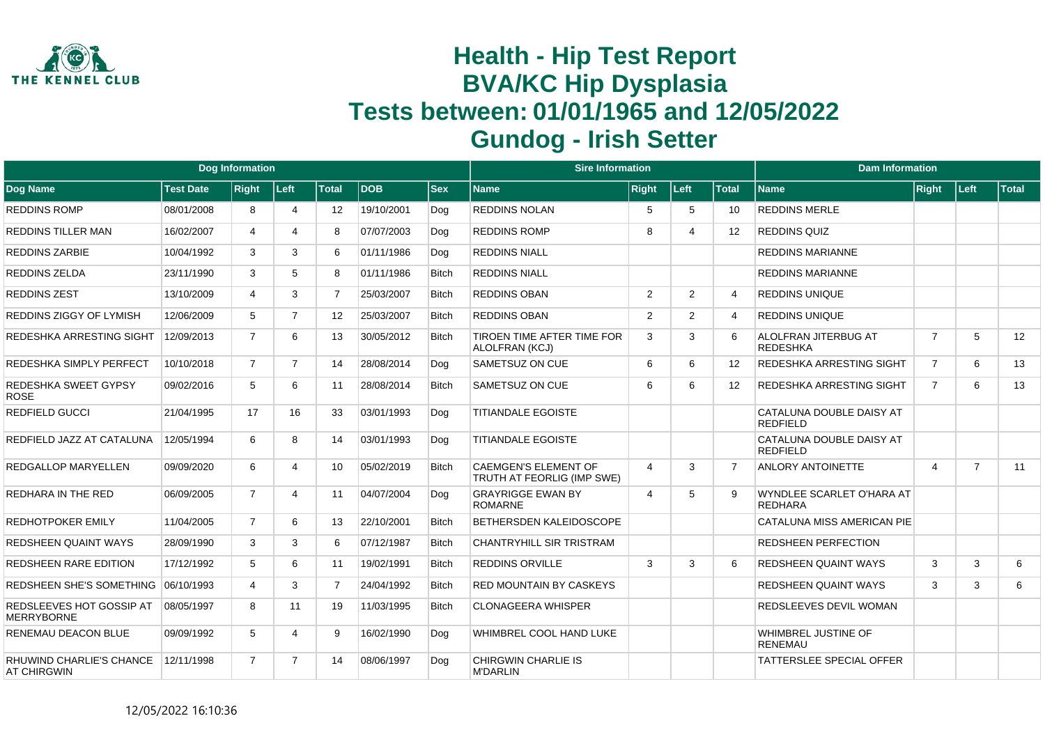# Health - Hip Test Report
# BVA/KC Hip Dysplasia
# Tests between: 01/01/1965 and 12/05/2022
# Gundog - Irish Setter

| Dog Information | | | | | | | Sire Information | | | | Dam Information | | | |
|---|---|---|---|---|---|---|---|---|---|---|---|---|---|---|
| Dog Name | Test Date | Right | Left | Total | DOB | Sex | Name | Right | Left | Total | Name | Right | Left | Total |
| REDDINS ROMP | 08/01/2008 | 8 | 4 | 12 | 19/10/2001 | Dog | REDDINS NOLAN | 5 | 5 | 10 | REDDINS MERLE | | | |
| REDDINS TILLER MAN | 16/02/2007 | 4 | 4 | 8 | 07/07/2003 | Dog | REDDINS ROMP | 8 | 4 | 12 | REDDINS QUIZ | | | |
| REDDINS ZARBIE | 10/04/1992 | 3 | 3 | 6 | 01/11/1986 | Dog | REDDINS NIALL | | | | REDDINS MARIANNE | | | |
| REDDINS ZELDA | 23/11/1990 | 3 | 5 | 8 | 01/11/1986 | Bitch | REDDINS NIALL | | | | REDDINS MARIANNE | | | |
| REDDINS ZEST | 13/10/2009 | 4 | 3 | 7 | 25/03/2007 | Bitch | REDDINS OBAN | 2 | 2 | 4 | REDDINS UNIQUE | | | |
| REDDINS ZIGGY OF LYMISH | 12/06/2009 | 5 | 7 | 12 | 25/03/2007 | Bitch | REDDINS OBAN | 2 | 2 | 4 | REDDINS UNIQUE | | | |
| REDESHKA ARRESTING SIGHT | 12/09/2013 | 7 | 6 | 13 | 30/05/2012 | Bitch | TIROEN TIME AFTER TIME FOR ALOLFRAN (KCJ) | 3 | 3 | 6 | ALOLFRAN JITERBUG AT REDESHKA | 7 | 5 | 12 |
| REDESHKA SIMPLY PERFECT | 10/10/2018 | 7 | 7 | 14 | 28/08/2014 | Dog | SAMETSUZ ON CUE | 6 | 6 | 12 | REDESHKA ARRESTING SIGHT | 7 | 6 | 13 |
| REDESHKA SWEET GYPSY ROSE | 09/02/2016 | 5 | 6 | 11 | 28/08/2014 | Bitch | SAMETSUZ ON CUE | 6 | 6 | 12 | REDESHKA ARRESTING SIGHT | 7 | 6 | 13 |
| REDFIELD GUCCI | 21/04/1995 | 17 | 16 | 33 | 03/01/1993 | Dog | TITIANDALE EGOISTE | | | | CATALUNA DOUBLE DAISY AT REDFIELD | | | |
| REDFIELD JAZZ AT CATALUNA | 12/05/1994 | 6 | 8 | 14 | 03/01/1993 | Dog | TITIANDALE EGOISTE | | | | CATALUNA DOUBLE DAISY AT REDFIELD | | | |
| REDGALLOP MARYELLEN | 09/09/2020 | 6 | 4 | 10 | 05/02/2019 | Bitch | CAEMGEN'S ELEMENT OF TRUTH AT FEORLIG (IMP SWE) | 4 | 3 | 7 | ANLORY ANTOINETTE | 4 | 7 | 11 |
| REDHARA IN THE RED | 06/09/2005 | 7 | 4 | 11 | 04/07/2004 | Dog | GRAYRIGGE EWAN BY ROMARNE | 4 | 5 | 9 | WYNDLEE SCARLET O'HARA AT REDHARA | | | |
| REDHOTPOKER EMILY | 11/04/2005 | 7 | 6 | 13 | 22/10/2001 | Bitch | BETHERSDEN KALEIDOSCOPE | | | | CATALUNA MISS AMERICAN PIE | | | |
| REDSHEEN QUAINT WAYS | 28/09/1990 | 3 | 3 | 6 | 07/12/1987 | Bitch | CHANTRYHILL SIR TRISTRAM | | | | REDSHEEN PERFECTION | | | |
| REDSHEEN RARE EDITION | 17/12/1992 | 5 | 6 | 11 | 19/02/1991 | Bitch | REDDINS ORVILLE | 3 | 3 | 6 | REDSHEEN QUAINT WAYS | 3 | 3 | 6 |
| REDSHEEN SHE'S SOMETHING | 06/10/1993 | 4 | 3 | 7 | 24/04/1992 | Bitch | RED MOUNTAIN BY CASKEYS | | | | REDSHEEN QUAINT WAYS | 3 | 3 | 6 |
| REDSLEEVES HOT GOSSIP AT MERRYBORNE | 08/05/1997 | 8 | 11 | 19 | 11/03/1995 | Bitch | CLONAGEERA WHISPER | | | | REDSLEEVES DEVIL WOMAN | | | |
| RENEMAU DEACON BLUE | 09/09/1992 | 5 | 4 | 9 | 16/02/1990 | Dog | WHIMBREL COOL HAND LUKE | | | | WHIMBREL JUSTINE OF RENEMAU | | | |
| RHUWIND CHARLIE'S CHANCE AT CHIRGWIN | 12/11/1998 | 7 | 7 | 14 | 08/06/1997 | Dog | CHIRGWIN CHARLIE IS M'DARLIN | | | | TATTERSLEE SPECIAL OFFER | | | |

12/05/2022 16:10:36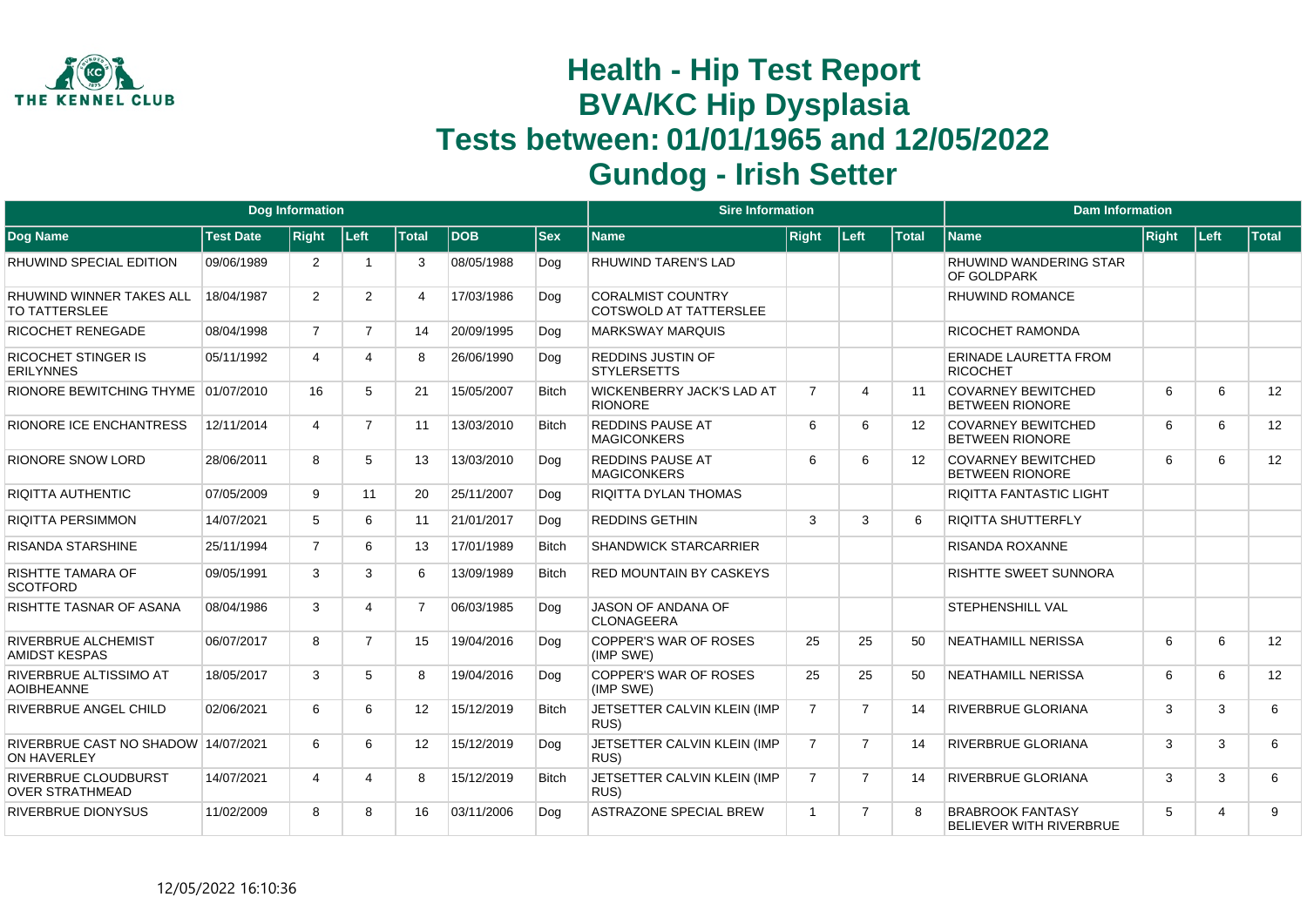# Health - Hip Test Report
# BVA/KC Hip Dysplasia
# Tests between: 01/01/1965 and 12/05/2022
# Gundog - Irish Setter

| Dog Information | | | | | | | Sire Information | | | | Dam Information | | | |
|---|---|---|---|---|---|---|---|---|---|---|---|---|---|---|
| Dog Name | Test Date | Right | Left | Total | DOB | Sex | Name | Right | Left | Total | Name | Right | Left | Total |
| RHUWIND SPECIAL EDITION | 09/06/1989 | 2 | 1 | 3 | 08/05/1988 | Dog | RHUWIND TAREN'S LAD | | | | RHUWIND WANDERING STAR OF GOLDPARK | | | |
| RHUWIND WINNER TAKES ALL TO TATTERSLEE | 18/04/1987 | 2 | 2 | 4 | 17/03/1986 | Dog | CORALMIST COUNTRY COTSWOLD AT TATTERSLEE | | | | RHUWIND ROMANCE | | | |
| RICOCHET RENEGADE | 08/04/1998 | 7 | 7 | 14 | 20/09/1995 | Dog | MARKSWAY MARQUIS | | | | RICOCHET RAMONDA | | | |
| RICOCHET STINGER IS ERILYNNES | 05/11/1992 | 4 | 4 | 8 | 26/06/1990 | Dog | REDDINS JUSTIN OF STYLERSETTS | | | | ERINADE LAURETTA FROM RICOCHET | | | |
| RIONORE BEWITCHING THYME | 01/07/2010 | 16 | 5 | 21 | 15/05/2007 | Bitch | WICKENBERRY JACK'S LAD AT RIONORE | 7 | 4 | 11 | COVARNEY BEWITCHED BETWEEN RIONORE | 6 | 6 | 12 |
| RIONORE ICE ENCHANTRESS | 12/11/2014 | 4 | 7 | 11 | 13/03/2010 | Bitch | REDDINS PAUSE AT MAGICONKERS | 6 | 6 | 12 | COVARNEY BEWITCHED BETWEEN RIONORE | 6 | 6 | 12 |
| RIONORE SNOW LORD | 28/06/2011 | 8 | 5 | 13 | 13/03/2010 | Dog | REDDINS PAUSE AT MAGICONKERS | 6 | 6 | 12 | COVARNEY BEWITCHED BETWEEN RIONORE | 6 | 6 | 12 |
| RIQITTA AUTHENTIC | 07/05/2009 | 9 | 11 | 20 | 25/11/2007 | Dog | RIQITTA DYLAN THOMAS | | | | RIQITTA FANTASTIC LIGHT | | | |
| RIQITTA PERSIMMON | 14/07/2021 | 5 | 6 | 11 | 21/01/2017 | Dog | REDDINS GETHIN | 3 | 3 | 6 | RIQITTA SHUTTERFLY | | | |
| RISANDA STARSHINE | 25/11/1994 | 7 | 6 | 13 | 17/01/1989 | Bitch | SHANDWICK STARCARRIER | | | | RISANDA ROXANNE | | | |
| RISHTTE TAMARA OF SCOTFORD | 09/05/1991 | 3 | 3 | 6 | 13/09/1989 | Bitch | RED MOUNTAIN BY CASKEYS | | | | RISHTTE SWEET SUNNORA | | | |
| RISHTTE TASNAR OF ASANA | 08/04/1986 | 3 | 4 | 7 | 06/03/1985 | Dog | JASON OF ANDANA OF CLONAGEERA | | | | STEPHENSHILL VAL | | | |
| RIVERBRUE ALCHEMIST AMIDST KESPAS | 06/07/2017 | 8 | 7 | 15 | 19/04/2016 | Dog | COPPER'S WAR OF ROSES (IMP SWE) | 25 | 25 | 50 | NEATHAMILL NERISSA | 6 | 6 | 12 |
| RIVERBRUE ALTISSIMO AT AOIBHEANNE | 18/05/2017 | 3 | 5 | 8 | 19/04/2016 | Dog | COPPER'S WAR OF ROSES (IMP SWE) | 25 | 25 | 50 | NEATHAMILL NERISSA | 6 | 6 | 12 |
| RIVERBRUE ANGEL CHILD | 02/06/2021 | 6 | 6 | 12 | 15/12/2019 | Bitch | JETSETTER CALVIN KLEIN (IMP RUS) | 7 | 7 | 14 | RIVERBRUE GLORIANA | 3 | 3 | 6 |
| RIVERBRUE CAST NO SHADOW ON HAVERLEY | 14/07/2021 | 6 | 6 | 12 | 15/12/2019 | Dog | JETSETTER CALVIN KLEIN (IMP RUS) | 7 | 7 | 14 | RIVERBRUE GLORIANA | 3 | 3 | 6 |
| RIVERBRUE CLOUDBURST OVER STRATHMEAD | 14/07/2021 | 4 | 4 | 8 | 15/12/2019 | Bitch | JETSETTER CALVIN KLEIN (IMP RUS) | 7 | 7 | 14 | RIVERBRUE GLORIANA | 3 | 3 | 6 |
| RIVERBRUE DIONYSUS | 11/02/2009 | 8 | 8 | 16 | 03/11/2006 | Dog | ASTRAZONE SPECIAL BREW | 1 | 7 | 8 | BRABROOK FANTASY BELIEVER WITH RIVERBRUE | 5 | 4 | 9 |

12/05/2022 16:10:36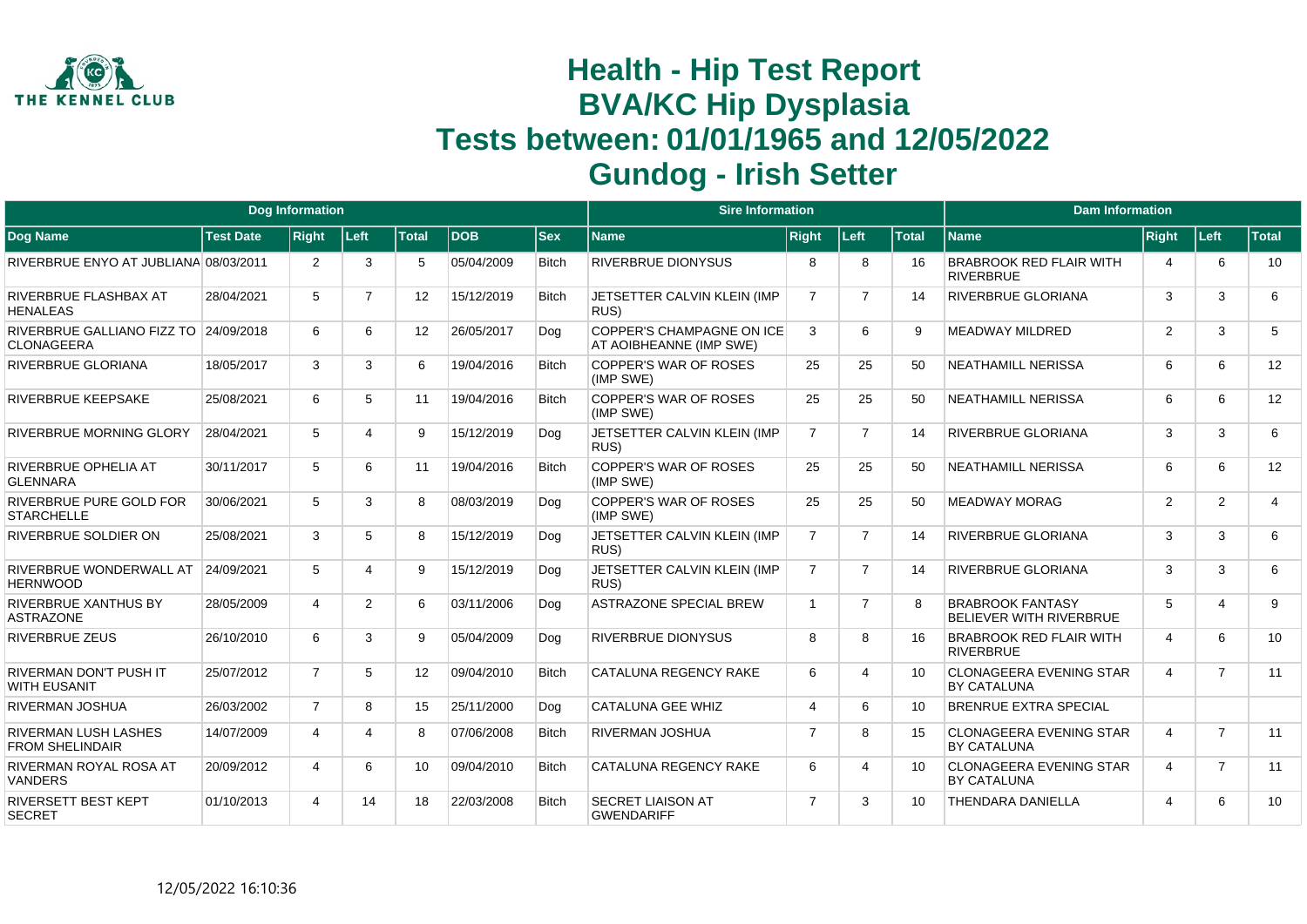# Health - Hip Test Report
# BVA/KC Hip Dysplasia
# Tests between: 01/01/1965 and 12/05/2022
# Gundog - Irish Setter

| Dog Information | | | | | | | Sire Information | | | | Dam Information | | | |
|---|---|---|---|---|---|---|---|---|---|---|---|---|---|---|
| Dog Name | Test Date | Right | Left | Total | DOB | Sex | Name | Right | Left | Total | Name | Right | Left | Total |
| RIVERBRUE ENYO AT JUBLIANA | 08/03/2011 | 2 | 3 | 5 | 05/04/2009 | Bitch | RIVERBRUE DIONYSUS | 8 | 8 | 16 | BRABROOK RED FLAIR WITH RIVERBRUE | 4 | 6 | 10 |
| RIVERBRUE FLASHBAX AT HENALEAS | 28/04/2021 | 5 | 7 | 12 | 15/12/2019 | Bitch | JETSETTER CALVIN KLEIN (IMP RUS) | 7 | 7 | 14 | RIVERBRUE GLORIANA | 3 | 3 | 6 |
| RIVERBRUE GALLIANO FIZZ TO CLONAGEERA | 24/09/2018 | 6 | 6 | 12 | 26/05/2017 | Dog | COPPER'S CHAMPAGNE ON ICE AT AOIBHEANNE (IMP SWE) | 3 | 6 | 9 | MEADWAY MILDRED | 2 | 3 | 5 |
| RIVERBRUE GLORIANA | 18/05/2017 | 3 | 3 | 6 | 19/04/2016 | Bitch | COPPER'S WAR OF ROSES (IMP SWE) | 25 | 25 | 50 | NEATHAMILL NERISSA | 6 | 6 | 12 |
| RIVERBRUE KEEPSAKE | 25/08/2021 | 6 | 5 | 11 | 19/04/2016 | Bitch | COPPER'S WAR OF ROSES (IMP SWE) | 25 | 25 | 50 | NEATHAMILL NERISSA | 6 | 6 | 12 |
| RIVERBRUE MORNING GLORY | 28/04/2021 | 5 | 4 | 9 | 15/12/2019 | Dog | JETSETTER CALVIN KLEIN (IMP RUS) | 7 | 7 | 14 | RIVERBRUE GLORIANA | 3 | 3 | 6 |
| RIVERBRUE OPHELIA AT GLENNARA | 30/11/2017 | 5 | 6 | 11 | 19/04/2016 | Bitch | COPPER'S WAR OF ROSES (IMP SWE) | 25 | 25 | 50 | NEATHAMILL NERISSA | 6 | 6 | 12 |
| RIVERBRUE PURE GOLD FOR STARCHELLE | 30/06/2021 | 5 | 3 | 8 | 08/03/2019 | Dog | COPPER'S WAR OF ROSES (IMP SWE) | 25 | 25 | 50 | MEADWAY MORAG | 2 | 2 | 4 |
| RIVERBRUE SOLDIER ON | 25/08/2021 | 3 | 5 | 8 | 15/12/2019 | Dog | JETSETTER CALVIN KLEIN (IMP RUS) | 7 | 7 | 14 | RIVERBRUE GLORIANA | 3 | 3 | 6 |
| RIVERBRUE WONDERWALL AT HERNWOOD | 24/09/2021 | 5 | 4 | 9 | 15/12/2019 | Dog | JETSETTER CALVIN KLEIN (IMP RUS) | 7 | 7 | 14 | RIVERBRUE GLORIANA | 3 | 3 | 6 |
| RIVERBRUE XANTHUS BY ASTRAZONE | 28/05/2009 | 4 | 2 | 6 | 03/11/2006 | Dog | ASTRAZONE SPECIAL BREW | 1 | 7 | 8 | BRABROOK FANTASY BELIEVER WITH RIVERBRUE | 5 | 4 | 9 |
| RIVERBRUE ZEUS | 26/10/2010 | 6 | 3 | 9 | 05/04/2009 | Dog | RIVERBRUE DIONYSUS | 8 | 8 | 16 | BRABROOK RED FLAIR WITH RIVERBRUE | 4 | 6 | 10 |
| RIVERMAN DON'T PUSH IT WITH EUSANIT | 25/07/2012 | 7 | 5 | 12 | 09/04/2010 | Bitch | CATALUNA REGENCY RAKE | 6 | 4 | 10 | CLONAGEERA EVENING STAR BY CATALUNA | 4 | 7 | 11 |
| RIVERMAN JOSHUA | 26/03/2002 | 7 | 8 | 15 | 25/11/2000 | Dog | CATALUNA GEE WHIZ | 4 | 6 | 10 | BRENRUE EXTRA SPECIAL | | | |
| RIVERMAN LUSH LASHES FROM SHELINDAIR | 14/07/2009 | 4 | 4 | 8 | 07/06/2008 | Bitch | RIVERMAN JOSHUA | 7 | 8 | 15 | CLONAGEERA EVENING STAR BY CATALUNA | 4 | 7 | 11 |
| RIVERMAN ROYAL ROSA AT VANDERS | 20/09/2012 | 4 | 6 | 10 | 09/04/2010 | Bitch | CATALUNA REGENCY RAKE | 6 | 4 | 10 | CLONAGEERA EVENING STAR BY CATALUNA | 4 | 7 | 11 |
| RIVERSETT BEST KEPT SECRET | 01/10/2013 | 4 | 14 | 18 | 22/03/2008 | Bitch | SECRET LIAISON AT GWENDARIFF | 7 | 3 | 10 | THENDARA DANIELLA | 4 | 6 | 10 |

12/05/2022 16:10:36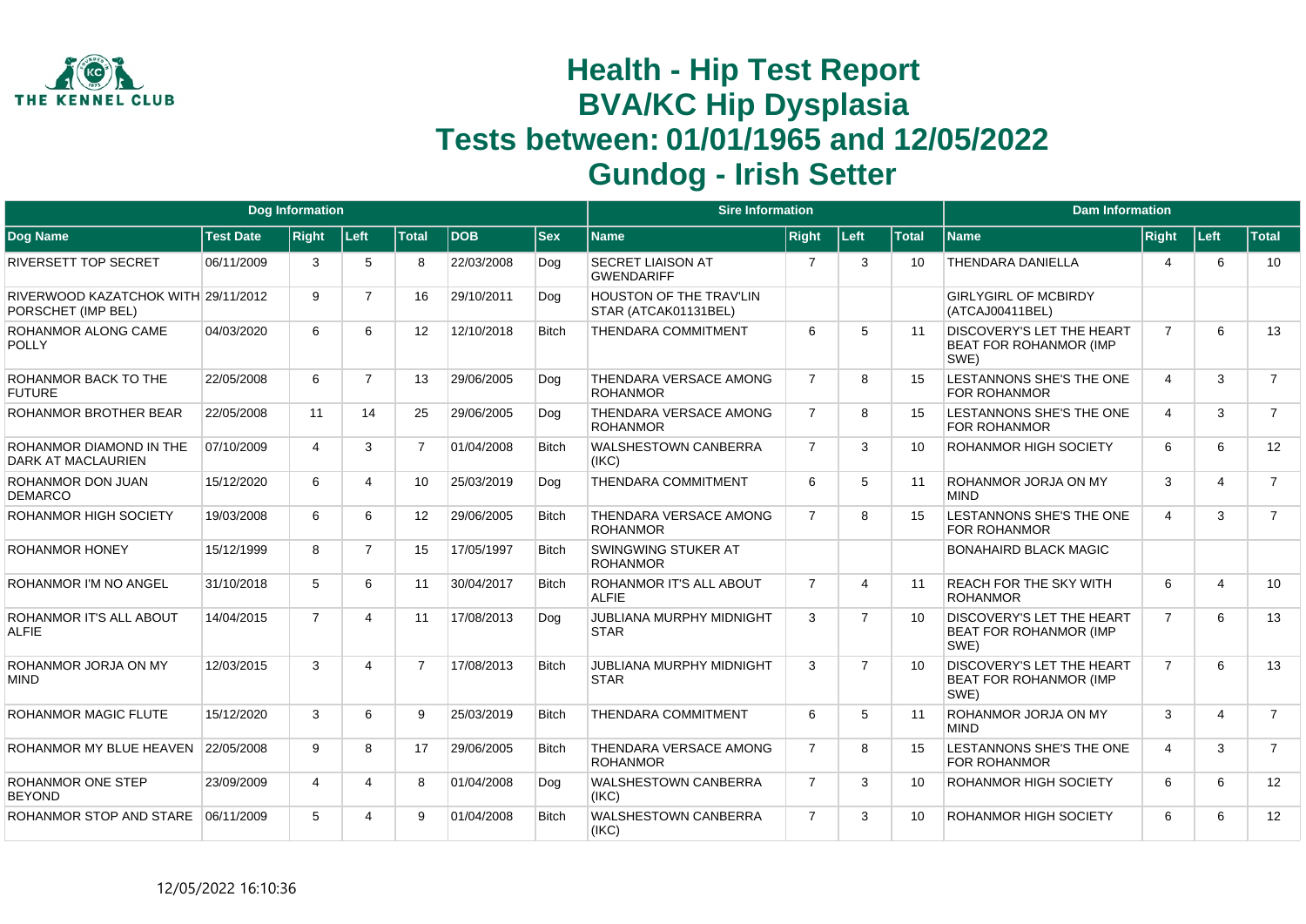# Health - Hip Test Report
# BVA/KC Hip Dysplasia
# Tests between: 01/01/1965 and 12/05/2022
# Gundog - Irish Setter

| Dog Information | | | | | | | Sire Information | | | | Dam Information | | | |
|---|---|---|---|---|---|---|---|---|---|---|---|---|---|---|
| Dog Name | Test Date | Right | Left | Total | DOB | Sex | Name | Right | Left | Total | Name | Right | Left | Total |
| RIVERSETT TOP SECRET | 06/11/2009 | 3 | 5 | 8 | 22/03/2008 | Dog | SECRET LIAISON AT GWENDARIFF | 7 | 3 | 10 | THENDARA DANIELLA | 4 | 6 | 10 |
| RIVERWOOD KAZATCHOK WITH PORSCHET (IMP BEL) | 29/11/2012 | 9 | 7 | 16 | 29/10/2011 | Dog | HOUSTON OF THE TRAV'LIN STAR (ATCAK01131BEL) | | | | GIRLYGIRL OF MCBIRDY (ATCAJ00411BEL) | | | |
| ROHANMOR ALONG CAME POLLY | 04/03/2020 | 6 | 6 | 12 | 12/10/2018 | Bitch | THENDARA COMMITMENT | 6 | 5 | 11 | DISCOVERY'S LET THE HEART BEAT FOR ROHANMOR (IMP SWE) | 7 | 6 | 13 |
| ROHANMOR BACK TO THE FUTURE | 22/05/2008 | 6 | 7 | 13 | 29/06/2005 | Dog | THENDARA VERSACE AMONG ROHANMOR | 7 | 8 | 15 | LESTANNONS SHE'S THE ONE FOR ROHANMOR | 4 | 3 | 7 |
| ROHANMOR BROTHER BEAR | 22/05/2008 | 11 | 14 | 25 | 29/06/2005 | Dog | THENDARA VERSACE AMONG ROHANMOR | 7 | 8 | 15 | LESTANNONS SHE'S THE ONE FOR ROHANMOR | 4 | 3 | 7 |
| ROHANMOR DIAMOND IN THE DARK AT MACLAURIEN | 07/10/2009 | 4 | 3 | 7 | 01/04/2008 | Bitch | WALSHESTOWN CANBERRA (IKC) | 7 | 3 | 10 | ROHANMOR HIGH SOCIETY | 6 | 6 | 12 |
| ROHANMOR DON JUAN DEMARCO | 15/12/2020 | 6 | 4 | 10 | 25/03/2019 | Dog | THENDARA COMMITMENT | 6 | 5 | 11 | ROHANMOR JORJA ON MY MIND | 3 | 4 | 7 |
| ROHANMOR HIGH SOCIETY | 19/03/2008 | 6 | 6 | 12 | 29/06/2005 | Bitch | THENDARA VERSACE AMONG ROHANMOR | 7 | 8 | 15 | LESTANNONS SHE'S THE ONE FOR ROHANMOR | 4 | 3 | 7 |
| ROHANMOR HONEY | 15/12/1999 | 8 | 7 | 15 | 17/05/1997 | Bitch | SWINGWING STUKER AT ROHANMOR | | | | BONAHAIRD BLACK MAGIC | | | |
| ROHANMOR I'M NO ANGEL | 31/10/2018 | 5 | 6 | 11 | 30/04/2017 | Bitch | ROHANMOR IT'S ALL ABOUT ALFIE | 7 | 4 | 11 | REACH FOR THE SKY WITH ROHANMOR | 6 | 4 | 10 |
| ROHANMOR IT'S ALL ABOUT ALFIE | 14/04/2015 | 7 | 4 | 11 | 17/08/2013 | Dog | JUBLIANA MURPHY MIDNIGHT STAR | 3 | 7 | 10 | DISCOVERY'S LET THE HEART BEAT FOR ROHANMOR (IMP SWE) | 7 | 6 | 13 |
| ROHANMOR JORJA ON MY MIND | 12/03/2015 | 3 | 4 | 7 | 17/08/2013 | Bitch | JUBLIANA MURPHY MIDNIGHT STAR | 3 | 7 | 10 | DISCOVERY'S LET THE HEART BEAT FOR ROHANMOR (IMP SWE) | 7 | 6 | 13 |
| ROHANMOR MAGIC FLUTE | 15/12/2020 | 3 | 6 | 9 | 25/03/2019 | Bitch | THENDARA COMMITMENT | 6 | 5 | 11 | ROHANMOR JORJA ON MY MIND | 3 | 4 | 7 |
| ROHANMOR MY BLUE HEAVEN | 22/05/2008 | 9 | 8 | 17 | 29/06/2005 | Bitch | THENDARA VERSACE AMONG ROHANMOR | 7 | 8 | 15 | LESTANNONS SHE'S THE ONE FOR ROHANMOR | 4 | 3 | 7 |
| ROHANMOR ONE STEP BEYOND | 23/09/2009 | 4 | 4 | 8 | 01/04/2008 | Dog | WALSHESTOWN CANBERRA (IKC) | 7 | 3 | 10 | ROHANMOR HIGH SOCIETY | 6 | 6 | 12 |
| ROHANMOR STOP AND STARE | 06/11/2009 | 5 | 4 | 9 | 01/04/2008 | Bitch | WALSHESTOWN CANBERRA (IKC) | 7 | 3 | 10 | ROHANMOR HIGH SOCIETY | 6 | 6 | 12 |

12/05/2022 16:10:36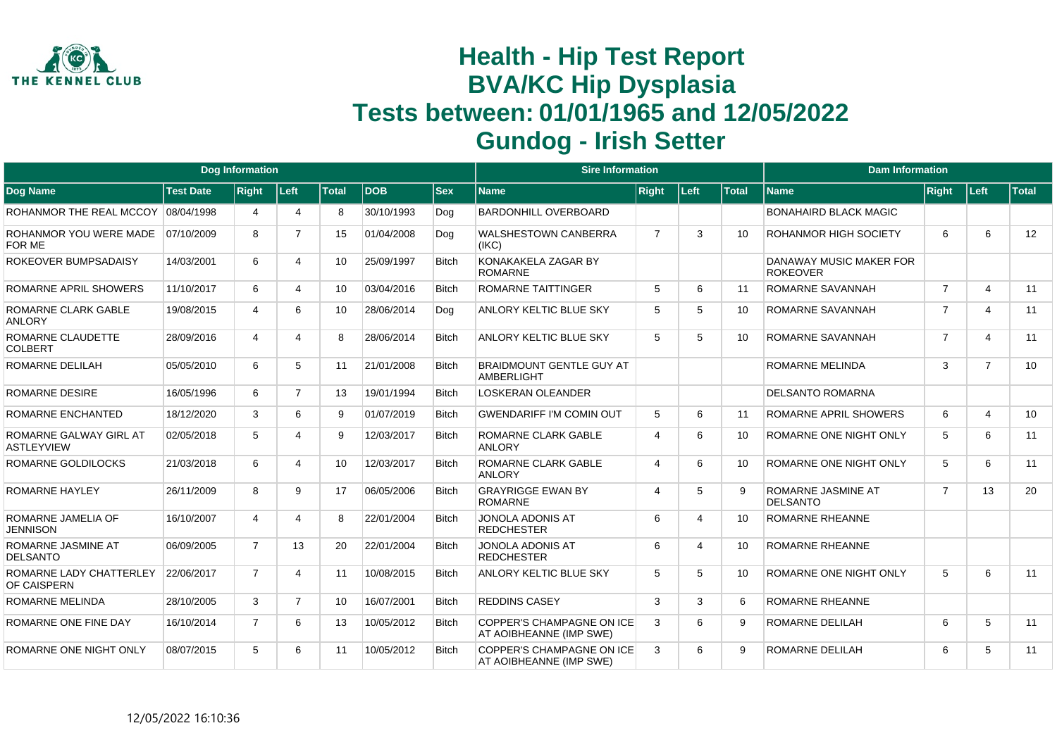# Health - Hip Test Report
# BVA/KC Hip Dysplasia
# Tests between: 01/01/1965 and 12/05/2022
# Gundog - Irish Setter

| Dog Information | | | | | | | Sire Information | | | | Dam Information | | | |
|---|---|---|---|---|---|---|---|---|---|---|---|---|---|---|
| Dog Name | Test Date | Right | Left | Total | DOB | Sex | Name | Right | Left | Total | Name | Right | Left | Total |
| ROHANMOR THE REAL MCCOY | 08/04/1998 | 4 | 4 | 8 | 30/10/1993 | Dog | BARDONHILL OVERBOARD | | | | BONAHAIRD BLACK MAGIC | | | |
| ROHANMOR YOU WERE MADE FOR ME | 07/10/2009 | 8 | 7 | 15 | 01/04/2008 | Dog | WALSHESTOWN CANBERRA (IKC) | 7 | 3 | 10 | ROHANMOR HIGH SOCIETY | 6 | 6 | 12 |
| ROKEOVER BUMPSADAISY | 14/03/2001 | 6 | 4 | 10 | 25/09/1997 | Bitch | KONAKAKELA ZAGAR BY ROMARNE | | | | DANAWAY MUSIC MAKER FOR ROKEOVER | | | |
| ROMARNE APRIL SHOWERS | 11/10/2017 | 6 | 4 | 10 | 03/04/2016 | Bitch | ROMARNE TAITTINGER | 5 | 6 | 11 | ROMARNE SAVANNAH | 7 | 4 | 11 |
| ROMARNE CLARK GABLE ANLORY | 19/08/2015 | 4 | 6 | 10 | 28/06/2014 | Dog | ANLORY KELTIC BLUE SKY | 5 | 5 | 10 | ROMARNE SAVANNAH | 7 | 4 | 11 |
| ROMARNE CLAUDETTE COLBERT | 28/09/2016 | 4 | 4 | 8 | 28/06/2014 | Bitch | ANLORY KELTIC BLUE SKY | 5 | 5 | 10 | ROMARNE SAVANNAH | 7 | 4 | 11 |
| ROMARNE DELILAH | 05/05/2010 | 6 | 5 | 11 | 21/01/2008 | Bitch | BRAIDMOUNT GENTLE GUY AT AMBERLIGHT | | | | ROMARNE MELINDA | 3 | 7 | 10 |
| ROMARNE DESIRE | 16/05/1996 | 6 | 7 | 13 | 19/01/1994 | Bitch | LOSKERAN OLEANDER | | | | DELSANTO ROMARNA | | | |
| ROMARNE ENCHANTED | 18/12/2020 | 3 | 6 | 9 | 01/07/2019 | Bitch | GWENDARIFF I'M COMIN OUT | 5 | 6 | 11 | ROMARNE APRIL SHOWERS | 6 | 4 | 10 |
| ROMARNE GALWAY GIRL AT ASTLEYVIEW | 02/05/2018 | 5 | 4 | 9 | 12/03/2017 | Bitch | ROMARNE CLARK GABLE ANLORY | 4 | 6 | 10 | ROMARNE ONE NIGHT ONLY | 5 | 6 | 11 |
| ROMARNE GOLDILOCKS | 21/03/2018 | 6 | 4 | 10 | 12/03/2017 | Bitch | ROMARNE CLARK GABLE ANLORY | 4 | 6 | 10 | ROMARNE ONE NIGHT ONLY | 5 | 6 | 11 |
| ROMARNE HAYLEY | 26/11/2009 | 8 | 9 | 17 | 06/05/2006 | Bitch | GRAYRIGGE EWAN BY ROMARNE | 4 | 5 | 9 | ROMARNE JASMINE AT DELSANTO | 7 | 13 | 20 |
| ROMARNE JAMELIA OF JENNISON | 16/10/2007 | 4 | 4 | 8 | 22/01/2004 | Bitch | JONOLA ADONIS AT REDCHESTER | 6 | 4 | 10 | ROMARNE RHEANNE | | | |
| ROMARNE JASMINE AT DELSANTO | 06/09/2005 | 7 | 13 | 20 | 22/01/2004 | Bitch | JONOLA ADONIS AT REDCHESTER | 6 | 4 | 10 | ROMARNE RHEANNE | | | |
| ROMARNE LADY CHATTERLEY OF CAISPERN | 22/06/2017 | 7 | 4 | 11 | 10/08/2015 | Bitch | ANLORY KELTIC BLUE SKY | 5 | 5 | 10 | ROMARNE ONE NIGHT ONLY | 5 | 6 | 11 |
| ROMARNE MELINDA | 28/10/2005 | 3 | 7 | 10 | 16/07/2001 | Bitch | REDDINS CASEY | 3 | 3 | 6 | ROMARNE RHEANNE | | | |
| ROMARNE ONE FINE DAY | 16/10/2014 | 7 | 6 | 13 | 10/05/2012 | Bitch | COPPER'S CHAMPAGNE ON ICE AT AOIBHEANNE (IMP SWE) | 3 | 6 | 9 | ROMARNE DELILAH | 6 | 5 | 11 |
| ROMARNE ONE NIGHT ONLY | 08/07/2015 | 5 | 6 | 11 | 10/05/2012 | Bitch | COPPER'S CHAMPAGNE ON ICE AT AOIBHEANNE (IMP SWE) | 3 | 6 | 9 | ROMARNE DELILAH | 6 | 5 | 11 |

12/05/2022 16:10:36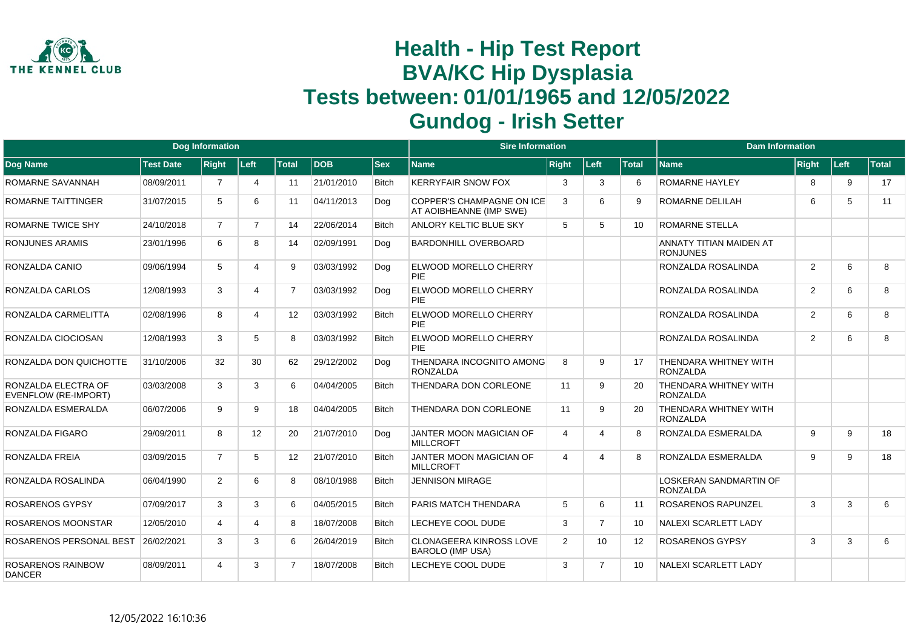# Health - Hip Test Report
# BVA/KC Hip Dysplasia
# Tests between: 01/01/1965 and 12/05/2022
# Gundog - Irish Setter

| Dog Information | | | | | | | Sire Information | | | | Dam Information | | | |
|---|---|---|---|---|---|---|---|---|---|---|---|---|---|---|
| Dog Name | Test Date | Right | Left | Total | DOB | Sex | Name | Right | Left | Total | Name | Right | Left | Total |
| ROMARNE SAVANNAH | 08/09/2011 | 7 | 4 | 11 | 21/01/2010 | Bitch | KERRYFAIR SNOW FOX | 3 | 3 | 6 | ROMARNE HAYLEY | 8 | 9 | 17 |
| ROMARNE TAITTINGER | 31/07/2015 | 5 | 6 | 11 | 04/11/2013 | Dog | COPPER'S CHAMPAGNE ON ICE AT AOIBHEANNE (IMP SWE) | 3 | 6 | 9 | ROMARNE DELILAH | 6 | 5 | 11 |
| ROMARNE TWICE SHY | 24/10/2018 | 7 | 7 | 14 | 22/06/2014 | Bitch | ANLORY KELTIC BLUE SKY | 5 | 5 | 10 | ROMARNE STELLA | | | |
| RONJUNES ARAMIS | 23/01/1996 | 6 | 8 | 14 | 02/09/1991 | Dog | BARDONHILL OVERBOARD | | | | ANNATY TITIAN MAIDEN AT RONJUNES | | | |
| RONZALDA CANIO | 09/06/1994 | 5 | 4 | 9 | 03/03/1992 | Dog | ELWOOD MORELLO CHERRY PIE | | | | RONZALDA ROSALINDA | 2 | 6 | 8 |
| RONZALDA CARLOS | 12/08/1993 | 3 | 4 | 7 | 03/03/1992 | Dog | ELWOOD MORELLO CHERRY PIE | | | | RONZALDA ROSALINDA | 2 | 6 | 8 |
| RONZALDA CARMELITTA | 02/08/1996 | 8 | 4 | 12 | 03/03/1992 | Bitch | ELWOOD MORELLO CHERRY PIE | | | | RONZALDA ROSALINDA | 2 | 6 | 8 |
| RONZALDA CIOCIOSAN | 12/08/1993 | 3 | 5 | 8 | 03/03/1992 | Bitch | ELWOOD MORELLO CHERRY PIE | | | | RONZALDA ROSALINDA | 2 | 6 | 8 |
| RONZALDA DON QUICHOTTE | 31/10/2006 | 32 | 30 | 62 | 29/12/2002 | Dog | THENDARA INCOGNITO AMONG RONZALDA | 8 | 9 | 17 | THENDARA WHITNEY WITH RONZALDA | | | |
| RONZALDA ELECTRA OF EVENFLOW (RE-IMPORT) | 03/03/2008 | 3 | 3 | 6 | 04/04/2005 | Bitch | THENDARA DON CORLEONE | 11 | 9 | 20 | THENDARA WHITNEY WITH RONZALDA | | | |
| RONZALDA ESMERALDA | 06/07/2006 | 9 | 9 | 18 | 04/04/2005 | Bitch | THENDARA DON CORLEONE | 11 | 9 | 20 | THENDARA WHITNEY WITH RONZALDA | | | |
| RONZALDA FIGARO | 29/09/2011 | 8 | 12 | 20 | 21/07/2010 | Dog | JANTER MOON MAGICIAN OF MILLCROFT | 4 | 4 | 8 | RONZALDA ESMERALDA | 9 | 9 | 18 |
| RONZALDA FREIA | 03/09/2015 | 7 | 5 | 12 | 21/07/2010 | Bitch | JANTER MOON MAGICIAN OF MILLCROFT | 4 | 4 | 8 | RONZALDA ESMERALDA | 9 | 9 | 18 |
| RONZALDA ROSALINDA | 06/04/1990 | 2 | 6 | 8 | 08/10/1988 | Bitch | JENNISON MIRAGE | | | | LOSKERAN SANDMARTIN OF RONZALDA | | | |
| ROSARENOS GYPSY | 07/09/2017 | 3 | 3 | 6 | 04/05/2015 | Bitch | PARIS MATCH THENDARA | 5 | 6 | 11 | ROSARENOS RAPUNZEL | 3 | 3 | 6 |
| ROSARENOS MOONSTAR | 12/05/2010 | 4 | 4 | 8 | 18/07/2008 | Bitch | LECHEYE COOL DUDE | 3 | 7 | 10 | NALEXI SCARLETT LADY | | | |
| ROSARENOS PERSONAL BEST | 26/02/2021 | 3 | 3 | 6 | 26/04/2019 | Bitch | CLONAGEERA KINROSS LOVE BAROLO (IMP USA) | 2 | 10 | 12 | ROSARENOS GYPSY | 3 | 3 | 6 |
| ROSARENOS RAINBOW DANCER | 08/09/2011 | 4 | 3 | 7 | 18/07/2008 | Bitch | LECHEYE COOL DUDE | 3 | 7 | 10 | NALEXI SCARLETT LADY | | | |

12/05/2022 16:10:36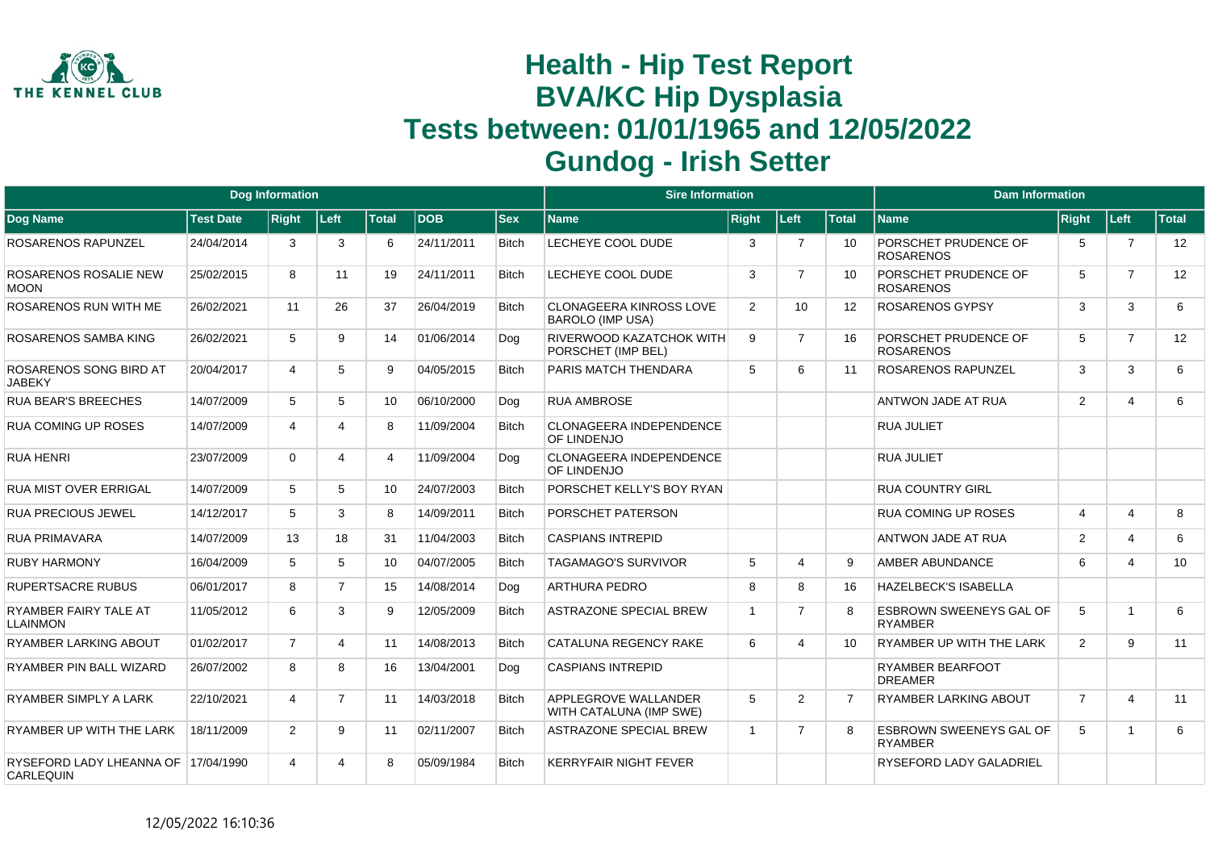# Health - Hip Test Report
# BVA/KC Hip Dysplasia
# Tests between: 01/01/1965 and 12/05/2022
# Gundog - Irish Setter

| Dog Information | | | | | | | Sire Information | | | | Dam Information | | | |
|---|---|---|---|---|---|---|---|---|---|---|---|---|---|---|
| Dog Name | Test Date | Right | Left | Total | DOB | Sex | Name | Right | Left | Total | Name | Right | Left | Total |
| ROSARENOS RAPUNZEL | 24/04/2014 | 3 | 3 | 6 | 24/11/2011 | Bitch | LECHEYE COOL DUDE | 3 | 7 | 10 | PORSCHET PRUDENCE OF ROSARENOS | 5 | 7 | 12 |
| ROSARENOS ROSALIE NEW MOON | 25/02/2015 | 8 | 11 | 19 | 24/11/2011 | Bitch | LECHEYE COOL DUDE | 3 | 7 | 10 | PORSCHET PRUDENCE OF ROSARENOS | 5 | 7 | 12 |
| ROSARENOS RUN WITH ME | 26/02/2021 | 11 | 26 | 37 | 26/04/2019 | Bitch | CLONAGEERA KINROSS LOVE BAROLO (IMP USA) | 2 | 10 | 12 | ROSARENOS GYPSY | 3 | 3 | 6 |
| ROSARENOS SAMBA KING | 26/02/2021 | 5 | 9 | 14 | 01/06/2014 | Dog | RIVERWOOD KAZATCHOK WITH PORSCHET (IMP BEL) | 9 | 7 | 16 | PORSCHET PRUDENCE OF ROSARENOS | 5 | 7 | 12 |
| ROSARENOS SONG BIRD AT JABEKY | 20/04/2017 | 4 | 5 | 9 | 04/05/2015 | Bitch | PARIS MATCH THENDARA | 5 | 6 | 11 | ROSARENOS RAPUNZEL | 3 | 3 | 6 |
| RUA BEAR'S BREECHES | 14/07/2009 | 5 | 5 | 10 | 06/10/2000 | Dog | RUA AMBROSE | | | | ANTWON JADE AT RUA | 2 | 4 | 6 |
| RUA COMING UP ROSES | 14/07/2009 | 4 | 4 | 8 | 11/09/2004 | Bitch | CLONAGEERA INDEPENDENCE OF LINDENJO | | | | RUA JULIET | | | |
| RUA HENRI | 23/07/2009 | 0 | 4 | 4 | 11/09/2004 | Dog | CLONAGEERA INDEPENDENCE OF LINDENJO | | | | RUA JULIET | | | |
| RUA MIST OVER ERRIGAL | 14/07/2009 | 5 | 5 | 10 | 24/07/2003 | Bitch | PORSCHET KELLY'S BOY RYAN | | | | RUA COUNTRY GIRL | | | |
| RUA PRECIOUS JEWEL | 14/12/2017 | 5 | 3 | 8 | 14/09/2011 | Bitch | PORSCHET PATERSON | | | | RUA COMING UP ROSES | 4 | 4 | 8 |
| RUA PRIMAVARA | 14/07/2009 | 13 | 18 | 31 | 11/04/2003 | Bitch | CASPIANS INTREPID | | | | ANTWON JADE AT RUA | 2 | 4 | 6 |
| RUBY HARMONY | 16/04/2009 | 5 | 5 | 10 | 04/07/2005 | Bitch | TAGAMAGO'S SURVIVOR | 5 | 4 | 9 | AMBER ABUNDANCE | 6 | 4 | 10 |
| RUPERTSACRE RUBUS | 06/01/2017 | 8 | 7 | 15 | 14/08/2014 | Dog | ARTHURA PEDRO | 8 | 8 | 16 | HAZELBECK'S ISABELLA | | | |
| RYAMBER FAIRY TALE AT LLAINMON | 11/05/2012 | 6 | 3 | 9 | 12/05/2009 | Bitch | ASTRAZONE SPECIAL BREW | 1 | 7 | 8 | ESBROWN SWEENEYS GAL OF RYAMBER | 5 | 1 | 6 |
| RYAMBER LARKING ABOUT | 01/02/2017 | 7 | 4 | 11 | 14/08/2013 | Bitch | CATALUNA REGENCY RAKE | 6 | 4 | 10 | RYAMBER UP WITH THE LARK | 2 | 9 | 11 |
| RYAMBER PIN BALL WIZARD | 26/07/2002 | 8 | 8 | 16 | 13/04/2001 | Dog | CASPIANS INTREPID | | | | RYAMBER BEARFOOT DREAMER | | | |
| RYAMBER SIMPLY A LARK | 22/10/2021 | 4 | 7 | 11 | 14/03/2018 | Bitch | APPLEGROVE WALLANDER WITH CATALUNA (IMP SWE) | 5 | 2 | 7 | RYAMBER LARKING ABOUT | 7 | 4 | 11 |
| RYAMBER UP WITH THE LARK | 18/11/2009 | 2 | 9 | 11 | 02/11/2007 | Bitch | ASTRAZONE SPECIAL BREW | 1 | 7 | 8 | ESBROWN SWEENEYS GAL OF RYAMBER | 5 | 1 | 6 |
| RYSEFORD LADY LHEANNA OF CARLEQUIN | 17/04/1990 | 4 | 4 | 8 | 05/09/1984 | Bitch | KERRYFAIR NIGHT FEVER | | | | RYSEFORD LADY GALADRIEL | | | |

12/05/2022 16:10:36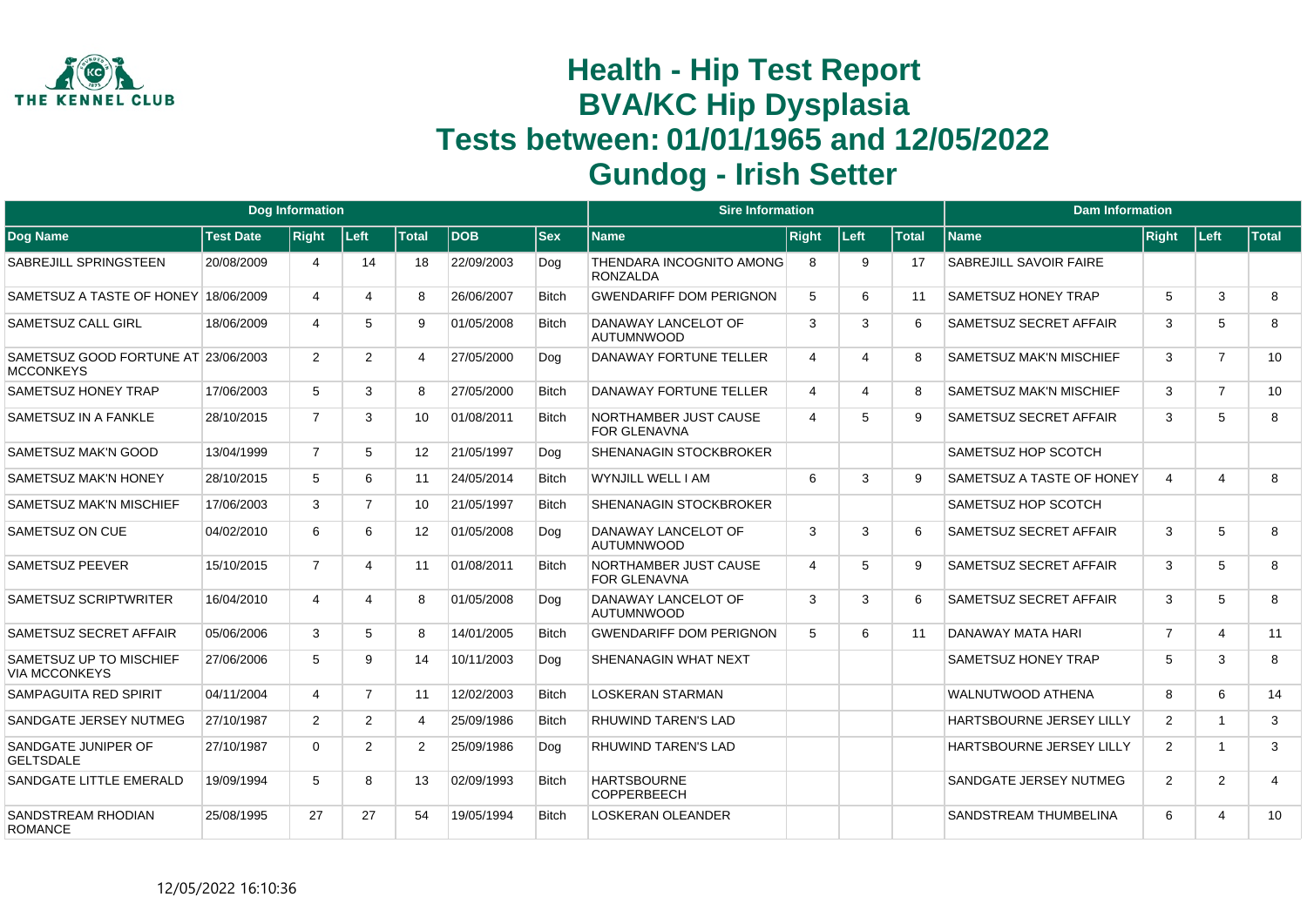# Health - Hip Test Report
# BVA/KC Hip Dysplasia
# Tests between: 01/01/1965 and 12/05/2022
# Gundog - Irish Setter

| Dog Information | | | | | | | Sire Information | | | | Dam Information | | | |
|---|---|---|---|---|---|---|---|---|---|---|---|---|---|---|
| Dog Name | Test Date | Right | Left | Total | DOB | Sex | Name | Right | Left | Total | Name | Right | Left | Total |
| SABREJILL SPRINGSTEEN | 20/08/2009 | 4 | 14 | 18 | 22/09/2003 | Dog | THENDARA INCOGNITO AMONG RONZALDA | 8 | 9 | 17 | SABREJILL SAVOIR FAIRE | | | |
| SAMETSUZ A TASTE OF HONEY | 18/06/2009 | 4 | 4 | 8 | 26/06/2007 | Bitch | GWENDARIFF DOM PERIGNON | 5 | 6 | 11 | SAMETSUZ HONEY TRAP | 5 | 3 | 8 |
| SAMETSUZ CALL GIRL | 18/06/2009 | 4 | 5 | 9 | 01/05/2008 | Bitch | DANAWAY LANCELOT OF AUTUMNWOOD | 3 | 3 | 6 | SAMETSUZ SECRET AFFAIR | 3 | 5 | 8 |
| SAMETSUZ GOOD FORTUNE AT MCCONKEYS | 23/06/2003 | 2 | 2 | 4 | 27/05/2000 | Dog | DANAWAY FORTUNE TELLER | 4 | 4 | 8 | SAMETSUZ MAK'N MISCHIEF | 3 | 7 | 10 |
| SAMETSUZ HONEY TRAP | 17/06/2003 | 5 | 3 | 8 | 27/05/2000 | Bitch | DANAWAY FORTUNE TELLER | 4 | 4 | 8 | SAMETSUZ MAK'N MISCHIEF | 3 | 7 | 10 |
| SAMETSUZ IN A FANKLE | 28/10/2015 | 7 | 3 | 10 | 01/08/2011 | Bitch | NORTHAMBER JUST CAUSE FOR GLENAVNA | 4 | 5 | 9 | SAMETSUZ SECRET AFFAIR | 3 | 5 | 8 |
| SAMETSUZ MAK'N GOOD | 13/04/1999 | 7 | 5 | 12 | 21/05/1997 | Dog | SHENANAGIN STOCKBROKER | | | | SAMETSUZ HOP SCOTCH | | | |
| SAMETSUZ MAK'N HONEY | 28/10/2015 | 5 | 6 | 11 | 24/05/2014 | Bitch | WYNJILL WELL I AM | 6 | 3 | 9 | SAMETSUZ A TASTE OF HONEY | 4 | 4 | 8 |
| SAMETSUZ MAK'N MISCHIEF | 17/06/2003 | 3 | 7 | 10 | 21/05/1997 | Bitch | SHENANAGIN STOCKBROKER | | | | SAMETSUZ HOP SCOTCH | | | |
| SAMETSUZ ON CUE | 04/02/2010 | 6 | 6 | 12 | 01/05/2008 | Dog | DANAWAY LANCELOT OF AUTUMNWOOD | 3 | 3 | 6 | SAMETSUZ SECRET AFFAIR | 3 | 5 | 8 |
| SAMETSUZ PEEVER | 15/10/2015 | 7 | 4 | 11 | 01/08/2011 | Bitch | NORTHAMBER JUST CAUSE FOR GLENAVNA | 4 | 5 | 9 | SAMETSUZ SECRET AFFAIR | 3 | 5 | 8 |
| SAMETSUZ SCRIPTWRITER | 16/04/2010 | 4 | 4 | 8 | 01/05/2008 | Dog | DANAWAY LANCELOT OF AUTUMNWOOD | 3 | 3 | 6 | SAMETSUZ SECRET AFFAIR | 3 | 5 | 8 |
| SAMETSUZ SECRET AFFAIR | 05/06/2006 | 3 | 5 | 8 | 14/01/2005 | Bitch | GWENDARIFF DOM PERIGNON | 5 | 6 | 11 | DANAWAY MATA HARI | 7 | 4 | 11 |
| SAMETSUZ UP TO MISCHIEF VIA MCCONKEYS | 27/06/2006 | 5 | 9 | 14 | 10/11/2003 | Dog | SHENANAGIN WHAT NEXT | | | | SAMETSUZ HONEY TRAP | 5 | 3 | 8 |
| SAMPAGUITA RED SPIRIT | 04/11/2004 | 4 | 7 | 11 | 12/02/2003 | Bitch | LOSKERAN STARMAN | | | | WALNUTWOOD ATHENA | 8 | 6 | 14 |
| SANDGATE JERSEY NUTMEG | 27/10/1987 | 2 | 2 | 4 | 25/09/1986 | Bitch | RHUWIND TAREN'S LAD | | | | HARTSBOURNE JERSEY LILLY | 2 | 1 | 3 |
| SANDGATE JUNIPER OF GELTSDALE | 27/10/1987 | 0 | 2 | 2 | 25/09/1986 | Dog | RHUWIND TAREN'S LAD | | | | HARTSBOURNE JERSEY LILLY | 2 | 1 | 3 |
| SANDGATE LITTLE EMERALD | 19/09/1994 | 5 | 8 | 13 | 02/09/1993 | Bitch | HARTSBOURNE COPPERBEECH | | | | SANDGATE JERSEY NUTMEG | 2 | 2 | 4 |
| SANDSTREAM RHODIAN ROMANCE | 25/08/1995 | 27 | 27 | 54 | 19/05/1994 | Bitch | LOSKERAN OLEANDER | | | | SANDSTREAM THUMBELINA | 6 | 4 | 10 |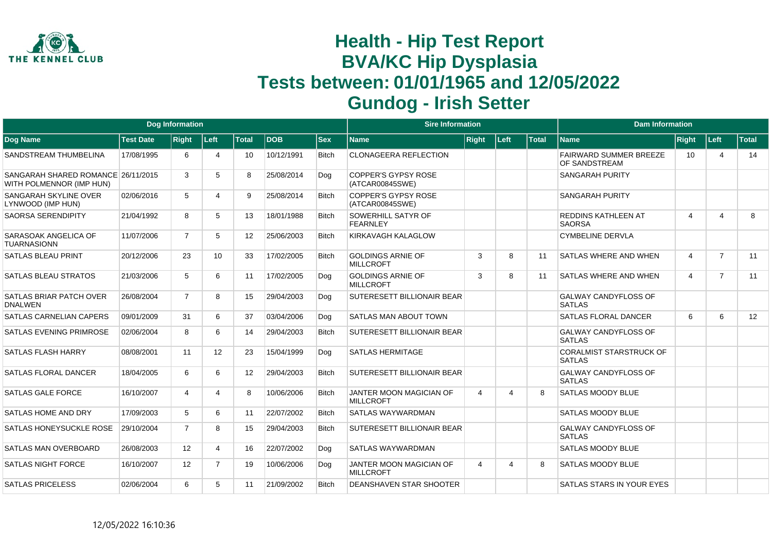# Health - Hip Test Report
# BVA/KC Hip Dysplasia
# Tests between: 01/01/1965 and 12/05/2022
# Gundog - Irish Setter

| Dog Information | | | | | | | Sire Information | | | | Dam Information | | | |
|---|---|---|---|---|---|---|---|---|---|---|---|---|---|---|
| Dog Name | Test Date | Right | Left | Total | DOB | Sex | Name | Right | Left | Total | Name | Right | Left | Total |
| SANDSTREAM THUMBELINA | 17/08/1995 | 6 | 4 | 10 | 10/12/1991 | Bitch | CLONAGEERA REFLECTION | | | | FAIRWARD SUMMER BREEZE OF SANDSTREAM | 10 | 4 | 14 |
| SANGARAH SHARED ROMANCE WITH POLMENNOR (IMP HUN) | 26/11/2015 | 3 | 5 | 8 | 25/08/2014 | Dog | COPPER'S GYPSY ROSE (ATCAR00845SWE) | | | | SANGARAH PURITY | | | |
| SANGARAH SKYLINE OVER LYNWOOD (IMP HUN) | 02/06/2016 | 5 | 4 | 9 | 25/08/2014 | Bitch | COPPER'S GYPSY ROSE (ATCAR00845SWE) | | | | SANGARAH PURITY | | | |
| SAORSA SERENDIPITY | 21/04/1992 | 8 | 5 | 13 | 18/01/1988 | Bitch | SOWERHILL SATYR OF FEARNLEY | | | | REDDINS KATHLEEN AT SAORSA | 4 | 4 | 8 |
| SARASOAK ANGELICA OF TUARNASIONN | 11/07/2006 | 7 | 5 | 12 | 25/06/2003 | Bitch | KIRKAVAGH KALAGLOW | | | | CYMBELINE DERVLA | | | |
| SATLAS BLEAU PRINT | 20/12/2006 | 23 | 10 | 33 | 17/02/2005 | Bitch | GOLDINGS ARNIE OF MILLCROFT | 3 | 8 | 11 | SATLAS WHERE AND WHEN | 4 | 7 | 11 |
| SATLAS BLEAU STRATOS | 21/03/2006 | 5 | 6 | 11 | 17/02/2005 | Dog | GOLDINGS ARNIE OF MILLCROFT | 3 | 8 | 11 | SATLAS WHERE AND WHEN | 4 | 7 | 11 |
| SATLAS BRIAR PATCH OVER DNALWEN | 26/08/2004 | 7 | 8 | 15 | 29/04/2003 | Dog | SUTERESETT BILLIONAIR BEAR | | | | GALWAY CANDYFLOSS OF SATLAS | | | |
| SATLAS CARNELIAN CAPERS | 09/01/2009 | 31 | 6 | 37 | 03/04/2006 | Dog | SATLAS MAN ABOUT TOWN | | | | SATLAS FLORAL DANCER | 6 | 6 | 12 |
| SATLAS EVENING PRIMROSE | 02/06/2004 | 8 | 6 | 14 | 29/04/2003 | Bitch | SUTERESETT BILLIONAIR BEAR | | | | GALWAY CANDYFLOSS OF SATLAS | | | |
| SATLAS FLASH HARRY | 08/08/2001 | 11 | 12 | 23 | 15/04/1999 | Dog | SATLAS HERMITAGE | | | | CORALMIST STARSTRUCK OF SATLAS | | | |
| SATLAS FLORAL DANCER | 18/04/2005 | 6 | 6 | 12 | 29/04/2003 | Bitch | SUTERESETT BILLIONAIR BEAR | | | | GALWAY CANDYFLOSS OF SATLAS | | | |
| SATLAS GALE FORCE | 16/10/2007 | 4 | 4 | 8 | 10/06/2006 | Bitch | JANTER MOON MAGICIAN OF MILLCROFT | 4 | 4 | 8 | SATLAS MOODY BLUE | | | |
| SATLAS HOME AND DRY | 17/09/2003 | 5 | 6 | 11 | 22/07/2002 | Bitch | SATLAS WAYWARDMAN | | | | SATLAS MOODY BLUE | | | |
| SATLAS HONEYSUCKLE ROSE | 29/10/2004 | 7 | 8 | 15 | 29/04/2003 | Bitch | SUTERESETT BILLIONAIR BEAR | | | | GALWAY CANDYFLOSS OF SATLAS | | | |
| SATLAS MAN OVERBOARD | 26/08/2003 | 12 | 4 | 16 | 22/07/2002 | Dog | SATLAS WAYWARDMAN | | | | SATLAS MOODY BLUE | | | |
| SATLAS NIGHT FORCE | 16/10/2007 | 12 | 7 | 19 | 10/06/2006 | Dog | JANTER MOON MAGICIAN OF MILLCROFT | 4 | 4 | 8 | SATLAS MOODY BLUE | | | |
| SATLAS PRICELESS | 02/06/2004 | 6 | 5 | 11 | 21/09/2002 | Bitch | DEANSHAVEN STAR SHOOTER | | | | SATLAS STARS IN YOUR EYES | | | |

12/05/2022 16:10:36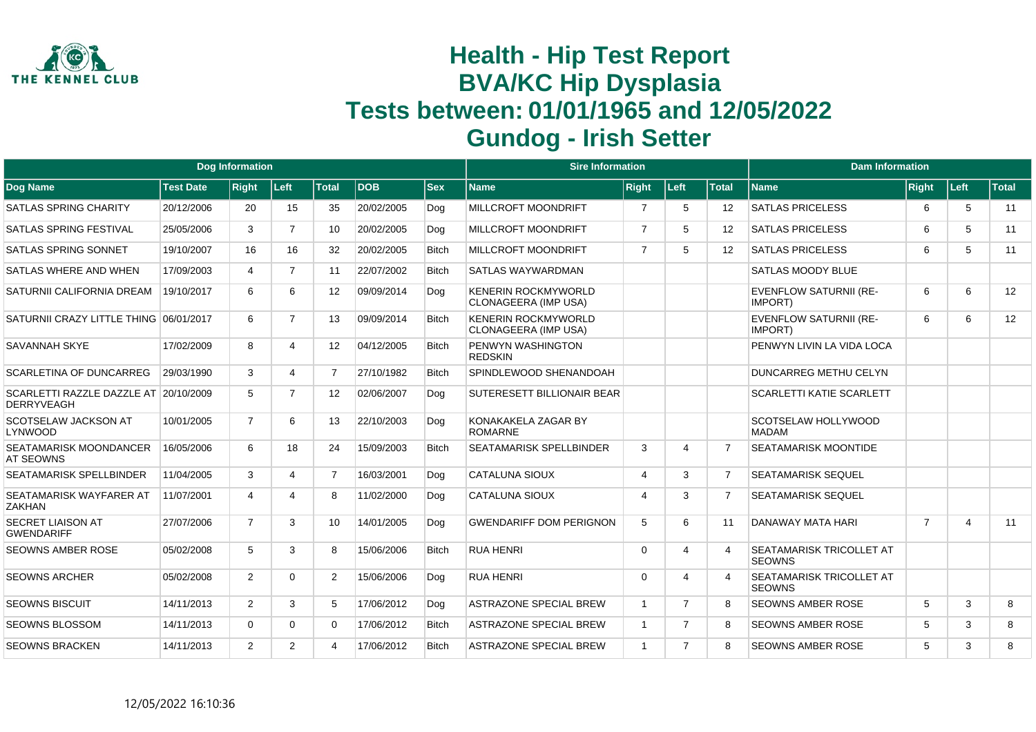# Health - Hip Test Report
# BVA/KC Hip Dysplasia
# Tests between: 01/01/1965 and 12/05/2022
# Gundog - Irish Setter

| Dog Information | | | | | | | Sire Information | | | | Dam Information | | | |
|---|---|---|---|---|---|---|---|---|---|---|---|---|---|---|
| Dog Name | Test Date | Right | Left | Total | DOB | Sex | Name | Right | Left | Total | Name | Right | Left | Total |
| SATLAS SPRING CHARITY | 20/12/2006 | 20 | 15 | 35 | 20/02/2005 | Dog | MILLCROFT MOONDRIFT | 7 | 5 | 12 | SATLAS PRICELESS | 6 | 5 | 11 |
| SATLAS SPRING FESTIVAL | 25/05/2006 | 3 | 7 | 10 | 20/02/2005 | Dog | MILLCROFT MOONDRIFT | 7 | 5 | 12 | SATLAS PRICELESS | 6 | 5 | 11 |
| SATLAS SPRING SONNET | 19/10/2007 | 16 | 16 | 32 | 20/02/2005 | Bitch | MILLCROFT MOONDRIFT | 7 | 5 | 12 | SATLAS PRICELESS | 6 | 5 | 11 |
| SATLAS WHERE AND WHEN | 17/09/2003 | 4 | 7 | 11 | 22/07/2002 | Bitch | SATLAS WAYWARDMAN | | | | SATLAS MOODY BLUE | | | |
| SATURNII CALIFORNIA DREAM | 19/10/2017 | 6 | 6 | 12 | 09/09/2014 | Dog | KENERIN ROCKMYWORLD CLONAGEERA (IMP USA) | | | | EVENFLOW SATURNII (RE-IMPORT) | 6 | 6 | 12 |
| SATURNII CRAZY LITTLE THING | 06/01/2017 | 6 | 7 | 13 | 09/09/2014 | Bitch | KENERIN ROCKMYWORLD CLONAGEERA (IMP USA) | | | | EVENFLOW SATURNII (RE-IMPORT) | 6 | 6 | 12 |
| SAVANNAH SKYE | 17/02/2009 | 8 | 4 | 12 | 04/12/2005 | Bitch | PENWYN WASHINGTON REDSKIN | | | | PENWYN LIVIN LA VIDA LOCA | | | |
| SCARLETINA OF DUNCARREG | 29/03/1990 | 3 | 4 | 7 | 27/10/1982 | Bitch | SPINDLEWOOD SHENANDOAH | | | | DUNCARREG METHU CELYN | | | |
| SCARLETTI RAZZLE DAZZLE AT DERRYVEAGH | 20/10/2009 | 5 | 7 | 12 | 02/06/2007 | Dog | SUTERESETT BILLIONAIR BEAR | | | | SCARLETTI KATIE SCARLETT | | | |
| SCOTSELAW JACKSON AT LYNWOOD | 10/01/2005 | 7 | 6 | 13 | 22/10/2003 | Dog | KONAKAKELA ZAGAR BY ROMARNE | | | | SCOTSELAW HOLLYWOOD MADAM | | | |
| SEATAMARISK MOONDANCER AT SEOWNS | 16/05/2006 | 6 | 18 | 24 | 15/09/2003 | Bitch | SEATAMARISK SPELLBINDER | 3 | 4 | 7 | SEATAMARISK MOONTIDE | | | |
| SEATAMARISK SPELLBINDER | 11/04/2005 | 3 | 4 | 7 | 16/03/2001 | Dog | CATALUNA SIOUX | 4 | 3 | 7 | SEATAMARISK SEQUEL | | | |
| SEATAMARISK WAYFARER AT ZAKHAN | 11/07/2001 | 4 | 4 | 8 | 11/02/2000 | Dog | CATALUNA SIOUX | 4 | 3 | 7 | SEATAMARISK SEQUEL | | | |
| SECRET LIAISON AT GWENDARIFF | 27/07/2006 | 7 | 3 | 10 | 14/01/2005 | Dog | GWENDARIFF DOM PERIGNON | 5 | 6 | 11 | DANAWAY MATA HARI | 7 | 4 | 11 |
| SEOWNS AMBER ROSE | 05/02/2008 | 5 | 3 | 8 | 15/06/2006 | Bitch | RUA HENRI | 0 | 4 | 4 | SEATAMARISK TRICOLLET AT SEOWNS | | | |
| SEOWNS ARCHER | 05/02/2008 | 2 | 0 | 2 | 15/06/2006 | Dog | RUA HENRI | 0 | 4 | 4 | SEATAMARISK TRICOLLET AT SEOWNS | | | |
| SEOWNS BISCUIT | 14/11/2013 | 2 | 3 | 5 | 17/06/2012 | Dog | ASTRAZONE SPECIAL BREW | 1 | 7 | 8 | SEOWNS AMBER ROSE | 5 | 3 | 8 |
| SEOWNS BLOSSOM | 14/11/2013 | 0 | 0 | 0 | 17/06/2012 | Bitch | ASTRAZONE SPECIAL BREW | 1 | 7 | 8 | SEOWNS AMBER ROSE | 5 | 3 | 8 |
| SEOWNS BRACKEN | 14/11/2013 | 2 | 2 | 4 | 17/06/2012 | Bitch | ASTRAZONE SPECIAL BREW | 1 | 7 | 8 | SEOWNS AMBER ROSE | 5 | 3 | 8 |

12/05/2022 16:10:36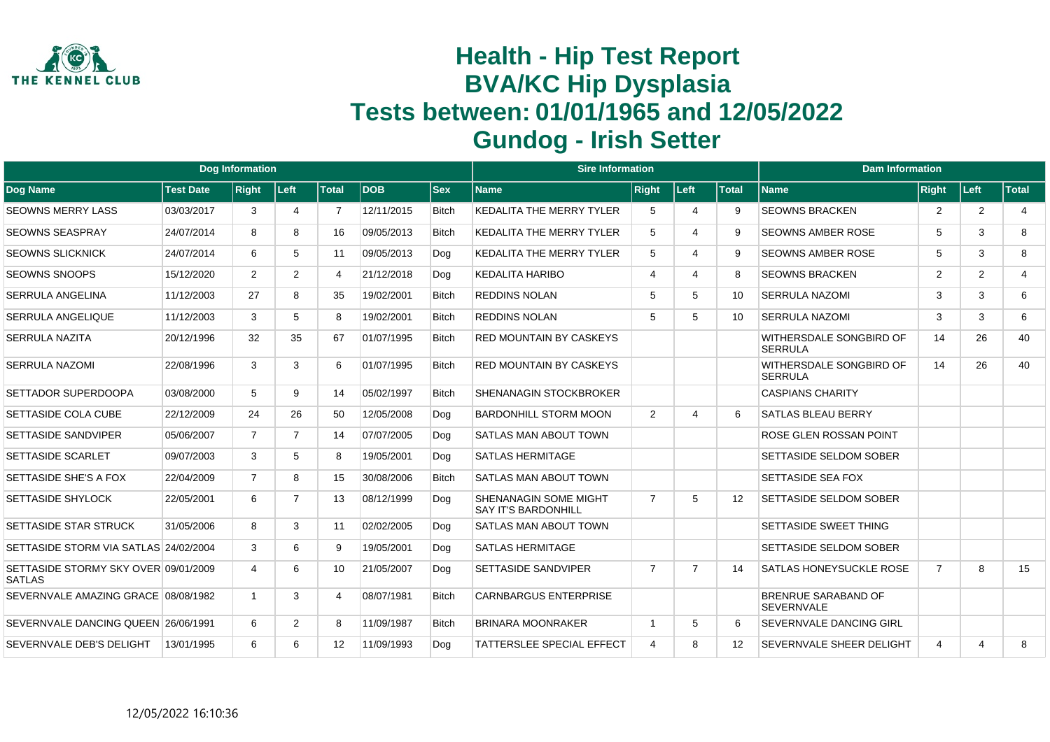# Health - Hip Test Report
# BVA/KC Hip Dysplasia
# Tests between: 01/01/1965 and 12/05/2022
# Gundog - Irish Setter

| Dog Information | | | | | | | Sire Information | | | | Dam Information | | | |
|---|---|---|---|---|---|---|---|---|---|---|---|---|---|---|
| Dog Name | Test Date | Right | Left | Total | DOB | Sex | Name | Right | Left | Total | Name | Right | Left | Total |
| SEOWNS MERRY LASS | 03/03/2017 | 3 | 4 | 7 | 12/11/2015 | Bitch | KEDALITA THE MERRY TYLER | 5 | 4 | 9 | SEOWNS BRACKEN | 2 | 2 | 4 |
| SEOWNS SEASPRAY | 24/07/2014 | 8 | 8 | 16 | 09/05/2013 | Bitch | KEDALITA THE MERRY TYLER | 5 | 4 | 9 | SEOWNS AMBER ROSE | 5 | 3 | 8 |
| SEOWNS SLICKNICK | 24/07/2014 | 6 | 5 | 11 | 09/05/2013 | Dog | KEDALITA THE MERRY TYLER | 5 | 4 | 9 | SEOWNS AMBER ROSE | 5 | 3 | 8 |
| SEOWNS SNOOPS | 15/12/2020 | 2 | 2 | 4 | 21/12/2018 | Dog | KEDALITA HARIBO | 4 | 4 | 8 | SEOWNS BRACKEN | 2 | 2 | 4 |
| SERRULA ANGELINA | 11/12/2003 | 27 | 8 | 35 | 19/02/2001 | Bitch | REDDINS NOLAN | 5 | 5 | 10 | SERRULA NAZOMI | 3 | 3 | 6 |
| SERRULA ANGELIQUE | 11/12/2003 | 3 | 5 | 8 | 19/02/2001 | Bitch | REDDINS NOLAN | 5 | 5 | 10 | SERRULA NAZOMI | 3 | 3 | 6 |
| SERRULA NAZITA | 20/12/1996 | 32 | 35 | 67 | 01/07/1995 | Bitch | RED MOUNTAIN BY CASKEYS | | | | WITHERSDALE SONGBIRD OF SERRULA | 14 | 26 | 40 |
| SERRULA NAZOMI | 22/08/1996 | 3 | 3 | 6 | 01/07/1995 | Bitch | RED MOUNTAIN BY CASKEYS | | | | WITHERSDALE SONGBIRD OF SERRULA | 14 | 26 | 40 |
| SETTADOR SUPERDOOPA | 03/08/2000 | 5 | 9 | 14 | 05/02/1997 | Bitch | SHENANAGIN STOCKBROKER | | | | CASPIANS CHARITY | | | |
| SETTASIDE COLA CUBE | 22/12/2009 | 24 | 26 | 50 | 12/05/2008 | Dog | BARDONHILL STORM MOON | 2 | 4 | 6 | SATLAS BLEAU BERRY | | | |
| SETTASIDE SANDVIPER | 05/06/2007 | 7 | 7 | 14 | 07/07/2005 | Dog | SATLAS MAN ABOUT TOWN | | | | ROSE GLEN ROSSAN POINT | | | |
| SETTASIDE SCARLET | 09/07/2003 | 3 | 5 | 8 | 19/05/2001 | Dog | SATLAS HERMITAGE | | | | SETTASIDE SELDOM SOBER | | | |
| SETTASIDE SHE'S A FOX | 22/04/2009 | 7 | 8 | 15 | 30/08/2006 | Bitch | SATLAS MAN ABOUT TOWN | | | | SETTASIDE SEA FOX | | | |
| SETTASIDE SHYLOCK | 22/05/2001 | 6 | 7 | 13 | 08/12/1999 | Dog | SHENANAGIN SOME MIGHT SAY IT'S BARDONHILL | 7 | 5 | 12 | SETTASIDE SELDOM SOBER | | | |
| SETTASIDE STAR STRUCK | 31/05/2006 | 8 | 3 | 11 | 02/02/2005 | Dog | SATLAS MAN ABOUT TOWN | | | | SETTASIDE SWEET THING | | | |
| SETTASIDE STORM VIA SATLAS | 24/02/2004 | 3 | 6 | 9 | 19/05/2001 | Dog | SATLAS HERMITAGE | | | | SETTASIDE SELDOM SOBER | | | |
| SETTASIDE STORMY SKY OVER SATLAS | 09/01/2009 | 4 | 6 | 10 | 21/05/2007 | Dog | SETTASIDE SANDVIPER | 7 | 7 | 14 | SATLAS HONEYSUCKLE ROSE | 7 | 8 | 15 |
| SEVERNVALE AMAZING GRACE | 08/08/1982 | 1 | 3 | 4 | 08/07/1981 | Bitch | CARNBARGUS ENTERPRISE | | | | BRENRUE SARABAND OF SEVERNVALE | | | |
| SEVERNVALE DANCING QUEEN | 26/06/1991 | 6 | 2 | 8 | 11/09/1987 | Bitch | BRINARA MOONRAKER | 1 | 5 | 6 | SEVERNVALE DANCING GIRL | | | |
| SEVERNVALE DEB'S DELIGHT | 13/01/1995 | 6 | 6 | 12 | 11/09/1993 | Dog | TATTERSLEE SPECIAL EFFECT | 4 | 8 | 12 | SEVERNVALE SHEER DELIGHT | 4 | 4 | 8 |

12/05/2022 16:10:36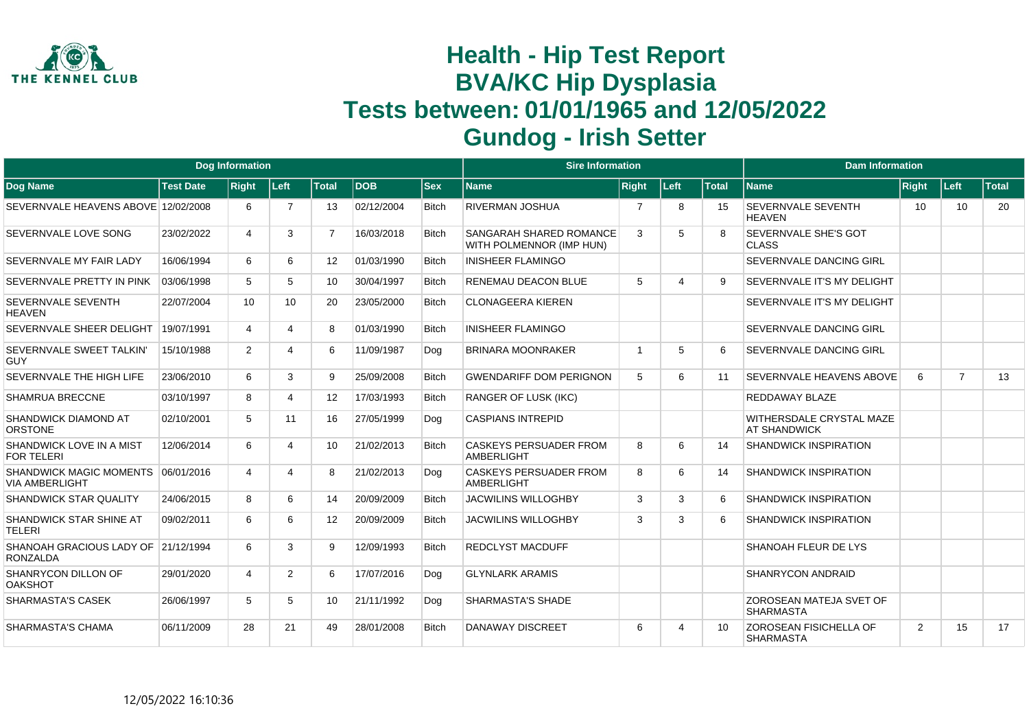# Health - Hip Test Report
# BVA/KC Hip Dysplasia
# Tests between: 01/01/1965 and 12/05/2022
# Gundog - Irish Setter

| Dog Information | | | | | | | Sire Information | | | | Dam Information | | | |
|---|---|---|---|---|---|---|---|---|---|---|---|---|---|---|
| Dog Name | Test Date | Right | Left | Total | DOB | Sex | Name | Right | Left | Total | Name | Right | Left | Total |
| SEVERNVALE HEAVENS ABOVE | 12/02/2008 | 6 | 7 | 13 | 02/12/2004 | Bitch | RIVERMAN JOSHUA | 7 | 8 | 15 | SEVERNVALE SEVENTH HEAVEN | 10 | 10 | 20 |
| SEVERNVALE LOVE SONG | 23/02/2022 | 4 | 3 | 7 | 16/03/2018 | Bitch | SANGARAH SHARED ROMANCE WITH POLMENNOR (IMP HUN) | 3 | 5 | 8 | SEVERNVALE SHE'S GOT CLASS | | | |
| SEVERNVALE MY FAIR LADY | 16/06/1994 | 6 | 6 | 12 | 01/03/1990 | Bitch | INISHEER FLAMINGO | | | | SEVERNVALE DANCING GIRL | | | |
| SEVERNVALE PRETTY IN PINK | 03/06/1998 | 5 | 5 | 10 | 30/04/1997 | Bitch | RENEMAU DEACON BLUE | 5 | 4 | 9 | SEVERNVALE IT'S MY DELIGHT | | | |
| SEVERNVALE SEVENTH HEAVEN | 22/07/2004 | 10 | 10 | 20 | 23/05/2000 | Bitch | CLONAGEERA KIEREN | | | | SEVERNVALE IT'S MY DELIGHT | | | |
| SEVERNVALE SHEER DELIGHT | 19/07/1991 | 4 | 4 | 8 | 01/03/1990 | Bitch | INISHEER FLAMINGO | | | | SEVERNVALE DANCING GIRL | | | |
| SEVERNVALE SWEET TALKIN' GUY | 15/10/1988 | 2 | 4 | 6 | 11/09/1987 | Dog | BRINARA MOONRAKER | 1 | 5 | 6 | SEVERNVALE DANCING GIRL | | | |
| SEVERNVALE THE HIGH LIFE | 23/06/2010 | 6 | 3 | 9 | 25/09/2008 | Bitch | GWENDARIFF DOM PERIGNON | 5 | 6 | 11 | SEVERNVALE HEAVENS ABOVE | 6 | 7 | 13 |
| SHAMRUA BRECCNE | 03/10/1997 | 8 | 4 | 12 | 17/03/1993 | Bitch | RANGER OF LUSK (IKC) | | | | REDDAWAY BLAZE | | | |
| SHANDWICK DIAMOND AT ORSTONE | 02/10/2001 | 5 | 11 | 16 | 27/05/1999 | Dog | CASPIANS INTREPID | | | | WITHERSDALE CRYSTAL MAZE AT SHANDWICK | | | |
| SHANDWICK LOVE IN A MIST FOR TELERI | 12/06/2014 | 6 | 4 | 10 | 21/02/2013 | Bitch | CASKEYS PERSUADER FROM AMBERLIGHT | 8 | 6 | 14 | SHANDWICK INSPIRATION | | | |
| SHANDWICK MAGIC MOMENTS VIA AMBERLIGHT | 06/01/2016 | 4 | 4 | 8 | 21/02/2013 | Dog | CASKEYS PERSUADER FROM AMBERLIGHT | 8 | 6 | 14 | SHANDWICK INSPIRATION | | | |
| SHANDWICK STAR QUALITY | 24/06/2015 | 8 | 6 | 14 | 20/09/2009 | Bitch | JACWILINS WILLOGHBY | 3 | 3 | 6 | SHANDWICK INSPIRATION | | | |
| SHANDWICK STAR SHINE AT TELERI | 09/02/2011 | 6 | 6 | 12 | 20/09/2009 | Bitch | JACWILINS WILLOGHBY | 3 | 3 | 6 | SHANDWICK INSPIRATION | | | |
| SHANOAH GRACIOUS LADY OF RONZALDA | 21/12/1994 | 6 | 3 | 9 | 12/09/1993 | Bitch | REDCLYST MACDUFF | | | | SHANOAH FLEUR DE LYS | | | |
| SHANRYCON DILLON OF OAKSHOT | 29/01/2020 | 4 | 2 | 6 | 17/07/2016 | Dog | GLYNLARK ARAMIS | | | | SHANRYCON ANDRAID | | | |
| SHARMASTA'S CASEK | 26/06/1997 | 5 | 5 | 10 | 21/11/1992 | Dog | SHARMASTA'S SHADE | | | | ZOROSEAN MATEJA SVET OF SHARMASTA | | | |
| SHARMASTA'S CHAMA | 06/11/2009 | 28 | 21 | 49 | 28/01/2008 | Bitch | DANAWAY DISCREET | 6 | 4 | 10 | ZOROSEAN FISICHELLA OF SHARMASTA | 2 | 15 | 17 |

12/05/2022 16:10:36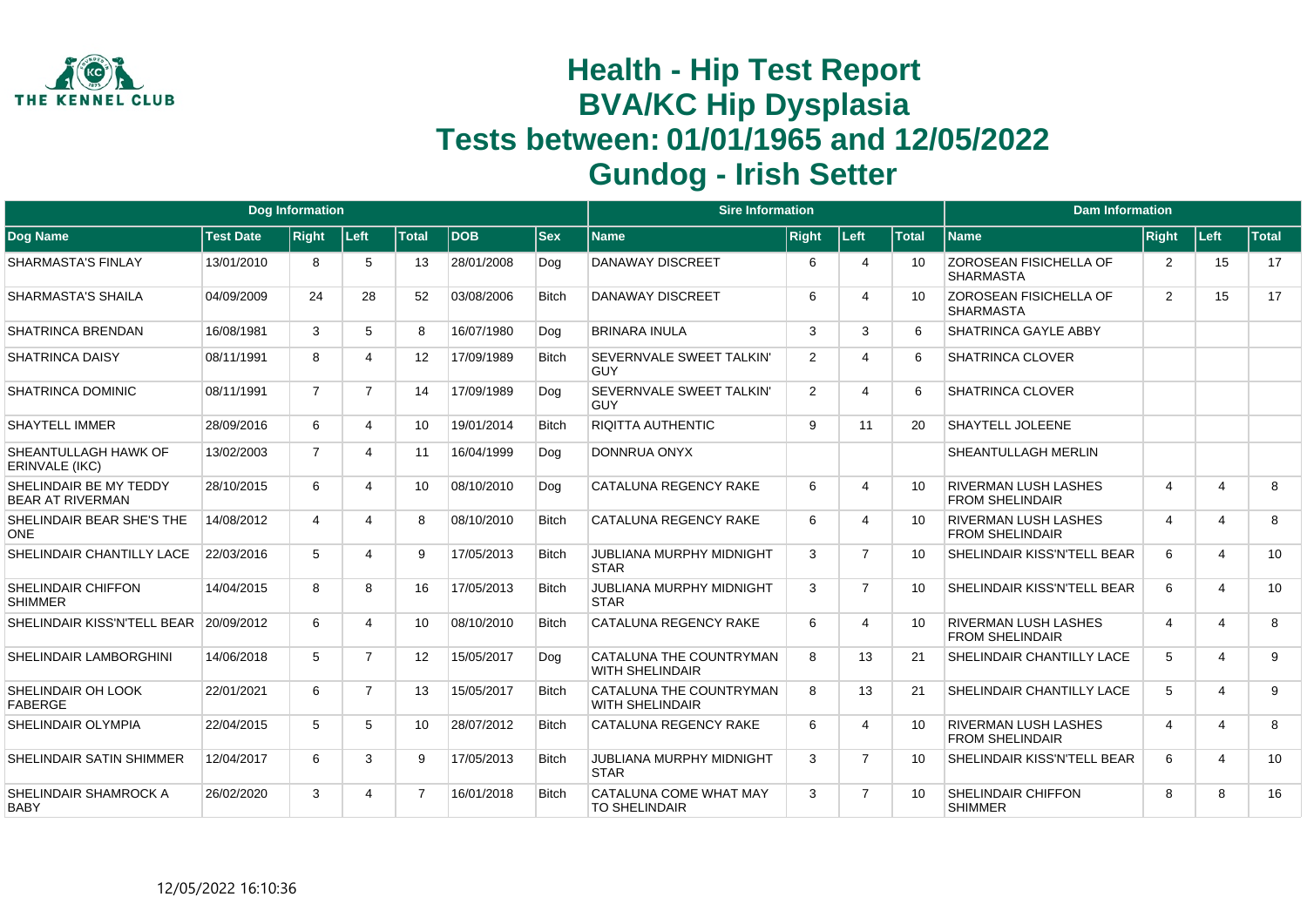# Health - Hip Test Report
# BVA/KC Hip Dysplasia
# Tests between: 01/01/1965 and 12/05/2022
# Gundog - Irish Setter

| Dog Information | | | | | | | Sire Information | | | | Dam Information | | | |
|---|---|---|---|---|---|---|---|---|---|---|---|---|---|---|
| Dog Name | Test Date | Right | Left | Total | DOB | Sex | Name | Right | Left | Total | Name | Right | Left | Total |
| SHARMASTA'S FINLAY | 13/01/2010 | 8 | 5 | 13 | 28/01/2008 | Dog | DANAWAY DISCREET | 6 | 4 | 10 | ZOROSEAN FISICHELLA OF SHARMASTA | 2 | 15 | 17 |
| SHARMASTA'S SHAILA | 04/09/2009 | 24 | 28 | 52 | 03/08/2006 | Bitch | DANAWAY DISCREET | 6 | 4 | 10 | ZOROSEAN FISICHELLA OF SHARMASTA | 2 | 15 | 17 |
| SHATRINCA BRENDAN | 16/08/1981 | 3 | 5 | 8 | 16/07/1980 | Dog | BRINARA INULA | 3 | 3 | 6 | SHATRINCA GAYLE ABBY | | | |
| SHATRINCA DAISY | 08/11/1991 | 8 | 4 | 12 | 17/09/1989 | Bitch | SEVERNVALE SWEET TALKIN' GUY | 2 | 4 | 6 | SHATRINCA CLOVER | | | |
| SHATRINCA DOMINIC | 08/11/1991 | 7 | 7 | 14 | 17/09/1989 | Dog | SEVERNVALE SWEET TALKIN' GUY | 2 | 4 | 6 | SHATRINCA CLOVER | | | |
| SHAYTELL IMMER | 28/09/2016 | 6 | 4 | 10 | 19/01/2014 | Bitch | RIQITTA AUTHENTIC | 9 | 11 | 20 | SHAYTELL JOLEENE | | | |
| SHEANTULLAGH HAWK OF ERINVALE (IKC) | 13/02/2003 | 7 | 4 | 11 | 16/04/1999 | Dog | DONNRUA ONYX | | | | SHEANTULLAGH MERLIN | | | |
| SHELINDAIR BE MY TEDDY BEAR AT RIVERMAN | 28/10/2015 | 6 | 4 | 10 | 08/10/2010 | Dog | CATALUNA REGENCY RAKE | 6 | 4 | 10 | RIVERMAN LUSH LASHES FROM SHELINDAIR | 4 | 4 | 8 |
| SHELINDAIR BEAR SHE'S THE ONE | 14/08/2012 | 4 | 4 | 8 | 08/10/2010 | Bitch | CATALUNA REGENCY RAKE | 6 | 4 | 10 | RIVERMAN LUSH LASHES FROM SHELINDAIR | 4 | 4 | 8 |
| SHELINDAIR CHANTILLY LACE | 22/03/2016 | 5 | 4 | 9 | 17/05/2013 | Bitch | JUBLIANA MURPHY MIDNIGHT STAR | 3 | 7 | 10 | SHELINDAIR KISS'N'TELL BEAR | 6 | 4 | 10 |
| SHELINDAIR CHIFFON SHIMMER | 14/04/2015 | 8 | 8 | 16 | 17/05/2013 | Bitch | JUBLIANA MURPHY MIDNIGHT STAR | 3 | 7 | 10 | SHELINDAIR KISS'N'TELL BEAR | 6 | 4 | 10 |
| SHELINDAIR KISS'N'TELL BEAR | 20/09/2012 | 6 | 4 | 10 | 08/10/2010 | Bitch | CATALUNA REGENCY RAKE | 6 | 4 | 10 | RIVERMAN LUSH LASHES FROM SHELINDAIR | 4 | 4 | 8 |
| SHELINDAIR LAMBORGHINI | 14/06/2018 | 5 | 7 | 12 | 15/05/2017 | Dog | CATALUNA THE COUNTRYMAN WITH SHELINDAIR | 8 | 13 | 21 | SHELINDAIR CHANTILLY LACE | 5 | 4 | 9 |
| SHELINDAIR OH LOOK FABERGE | 22/01/2021 | 6 | 7 | 13 | 15/05/2017 | Bitch | CATALUNA THE COUNTRYMAN WITH SHELINDAIR | 8 | 13 | 21 | SHELINDAIR CHANTILLY LACE | 5 | 4 | 9 |
| SHELINDAIR OLYMPIA | 22/04/2015 | 5 | 5 | 10 | 28/07/2012 | Bitch | CATALUNA REGENCY RAKE | 6 | 4 | 10 | RIVERMAN LUSH LASHES FROM SHELINDAIR | 4 | 4 | 8 |
| SHELINDAIR SATIN SHIMMER | 12/04/2017 | 6 | 3 | 9 | 17/05/2013 | Bitch | JUBLIANA MURPHY MIDNIGHT STAR | 3 | 7 | 10 | SHELINDAIR KISS'N'TELL BEAR | 6 | 4 | 10 |
| SHELINDAIR SHAMROCK A BABY | 26/02/2020 | 3 | 4 | 7 | 16/01/2018 | Bitch | CATALUNA COME WHAT MAY TO SHELINDAIR | 3 | 7 | 10 | SHELINDAIR CHIFFON SHIMMER | 8 | 8 | 16 |

12/05/2022 16:10:36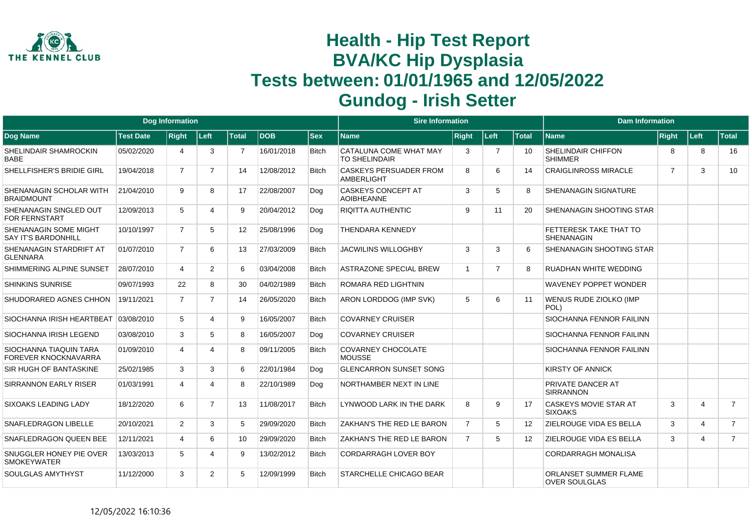# Health - Hip Test Report
# BVA/KC Hip Dysplasia
# Tests between: 01/01/1965 and 12/05/2022
# Gundog - Irish Setter

| Dog Information | | | | | | | Sire Information | | | | Dam Information | | | |
|---|---|---|---|---|---|---|---|---|---|---|---|---|---|---|
| Dog Name | Test Date | Right | Left | Total | DOB | Sex | Name | Right | Left | Total | Name | Right | Left | Total |
| SHELINDAIR SHAMROCKIN BABE | 05/02/2020 | 4 | 3 | 7 | 16/01/2018 | Bitch | CATALUNA COME WHAT MAY TO SHELINDAIR | 3 | 7 | 10 | SHELINDAIR CHIFFON SHIMMER | 8 | 8 | 16 |
| SHELLFISHER'S BRIDIE GIRL | 19/04/2018 | 7 | 7 | 14 | 12/08/2012 | Bitch | CASKEYS PERSUADER FROM AMBERLIGHT | 8 | 6 | 14 | CRAIGLINROSS MIRACLE | 7 | 3 | 10 |
| SHENANAGIN SCHOLAR WITH BRAIDMOUNT | 21/04/2010 | 9 | 8 | 17 | 22/08/2007 | Dog | CASKEYS CONCEPT AT AOIBHEANNE | 3 | 5 | 8 | SHENANAGIN SIGNATURE | | | |
| SHENANAGIN SINGLED OUT FOR FERNSTART | 12/09/2013 | 5 | 4 | 9 | 20/04/2012 | Dog | RIQITTA AUTHENTIC | 9 | 11 | 20 | SHENANAGIN SHOOTING STAR | | | |
| SHENANAGIN SOME MIGHT SAY IT'S BARDONHILL | 10/10/1997 | 7 | 5 | 12 | 25/08/1996 | Dog | THENDARA KENNEDY | | | | FETTERESK TAKE THAT TO SHENANAGIN | | | |
| SHENANAGIN STARDRIFT AT GLENNARA | 01/07/2010 | 7 | 6 | 13 | 27/03/2009 | Bitch | JACWILINS WILLOGHBY | 3 | 3 | 6 | SHENANAGIN SHOOTING STAR | | | |
| SHIMMERING ALPINE SUNSET | 28/07/2010 | 4 | 2 | 6 | 03/04/2008 | Bitch | ASTRAZONE SPECIAL BREW | 1 | 7 | 8 | RUADHAN WHITE WEDDING | | | |
| SHINKINS SUNRISE | 09/07/1993 | 22 | 8 | 30 | 04/02/1989 | Bitch | ROMARA RED LIGHTNIN | | | | WAVENEY POPPET WONDER | | | |
| SHUDORARED AGNES CHHON | 19/11/2021 | 7 | 7 | 14 | 26/05/2020 | Bitch | ARON LORDDOG (IMP SVK) | 5 | 6 | 11 | WENUS RUDE ZIOLKO (IMP POL) | | | |
| SIOCHANNA IRISH HEARTBEAT | 03/08/2010 | 5 | 4 | 9 | 16/05/2007 | Bitch | COVARNEY CRUISER | | | | SIOCHANNA FENNOR FAILINN | | | |
| SIOCHANNA IRISH LEGEND | 03/08/2010 | 3 | 5 | 8 | 16/05/2007 | Dog | COVARNEY CRUISER | | | | SIOCHANNA FENNOR FAILINN | | | |
| SIOCHANNA TIAQUIN TARA FOREVER KNOCKNAVARRA | 01/09/2010 | 4 | 4 | 8 | 09/11/2005 | Bitch | COVARNEY CHOCOLATE MOUSSE | | | | SIOCHANNA FENNOR FAILINN | | | |
| SIR HUGH OF BANTASKINE | 25/02/1985 | 3 | 3 | 6 | 22/01/1984 | Dog | GLENCARRON SUNSET SONG | | | | KIRSTY OF ANNICK | | | |
| SIRRANNON EARLY RISER | 01/03/1991 | 4 | 4 | 8 | 22/10/1989 | Dog | NORTHAMBER NEXT IN LINE | | | | PRIVATE DANCER AT SIRRANNON | | | |
| SIXOAKS LEADING LADY | 18/12/2020 | 6 | 7 | 13 | 11/08/2017 | Bitch | LYNWOOD LARK IN THE DARK | 8 | 9 | 17 | CASKEYS MOVIE STAR AT SIXOAKS | 3 | 4 | 7 |
| SNAFLEDRAGON LIBELLE | 20/10/2021 | 2 | 3 | 5 | 29/09/2020 | Bitch | ZAKHAN'S THE RED LE BARON | 7 | 5 | 12 | ZIELROUGE VIDA ES BELLA | 3 | 4 | 7 |
| SNAFLEDRAGON QUEEN BEE | 12/11/2021 | 4 | 6 | 10 | 29/09/2020 | Bitch | ZAKHAN'S THE RED LE BARON | 7 | 5 | 12 | ZIELROUGE VIDA ES BELLA | 3 | 4 | 7 |
| SNUGGLER HONEY PIE OVER SMOKEYWATER | 13/03/2013 | 5 | 4 | 9 | 13/02/2012 | Bitch | CORDARRAGH LOVER BOY | | | | CORDARRAGH MONALISA | | | |
| SOULGLAS AMYTHYST | 11/12/2000 | 3 | 2 | 5 | 12/09/1999 | Bitch | STARCHELLE CHICAGO BEAR | | | | ORLANSET SUMMER FLAME OVER SOULGLAS | | | |

12/05/2022 16:10:36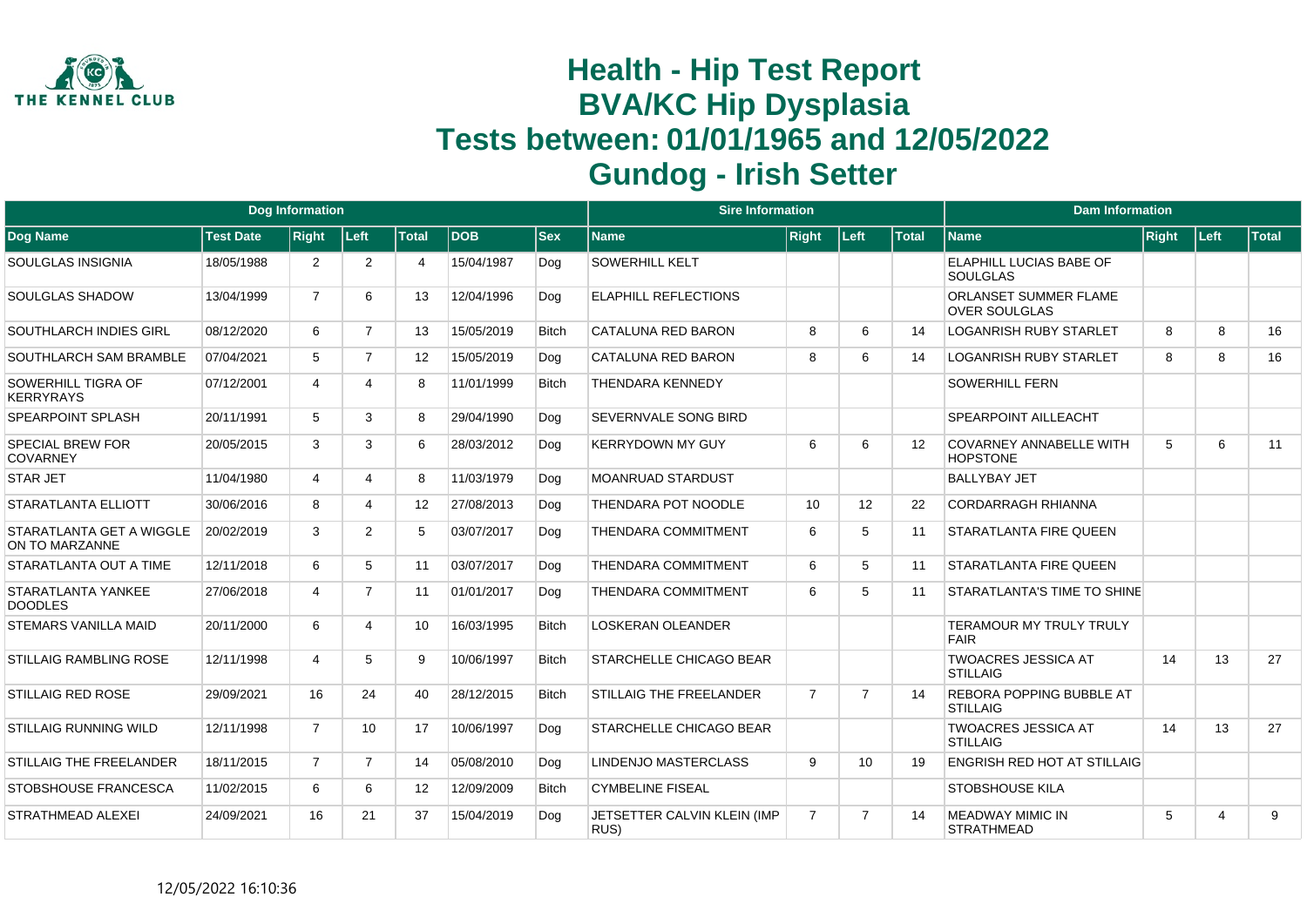# Health - Hip Test Report
# BVA/KC Hip Dysplasia
# Tests between: 01/01/1965 and 12/05/2022
# Gundog - Irish Setter

| Dog Information | | | | | | | Sire Information | | | | Dam Information | | | |
|---|---|---|---|---|---|---|---|---|---|---|---|---|---|---|
| **Dog Name** | **Test Date** | **Right** | **Left** | **Total** | **DOB** | **Sex** | **Name** | **Right** | **Left** | **Total** | **Name** | **Right** | **Left** | **Total** |
| SOULGLAS INSIGNIA | 18/05/1988 | 2 | 2 | 4 | 15/04/1987 | Dog | SOWERHILL KELT | | | | ELAPHILL LUCIAS BABE OF SOULGLAS | | | |
| SOULGLAS SHADOW | 13/04/1999 | 7 | 6 | 13 | 12/04/1996 | Dog | ELAPHILL REFLECTIONS | | | | ORLANSET SUMMER FLAME OVER SOULGLAS | | | |
| SOUTHLARCH INDIES GIRL | 08/12/2020 | 6 | 7 | 13 | 15/05/2019 | Bitch | CATALUNA RED BARON | 8 | 6 | 14 | LOGANRISH RUBY STARLET | 8 | 8 | 16 |
| SOUTHLARCH SAM BRAMBLE | 07/04/2021 | 5 | 7 | 12 | 15/05/2019 | Dog | CATALUNA RED BARON | 8 | 6 | 14 | LOGANRISH RUBY STARLET | 8 | 8 | 16 |
| SOWERHILL TIGRA OF KERRYRAYS | 07/12/2001 | 4 | 4 | 8 | 11/01/1999 | Bitch | THENDARA KENNEDY | | | | SOWERHILL FERN | | | |
| SPEARPOINT SPLASH | 20/11/1991 | 5 | 3 | 8 | 29/04/1990 | Dog | SEVERNVALE SONG BIRD | | | | SPEARPOINT AILLEACHT | | | |
| SPECIAL BREW FOR COVARNEY | 20/05/2015 | 3 | 3 | 6 | 28/03/2012 | Dog | KERRYDOWN MY GUY | 6 | 6 | 12 | COVARNEY ANNABELLE WITH HOPSTONE | 5 | 6 | 11 |
| STAR JET | 11/04/1980 | 4 | 4 | 8 | 11/03/1979 | Dog | MOANRUAD STARDUST | | | | BALLYBAY JET | | | |
| STARATLANTA ELLIOTT | 30/06/2016 | 8 | 4 | 12 | 27/08/2013 | Dog | THENDARA POT NOODLE | 10 | 12 | 22 | CORDARRAGH RHIANNA | | | |
| STARATLANTA GET A WIGGLE ON TO MARZANNE | 20/02/2019 | 3 | 2 | 5 | 03/07/2017 | Dog | THENDARA COMMITMENT | 6 | 5 | 11 | STARATLANTA FIRE QUEEN | | | |
| STARATLANTA OUT A TIME | 12/11/2018 | 6 | 5 | 11 | 03/07/2017 | Dog | THENDARA COMMITMENT | 6 | 5 | 11 | STARATLANTA FIRE QUEEN | | | |
| STARATLANTA YANKEE DOODLES | 27/06/2018 | 4 | 7 | 11 | 01/01/2017 | Dog | THENDARA COMMITMENT | 6 | 5 | 11 | STARATLANTA'S TIME TO SHINE | | | |
| STEMARS VANILLA MAID | 20/11/2000 | 6 | 4 | 10 | 16/03/1995 | Bitch | LOSKERAN OLEANDER | | | | TERAMOUR MY TRULY TRULY FAIR | | | |
| STILLAIG RAMBLING ROSE | 12/11/1998 | 4 | 5 | 9 | 10/06/1997 | Bitch | STARCHELLE CHICAGO BEAR | | | | TWOACRES JESSICA AT STILLAIG | 14 | 13 | 27 |
| STILLAIG RED ROSE | 29/09/2021 | 16 | 24 | 40 | 28/12/2015 | Bitch | STILLAIG THE FREELANDER | 7 | 7 | 14 | REBORA POPPING BUBBLE AT STILLAIG | | | |
| STILLAIG RUNNING WILD | 12/11/1998 | 7 | 10 | 17 | 10/06/1997 | Dog | STARCHELLE CHICAGO BEAR | | | | TWOACRES JESSICA AT STILLAIG | 14 | 13 | 27 |
| STILLAIG THE FREELANDER | 18/11/2015 | 7 | 7 | 14 | 05/08/2010 | Dog | LINDENJO MASTERCLASS | 9 | 10 | 19 | ENGRISH RED HOT AT STILLAIG | | | |
| STOBSHOUSE FRANCESCA | 11/02/2015 | 6 | 6 | 12 | 12/09/2009 | Bitch | CYMBELINE FISEAL | | | | STOBSHOUSE KILA | | | |
| STRATHMEAD ALEXEI | 24/09/2021 | 16 | 21 | 37 | 15/04/2019 | Dog | JETSETTER CALVIN KLEIN (IMP RUS) | 7 | 7 | 14 | MEADWAY MIMIC IN STRATHMEAD | 5 | 4 | 9 |

12/05/2022 16:10:36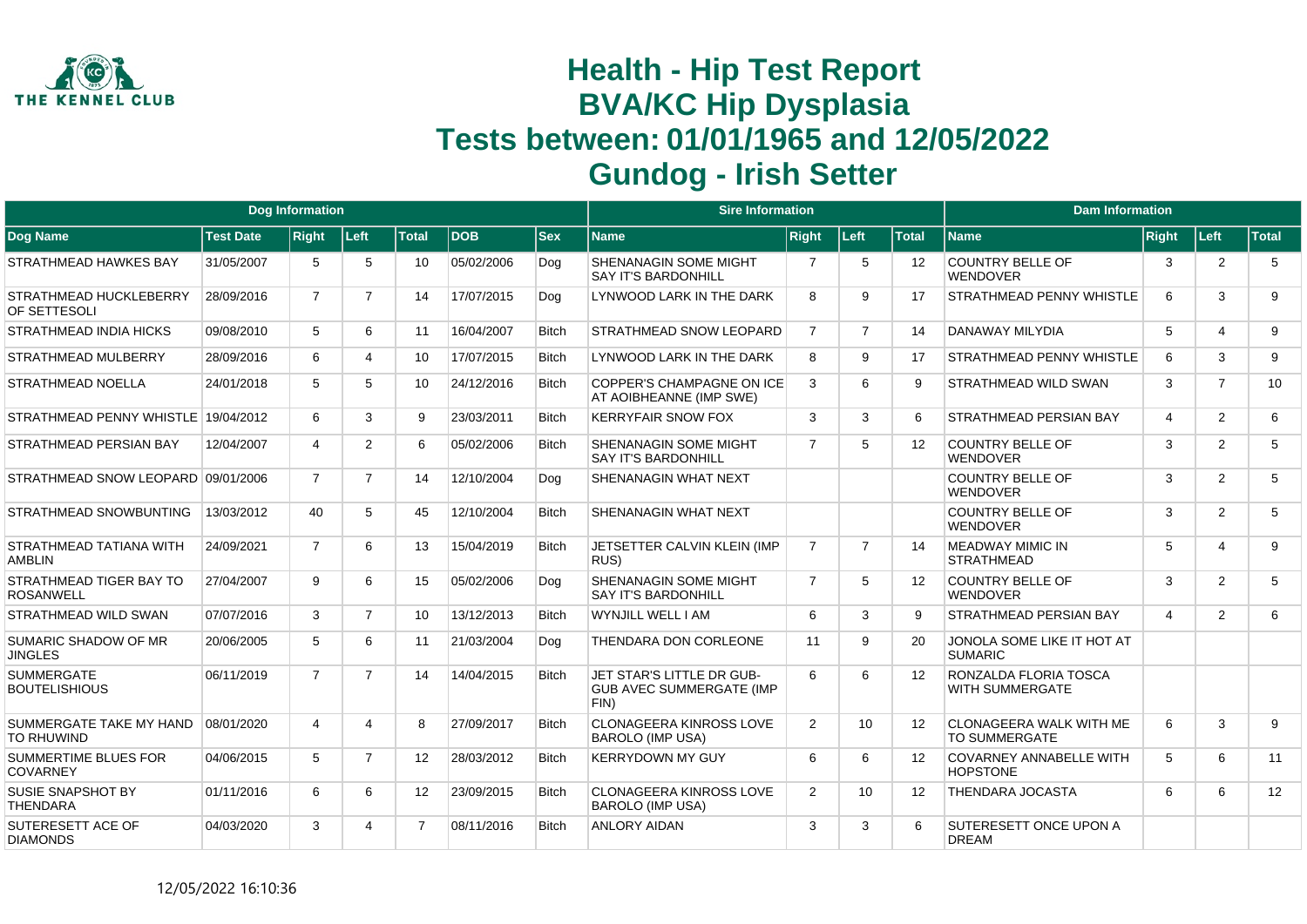# Health - Hip Test Report
# BVA/KC Hip Dysplasia
# Tests between: 01/01/1965 and 12/05/2022
# Gundog - Irish Setter

| Dog Information | | | | | | | Sire Information | | | | Dam Information | | | |
|---|---|---|---|---|---|---|---|---|---|---|---|---|---|---|
| Dog Name | Test Date | Right | Left | Total | DOB | Sex | Name | Right | Left | Total | Name | Right | Left | Total |
| STRATHMEAD HAWKES BAY | 31/05/2007 | 5 | 5 | 10 | 05/02/2006 | Dog | SHENANAGIN SOME MIGHT SAY IT'S BARDONHILL | 7 | 5 | 12 | COUNTRY BELLE OF WENDOVER | 3 | 2 | 5 |
| STRATHMEAD HUCKLEBERRY OF SETTESOLI | 28/09/2016 | 7 | 7 | 14 | 17/07/2015 | Dog | LYNWOOD LARK IN THE DARK | 8 | 9 | 17 | STRATHMEAD PENNY WHISTLE | 6 | 3 | 9 |
| STRATHMEAD INDIA HICKS | 09/08/2010 | 5 | 6 | 11 | 16/04/2007 | Bitch | STRATHMEAD SNOW LEOPARD | 7 | 7 | 14 | DANAWAY MILYDIA | 5 | 4 | 9 |
| STRATHMEAD MULBERRY | 28/09/2016 | 6 | 4 | 10 | 17/07/2015 | Bitch | LYNWOOD LARK IN THE DARK | 8 | 9 | 17 | STRATHMEAD PENNY WHISTLE | 6 | 3 | 9 |
| STRATHMEAD NOELLA | 24/01/2018 | 5 | 5 | 10 | 24/12/2016 | Bitch | COPPER'S CHAMPAGNE ON ICE AT AOIBHEANNE (IMP SWE) | 3 | 6 | 9 | STRATHMEAD WILD SWAN | 3 | 7 | 10 |
| STRATHMEAD PENNY WHISTLE | 19/04/2012 | 6 | 3 | 9 | 23/03/2011 | Bitch | KERRYFAIR SNOW FOX | 3 | 3 | 6 | STRATHMEAD PERSIAN BAY | 4 | 2 | 6 |
| STRATHMEAD PERSIAN BAY | 12/04/2007 | 4 | 2 | 6 | 05/02/2006 | Bitch | SHENANAGIN SOME MIGHT SAY IT'S BARDONHILL | 7 | 5 | 12 | COUNTRY BELLE OF WENDOVER | 3 | 2 | 5 |
| STRATHMEAD SNOW LEOPARD | 09/01/2006 | 7 | 7 | 14 | 12/10/2004 | Dog | SHENANAGIN WHAT NEXT | | | | COUNTRY BELLE OF WENDOVER | 3 | 2 | 5 |
| STRATHMEAD SNOWBUNTING | 13/03/2012 | 40 | 5 | 45 | 12/10/2004 | Bitch | SHENANAGIN WHAT NEXT | | | | COUNTRY BELLE OF WENDOVER | 3 | 2 | 5 |
| STRATHMEAD TATIANA WITH AMBLIN | 24/09/2021 | 7 | 6 | 13 | 15/04/2019 | Bitch | JETSETTER CALVIN KLEIN (IMP RUS) | 7 | 7 | 14 | MEADWAY MIMIC IN STRATHMEAD | 5 | 4 | 9 |
| STRATHMEAD TIGER BAY TO ROSANWELL | 27/04/2007 | 9 | 6 | 15 | 05/02/2006 | Dog | SHENANAGIN SOME MIGHT SAY IT'S BARDONHILL | 7 | 5 | 12 | COUNTRY BELLE OF WENDOVER | 3 | 2 | 5 |
| STRATHMEAD WILD SWAN | 07/07/2016 | 3 | 7 | 10 | 13/12/2013 | Bitch | WYNJILL WELL I AM | 6 | 3 | 9 | STRATHMEAD PERSIAN BAY | 4 | 2 | 6 |
| SUMARIC SHADOW OF MR JINGLES | 20/06/2005 | 5 | 6 | 11 | 21/03/2004 | Dog | THENDARA DON CORLEONE | 11 | 9 | 20 | JONOLA SOME LIKE IT HOT AT SUMARIC | | | |
| SUMMERGATE BOUTELISHIOUS | 06/11/2019 | 7 | 7 | 14 | 14/04/2015 | Bitch | JET STAR'S LITTLE DR GUB-GUB AVEC SUMMERGATE (IMP FIN) | 6 | 6 | 12 | RONZALDA FLORIA TOSCA WITH SUMMERGATE | | | |
| SUMMERGATE TAKE MY HAND TO RHUWIND | 08/01/2020 | 4 | 4 | 8 | 27/09/2017 | Bitch | CLONAGEERA KINROSS LOVE BAROLO (IMP USA) | 2 | 10 | 12 | CLONAGEERA WALK WITH ME TO SUMMERGATE | 6 | 3 | 9 |
| SUMMERTIME BLUES FOR COVARNEY | 04/06/2015 | 5 | 7 | 12 | 28/03/2012 | Bitch | KERRYDOWN MY GUY | 6 | 6 | 12 | COVARNEY ANNABELLE WITH HOPSTONE | 5 | 6 | 11 |
| SUSIE SNAPSHOT BY THENDARA | 01/11/2016 | 6 | 6 | 12 | 23/09/2015 | Bitch | CLONAGEERA KINROSS LOVE BAROLO (IMP USA) | 2 | 10 | 12 | THENDARA JOCASTA | 6 | 6 | 12 |
| SUTERESETT ACE OF DIAMONDS | 04/03/2020 | 3 | 4 | 7 | 08/11/2016 | Bitch | ANLORY AIDAN | 3 | 3 | 6 | SUTERESETT ONCE UPON A DREAM | | | |

12/05/2022 16:10:36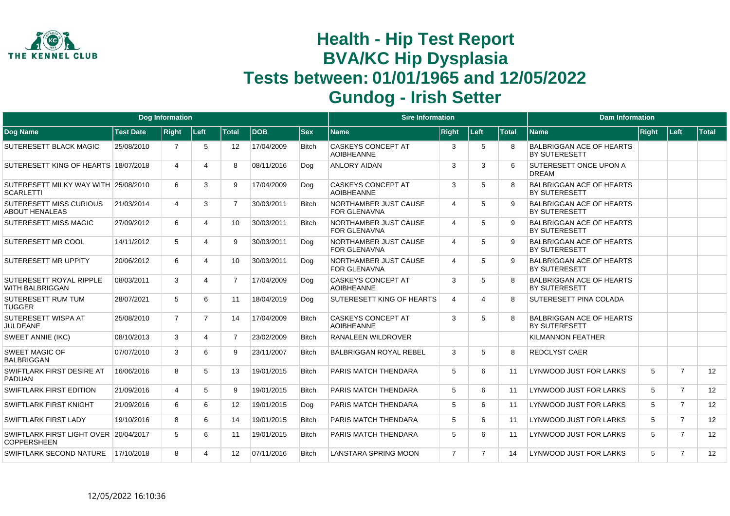# Health - Hip Test Report
# BVA/KC Hip Dysplasia
# Tests between: 01/01/1965 and 12/05/2022
# Gundog - Irish Setter

| Dog Information | | | | | | | Sire Information | | | | Dam Information | | | |
|---|---|---|---|---|---|---|---|---|---|---|---|---|---|---|
| Dog Name | Test Date | Right | Left | Total | DOB | Sex | Name | Right | Left | Total | Name | Right | Left | Total |
| SUTERESETT BLACK MAGIC | 25/08/2010 | 7 | 5 | 12 | 17/04/2009 | Bitch | CASKEYS CONCEPT AT AOIBHEANNE | 3 | 5 | 8 | BALBRIGGAN ACE OF HEARTS BY SUTERESETT | | | |
| SUTERESETT KING OF HEARTS | 18/07/2018 | 4 | 4 | 8 | 08/11/2016 | Dog | ANLORY AIDAN | 3 | 3 | 6 | SUTERESETT ONCE UPON A DREAM | | | |
| SUTERESETT MILKY WAY WITH SCARLETTI | 25/08/2010 | 6 | 3 | 9 | 17/04/2009 | Dog | CASKEYS CONCEPT AT AOIBHEANNE | 3 | 5 | 8 | BALBRIGGAN ACE OF HEARTS BY SUTERESETT | | | |
| SUTERESETT MISS CURIOUS ABOUT HENALEAS | 21/03/2014 | 4 | 3 | 7 | 30/03/2011 | Bitch | NORTHAMBER JUST CAUSE FOR GLENAVNA | 4 | 5 | 9 | BALBRIGGAN ACE OF HEARTS BY SUTERESETT | | | |
| SUTERESETT MISS MAGIC | 27/09/2012 | 6 | 4 | 10 | 30/03/2011 | Bitch | NORTHAMBER JUST CAUSE FOR GLENAVNA | 4 | 5 | 9 | BALBRIGGAN ACE OF HEARTS BY SUTERESETT | | | |
| SUTERESETT MR COOL | 14/11/2012 | 5 | 4 | 9 | 30/03/2011 | Dog | NORTHAMBER JUST CAUSE FOR GLENAVNA | 4 | 5 | 9 | BALBRIGGAN ACE OF HEARTS BY SUTERESETT | | | |
| SUTERESETT MR UPPITY | 20/06/2012 | 6 | 4 | 10 | 30/03/2011 | Dog | NORTHAMBER JUST CAUSE FOR GLENAVNA | 4 | 5 | 9 | BALBRIGGAN ACE OF HEARTS BY SUTERESETT | | | |
| SUTERESETT ROYAL RIPPLE WITH BALBRIGGAN | 08/03/2011 | 3 | 4 | 7 | 17/04/2009 | Dog | CASKEYS CONCEPT AT AOIBHEANNE | 3 | 5 | 8 | BALBRIGGAN ACE OF HEARTS BY SUTERESETT | | | |
| SUTERESETT RUM TUM TUGGER | 28/07/2021 | 5 | 6 | 11 | 18/04/2019 | Dog | SUTERESETT KING OF HEARTS | 4 | 4 | 8 | SUTERESETT PINA COLADA | | | |
| SUTERESETT WISPA AT JULDEANE | 25/08/2010 | 7 | 7 | 14 | 17/04/2009 | Bitch | CASKEYS CONCEPT AT AOIBHEANNE | 3 | 5 | 8 | BALBRIGGAN ACE OF HEARTS BY SUTERESETT | | | |
| SWEET ANNIE (IKC) | 08/10/2013 | 3 | 4 | 7 | 23/02/2009 | Bitch | RANALEEN WILDROVER | | | | KILMANNON FEATHER | | | |
| SWEET MAGIC OF BALBRIGGAN | 07/07/2010 | 3 | 6 | 9 | 23/11/2007 | Bitch | BALBRIGGAN ROYAL REBEL | 3 | 5 | 8 | REDCLYST CAER | | | |
| SWIFTLARK FIRST DESIRE AT PADUAN | 16/06/2016 | 8 | 5 | 13 | 19/01/2015 | Bitch | PARIS MATCH THENDARA | 5 | 6 | 11 | LYNWOOD JUST FOR LARKS | 5 | 7 | 12 |
| SWIFTLARK FIRST EDITION | 21/09/2016 | 4 | 5 | 9 | 19/01/2015 | Bitch | PARIS MATCH THENDARA | 5 | 6 | 11 | LYNWOOD JUST FOR LARKS | 5 | 7 | 12 |
| SWIFTLARK FIRST KNIGHT | 21/09/2016 | 6 | 6 | 12 | 19/01/2015 | Dog | PARIS MATCH THENDARA | 5 | 6 | 11 | LYNWOOD JUST FOR LARKS | 5 | 7 | 12 |
| SWIFTLARK FIRST LADY | 19/10/2016 | 8 | 6 | 14 | 19/01/2015 | Bitch | PARIS MATCH THENDARA | 5 | 6 | 11 | LYNWOOD JUST FOR LARKS | 5 | 7 | 12 |
| SWIFTLARK FIRST LIGHT OVER COPPERSHEEN | 20/04/2017 | 5 | 6 | 11 | 19/01/2015 | Bitch | PARIS MATCH THENDARA | 5 | 6 | 11 | LYNWOOD JUST FOR LARKS | 5 | 7 | 12 |
| SWIFTLARK SECOND NATURE | 17/10/2018 | 8 | 4 | 12 | 07/11/2016 | Bitch | LANSTARA SPRING MOON | 7 | 7 | 14 | LYNWOOD JUST FOR LARKS | 5 | 7 | 12 |

12/05/2022 16:10:36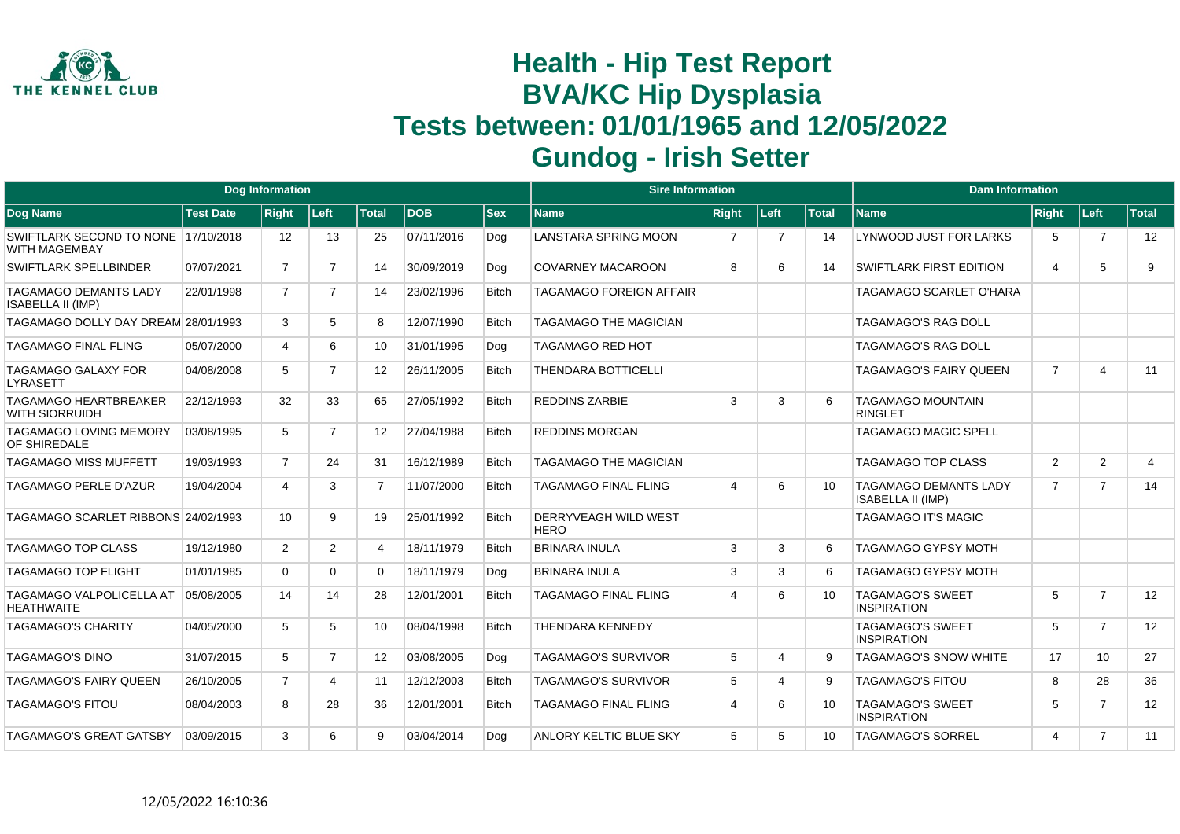# Health - Hip Test Report
# BVA/KC Hip Dysplasia
# Tests between: 01/01/1965 and 12/05/2022
# Gundog - Irish Setter

| Dog Information | | | | | | | Sire Information | | | | Dam Information | | | |
|---|---|---|---|---|---|---|---|---|---|---|---|---|---|---|
| **Dog Name** | **Test Date** | **Right** | **Left** | **Total** | **DOB** | **Sex** | **Name** | **Right** | **Left** | **Total** | **Name** | **Right** | **Left** | **Total** |
| SWIFTLARK SECOND TO NONE WITH MAGEMBAY | 17/10/2018 | 12 | 13 | 25 | 07/11/2016 | Dog | LANSTARA SPRING MOON | 7 | 7 | 14 | LYNWOOD JUST FOR LARKS | 5 | 7 | 12 |
| SWIFTLARK SPELLBINDER | 07/07/2021 | 7 | 7 | 14 | 30/09/2019 | Dog | COVARNEY MACAROON | 8 | 6 | 14 | SWIFTLARK FIRST EDITION | 4 | 5 | 9 |
| TAGAMAGO DEMANTS LADY ISABELLA II (IMP) | 22/01/1998 | 7 | 7 | 14 | 23/02/1996 | Bitch | TAGAMAGO FOREIGN AFFAIR | | | | TAGAMAGO SCARLET O'HARA | | | |
| TAGAMAGO DOLLY DAY DREAM | 28/01/1993 | 3 | 5 | 8 | 12/07/1990 | Bitch | TAGAMAGO THE MAGICIAN | | | | TAGAMAGO'S RAG DOLL | | | |
| TAGAMAGO FINAL FLING | 05/07/2000 | 4 | 6 | 10 | 31/01/1995 | Dog | TAGAMAGO RED HOT | | | | TAGAMAGO'S RAG DOLL | | | |
| TAGAMAGO GALAXY FOR LYRASETT | 04/08/2008 | 5 | 7 | 12 | 26/11/2005 | Bitch | THENDARA BOTTICELLI | | | | TAGAMAGO'S FAIRY QUEEN | 7 | 4 | 11 |
| TAGAMAGO HEARTBREAKER WITH SIORRUIDH | 22/12/1993 | 32 | 33 | 65 | 27/05/1992 | Bitch | REDDINS ZARBIE | 3 | 3 | 6 | TAGAMAGO MOUNTAIN RINGLET | | | |
| TAGAMAGO LOVING MEMORY OF SHIREDALE | 03/08/1995 | 5 | 7 | 12 | 27/04/1988 | Bitch | REDDINS MORGAN | | | | TAGAMAGO MAGIC SPELL | | | |
| TAGAMAGO MISS MUFFETT | 19/03/1993 | 7 | 24 | 31 | 16/12/1989 | Bitch | TAGAMAGO THE MAGICIAN | | | | TAGAMAGO TOP CLASS | 2 | 2 | 4 |
| TAGAMAGO PERLE D'AZUR | 19/04/2004 | 4 | 3 | 7 | 11/07/2000 | Bitch | TAGAMAGO FINAL FLING | 4 | 6 | 10 | TAGAMAGO DEMANTS LADY ISABELLA II (IMP) | 7 | 7 | 14 |
| TAGAMAGO SCARLET RIBBONS | 24/02/1993 | 10 | 9 | 19 | 25/01/1992 | Bitch | DERRYVEAGH WILD WEST HERO | | | | TAGAMAGO IT'S MAGIC | | | |
| TAGAMAGO TOP CLASS | 19/12/1980 | 2 | 2 | 4 | 18/11/1979 | Bitch | BRINARA INULA | 3 | 3 | 6 | TAGAMAGO GYPSY MOTH | | | |
| TAGAMAGO TOP FLIGHT | 01/01/1985 | 0 | 0 | 0 | 18/11/1979 | Dog | BRINARA INULA | 3 | 3 | 6 | TAGAMAGO GYPSY MOTH | | | |
| TAGAMAGO VALPOLICELLA AT HEATHWAITE | 05/08/2005 | 14 | 14 | 28 | 12/01/2001 | Bitch | TAGAMAGO FINAL FLING | 4 | 6 | 10 | TAGAMAGO'S SWEET INSPIRATION | 5 | 7 | 12 |
| TAGAMAGO'S CHARITY | 04/05/2000 | 5 | 5 | 10 | 08/04/1998 | Bitch | THENDARA KENNEDY | | | | TAGAMAGO'S SWEET INSPIRATION | 5 | 7 | 12 |
| TAGAMAGO'S DINO | 31/07/2015 | 5 | 7 | 12 | 03/08/2005 | Dog | TAGAMAGO'S SURVIVOR | 5 | 4 | 9 | TAGAMAGO'S SNOW WHITE | 17 | 10 | 27 |
| TAGAMAGO'S FAIRY QUEEN | 26/10/2005 | 7 | 4 | 11 | 12/12/2003 | Bitch | TAGAMAGO'S SURVIVOR | 5 | 4 | 9 | TAGAMAGO'S FITOU | 8 | 28 | 36 |
| TAGAMAGO'S FITOU | 08/04/2003 | 8 | 28 | 36 | 12/01/2001 | Bitch | TAGAMAGO FINAL FLING | 4 | 6 | 10 | TAGAMAGO'S SWEET INSPIRATION | 5 | 7 | 12 |
| TAGAMAGO'S GREAT GATSBY | 03/09/2015 | 3 | 6 | 9 | 03/04/2014 | Dog | ANLORY KELTIC BLUE SKY | 5 | 5 | 10 | TAGAMAGO'S SORREL | 4 | 7 | 11 |

12/05/2022 16:10:36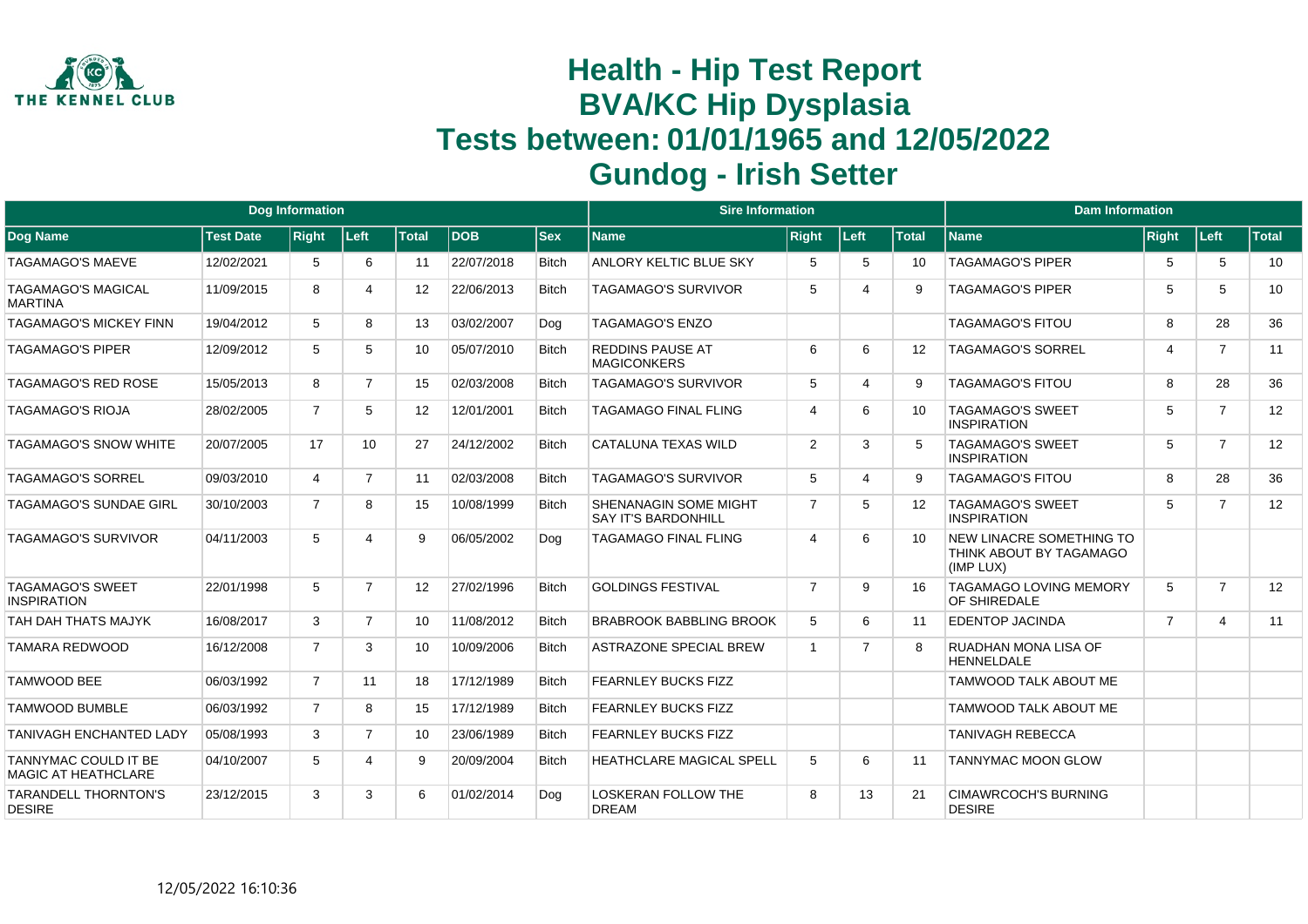# Health - Hip Test Report
# BVA/KC Hip Dysplasia
# Tests between: 01/01/1965 and 12/05/2022
# Gundog - Irish Setter

| Dog Information | | | | | | | Sire Information | | | | Dam Information | | | |
|---|---|---|---|---|---|---|---|---|---|---|---|---|---|---|
| Dog Name | Test Date | Right | Left | Total | DOB | Sex | Name | Right | Left | Total | Name | Right | Left | Total |
| TAGAMAGO'S MAEVE | 12/02/2021 | 5 | 6 | 11 | 22/07/2018 | Bitch | ANLORY KELTIC BLUE SKY | 5 | 5 | 10 | TAGAMAGO'S PIPER | 5 | 5 | 10 |
| TAGAMAGO'S MAGICAL MARTINA | 11/09/2015 | 8 | 4 | 12 | 22/06/2013 | Bitch | TAGAMAGO'S SURVIVOR | 5 | 4 | 9 | TAGAMAGO'S PIPER | 5 | 5 | 10 |
| TAGAMAGO'S MICKEY FINN | 19/04/2012 | 5 | 8 | 13 | 03/02/2007 | Dog | TAGAMAGO'S ENZO | | | | TAGAMAGO'S FITOU | 8 | 28 | 36 |
| TAGAMAGO'S PIPER | 12/09/2012 | 5 | 5 | 10 | 05/07/2010 | Bitch | REDDINS PAUSE AT MAGICONKERS | 6 | 6 | 12 | TAGAMAGO'S SORREL | 4 | 7 | 11 |
| TAGAMAGO'S RED ROSE | 15/05/2013 | 8 | 7 | 15 | 02/03/2008 | Bitch | TAGAMAGO'S SURVIVOR | 5 | 4 | 9 | TAGAMAGO'S FITOU | 8 | 28 | 36 |
| TAGAMAGO'S RIOJA | 28/02/2005 | 7 | 5 | 12 | 12/01/2001 | Bitch | TAGAMAGO FINAL FLING | 4 | 6 | 10 | TAGAMAGO'S SWEET INSPIRATION | 5 | 7 | 12 |
| TAGAMAGO'S SNOW WHITE | 20/07/2005 | 17 | 10 | 27 | 24/12/2002 | Bitch | CATALUNA TEXAS WILD | 2 | 3 | 5 | TAGAMAGO'S SWEET INSPIRATION | 5 | 7 | 12 |
| TAGAMAGO'S SORREL | 09/03/2010 | 4 | 7 | 11 | 02/03/2008 | Bitch | TAGAMAGO'S SURVIVOR | 5 | 4 | 9 | TAGAMAGO'S FITOU | 8 | 28 | 36 |
| TAGAMAGO'S SUNDAE GIRL | 30/10/2003 | 7 | 8 | 15 | 10/08/1999 | Bitch | SHENANAGIN SOME MIGHT SAY IT'S BARDONHILL | 7 | 5 | 12 | TAGAMAGO'S SWEET INSPIRATION | 5 | 7 | 12 |
| TAGAMAGO'S SURVIVOR | 04/11/2003 | 5 | 4 | 9 | 06/05/2002 | Dog | TAGAMAGO FINAL FLING | 4 | 6 | 10 | NEW LINACRE SOMETHING TO THINK ABOUT BY TAGAMAGO (IMP LUX) | | | |
| TAGAMAGO'S SWEET INSPIRATION | 22/01/1998 | 5 | 7 | 12 | 27/02/1996 | Bitch | GOLDINGS FESTIVAL | 7 | 9 | 16 | TAGAMAGO LOVING MEMORY OF SHIREDALE | 5 | 7 | 12 |
| TAH DAH THATS MAJYK | 16/08/2017 | 3 | 7 | 10 | 11/08/2012 | Bitch | BRABROOK BABBLING BROOK | 5 | 6 | 11 | EDENTOP JACINDA | 7 | 4 | 11 |
| TAMARA REDWOOD | 16/12/2008 | 7 | 3 | 10 | 10/09/2006 | Bitch | ASTRAZONE SPECIAL BREW | 1 | 7 | 8 | RUADHAN MONA LISA OF HENNELDALE | | | |
| TAMWOOD BEE | 06/03/1992 | 7 | 11 | 18 | 17/12/1989 | Bitch | FEARNLEY BUCKS FIZZ | | | | TAMWOOD TALK ABOUT ME | | | |
| TAMWOOD BUMBLE | 06/03/1992 | 7 | 8 | 15 | 17/12/1989 | Bitch | FEARNLEY BUCKS FIZZ | | | | TAMWOOD TALK ABOUT ME | | | |
| TANIVAGH ENCHANTED LADY | 05/08/1993 | 3 | 7 | 10 | 23/06/1989 | Bitch | FEARNLEY BUCKS FIZZ | | | | TANIVAGH REBECCA | | | |
| TANNYMAC COULD IT BE MAGIC AT HEATHCLARE | 04/10/2007 | 5 | 4 | 9 | 20/09/2004 | Bitch | HEATHCLARE MAGICAL SPELL | 5 | 6 | 11 | TANNYMAC MOON GLOW | | | |
| TARANDELL THORNTON'S DESIRE | 23/12/2015 | 3 | 3 | 6 | 01/02/2014 | Dog | LOSKERAN FOLLOW THE DREAM | 8 | 13 | 21 | CIMAWRCOCH'S BURNING DESIRE | | | |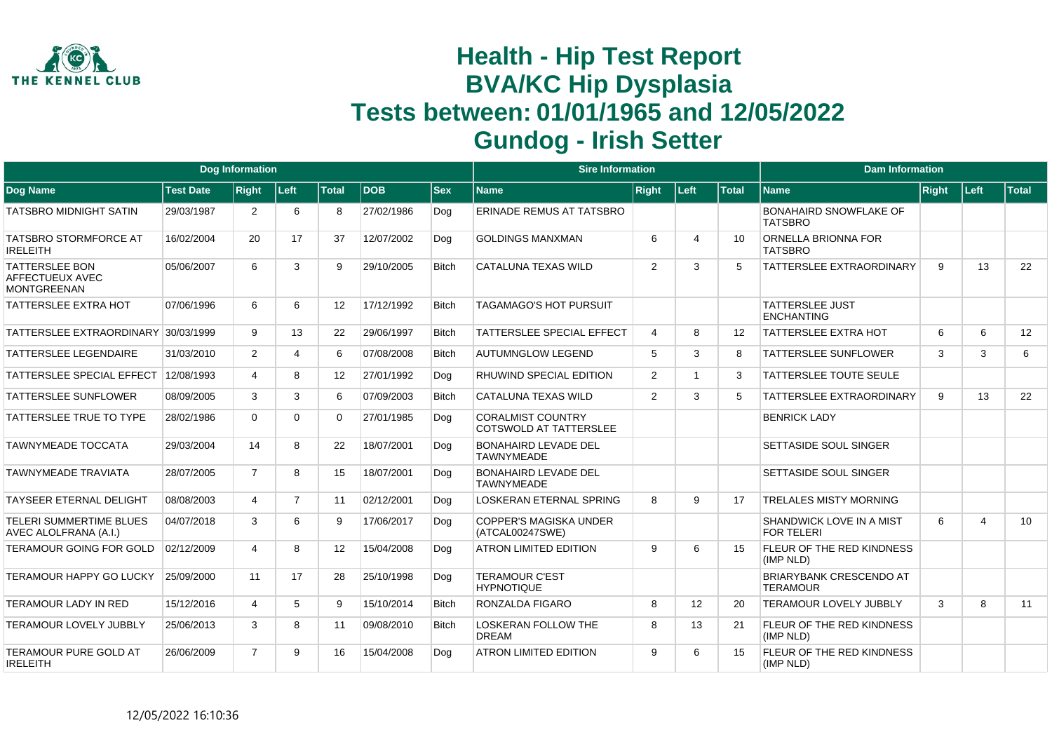# Health - Hip Test Report
# BVA/KC Hip Dysplasia
# Tests between: 01/01/1965 and 12/05/2022
# Gundog - Irish Setter

| Dog Information | | | | | | | Sire Information | | | | Dam Information | | | |
|---|---|---|---|---|---|---|---|---|---|---|---|---|---|---|
| Dog Name | Test Date | Right | Left | Total | DOB | Sex | Name | Right | Left | Total | Name | Right | Left | Total |
| TATSBRO MIDNIGHT SATIN | 29/03/1987 | 2 | 6 | 8 | 27/02/1986 | Dog | ERINADE REMUS AT TATSBRO | | | | BONAHAIRD SNOWFLAKE OF TATSBRO | | | |
| TATSBRO STORMFORCE AT IRELEITH | 16/02/2004 | 20 | 17 | 37 | 12/07/2002 | Dog | GOLDINGS MANXMAN | 6 | 4 | 10 | ORNELLA BRIONNA FOR TATSBRO | | | |
| TATTERSLEE BON AFFECTUEUX AVEC MONTGREENAN | 05/06/2007 | 6 | 3 | 9 | 29/10/2005 | Bitch | CATALUNA TEXAS WILD | 2 | 3 | 5 | TATTERSLEE EXTRAORDINARY | 9 | 13 | 22 |
| TATTERSLEE EXTRA HOT | 07/06/1996 | 6 | 6 | 12 | 17/12/1992 | Bitch | TAGAMAGO'S HOT PURSUIT | | | | TATTERSLEE JUST ENCHANTING | | | |
| TATTERSLEE EXTRAORDINARY | 30/03/1999 | 9 | 13 | 22 | 29/06/1997 | Bitch | TATTERSLEE SPECIAL EFFECT | 4 | 8 | 12 | TATTERSLEE EXTRA HOT | 6 | 6 | 12 |
| TATTERSLEE LEGENDAIRE | 31/03/2010 | 2 | 4 | 6 | 07/08/2008 | Bitch | AUTUMNGLOW LEGEND | 5 | 3 | 8 | TATTERSLEE SUNFLOWER | 3 | 3 | 6 |
| TATTERSLEE SPECIAL EFFECT | 12/08/1993 | 4 | 8 | 12 | 27/01/1992 | Dog | RHUWIND SPECIAL EDITION | 2 | 1 | 3 | TATTERSLEE TOUTE SEULE | | | |
| TATTERSLEE SUNFLOWER | 08/09/2005 | 3 | 3 | 6 | 07/09/2003 | Bitch | CATALUNA TEXAS WILD | 2 | 3 | 5 | TATTERSLEE EXTRAORDINARY | 9 | 13 | 22 |
| TATTERSLEE TRUE TO TYPE | 28/02/1986 | 0 | 0 | 0 | 27/01/1985 | Dog | CORALMIST COUNTRY COTSWOLD AT TATTERSLEE | | | | BENRICK LADY | | | |
| TAWNYMEADE TOCCATA | 29/03/2004 | 14 | 8 | 22 | 18/07/2001 | Dog | BONAHAIRD LEVADE DEL TAWNYMEADE | | | | SETTASIDE SOUL SINGER | | | |
| TAWNYMEADE TRAVIATA | 28/07/2005 | 7 | 8 | 15 | 18/07/2001 | Dog | BONAHAIRD LEVADE DEL TAWNYMEADE | | | | SETTASIDE SOUL SINGER | | | |
| TAYSEER ETERNAL DELIGHT | 08/08/2003 | 4 | 7 | 11 | 02/12/2001 | Dog | LOSKERAN ETERNAL SPRING | 8 | 9 | 17 | TRELALES MISTY MORNING | | | |
| TELERI SUMMERTIME BLUES AVEC ALOLFRANA (A.I.) | 04/07/2018 | 3 | 6 | 9 | 17/06/2017 | Dog | COPPER'S MAGISKA UNDER (ATCAL00247SWE) | | | | SHANDWICK LOVE IN A MIST FOR TELERI | 6 | 4 | 10 |
| TERAMOUR GOING FOR GOLD | 02/12/2009 | 4 | 8 | 12 | 15/04/2008 | Dog | ATRON LIMITED EDITION | 9 | 6 | 15 | FLEUR OF THE RED KINDNESS (IMP NLD) | | | |
| TERAMOUR HAPPY GO LUCKY | 25/09/2000 | 11 | 17 | 28 | 25/10/1998 | Dog | TERAMOUR C'EST HYPNOTIQUE | | | | BRIARYBANK CRESCENDO AT TERAMOUR | | | |
| TERAMOUR LADY IN RED | 15/12/2016 | 4 | 5 | 9 | 15/10/2014 | Bitch | RONZALDA FIGARO | 8 | 12 | 20 | TERAMOUR LOVELY JUBBLY | 3 | 8 | 11 |
| TERAMOUR LOVELY JUBBLY | 25/06/2013 | 3 | 8 | 11 | 09/08/2010 | Bitch | LOSKERAN FOLLOW THE DREAM | 8 | 13 | 21 | FLEUR OF THE RED KINDNESS (IMP NLD) | | | |
| TERAMOUR PURE GOLD AT IRELEITH | 26/06/2009 | 7 | 9 | 16 | 15/04/2008 | Dog | ATRON LIMITED EDITION | 9 | 6 | 15 | FLEUR OF THE RED KINDNESS (IMP NLD) | | | |

12/05/2022 16:10:36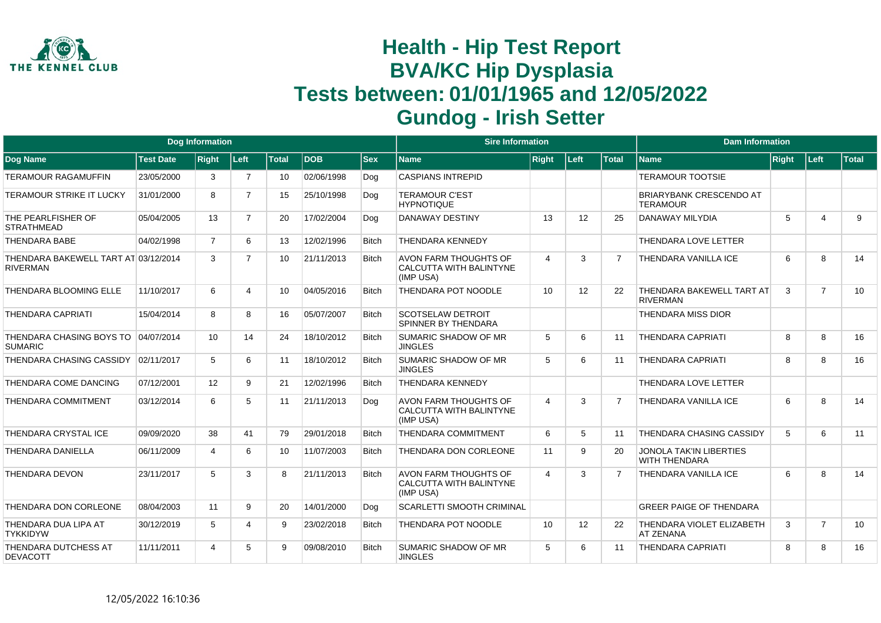# Health - Hip Test Report
# BVA/KC Hip Dysplasia
# Tests between: 01/01/1965 and 12/05/2022
# Gundog - Irish Setter

| Dog Information | | | | | | | Sire Information | | | | Dam Information | | | |
|---|---|---|---|---|---|---|---|---|---|---|---|---|---|---|
| Dog Name | Test Date | Right | Left | Total | DOB | Sex | Name | Right | Left | Total | Name | Right | Left | Total |
| TERAMOUR RAGAMUFFIN | 23/05/2000 | 3 | 7 | 10 | 02/06/1998 | Dog | CASPIANS INTREPID | | | | TERAMOUR TOOTSIE | | | |
| TERAMOUR STRIKE IT LUCKY | 31/01/2000 | 8 | 7 | 15 | 25/10/1998 | Dog | TERAMOUR C'EST HYPNOTIQUE | | | | BRIARYBANK CRESCENDO AT TERAMOUR | | | |
| THE PEARLFISHER OF STRATHMEAD | 05/04/2005 | 13 | 7 | 20 | 17/02/2004 | Dog | DANAWAY DESTINY | 13 | 12 | 25 | DANAWAY MILYDIA | 5 | 4 | 9 |
| THENDARA BABE | 04/02/1998 | 7 | 6 | 13 | 12/02/1996 | Bitch | THENDARA KENNEDY | | | | THENDARA LOVE LETTER | | | |
| THENDARA BAKEWELL TART AT RIVERMAN | 03/12/2014 | 3 | 7 | 10 | 21/11/2013 | Bitch | AVON FARM THOUGHTS OF CALCUTTA WITH BALINTYNE (IMP USA) | 4 | 3 | 7 | THENDARA VANILLA ICE | 6 | 8 | 14 |
| THENDARA BLOOMING ELLE | 11/10/2017 | 6 | 4 | 10 | 04/05/2016 | Bitch | THENDARA POT NOODLE | 10 | 12 | 22 | THENDARA BAKEWELL TART AT RIVERMAN | 3 | 7 | 10 |
| THENDARA CAPRIATI | 15/04/2014 | 8 | 8 | 16 | 05/07/2007 | Bitch | SCOTSELAW DETROIT SPINNER BY THENDARA | | | | THENDARA MISS DIOR | | | |
| THENDARA CHASING BOYS TO SUMARIC | 04/07/2014 | 10 | 14 | 24 | 18/10/2012 | Bitch | SUMARIC SHADOW OF MR JINGLES | 5 | 6 | 11 | THENDARA CAPRIATI | 8 | 8 | 16 |
| THENDARA CHASING CASSIDY | 02/11/2017 | 5 | 6 | 11 | 18/10/2012 | Bitch | SUMARIC SHADOW OF MR JINGLES | 5 | 6 | 11 | THENDARA CAPRIATI | 8 | 8 | 16 |
| THENDARA COME DANCING | 07/12/2001 | 12 | 9 | 21 | 12/02/1996 | Bitch | THENDARA KENNEDY | | | | THENDARA LOVE LETTER | | | |
| THENDARA COMMITMENT | 03/12/2014 | 6 | 5 | 11 | 21/11/2013 | Dog | AVON FARM THOUGHTS OF CALCUTTA WITH BALINTYNE (IMP USA) | 4 | 3 | 7 | THENDARA VANILLA ICE | 6 | 8 | 14 |
| THENDARA CRYSTAL ICE | 09/09/2020 | 38 | 41 | 79 | 29/01/2018 | Bitch | THENDARA COMMITMENT | 6 | 5 | 11 | THENDARA CHASING CASSIDY | 5 | 6 | 11 |
| THENDARA DANIELLA | 06/11/2009 | 4 | 6 | 10 | 11/07/2003 | Bitch | THENDARA DON CORLEONE | 11 | 9 | 20 | JONOLA TAK'IN LIBERTIES WITH THENDARA | | | |
| THENDARA DEVON | 23/11/2017 | 5 | 3 | 8 | 21/11/2013 | Bitch | AVON FARM THOUGHTS OF CALCUTTA WITH BALINTYNE (IMP USA) | 4 | 3 | 7 | THENDARA VANILLA ICE | 6 | 8 | 14 |
| THENDARA DON CORLEONE | 08/04/2003 | 11 | 9 | 20 | 14/01/2000 | Dog | SCARLETTI SMOOTH CRIMINAL | | | | GREER PAIGE OF THENDARA | | | |
| THENDARA DUA LIPA AT TYKKIDYW | 30/12/2019 | 5 | 4 | 9 | 23/02/2018 | Bitch | THENDARA POT NOODLE | 10 | 12 | 22 | THENDARA VIOLET ELIZABETH AT ZENANA | 3 | 7 | 10 |
| THENDARA DUTCHESS AT DEVACOTT | 11/11/2011 | 4 | 5 | 9 | 09/08/2010 | Bitch | SUMARIC SHADOW OF MR JINGLES | 5 | 6 | 11 | THENDARA CAPRIATI | 8 | 8 | 16 |

12/05/2022 16:10:36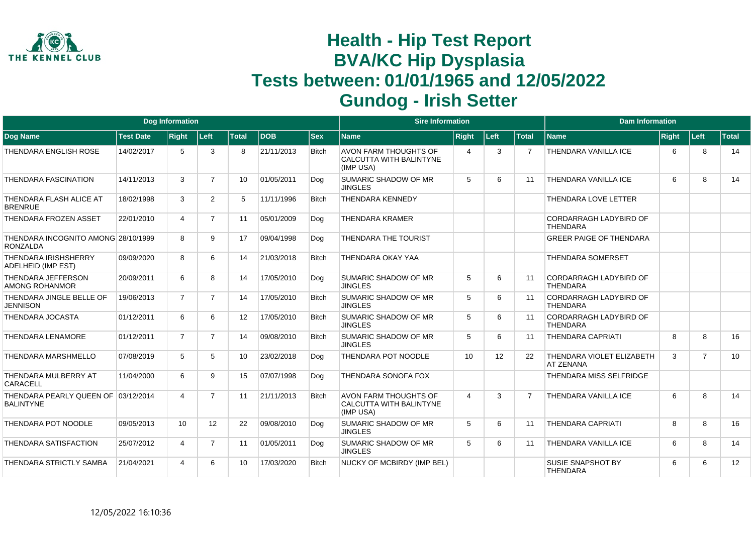# Health - Hip Test Report
# BVA/KC Hip Dysplasia
# Tests between: 01/01/1965 and 12/05/2022
# Gundog - Irish Setter

| Dog Information | | | | | | | Sire Information | | | | Dam Information | | | |
|---|---|---|---|---|---|---|---|---|---|---|---|---|---|---|
| **Dog Name** | **Test Date** | **Right** | **Left** | **Total** | **DOB** | **Sex** | **Name** | **Right** | **Left** | **Total** | **Name** | **Right** | **Left** | **Total** |
| THENDARA ENGLISH ROSE | 14/02/2017 | 5 | 3 | 8 | 21/11/2013 | Bitch | AVON FARM THOUGHTS OF CALCUTTA WITH BALINTYNE (IMP USA) | 4 | 3 | 7 | THENDARA VANILLA ICE | 6 | 8 | 14 |
| THENDARA FASCINATION | 14/11/2013 | 3 | 7 | 10 | 01/05/2011 | Dog | SUMARIC SHADOW OF MR JINGLES | 5 | 6 | 11 | THENDARA VANILLA ICE | 6 | 8 | 14 |
| THENDARA FLASH ALICE AT BRENRUE | 18/02/1998 | 3 | 2 | 5 | 11/11/1996 | Bitch | THENDARA KENNEDY | | | | THENDARA LOVE LETTER | | | |
| THENDARA FROZEN ASSET | 22/01/2010 | 4 | 7 | 11 | 05/01/2009 | Dog | THENDARA KRAMER | | | | CORDARRAGH LADYBIRD OF THENDARA | | | |
| THENDARA INCOGNITO AMONG RONZALDA | 28/10/1999 | 8 | 9 | 17 | 09/04/1998 | Dog | THENDARA THE TOURIST | | | | GREER PAIGE OF THENDARA | | | |
| THENDARA IRISHSHERRY ADELHEID (IMP EST) | 09/09/2020 | 8 | 6 | 14 | 21/03/2018 | Bitch | THENDARA OKAY YAA | | | | THENDARA SOMERSET | | | |
| THENDARA JEFFERSON AMONG ROHANMOR | 20/09/2011 | 6 | 8 | 14 | 17/05/2010 | Dog | SUMARIC SHADOW OF MR JINGLES | 5 | 6 | 11 | CORDARRAGH LADYBIRD OF THENDARA | | | |
| THENDARA JINGLE BELLE OF JENNISON | 19/06/2013 | 7 | 7 | 14 | 17/05/2010 | Bitch | SUMARIC SHADOW OF MR JINGLES | 5 | 6 | 11 | CORDARRAGH LADYBIRD OF THENDARA | | | |
| THENDARA JOCASTA | 01/12/2011 | 6 | 6 | 12 | 17/05/2010 | Bitch | SUMARIC SHADOW OF MR JINGLES | 5 | 6 | 11 | CORDARRAGH LADYBIRD OF THENDARA | | | |
| THENDARA LENAMORE | 01/12/2011 | 7 | 7 | 14 | 09/08/2010 | Bitch | SUMARIC SHADOW OF MR JINGLES | 5 | 6 | 11 | THENDARA CAPRIATI | 8 | 8 | 16 |
| THENDARA MARSHMELLO | 07/08/2019 | 5 | 5 | 10 | 23/02/2018 | Dog | THENDARA POT NOODLE | 10 | 12 | 22 | THENDARA VIOLET ELIZABETH AT ZENANA | 3 | 7 | 10 |
| THENDARA MULBERRY AT CARACELL | 11/04/2000 | 6 | 9 | 15 | 07/07/1998 | Dog | THENDARA SONOFA FOX | | | | THENDARA MISS SELFRIDGE | | | |
| THENDARA PEARLY QUEEN OF BALINTYNE | 03/12/2014 | 4 | 7 | 11 | 21/11/2013 | Bitch | AVON FARM THOUGHTS OF CALCUTTA WITH BALINTYNE (IMP USA) | 4 | 3 | 7 | THENDARA VANILLA ICE | 6 | 8 | 14 |
| THENDARA POT NOODLE | 09/05/2013 | 10 | 12 | 22 | 09/08/2010 | Dog | SUMARIC SHADOW OF MR JINGLES | 5 | 6 | 11 | THENDARA CAPRIATI | 8 | 8 | 16 |
| THENDARA SATISFACTION | 25/07/2012 | 4 | 7 | 11 | 01/05/2011 | Dog | SUMARIC SHADOW OF MR JINGLES | 5 | 6 | 11 | THENDARA VANILLA ICE | 6 | 8 | 14 |
| THENDARA STRICTLY SAMBA | 21/04/2021 | 4 | 6 | 10 | 17/03/2020 | Bitch | NUCKY OF MCBIRDY (IMP BEL) | | | | SUSIE SNAPSHOT BY THENDARA | 6 | 6 | 12 |

12/05/2022 16:10:36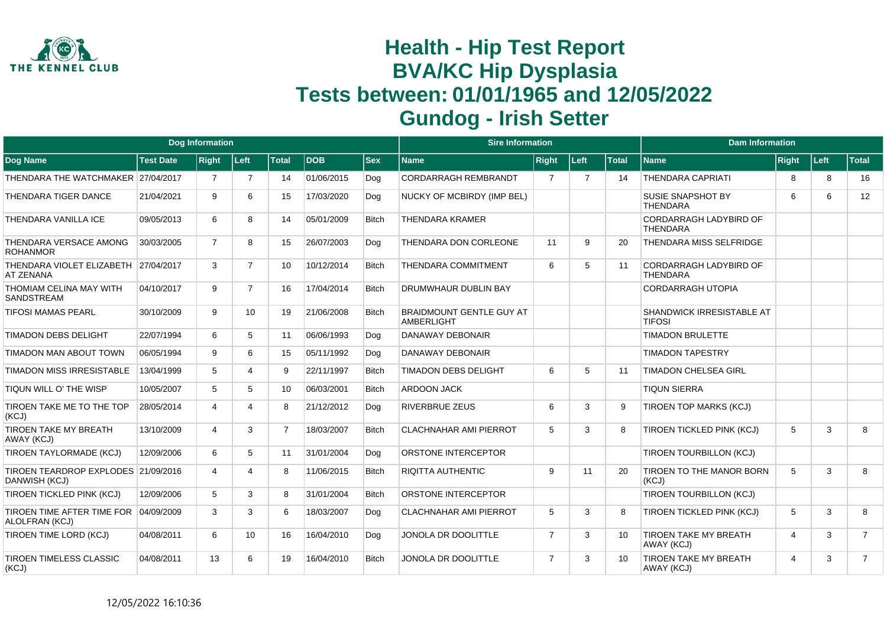# Health - Hip Test Report
# BVA/KC Hip Dysplasia
# Tests between: 01/01/1965 and 12/05/2022
# Gundog - Irish Setter

| Dog Information | | | | | | | Sire Information | | | | Dam Information | | | |
|---|---|---|---|---|---|---|---|---|---|---|---|---|---|---|
| **Dog Name** | **Test Date** | **Right** | **Left** | **Total** | **DOB** | **Sex** | **Name** | **Right** | **Left** | **Total** | **Name** | **Right** | **Left** | **Total** |
| THENDARA THE WATCHMAKER | 27/04/2017 | 7 | 7 | 14 | 01/06/2015 | Dog | CORDARRAGH REMBRANDT | 7 | 7 | 14 | THENDARA CAPRIATI | 8 | 8 | 16 |
| THENDARA TIGER DANCE | 21/04/2021 | 9 | 6 | 15 | 17/03/2020 | Dog | NUCKY OF MCBIRDY (IMP BEL) | | | | SUSIE SNAPSHOT BY THENDARA | 6 | 6 | 12 |
| THENDARA VANILLA ICE | 09/05/2013 | 6 | 8 | 14 | 05/01/2009 | Bitch | THENDARA KRAMER | | | | CORDARRAGH LADYBIRD OF THENDARA | | | |
| THENDARA VERSACE AMONG ROHANMOR | 30/03/2005 | 7 | 8 | 15 | 26/07/2003 | Dog | THENDARA DON CORLEONE | 11 | 9 | 20 | THENDARA MISS SELFRIDGE | | | |
| THENDARA VIOLET ELIZABETH AT ZENANA | 27/04/2017 | 3 | 7 | 10 | 10/12/2014 | Bitch | THENDARA COMMITMENT | 6 | 5 | 11 | CORDARRAGH LADYBIRD OF THENDARA | | | |
| THOMIAM CELINA MAY WITH SANDSTREAM | 04/10/2017 | 9 | 7 | 16 | 17/04/2014 | Bitch | DRUMWHAUR DUBLIN BAY | | | | CORDARRAGH UTOPIA | | | |
| TIFOSI MAMAS PEARL | 30/10/2009 | 9 | 10 | 19 | 21/06/2008 | Bitch | BRAIDMOUNT GENTLE GUY AT AMBERLIGHT | | | | SHANDWICK IRRESISTABLE AT TIFOSI | | | |
| TIMADON DEBS DELIGHT | 22/07/1994 | 6 | 5 | 11 | 06/06/1993 | Dog | DANAWAY DEBONAIR | | | | TIMADON BRULETTE | | | |
| TIMADON MAN ABOUT TOWN | 06/05/1994 | 9 | 6 | 15 | 05/11/1992 | Dog | DANAWAY DEBONAIR | | | | TIMADON TAPESTRY | | | |
| TIMADON MISS IRRESISTABLE | 13/04/1999 | 5 | 4 | 9 | 22/11/1997 | Bitch | TIMADON DEBS DELIGHT | 6 | 5 | 11 | TIMADON CHELSEA GIRL | | | |
| TIQUN WILL O' THE WISP | 10/05/2007 | 5 | 5 | 10 | 06/03/2001 | Bitch | ARDOON JACK | | | | TIQUN SIERRA | | | |
| TIROEN TAKE ME TO THE TOP (KCJ) | 28/05/2014 | 4 | 4 | 8 | 21/12/2012 | Dog | RIVERBRUE ZEUS | 6 | 3 | 9 | TIROEN TOP MARKS (KCJ) | | | |
| TIROEN TAKE MY BREATH AWAY (KCJ) | 13/10/2009 | 4 | 3 | 7 | 18/03/2007 | Bitch | CLACHNAHAR AMI PIERROT | 5 | 3 | 8 | TIROEN TICKLED PINK (KCJ) | 5 | 3 | 8 |
| TIROEN TAYLORMADE (KCJ) | 12/09/2006 | 6 | 5 | 11 | 31/01/2004 | Dog | ORSTONE INTERCEPTOR | | | | TIROEN TOURBILLON (KCJ) | | | |
| TIROEN TEARDROP EXPLODES DANWISH (KCJ) | 21/09/2016 | 4 | 4 | 8 | 11/06/2015 | Bitch | RIQITTA AUTHENTIC | 9 | 11 | 20 | TIROEN TO THE MANOR BORN (KCJ) | 5 | 3 | 8 |
| TIROEN TICKLED PINK (KCJ) | 12/09/2006 | 5 | 3 | 8 | 31/01/2004 | Bitch | ORSTONE INTERCEPTOR | | | | TIROEN TOURBILLON (KCJ) | | | |
| TIROEN TIME AFTER TIME FOR ALOLFRAN (KCJ) | 04/09/2009 | 3 | 3 | 6 | 18/03/2007 | Dog | CLACHNAHAR AMI PIERROT | 5 | 3 | 8 | TIROEN TICKLED PINK (KCJ) | 5 | 3 | 8 |
| TIROEN TIME LORD (KCJ) | 04/08/2011 | 6 | 10 | 16 | 16/04/2010 | Dog | JONOLA DR DOOLITTLE | 7 | 3 | 10 | TIROEN TAKE MY BREATH AWAY (KCJ) | 4 | 3 | 7 |
| TIROEN TIMELESS CLASSIC (KCJ) | 04/08/2011 | 13 | 6 | 19 | 16/04/2010 | Bitch | JONOLA DR DOOLITTLE | 7 | 3 | 10 | TIROEN TAKE MY BREATH AWAY (KCJ) | 4 | 3 | 7 |

12/05/2022 16:10:36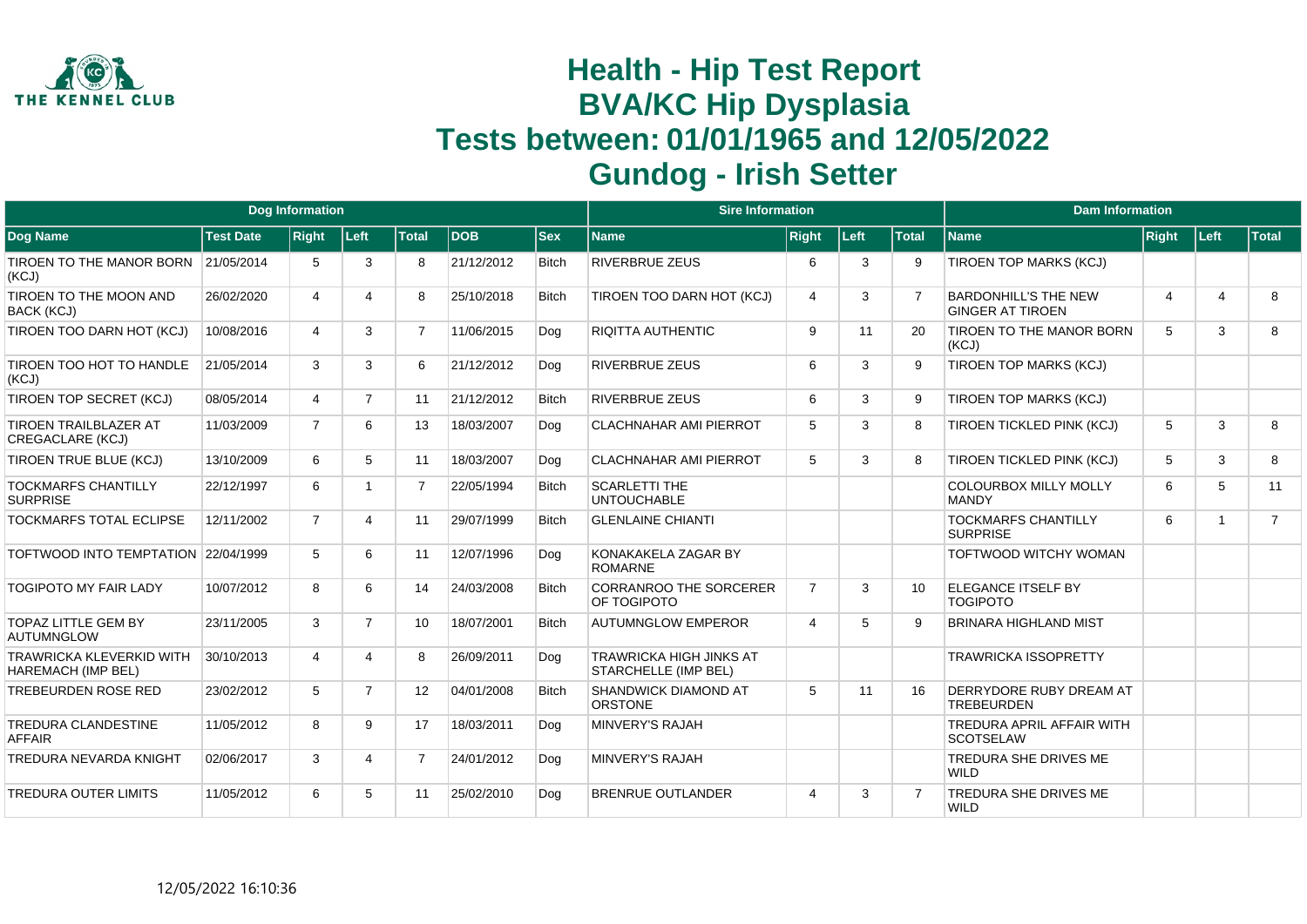# Health - Hip Test Report
# BVA/KC Hip Dysplasia
# Tests between: 01/01/1965 and 12/05/2022
# Gundog - Irish Setter

| Dog Information | | | | | | | Sire Information | | | | Dam Information | | | |
|---|---|---|---|---|---|---|---|---|---|---|---|---|---|---|
| **Dog Name** | **Test Date** | **Right** | **Left** | **Total** | **DOB** | **Sex** | **Name** | **Right** | **Left** | **Total** | **Name** | **Right** | **Left** | **Total** |
| TIROEN TO THE MANOR BORN (KCJ) | 21/05/2014 | 5 | 3 | 8 | 21/12/2012 | Bitch | RIVERBRUE ZEUS | 6 | 3 | 9 | TIROEN TOP MARKS (KCJ) | | | |
| TIROEN TO THE MOON AND BACK (KCJ) | 26/02/2020 | 4 | 4 | 8 | 25/10/2018 | Bitch | TIROEN TOO DARN HOT (KCJ) | 4 | 3 | 7 | BARDONHILL'S THE NEW GINGER AT TIROEN | 4 | 4 | 8 |
| TIROEN TOO DARN HOT (KCJ) | 10/08/2016 | 4 | 3 | 7 | 11/06/2015 | Dog | RIQITTA AUTHENTIC | 9 | 11 | 20 | TIROEN TO THE MANOR BORN (KCJ) | 5 | 3 | 8 |
| TIROEN TOO HOT TO HANDLE (KCJ) | 21/05/2014 | 3 | 3 | 6 | 21/12/2012 | Dog | RIVERBRUE ZEUS | 6 | 3 | 9 | TIROEN TOP MARKS (KCJ) | | | |
| TIROEN TOP SECRET (KCJ) | 08/05/2014 | 4 | 7 | 11 | 21/12/2012 | Bitch | RIVERBRUE ZEUS | 6 | 3 | 9 | TIROEN TOP MARKS (KCJ) | | | |
| TIROEN TRAILBLAZER AT CREGACLARE (KCJ) | 11/03/2009 | 7 | 6 | 13 | 18/03/2007 | Dog | CLACHNAHAR AMI PIERROT | 5 | 3 | 8 | TIROEN TICKLED PINK (KCJ) | 5 | 3 | 8 |
| TIROEN TRUE BLUE (KCJ) | 13/10/2009 | 6 | 5 | 11 | 18/03/2007 | Dog | CLACHNAHAR AMI PIERROT | 5 | 3 | 8 | TIROEN TICKLED PINK (KCJ) | 5 | 3 | 8 |
| TOCKMARFS CHANTILLY SURPRISE | 22/12/1997 | 6 | 1 | 7 | 22/05/1994 | Bitch | SCARLETTI THE UNTOUCHABLE | | | | COLOURBOX MILLY MOLLY MANDY | 6 | 5 | 11 |
| TOCKMARFS TOTAL ECLIPSE | 12/11/2002 | 7 | 4 | 11 | 29/07/1999 | Bitch | GLENLAINE CHIANTI | | | | TOCKMARFS CHANTILLY SURPRISE | 6 | 1 | 7 |
| TOFTWOOD INTO TEMPTATION | 22/04/1999 | 5 | 6 | 11 | 12/07/1996 | Dog | KONAKAKELA ZAGAR BY ROMARNE | | | | TOFTWOOD WITCHY WOMAN | | | |
| TOGIPOTO MY FAIR LADY | 10/07/2012 | 8 | 6 | 14 | 24/03/2008 | Bitch | CORRANROO THE SORCERER OF TOGIPOTO | 7 | 3 | 10 | ELEGANCE ITSELF BY TOGIPOTO | | | |
| TOPAZ LITTLE GEM BY AUTUMNGLOW | 23/11/2005 | 3 | 7 | 10 | 18/07/2001 | Bitch | AUTUMNGLOW EMPEROR | 4 | 5 | 9 | BRINARA HIGHLAND MIST | | | |
| TRAWRICKA KLEVERKID WITH HAREMACH (IMP BEL) | 30/10/2013 | 4 | 4 | 8 | 26/09/2011 | Dog | TRAWRICKA HIGH JINKS AT STARCHELLE (IMP BEL) | | | | TRAWRICKA ISSOPRETTY | | | |
| TREBEURDEN ROSE RED | 23/02/2012 | 5 | 7 | 12 | 04/01/2008 | Bitch | SHANDWICK DIAMOND AT ORSTONE | 5 | 11 | 16 | DERRYDORE RUBY DREAM AT TREBEURDEN | | | |
| TREDURA CLANDESTINE AFFAIR | 11/05/2012 | 8 | 9 | 17 | 18/03/2011 | Dog | MINVERY'S RAJAH | | | | TREDURA APRIL AFFAIR WITH SCOTSELAW | | | |
| TREDURA NEVARDA KNIGHT | 02/06/2017 | 3 | 4 | 7 | 24/01/2012 | Dog | MINVERY'S RAJAH | | | | TREDURA SHE DRIVES ME WILD | | | |
| TREDURA OUTER LIMITS | 11/05/2012 | 6 | 5 | 11 | 25/02/2010 | Dog | BRENRUE OUTLANDER | 4 | 3 | 7 | TREDURA SHE DRIVES ME WILD | | | |

12/05/2022 16:10:36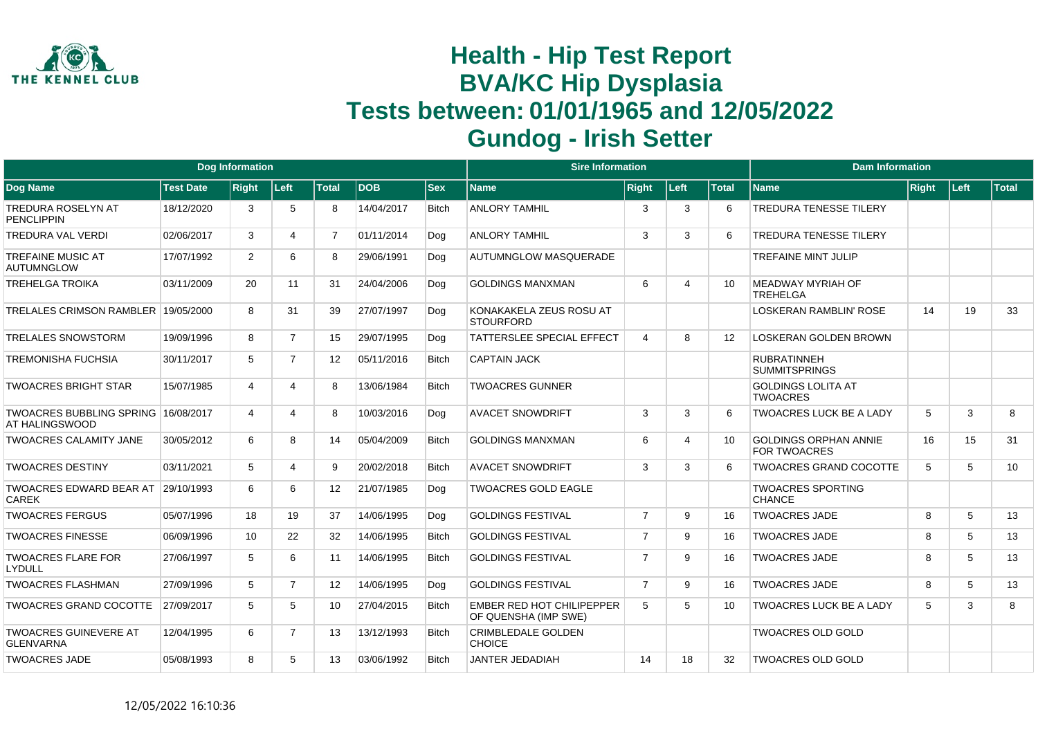# Health - Hip Test Report
# BVA/KC Hip Dysplasia
# Tests between: 01/01/1965 and 12/05/2022
# Gundog - Irish Setter

| Dog Information | | | | | | | Sire Information | | | | Dam Information | | | |
|---|---|---|---|---|---|---|---|---|---|---|---|---|---|---|
| Dog Name | Test Date | Right | Left | Total | DOB | Sex | Name | Right | Left | Total | Name | Right | Left | Total |
| TREDURA ROSELYN AT PENCLIPPIN | 18/12/2020 | 3 | 5 | 8 | 14/04/2017 | Bitch | ANLORY TAMHIL | 3 | 3 | 6 | TREDURA TENESSE TILERY | | | |
| TREDURA VAL VERDI | 02/06/2017 | 3 | 4 | 7 | 01/11/2014 | Dog | ANLORY TAMHIL | 3 | 3 | 6 | TREDURA TENESSE TILERY | | | |
| TREFAINE MUSIC AT AUTUMNGLOW | 17/07/1992 | 2 | 6 | 8 | 29/06/1991 | Dog | AUTUMNGLOW MASQUERADE | | | | TREFAINE MINT JULIP | | | |
| TREHELGA TROIKA | 03/11/2009 | 20 | 11 | 31 | 24/04/2006 | Dog | GOLDINGS MANXMAN | 6 | 4 | 10 | MEADWAY MYRIAH OF TREHELGA | | | |
| TRELALES CRIMSON RAMBLER | 19/05/2000 | 8 | 31 | 39 | 27/07/1997 | Dog | KONAKAKELA ZEUS ROSU AT STOURFORD | | | | LOSKERAN RAMBLIN' ROSE | 14 | 19 | 33 |
| TRELALES SNOWSTORM | 19/09/1996 | 8 | 7 | 15 | 29/07/1995 | Dog | TATTERSLEE SPECIAL EFFECT | 4 | 8 | 12 | LOSKERAN GOLDEN BROWN | | | |
| TREMONISHA FUCHSIA | 30/11/2017 | 5 | 7 | 12 | 05/11/2016 | Bitch | CAPTAIN JACK | | | | RUBRATINNEH SUMMITSPRINGS | | | |
| TWOACRES BRIGHT STAR | 15/07/1985 | 4 | 4 | 8 | 13/06/1984 | Bitch | TWOACRES GUNNER | | | | GOLDINGS LOLITA AT TWOACRES | | | |
| TWOACRES BUBBLING SPRING AT HALINGSWOOD | 16/08/2017 | 4 | 4 | 8 | 10/03/2016 | Dog | AVACET SNOWDRIFT | 3 | 3 | 6 | TWOACRES LUCK BE A LADY | 5 | 3 | 8 |
| TWOACRES CALAMITY JANE | 30/05/2012 | 6 | 8 | 14 | 05/04/2009 | Bitch | GOLDINGS MANXMAN | 6 | 4 | 10 | GOLDINGS ORPHAN ANNIE FOR TWOACRES | 16 | 15 | 31 |
| TWOACRES DESTINY | 03/11/2021 | 5 | 4 | 9 | 20/02/2018 | Bitch | AVACET SNOWDRIFT | 3 | 3 | 6 | TWOACRES GRAND COCOTTE | 5 | 5 | 10 |
| TWOACRES EDWARD BEAR AT CAREK | 29/10/1993 | 6 | 6 | 12 | 21/07/1985 | Dog | TWOACRES GOLD EAGLE | | | | TWOACRES SPORTING CHANCE | | | |
| TWOACRES FERGUS | 05/07/1996 | 18 | 19 | 37 | 14/06/1995 | Dog | GOLDINGS FESTIVAL | 7 | 9 | 16 | TWOACRES JADE | 8 | 5 | 13 |
| TWOACRES FINESSE | 06/09/1996 | 10 | 22 | 32 | 14/06/1995 | Bitch | GOLDINGS FESTIVAL | 7 | 9 | 16 | TWOACRES JADE | 8 | 5 | 13 |
| TWOACRES FLARE FOR LYDULL | 27/06/1997 | 5 | 6 | 11 | 14/06/1995 | Bitch | GOLDINGS FESTIVAL | 7 | 9 | 16 | TWOACRES JADE | 8 | 5 | 13 |
| TWOACRES FLASHMAN | 27/09/1996 | 5 | 7 | 12 | 14/06/1995 | Dog | GOLDINGS FESTIVAL | 7 | 9 | 16 | TWOACRES JADE | 8 | 5 | 13 |
| TWOACRES GRAND COCOTTE | 27/09/2017 | 5 | 5 | 10 | 27/04/2015 | Bitch | EMBER RED HOT CHILIPEPPER OF QUENSHA (IMP SWE) | 5 | 5 | 10 | TWOACRES LUCK BE A LADY | 5 | 3 | 8 |
| TWOACRES GUINEVERE AT GLENVARNA | 12/04/1995 | 6 | 7 | 13 | 13/12/1993 | Bitch | CRIMBLEDALE GOLDEN CHOICE | | | | TWOACRES OLD GOLD | | | |
| TWOACRES JADE | 05/08/1993 | 8 | 5 | 13 | 03/06/1992 | Bitch | JANTER JEDADIAH | 14 | 18 | 32 | TWOACRES OLD GOLD | | | |

12/05/2022 16:10:36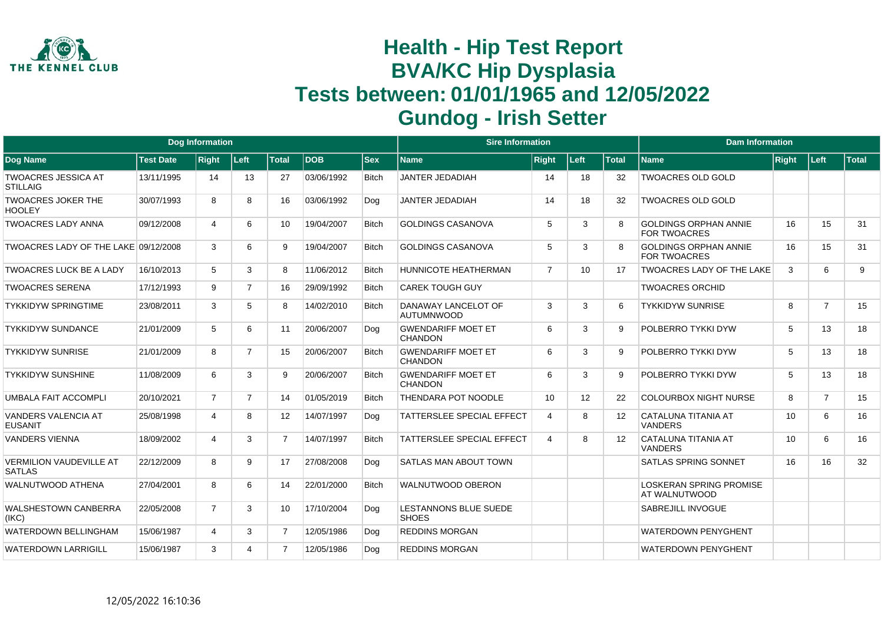# Health - Hip Test Report
# BVA/KC Hip Dysplasia
# Tests between: 01/01/1965 and 12/05/2022
# Gundog - Irish Setter

| Dog Information | | | | | | | Sire Information | | | | Dam Information | | | |
|---|---|---|---|---|---|---|---|---|---|---|---|---|---|---|
| Dog Name | Test Date | Right | Left | Total | DOB | Sex | Name | Right | Left | Total | Name | Right | Left | Total |
| TWOACRES JESSICA AT STILLAIG | 13/11/1995 | 14 | 13 | 27 | 03/06/1992 | Bitch | JANTER JEDADIAH | 14 | 18 | 32 | TWOACRES OLD GOLD | | | |
| TWOACRES JOKER THE HOOLEY | 30/07/1993 | 8 | 8 | 16 | 03/06/1992 | Dog | JANTER JEDADIAH | 14 | 18 | 32 | TWOACRES OLD GOLD | | | |
| TWOACRES LADY ANNA | 09/12/2008 | 4 | 6 | 10 | 19/04/2007 | Bitch | GOLDINGS CASANOVA | 5 | 3 | 8 | GOLDINGS ORPHAN ANNIE FOR TWOACRES | 16 | 15 | 31 |
| TWOACRES LADY OF THE LAKE | 09/12/2008 | 3 | 6 | 9 | 19/04/2007 | Bitch | GOLDINGS CASANOVA | 5 | 3 | 8 | GOLDINGS ORPHAN ANNIE FOR TWOACRES | 16 | 15 | 31 |
| TWOACRES LUCK BE A LADY | 16/10/2013 | 5 | 3 | 8 | 11/06/2012 | Bitch | HUNNICOTE HEATHERMAN | 7 | 10 | 17 | TWOACRES LADY OF THE LAKE | 3 | 6 | 9 |
| TWOACRES SERENA | 17/12/1993 | 9 | 7 | 16 | 29/09/1992 | Bitch | CAREK TOUGH GUY | | | | TWOACRES ORCHID | | | |
| TYKKIDYW SPRINGTIME | 23/08/2011 | 3 | 5 | 8 | 14/02/2010 | Bitch | DANAWAY LANCELOT OF AUTUMNWOOD | 3 | 3 | 6 | TYKKIDYW SUNRISE | 8 | 7 | 15 |
| TYKKIDYW SUNDANCE | 21/01/2009 | 5 | 6 | 11 | 20/06/2007 | Dog | GWENDARIFF MOET ET CHANDON | 6 | 3 | 9 | POLBERRO TYKKI DYW | 5 | 13 | 18 |
| TYKKIDYW SUNRISE | 21/01/2009 | 8 | 7 | 15 | 20/06/2007 | Bitch | GWENDARIFF MOET ET CHANDON | 6 | 3 | 9 | POLBERRO TYKKI DYW | 5 | 13 | 18 |
| TYKKIDYW SUNSHINE | 11/08/2009 | 6 | 3 | 9 | 20/06/2007 | Bitch | GWENDARIFF MOET ET CHANDON | 6 | 3 | 9 | POLBERRO TYKKI DYW | 5 | 13 | 18 |
| UMBALA FAIT ACCOMPLI | 20/10/2021 | 7 | 7 | 14 | 01/05/2019 | Bitch | THENDARA POT NOODLE | 10 | 12 | 22 | COLOURBOX NIGHT NURSE | 8 | 7 | 15 |
| VANDERS VALENCIA AT EUSANIT | 25/08/1998 | 4 | 8 | 12 | 14/07/1997 | Dog | TATTERSLEE SPECIAL EFFECT | 4 | 8 | 12 | CATALUNA TITANIA AT VANDERS | 10 | 6 | 16 |
| VANDERS VIENNA | 18/09/2002 | 4 | 3 | 7 | 14/07/1997 | Bitch | TATTERSLEE SPECIAL EFFECT | 4 | 8 | 12 | CATALUNA TITANIA AT VANDERS | 10 | 6 | 16 |
| VERMILION VAUDEVILLE AT SATLAS | 22/12/2009 | 8 | 9 | 17 | 27/08/2008 | Dog | SATLAS MAN ABOUT TOWN | | | | SATLAS SPRING SONNET | 16 | 16 | 32 |
| WALNUTWOOD ATHENA | 27/04/2001 | 8 | 6 | 14 | 22/01/2000 | Bitch | WALNUTWOOD OBERON | | | | LOSKERAN SPRING PROMISE AT WALNUTWOOD | | | |
| WALSHESTOWN CANBERRA (IKC) | 22/05/2008 | 7 | 3 | 10 | 17/10/2004 | Dog | LESTANNONS BLUE SUEDE SHOES | | | | SABREJILL INVOGUE | | | |
| WATERDOWN BELLINGHAM | 15/06/1987 | 4 | 3 | 7 | 12/05/1986 | Dog | REDDINS MORGAN | | | | WATERDOWN PENYGHENT | | | |
| WATERDOWN LARRIGILL | 15/06/1987 | 3 | 4 | 7 | 12/05/1986 | Dog | REDDINS MORGAN | | | | WATERDOWN PENYGHENT | | | |

12/05/2022 16:10:36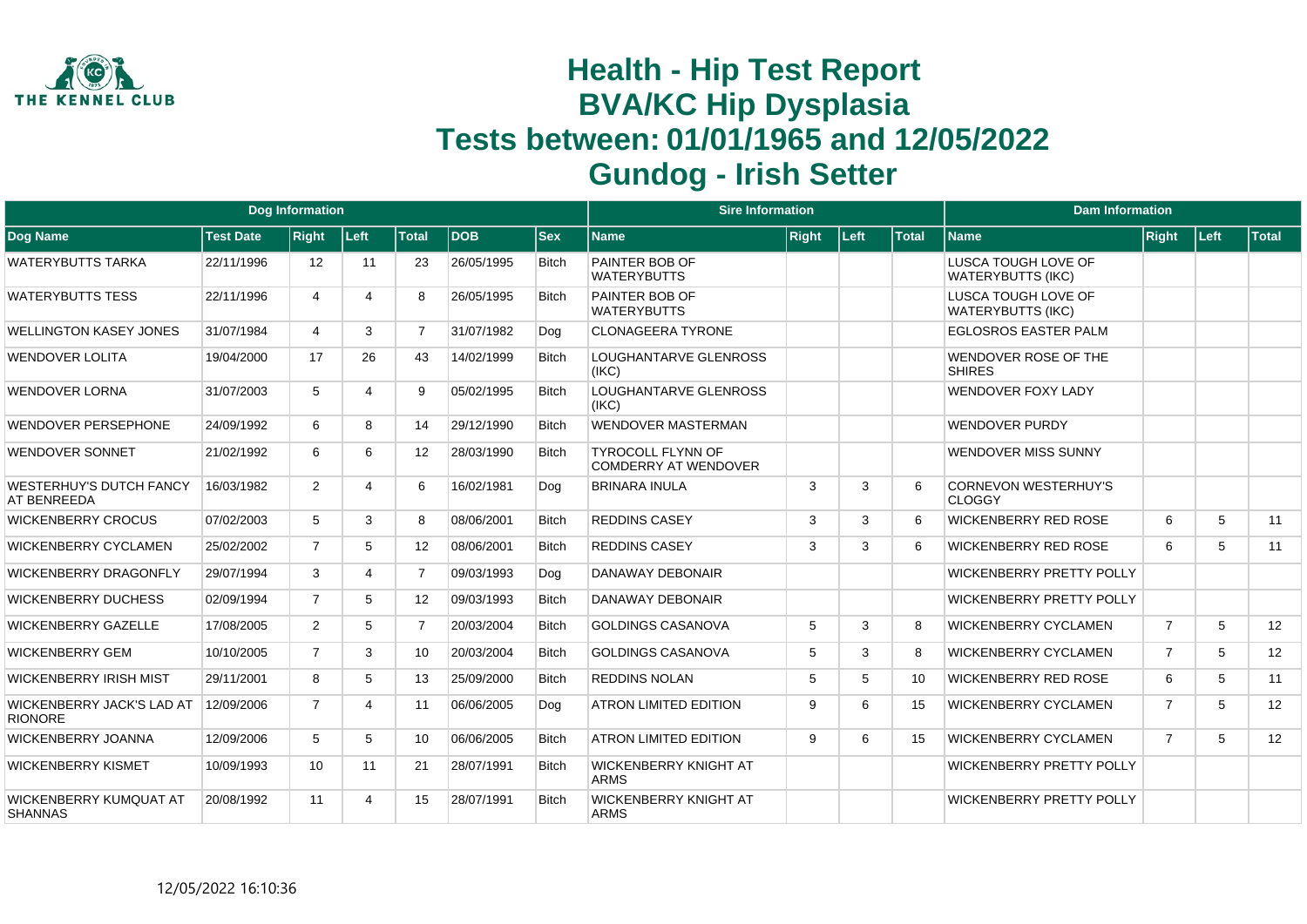# Health - Hip Test Report
# BVA/KC Hip Dysplasia
# Tests between: 01/01/1965 and 12/05/2022
# Gundog - Irish Setter

| Dog Information | | | | | | | Sire Information | | | | Dam Information | | | |
|---|---|---|---|---|---|---|---|---|---|---|---|---|---|---|
| Dog Name | Test Date | Right | Left | Total | DOB | Sex | Name | Right | Left | Total | Name | Right | Left | Total |
| WATERYBUTTS TARKA | 22/11/1996 | 12 | 11 | 23 | 26/05/1995 | Bitch | PAINTER BOB OF WATERYBUTTS | | | | LUSCA TOUGH LOVE OF WATERYBUTTS (IKC) | | | |
| WATERYBUTTS TESS | 22/11/1996 | 4 | 4 | 8 | 26/05/1995 | Bitch | PAINTER BOB OF WATERYBUTTS | | | | LUSCA TOUGH LOVE OF WATERYBUTTS (IKC) | | | |
| WELLINGTON KASEY JONES | 31/07/1984 | 4 | 3 | 7 | 31/07/1982 | Dog | CLONAGEERA TYRONE | | | | EGLOSROS EASTER PALM | | | |
| WENDOVER LOLITA | 19/04/2000 | 17 | 26 | 43 | 14/02/1999 | Bitch | LOUGHANTARVE GLENROSS (IKC) | | | | WENDOVER ROSE OF THE SHIRES | | | |
| WENDOVER LORNA | 31/07/2003 | 5 | 4 | 9 | 05/02/1995 | Bitch | LOUGHANTARVE GLENROSS (IKC) | | | | WENDOVER FOXY LADY | | | |
| WENDOVER PERSEPHONE | 24/09/1992 | 6 | 8 | 14 | 29/12/1990 | Bitch | WENDOVER MASTERMAN | | | | WENDOVER PURDY | | | |
| WENDOVER SONNET | 21/02/1992 | 6 | 6 | 12 | 28/03/1990 | Bitch | TYROCOLL FLYNN OF COMDERRY AT WENDOVER | | | | WENDOVER MISS SUNNY | | | |
| WESTERHUY'S DUTCH FANCY AT BENREEDA | 16/03/1982 | 2 | 4 | 6 | 16/02/1981 | Dog | BRINARA INULA | 3 | 3 | 6 | CORNEVON WESTERHUY'S CLOGGY | | | |
| WICKENBERRY CROCUS | 07/02/2003 | 5 | 3 | 8 | 08/06/2001 | Bitch | REDDINS CASEY | 3 | 3 | 6 | WICKENBERRY RED ROSE | 6 | 5 | 11 |
| WICKENBERRY CYCLAMEN | 25/02/2002 | 7 | 5 | 12 | 08/06/2001 | Bitch | REDDINS CASEY | 3 | 3 | 6 | WICKENBERRY RED ROSE | 6 | 5 | 11 |
| WICKENBERRY DRAGONFLY | 29/07/1994 | 3 | 4 | 7 | 09/03/1993 | Dog | DANAWAY DEBONAIR | | | | WICKENBERRY PRETTY POLLY | | | |
| WICKENBERRY DUCHESS | 02/09/1994 | 7 | 5 | 12 | 09/03/1993 | Bitch | DANAWAY DEBONAIR | | | | WICKENBERRY PRETTY POLLY | | | |
| WICKENBERRY GAZELLE | 17/08/2005 | 2 | 5 | 7 | 20/03/2004 | Bitch | GOLDINGS CASANOVA | 5 | 3 | 8 | WICKENBERRY CYCLAMEN | 7 | 5 | 12 |
| WICKENBERRY GEM | 10/10/2005 | 7 | 3 | 10 | 20/03/2004 | Bitch | GOLDINGS CASANOVA | 5 | 3 | 8 | WICKENBERRY CYCLAMEN | 7 | 5 | 12 |
| WICKENBERRY IRISH MIST | 29/11/2001 | 8 | 5 | 13 | 25/09/2000 | Bitch | REDDINS NOLAN | 5 | 5 | 10 | WICKENBERRY RED ROSE | 6 | 5 | 11 |
| WICKENBERRY JACK'S LAD AT RIONORE | 12/09/2006 | 7 | 4 | 11 | 06/06/2005 | Dog | ATRON LIMITED EDITION | 9 | 6 | 15 | WICKENBERRY CYCLAMEN | 7 | 5 | 12 |
| WICKENBERRY JOANNA | 12/09/2006 | 5 | 5 | 10 | 06/06/2005 | Bitch | ATRON LIMITED EDITION | 9 | 6 | 15 | WICKENBERRY CYCLAMEN | 7 | 5 | 12 |
| WICKENBERRY KISMET | 10/09/1993 | 10 | 11 | 21 | 28/07/1991 | Bitch | WICKENBERRY KNIGHT AT ARMS | | | | WICKENBERRY PRETTY POLLY | | | |
| WICKENBERRY KUMQUAT AT SHANNAS | 20/08/1992 | 11 | 4 | 15 | 28/07/1991 | Bitch | WICKENBERRY KNIGHT AT ARMS | | | | WICKENBERRY PRETTY POLLY | | | |

12/05/2022 16:10:36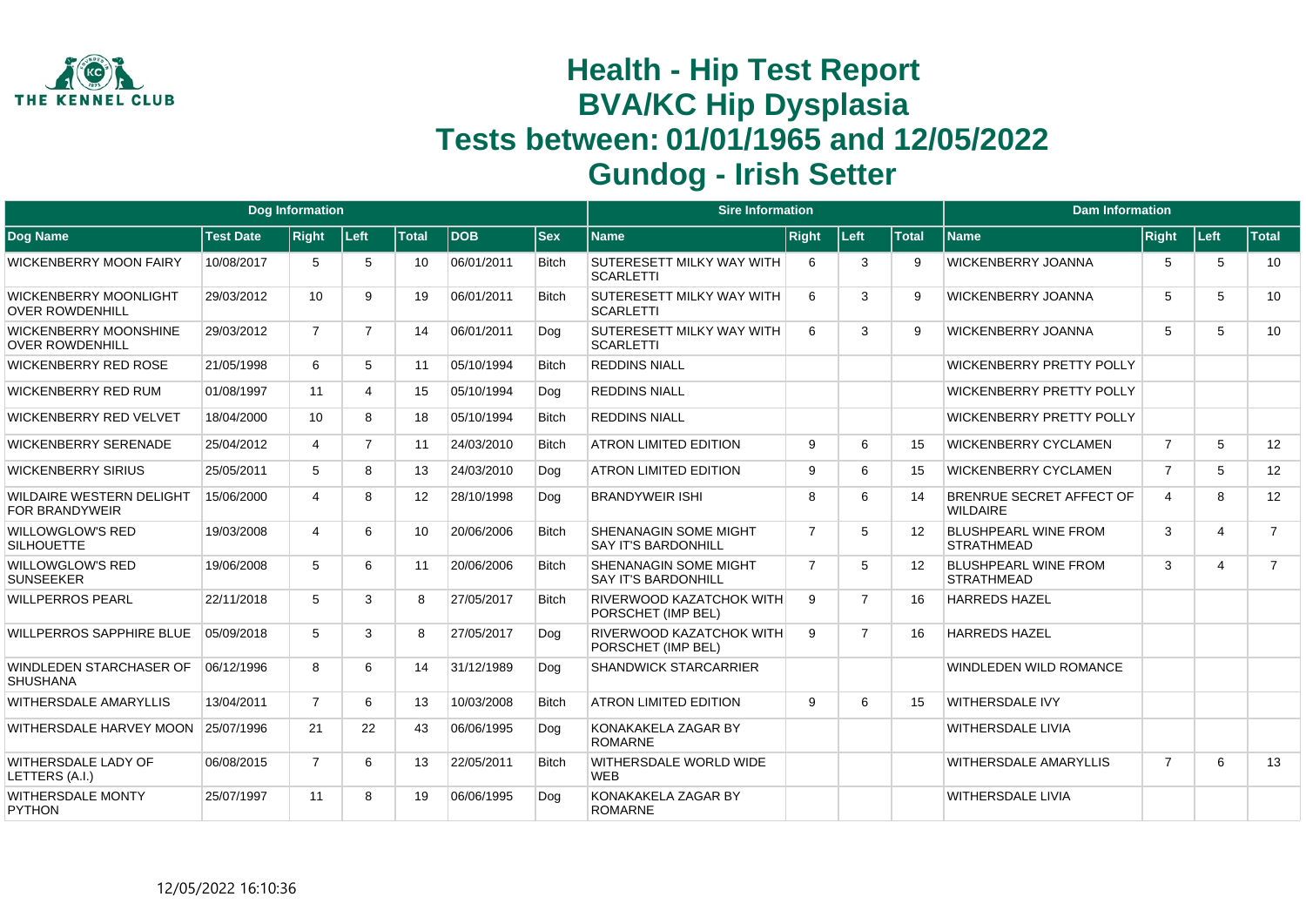# Health - Hip Test Report
# BVA/KC Hip Dysplasia
# Tests between: 01/01/1965 and 12/05/2022
# Gundog - Irish Setter

| Dog Information | | | | | | | Sire Information | | | | Dam Information | | | |
|---|---|---|---|---|---|---|---|---|---|---|---|---|---|---|
| Dog Name | Test Date | Right | Left | Total | DOB | Sex | Name | Right | Left | Total | Name | Right | Left | Total |
| WICKENBERRY MOON FAIRY | 10/08/2017 | 5 | 5 | 10 | 06/01/2011 | Bitch | SUTERESETT MILKY WAY WITH SCARLETTI | 6 | 3 | 9 | WICKENBERRY JOANNA | 5 | 5 | 10 |
| WICKENBERRY MOONLIGHT OVER ROWDENHILL | 29/03/2012 | 10 | 9 | 19 | 06/01/2011 | Bitch | SUTERESETT MILKY WAY WITH SCARLETTI | 6 | 3 | 9 | WICKENBERRY JOANNA | 5 | 5 | 10 |
| WICKENBERRY MOONSHINE OVER ROWDENHILL | 29/03/2012 | 7 | 7 | 14 | 06/01/2011 | Dog | SUTERESETT MILKY WAY WITH SCARLETTI | 6 | 3 | 9 | WICKENBERRY JOANNA | 5 | 5 | 10 |
| WICKENBERRY RED ROSE | 21/05/1998 | 6 | 5 | 11 | 05/10/1994 | Bitch | REDDINS NIALL | | | | WICKENBERRY PRETTY POLLY | | | |
| WICKENBERRY RED RUM | 01/08/1997 | 11 | 4 | 15 | 05/10/1994 | Dog | REDDINS NIALL | | | | WICKENBERRY PRETTY POLLY | | | |
| WICKENBERRY RED VELVET | 18/04/2000 | 10 | 8 | 18 | 05/10/1994 | Bitch | REDDINS NIALL | | | | WICKENBERRY PRETTY POLLY | | | |
| WICKENBERRY SERENADE | 25/04/2012 | 4 | 7 | 11 | 24/03/2010 | Bitch | ATRON LIMITED EDITION | 9 | 6 | 15 | WICKENBERRY CYCLAMEN | 7 | 5 | 12 |
| WICKENBERRY SIRIUS | 25/05/2011 | 5 | 8 | 13 | 24/03/2010 | Dog | ATRON LIMITED EDITION | 9 | 6 | 15 | WICKENBERRY CYCLAMEN | 7 | 5 | 12 |
| WILDAIRE WESTERN DELIGHT FOR BRANDYWEIR | 15/06/2000 | 4 | 8 | 12 | 28/10/1998 | Dog | BRANDYWEIR ISHI | 8 | 6 | 14 | BRENRUE SECRET AFFECT OF WILDAIRE | 4 | 8 | 12 |
| WILLOWGLOW'S RED SILHOUETTE | 19/03/2008 | 4 | 6 | 10 | 20/06/2006 | Bitch | SHENANAGIN SOME MIGHT SAY IT'S BARDONHILL | 7 | 5 | 12 | BLUSHPEARL WINE FROM STRATHMEAD | 3 | 4 | 7 |
| WILLOWGLOW'S RED SUNSEEKER | 19/06/2008 | 5 | 6 | 11 | 20/06/2006 | Bitch | SHENANAGIN SOME MIGHT SAY IT'S BARDONHILL | 7 | 5 | 12 | BLUSHPEARL WINE FROM STRATHMEAD | 3 | 4 | 7 |
| WILLPERROS PEARL | 22/11/2018 | 5 | 3 | 8 | 27/05/2017 | Bitch | RIVERWOOD KAZATCHOK WITH PORSCHET (IMP BEL) | 9 | 7 | 16 | HARREDS HAZEL | | | |
| WILLPERROS SAPPHIRE BLUE | 05/09/2018 | 5 | 3 | 8 | 27/05/2017 | Dog | RIVERWOOD KAZATCHOK WITH PORSCHET (IMP BEL) | 9 | 7 | 16 | HARREDS HAZEL | | | |
| WINDLEDEN STARCHASER OF SHUSHANA | 06/12/1996 | 8 | 6 | 14 | 31/12/1989 | Dog | SHANDWICK STARCARRIER | | | | WINDLEDEN WILD ROMANCE | | | |
| WITHERSDALE AMARYLLIS | 13/04/2011 | 7 | 6 | 13 | 10/03/2008 | Bitch | ATRON LIMITED EDITION | 9 | 6 | 15 | WITHERSDALE IVY | | | |
| WITHERSDALE HARVEY MOON | 25/07/1996 | 21 | 22 | 43 | 06/06/1995 | Dog | KONAKAKELA ZAGAR BY ROMARNE | | | | WITHERSDALE LIVIA | | | |
| WITHERSDALE LADY OF LETTERS (A.I.) | 06/08/2015 | 7 | 6 | 13 | 22/05/2011 | Bitch | WITHERSDALE WORLD WIDE WEB | | | | WITHERSDALE AMARYLLIS | 7 | 6 | 13 |
| WITHERSDALE MONTY PYTHON | 25/07/1997 | 11 | 8 | 19 | 06/06/1995 | Dog | KONAKAKELA ZAGAR BY ROMARNE | | | | WITHERSDALE LIVIA | | | |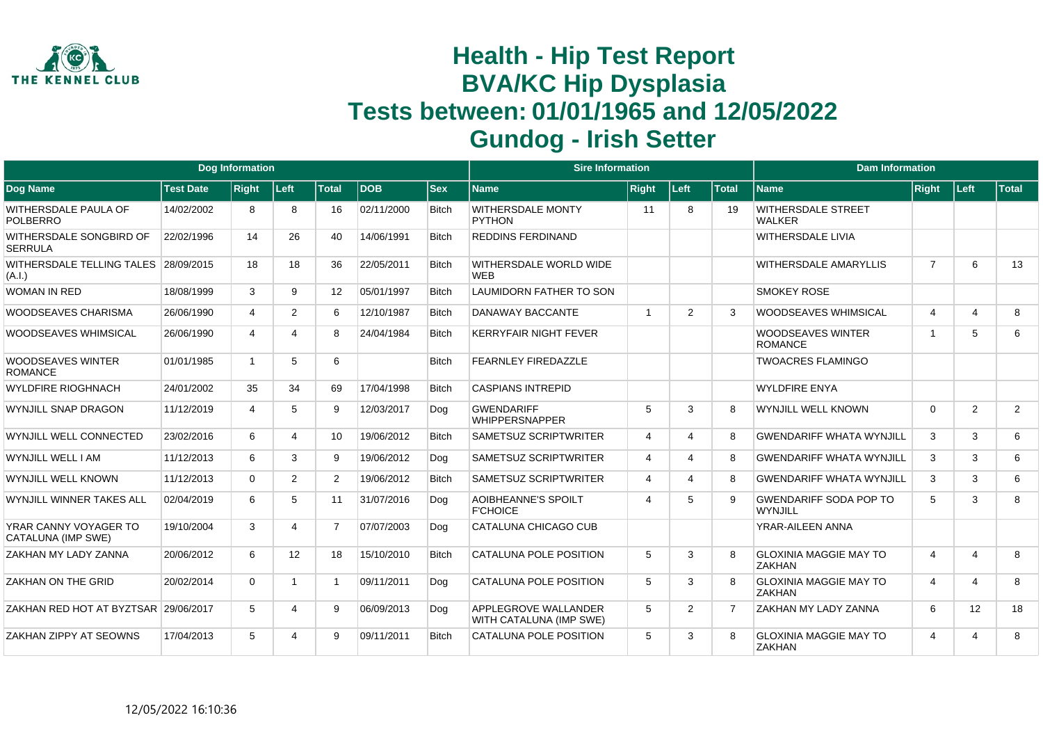# Health - Hip Test Report
# BVA/KC Hip Dysplasia
# Tests between: 01/01/1965 and 12/05/2022
# Gundog - Irish Setter

| Dog Information | | | | | | | Sire Information | | | | Dam Information | | | |
|---|---|---|---|---|---|---|---|---|---|---|---|---|---|---|
| Dog Name | Test Date | Right | Left | Total | DOB | Sex | Name | Right | Left | Total | Name | Right | Left | Total |
| WITHERSDALE PAULA OF POLBERRO | 14/02/2002 | 8 | 8 | 16 | 02/11/2000 | Bitch | WITHERSDALE MONTY PYTHON | 11 | 8 | 19 | WITHERSDALE STREET WALKER | | | |
| WITHERSDALE SONGBIRD OF SERRULA | 22/02/1996 | 14 | 26 | 40 | 14/06/1991 | Bitch | REDDINS FERDINAND | | | | WITHERSDALE LIVIA | | | |
| WITHERSDALE TELLING TALES (A.I.) | 28/09/2015 | 18 | 18 | 36 | 22/05/2011 | Bitch | WITHERSDALE WORLD WIDE WEB | | | | WITHERSDALE AMARYLLIS | 7 | 6 | 13 |
| WOMAN IN RED | 18/08/1999 | 3 | 9 | 12 | 05/01/1997 | Bitch | LAUMIDORN FATHER TO SON | | | | SMOKEY ROSE | | | |
| WOODSEAVES CHARISMA | 26/06/1990 | 4 | 2 | 6 | 12/10/1987 | Bitch | DANAWAY BACCANTE | 1 | 2 | 3 | WOODSEAVES WHIMSICAL | 4 | 4 | 8 |
| WOODSEAVES WHIMSICAL | 26/06/1990 | 4 | 4 | 8 | 24/04/1984 | Bitch | KERRYFAIR NIGHT FEVER | | | | WOODSEAVES WINTER ROMANCE | 1 | 5 | 6 |
| WOODSEAVES WINTER ROMANCE | 01/01/1985 | 1 | 5 | 6 | | Bitch | FEARNLEY FIREDAZZLE | | | | TWOACRES FLAMINGO | | | |
| WYLDFIRE RIOGHNACH | 24/01/2002 | 35 | 34 | 69 | 17/04/1998 | Bitch | CASPIANS INTREPID | | | | WYLDFIRE ENYA | | | |
| WYNJILL SNAP DRAGON | 11/12/2019 | 4 | 5 | 9 | 12/03/2017 | Dog | GWENDARIFF WHIPPERSNAPPER | 5 | 3 | 8 | WYNJILL WELL KNOWN | 0 | 2 | 2 |
| WYNJILL WELL CONNECTED | 23/02/2016 | 6 | 4 | 10 | 19/06/2012 | Bitch | SAMETSUZ SCRIPTWRITER | 4 | 4 | 8 | GWENDARIFF WHATA WYNJILL | 3 | 3 | 6 |
| WYNJILL WELL I AM | 11/12/2013 | 6 | 3 | 9 | 19/06/2012 | Dog | SAMETSUZ SCRIPTWRITER | 4 | 4 | 8 | GWENDARIFF WHATA WYNJILL | 3 | 3 | 6 |
| WYNJILL WELL KNOWN | 11/12/2013 | 0 | 2 | 2 | 19/06/2012 | Bitch | SAMETSUZ SCRIPTWRITER | 4 | 4 | 8 | GWENDARIFF WHATA WYNJILL | 3 | 3 | 6 |
| WYNJILL WINNER TAKES ALL | 02/04/2019 | 6 | 5 | 11 | 31/07/2016 | Dog | AOIBHEANNE'S SPOILT F'CHOICE | 4 | 5 | 9 | GWENDARIFF SODA POP TO WYNJILL | 5 | 3 | 8 |
| YRAR CANNY VOYAGER TO CATALUNA (IMP SWE) | 19/10/2004 | 3 | 4 | 7 | 07/07/2003 | Dog | CATALUNA CHICAGO CUB | | | | YRAR-AILEEN ANNA | | | |
| ZAKHAN MY LADY ZANNA | 20/06/2012 | 6 | 12 | 18 | 15/10/2010 | Bitch | CATALUNA POLE POSITION | 5 | 3 | 8 | GLOXINIA MAGGIE MAY TO ZAKHAN | 4 | 4 | 8 |
| ZAKHAN ON THE GRID | 20/02/2014 | 0 | 1 | 1 | 09/11/2011 | Dog | CATALUNA POLE POSITION | 5 | 3 | 8 | GLOXINIA MAGGIE MAY TO ZAKHAN | 4 | 4 | 8 |
| ZAKHAN RED HOT AT BYZTSAR | 29/06/2017 | 5 | 4 | 9 | 06/09/2013 | Dog | APPLEGROVE WALLANDER WITH CATALUNA (IMP SWE) | 5 | 2 | 7 | ZAKHAN MY LADY ZANNA | 6 | 12 | 18 |
| ZAKHAN ZIPPY AT SEOWNS | 17/04/2013 | 5 | 4 | 9 | 09/11/2011 | Bitch | CATALUNA POLE POSITION | 5 | 3 | 8 | GLOXINIA MAGGIE MAY TO ZAKHAN | 4 | 4 | 8 |

12/05/2022 16:10:36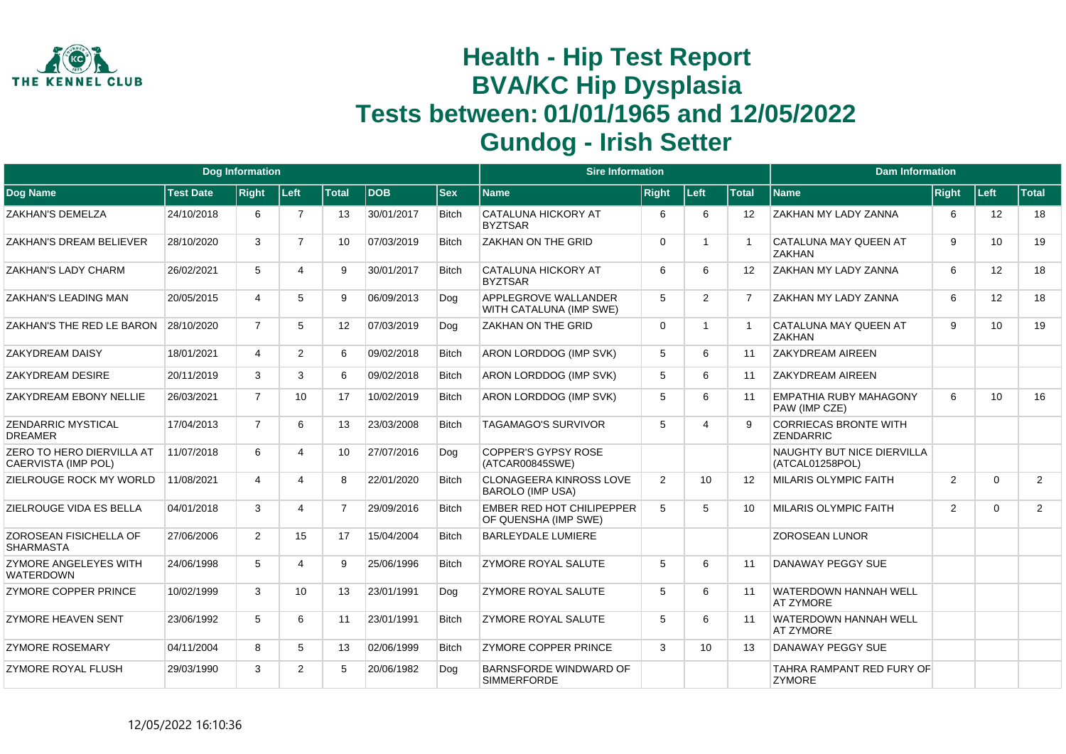# Health - Hip Test Report
# BVA/KC Hip Dysplasia
# Tests between: 01/01/1965 and 12/05/2022
# Gundog - Irish Setter

| Dog Information | | | | | | | Sire Information | | | | Dam Information | | | |
|---|---|---|---|---|---|---|---|---|---|---|---|---|---|---|
| Dog Name | Test Date | Right | Left | Total | DOB | Sex | Name | Right | Left | Total | Name | Right | Left | Total |
| ZAKHAN'S DEMELZA | 24/10/2018 | 6 | 7 | 13 | 30/01/2017 | Bitch | CATALUNA HICKORY AT BYZTSAR | 6 | 6 | 12 | ZAKHAN MY LADY ZANNA | 6 | 12 | 18 |
| ZAKHAN'S DREAM BELIEVER | 28/10/2020 | 3 | 7 | 10 | 07/03/2019 | Bitch | ZAKHAN ON THE GRID | 0 | 1 | 1 | CATALUNA MAY QUEEN AT ZAKHAN | 9 | 10 | 19 |
| ZAKHAN'S LADY CHARM | 26/02/2021 | 5 | 4 | 9 | 30/01/2017 | Bitch | CATALUNA HICKORY AT BYZTSAR | 6 | 6 | 12 | ZAKHAN MY LADY ZANNA | 6 | 12 | 18 |
| ZAKHAN'S LEADING MAN | 20/05/2015 | 4 | 5 | 9 | 06/09/2013 | Dog | APPLEGROVE WALLANDER WITH CATALUNA (IMP SWE) | 5 | 2 | 7 | ZAKHAN MY LADY ZANNA | 6 | 12 | 18 |
| ZAKHAN'S THE RED LE BARON | 28/10/2020 | 7 | 5 | 12 | 07/03/2019 | Dog | ZAKHAN ON THE GRID | 0 | 1 | 1 | CATALUNA MAY QUEEN AT ZAKHAN | 9 | 10 | 19 |
| ZAKYDREAM DAISY | 18/01/2021 | 4 | 2 | 6 | 09/02/2018 | Bitch | ARON LORDDOG (IMP SVK) | 5 | 6 | 11 | ZAKYDREAM AIREEN | | | |
| ZAKYDREAM DESIRE | 20/11/2019 | 3 | 3 | 6 | 09/02/2018 | Bitch | ARON LORDDOG (IMP SVK) | 5 | 6 | 11 | ZAKYDREAM AIREEN | | | |
| ZAKYDREAM EBONY NELLIE | 26/03/2021 | 7 | 10 | 17 | 10/02/2019 | Bitch | ARON LORDDOG (IMP SVK) | 5 | 6 | 11 | EMPATHIA RUBY MAHAGONY PAW (IMP CZE) | 6 | 10 | 16 |
| ZENDARRIC MYSTICAL DREAMER | 17/04/2013 | 7 | 6 | 13 | 23/03/2008 | Bitch | TAGAMAGO'S SURVIVOR | 5 | 4 | 9 | CORRIECAS BRONTE WITH ZENDARRIC | | | |
| ZERO TO HERO DIERVILLA AT CAERVISTA (IMP POL) | 11/07/2018 | 6 | 4 | 10 | 27/07/2016 | Dog | COPPER'S GYPSY ROSE (ATCAR00845SWE) | | | | NAUGHTY BUT NICE DIERVILLA (ATCAL01258POL) | | | |
| ZIELROUGE ROCK MY WORLD | 11/08/2021 | 4 | 4 | 8 | 22/01/2020 | Bitch | CLONAGEERA KINROSS LOVE BAROLO (IMP USA) | 2 | 10 | 12 | MILARIS OLYMPIC FAITH | 2 | 0 | 2 |
| ZIELROUGE VIDA ES BELLA | 04/01/2018 | 3 | 4 | 7 | 29/09/2016 | Bitch | EMBER RED HOT CHILIPEPPER OF QUENSHA (IMP SWE) | 5 | 5 | 10 | MILARIS OLYMPIC FAITH | 2 | 0 | 2 |
| ZOROSEAN FISICHELLA OF SHARMASTA | 27/06/2006 | 2 | 15 | 17 | 15/04/2004 | Bitch | BARLEYDALE LUMIERE | | | | ZOROSEAN LUNOR | | | |
| ZYMORE ANGELEYES WITH WATERDOWN | 24/06/1998 | 5 | 4 | 9 | 25/06/1996 | Bitch | ZYMORE ROYAL SALUTE | 5 | 6 | 11 | DANAWAY PEGGY SUE | | | |
| ZYMORE COPPER PRINCE | 10/02/1999 | 3 | 10 | 13 | 23/01/1991 | Dog | ZYMORE ROYAL SALUTE | 5 | 6 | 11 | WATERDOWN HANNAH WELL AT ZYMORE | | | |
| ZYMORE HEAVEN SENT | 23/06/1992 | 5 | 6 | 11 | 23/01/1991 | Bitch | ZYMORE ROYAL SALUTE | 5 | 6 | 11 | WATERDOWN HANNAH WELL AT ZYMORE | | | |
| ZYMORE ROSEMARY | 04/11/2004 | 8 | 5 | 13 | 02/06/1999 | Bitch | ZYMORE COPPER PRINCE | 3 | 10 | 13 | DANAWAY PEGGY SUE | | | |
| ZYMORE ROYAL FLUSH | 29/03/1990 | 3 | 2 | 5 | 20/06/1982 | Dog | BARNSFORDE WINDWARD OF SIMMERFORDE | | | | TAHRA RAMPANT RED FURY OF ZYMORE | | | |

12/05/2022 16:10:36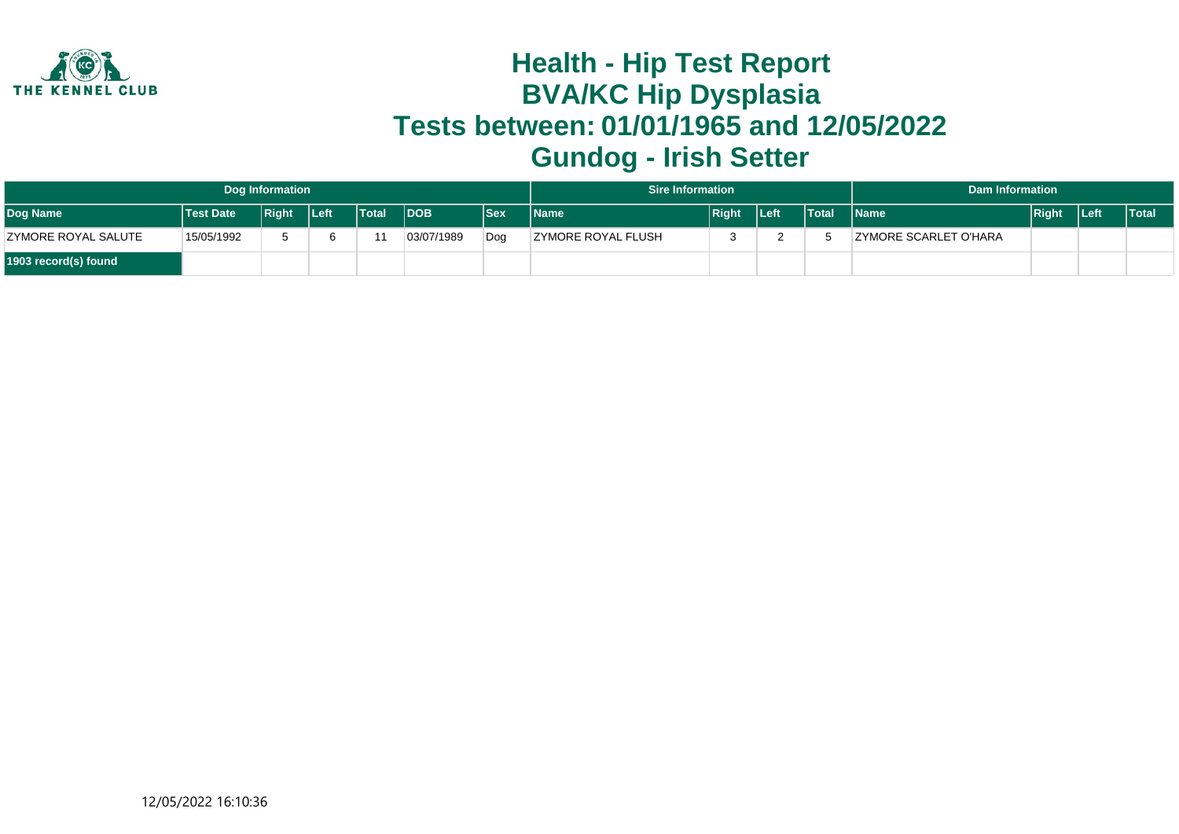# Health - Hip Test Report
# BVA/KC Hip Dysplasia
# Tests between: 01/01/1965 and 12/05/2022
# Gundog - Irish Setter

| Dog Information | | | | | | | Sire Information | | | | Dam Information | | | |
|---|---|---|---|---|---|---|---|---|---|---|---|---|---|---|
| Dog Name | Test Date | Right | Left | Total | DOB | Sex | Name | Right | Left | Total | Name | Right | Left | Total |
| ZYMORE ROYAL SALUTE | 15/05/1992 | 5 | 6 | 11 | 03/07/1989 | Dog | ZYMORE ROYAL FLUSH | 3 | 2 | 5 | ZYMORE SCARLET O'HARA | | | |
| 1903 record(s) found | | | | | | | | | | | | | | |

12/05/2022 16:10:36